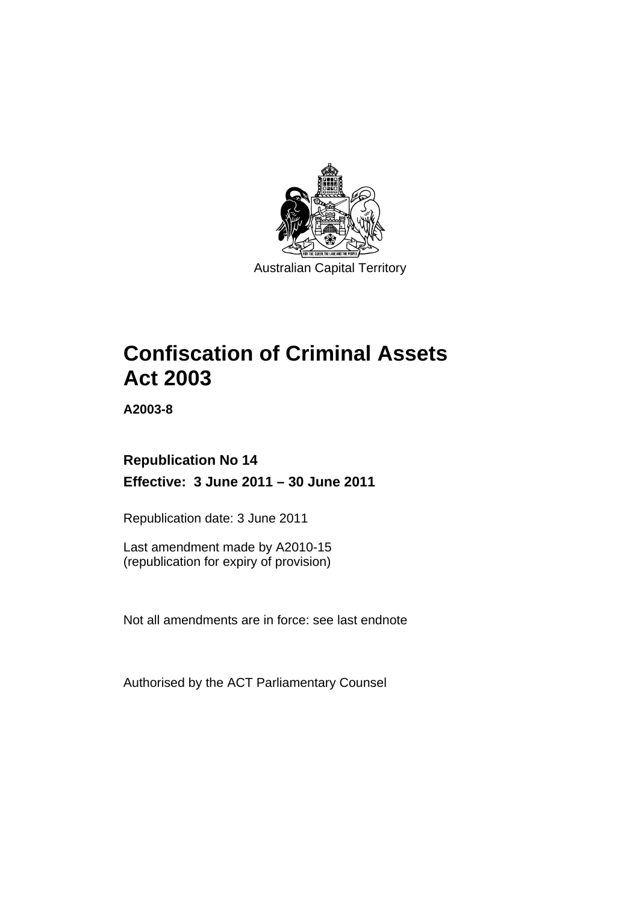Australian Capital Territory

# Confiscation of Criminal Assets Act 2003

**A2003-8**

**Republication No 14**

**Effective: 3 June 2011 – 30 June 2011**

Republication date: 3 June 2011

Last amendment made by A2010-15
(republication for expiry of provision)

Not all amendments are in force: see last endnote

Authorised by the ACT Parliamentary Counsel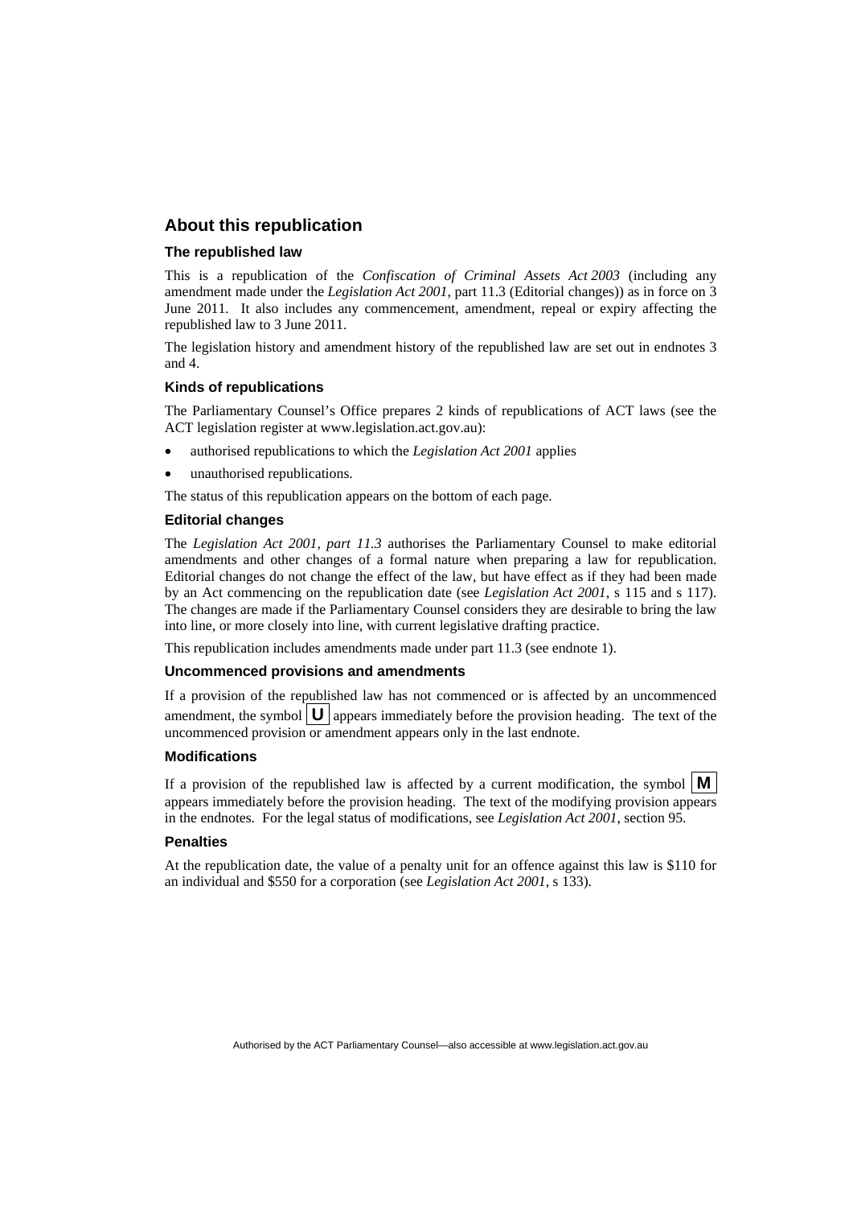## About this republication

### The republished law

This is a republication of the *Confiscation of Criminal Assets Act 2003* (including any amendment made under the *Legislation Act 2001*, part 11.3 (Editorial changes)) as in force on 3 June 2011. It also includes any commencement, amendment, repeal or expiry affecting the republished law to 3 June 2011.

The legislation history and amendment history of the republished law are set out in endnotes 3 and 4.

### Kinds of republications

The Parliamentary Counsel's Office prepares 2 kinds of republications of ACT laws (see the ACT legislation register at www.legislation.act.gov.au):

- authorised republications to which the *Legislation Act 2001* applies
- unauthorised republications.

The status of this republication appears on the bottom of each page.

### Editorial changes

The *Legislation Act 2001, part 11.3* authorises the Parliamentary Counsel to make editorial amendments and other changes of a formal nature when preparing a law for republication. Editorial changes do not change the effect of the law, but have effect as if they had been made by an Act commencing on the republication date (see *Legislation Act 2001*, s 115 and s 117). The changes are made if the Parliamentary Counsel considers they are desirable to bring the law into line, or more closely into line, with current legislative drafting practice.

This republication includes amendments made under part 11.3 (see endnote 1).

### Uncommenced provisions and amendments

If a provision of the republished law has not commenced or is affected by an uncommenced amendment, the symbol **U** appears immediately before the provision heading. The text of the uncommenced provision or amendment appears only in the last endnote.

### Modifications

If a provision of the republished law is affected by a current modification, the symbol **M** appears immediately before the provision heading. The text of the modifying provision appears in the endnotes. For the legal status of modifications, see *Legislation Act 2001*, section 95.

### Penalties

At the republication date, the value of a penalty unit for an offence against this law is $110 for an individual and $550 for a corporation (see *Legislation Act 2001*, s 133).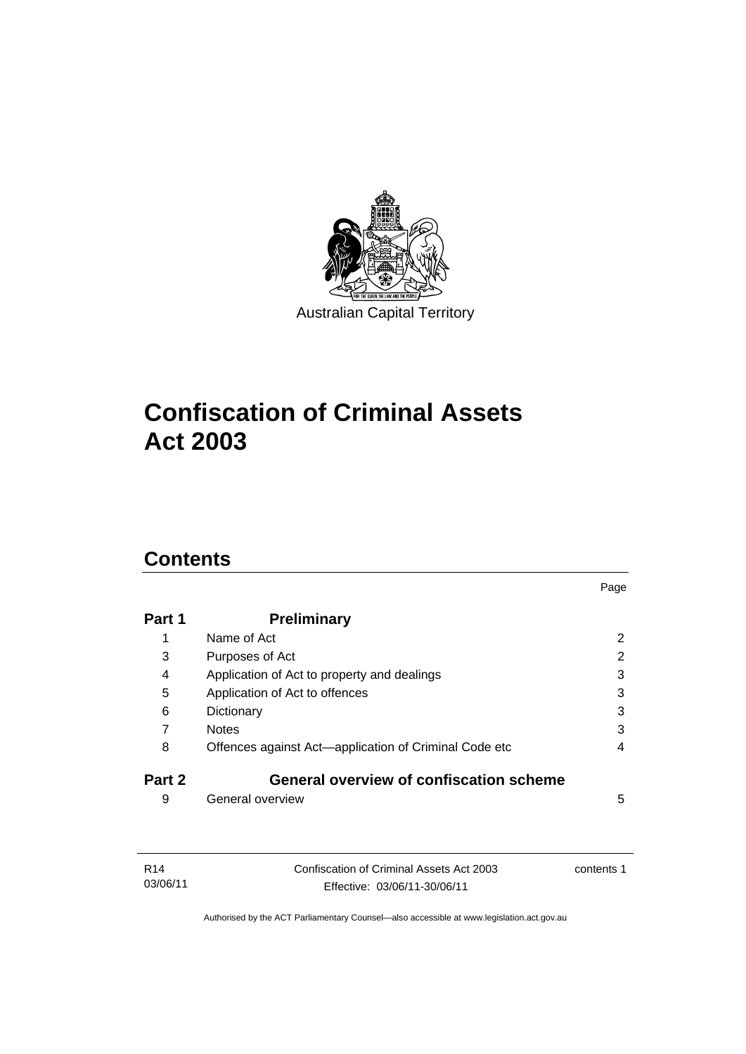Australian Capital Territory

# Confiscation of Criminal Assets Act 2003

## Contents

| | | Page |
|---|---|---|
| **Part 1** | **Preliminary** | |
| 1 | Name of Act | 2 |
| 3 | Purposes of Act | 2 |
| 4 | Application of Act to property and dealings | 3 |
| 5 | Application of Act to offences | 3 |
| 6 | Dictionary | 3 |
| 7 | Notes | 3 |
| 8 | Offences against Act—application of Criminal Code etc | 4 |
| **Part 2** | **General overview of confiscation scheme** | |
| 9 | General overview | 5 |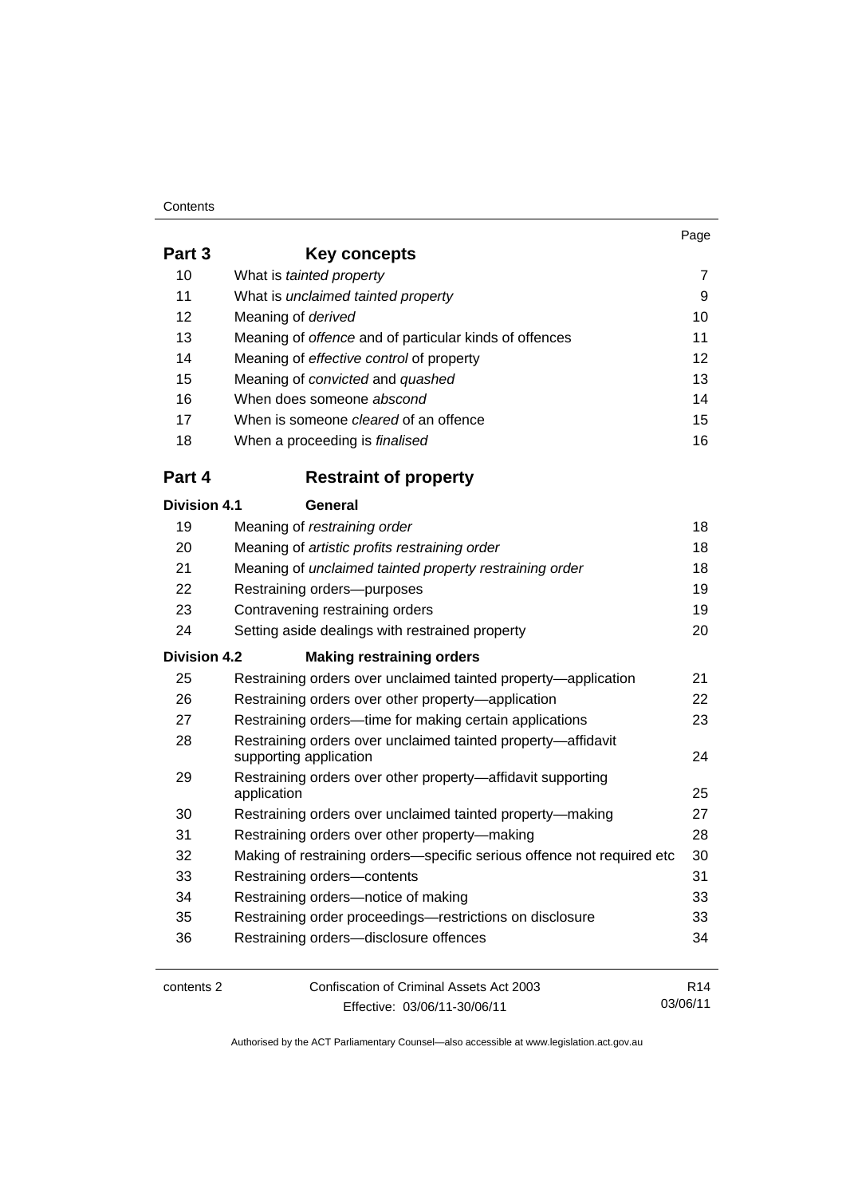| | | Page |
|---|---|---|
| **Part 3** | **Key concepts** | |
| 10 | What is *tainted property* | 7 |
| 11 | What is *unclaimed tainted property* | 9 |
| 12 | Meaning of *derived* | 10 |
| 13 | Meaning of *offence* and of particular kinds of offences | 11 |
| 14 | Meaning of *effective control* of property | 12 |
| 15 | Meaning of *convicted* and *quashed* | 13 |
| 16 | When does someone *abscond* | 14 |
| 17 | When is someone *cleared* of an offence | 15 |
| 18 | When a proceeding is *finalised* | 16 |
| **Part 4** | **Restraint of property** | |
| **Division 4.1** | **General** | |
| 19 | Meaning of *restraining order* | 18 |
| 20 | Meaning of *artistic profits restraining order* | 18 |
| 21 | Meaning of *unclaimed tainted property restraining order* | 18 |
| 22 | Restraining orders—purposes | 19 |
| 23 | Contravening restraining orders | 19 |
| 24 | Setting aside dealings with restrained property | 20 |
| **Division 4.2** | **Making restraining orders** | |
| 25 | Restraining orders over unclaimed tainted property—application | 21 |
| 26 | Restraining orders over other property—application | 22 |
| 27 | Restraining orders—time for making certain applications | 23 |
| 28 | Restraining orders over unclaimed tainted property—affidavit supporting application | 24 |
| 29 | Restraining orders over other property—affidavit supporting application | 25 |
| 30 | Restraining orders over unclaimed tainted property—making | 27 |
| 31 | Restraining orders over other property—making | 28 |
| 32 | Making of restraining orders—specific serious offence not required etc | 30 |
| 33 | Restraining orders—contents | 31 |
| 34 | Restraining orders—notice of making | 33 |
| 35 | Restraining order proceedings—restrictions on disclosure | 33 |
| 36 | Restraining orders—disclosure offences | 34 |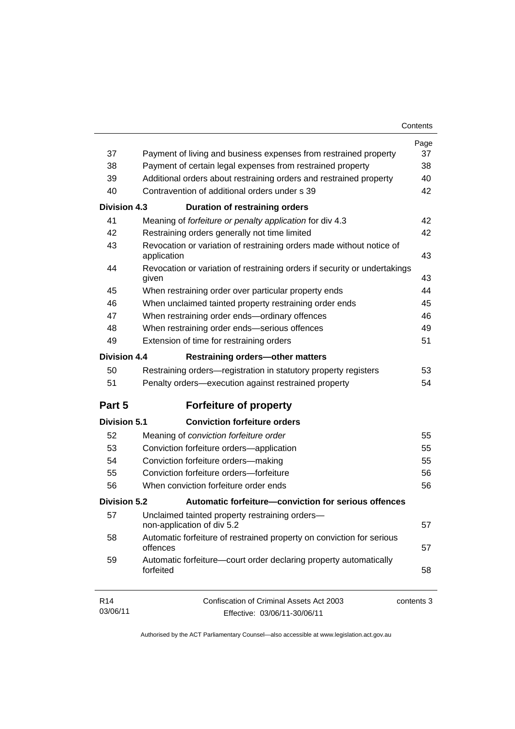| | | Page |
|---|---|---|
| 37 | Payment of living and business expenses from restrained property | 37 |
| 38 | Payment of certain legal expenses from restrained property | 38 |
| 39 | Additional orders about restraining orders and restrained property | 40 |
| 40 | Contravention of additional orders under s 39 | 42 |
| **Division 4.3** | **Duration of restraining orders** | |
| 41 | Meaning of *forfeiture or penalty application* for div 4.3 | 42 |
| 42 | Restraining orders generally not time limited | 42 |
| 43 | Revocation or variation of restraining orders made without notice of application | 43 |
| 44 | Revocation or variation of restraining orders if security or undertakings given | 43 |
| 45 | When restraining order over particular property ends | 44 |
| 46 | When unclaimed tainted property restraining order ends | 45 |
| 47 | When restraining order ends—ordinary offences | 46 |
| 48 | When restraining order ends—serious offences | 49 |
| 49 | Extension of time for restraining orders | 51 |
| **Division 4.4** | **Restraining orders—other matters** | |
| 50 | Restraining orders—registration in statutory property registers | 53 |
| 51 | Penalty orders—execution against restrained property | 54 |

## Part 5 Forfeiture of property

| | | |
|---|---|---|
| **Division 5.1** | **Conviction forfeiture orders** | |
| 52 | Meaning of *conviction forfeiture order* | 55 |
| 53 | Conviction forfeiture orders—application | 55 |
| 54 | Conviction forfeiture orders—making | 55 |
| 55 | Conviction forfeiture orders—forfeiture | 56 |
| 56 | When conviction forfeiture order ends | 56 |
| **Division 5.2** | **Automatic forfeiture—conviction for serious offences** | |
| 57 | Unclaimed tainted property restraining orders—non-application of div 5.2 | 57 |
| 58 | Automatic forfeiture of restrained property on conviction for serious offences | 57 |
| 59 | Automatic forfeiture—court order declaring property automatically forfeited | 58 |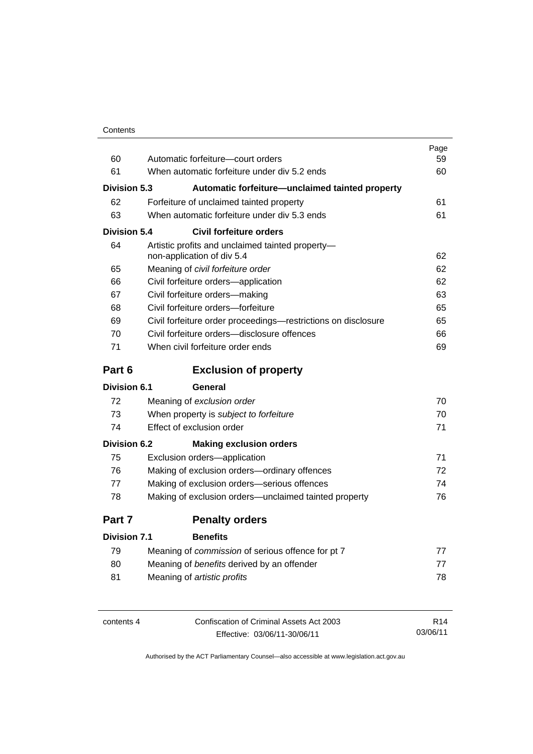| | | Page |
|---|---|---|
| 60 | Automatic forfeiture—court orders | 59 |
| 61 | When automatic forfeiture under div 5.2 ends | 60 |
| **Division 5.3** | **Automatic forfeiture—unclaimed tainted property** | |
| 62 | Forfeiture of unclaimed tainted property | 61 |
| 63 | When automatic forfeiture under div 5.3 ends | 61 |
| **Division 5.4** | **Civil forfeiture orders** | |
| 64 | Artistic profits and unclaimed tainted property—non-application of div 5.4 | 62 |
| 65 | Meaning of *civil forfeiture order* | 62 |
| 66 | Civil forfeiture orders—application | 62 |
| 67 | Civil forfeiture orders—making | 63 |
| 68 | Civil forfeiture orders—forfeiture | 65 |
| 69 | Civil forfeiture order proceedings—restrictions on disclosure | 65 |
| 70 | Civil forfeiture orders—disclosure offences | 66 |
| 71 | When civil forfeiture order ends | 69 |
| **Part 6** | **Exclusion of property** | |
| **Division 6.1** | **General** | |
| 72 | Meaning of *exclusion order* | 70 |
| 73 | When property is *subject to forfeiture* | 70 |
| 74 | Effect of exclusion order | 71 |
| **Division 6.2** | **Making exclusion orders** | |
| 75 | Exclusion orders—application | 71 |
| 76 | Making of exclusion orders—ordinary offences | 72 |
| 77 | Making of exclusion orders—serious offences | 74 |
| 78 | Making of exclusion orders—unclaimed tainted property | 76 |
| **Part 7** | **Penalty orders** | |
| **Division 7.1** | **Benefits** | |
| 79 | Meaning of *commission* of serious offence for pt 7 | 77 |
| 80 | Meaning of *benefits* derived by an offender | 77 |
| 81 | Meaning of *artistic profits* | 78 |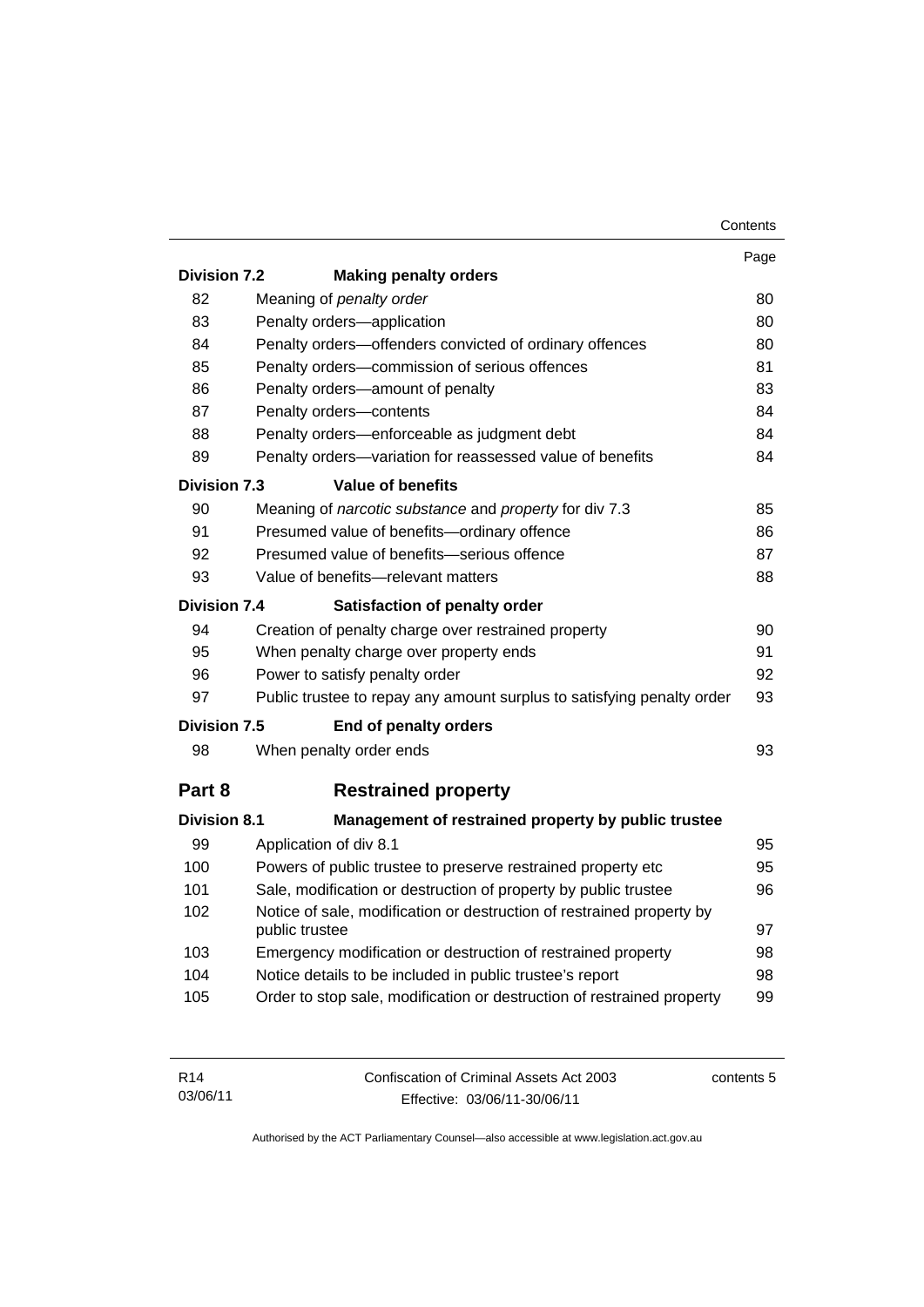| | | Page |
|---|---|---|
| **Division 7.2** | **Making penalty orders** | |
| 82 | Meaning of *penalty order* | 80 |
| 83 | Penalty orders—application | 80 |
| 84 | Penalty orders—offenders convicted of ordinary offences | 80 |
| 85 | Penalty orders—commission of serious offences | 81 |
| 86 | Penalty orders—amount of penalty | 83 |
| 87 | Penalty orders—contents | 84 |
| 88 | Penalty orders—enforceable as judgment debt | 84 |
| 89 | Penalty orders—variation for reassessed value of benefits | 84 |
| **Division 7.3** | **Value of benefits** | |
| 90 | Meaning of *narcotic substance* and *property* for div 7.3 | 85 |
| 91 | Presumed value of benefits—ordinary offence | 86 |
| 92 | Presumed value of benefits—serious offence | 87 |
| 93 | Value of benefits—relevant matters | 88 |
| **Division 7.4** | **Satisfaction of penalty order** | |
| 94 | Creation of penalty charge over restrained property | 90 |
| 95 | When penalty charge over property ends | 91 |
| 96 | Power to satisfy penalty order | 92 |
| 97 | Public trustee to repay any amount surplus to satisfying penalty order | 93 |
| **Division 7.5** | **End of penalty orders** | |
| 98 | When penalty order ends | 93 |
| **Part 8** | **Restrained property** | |
| **Division 8.1** | **Management of restrained property by public trustee** | |
| 99 | Application of div 8.1 | 95 |
| 100 | Powers of public trustee to preserve restrained property etc | 95 |
| 101 | Sale, modification or destruction of property by public trustee | 96 |
| 102 | Notice of sale, modification or destruction of restrained property by public trustee | 97 |
| 103 | Emergency modification or destruction of restrained property | 98 |
| 104 | Notice details to be included in public trustee's report | 98 |
| 105 | Order to stop sale, modification or destruction of restrained property | 99 |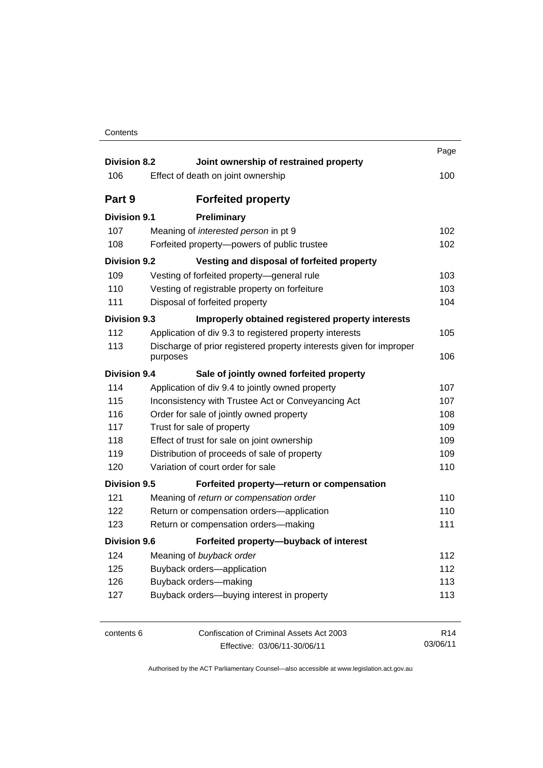| | | Page |
|---|---|---|
| **Division 8.2** | **Joint ownership of restrained property** | |
| 106 | Effect of death on joint ownership | 100 |
| **Part 9** | **Forfeited property** | |
| **Division 9.1** | **Preliminary** | |
| 107 | Meaning of *interested person* in pt 9 | 102 |
| 108 | Forfeited property—powers of public trustee | 102 |
| **Division 9.2** | **Vesting and disposal of forfeited property** | |
| 109 | Vesting of forfeited property—general rule | 103 |
| 110 | Vesting of registrable property on forfeiture | 103 |
| 111 | Disposal of forfeited property | 104 |
| **Division 9.3** | **Improperly obtained registered property interests** | |
| 112 | Application of div 9.3 to registered property interests | 105 |
| 113 | Discharge of prior registered property interests given for improper purposes | 106 |
| **Division 9.4** | **Sale of jointly owned forfeited property** | |
| 114 | Application of div 9.4 to jointly owned property | 107 |
| 115 | Inconsistency with Trustee Act or Conveyancing Act | 107 |
| 116 | Order for sale of jointly owned property | 108 |
| 117 | Trust for sale of property | 109 |
| 118 | Effect of trust for sale on joint ownership | 109 |
| 119 | Distribution of proceeds of sale of property | 109 |
| 120 | Variation of court order for sale | 110 |
| **Division 9.5** | **Forfeited property—return or compensation** | |
| 121 | Meaning of *return or compensation order* | 110 |
| 122 | Return or compensation orders—application | 110 |
| 123 | Return or compensation orders—making | 111 |
| **Division 9.6** | **Forfeited property—buyback of interest** | |
| 124 | Meaning of *buyback order* | 112 |
| 125 | Buyback orders—application | 112 |
| 126 | Buyback orders—making | 113 |
| 127 | Buyback orders—buying interest in property | 113 |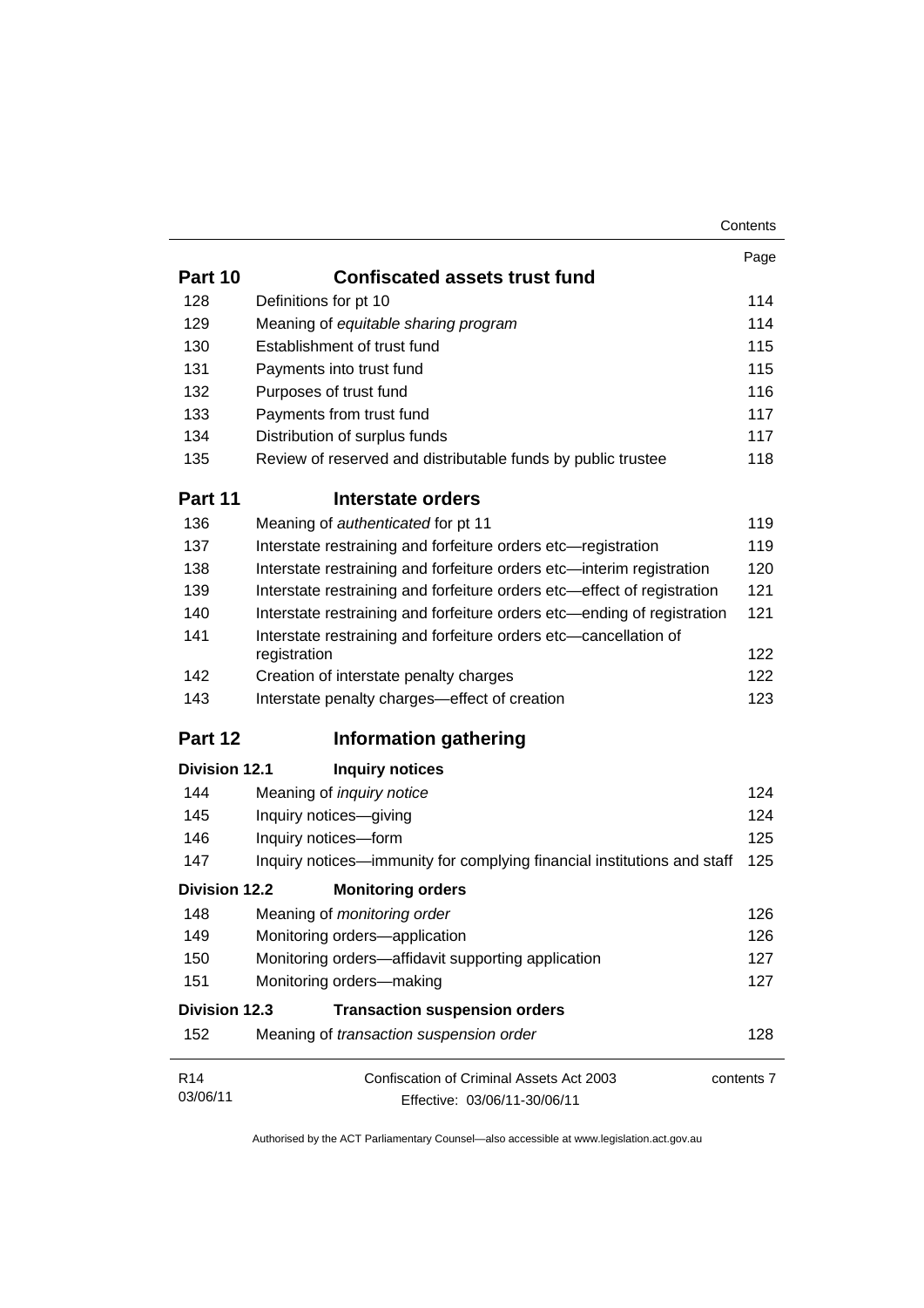| | | Page |
|---|---|---|
| **Part 10** | **Confiscated assets trust fund** | |
| 128 | Definitions for pt 10 | 114 |
| 129 | Meaning of *equitable sharing program* | 114 |
| 130 | Establishment of trust fund | 115 |
| 131 | Payments into trust fund | 115 |
| 132 | Purposes of trust fund | 116 |
| 133 | Payments from trust fund | 117 |
| 134 | Distribution of surplus funds | 117 |
| 135 | Review of reserved and distributable funds by public trustee | 118 |
| **Part 11** | **Interstate orders** | |
| 136 | Meaning of *authenticated* for pt 11 | 119 |
| 137 | Interstate restraining and forfeiture orders etc—registration | 119 |
| 138 | Interstate restraining and forfeiture orders etc—interim registration | 120 |
| 139 | Interstate restraining and forfeiture orders etc—effect of registration | 121 |
| 140 | Interstate restraining and forfeiture orders etc—ending of registration | 121 |
| 141 | Interstate restraining and forfeiture orders etc—cancellation of registration | 122 |
| 142 | Creation of interstate penalty charges | 122 |
| 143 | Interstate penalty charges—effect of creation | 123 |
| **Part 12** | **Information gathering** | |
| **Division 12.1** | **Inquiry notices** | |
| 144 | Meaning of *inquiry notice* | 124 |
| 145 | Inquiry notices—giving | 124 |
| 146 | Inquiry notices—form | 125 |
| 147 | Inquiry notices—immunity for complying financial institutions and staff | 125 |
| **Division 12.2** | **Monitoring orders** | |
| 148 | Meaning of *monitoring order* | 126 |
| 149 | Monitoring orders—application | 126 |
| 150 | Monitoring orders—affidavit supporting application | 127 |
| 151 | Monitoring orders—making | 127 |
| **Division 12.3** | **Transaction suspension orders** | |
| 152 | Meaning of *transaction suspension order* | 128 |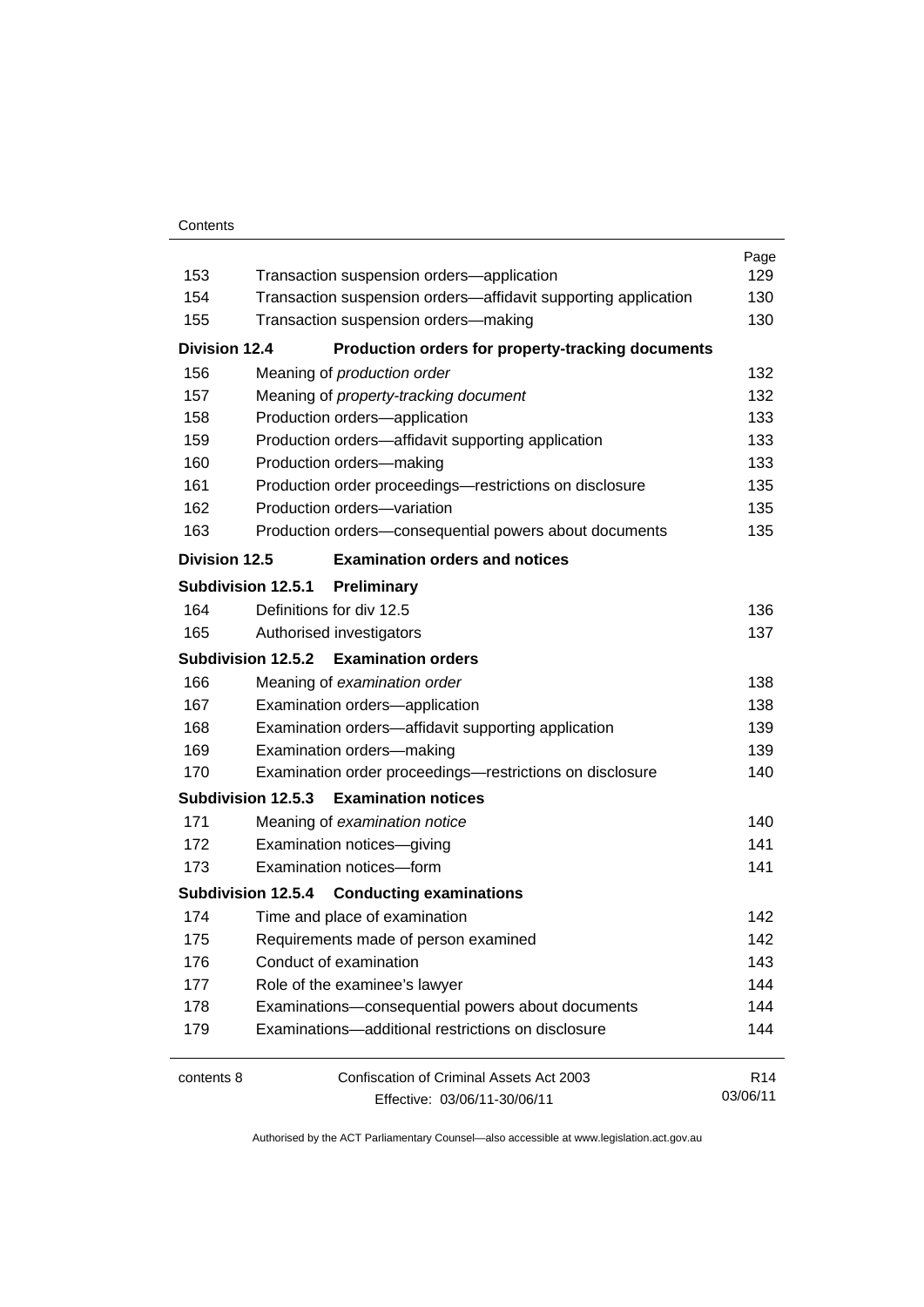| | | Page |
|---|---|---|
| 153 | Transaction suspension orders—application | 129 |
| 154 | Transaction suspension orders—affidavit supporting application | 130 |
| 155 | Transaction suspension orders—making | 130 |
| **Division 12.4** | **Production orders for property-tracking documents** | |
| 156 | Meaning of *production order* | 132 |
| 157 | Meaning of *property-tracking document* | 132 |
| 158 | Production orders—application | 133 |
| 159 | Production orders—affidavit supporting application | 133 |
| 160 | Production orders—making | 133 |
| 161 | Production order proceedings—restrictions on disclosure | 135 |
| 162 | Production orders—variation | 135 |
| 163 | Production orders—consequential powers about documents | 135 |
| **Division 12.5** | **Examination orders and notices** | |
| **Subdivision 12.5.1** | **Preliminary** | |
| 164 | Definitions for div 12.5 | 136 |
| 165 | Authorised investigators | 137 |
| **Subdivision 12.5.2** | **Examination orders** | |
| 166 | Meaning of *examination order* | 138 |
| 167 | Examination orders—application | 138 |
| 168 | Examination orders—affidavit supporting application | 139 |
| 169 | Examination orders—making | 139 |
| 170 | Examination order proceedings—restrictions on disclosure | 140 |
| **Subdivision 12.5.3** | **Examination notices** | |
| 171 | Meaning of *examination notice* | 140 |
| 172 | Examination notices—giving | 141 |
| 173 | Examination notices—form | 141 |
| **Subdivision 12.5.4** | **Conducting examinations** | |
| 174 | Time and place of examination | 142 |
| 175 | Requirements made of person examined | 142 |
| 176 | Conduct of examination | 143 |
| 177 | Role of the examinee's lawyer | 144 |
| 178 | Examinations—consequential powers about documents | 144 |
| 179 | Examinations—additional restrictions on disclosure | 144 |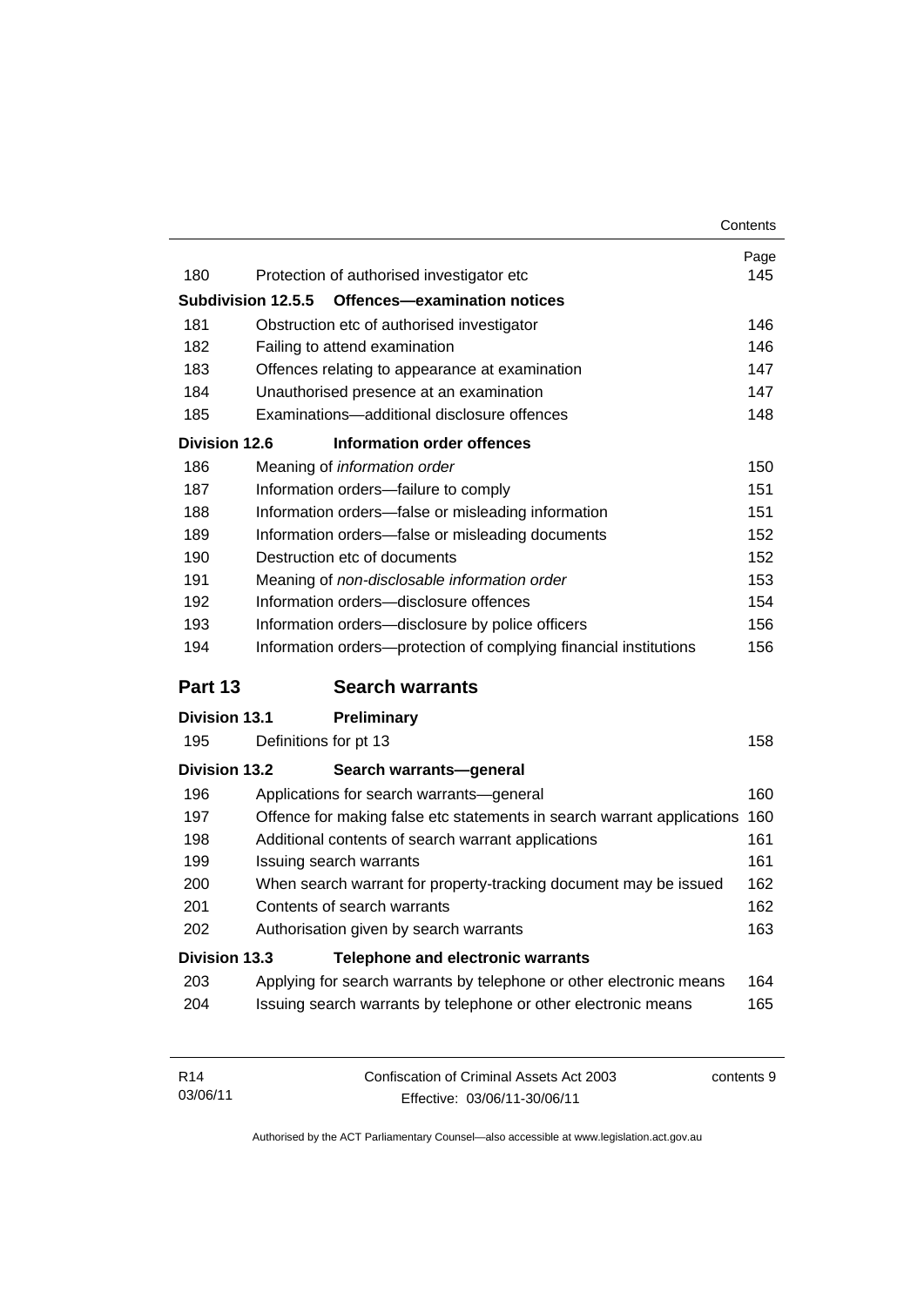| | | Page |
|---|---|---|
| 180 | Protection of authorised investigator etc | 145 |
| **Subdivision 12.5.5** | **Offences—examination notices** | |
| 181 | Obstruction etc of authorised investigator | 146 |
| 182 | Failing to attend examination | 146 |
| 183 | Offences relating to appearance at examination | 147 |
| 184 | Unauthorised presence at an examination | 147 |
| 185 | Examinations—additional disclosure offences | 148 |
| **Division 12.6** | **Information order offences** | |
| 186 | Meaning of *information order* | 150 |
| 187 | Information orders—failure to comply | 151 |
| 188 | Information orders—false or misleading information | 151 |
| 189 | Information orders—false or misleading documents | 152 |
| 190 | Destruction etc of documents | 152 |
| 191 | Meaning of *non-disclosable information order* | 153 |
| 192 | Information orders—disclosure offences | 154 |
| 193 | Information orders—disclosure by police officers | 156 |
| 194 | Information orders—protection of complying financial institutions | 156 |
| **Part 13** | **Search warrants** | |
| **Division 13.1** | **Preliminary** | |
| 195 | Definitions for pt 13 | 158 |
| **Division 13.2** | **Search warrants—general** | |
| 196 | Applications for search warrants—general | 160 |
| 197 | Offence for making false etc statements in search warrant applications | 160 |
| 198 | Additional contents of search warrant applications | 161 |
| 199 | Issuing search warrants | 161 |
| 200 | When search warrant for property-tracking document may be issued | 162 |
| 201 | Contents of search warrants | 162 |
| 202 | Authorisation given by search warrants | 163 |
| **Division 13.3** | **Telephone and electronic warrants** | |
| 203 | Applying for search warrants by telephone or other electronic means | 164 |
| 204 | Issuing search warrants by telephone or other electronic means | 165 |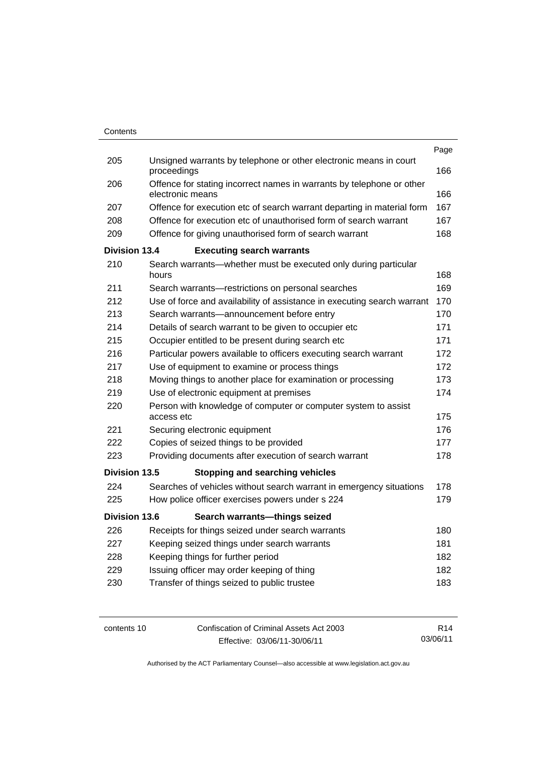| | | Page |
|---|---|---|
| 205 | Unsigned warrants by telephone or other electronic means in court proceedings | 166 |
| 206 | Offence for stating incorrect names in warrants by telephone or other electronic means | 166 |
| 207 | Offence for execution etc of search warrant departing in material form | 167 |
| 208 | Offence for execution etc of unauthorised form of search warrant | 167 |
| 209 | Offence for giving unauthorised form of search warrant | 168 |
| **Division 13.4** | **Executing search warrants** | |
| 210 | Search warrants—whether must be executed only during particular hours | 168 |
| 211 | Search warrants—restrictions on personal searches | 169 |
| 212 | Use of force and availability of assistance in executing search warrant | 170 |
| 213 | Search warrants—announcement before entry | 170 |
| 214 | Details of search warrant to be given to occupier etc | 171 |
| 215 | Occupier entitled to be present during search etc | 171 |
| 216 | Particular powers available to officers executing search warrant | 172 |
| 217 | Use of equipment to examine or process things | 172 |
| 218 | Moving things to another place for examination or processing | 173 |
| 219 | Use of electronic equipment at premises | 174 |
| 220 | Person with knowledge of computer or computer system to assist access etc | 175 |
| 221 | Securing electronic equipment | 176 |
| 222 | Copies of seized things to be provided | 177 |
| 223 | Providing documents after execution of search warrant | 178 |
| **Division 13.5** | **Stopping and searching vehicles** | |
| 224 | Searches of vehicles without search warrant in emergency situations | 178 |
| 225 | How police officer exercises powers under s 224 | 179 |
| **Division 13.6** | **Search warrants—things seized** | |
| 226 | Receipts for things seized under search warrants | 180 |
| 227 | Keeping seized things under search warrants | 181 |
| 228 | Keeping things for further period | 182 |
| 229 | Issuing officer may order keeping of thing | 182 |
| 230 | Transfer of things seized to public trustee | 183 |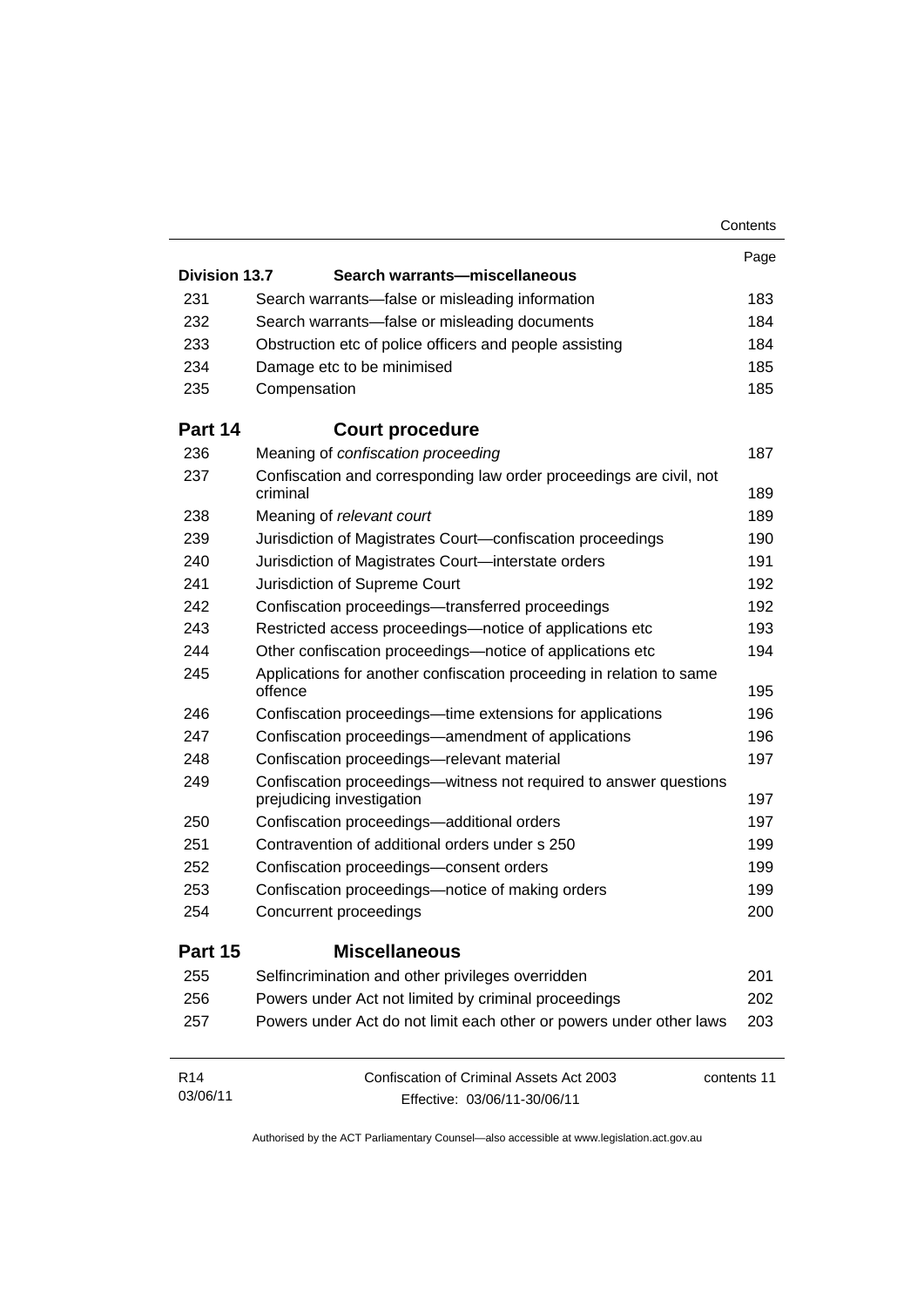| | | Page |
|---|---|---|
| **Division 13.7** | **Search warrants—miscellaneous** | |
| 231 | Search warrants—false or misleading information | 183 |
| 232 | Search warrants—false or misleading documents | 184 |
| 233 | Obstruction etc of police officers and people assisting | 184 |
| 234 | Damage etc to be minimised | 185 |
| 235 | Compensation | 185 |
| **Part 14** | **Court procedure** | |
| 236 | Meaning of *confiscation proceeding* | 187 |
| 237 | Confiscation and corresponding law order proceedings are civil, not criminal | 189 |
| 238 | Meaning of *relevant court* | 189 |
| 239 | Jurisdiction of Magistrates Court—confiscation proceedings | 190 |
| 240 | Jurisdiction of Magistrates Court—interstate orders | 191 |
| 241 | Jurisdiction of Supreme Court | 192 |
| 242 | Confiscation proceedings—transferred proceedings | 192 |
| 243 | Restricted access proceedings—notice of applications etc | 193 |
| 244 | Other confiscation proceedings—notice of applications etc | 194 |
| 245 | Applications for another confiscation proceeding in relation to same offence | 195 |
| 246 | Confiscation proceedings—time extensions for applications | 196 |
| 247 | Confiscation proceedings—amendment of applications | 196 |
| 248 | Confiscation proceedings—relevant material | 197 |
| 249 | Confiscation proceedings—witness not required to answer questions prejudicing investigation | 197 |
| 250 | Confiscation proceedings—additional orders | 197 |
| 251 | Contravention of additional orders under s 250 | 199 |
| 252 | Confiscation proceedings—consent orders | 199 |
| 253 | Confiscation proceedings—notice of making orders | 199 |
| 254 | Concurrent proceedings | 200 |
| **Part 15** | **Miscellaneous** | |
| 255 | Selfincrimination and other privileges overridden | 201 |
| 256 | Powers under Act not limited by criminal proceedings | 202 |
| 257 | Powers under Act do not limit each other or powers under other laws | 203 |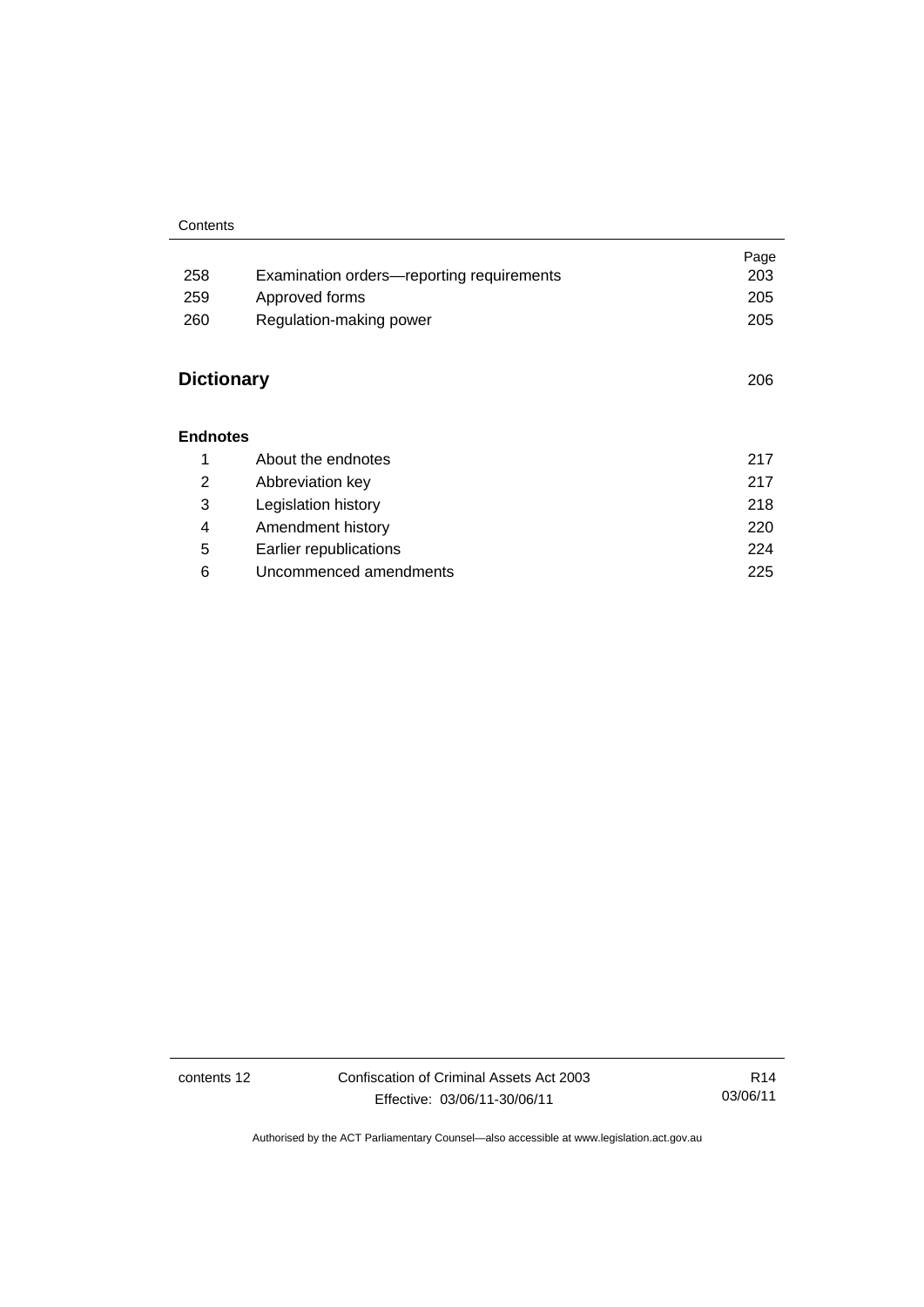| | | Page |
|---|---|---|
| 258 | Examination orders—reporting requirements | 203 |
| 259 | Approved forms | 205 |
| 260 | Regulation-making power | 205 |

## Dictionary 206

**Endnotes**

| | | |
|---|---|---|
| 1 | About the endnotes | 217 |
| 2 | Abbreviation key | 217 |
| 3 | Legislation history | 218 |
| 4 | Amendment history | 220 |
| 5 | Earlier republications | 224 |
| 6 | Uncommenced amendments | 225 |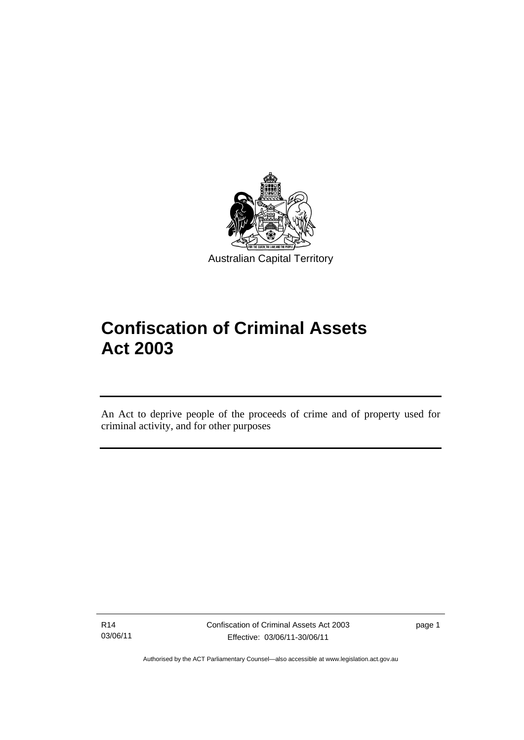Australian Capital Territory

# Confiscation of Criminal Assets Act 2003

An Act to deprive people of the proceeds of crime and of property used for criminal activity, and for other purposes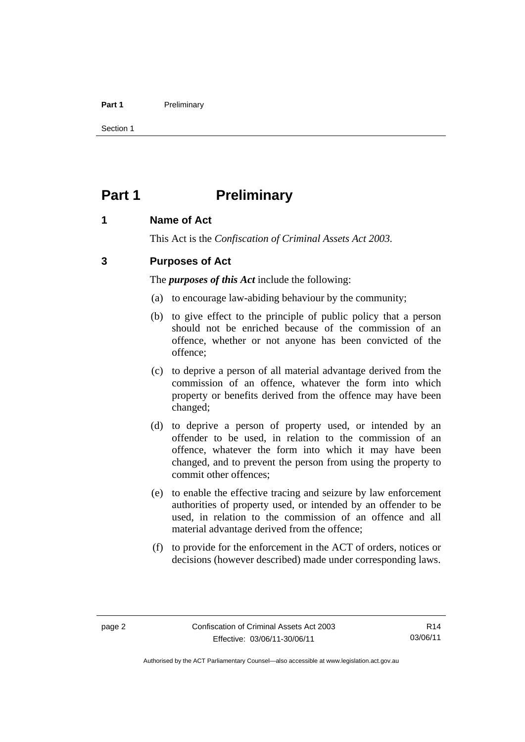# Part 1 Preliminary

## 1 Name of Act

This Act is the *Confiscation of Criminal Assets Act 2003*.

## 3 Purposes of Act

The ***purposes of this Act*** include the following:

(a) to encourage law-abiding behaviour by the community;

(b) to give effect to the principle of public policy that a person should not be enriched because of the commission of an offence, whether or not anyone has been convicted of the offence;

(c) to deprive a person of all material advantage derived from the commission of an offence, whatever the form into which property or benefits derived from the offence may have been changed;

(d) to deprive a person of property used, or intended by an offender to be used, in relation to the commission of an offence, whatever the form into which it may have been changed, and to prevent the person from using the property to commit other offences;

(e) to enable the effective tracing and seizure by law enforcement authorities of property used, or intended by an offender to be used, in relation to the commission of an offence and all material advantage derived from the offence;

(f) to provide for the enforcement in the ACT of orders, notices or decisions (however described) made under corresponding laws.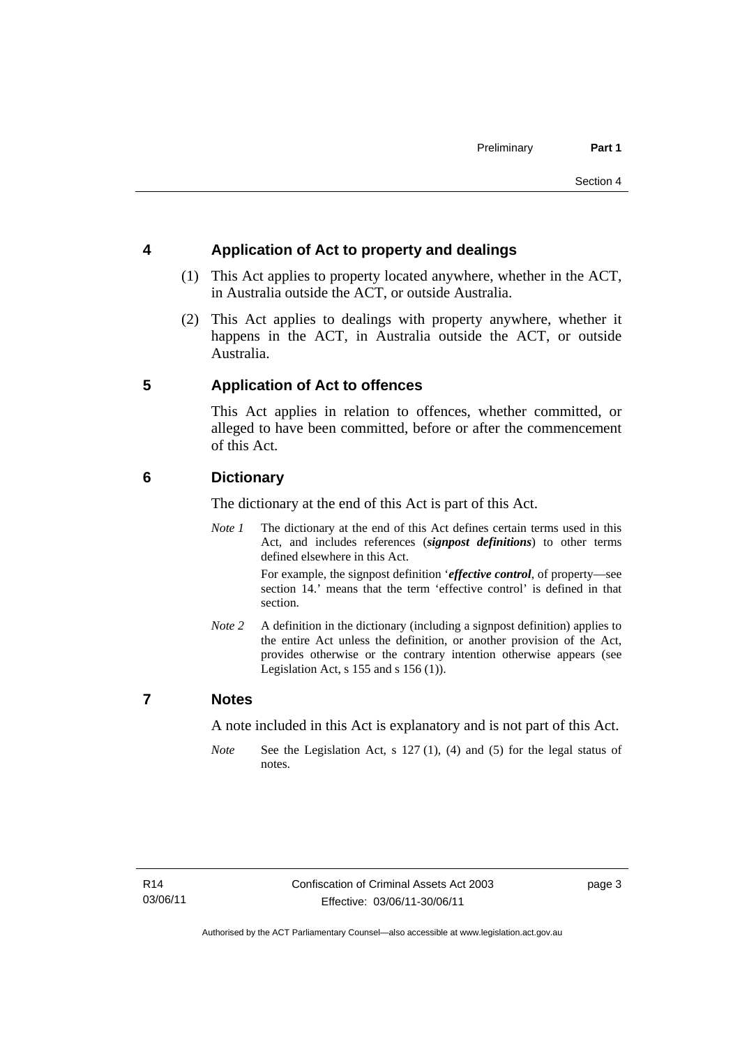## 4 Application of Act to property and dealings

(1) This Act applies to property located anywhere, whether in the ACT, in Australia outside the ACT, or outside Australia.

(2) This Act applies to dealings with property anywhere, whether it happens in the ACT, in Australia outside the ACT, or outside Australia.

## 5 Application of Act to offences

This Act applies in relation to offences, whether committed, or alleged to have been committed, before or after the commencement of this Act.

## 6 Dictionary

The dictionary at the end of this Act is part of this Act.

*Note 1* The dictionary at the end of this Act defines certain terms used in this Act, and includes references (***signpost definitions***) to other terms defined elsewhere in this Act.

For example, the signpost definition '***effective control***, of property—see section 14.' means that the term 'effective control' is defined in that section.

*Note 2* A definition in the dictionary (including a signpost definition) applies to the entire Act unless the definition, or another provision of the Act, provides otherwise or the contrary intention otherwise appears (see Legislation Act, s 155 and s 156 (1)).

## 7 Notes

A note included in this Act is explanatory and is not part of this Act.

*Note* See the Legislation Act, s 127 (1), (4) and (5) for the legal status of notes.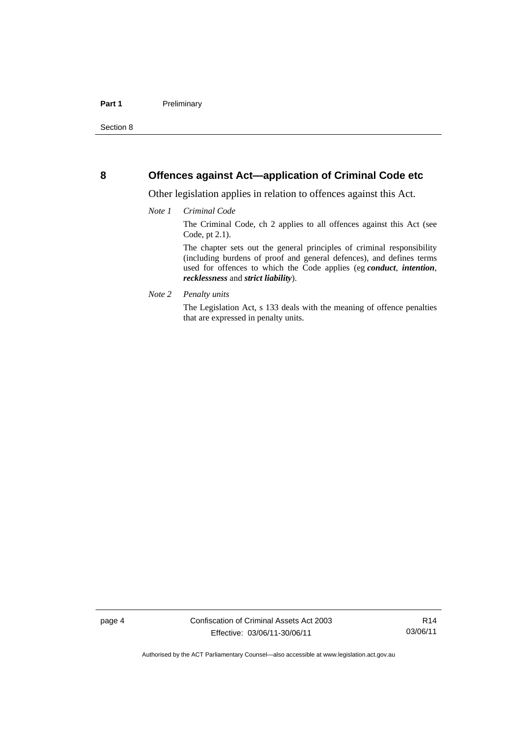## 8 Offences against Act—application of Criminal Code etc

Other legislation applies in relation to offences against this Act.

*Note 1* *Criminal Code*

The Criminal Code, ch 2 applies to all offences against this Act (see Code, pt 2.1).

The chapter sets out the general principles of criminal responsibility (including burdens of proof and general defences), and defines terms used for offences to which the Code applies (eg ***conduct***, ***intention***, ***recklessness*** and ***strict liability***).

*Note 2* *Penalty units*

The Legislation Act, s 133 deals with the meaning of offence penalties that are expressed in penalty units.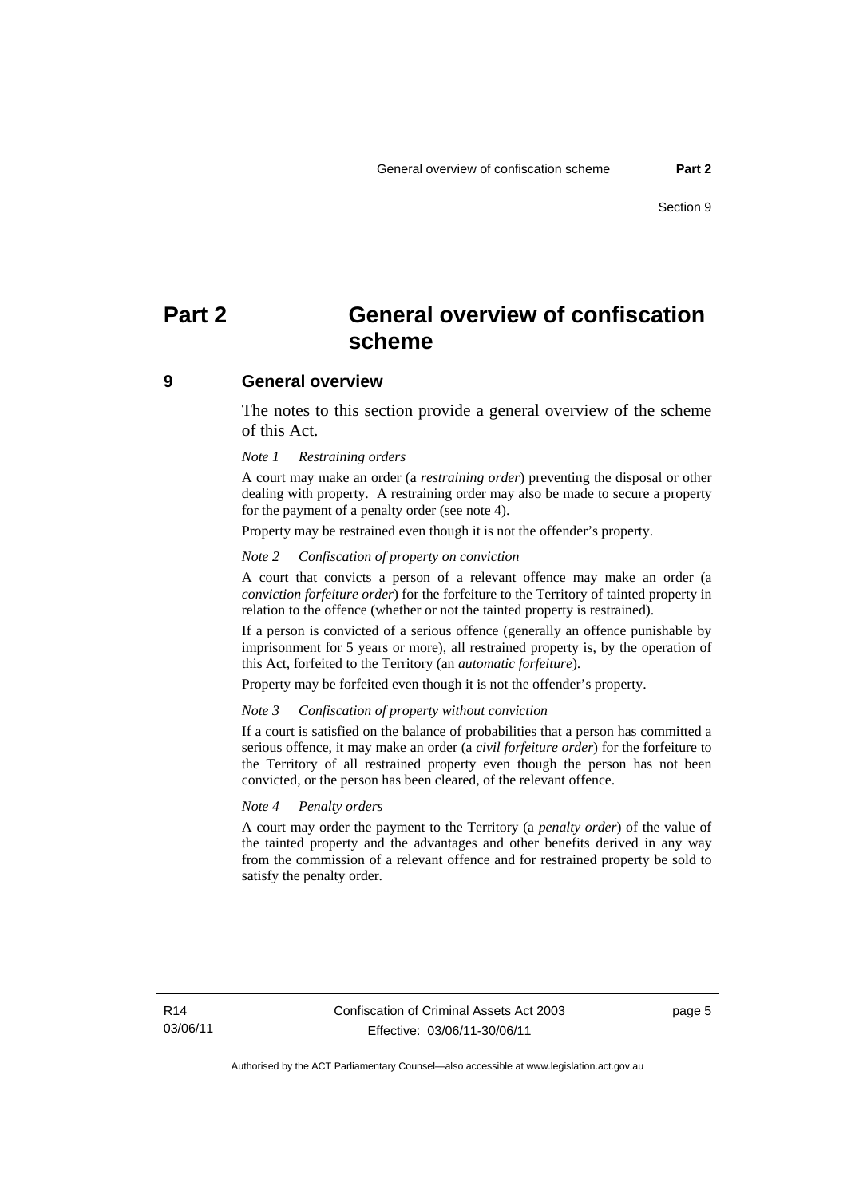# Part 2 General overview of confiscation scheme

## 9 General overview

The notes to this section provide a general overview of the scheme of this Act.

*Note 1 Restraining orders*

A court may make an order (a ***restraining order***) preventing the disposal or other dealing with property. A restraining order may also be made to secure a property for the payment of a penalty order (see note 4).

Property may be restrained even though it is not the offender's property.

*Note 2 Confiscation of property on conviction*

A court that convicts a person of a relevant offence may make an order (a ***conviction forfeiture order***) for the forfeiture to the Territory of tainted property in relation to the offence (whether or not the tainted property is restrained).

If a person is convicted of a serious offence (generally an offence punishable by imprisonment for 5 years or more), all restrained property is, by the operation of this Act, forfeited to the Territory (an ***automatic forfeiture***).

Property may be forfeited even though it is not the offender's property.

*Note 3 Confiscation of property without conviction*

If a court is satisfied on the balance of probabilities that a person has committed a serious offence, it may make an order (a ***civil forfeiture order***) for the forfeiture to the Territory of all restrained property even though the person has not been convicted, or the person has been cleared, of the relevant offence.

*Note 4 Penalty orders*

A court may order the payment to the Territory (a ***penalty order***) of the value of the tainted property and the advantages and other benefits derived in any way from the commission of a relevant offence and for restrained property be sold to satisfy the penalty order.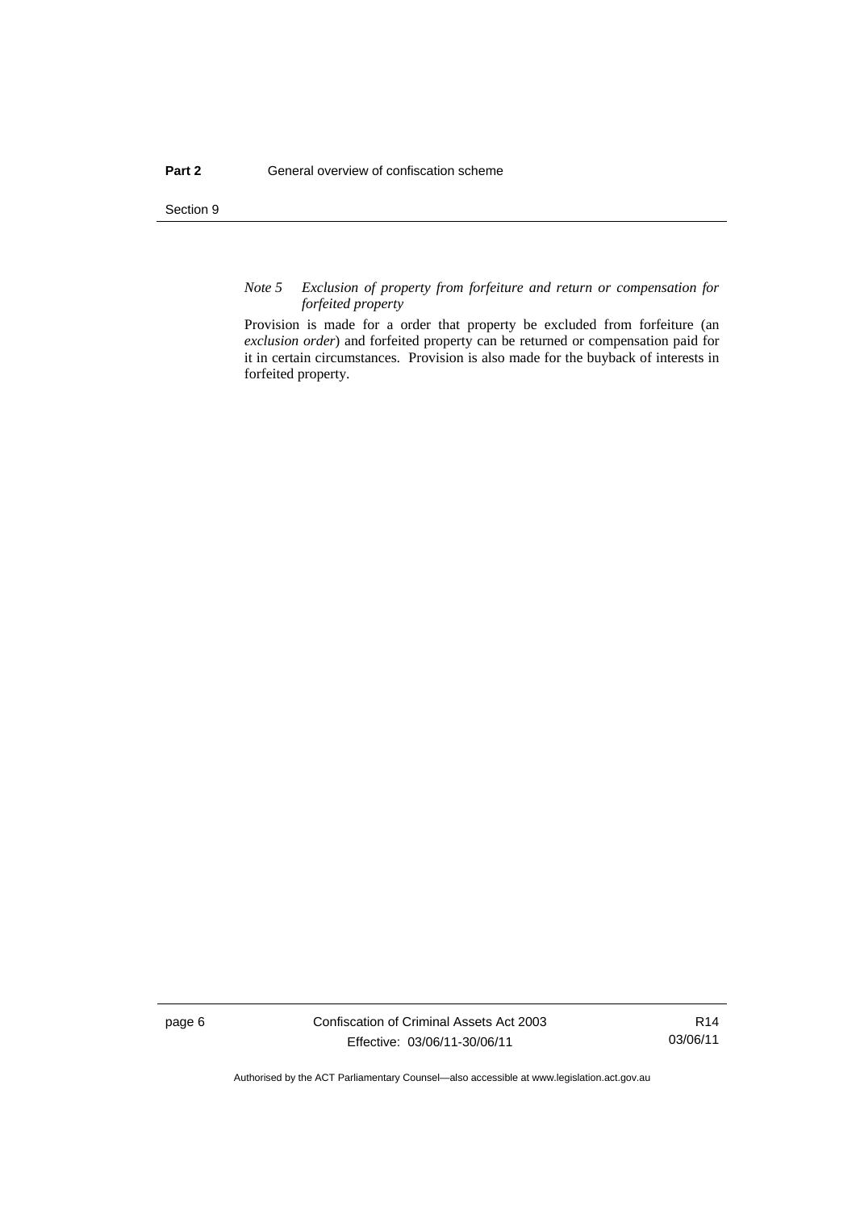*Note 5 Exclusion of property from forfeiture and return or compensation for forfeited property*

Provision is made for a order that property be excluded from forfeiture (an *exclusion order*) and forfeited property can be returned or compensation paid for it in certain circumstances. Provision is also made for the buyback of interests in forfeited property.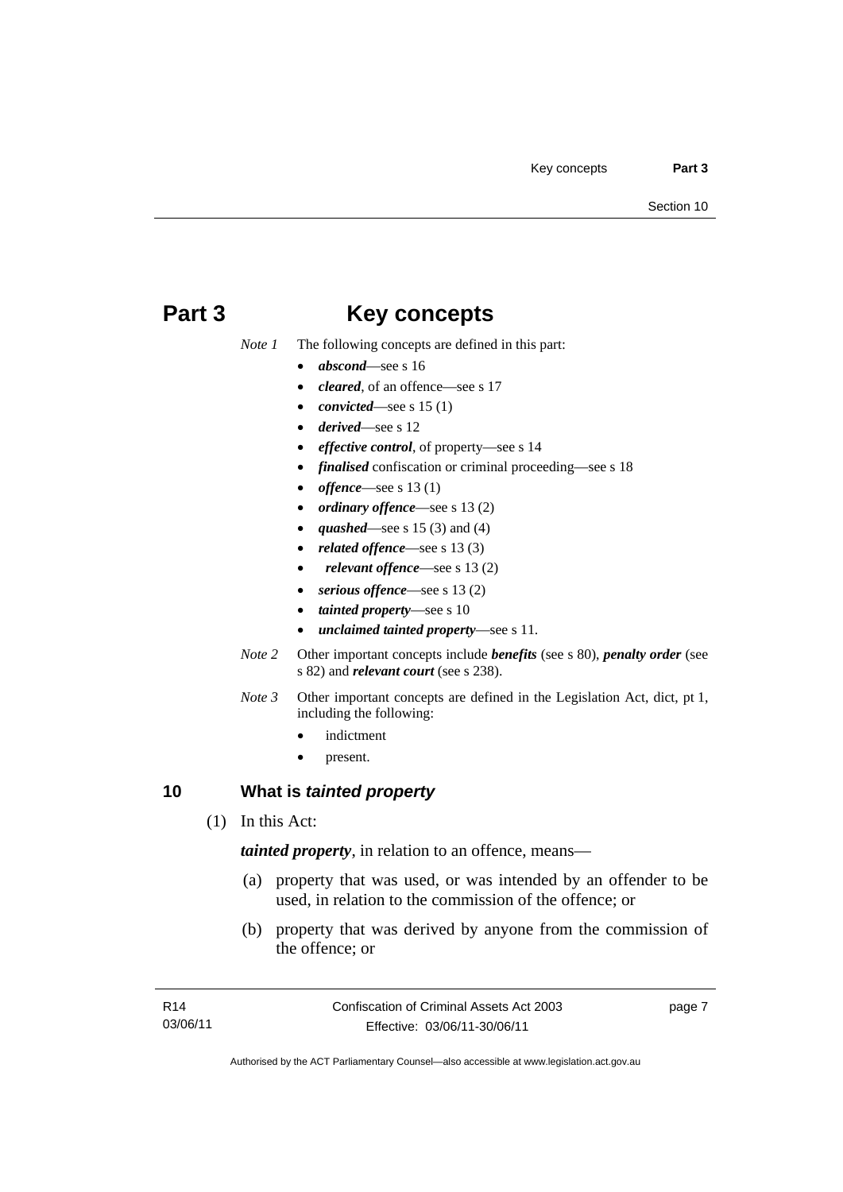# Part 3 Key concepts

*Note 1* The following concepts are defined in this part:

- ***abscond***—see s 16
- ***cleared***, of an offence—see s 17
- ***convicted***—see s 15 (1)
- ***derived***—see s 12
- ***effective control***, of property—see s 14
- ***finalised*** confiscation or criminal proceeding—see s 18
- ***offence***—see s 13 (1)
- ***ordinary offence***—see s 13 (2)
- ***quashed***—see s 15 (3) and (4)
- ***related offence***—see s 13 (3)
- ***relevant offence***—see s 13 (2)
- ***serious offence***—see s 13 (2)
- ***tainted property***—see s 10
- ***unclaimed tainted property***—see s 11.

*Note 2* Other important concepts include ***benefits*** (see s 80), ***penalty order*** (see s 82) and ***relevant court*** (see s 238).

*Note 3* Other important concepts are defined in the Legislation Act, dict, pt 1, including the following:

- indictment
- present.

## 10 What is *tainted property*

(1) In this Act:

***tainted property***, in relation to an offence, means—

(a) property that was used, or was intended by an offender to be used, in relation to the commission of the offence; or

(b) property that was derived by anyone from the commission of the offence; or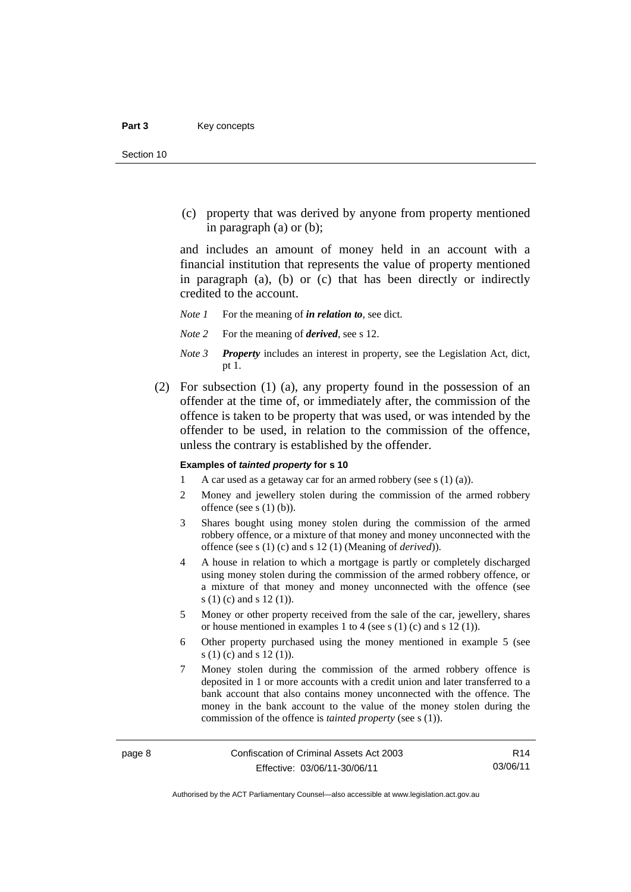(c) property that was derived by anyone from property mentioned in paragraph (a) or (b);

and includes an amount of money held in an account with a financial institution that represents the value of property mentioned in paragraph (a), (b) or (c) that has been directly or indirectly credited to the account.

*Note 1* For the meaning of ***in relation to***, see dict.

*Note 2* For the meaning of ***derived***, see s 12.

*Note 3* ***Property*** includes an interest in property, see the Legislation Act, dict, pt 1.

(2) For subsection (1) (a), any property found in the possession of an offender at the time of, or immediately after, the commission of the offence is taken to be property that was used, or was intended by the offender to be used, in relation to the commission of the offence, unless the contrary is established by the offender.

**Examples of *tainted property* for s 10**

1 A car used as a getaway car for an armed robbery (see s (1) (a)).

2 Money and jewellery stolen during the commission of the armed robbery offence (see s (1) (b)).

3 Shares bought using money stolen during the commission of the armed robbery offence, or a mixture of that money and money unconnected with the offence (see s (1) (c) and s 12 (1) (Meaning of *derived*)).

4 A house in relation to which a mortgage is partly or completely discharged using money stolen during the commission of the armed robbery offence, or a mixture of that money and money unconnected with the offence (see s (1) (c) and s 12 (1)).

5 Money or other property received from the sale of the car, jewellery, shares or house mentioned in examples 1 to 4 (see s (1) (c) and s 12 (1)).

6 Other property purchased using the money mentioned in example 5 (see s (1) (c) and s 12 (1)).

7 Money stolen during the commission of the armed robbery offence is deposited in 1 or more accounts with a credit union and later transferred to a bank account that also contains money unconnected with the offence. The money in the bank account to the value of the money stolen during the commission of the offence is *tainted property* (see s (1)).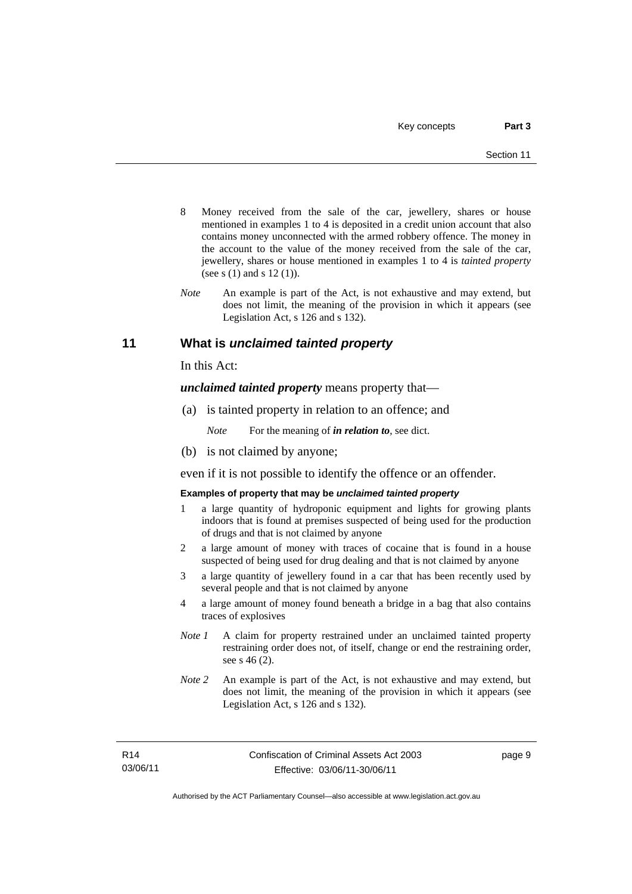8 Money received from the sale of the car, jewellery, shares or house mentioned in examples 1 to 4 is deposited in a credit union account that also contains money unconnected with the armed robbery offence. The money in the account to the value of the money received from the sale of the car, jewellery, shares or house mentioned in examples 1 to 4 is *tainted property* (see s (1) and s 12 (1)).

*Note* An example is part of the Act, is not exhaustive and may extend, but does not limit, the meaning of the provision in which it appears (see Legislation Act, s 126 and s 132).

## 11 What is *unclaimed tainted property*

In this Act:

***unclaimed tainted property*** means property that—

(a) is tainted property in relation to an offence; and

*Note* For the meaning of ***in relation to***, see dict.

(b) is not claimed by anyone;

even if it is not possible to identify the offence or an offender.

**Examples of property that may be *unclaimed tainted property***

1 a large quantity of hydroponic equipment and lights for growing plants indoors that is found at premises suspected of being used for the production of drugs and that is not claimed by anyone

2 a large amount of money with traces of cocaine that is found in a house suspected of being used for drug dealing and that is not claimed by anyone

3 a large quantity of jewellery found in a car that has been recently used by several people and that is not claimed by anyone

4 a large amount of money found beneath a bridge in a bag that also contains traces of explosives

*Note 1* A claim for property restrained under an unclaimed tainted property restraining order does not, of itself, change or end the restraining order, see s 46 (2).

*Note 2* An example is part of the Act, is not exhaustive and may extend, but does not limit, the meaning of the provision in which it appears (see Legislation Act, s 126 and s 132).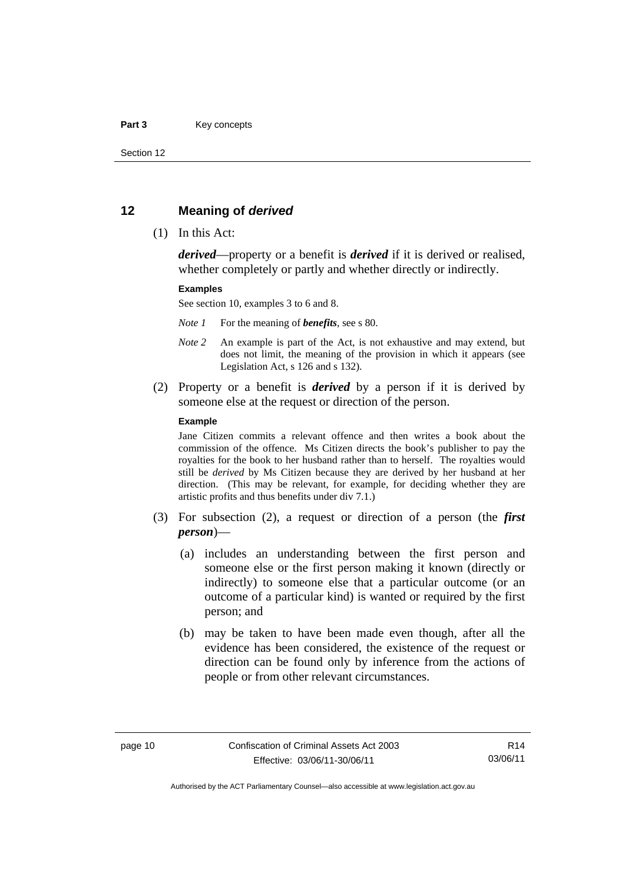## 12 Meaning of *derived*

(1) In this Act:

***derived***—property or a benefit is ***derived*** if it is derived or realised, whether completely or partly and whether directly or indirectly.

**Examples**

See section 10, examples 3 to 6 and 8.

*Note 1* For the meaning of ***benefits***, see s 80.

*Note 2* An example is part of the Act, is not exhaustive and may extend, but does not limit, the meaning of the provision in which it appears (see Legislation Act, s 126 and s 132).

(2) Property or a benefit is ***derived*** by a person if it is derived by someone else at the request or direction of the person.

**Example**

Jane Citizen commits a relevant offence and then writes a book about the commission of the offence. Ms Citizen directs the book's publisher to pay the royalties for the book to her husband rather than to herself. The royalties would still be *derived* by Ms Citizen because they are derived by her husband at her direction. (This may be relevant, for example, for deciding whether they are artistic profits and thus benefits under div 7.1.)

(3) For subsection (2), a request or direction of a person (the ***first person***)—

(a) includes an understanding between the first person and someone else or the first person making it known (directly or indirectly) to someone else that a particular outcome (or an outcome of a particular kind) is wanted or required by the first person; and

(b) may be taken to have been made even though, after all the evidence has been considered, the existence of the request or direction can be found only by inference from the actions of people or from other relevant circumstances.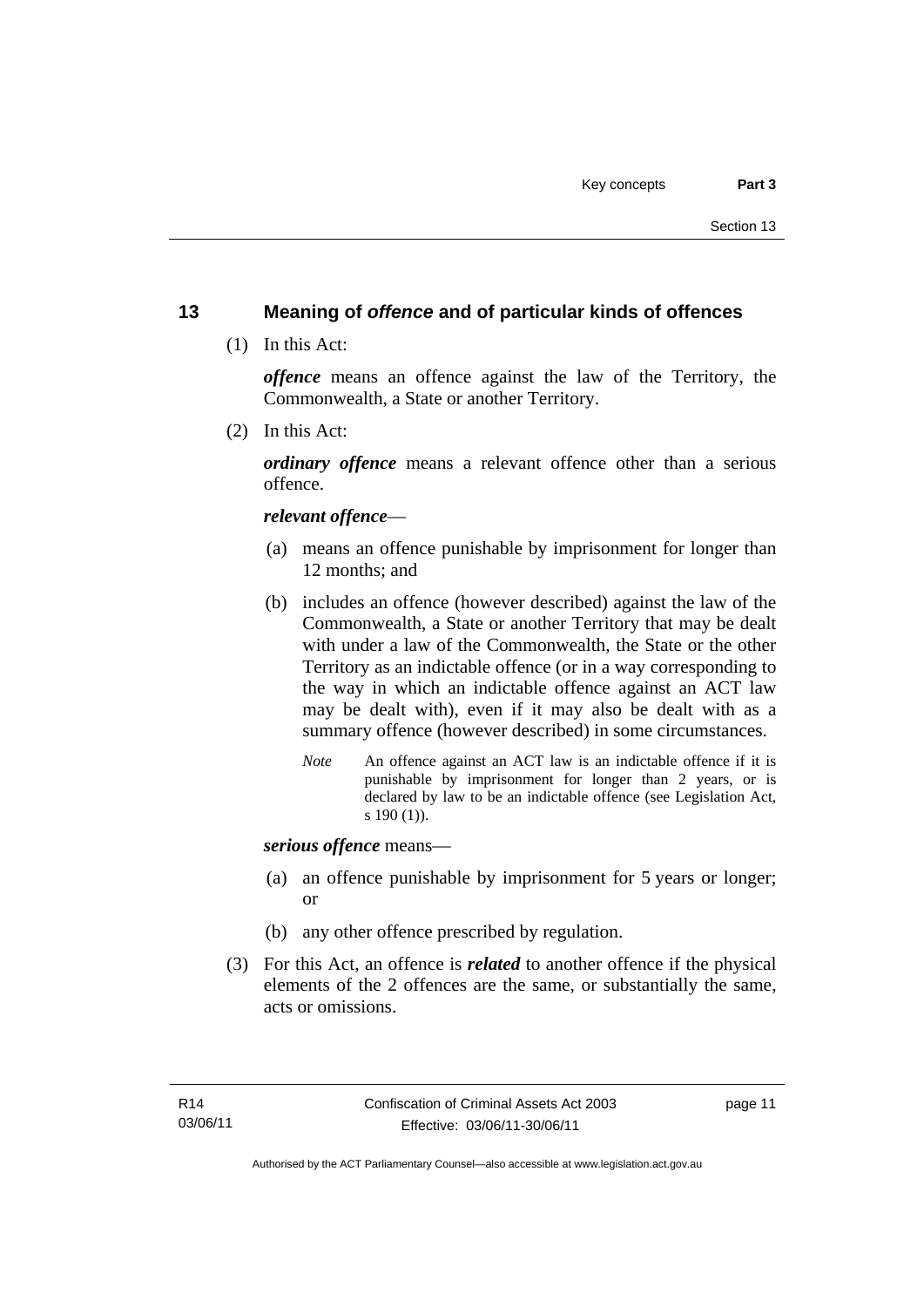## 13 Meaning of *offence* and of particular kinds of offences

(1) In this Act:

***offence*** means an offence against the law of the Territory, the Commonwealth, a State or another Territory.

(2) In this Act:

***ordinary offence*** means a relevant offence other than a serious offence.

***relevant offence***—

(a) means an offence punishable by imprisonment for longer than 12 months; and

(b) includes an offence (however described) against the law of the Commonwealth, a State or another Territory that may be dealt with under a law of the Commonwealth, the State or the other Territory as an indictable offence (or in a way corresponding to the way in which an indictable offence against an ACT law may be dealt with), even if it may also be dealt with as a summary offence (however described) in some circumstances.

*Note* An offence against an ACT law is an indictable offence if it is punishable by imprisonment for longer than 2 years, or is declared by law to be an indictable offence (see Legislation Act, s 190 (1)).

***serious offence*** means—

(a) an offence punishable by imprisonment for 5 years or longer; or

(b) any other offence prescribed by regulation.

(3) For this Act, an offence is ***related*** to another offence if the physical elements of the 2 offences are the same, or substantially the same, acts or omissions.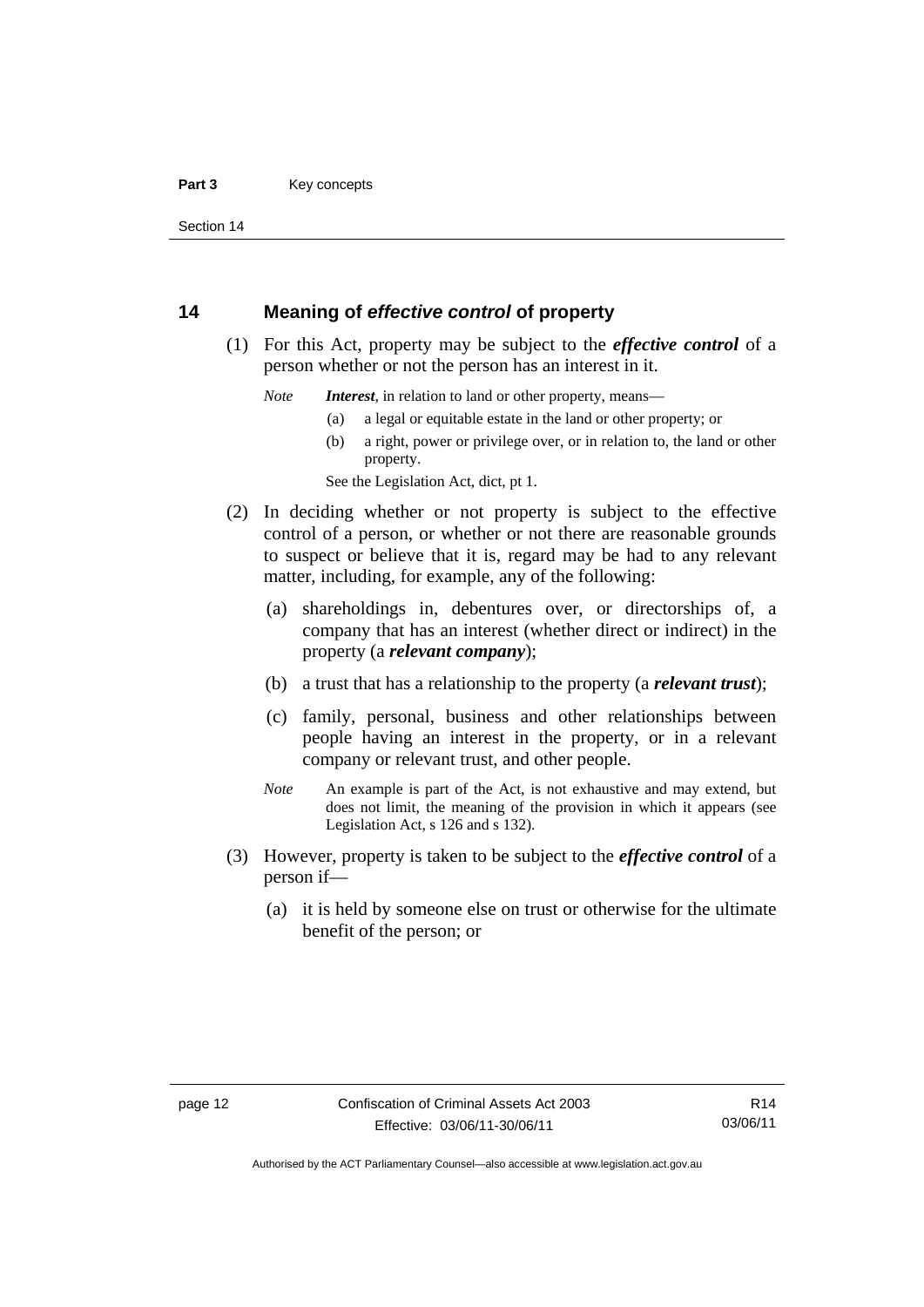## 14 Meaning of *effective control* of property

(1) For this Act, property may be subject to the ***effective control*** of a person whether or not the person has an interest in it.

*Note* ***Interest***, in relation to land or other property, means—

(a) a legal or equitable estate in the land or other property; or

(b) a right, power or privilege over, or in relation to, the land or other property.

See the Legislation Act, dict, pt 1.

(2) In deciding whether or not property is subject to the effective control of a person, or whether or not there are reasonable grounds to suspect or believe that it is, regard may be had to any relevant matter, including, for example, any of the following:

(a) shareholdings in, debentures over, or directorships of, a company that has an interest (whether direct or indirect) in the property (a ***relevant company***);

(b) a trust that has a relationship to the property (a ***relevant trust***);

(c) family, personal, business and other relationships between people having an interest in the property, or in a relevant company or relevant trust, and other people.

*Note* An example is part of the Act, is not exhaustive and may extend, but does not limit, the meaning of the provision in which it appears (see Legislation Act, s 126 and s 132).

(3) However, property is taken to be subject to the ***effective control*** of a person if—

(a) it is held by someone else on trust or otherwise for the ultimate benefit of the person; or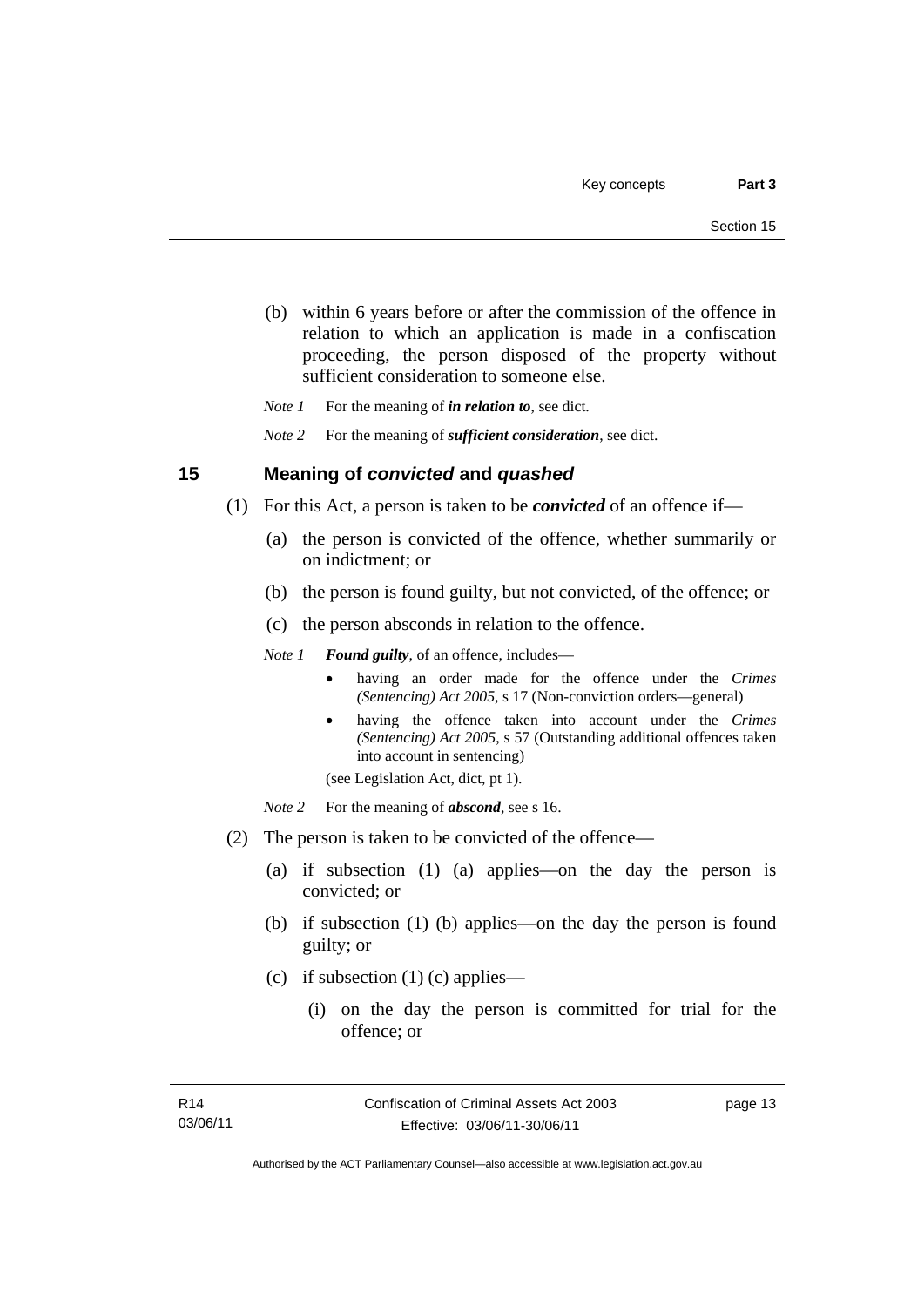(b) within 6 years before or after the commission of the offence in relation to which an application is made in a confiscation proceeding, the person disposed of the property without sufficient consideration to someone else.

*Note 1* For the meaning of ***in relation to***, see dict.

*Note 2* For the meaning of ***sufficient consideration***, see dict.

## 15 Meaning of *convicted* and *quashed*

(1) For this Act, a person is taken to be ***convicted*** of an offence if—

(a) the person is convicted of the offence, whether summarily or on indictment; or

(b) the person is found guilty, but not convicted, of the offence; or

(c) the person absconds in relation to the offence.

*Note 1* ***Found guilty***, of an offence, includes—

- having an order made for the offence under the *Crimes (Sentencing) Act 2005*, s 17 (Non-conviction orders—general)
- having the offence taken into account under the *Crimes (Sentencing) Act 2005*, s 57 (Outstanding additional offences taken into account in sentencing)

(see Legislation Act, dict, pt 1).

*Note 2* For the meaning of ***abscond***, see s 16.

(2) The person is taken to be convicted of the offence—

(a) if subsection (1) (a) applies—on the day the person is convicted; or

(b) if subsection (1) (b) applies—on the day the person is found guilty; or

(c) if subsection (1) (c) applies—

(i) on the day the person is committed for trial for the offence; or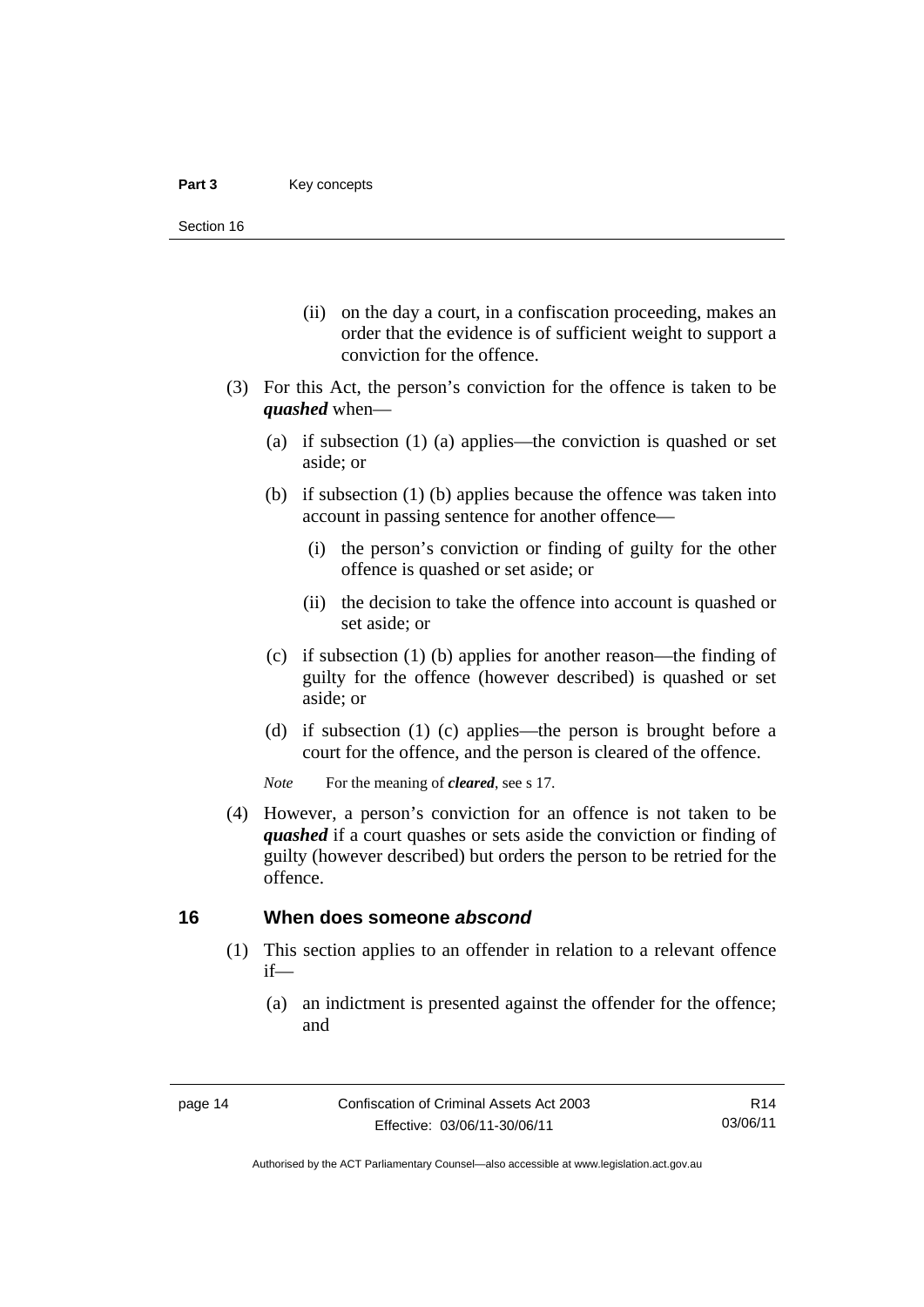(ii) on the day a court, in a confiscation proceeding, makes an order that the evidence is of sufficient weight to support a conviction for the offence.

(3) For this Act, the person's conviction for the offence is taken to be ***quashed*** when—

(a) if subsection (1) (a) applies—the conviction is quashed or set aside; or

(b) if subsection (1) (b) applies because the offence was taken into account in passing sentence for another offence—

(i) the person's conviction or finding of guilty for the other offence is quashed or set aside; or

(ii) the decision to take the offence into account is quashed or set aside; or

(c) if subsection (1) (b) applies for another reason—the finding of guilty for the offence (however described) is quashed or set aside; or

(d) if subsection (1) (c) applies—the person is brought before a court for the offence, and the person is cleared of the offence.

*Note* For the meaning of ***cleared***, see s 17.

(4) However, a person's conviction for an offence is not taken to be ***quashed*** if a court quashes or sets aside the conviction or finding of guilty (however described) but orders the person to be retried for the offence.

## 16 When does someone *abscond*

(1) This section applies to an offender in relation to a relevant offence if—

(a) an indictment is presented against the offender for the offence; and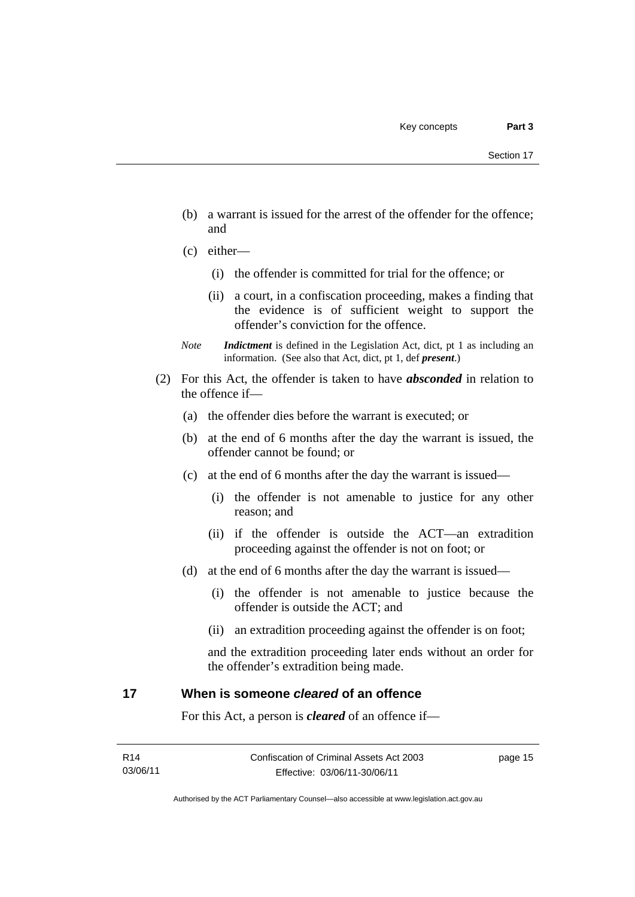(b) a warrant is issued for the arrest of the offender for the offence; and

(c) either—

   (i) the offender is committed for trial for the offence; or

   (ii) a court, in a confiscation proceeding, makes a finding that the evidence is of sufficient weight to support the offender's conviction for the offence.

*Note* ***Indictment*** is defined in the Legislation Act, dict, pt 1 as including an information. (See also that Act, dict, pt 1, def ***present***.)

(2) For this Act, the offender is taken to have ***absconded*** in relation to the offence if—

(a) the offender dies before the warrant is executed; or

(b) at the end of 6 months after the day the warrant is issued, the offender cannot be found; or

(c) at the end of 6 months after the day the warrant is issued—

   (i) the offender is not amenable to justice for any other reason; and

   (ii) if the offender is outside the ACT—an extradition proceeding against the offender is not on foot; or

(d) at the end of 6 months after the day the warrant is issued—

   (i) the offender is not amenable to justice because the offender is outside the ACT; and

   (ii) an extradition proceeding against the offender is on foot;

and the extradition proceeding later ends without an order for the offender's extradition being made.

## 17 When is someone *cleared* of an offence

For this Act, a person is ***cleared*** of an offence if—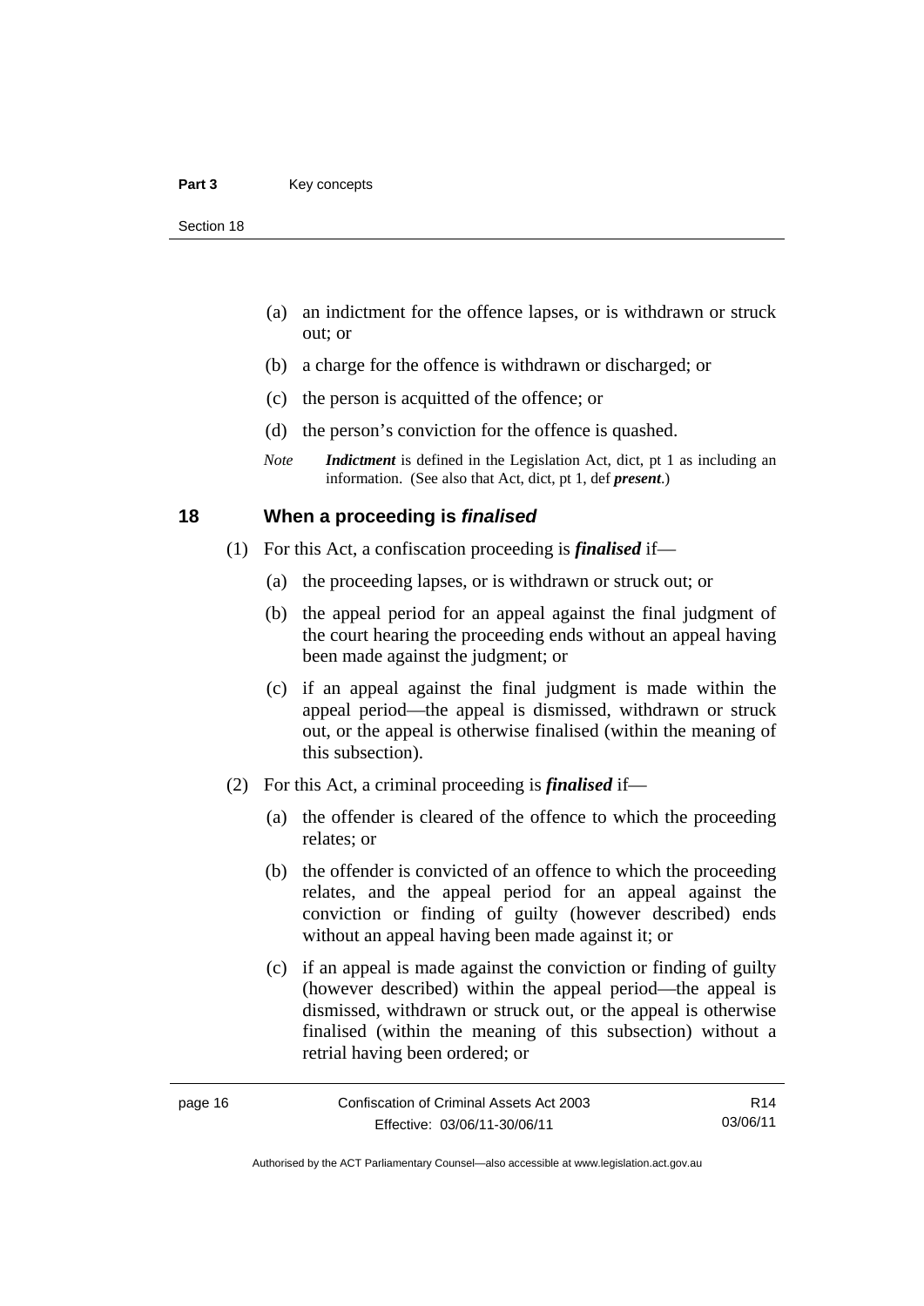(a) an indictment for the offence lapses, or is withdrawn or struck out; or

(b) a charge for the offence is withdrawn or discharged; or

(c) the person is acquitted of the offence; or

(d) the person's conviction for the offence is quashed.

*Note* ***Indictment*** is defined in the Legislation Act, dict, pt 1 as including an information. (See also that Act, dict, pt 1, def ***present***.)

## 18 When a proceeding is *finalised*

(1) For this Act, a confiscation proceeding is ***finalised*** if—

(a) the proceeding lapses, or is withdrawn or struck out; or

(b) the appeal period for an appeal against the final judgment of the court hearing the proceeding ends without an appeal having been made against the judgment; or

(c) if an appeal against the final judgment is made within the appeal period—the appeal is dismissed, withdrawn or struck out, or the appeal is otherwise finalised (within the meaning of this subsection).

(2) For this Act, a criminal proceeding is ***finalised*** if—

(a) the offender is cleared of the offence to which the proceeding relates; or

(b) the offender is convicted of an offence to which the proceeding relates, and the appeal period for an appeal against the conviction or finding of guilty (however described) ends without an appeal having been made against it; or

(c) if an appeal is made against the conviction or finding of guilty (however described) within the appeal period—the appeal is dismissed, withdrawn or struck out, or the appeal is otherwise finalised (within the meaning of this subsection) without a retrial having been ordered; or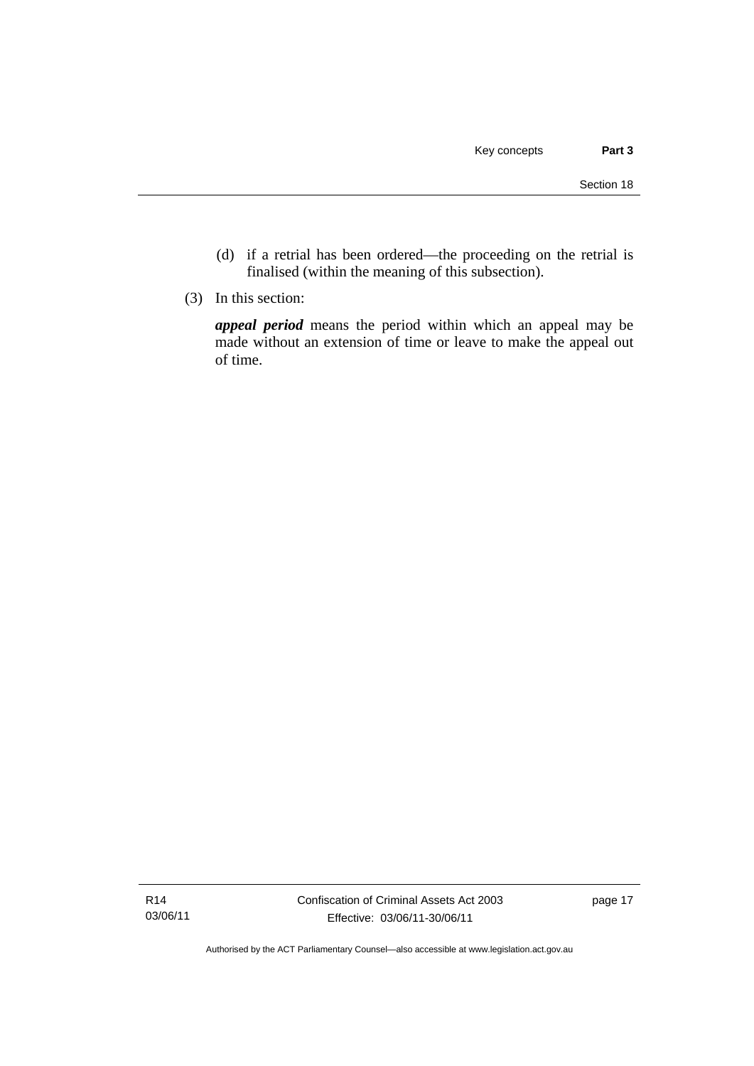(d) if a retrial has been ordered—the proceeding on the retrial is finalised (within the meaning of this subsection).

(3) In this section:

***appeal period*** means the period within which an appeal may be made without an extension of time or leave to make the appeal out of time.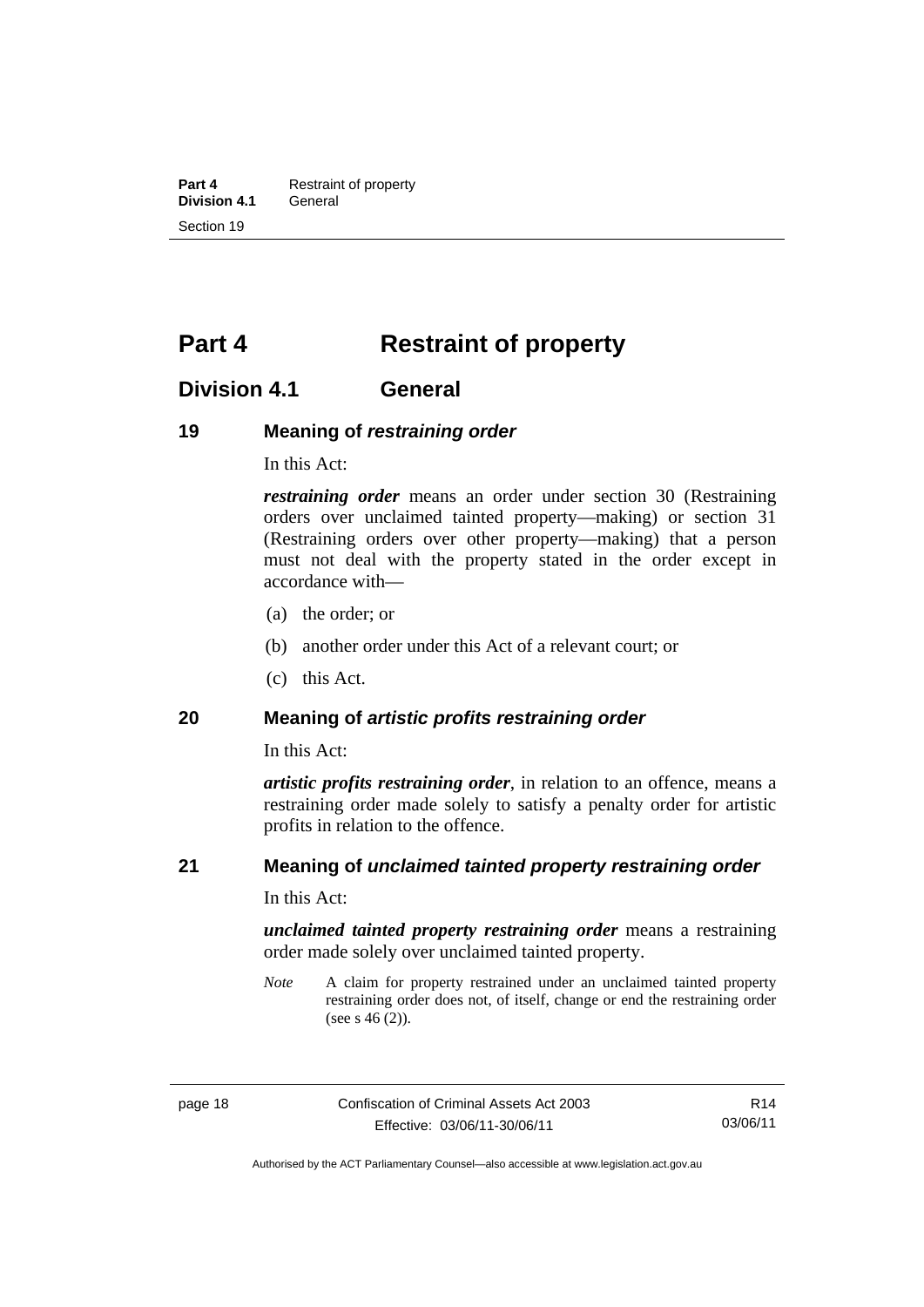# Part 4 Restraint of property

## Division 4.1 General

### 19 Meaning of *restraining order*

In this Act:

***restraining order*** means an order under section 30 (Restraining orders over unclaimed tainted property—making) or section 31 (Restraining orders over other property—making) that a person must not deal with the property stated in the order except in accordance with—

(a) the order; or

(b) another order under this Act of a relevant court; or

(c) this Act.

### 20 Meaning of *artistic profits restraining order*

In this Act:

***artistic profits restraining order***, in relation to an offence, means a restraining order made solely to satisfy a penalty order for artistic profits in relation to the offence.

### 21 Meaning of *unclaimed tainted property restraining order*

In this Act:

***unclaimed tainted property restraining order*** means a restraining order made solely over unclaimed tainted property.

*Note* A claim for property restrained under an unclaimed tainted property restraining order does not, of itself, change or end the restraining order (see s 46 (2)).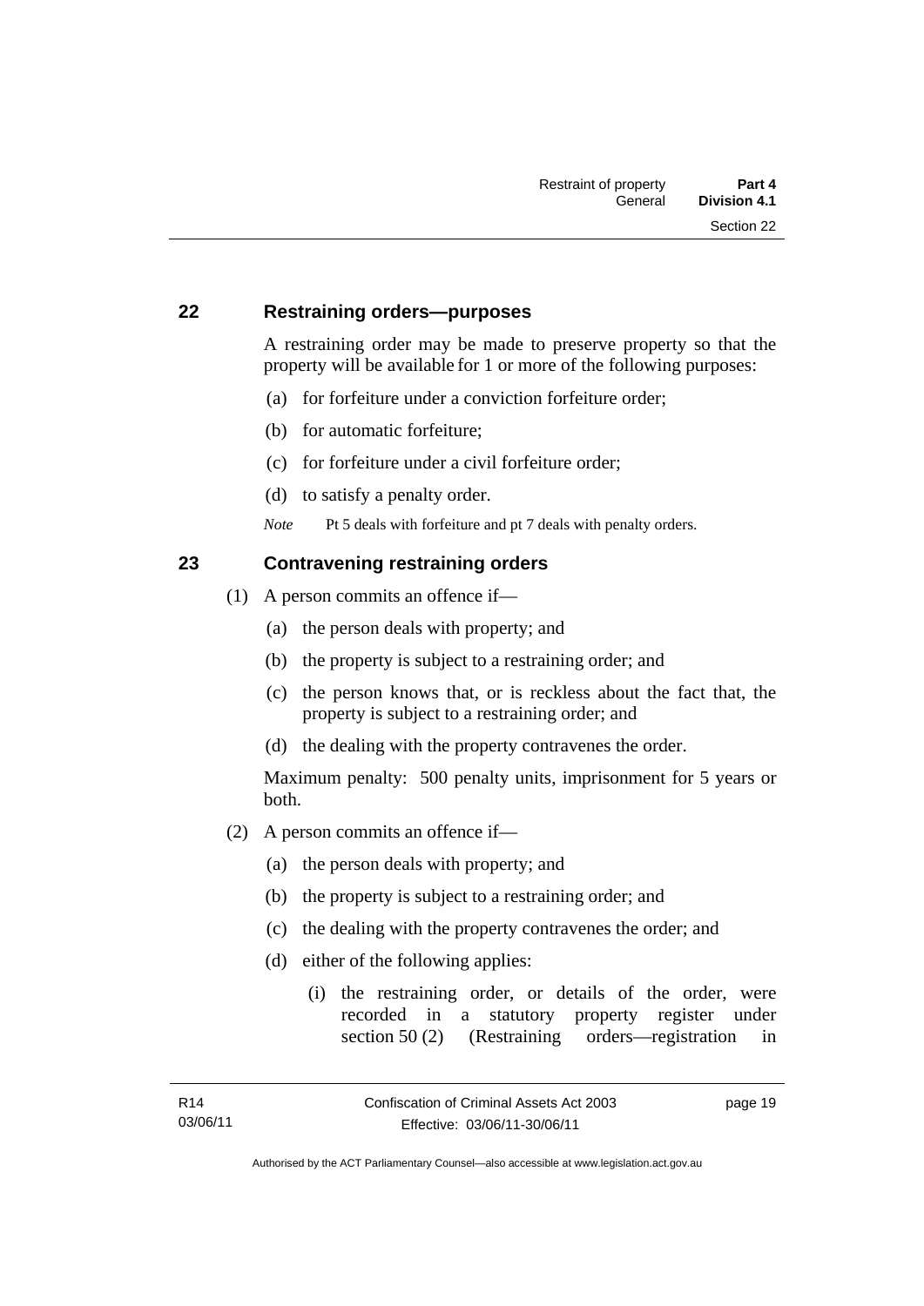## 22 Restraining orders—purposes

A restraining order may be made to preserve property so that the property will be available for 1 or more of the following purposes:

(a) for forfeiture under a conviction forfeiture order;

(b) for automatic forfeiture;

(c) for forfeiture under a civil forfeiture order;

(d) to satisfy a penalty order.

*Note* Pt 5 deals with forfeiture and pt 7 deals with penalty orders.

## 23 Contravening restraining orders

(1) A person commits an offence if—

(a) the person deals with property; and

(b) the property is subject to a restraining order; and

(c) the person knows that, or is reckless about the fact that, the property is subject to a restraining order; and

(d) the dealing with the property contravenes the order.

Maximum penalty: 500 penalty units, imprisonment for 5 years or both.

(2) A person commits an offence if—

(a) the person deals with property; and

(b) the property is subject to a restraining order; and

(c) the dealing with the property contravenes the order; and

(d) either of the following applies:

(i) the restraining order, or details of the order, were recorded in a statutory property register under section 50 (2) (Restraining orders—registration in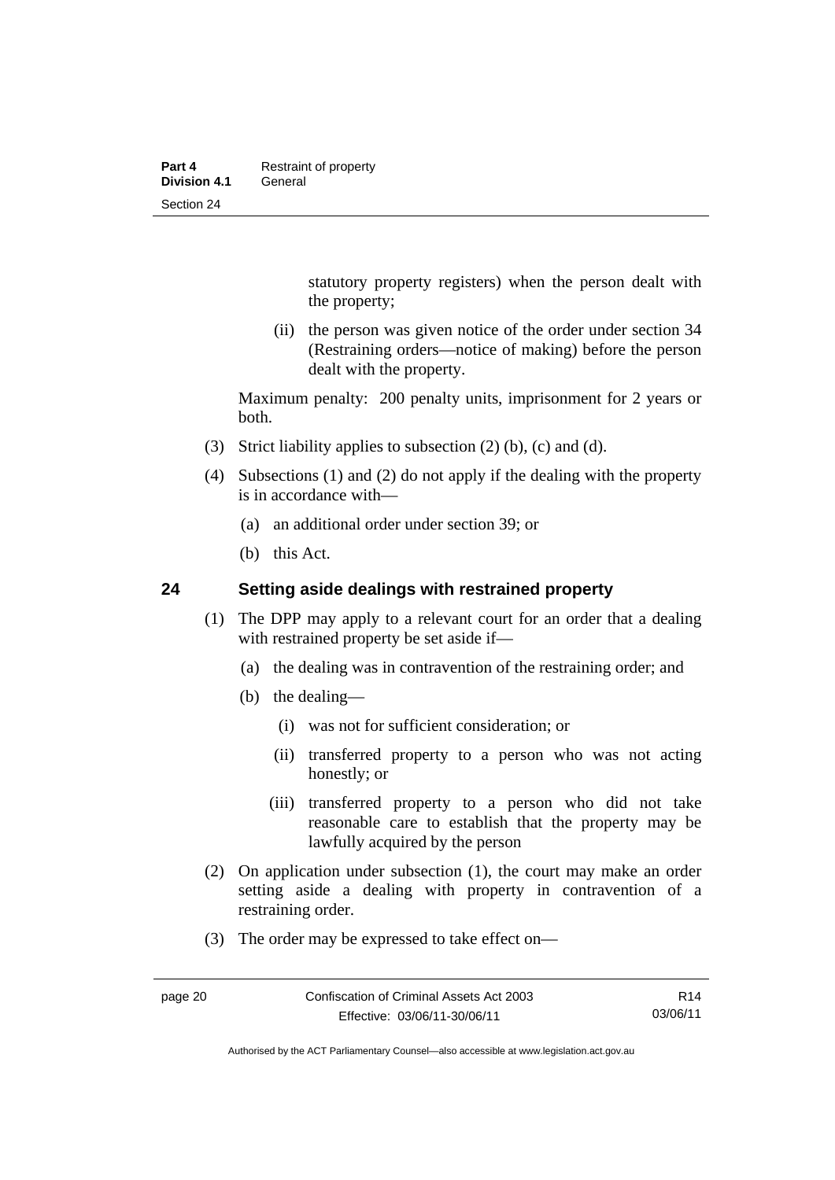statutory property registers) when the person dealt with the property;

(ii) the person was given notice of the order under section 34 (Restraining orders—notice of making) before the person dealt with the property.

Maximum penalty: 200 penalty units, imprisonment for 2 years or both.

(3) Strict liability applies to subsection (2) (b), (c) and (d).

(4) Subsections (1) and (2) do not apply if the dealing with the property is in accordance with—

(a) an additional order under section 39; or

(b) this Act.

## 24 Setting aside dealings with restrained property

(1) The DPP may apply to a relevant court for an order that a dealing with restrained property be set aside if—

(a) the dealing was in contravention of the restraining order; and

(b) the dealing—

(i) was not for sufficient consideration; or

(ii) transferred property to a person who was not acting honestly; or

(iii) transferred property to a person who did not take reasonable care to establish that the property may be lawfully acquired by the person

(2) On application under subsection (1), the court may make an order setting aside a dealing with property in contravention of a restraining order.

(3) The order may be expressed to take effect on—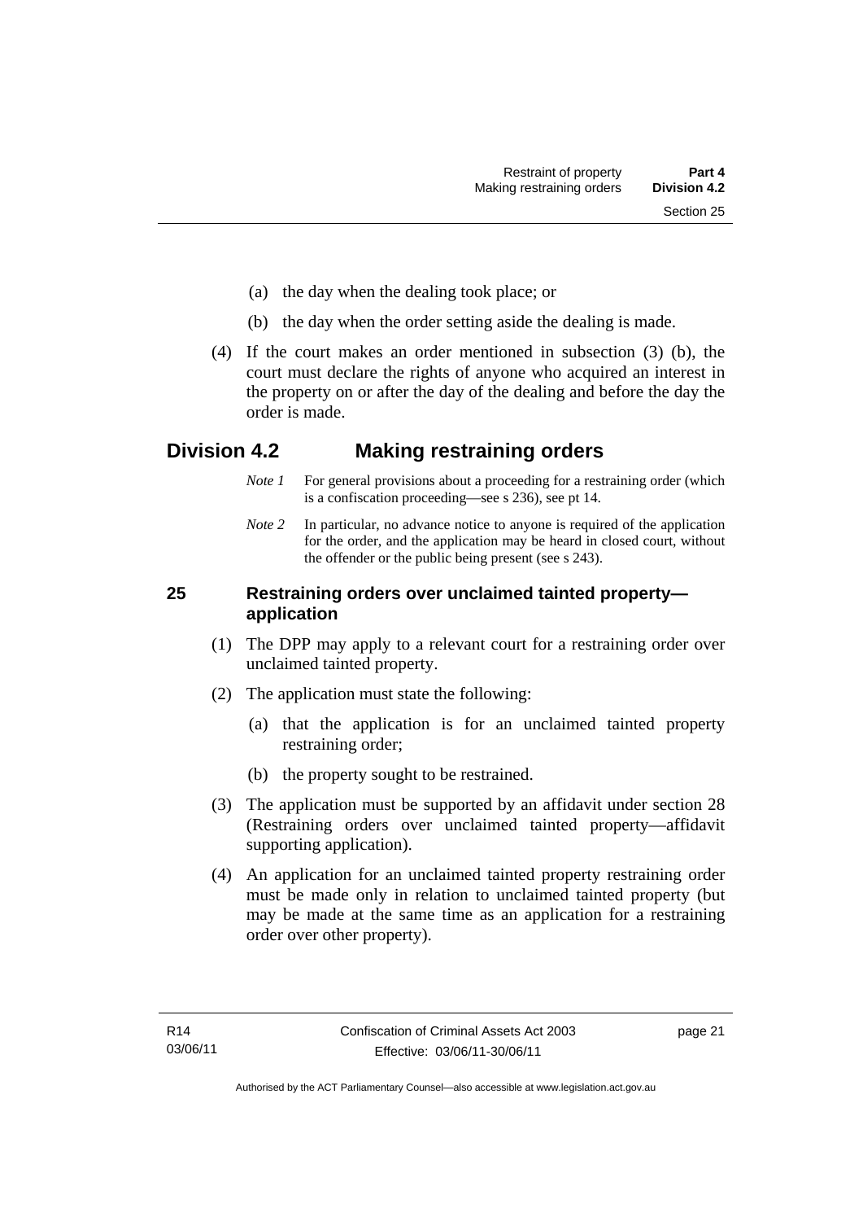(a) the day when the dealing took place; or

(b) the day when the order setting aside the dealing is made.

(4) If the court makes an order mentioned in subsection (3) (b), the court must declare the rights of anyone who acquired an interest in the property on or after the day of the dealing and before the day the order is made.

## Division 4.2 Making restraining orders

*Note 1* For general provisions about a proceeding for a restraining order (which is a confiscation proceeding—see s 236), see pt 14.

*Note 2* In particular, no advance notice to anyone is required of the application for the order, and the application may be heard in closed court, without the offender or the public being present (see s 243).

### 25 Restraining orders over unclaimed tainted property—application

(1) The DPP may apply to a relevant court for a restraining order over unclaimed tainted property.

(2) The application must state the following:

(a) that the application is for an unclaimed tainted property restraining order;

(b) the property sought to be restrained.

(3) The application must be supported by an affidavit under section 28 (Restraining orders over unclaimed tainted property—affidavit supporting application).

(4) An application for an unclaimed tainted property restraining order must be made only in relation to unclaimed tainted property (but may be made at the same time as an application for a restraining order over other property).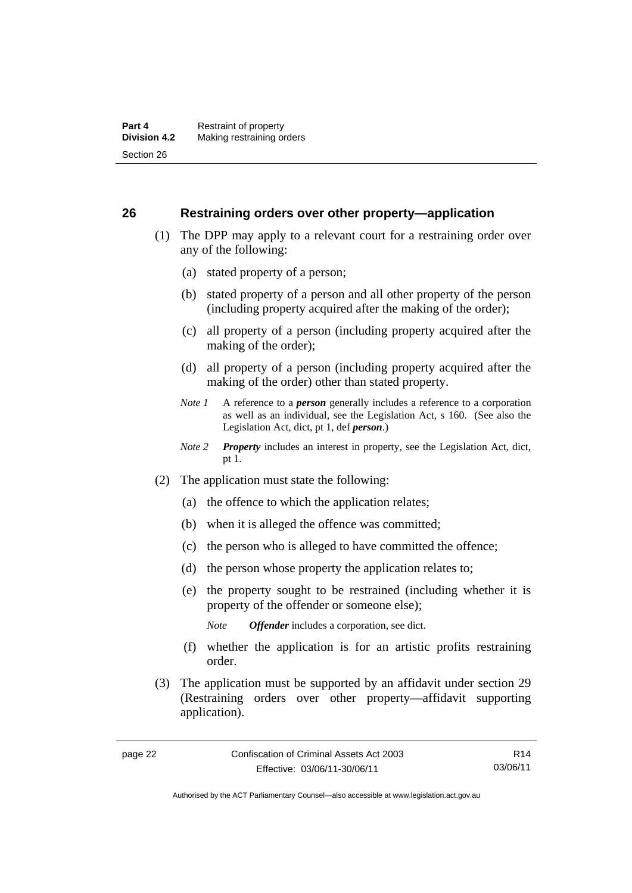## 26 Restraining orders over other property—application

(1) The DPP may apply to a relevant court for a restraining order over any of the following:

(a) stated property of a person;

(b) stated property of a person and all other property of the person (including property acquired after the making of the order);

(c) all property of a person (including property acquired after the making of the order);

(d) all property of a person (including property acquired after the making of the order) other than stated property.

*Note 1* A reference to a ***person*** generally includes a reference to a corporation as well as an individual, see the Legislation Act, s 160. (See also the Legislation Act, dict, pt 1, def ***person***.)

*Note 2* ***Property*** includes an interest in property, see the Legislation Act, dict, pt 1.

(2) The application must state the following:

(a) the offence to which the application relates;

(b) when it is alleged the offence was committed;

(c) the person who is alleged to have committed the offence;

(d) the person whose property the application relates to;

(e) the property sought to be restrained (including whether it is property of the offender or someone else);

*Note* ***Offender*** includes a corporation, see dict.

(f) whether the application is for an artistic profits restraining order.

(3) The application must be supported by an affidavit under section 29 (Restraining orders over other property—affidavit supporting application).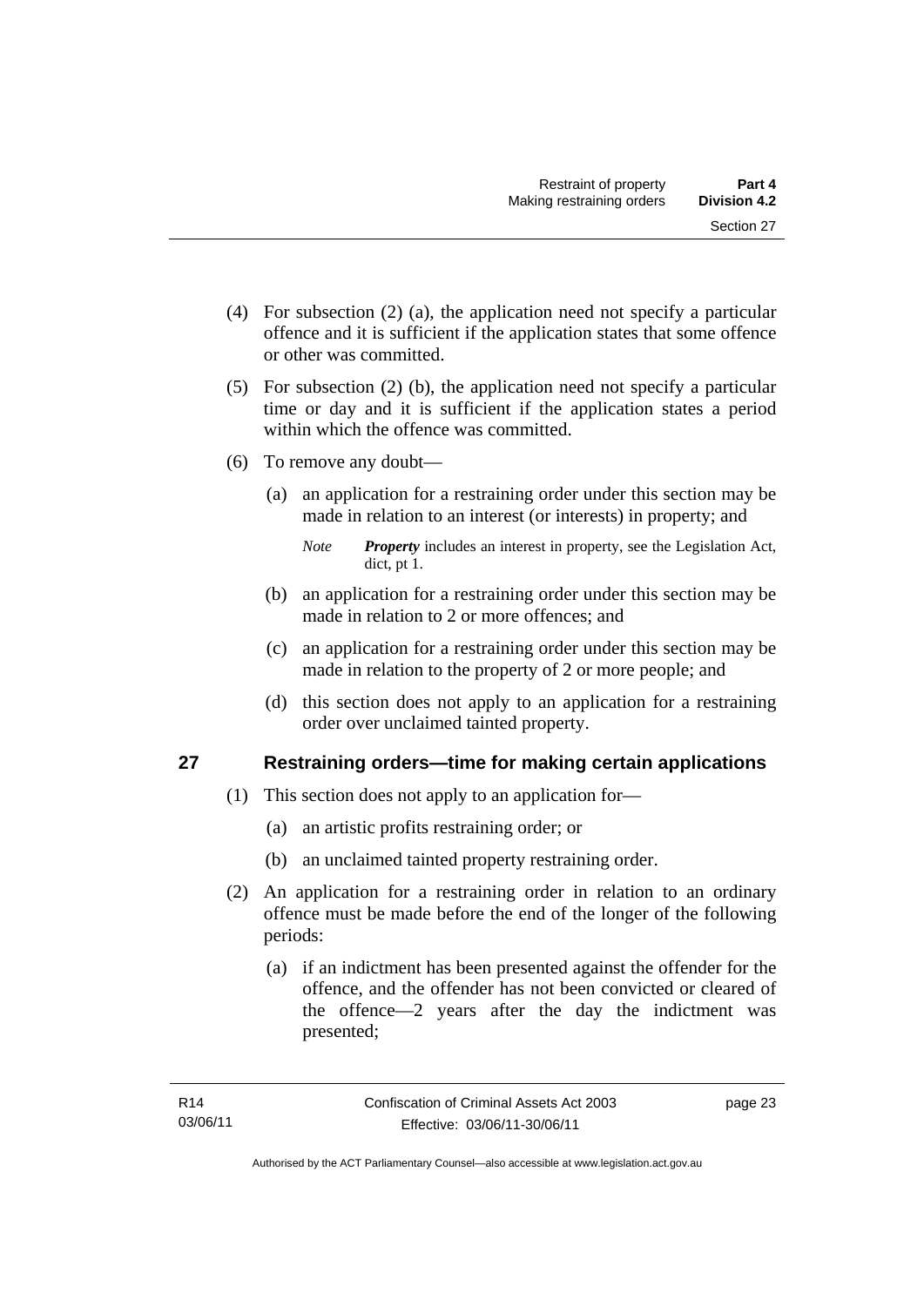(4) For subsection (2) (a), the application need not specify a particular offence and it is sufficient if the application states that some offence or other was committed.

(5) For subsection (2) (b), the application need not specify a particular time or day and it is sufficient if the application states a period within which the offence was committed.

(6) To remove any doubt—

(a) an application for a restraining order under this section may be made in relation to an interest (or interests) in property; and

*Note* ***Property*** includes an interest in property, see the Legislation Act, dict, pt 1.

(b) an application for a restraining order under this section may be made in relation to 2 or more offences; and

(c) an application for a restraining order under this section may be made in relation to the property of 2 or more people; and

(d) this section does not apply to an application for a restraining order over unclaimed tainted property.

## 27 Restraining orders—time for making certain applications

(1) This section does not apply to an application for—

(a) an artistic profits restraining order; or

(b) an unclaimed tainted property restraining order.

(2) An application for a restraining order in relation to an ordinary offence must be made before the end of the longer of the following periods:

(a) if an indictment has been presented against the offender for the offence, and the offender has not been convicted or cleared of the offence—2 years after the day the indictment was presented;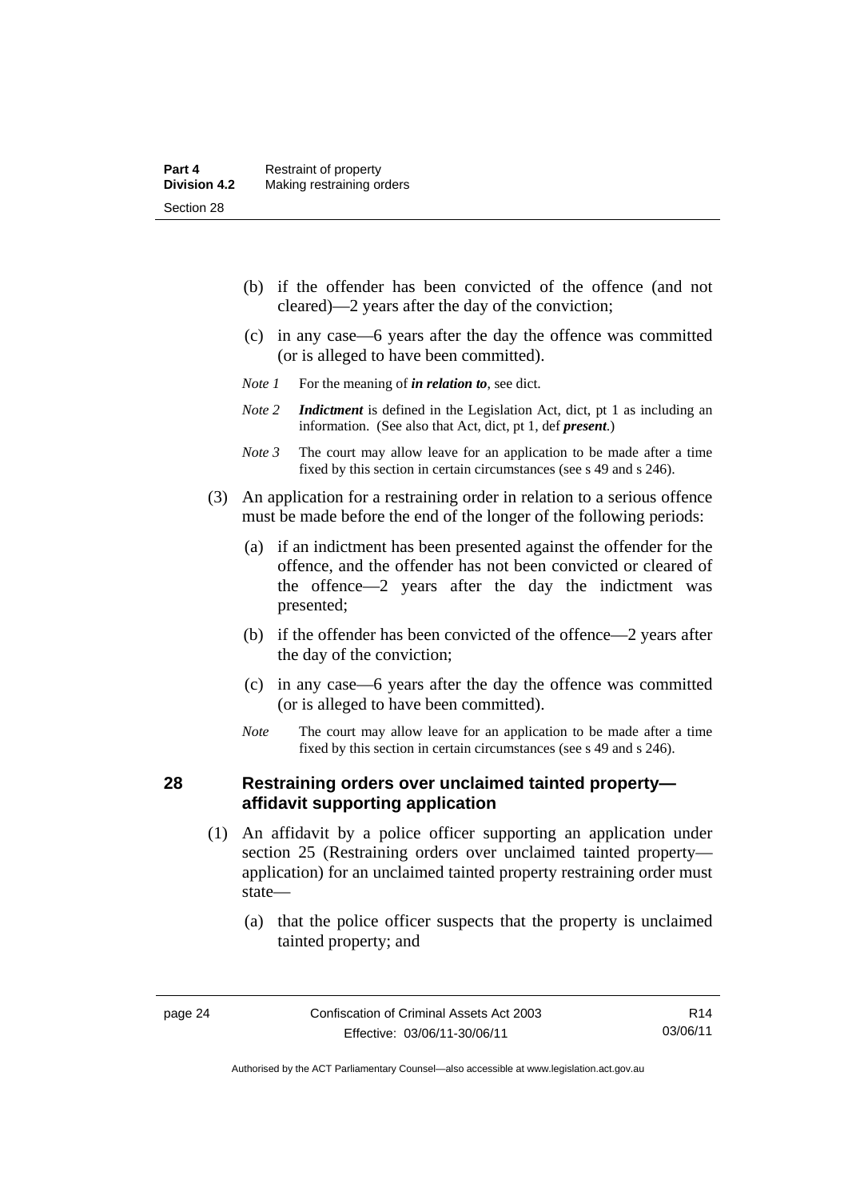(b) if the offender has been convicted of the offence (and not cleared)—2 years after the day of the conviction;

(c) in any case—6 years after the day the offence was committed (or is alleged to have been committed).

*Note 1* For the meaning of ***in relation to***, see dict.

*Note 2* ***Indictment*** is defined in the Legislation Act, dict, pt 1 as including an information. (See also that Act, dict, pt 1, def ***present***.)

*Note 3* The court may allow leave for an application to be made after a time fixed by this section in certain circumstances (see s 49 and s 246).

(3) An application for a restraining order in relation to a serious offence must be made before the end of the longer of the following periods:

(a) if an indictment has been presented against the offender for the offence, and the offender has not been convicted or cleared of the offence—2 years after the day the indictment was presented;

(b) if the offender has been convicted of the offence—2 years after the day of the conviction;

(c) in any case—6 years after the day the offence was committed (or is alleged to have been committed).

*Note* The court may allow leave for an application to be made after a time fixed by this section in certain circumstances (see s 49 and s 246).

## 28 Restraining orders over unclaimed tainted property—affidavit supporting application

(1) An affidavit by a police officer supporting an application under section 25 (Restraining orders over unclaimed tainted property—application) for an unclaimed tainted property restraining order must state—

(a) that the police officer suspects that the property is unclaimed tainted property; and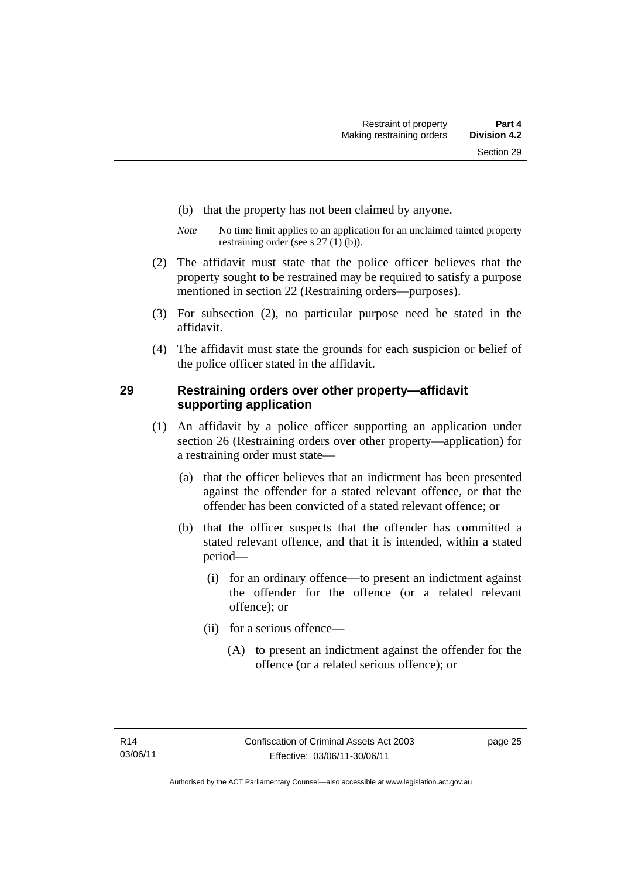(b) that the property has not been claimed by anyone.

*Note* No time limit applies to an application for an unclaimed tainted property restraining order (see s 27 (1) (b)).

(2) The affidavit must state that the police officer believes that the property sought to be restrained may be required to satisfy a purpose mentioned in section 22 (Restraining orders—purposes).

(3) For subsection (2), no particular purpose need be stated in the affidavit.

(4) The affidavit must state the grounds for each suspicion or belief of the police officer stated in the affidavit.

## 29 Restraining orders over other property—affidavit supporting application

(1) An affidavit by a police officer supporting an application under section 26 (Restraining orders over other property—application) for a restraining order must state—

(a) that the officer believes that an indictment has been presented against the offender for a stated relevant offence, or that the offender has been convicted of a stated relevant offence; or

(b) that the officer suspects that the offender has committed a stated relevant offence, and that it is intended, within a stated period—

(i) for an ordinary offence—to present an indictment against the offender for the offence (or a related relevant offence); or

(ii) for a serious offence—

(A) to present an indictment against the offender for the offence (or a related serious offence); or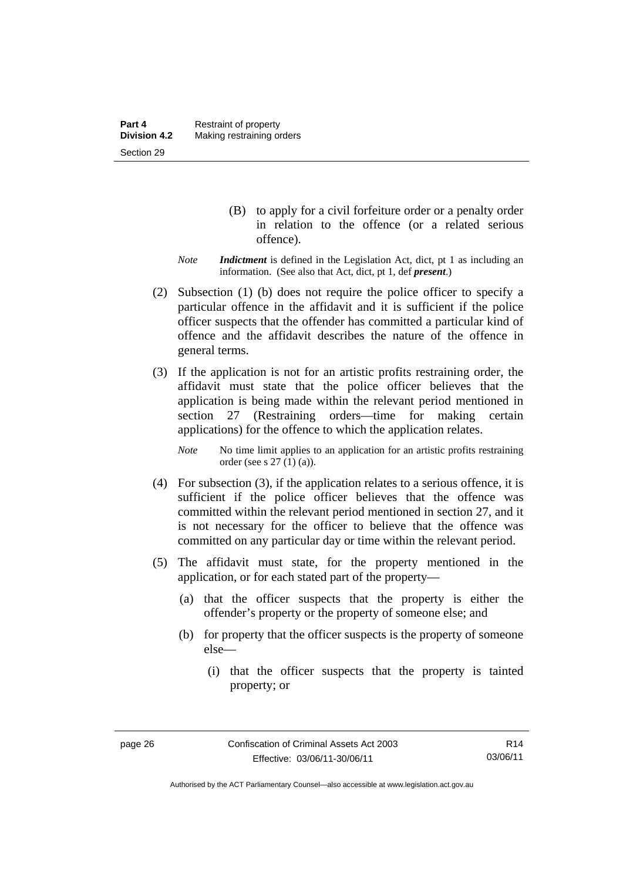(B) to apply for a civil forfeiture order or a penalty order in relation to the offence (or a related serious offence).

*Note* ***Indictment*** is defined in the Legislation Act, dict, pt 1 as including an information. (See also that Act, dict, pt 1, def ***present***.)

(2) Subsection (1) (b) does not require the police officer to specify a particular offence in the affidavit and it is sufficient if the police officer suspects that the offender has committed a particular kind of offence and the affidavit describes the nature of the offence in general terms.

(3) If the application is not for an artistic profits restraining order, the affidavit must state that the police officer believes that the application is being made within the relevant period mentioned in section 27 (Restraining orders—time for making certain applications) for the offence to which the application relates.

*Note* No time limit applies to an application for an artistic profits restraining order (see s 27 (1) (a)).

(4) For subsection (3), if the application relates to a serious offence, it is sufficient if the police officer believes that the offence was committed within the relevant period mentioned in section 27, and it is not necessary for the officer to believe that the offence was committed on any particular day or time within the relevant period.

(5) The affidavit must state, for the property mentioned in the application, or for each stated part of the property—

(a) that the officer suspects that the property is either the offender's property or the property of someone else; and

(b) for property that the officer suspects is the property of someone else—

(i) that the officer suspects that the property is tainted property; or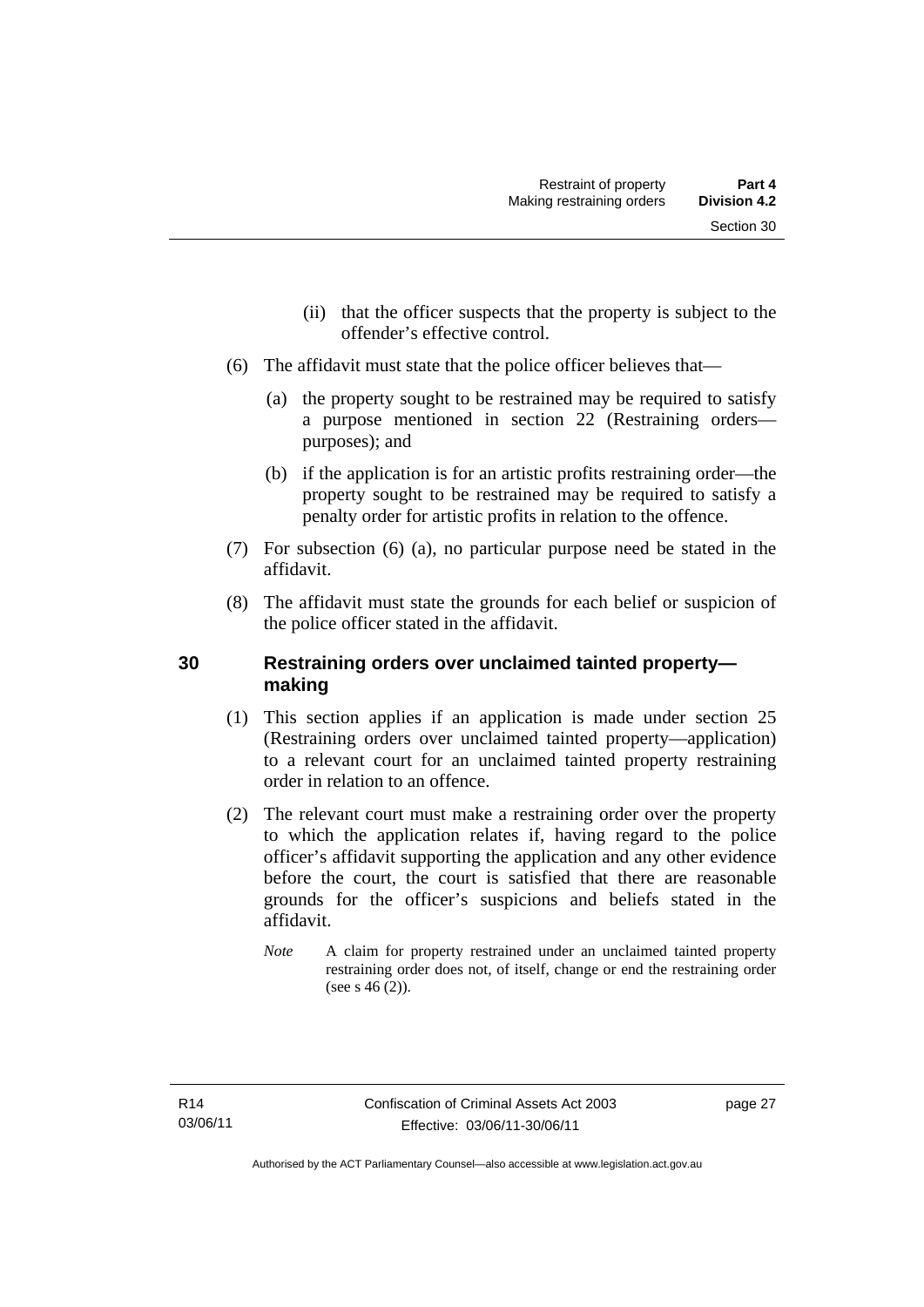(ii) that the officer suspects that the property is subject to the offender's effective control.

(6) The affidavit must state that the police officer believes that—

(a) the property sought to be restrained may be required to satisfy a purpose mentioned in section 22 (Restraining orders—purposes); and

(b) if the application is for an artistic profits restraining order—the property sought to be restrained may be required to satisfy a penalty order for artistic profits in relation to the offence.

(7) For subsection (6) (a), no particular purpose need be stated in the affidavit.

(8) The affidavit must state the grounds for each belief or suspicion of the police officer stated in the affidavit.

## 30 Restraining orders over unclaimed tainted property—making

(1) This section applies if an application is made under section 25 (Restraining orders over unclaimed tainted property—application) to a relevant court for an unclaimed tainted property restraining order in relation to an offence.

(2) The relevant court must make a restraining order over the property to which the application relates if, having regard to the police officer's affidavit supporting the application and any other evidence before the court, the court is satisfied that there are reasonable grounds for the officer's suspicions and beliefs stated in the affidavit.

*Note* A claim for property restrained under an unclaimed tainted property restraining order does not, of itself, change or end the restraining order (see s 46 (2)).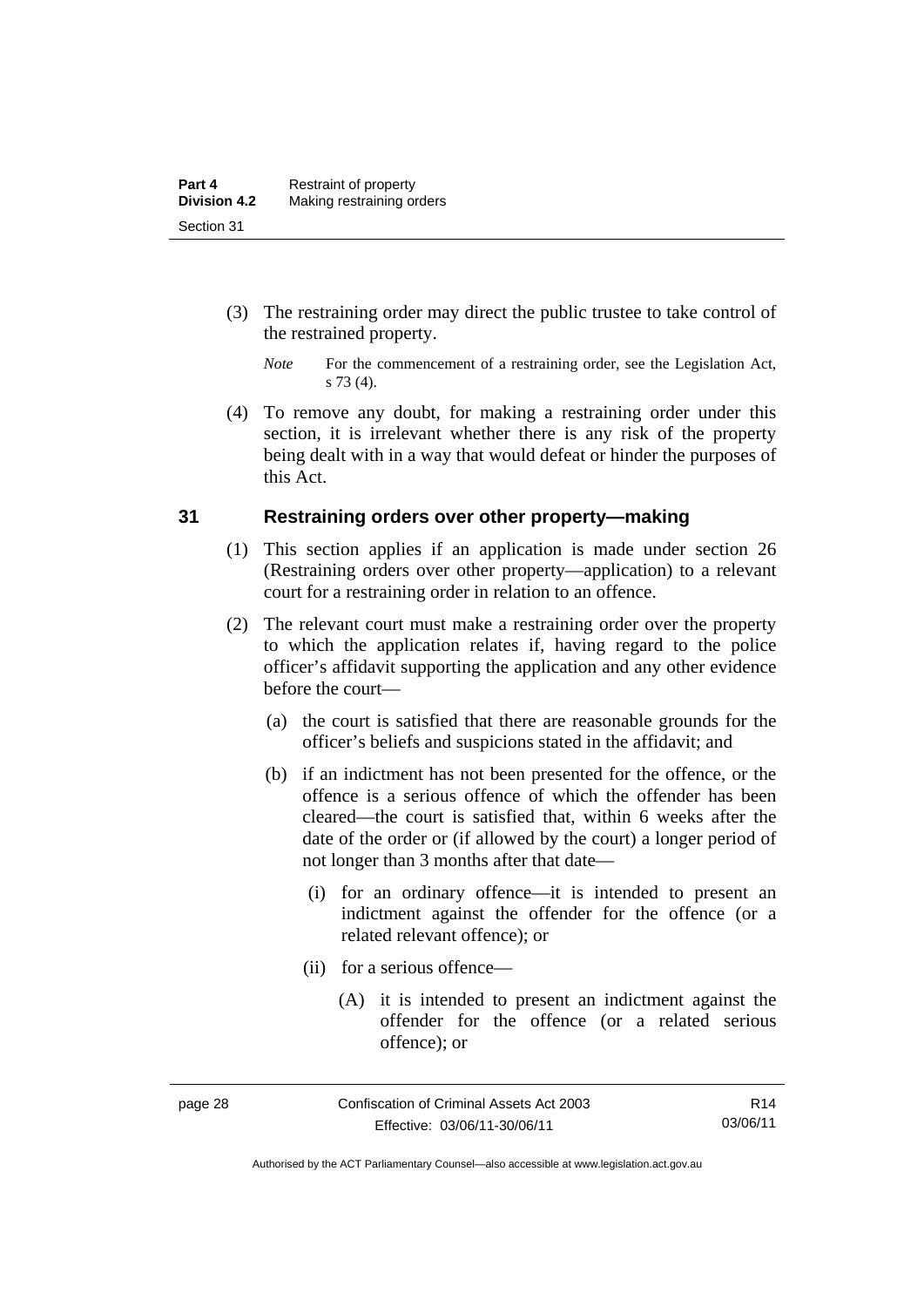(3) The restraining order may direct the public trustee to take control of the restrained property.

*Note* For the commencement of a restraining order, see the Legislation Act, s 73 (4).

(4) To remove any doubt, for making a restraining order under this section, it is irrelevant whether there is any risk of the property being dealt with in a way that would defeat or hinder the purposes of this Act.

## 31 Restraining orders over other property—making

(1) This section applies if an application is made under section 26 (Restraining orders over other property—application) to a relevant court for a restraining order in relation to an offence.

(2) The relevant court must make a restraining order over the property to which the application relates if, having regard to the police officer's affidavit supporting the application and any other evidence before the court—

(a) the court is satisfied that there are reasonable grounds for the officer's beliefs and suspicions stated in the affidavit; and

(b) if an indictment has not been presented for the offence, or the offence is a serious offence of which the offender has been cleared—the court is satisfied that, within 6 weeks after the date of the order or (if allowed by the court) a longer period of not longer than 3 months after that date—

(i) for an ordinary offence—it is intended to present an indictment against the offender for the offence (or a related relevant offence); or

(ii) for a serious offence—

(A) it is intended to present an indictment against the offender for the offence (or a related serious offence); or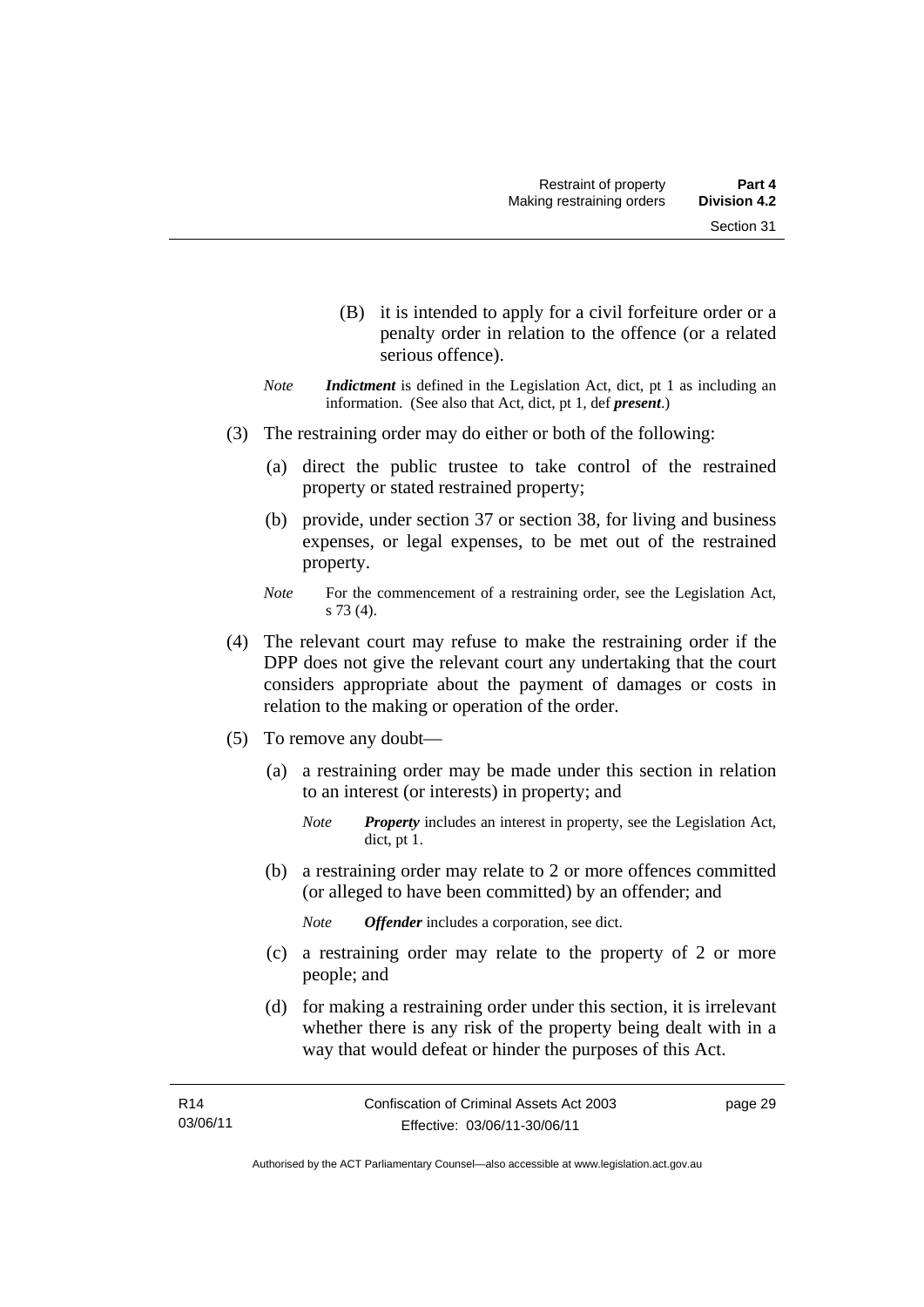(B) it is intended to apply for a civil forfeiture order or a penalty order in relation to the offence (or a related serious offence).

*Note* ***Indictment*** is defined in the Legislation Act, dict, pt 1 as including an information. (See also that Act, dict, pt 1, def ***present***.)

(3) The restraining order may do either or both of the following:

(a) direct the public trustee to take control of the restrained property or stated restrained property;

(b) provide, under section 37 or section 38, for living and business expenses, or legal expenses, to be met out of the restrained property.

*Note* For the commencement of a restraining order, see the Legislation Act, s 73 (4).

(4) The relevant court may refuse to make the restraining order if the DPP does not give the relevant court any undertaking that the court considers appropriate about the payment of damages or costs in relation to the making or operation of the order.

(5) To remove any doubt—

(a) a restraining order may be made under this section in relation to an interest (or interests) in property; and

*Note* ***Property*** includes an interest in property, see the Legislation Act, dict, pt 1.

(b) a restraining order may relate to 2 or more offences committed (or alleged to have been committed) by an offender; and

*Note* ***Offender*** includes a corporation, see dict.

(c) a restraining order may relate to the property of 2 or more people; and

(d) for making a restraining order under this section, it is irrelevant whether there is any risk of the property being dealt with in a way that would defeat or hinder the purposes of this Act.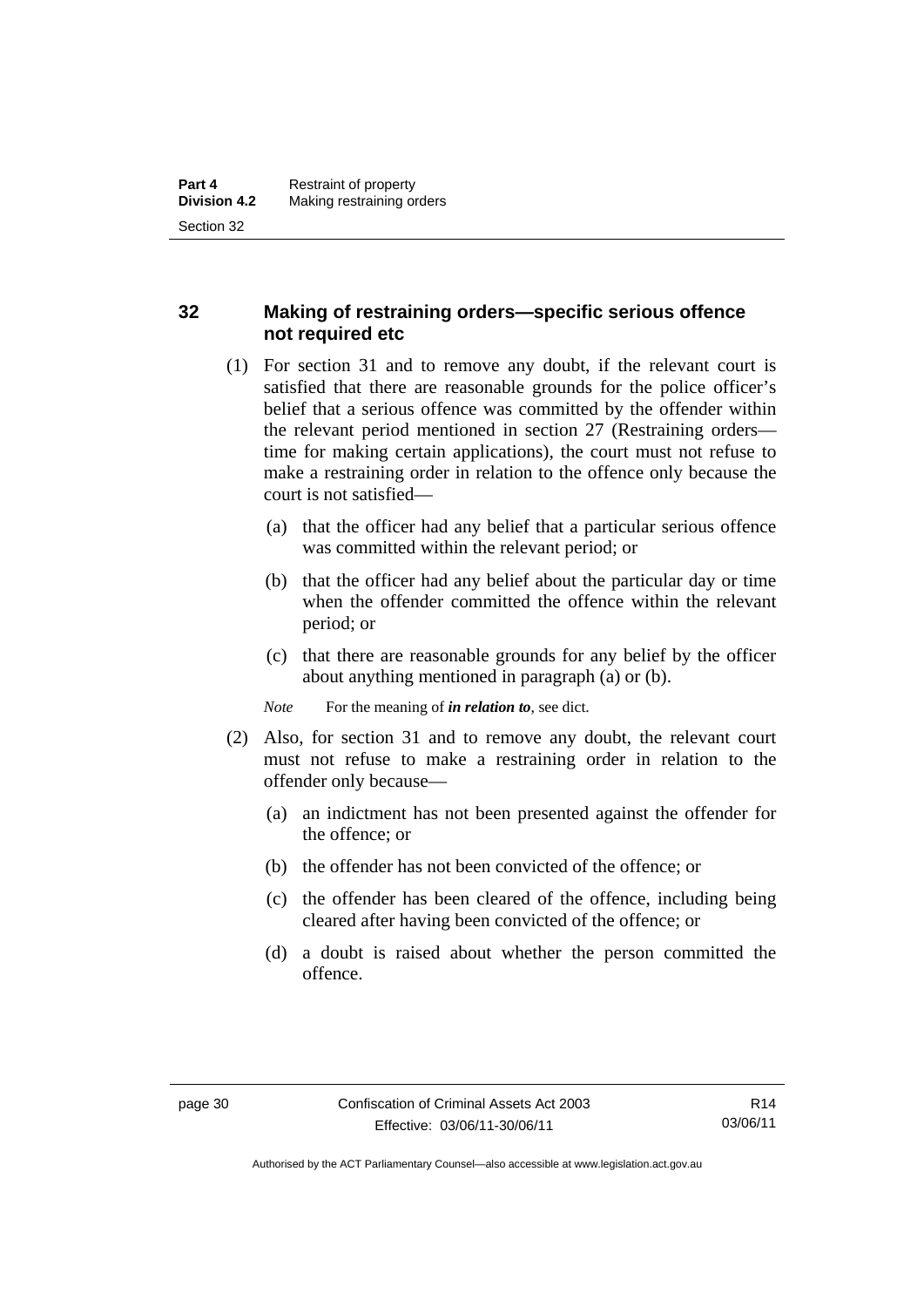## 32 Making of restraining orders—specific serious offence not required etc

(1) For section 31 and to remove any doubt, if the relevant court is satisfied that there are reasonable grounds for the police officer's belief that a serious offence was committed by the offender within the relevant period mentioned in section 27 (Restraining orders—time for making certain applications), the court must not refuse to make a restraining order in relation to the offence only because the court is not satisfied—

(a) that the officer had any belief that a particular serious offence was committed within the relevant period; or

(b) that the officer had any belief about the particular day or time when the offender committed the offence within the relevant period; or

(c) that there are reasonable grounds for any belief by the officer about anything mentioned in paragraph (a) or (b).

*Note* For the meaning of ***in relation to***, see dict.

(2) Also, for section 31 and to remove any doubt, the relevant court must not refuse to make a restraining order in relation to the offender only because—

(a) an indictment has not been presented against the offender for the offence; or

(b) the offender has not been convicted of the offence; or

(c) the offender has been cleared of the offence, including being cleared after having been convicted of the offence; or

(d) a doubt is raised about whether the person committed the offence.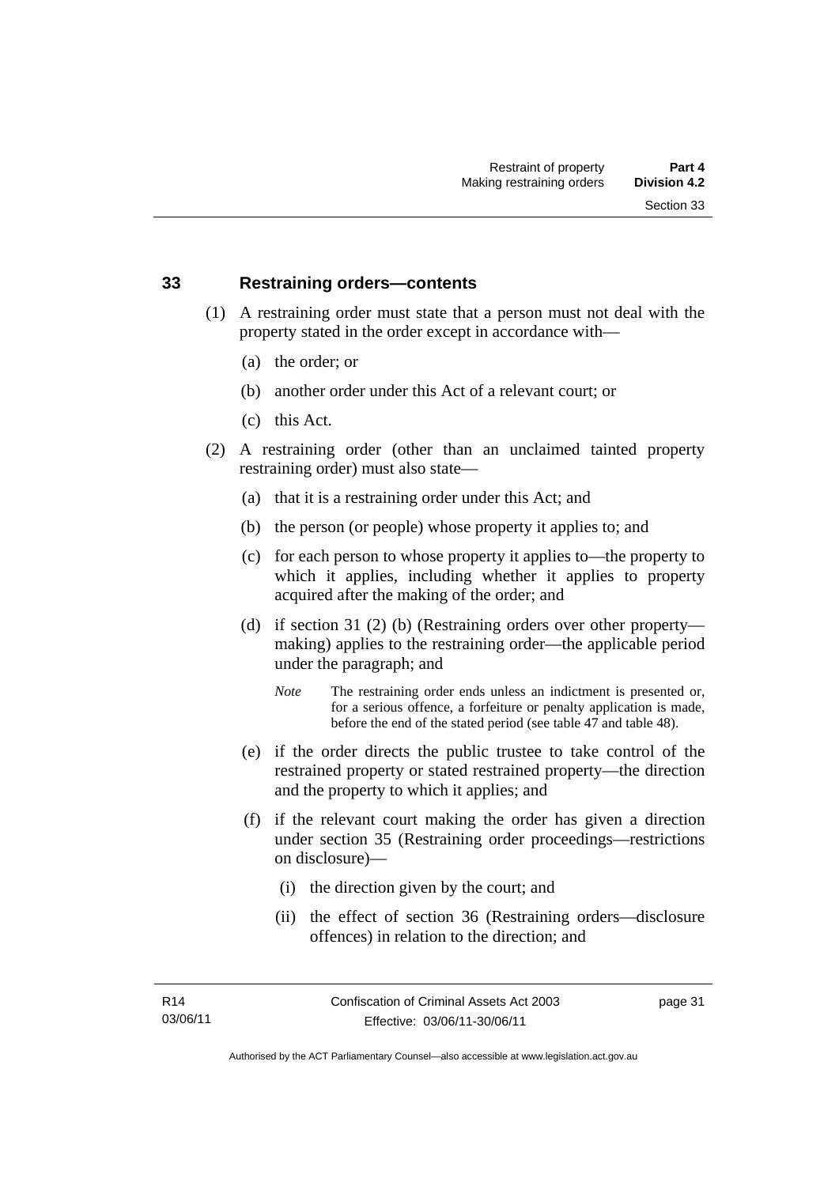## 33 Restraining orders—contents

(1) A restraining order must state that a person must not deal with the property stated in the order except in accordance with—

(a) the order; or

(b) another order under this Act of a relevant court; or

(c) this Act.

(2) A restraining order (other than an unclaimed tainted property restraining order) must also state—

(a) that it is a restraining order under this Act; and

(b) the person (or people) whose property it applies to; and

(c) for each person to whose property it applies to—the property to which it applies, including whether it applies to property acquired after the making of the order; and

(d) if section 31 (2) (b) (Restraining orders over other property—making) applies to the restraining order—the applicable period under the paragraph; and

*Note* The restraining order ends unless an indictment is presented or, for a serious offence, a forfeiture or penalty application is made, before the end of the stated period (see table 47 and table 48).

(e) if the order directs the public trustee to take control of the restrained property or stated restrained property—the direction and the property to which it applies; and

(f) if the relevant court making the order has given a direction under section 35 (Restraining order proceedings—restrictions on disclosure)—

(i) the direction given by the court; and

(ii) the effect of section 36 (Restraining orders—disclosure offences) in relation to the direction; and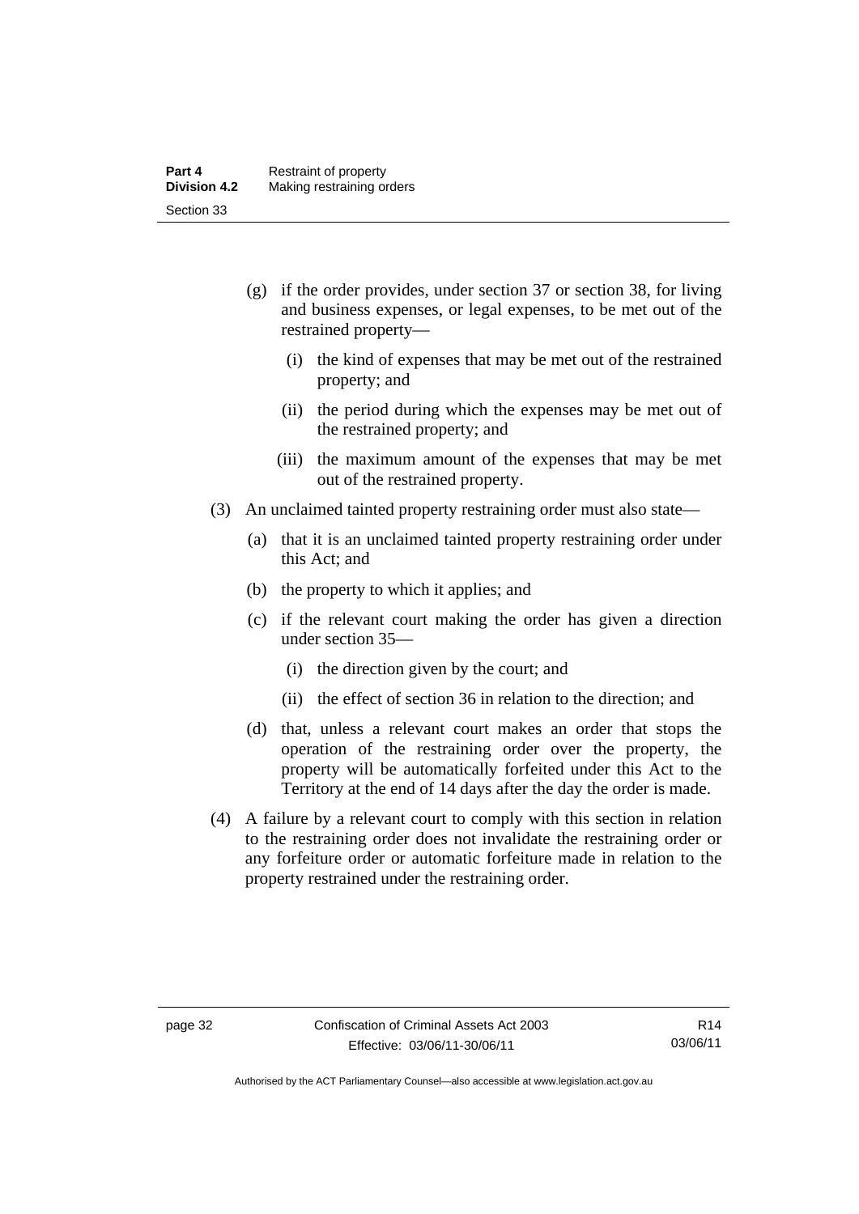(g) if the order provides, under section 37 or section 38, for living and business expenses, or legal expenses, to be met out of the restrained property—

   (i) the kind of expenses that may be met out of the restrained property; and

   (ii) the period during which the expenses may be met out of the restrained property; and

   (iii) the maximum amount of the expenses that may be met out of the restrained property.

(3) An unclaimed tainted property restraining order must also state—

   (a) that it is an unclaimed tainted property restraining order under this Act; and

   (b) the property to which it applies; and

   (c) if the relevant court making the order has given a direction under section 35—

      (i) the direction given by the court; and

      (ii) the effect of section 36 in relation to the direction; and

   (d) that, unless a relevant court makes an order that stops the operation of the restraining order over the property, the property will be automatically forfeited under this Act to the Territory at the end of 14 days after the day the order is made.

(4) A failure by a relevant court to comply with this section in relation to the restraining order does not invalidate the restraining order or any forfeiture order or automatic forfeiture made in relation to the property restrained under the restraining order.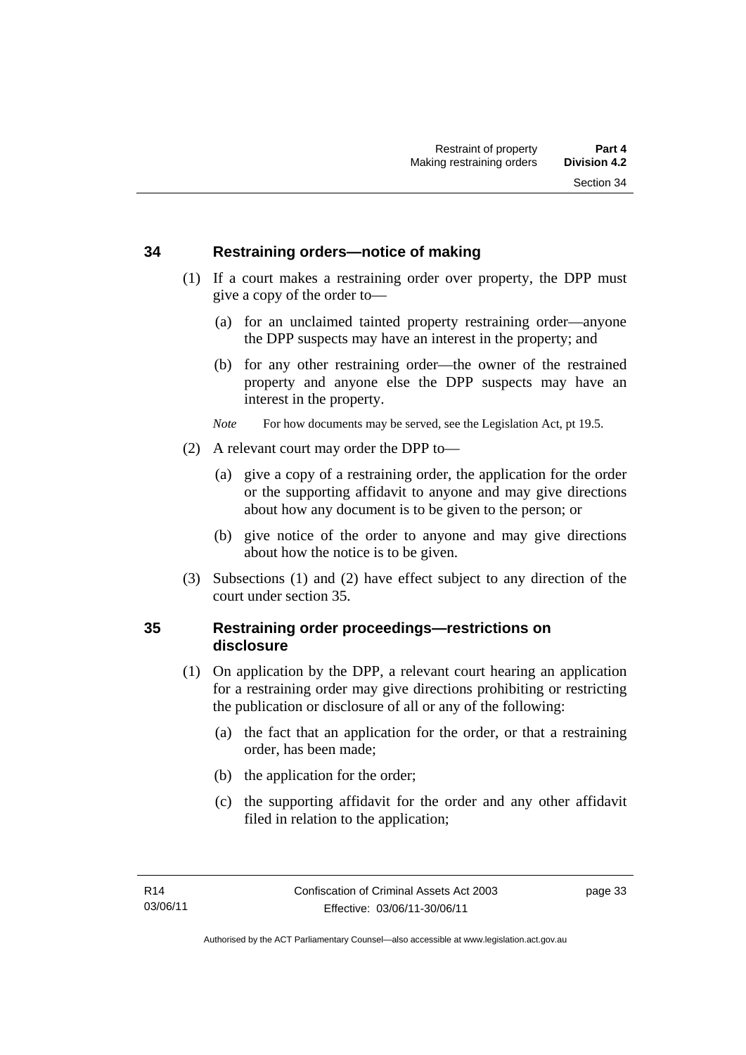## 34 Restraining orders—notice of making

(1) If a court makes a restraining order over property, the DPP must give a copy of the order to—

(a) for an unclaimed tainted property restraining order—anyone the DPP suspects may have an interest in the property; and

(b) for any other restraining order—the owner of the restrained property and anyone else the DPP suspects may have an interest in the property.

*Note* For how documents may be served, see the Legislation Act, pt 19.5.

(2) A relevant court may order the DPP to—

(a) give a copy of a restraining order, the application for the order or the supporting affidavit to anyone and may give directions about how any document is to be given to the person; or

(b) give notice of the order to anyone and may give directions about how the notice is to be given.

(3) Subsections (1) and (2) have effect subject to any direction of the court under section 35.

## 35 Restraining order proceedings—restrictions on disclosure

(1) On application by the DPP, a relevant court hearing an application for a restraining order may give directions prohibiting or restricting the publication or disclosure of all or any of the following:

(a) the fact that an application for the order, or that a restraining order, has been made;

(b) the application for the order;

(c) the supporting affidavit for the order and any other affidavit filed in relation to the application;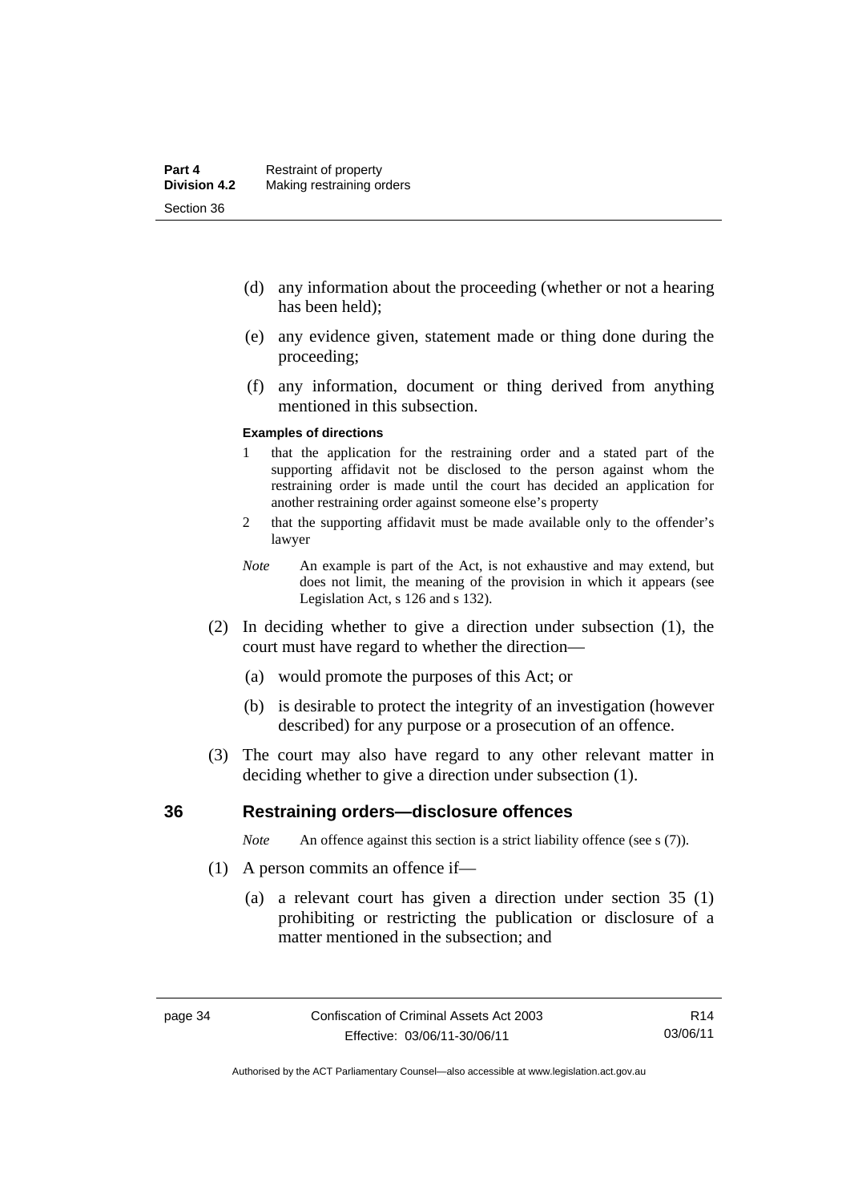(d) any information about the proceeding (whether or not a hearing has been held);

(e) any evidence given, statement made or thing done during the proceeding;

(f) any information, document or thing derived from anything mentioned in this subsection.

**Examples of directions**

1 that the application for the restraining order and a stated part of the supporting affidavit not be disclosed to the person against whom the restraining order is made until the court has decided an application for another restraining order against someone else's property

2 that the supporting affidavit must be made available only to the offender's lawyer

*Note* An example is part of the Act, is not exhaustive and may extend, but does not limit, the meaning of the provision in which it appears (see Legislation Act, s 126 and s 132).

(2) In deciding whether to give a direction under subsection (1), the court must have regard to whether the direction—

(a) would promote the purposes of this Act; or

(b) is desirable to protect the integrity of an investigation (however described) for any purpose or a prosecution of an offence.

(3) The court may also have regard to any other relevant matter in deciding whether to give a direction under subsection (1).

## 36 Restraining orders—disclosure offences

*Note* An offence against this section is a strict liability offence (see s (7)).

(1) A person commits an offence if—

(a) a relevant court has given a direction under section 35 (1) prohibiting or restricting the publication or disclosure of a matter mentioned in the subsection; and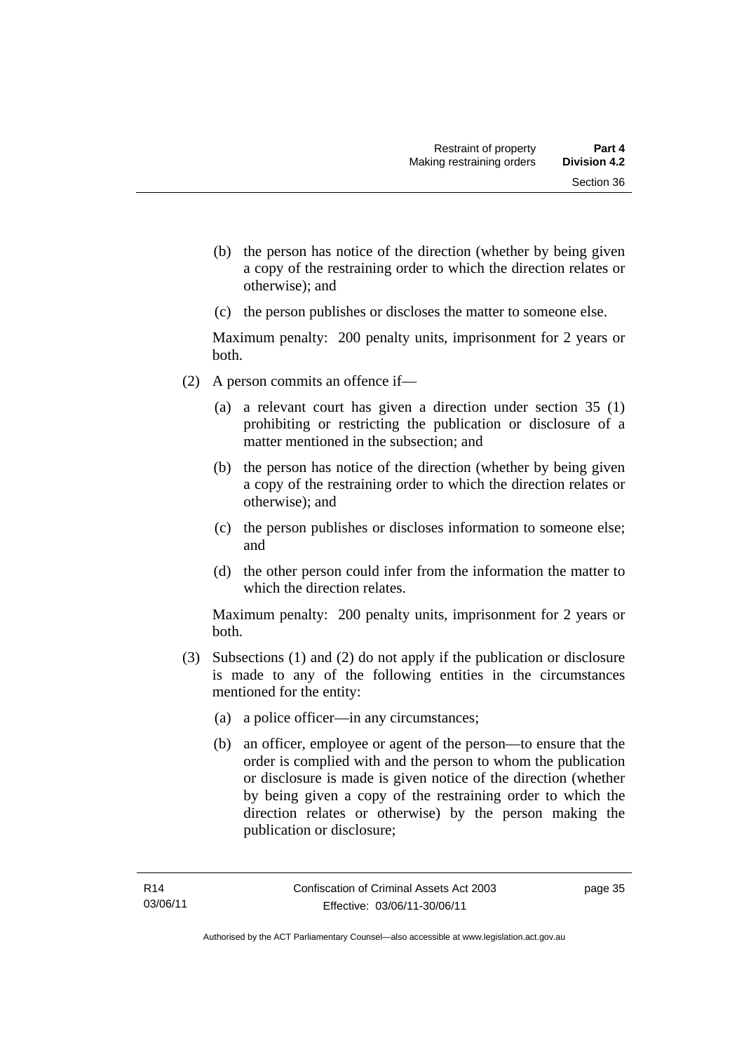(b) the person has notice of the direction (whether by being given a copy of the restraining order to which the direction relates or otherwise); and

(c) the person publishes or discloses the matter to someone else.

Maximum penalty: 200 penalty units, imprisonment for 2 years or both.

(2) A person commits an offence if—

(a) a relevant court has given a direction under section 35 (1) prohibiting or restricting the publication or disclosure of a matter mentioned in the subsection; and

(b) the person has notice of the direction (whether by being given a copy of the restraining order to which the direction relates or otherwise); and

(c) the person publishes or discloses information to someone else; and

(d) the other person could infer from the information the matter to which the direction relates.

Maximum penalty: 200 penalty units, imprisonment for 2 years or both.

(3) Subsections (1) and (2) do not apply if the publication or disclosure is made to any of the following entities in the circumstances mentioned for the entity:

(a) a police officer—in any circumstances;

(b) an officer, employee or agent of the person—to ensure that the order is complied with and the person to whom the publication or disclosure is made is given notice of the direction (whether by being given a copy of the restraining order to which the direction relates or otherwise) by the person making the publication or disclosure;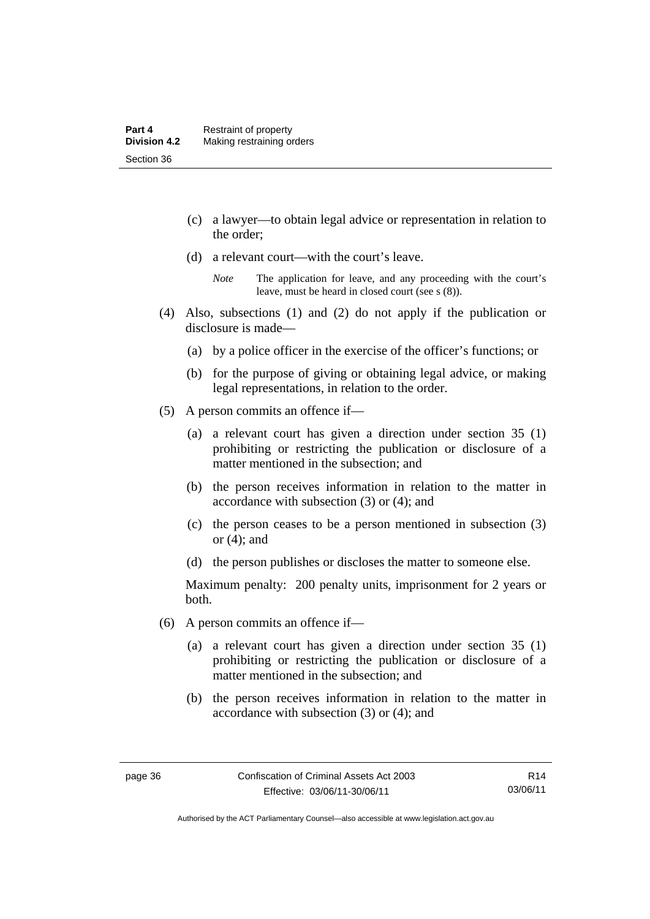(c) a lawyer—to obtain legal advice or representation in relation to the order;

(d) a relevant court—with the court's leave.

*Note* The application for leave, and any proceeding with the court's leave, must be heard in closed court (see s (8)).

(4) Also, subsections (1) and (2) do not apply if the publication or disclosure is made—

(a) by a police officer in the exercise of the officer's functions; or

(b) for the purpose of giving or obtaining legal advice, or making legal representations, in relation to the order.

(5) A person commits an offence if—

(a) a relevant court has given a direction under section 35 (1) prohibiting or restricting the publication or disclosure of a matter mentioned in the subsection; and

(b) the person receives information in relation to the matter in accordance with subsection (3) or (4); and

(c) the person ceases to be a person mentioned in subsection (3) or (4); and

(d) the person publishes or discloses the matter to someone else.

Maximum penalty: 200 penalty units, imprisonment for 2 years or both.

(6) A person commits an offence if—

(a) a relevant court has given a direction under section 35 (1) prohibiting or restricting the publication or disclosure of a matter mentioned in the subsection; and

(b) the person receives information in relation to the matter in accordance with subsection (3) or (4); and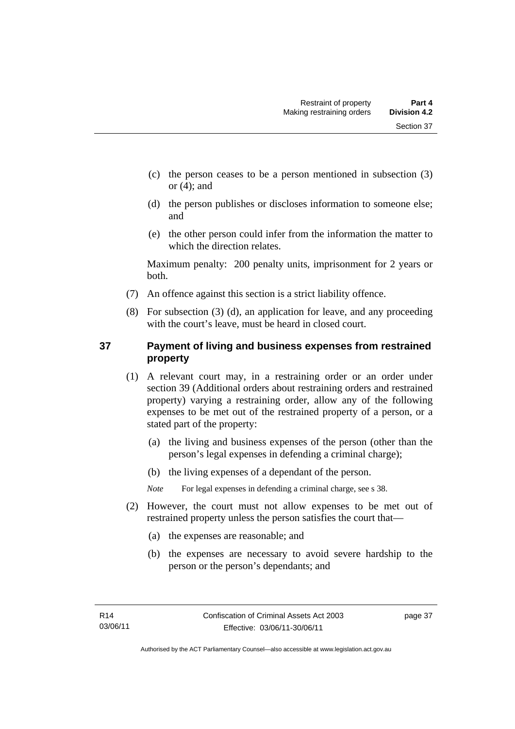(c) the person ceases to be a person mentioned in subsection (3) or (4); and

(d) the person publishes or discloses information to someone else; and

(e) the other person could infer from the information the matter to which the direction relates.

Maximum penalty: 200 penalty units, imprisonment for 2 years or both.

(7) An offence against this section is a strict liability offence.

(8) For subsection (3) (d), an application for leave, and any proceeding with the court's leave, must be heard in closed court.

## 37 Payment of living and business expenses from restrained property

(1) A relevant court may, in a restraining order or an order under section 39 (Additional orders about restraining orders and restrained property) varying a restraining order, allow any of the following expenses to be met out of the restrained property of a person, or a stated part of the property:

(a) the living and business expenses of the person (other than the person's legal expenses in defending a criminal charge);

(b) the living expenses of a dependant of the person.

*Note* For legal expenses in defending a criminal charge, see s 38.

(2) However, the court must not allow expenses to be met out of restrained property unless the person satisfies the court that—

(a) the expenses are reasonable; and

(b) the expenses are necessary to avoid severe hardship to the person or the person's dependants; and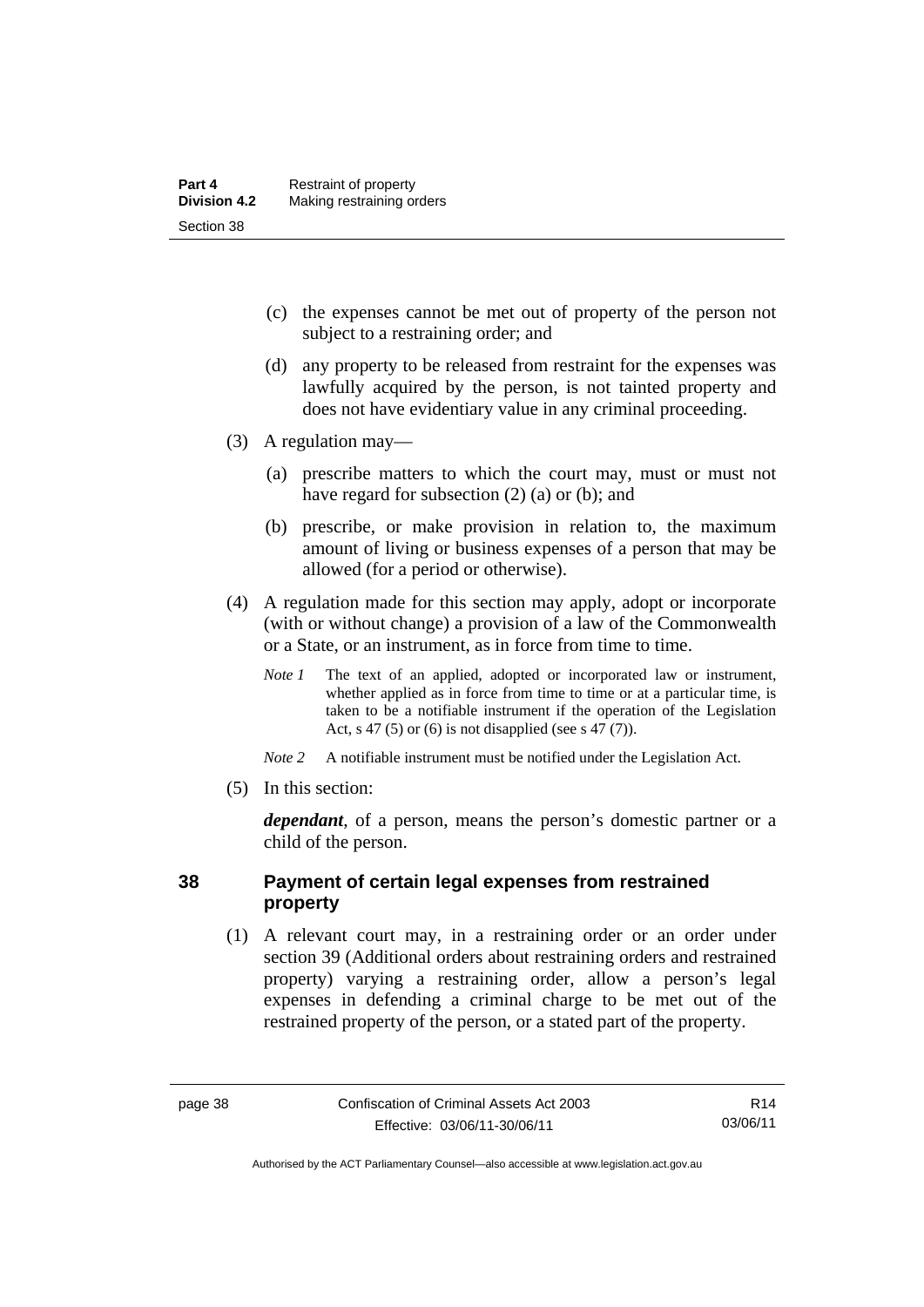(c) the expenses cannot be met out of property of the person not subject to a restraining order; and

(d) any property to be released from restraint for the expenses was lawfully acquired by the person, is not tainted property and does not have evidentiary value in any criminal proceeding.

(3) A regulation may—

(a) prescribe matters to which the court may, must or must not have regard for subsection (2) (a) or (b); and

(b) prescribe, or make provision in relation to, the maximum amount of living or business expenses of a person that may be allowed (for a period or otherwise).

(4) A regulation made for this section may apply, adopt or incorporate (with or without change) a provision of a law of the Commonwealth or a State, or an instrument, as in force from time to time.

*Note 1* The text of an applied, adopted or incorporated law or instrument, whether applied as in force from time to time or at a particular time, is taken to be a notifiable instrument if the operation of the Legislation Act, s 47 (5) or (6) is not disapplied (see s 47 (7)).

*Note 2* A notifiable instrument must be notified under the Legislation Act.

(5) In this section:

***dependant***, of a person, means the person's domestic partner or a child of the person.

## 38 Payment of certain legal expenses from restrained property

(1) A relevant court may, in a restraining order or an order under section 39 (Additional orders about restraining orders and restrained property) varying a restraining order, allow a person's legal expenses in defending a criminal charge to be met out of the restrained property of the person, or a stated part of the property.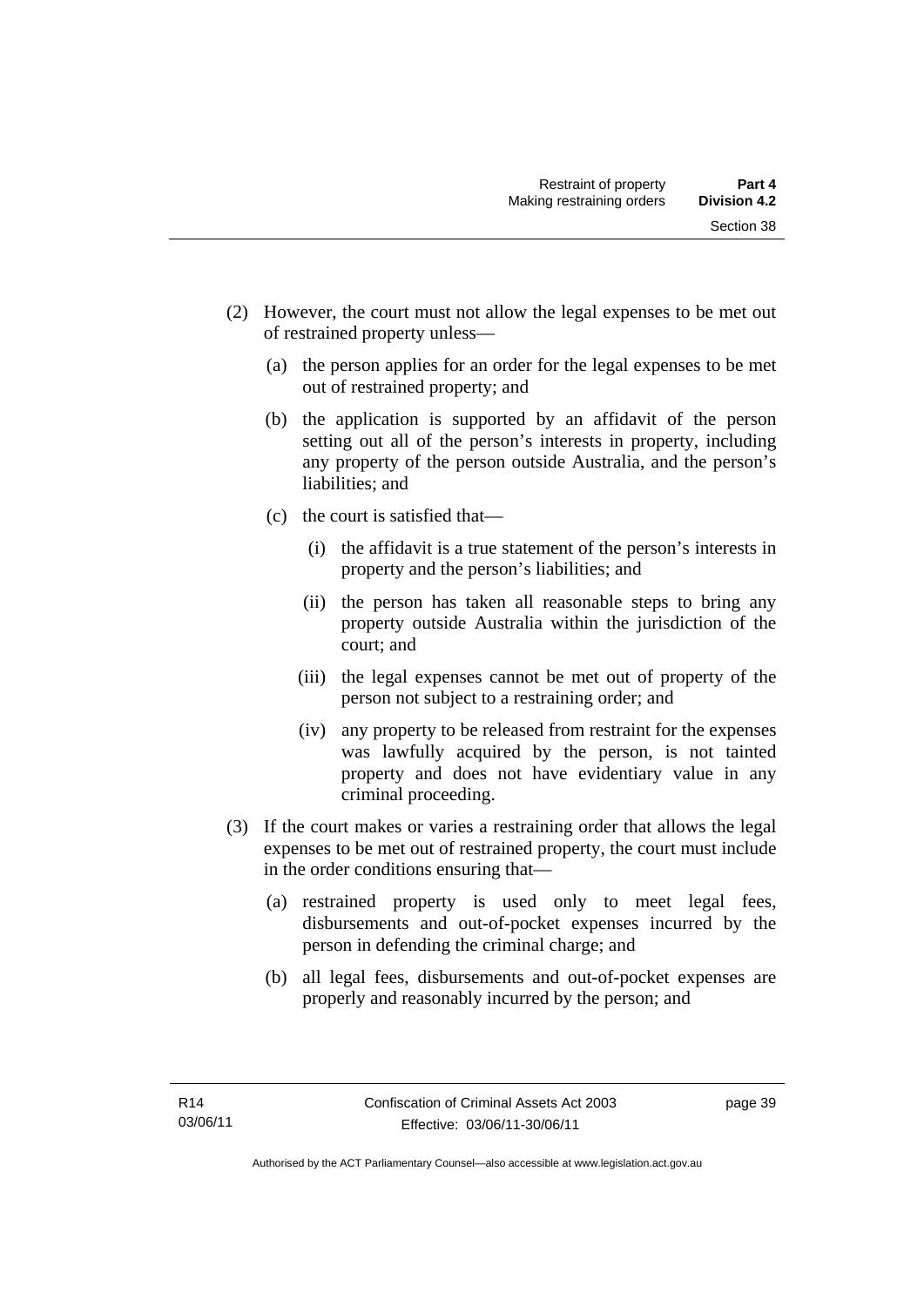(2) However, the court must not allow the legal expenses to be met out of restrained property unless—

(a) the person applies for an order for the legal expenses to be met out of restrained property; and

(b) the application is supported by an affidavit of the person setting out all of the person's interests in property, including any property of the person outside Australia, and the person's liabilities; and

(c) the court is satisfied that—

(i) the affidavit is a true statement of the person's interests in property and the person's liabilities; and

(ii) the person has taken all reasonable steps to bring any property outside Australia within the jurisdiction of the court; and

(iii) the legal expenses cannot be met out of property of the person not subject to a restraining order; and

(iv) any property to be released from restraint for the expenses was lawfully acquired by the person, is not tainted property and does not have evidentiary value in any criminal proceeding.

(3) If the court makes or varies a restraining order that allows the legal expenses to be met out of restrained property, the court must include in the order conditions ensuring that—

(a) restrained property is used only to meet legal fees, disbursements and out-of-pocket expenses incurred by the person in defending the criminal charge; and

(b) all legal fees, disbursements and out-of-pocket expenses are properly and reasonably incurred by the person; and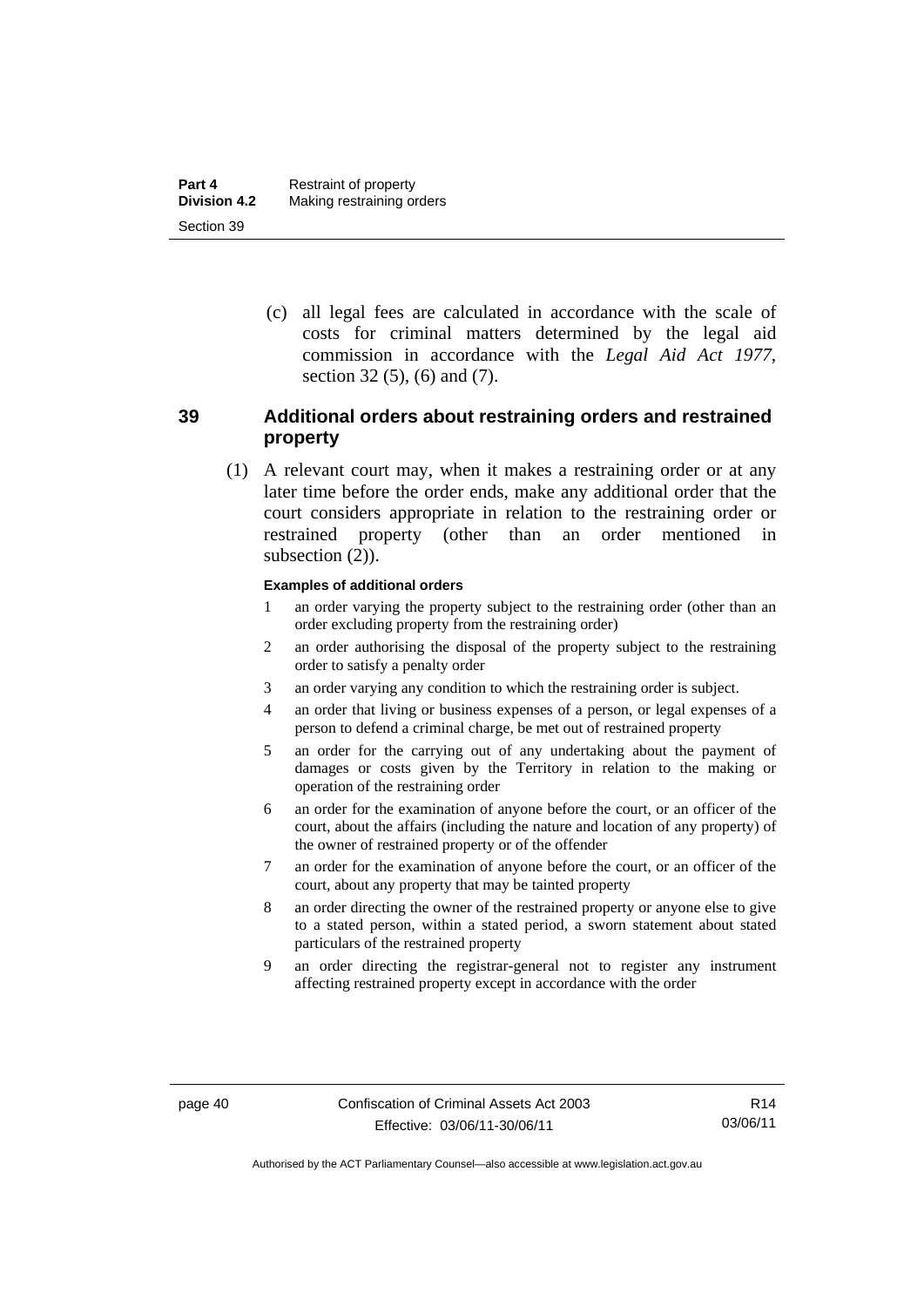(c) all legal fees are calculated in accordance with the scale of costs for criminal matters determined by the legal aid commission in accordance with the *Legal Aid Act 1977*, section 32 (5), (6) and (7).

## 39 Additional orders about restraining orders and restrained property

(1) A relevant court may, when it makes a restraining order or at any later time before the order ends, make any additional order that the court considers appropriate in relation to the restraining order or restrained property (other than an order mentioned in subsection (2)).

**Examples of additional orders**

1 an order varying the property subject to the restraining order (other than an order excluding property from the restraining order)

2 an order authorising the disposal of the property subject to the restraining order to satisfy a penalty order

3 an order varying any condition to which the restraining order is subject.

4 an order that living or business expenses of a person, or legal expenses of a person to defend a criminal charge, be met out of restrained property

5 an order for the carrying out of any undertaking about the payment of damages or costs given by the Territory in relation to the making or operation of the restraining order

6 an order for the examination of anyone before the court, or an officer of the court, about the affairs (including the nature and location of any property) of the owner of restrained property or of the offender

7 an order for the examination of anyone before the court, or an officer of the court, about any property that may be tainted property

8 an order directing the owner of the restrained property or anyone else to give to a stated person, within a stated period, a sworn statement about stated particulars of the restrained property

9 an order directing the registrar-general not to register any instrument affecting restrained property except in accordance with the order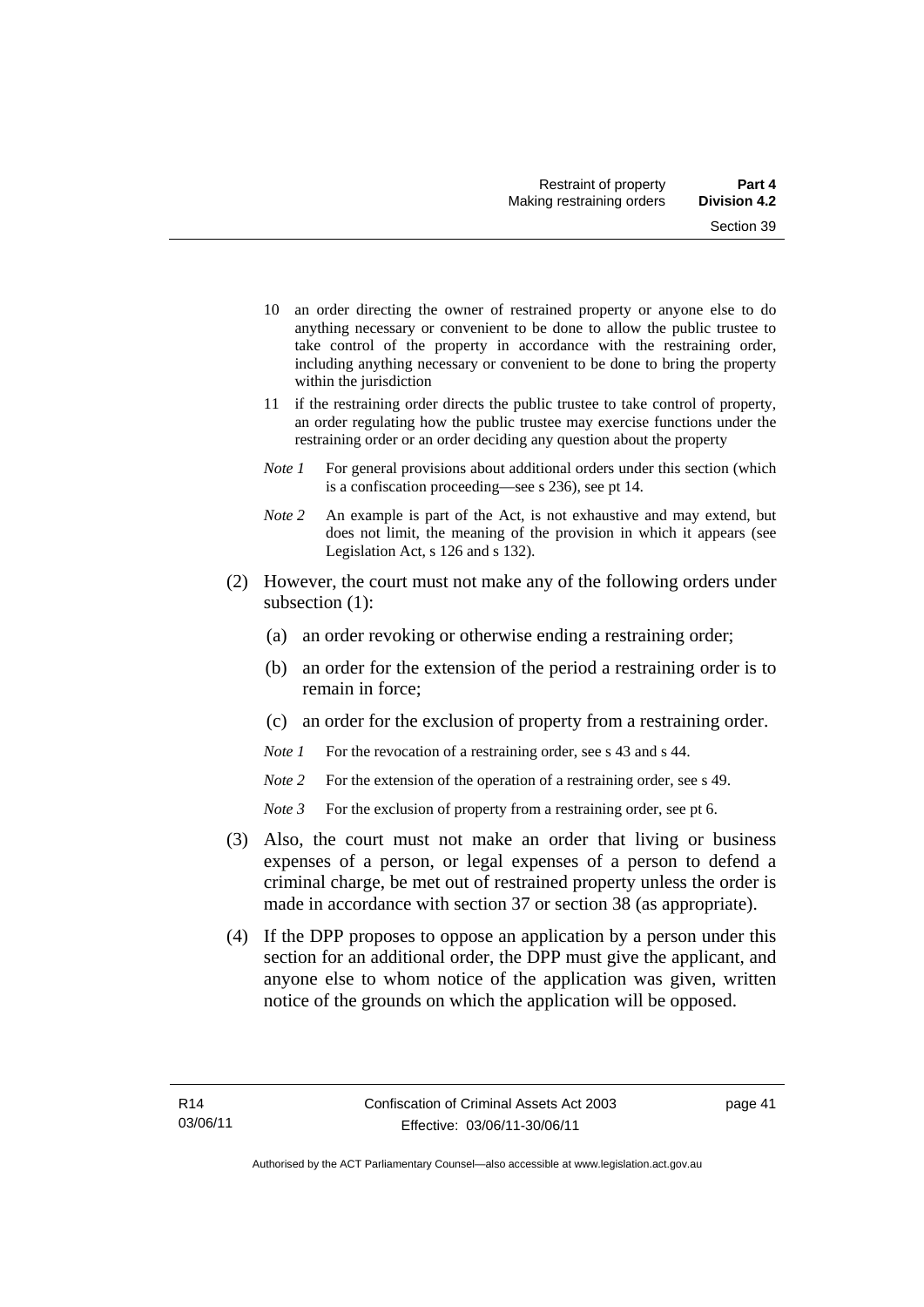10 an order directing the owner of restrained property or anyone else to do anything necessary or convenient to be done to allow the public trustee to take control of the property in accordance with the restraining order, including anything necessary or convenient to be done to bring the property within the jurisdiction

11 if the restraining order directs the public trustee to take control of property, an order regulating how the public trustee may exercise functions under the restraining order or an order deciding any question about the property

*Note 1* For general provisions about additional orders under this section (which is a confiscation proceeding—see s 236), see pt 14.

*Note 2* An example is part of the Act, is not exhaustive and may extend, but does not limit, the meaning of the provision in which it appears (see Legislation Act, s 126 and s 132).

(2) However, the court must not make any of the following orders under subsection (1):

(a) an order revoking or otherwise ending a restraining order;

(b) an order for the extension of the period a restraining order is to remain in force;

(c) an order for the exclusion of property from a restraining order.

*Note 1* For the revocation of a restraining order, see s 43 and s 44.

*Note 2* For the extension of the operation of a restraining order, see s 49.

*Note 3* For the exclusion of property from a restraining order, see pt 6.

(3) Also, the court must not make an order that living or business expenses of a person, or legal expenses of a person to defend a criminal charge, be met out of restrained property unless the order is made in accordance with section 37 or section 38 (as appropriate).

(4) If the DPP proposes to oppose an application by a person under this section for an additional order, the DPP must give the applicant, and anyone else to whom notice of the application was given, written notice of the grounds on which the application will be opposed.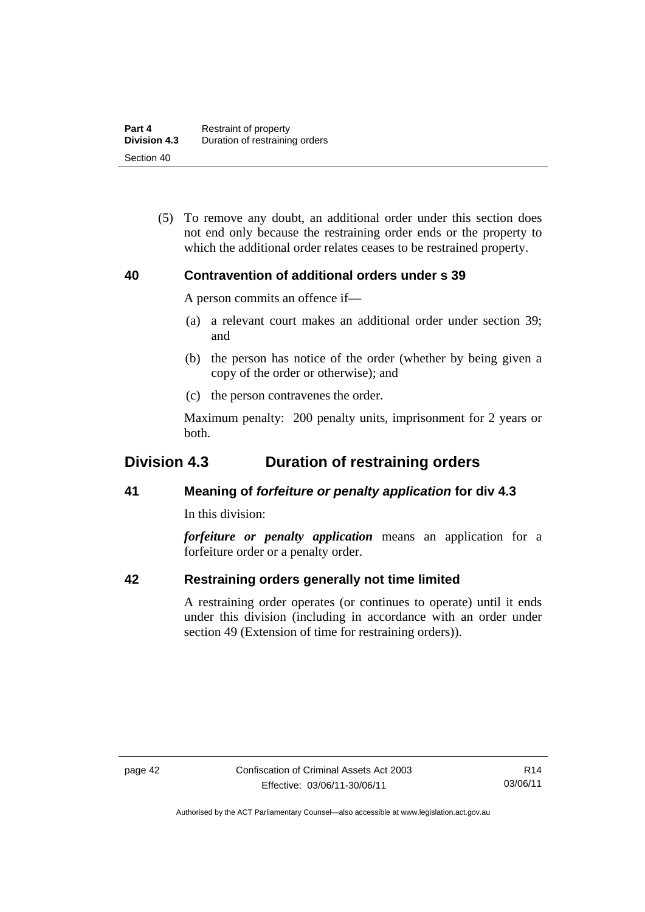(5) To remove any doubt, an additional order under this section does not end only because the restraining order ends or the property to which the additional order relates ceases to be restrained property.

### 40 Contravention of additional orders under s 39

A person commits an offence if—

(a) a relevant court makes an additional order under section 39; and

(b) the person has notice of the order (whether by being given a copy of the order or otherwise); and

(c) the person contravenes the order.

Maximum penalty: 200 penalty units, imprisonment for 2 years or both.

## Division 4.3 Duration of restraining orders

### 41 Meaning of *forfeiture or penalty application* for div 4.3

In this division:

***forfeiture or penalty application*** means an application for a forfeiture order or a penalty order.

### 42 Restraining orders generally not time limited

A restraining order operates (or continues to operate) until it ends under this division (including in accordance with an order under section 49 (Extension of time for restraining orders)).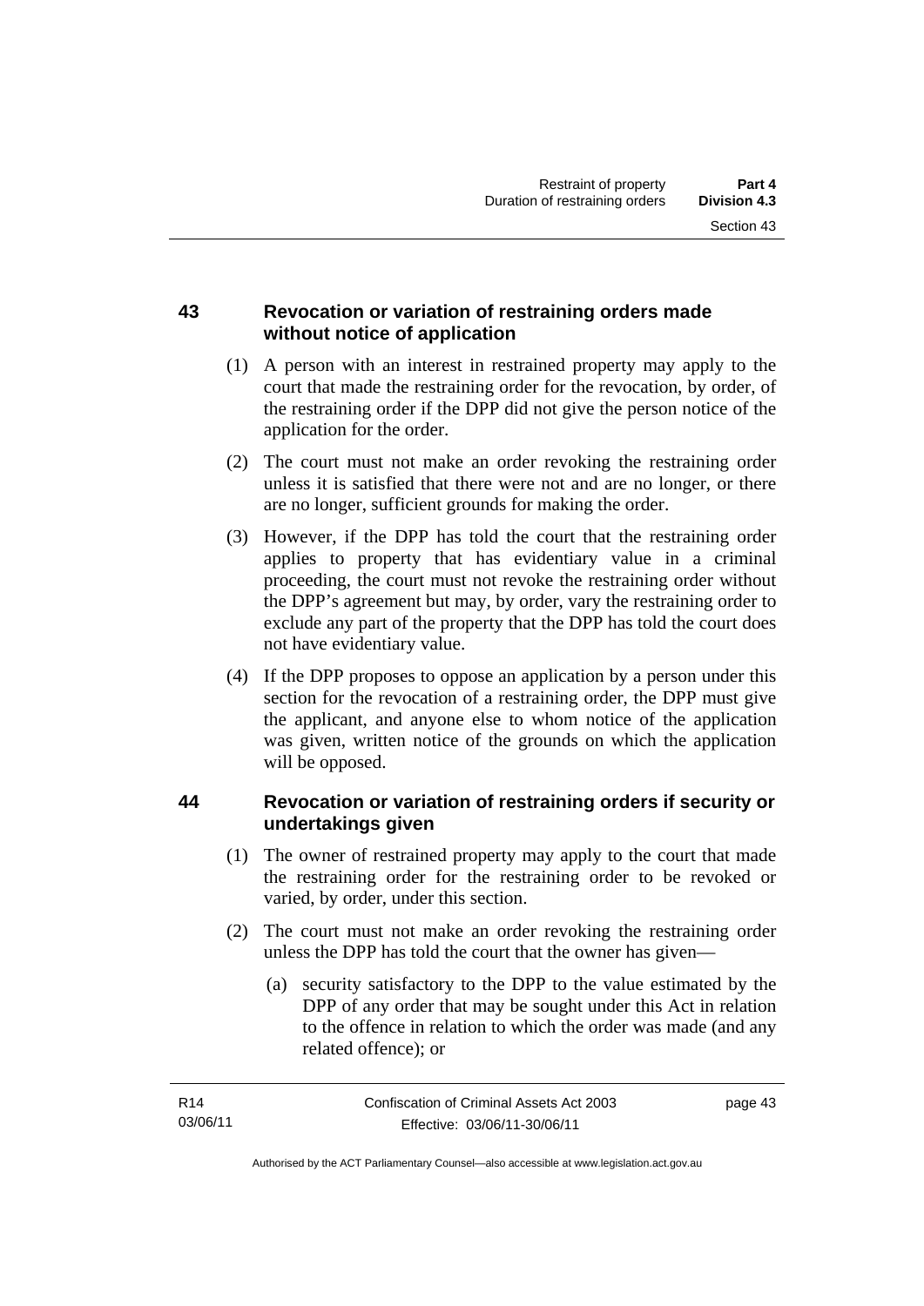## 43 Revocation or variation of restraining orders made without notice of application

(1) A person with an interest in restrained property may apply to the court that made the restraining order for the revocation, by order, of the restraining order if the DPP did not give the person notice of the application for the order.

(2) The court must not make an order revoking the restraining order unless it is satisfied that there were not and are no longer, or there are no longer, sufficient grounds for making the order.

(3) However, if the DPP has told the court that the restraining order applies to property that has evidentiary value in a criminal proceeding, the court must not revoke the restraining order without the DPP's agreement but may, by order, vary the restraining order to exclude any part of the property that the DPP has told the court does not have evidentiary value.

(4) If the DPP proposes to oppose an application by a person under this section for the revocation of a restraining order, the DPP must give the applicant, and anyone else to whom notice of the application was given, written notice of the grounds on which the application will be opposed.

## 44 Revocation or variation of restraining orders if security or undertakings given

(1) The owner of restrained property may apply to the court that made the restraining order for the restraining order to be revoked or varied, by order, under this section.

(2) The court must not make an order revoking the restraining order unless the DPP has told the court that the owner has given—

(a) security satisfactory to the DPP to the value estimated by the DPP of any order that may be sought under this Act in relation to the offence in relation to which the order was made (and any related offence); or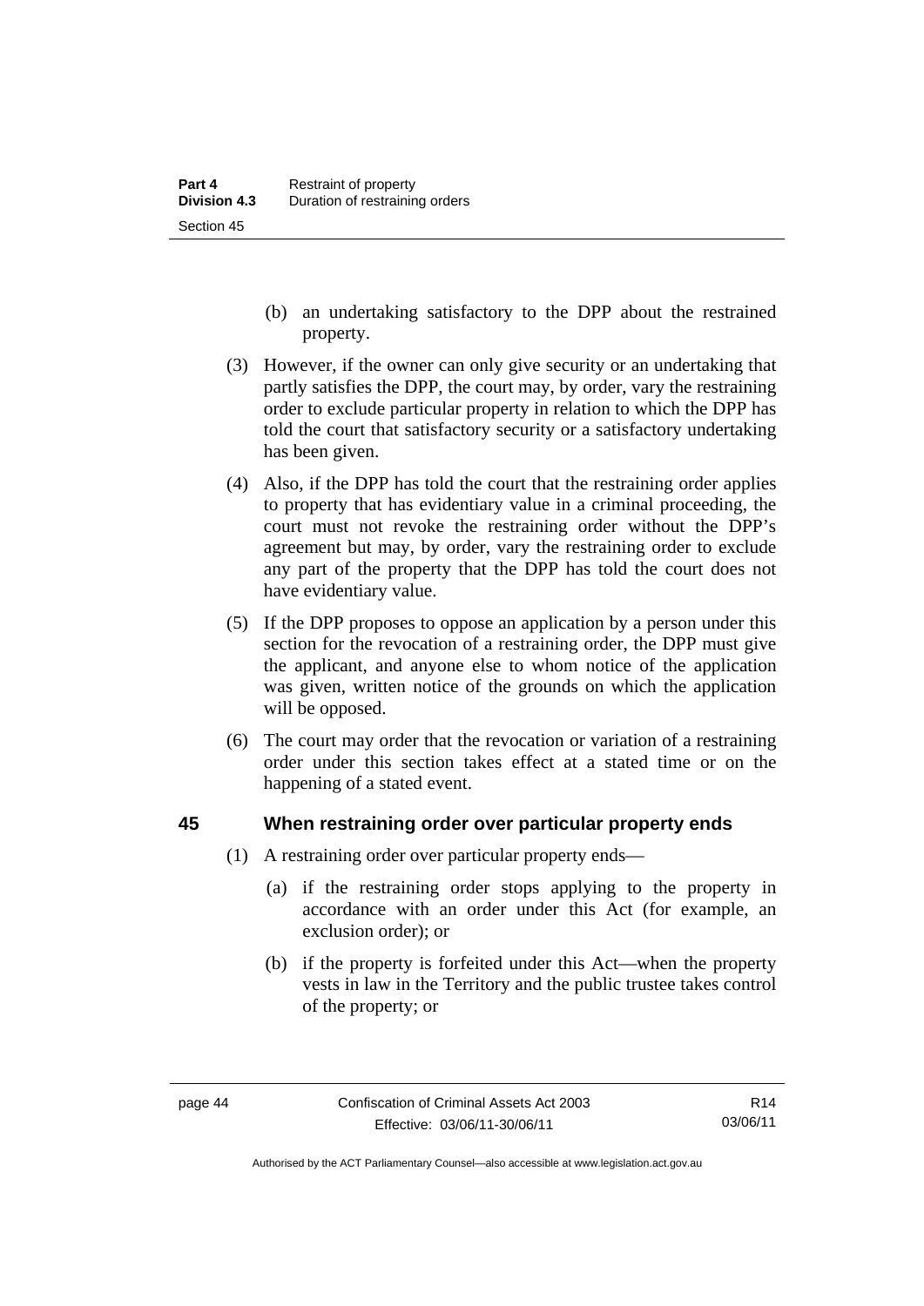(b) an undertaking satisfactory to the DPP about the restrained property.

(3) However, if the owner can only give security or an undertaking that partly satisfies the DPP, the court may, by order, vary the restraining order to exclude particular property in relation to which the DPP has told the court that satisfactory security or a satisfactory undertaking has been given.

(4) Also, if the DPP has told the court that the restraining order applies to property that has evidentiary value in a criminal proceeding, the court must not revoke the restraining order without the DPP's agreement but may, by order, vary the restraining order to exclude any part of the property that the DPP has told the court does not have evidentiary value.

(5) If the DPP proposes to oppose an application by a person under this section for the revocation of a restraining order, the DPP must give the applicant, and anyone else to whom notice of the application was given, written notice of the grounds on which the application will be opposed.

(6) The court may order that the revocation or variation of a restraining order under this section takes effect at a stated time or on the happening of a stated event.

## 45 When restraining order over particular property ends

(1) A restraining order over particular property ends—

(a) if the restraining order stops applying to the property in accordance with an order under this Act (for example, an exclusion order); or

(b) if the property is forfeited under this Act—when the property vests in law in the Territory and the public trustee takes control of the property; or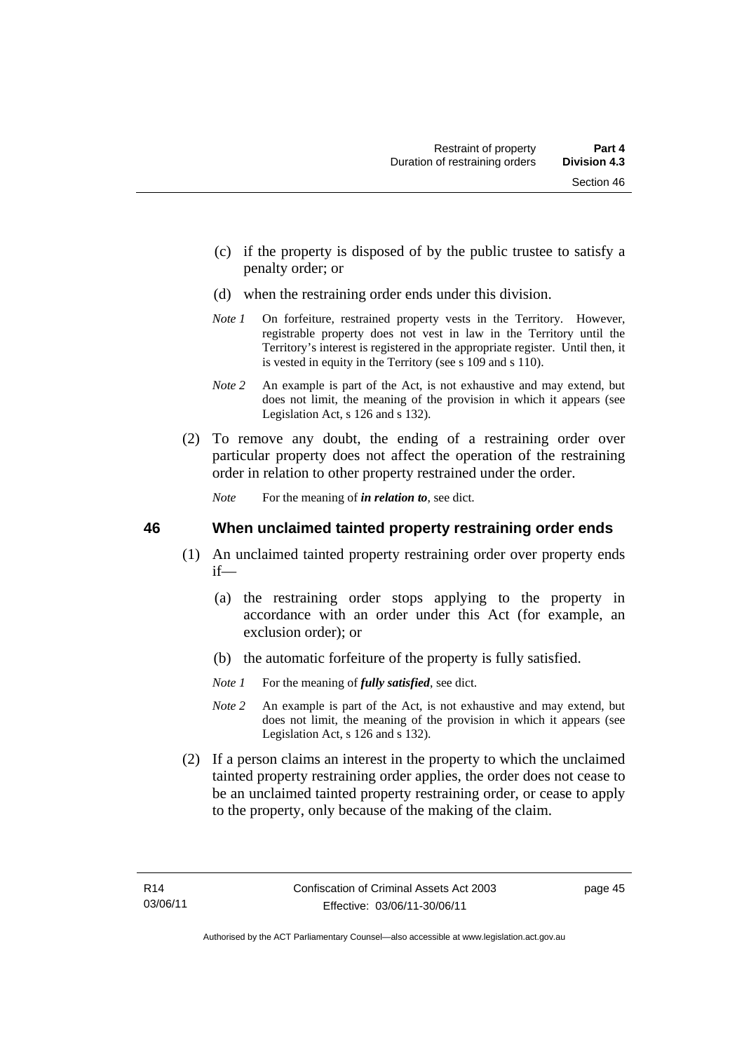(c) if the property is disposed of by the public trustee to satisfy a penalty order; or

(d) when the restraining order ends under this division.

*Note 1* On forfeiture, restrained property vests in the Territory. However, registrable property does not vest in law in the Territory until the Territory's interest is registered in the appropriate register. Until then, it is vested in equity in the Territory (see s 109 and s 110).

*Note 2* An example is part of the Act, is not exhaustive and may extend, but does not limit, the meaning of the provision in which it appears (see Legislation Act, s 126 and s 132).

(2) To remove any doubt, the ending of a restraining order over particular property does not affect the operation of the restraining order in relation to other property restrained under the order.

*Note* For the meaning of ***in relation to***, see dict.

## 46 When unclaimed tainted property restraining order ends

(1) An unclaimed tainted property restraining order over property ends if—

(a) the restraining order stops applying to the property in accordance with an order under this Act (for example, an exclusion order); or

(b) the automatic forfeiture of the property is fully satisfied.

*Note 1* For the meaning of ***fully satisfied***, see dict.

*Note 2* An example is part of the Act, is not exhaustive and may extend, but does not limit, the meaning of the provision in which it appears (see Legislation Act, s 126 and s 132).

(2) If a person claims an interest in the property to which the unclaimed tainted property restraining order applies, the order does not cease to be an unclaimed tainted property restraining order, or cease to apply to the property, only because of the making of the claim.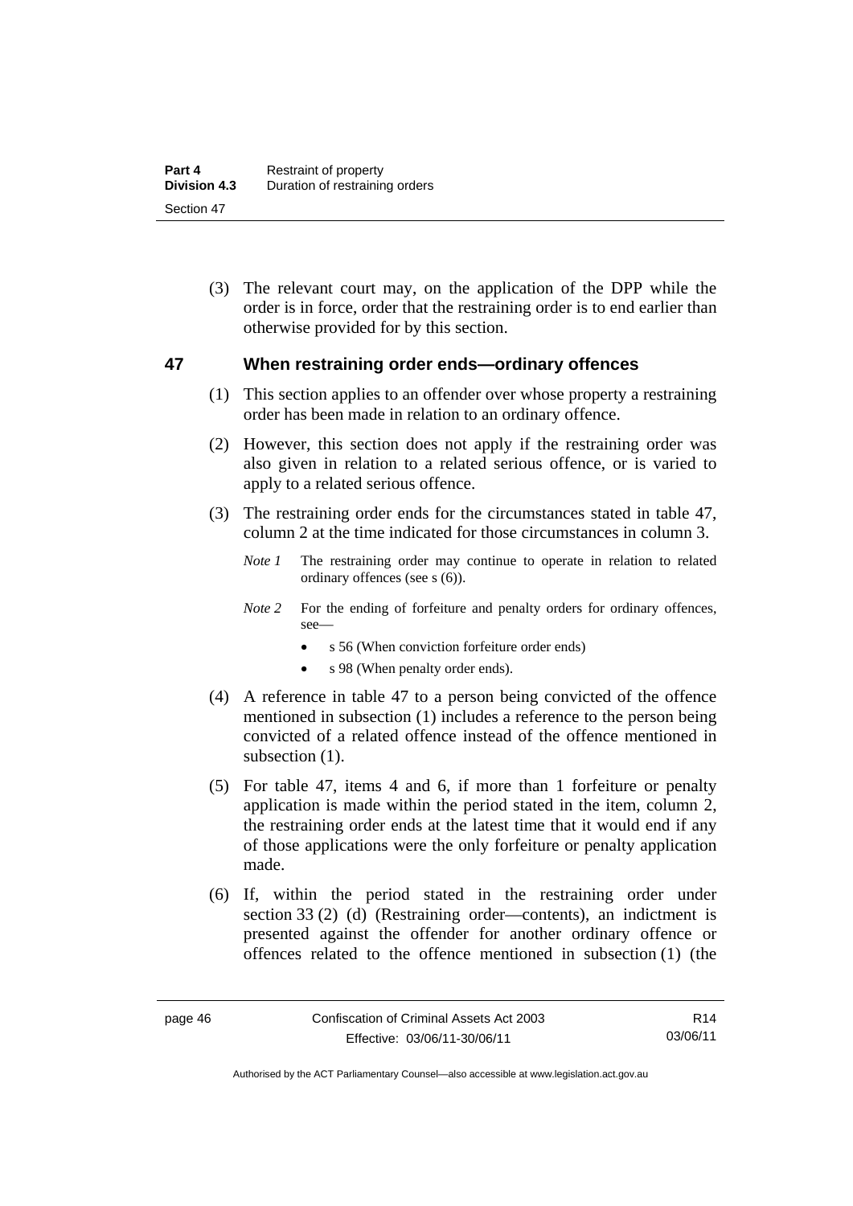(3) The relevant court may, on the application of the DPP while the order is in force, order that the restraining order is to end earlier than otherwise provided for by this section.

## 47 When restraining order ends—ordinary offences

(1) This section applies to an offender over whose property a restraining order has been made in relation to an ordinary offence.

(2) However, this section does not apply if the restraining order was also given in relation to a related serious offence, or is varied to apply to a related serious offence.

(3) The restraining order ends for the circumstances stated in table 47, column 2 at the time indicated for those circumstances in column 3.

*Note 1* The restraining order may continue to operate in relation to related ordinary offences (see s (6)).

*Note 2* For the ending of forfeiture and penalty orders for ordinary offences, see—

- s 56 (When conviction forfeiture order ends)
- s 98 (When penalty order ends).

(4) A reference in table 47 to a person being convicted of the offence mentioned in subsection (1) includes a reference to the person being convicted of a related offence instead of the offence mentioned in subsection (1).

(5) For table 47, items 4 and 6, if more than 1 forfeiture or penalty application is made within the period stated in the item, column 2, the restraining order ends at the latest time that it would end if any of those applications were the only forfeiture or penalty application made.

(6) If, within the period stated in the restraining order under section 33 (2) (d) (Restraining order—contents), an indictment is presented against the offender for another ordinary offence or offences related to the offence mentioned in subsection (1) (the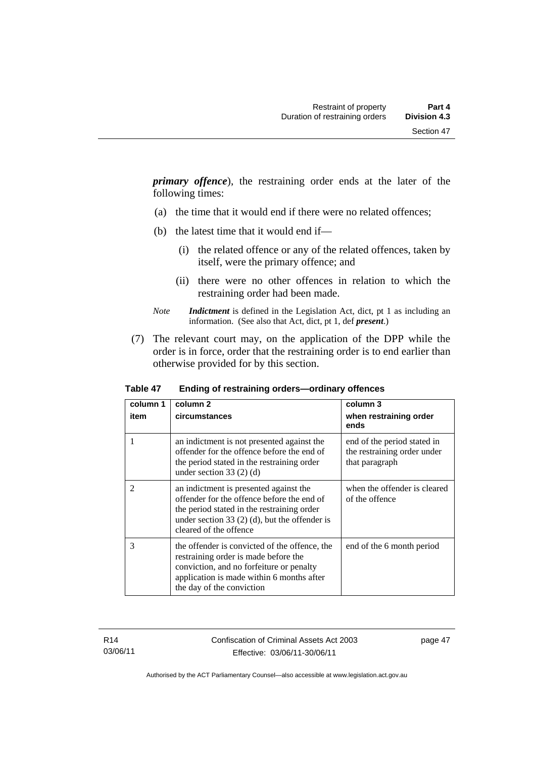***primary offence***), the restraining order ends at the later of the following times:

(a) the time that it would end if there were no related offences;

(b) the latest time that it would end if—

(i) the related offence or any of the related offences, taken by itself, were the primary offence; and

(ii) there were no other offences in relation to which the restraining order had been made.

*Note* ***Indictment*** is defined in the Legislation Act, dict, pt 1 as including an information. (See also that Act, dict, pt 1, def ***present***.)

(7) The relevant court may, on the application of the DPP while the order is in force, order that the restraining order is to end earlier than otherwise provided for by this section.

**Table 47 Ending of restraining orders—ordinary offences**

| column 1 item | column 2 circumstances | column 3 when restraining order ends |
|---|---|---|
| 1 | an indictment is not presented against the offender for the offence before the end of the period stated in the restraining order under section 33 (2) (d) | end of the period stated in the restraining order under that paragraph |
| 2 | an indictment is presented against the offender for the offence before the end of the period stated in the restraining order under section 33 (2) (d), but the offender is cleared of the offence | when the offender is cleared of the offence |
| 3 | the offender is convicted of the offence, the restraining order is made before the conviction, and no forfeiture or penalty application is made within 6 months after the day of the conviction | end of the 6 month period |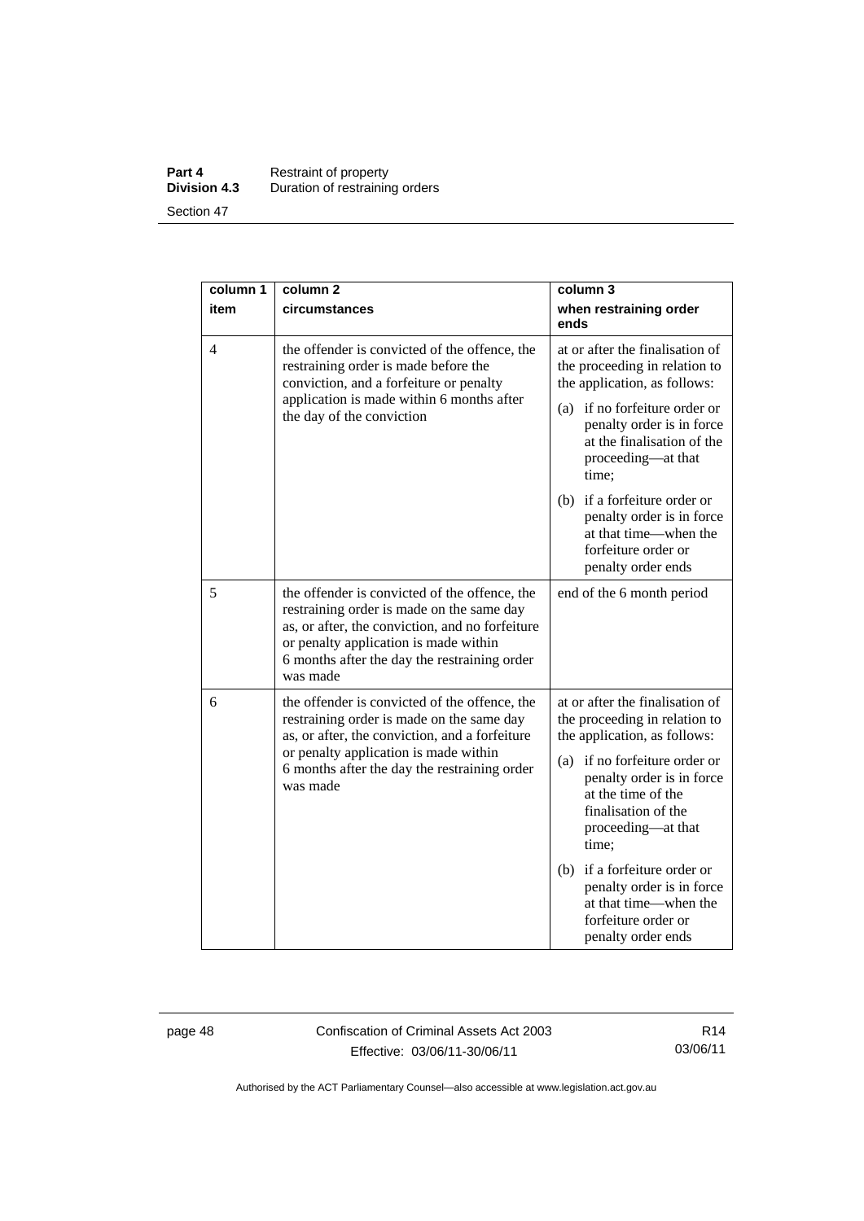| column 1 item | column 2 circumstances | column 3 when restraining order ends |
|---|---|---|
| 4 | the offender is convicted of the offence, the restraining order is made before the conviction, and a forfeiture or penalty application is made within 6 months after the day of the conviction | at or after the finalisation of the proceeding in relation to the application, as follows: (a) if no forfeiture order or penalty order is in force at the finalisation of the proceeding—at that time; (b) if a forfeiture order or penalty order is in force at that time—when the forfeiture order or penalty order ends |
| 5 | the offender is convicted of the offence, the restraining order is made on the same day as, or after, the conviction, and no forfeiture or penalty application is made within 6 months after the day the restraining order was made | end of the 6 month period |
| 6 | the offender is convicted of the offence, the restraining order is made on the same day as, or after, the conviction, and a forfeiture or penalty application is made within 6 months after the day the restraining order was made | at or after the finalisation of the proceeding in relation to the application, as follows: (a) if no forfeiture order or penalty order is in force at the time of the finalisation of the proceeding—at that time; (b) if a forfeiture order or penalty order is in force at that time—when the forfeiture order or penalty order ends |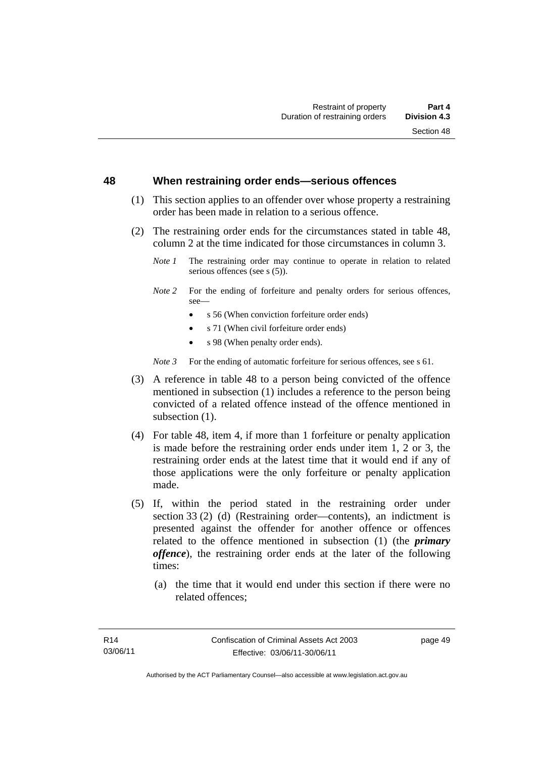## 48 When restraining order ends—serious offences

(1) This section applies to an offender over whose property a restraining order has been made in relation to a serious offence.

(2) The restraining order ends for the circumstances stated in table 48, column 2 at the time indicated for those circumstances in column 3.

*Note 1* The restraining order may continue to operate in relation to related serious offences (see s (5)).

*Note 2* For the ending of forfeiture and penalty orders for serious offences, see—

- s 56 (When conviction forfeiture order ends)
- s 71 (When civil forfeiture order ends)
- s 98 (When penalty order ends).

*Note 3* For the ending of automatic forfeiture for serious offences, see s 61.

(3) A reference in table 48 to a person being convicted of the offence mentioned in subsection (1) includes a reference to the person being convicted of a related offence instead of the offence mentioned in subsection (1).

(4) For table 48, item 4, if more than 1 forfeiture or penalty application is made before the restraining order ends under item 1, 2 or 3, the restraining order ends at the latest time that it would end if any of those applications were the only forfeiture or penalty application made.

(5) If, within the period stated in the restraining order under section 33 (2) (d) (Restraining order—contents), an indictment is presented against the offender for another offence or offences related to the offence mentioned in subsection (1) (the ***primary offence***), the restraining order ends at the later of the following times:

(a) the time that it would end under this section if there were no related offences;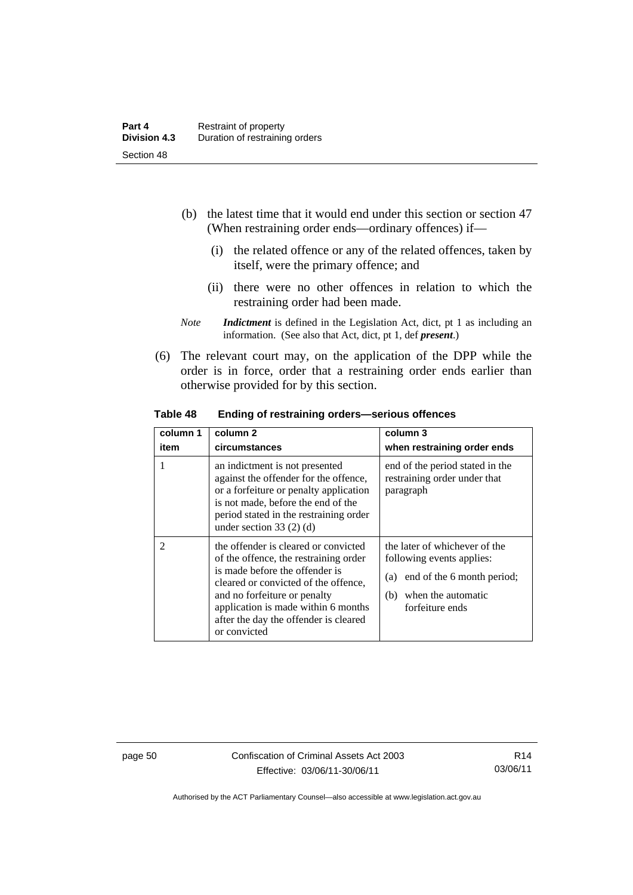(b) the latest time that it would end under this section or section 47 (When restraining order ends—ordinary offences) if—

   (i) the related offence or any of the related offences, taken by itself, were the primary offence; and

   (ii) there were no other offences in relation to which the restraining order had been made.

*Note* ***Indictment*** is defined in the Legislation Act, dict, pt 1 as including an information. (See also that Act, dict, pt 1, def ***present***.)

(6) The relevant court may, on the application of the DPP while the order is in force, order that a restraining order ends earlier than otherwise provided for by this section.

**Table 48 Ending of restraining orders—serious offences**

| column 1<br>item | column 2<br>circumstances | column 3<br>when restraining order ends |
|---|---|---|
| 1 | an indictment is not presented against the offender for the offence, or a forfeiture or penalty application is not made, before the end of the period stated in the restraining order under section 33 (2) (d) | end of the period stated in the restraining order under that paragraph |
| 2 | the offender is cleared or convicted of the offence, the restraining order is made before the offender is cleared or convicted of the offence, and no forfeiture or penalty application is made within 6 months after the day the offender is cleared or convicted | the later of whichever of the following events applies:<br>(a) end of the 6 month period;<br>(b) when the automatic forfeiture ends |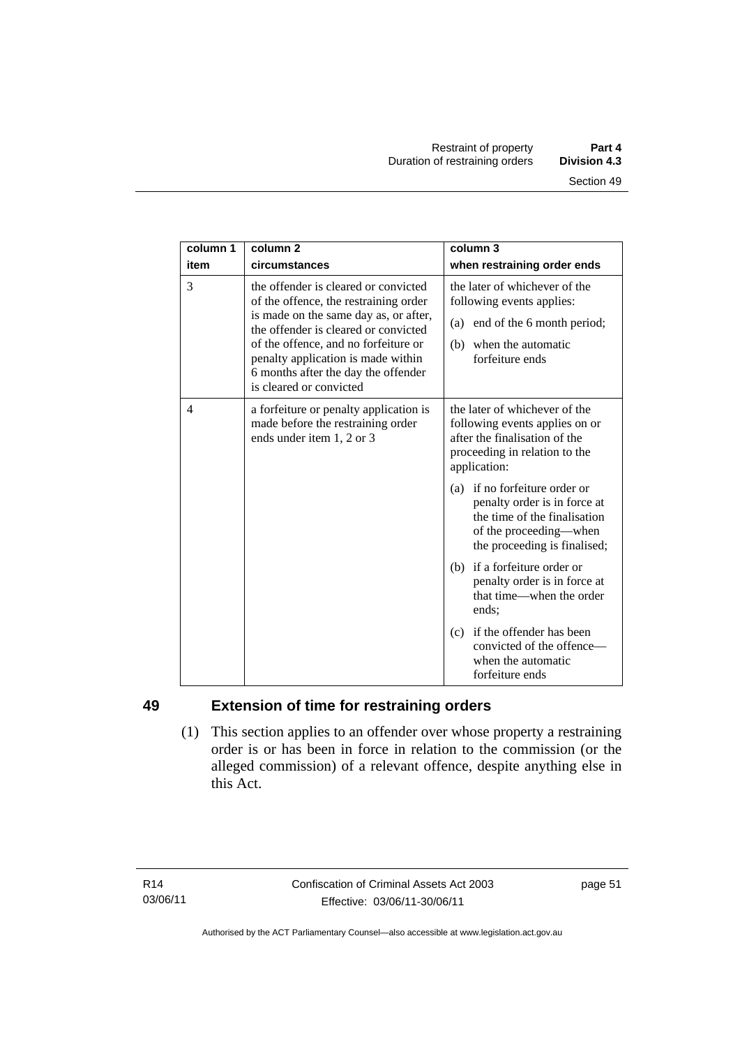| column 1 item | column 2 circumstances | column 3 when restraining order ends |
|---|---|---|
| 3 | the offender is cleared or convicted of the offence, the restraining order is made on the same day as, or after, the offender is cleared or convicted of the offence, and no forfeiture or penalty application is made within 6 months after the day the offender is cleared or convicted | the later of whichever of the following events applies: (a) end of the 6 month period; (b) when the automatic forfeiture ends |
| 4 | a forfeiture or penalty application is made before the restraining order ends under item 1, 2 or 3 | the later of whichever of the following events applies on or after the finalisation of the proceeding in relation to the application: (a) if no forfeiture order or penalty order is in force at the time of the finalisation of the proceeding—when the proceeding is finalised; (b) if a forfeiture order or penalty order is in force at that time—when the order ends; (c) if the offender has been convicted of the offence—when the automatic forfeiture ends |

## 49 Extension of time for restraining orders

(1) This section applies to an offender over whose property a restraining order is or has been in force in relation to the commission (or the alleged commission) of a relevant offence, despite anything else in this Act.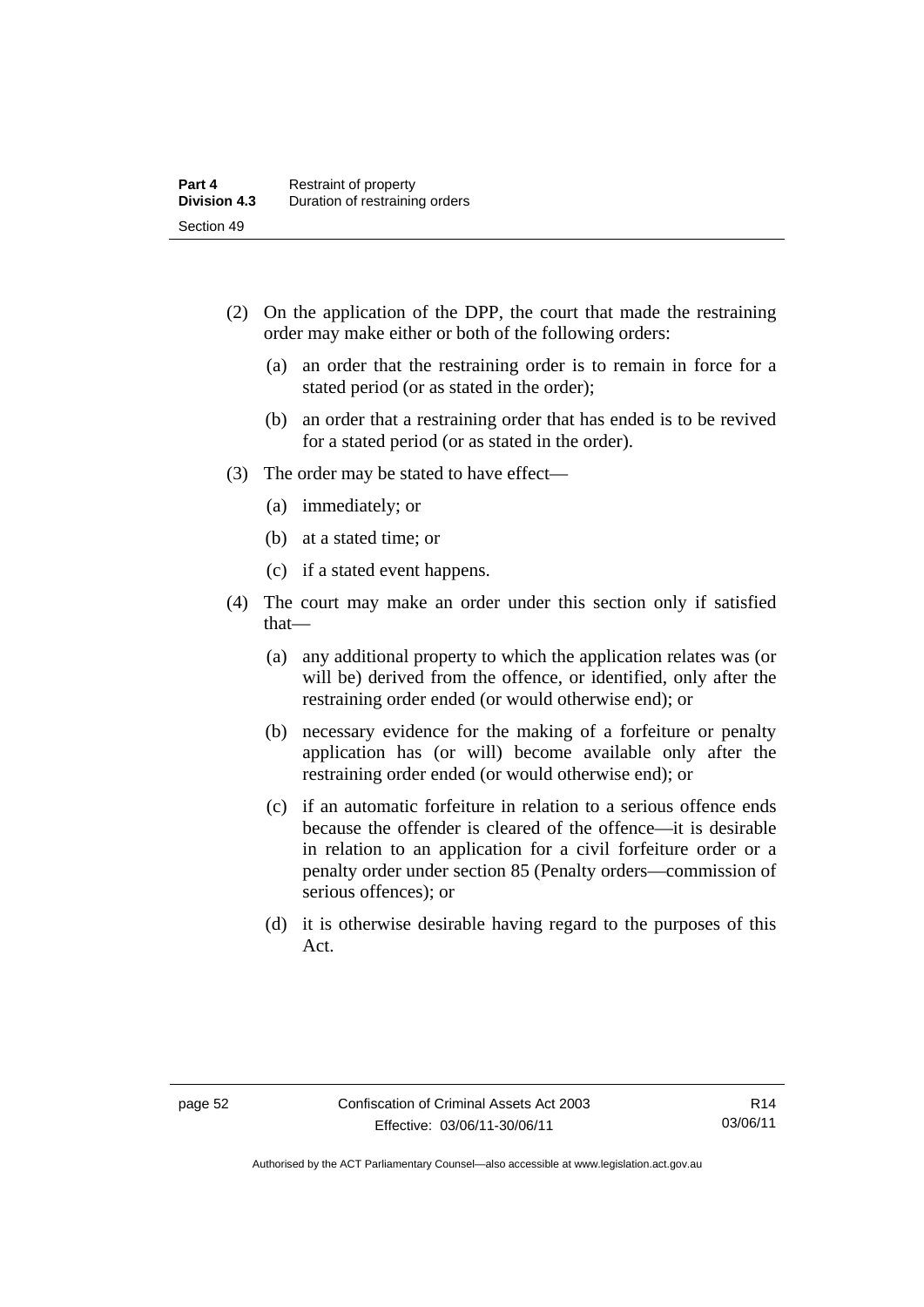(2) On the application of the DPP, the court that made the restraining order may make either or both of the following orders:

  (a) an order that the restraining order is to remain in force for a stated period (or as stated in the order);

  (b) an order that a restraining order that has ended is to be revived for a stated period (or as stated in the order).

(3) The order may be stated to have effect—

  (a) immediately; or

  (b) at a stated time; or

  (c) if a stated event happens.

(4) The court may make an order under this section only if satisfied that—

  (a) any additional property to which the application relates was (or will be) derived from the offence, or identified, only after the restraining order ended (or would otherwise end); or

  (b) necessary evidence for the making of a forfeiture or penalty application has (or will) become available only after the restraining order ended (or would otherwise end); or

  (c) if an automatic forfeiture in relation to a serious offence ends because the offender is cleared of the offence—it is desirable in relation to an application for a civil forfeiture order or a penalty order under section 85 (Penalty orders—commission of serious offences); or

  (d) it is otherwise desirable having regard to the purposes of this Act.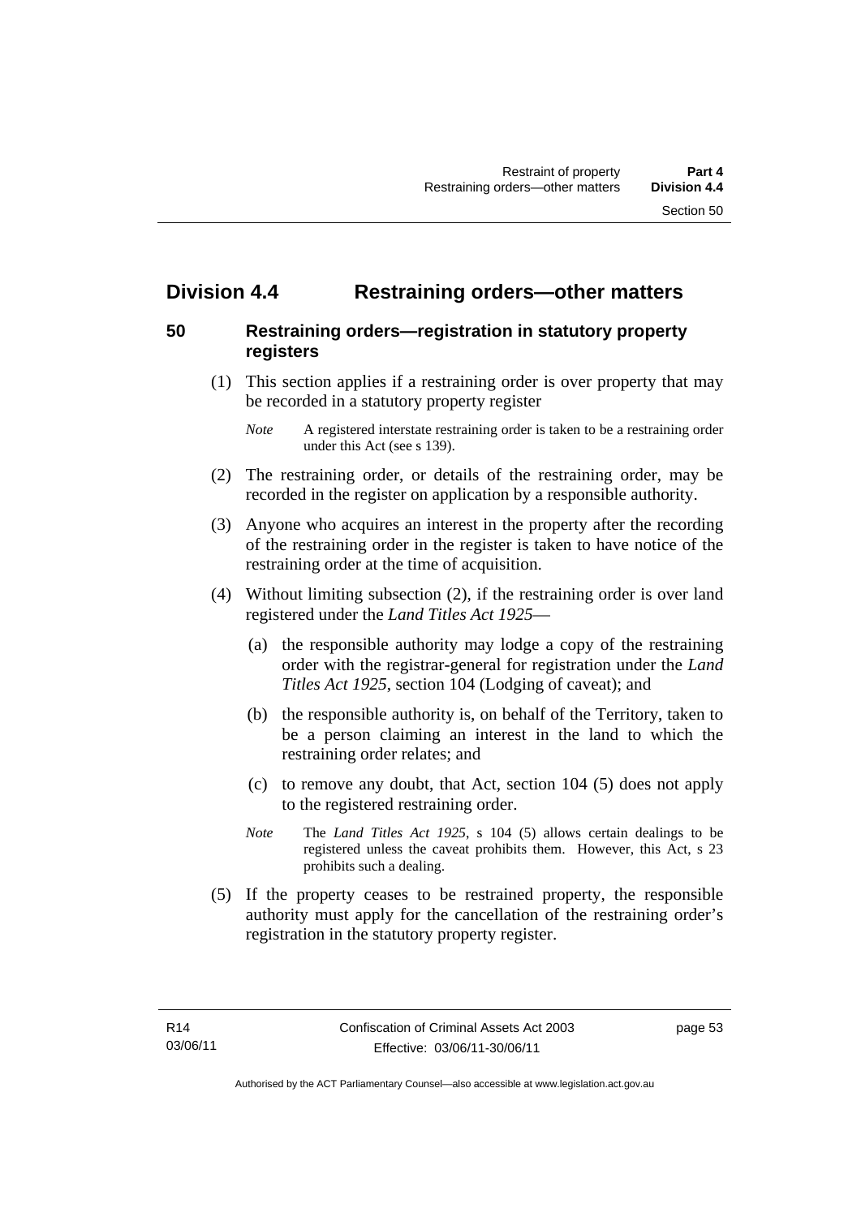## Division 4.4 Restraining orders—other matters

### 50 Restraining orders—registration in statutory property registers

(1) This section applies if a restraining order is over property that may be recorded in a statutory property register

*Note* A registered interstate restraining order is taken to be a restraining order under this Act (see s 139).

(2) The restraining order, or details of the restraining order, may be recorded in the register on application by a responsible authority.

(3) Anyone who acquires an interest in the property after the recording of the restraining order in the register is taken to have notice of the restraining order at the time of acquisition.

(4) Without limiting subsection (2), if the restraining order is over land registered under the *Land Titles Act 1925*—

(a) the responsible authority may lodge a copy of the restraining order with the registrar-general for registration under the *Land Titles Act 1925*, section 104 (Lodging of caveat); and

(b) the responsible authority is, on behalf of the Territory, taken to be a person claiming an interest in the land to which the restraining order relates; and

(c) to remove any doubt, that Act, section 104 (5) does not apply to the registered restraining order.

*Note* The *Land Titles Act 1925*, s 104 (5) allows certain dealings to be registered unless the caveat prohibits them. However, this Act, s 23 prohibits such a dealing.

(5) If the property ceases to be restrained property, the responsible authority must apply for the cancellation of the restraining order's registration in the statutory property register.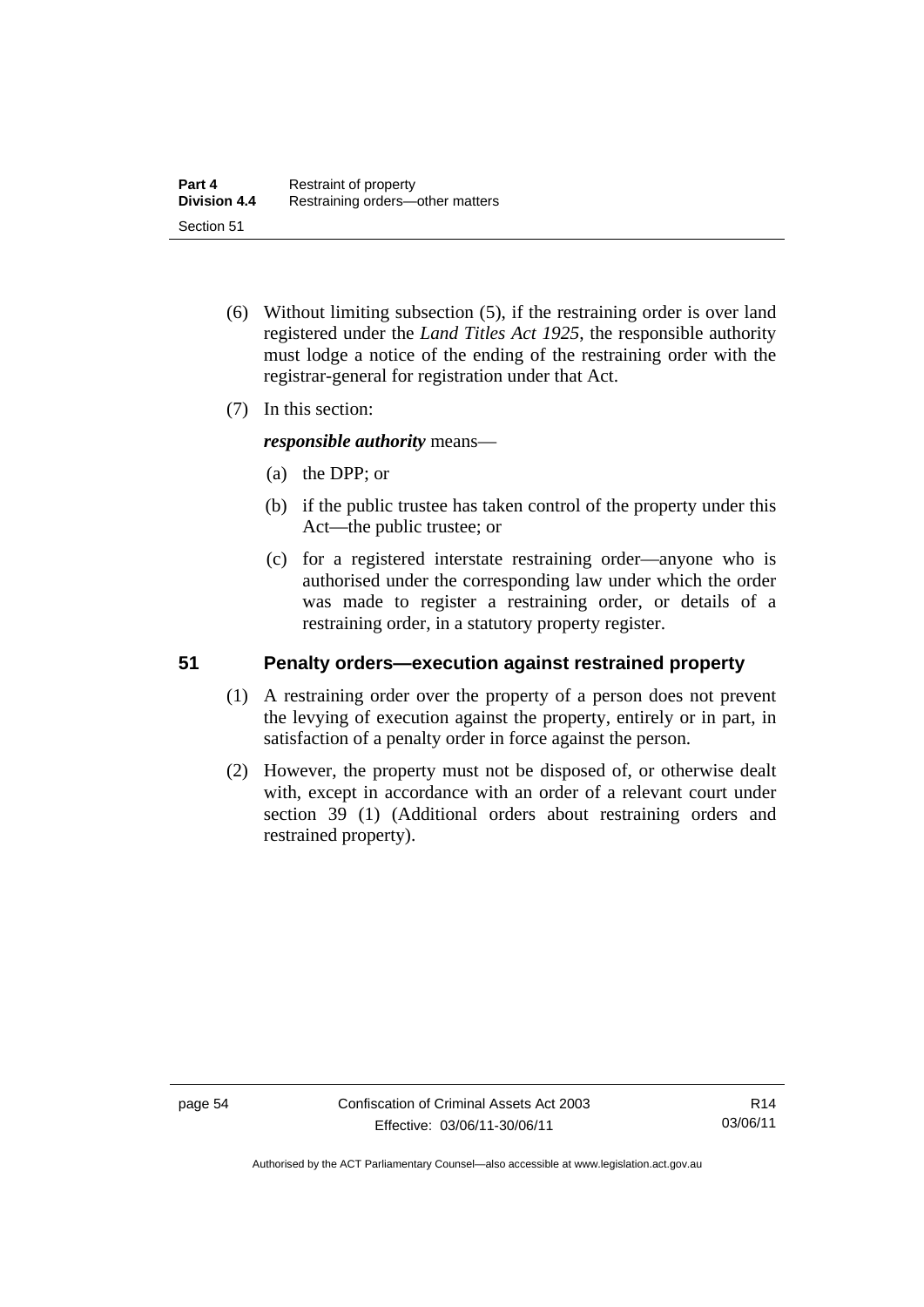(6) Without limiting subsection (5), if the restraining order is over land registered under the *Land Titles Act 1925*, the responsible authority must lodge a notice of the ending of the restraining order with the registrar-general for registration under that Act.

(7) In this section:

***responsible authority*** means—

(a) the DPP; or

(b) if the public trustee has taken control of the property under this Act—the public trustee; or

(c) for a registered interstate restraining order—anyone who is authorised under the corresponding law under which the order was made to register a restraining order, or details of a restraining order, in a statutory property register.

## 51 Penalty orders—execution against restrained property

(1) A restraining order over the property of a person does not prevent the levying of execution against the property, entirely or in part, in satisfaction of a penalty order in force against the person.

(2) However, the property must not be disposed of, or otherwise dealt with, except in accordance with an order of a relevant court under section 39 (1) (Additional orders about restraining orders and restrained property).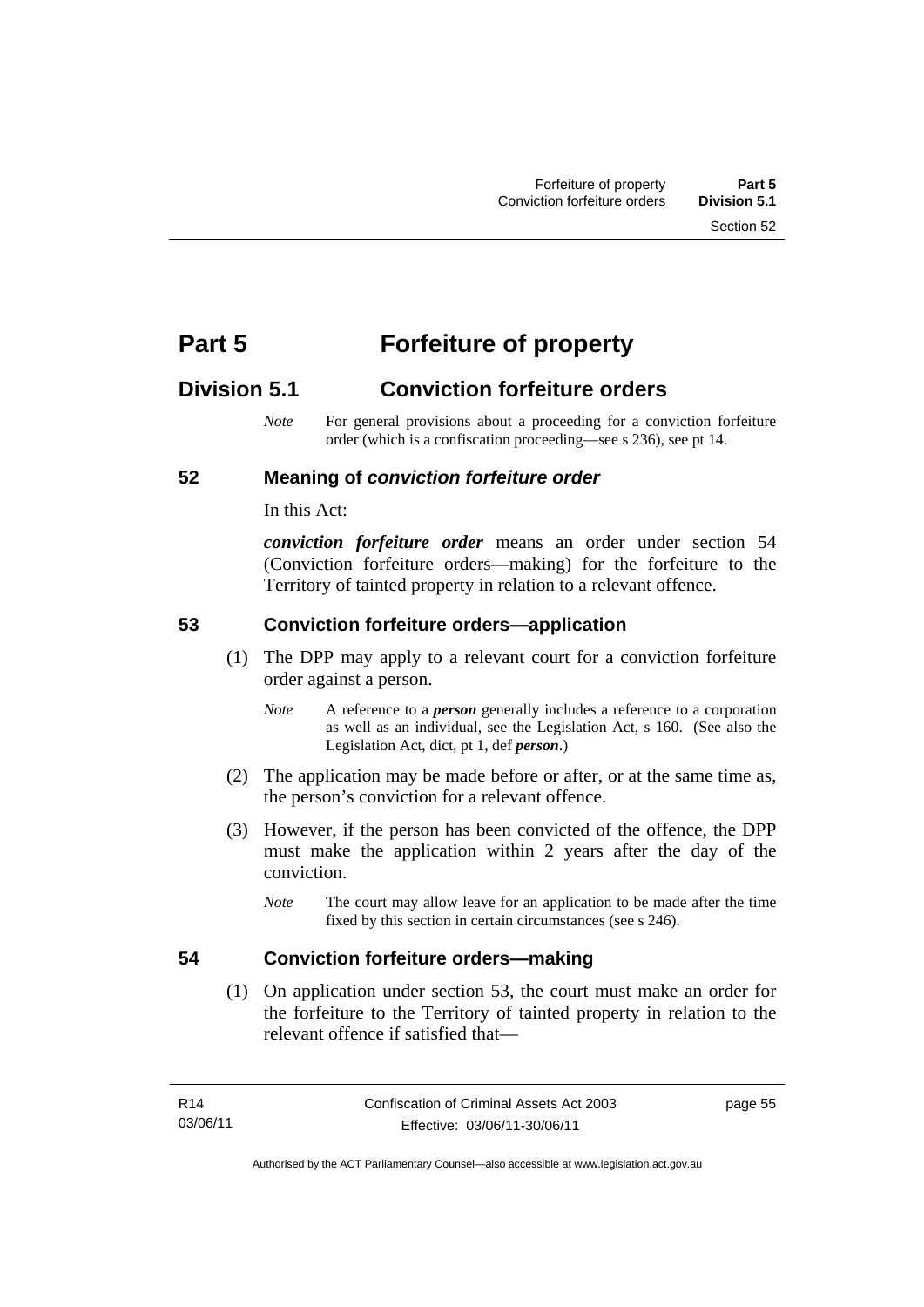# Part 5 Forfeiture of property

## Division 5.1 Conviction forfeiture orders

*Note* For general provisions about a proceeding for a conviction forfeiture order (which is a confiscation proceeding—see s 236), see pt 14.

### 52 Meaning of *conviction forfeiture order*

In this Act:

***conviction forfeiture order*** means an order under section 54 (Conviction forfeiture orders—making) for the forfeiture to the Territory of tainted property in relation to a relevant offence.

### 53 Conviction forfeiture orders—application

(1) The DPP may apply to a relevant court for a conviction forfeiture order against a person.

*Note* A reference to a ***person*** generally includes a reference to a corporation as well as an individual, see the Legislation Act, s 160. (See also the Legislation Act, dict, pt 1, def ***person***.)

(2) The application may be made before or after, or at the same time as, the person's conviction for a relevant offence.

(3) However, if the person has been convicted of the offence, the DPP must make the application within 2 years after the day of the conviction.

*Note* The court may allow leave for an application to be made after the time fixed by this section in certain circumstances (see s 246).

### 54 Conviction forfeiture orders—making

(1) On application under section 53, the court must make an order for the forfeiture to the Territory of tainted property in relation to the relevant offence if satisfied that—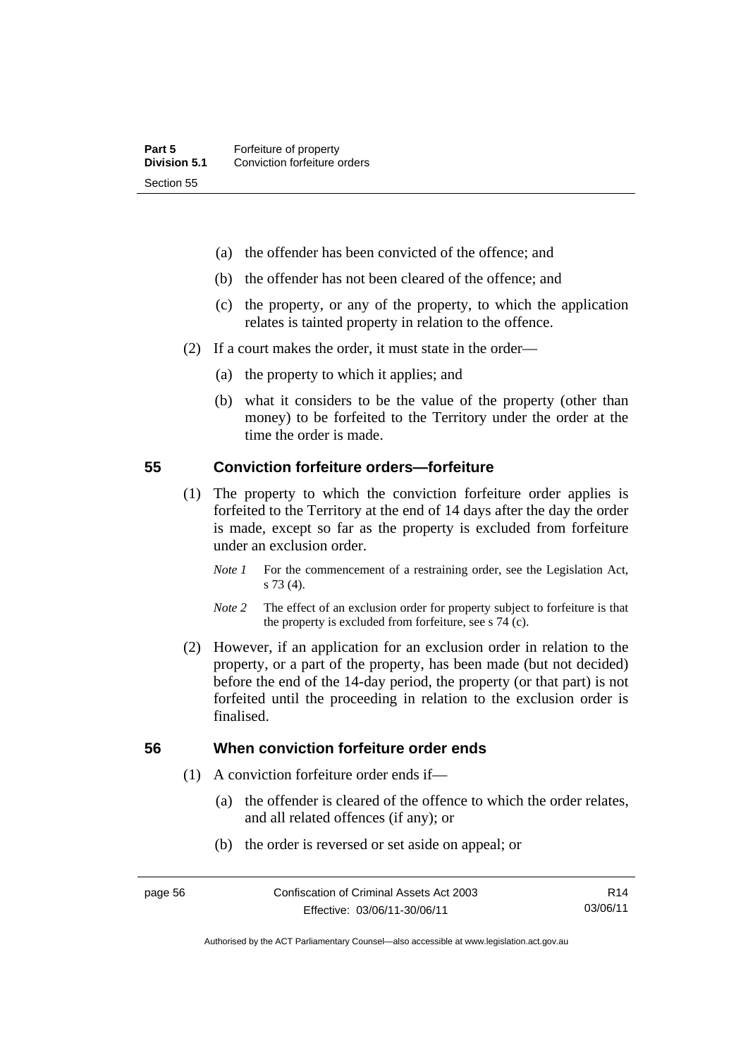(a) the offender has been convicted of the offence; and

(b) the offender has not been cleared of the offence; and

(c) the property, or any of the property, to which the application relates is tainted property in relation to the offence.

(2) If a court makes the order, it must state in the order—

(a) the property to which it applies; and

(b) what it considers to be the value of the property (other than money) to be forfeited to the Territory under the order at the time the order is made.

## 55 Conviction forfeiture orders—forfeiture

(1) The property to which the conviction forfeiture order applies is forfeited to the Territory at the end of 14 days after the day the order is made, except so far as the property is excluded from forfeiture under an exclusion order.

*Note 1* For the commencement of a restraining order, see the Legislation Act, s 73 (4).

*Note 2* The effect of an exclusion order for property subject to forfeiture is that the property is excluded from forfeiture, see s 74 (c).

(2) However, if an application for an exclusion order in relation to the property, or a part of the property, has been made (but not decided) before the end of the 14-day period, the property (or that part) is not forfeited until the proceeding in relation to the exclusion order is finalised.

## 56 When conviction forfeiture order ends

(1) A conviction forfeiture order ends if—

(a) the offender is cleared of the offence to which the order relates, and all related offences (if any); or

(b) the order is reversed or set aside on appeal; or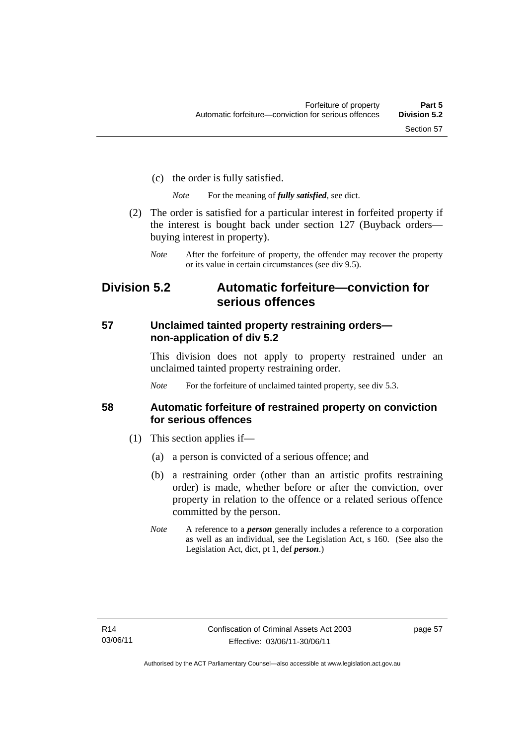(c) the order is fully satisfied.

*Note* For the meaning of ***fully satisfied***, see dict.

(2) The order is satisfied for a particular interest in forfeited property if the interest is bought back under section 127 (Buyback orders—buying interest in property).

*Note* After the forfeiture of property, the offender may recover the property or its value in certain circumstances (see div 9.5).

## Division 5.2 Automatic forfeiture—conviction for serious offences

### 57 Unclaimed tainted property restraining orders—non-application of div 5.2

This division does not apply to property restrained under an unclaimed tainted property restraining order.

*Note* For the forfeiture of unclaimed tainted property, see div 5.3.

### 58 Automatic forfeiture of restrained property on conviction for serious offences

(1) This section applies if—

(a) a person is convicted of a serious offence; and

(b) a restraining order (other than an artistic profits restraining order) is made, whether before or after the conviction, over property in relation to the offence or a related serious offence committed by the person.

*Note* A reference to a ***person*** generally includes a reference to a corporation as well as an individual, see the Legislation Act, s 160. (See also the Legislation Act, dict, pt 1, def ***person***.)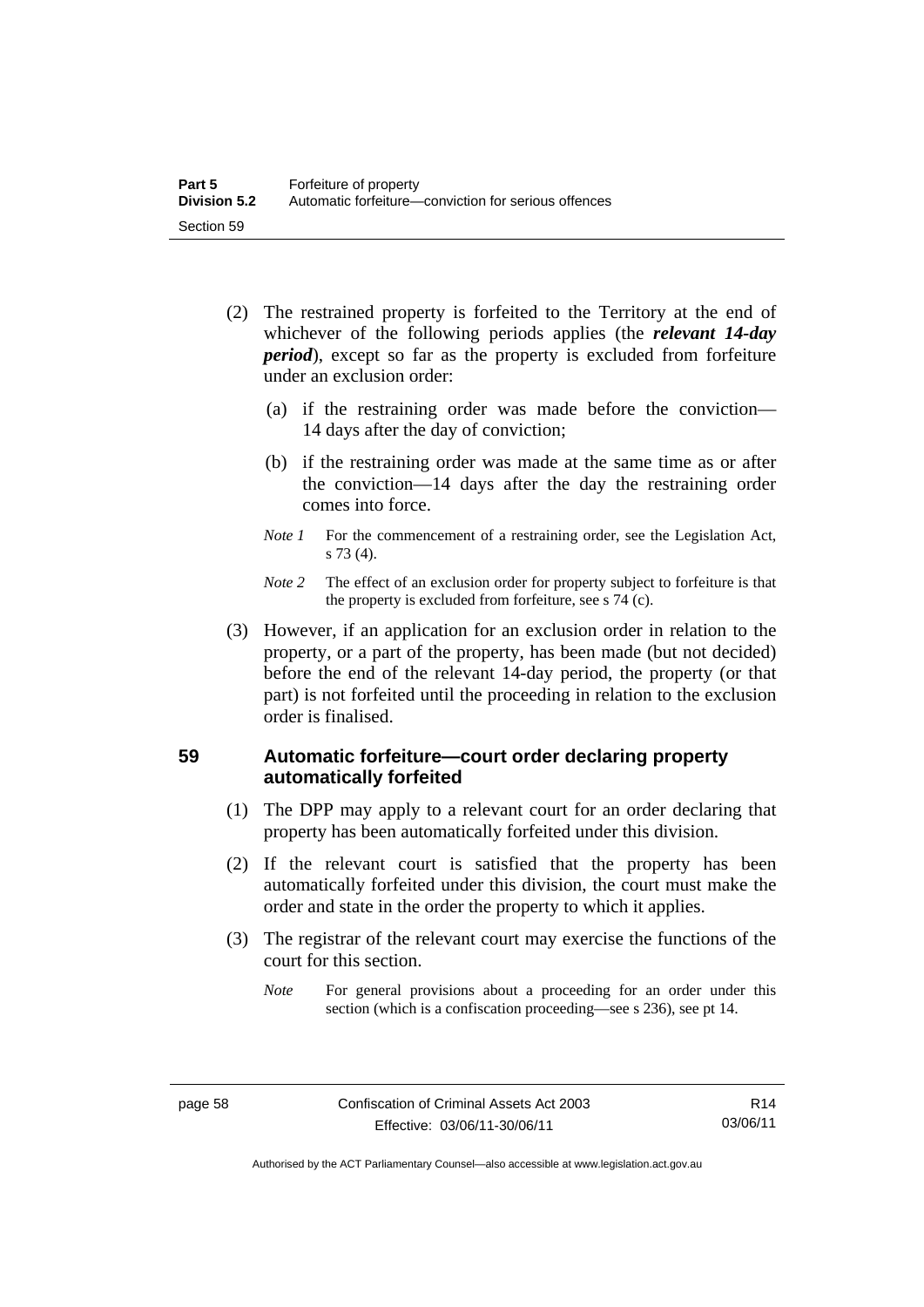(2) The restrained property is forfeited to the Territory at the end of whichever of the following periods applies (the ***relevant 14-day period***), except so far as the property is excluded from forfeiture under an exclusion order:

(a) if the restraining order was made before the conviction—14 days after the day of conviction;

(b) if the restraining order was made at the same time as or after the conviction—14 days after the day the restraining order comes into force.

*Note 1* For the commencement of a restraining order, see the Legislation Act, s 73 (4).

*Note 2* The effect of an exclusion order for property subject to forfeiture is that the property is excluded from forfeiture, see s 74 (c).

(3) However, if an application for an exclusion order in relation to the property, or a part of the property, has been made (but not decided) before the end of the relevant 14-day period, the property (or that part) is not forfeited until the proceeding in relation to the exclusion order is finalised.

### 59 Automatic forfeiture—court order declaring property automatically forfeited

(1) The DPP may apply to a relevant court for an order declaring that property has been automatically forfeited under this division.

(2) If the relevant court is satisfied that the property has been automatically forfeited under this division, the court must make the order and state in the order the property to which it applies.

(3) The registrar of the relevant court may exercise the functions of the court for this section.

*Note* For general provisions about a proceeding for an order under this section (which is a confiscation proceeding—see s 236), see pt 14.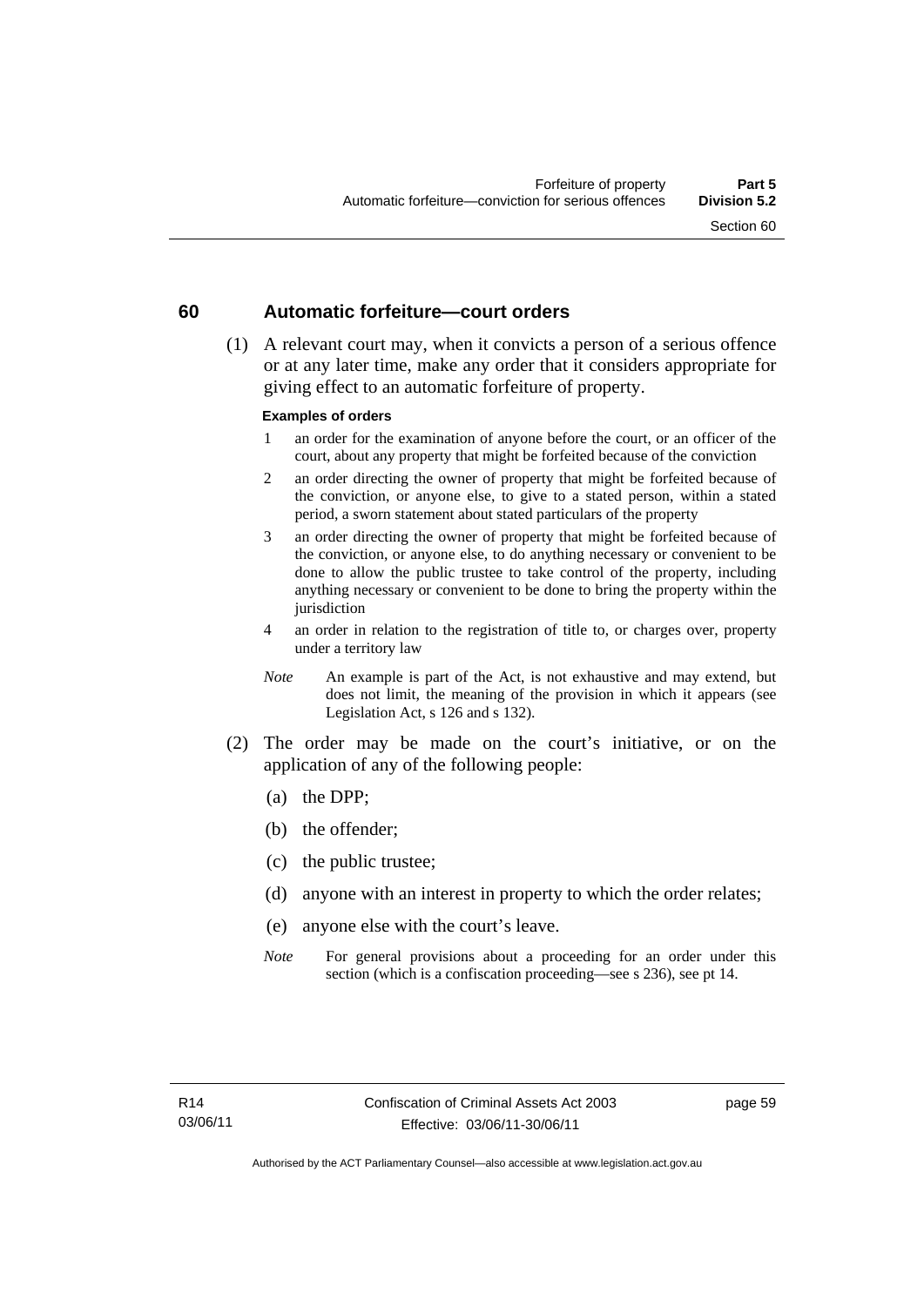## 60 Automatic forfeiture—court orders

(1) A relevant court may, when it convicts a person of a serious offence or at any later time, make any order that it considers appropriate for giving effect to an automatic forfeiture of property.

**Examples of orders**

1 an order for the examination of anyone before the court, or an officer of the court, about any property that might be forfeited because of the conviction

2 an order directing the owner of property that might be forfeited because of the conviction, or anyone else, to give to a stated person, within a stated period, a sworn statement about stated particulars of the property

3 an order directing the owner of property that might be forfeited because of the conviction, or anyone else, to do anything necessary or convenient to be done to allow the public trustee to take control of the property, including anything necessary or convenient to be done to bring the property within the jurisdiction

4 an order in relation to the registration of title to, or charges over, property under a territory law

*Note* An example is part of the Act, is not exhaustive and may extend, but does not limit, the meaning of the provision in which it appears (see Legislation Act, s 126 and s 132).

(2) The order may be made on the court's initiative, or on the application of any of the following people:

(a) the DPP;

(b) the offender;

(c) the public trustee;

(d) anyone with an interest in property to which the order relates;

(e) anyone else with the court's leave.

*Note* For general provisions about a proceeding for an order under this section (which is a confiscation proceeding—see s 236), see pt 14.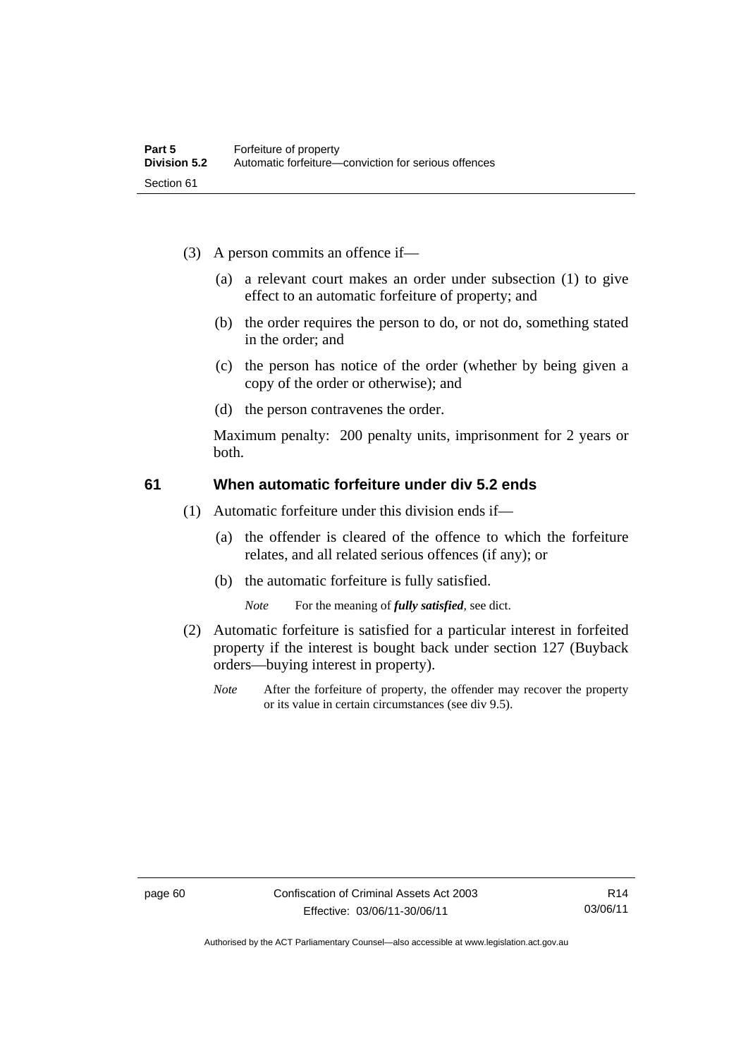(3) A person commits an offence if—

(a) a relevant court makes an order under subsection (1) to give effect to an automatic forfeiture of property; and

(b) the order requires the person to do, or not do, something stated in the order; and

(c) the person has notice of the order (whether by being given a copy of the order or otherwise); and

(d) the person contravenes the order.

Maximum penalty: 200 penalty units, imprisonment for 2 years or both.

## 61 When automatic forfeiture under div 5.2 ends

(1) Automatic forfeiture under this division ends if—

(a) the offender is cleared of the offence to which the forfeiture relates, and all related serious offences (if any); or

(b) the automatic forfeiture is fully satisfied.

*Note* For the meaning of ***fully satisfied***, see dict.

(2) Automatic forfeiture is satisfied for a particular interest in forfeited property if the interest is bought back under section 127 (Buyback orders—buying interest in property).

*Note* After the forfeiture of property, the offender may recover the property or its value in certain circumstances (see div 9.5).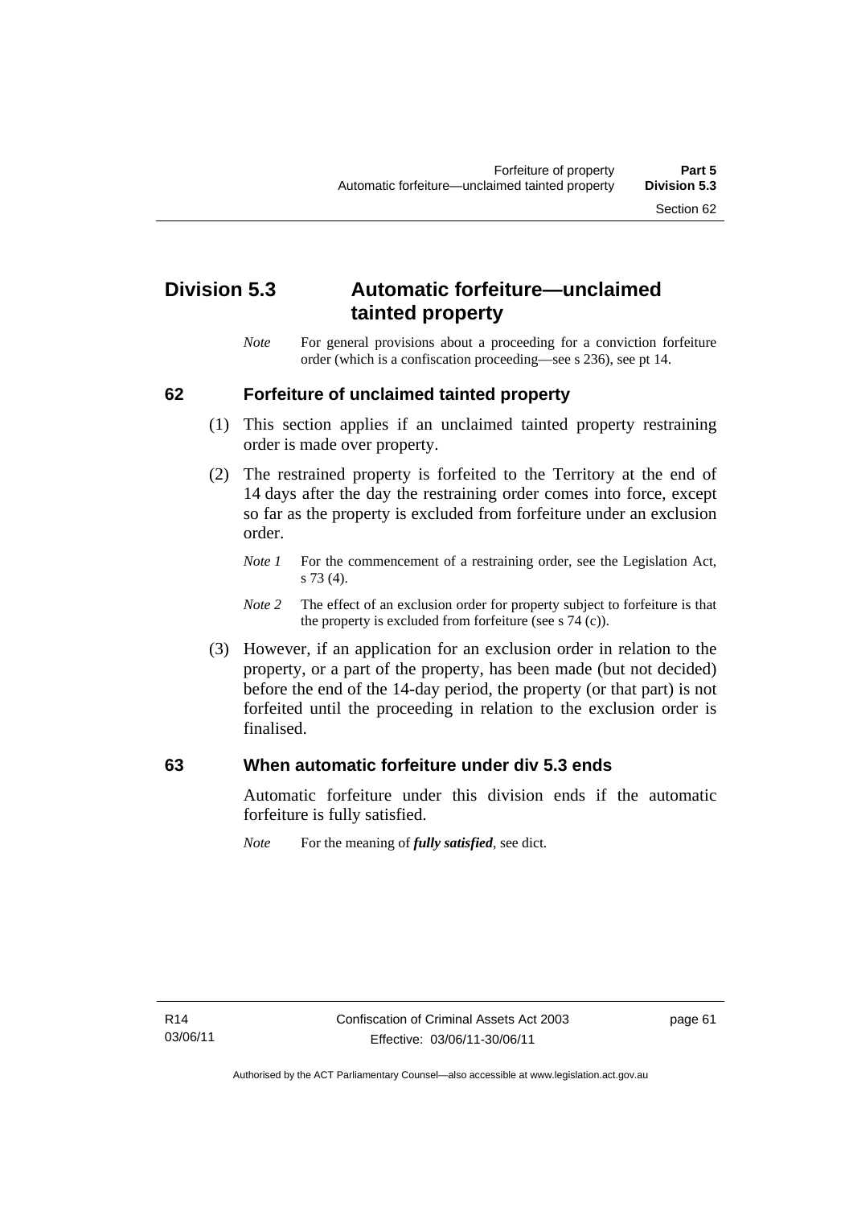## Division 5.3 Automatic forfeiture—unclaimed tainted property

*Note* For general provisions about a proceeding for a conviction forfeiture order (which is a confiscation proceeding—see s 236), see pt 14.

### 62 Forfeiture of unclaimed tainted property

(1) This section applies if an unclaimed tainted property restraining order is made over property.

(2) The restrained property is forfeited to the Territory at the end of 14 days after the day the restraining order comes into force, except so far as the property is excluded from forfeiture under an exclusion order.

*Note 1* For the commencement of a restraining order, see the Legislation Act, s 73 (4).

*Note 2* The effect of an exclusion order for property subject to forfeiture is that the property is excluded from forfeiture (see s 74 (c)).

(3) However, if an application for an exclusion order in relation to the property, or a part of the property, has been made (but not decided) before the end of the 14-day period, the property (or that part) is not forfeited until the proceeding in relation to the exclusion order is finalised.

### 63 When automatic forfeiture under div 5.3 ends

Automatic forfeiture under this division ends if the automatic forfeiture is fully satisfied.

*Note* For the meaning of ***fully satisfied***, see dict.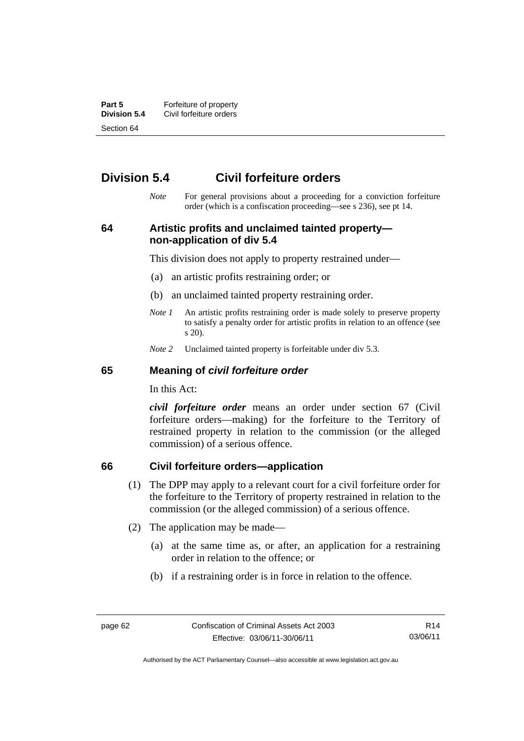## Division 5.4 Civil forfeiture orders

*Note* For general provisions about a proceeding for a conviction forfeiture order (which is a confiscation proceeding—see s 236), see pt 14.

### 64 Artistic profits and unclaimed tainted property—non-application of div 5.4

This division does not apply to property restrained under—

(a) an artistic profits restraining order; or

(b) an unclaimed tainted property restraining order.

*Note 1* An artistic profits restraining order is made solely to preserve property to satisfy a penalty order for artistic profits in relation to an offence (see s 20).

*Note 2* Unclaimed tainted property is forfeitable under div 5.3.

### 65 Meaning of *civil forfeiture order*

In this Act:

***civil forfeiture order*** means an order under section 67 (Civil forfeiture orders—making) for the forfeiture to the Territory of restrained property in relation to the commission (or the alleged commission) of a serious offence.

### 66 Civil forfeiture orders—application

(1) The DPP may apply to a relevant court for a civil forfeiture order for the forfeiture to the Territory of property restrained in relation to the commission (or the alleged commission) of a serious offence.

(2) The application may be made—

(a) at the same time as, or after, an application for a restraining order in relation to the offence; or

(b) if a restraining order is in force in relation to the offence.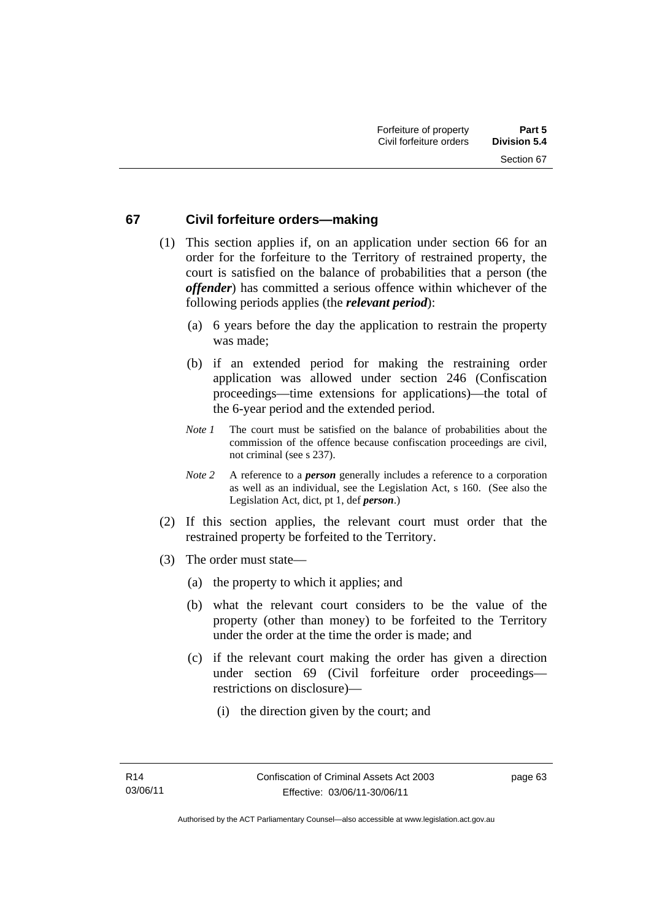## 67 Civil forfeiture orders—making

(1) This section applies if, on an application under section 66 for an order for the forfeiture to the Territory of restrained property, the court is satisfied on the balance of probabilities that a person (the ***offender***) has committed a serious offence within whichever of the following periods applies (the ***relevant period***):

(a) 6 years before the day the application to restrain the property was made;

(b) if an extended period for making the restraining order application was allowed under section 246 (Confiscation proceedings—time extensions for applications)—the total of the 6-year period and the extended period.

*Note 1* The court must be satisfied on the balance of probabilities about the commission of the offence because confiscation proceedings are civil, not criminal (see s 237).

*Note 2* A reference to a ***person*** generally includes a reference to a corporation as well as an individual, see the Legislation Act, s 160. (See also the Legislation Act, dict, pt 1, def ***person***.)

(2) If this section applies, the relevant court must order that the restrained property be forfeited to the Territory.

(3) The order must state—

(a) the property to which it applies; and

(b) what the relevant court considers to be the value of the property (other than money) to be forfeited to the Territory under the order at the time the order is made; and

(c) if the relevant court making the order has given a direction under section 69 (Civil forfeiture order proceedings—restrictions on disclosure)—

(i) the direction given by the court; and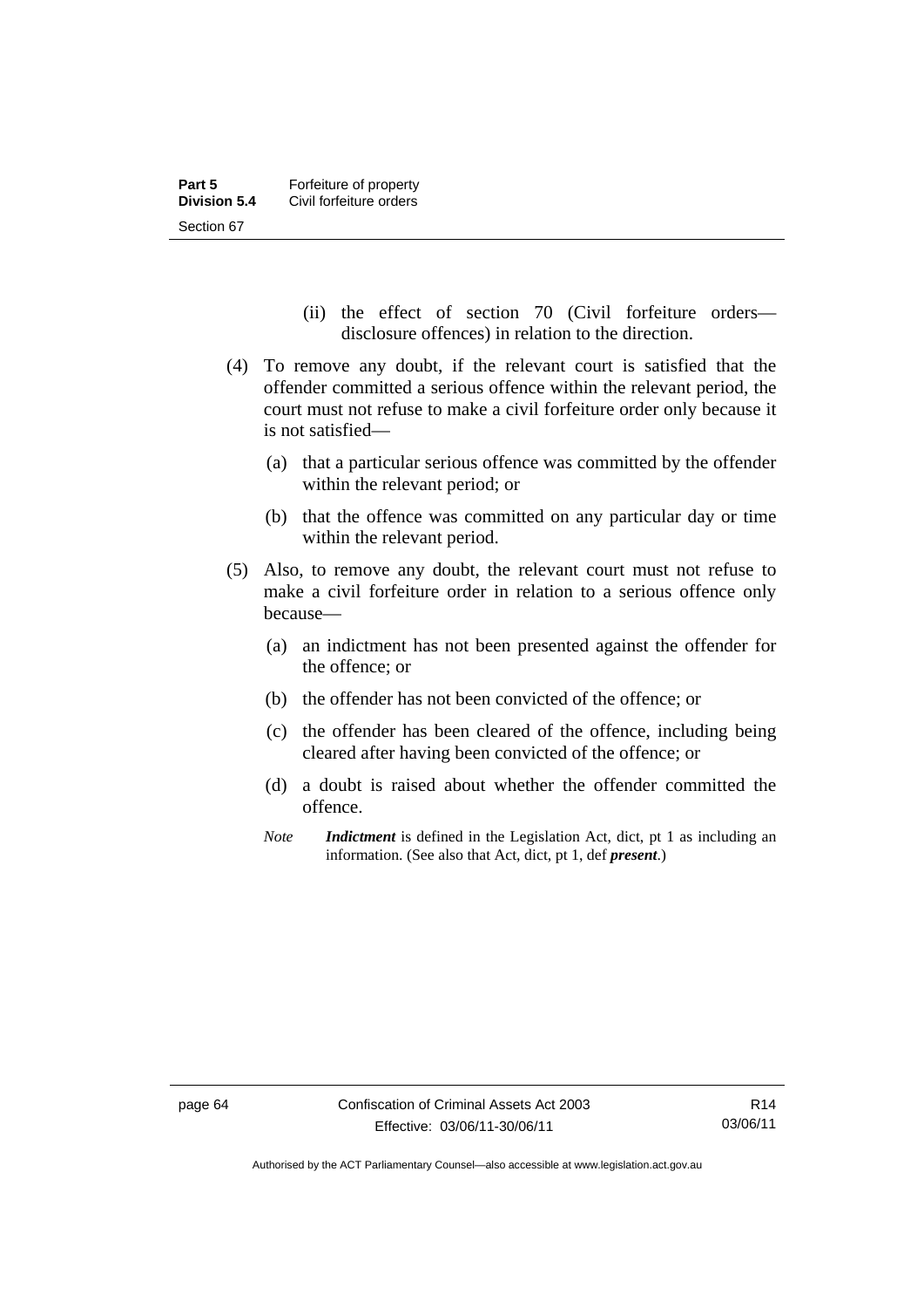(ii) the effect of section 70 (Civil forfeiture orders—disclosure offences) in relation to the direction.

(4) To remove any doubt, if the relevant court is satisfied that the offender committed a serious offence within the relevant period, the court must not refuse to make a civil forfeiture order only because it is not satisfied—

(a) that a particular serious offence was committed by the offender within the relevant period; or

(b) that the offence was committed on any particular day or time within the relevant period.

(5) Also, to remove any doubt, the relevant court must not refuse to make a civil forfeiture order in relation to a serious offence only because—

(a) an indictment has not been presented against the offender for the offence; or

(b) the offender has not been convicted of the offence; or

(c) the offender has been cleared of the offence, including being cleared after having been convicted of the offence; or

(d) a doubt is raised about whether the offender committed the offence.

*Note* ***Indictment*** is defined in the Legislation Act, dict, pt 1 as including an information. (See also that Act, dict, pt 1, def ***present***.)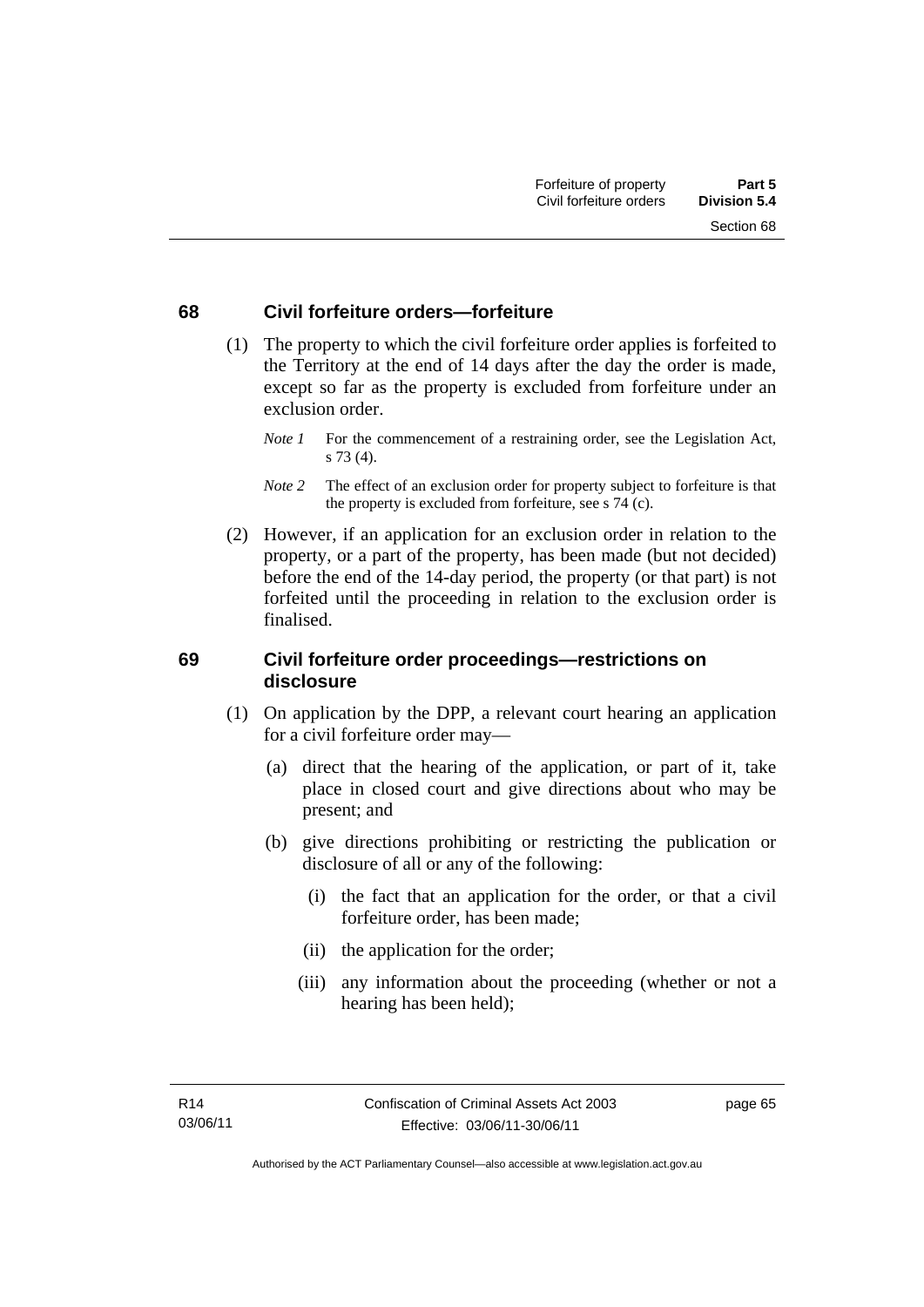## 68 Civil forfeiture orders—forfeiture

(1) The property to which the civil forfeiture order applies is forfeited to the Territory at the end of 14 days after the day the order is made, except so far as the property is excluded from forfeiture under an exclusion order.

*Note 1* For the commencement of a restraining order, see the Legislation Act, s 73 (4).

*Note 2* The effect of an exclusion order for property subject to forfeiture is that the property is excluded from forfeiture, see s 74 (c).

(2) However, if an application for an exclusion order in relation to the property, or a part of the property, has been made (but not decided) before the end of the 14-day period, the property (or that part) is not forfeited until the proceeding in relation to the exclusion order is finalised.

## 69 Civil forfeiture order proceedings—restrictions on disclosure

(1) On application by the DPP, a relevant court hearing an application for a civil forfeiture order may—

(a) direct that the hearing of the application, or part of it, take place in closed court and give directions about who may be present; and

(b) give directions prohibiting or restricting the publication or disclosure of all or any of the following:

(i) the fact that an application for the order, or that a civil forfeiture order, has been made;

(ii) the application for the order;

(iii) any information about the proceeding (whether or not a hearing has been held);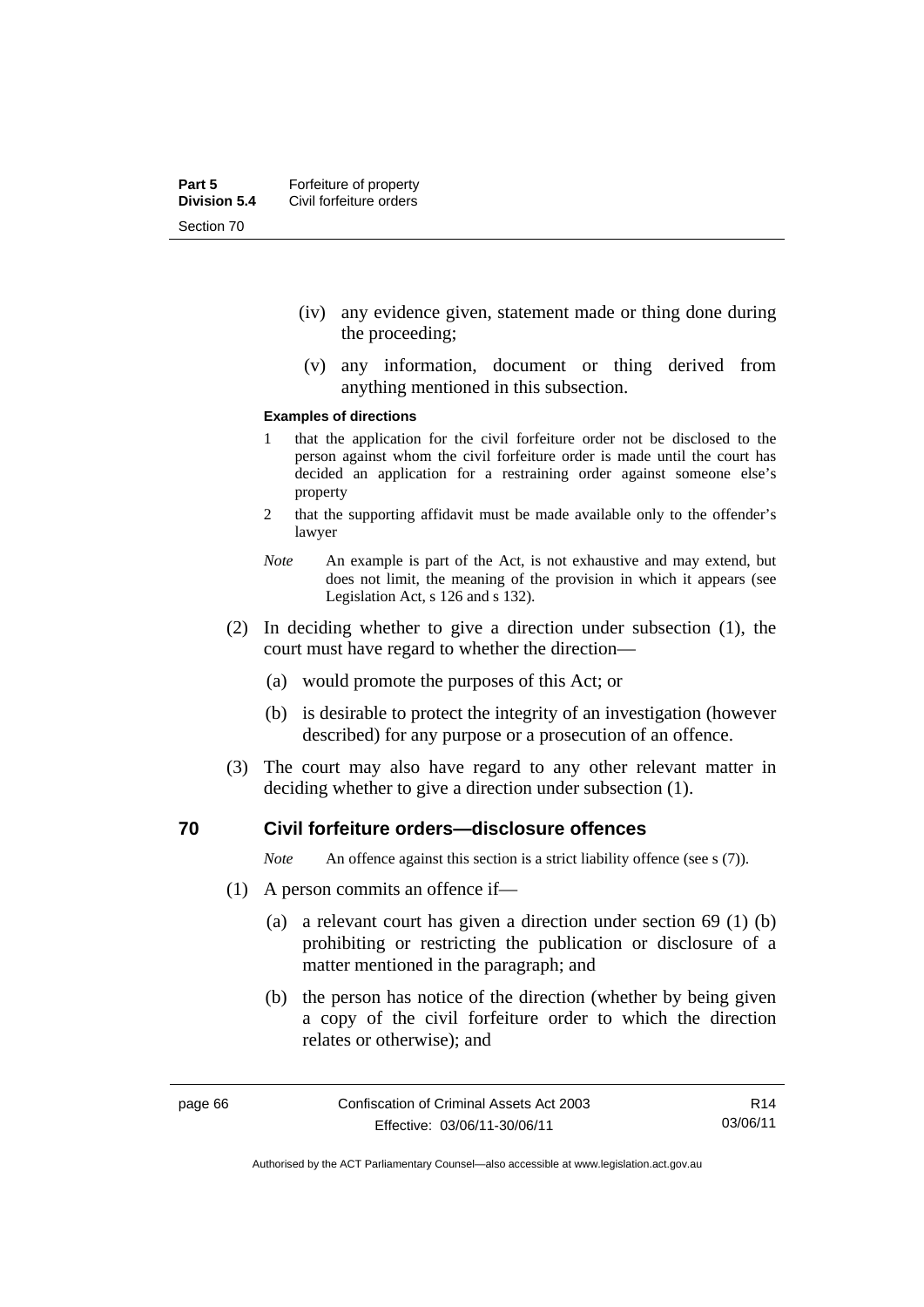(iv) any evidence given, statement made or thing done during the proceeding;

(v) any information, document or thing derived from anything mentioned in this subsection.

**Examples of directions**

1 that the application for the civil forfeiture order not be disclosed to the person against whom the civil forfeiture order is made until the court has decided an application for a restraining order against someone else's property

2 that the supporting affidavit must be made available only to the offender's lawyer

*Note* An example is part of the Act, is not exhaustive and may extend, but does not limit, the meaning of the provision in which it appears (see Legislation Act, s 126 and s 132).

(2) In deciding whether to give a direction under subsection (1), the court must have regard to whether the direction—

(a) would promote the purposes of this Act; or

(b) is desirable to protect the integrity of an investigation (however described) for any purpose or a prosecution of an offence.

(3) The court may also have regard to any other relevant matter in deciding whether to give a direction under subsection (1).

## 70 Civil forfeiture orders—disclosure offences

*Note* An offence against this section is a strict liability offence (see s (7)).

(1) A person commits an offence if—

(a) a relevant court has given a direction under section 69 (1) (b) prohibiting or restricting the publication or disclosure of a matter mentioned in the paragraph; and

(b) the person has notice of the direction (whether by being given a copy of the civil forfeiture order to which the direction relates or otherwise); and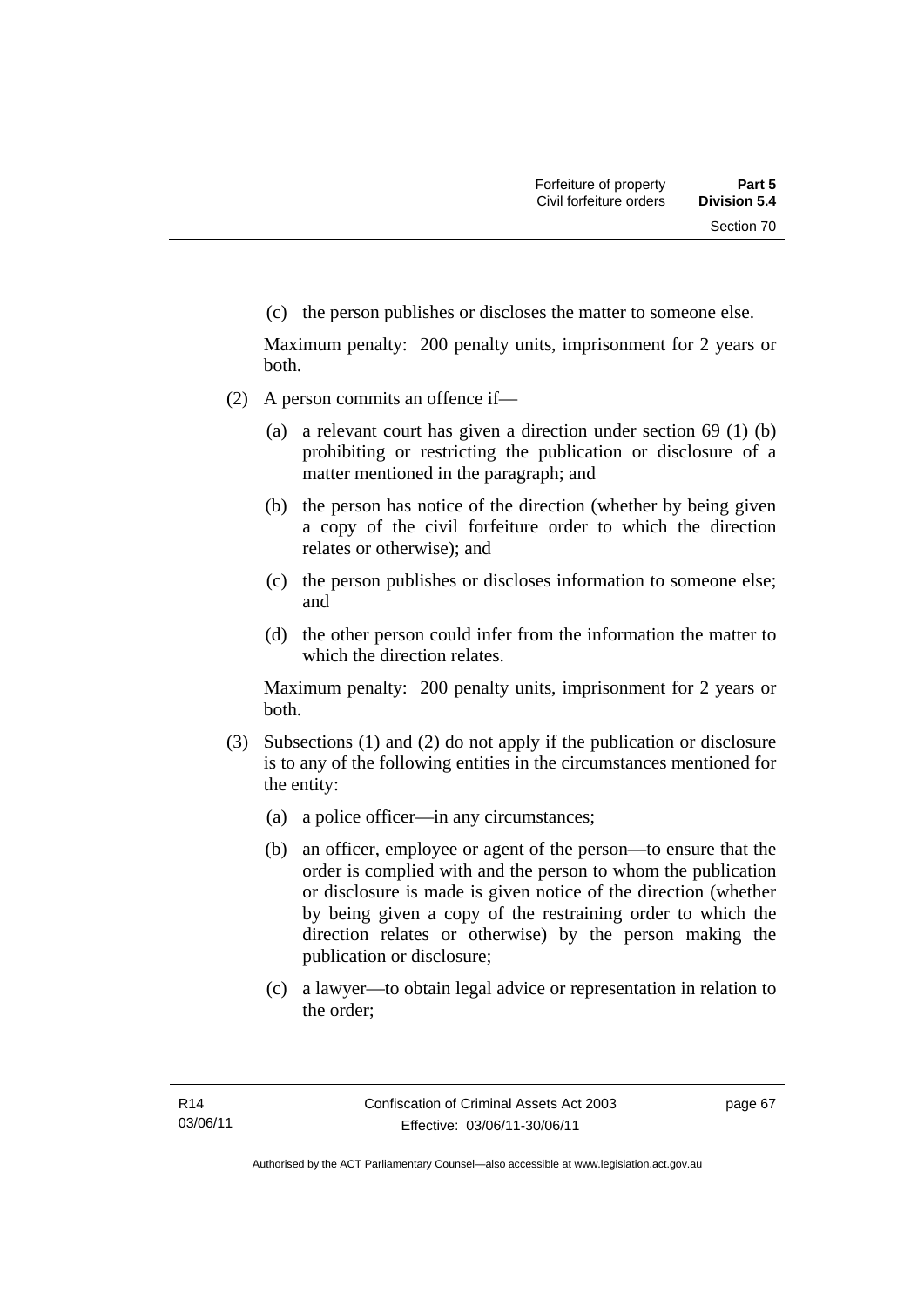(c) the person publishes or discloses the matter to someone else.

Maximum penalty: 200 penalty units, imprisonment for 2 years or both.

(2) A person commits an offence if—

(a) a relevant court has given a direction under section 69 (1) (b) prohibiting or restricting the publication or disclosure of a matter mentioned in the paragraph; and

(b) the person has notice of the direction (whether by being given a copy of the civil forfeiture order to which the direction relates or otherwise); and

(c) the person publishes or discloses information to someone else; and

(d) the other person could infer from the information the matter to which the direction relates.

Maximum penalty: 200 penalty units, imprisonment for 2 years or both.

(3) Subsections (1) and (2) do not apply if the publication or disclosure is to any of the following entities in the circumstances mentioned for the entity:

(a) a police officer—in any circumstances;

(b) an officer, employee or agent of the person—to ensure that the order is complied with and the person to whom the publication or disclosure is made is given notice of the direction (whether by being given a copy of the restraining order to which the direction relates or otherwise) by the person making the publication or disclosure;

(c) a lawyer—to obtain legal advice or representation in relation to the order;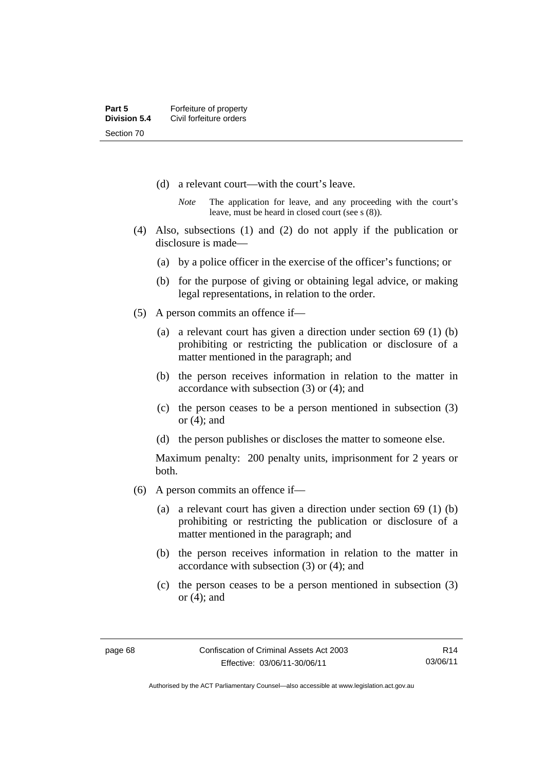(d) a relevant court—with the court's leave.

*Note* The application for leave, and any proceeding with the court's leave, must be heard in closed court (see s (8)).

(4) Also, subsections (1) and (2) do not apply if the publication or disclosure is made—

(a) by a police officer in the exercise of the officer's functions; or

(b) for the purpose of giving or obtaining legal advice, or making legal representations, in relation to the order.

(5) A person commits an offence if—

(a) a relevant court has given a direction under section 69 (1) (b) prohibiting or restricting the publication or disclosure of a matter mentioned in the paragraph; and

(b) the person receives information in relation to the matter in accordance with subsection (3) or (4); and

(c) the person ceases to be a person mentioned in subsection (3) or (4); and

(d) the person publishes or discloses the matter to someone else.

Maximum penalty: 200 penalty units, imprisonment for 2 years or both.

(6) A person commits an offence if—

(a) a relevant court has given a direction under section 69 (1) (b) prohibiting or restricting the publication or disclosure of a matter mentioned in the paragraph; and

(b) the person receives information in relation to the matter in accordance with subsection (3) or (4); and

(c) the person ceases to be a person mentioned in subsection (3) or (4); and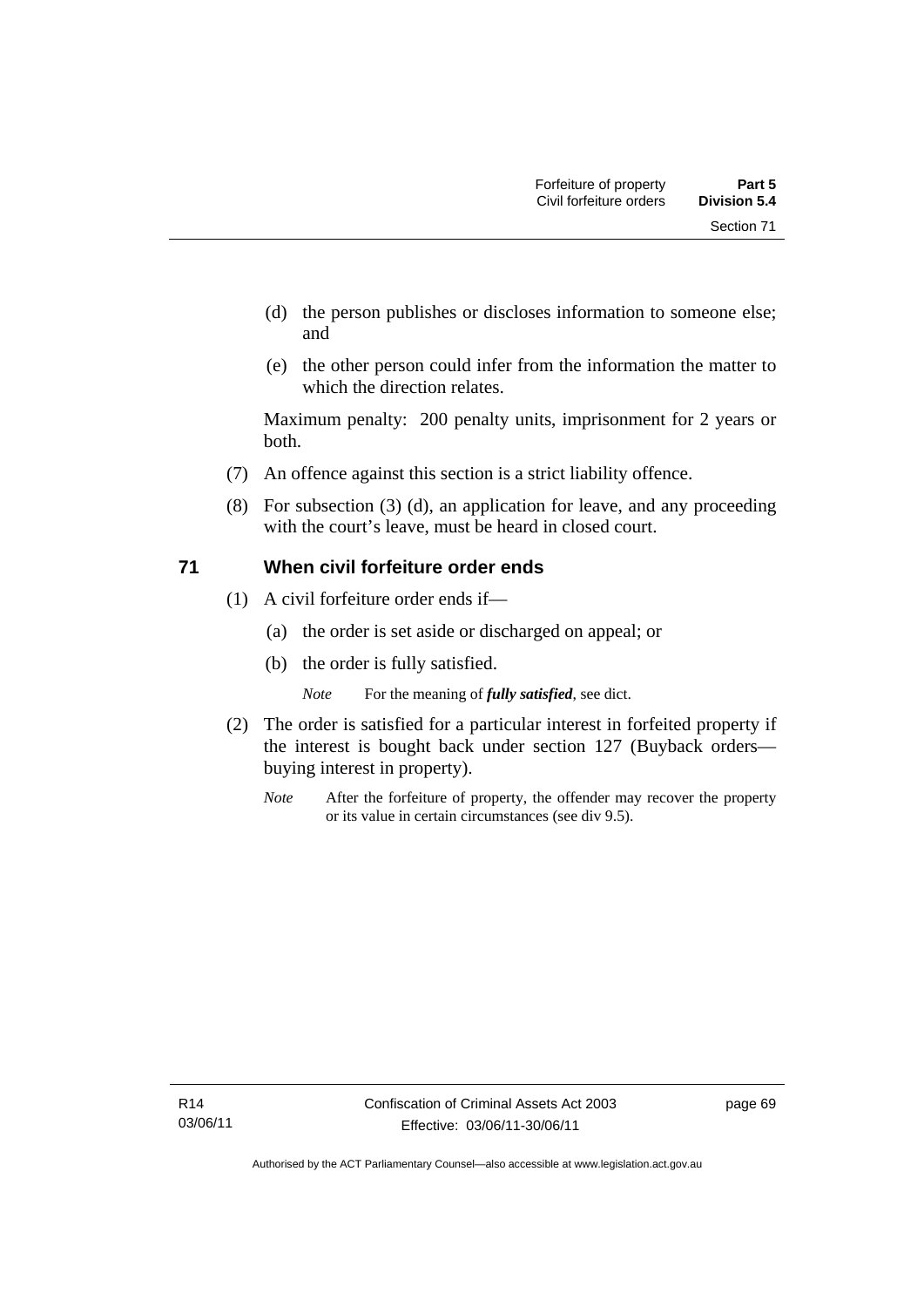(d) the person publishes or discloses information to someone else; and

(e) the other person could infer from the information the matter to which the direction relates.

Maximum penalty: 200 penalty units, imprisonment for 2 years or both.

(7) An offence against this section is a strict liability offence.

(8) For subsection (3) (d), an application for leave, and any proceeding with the court's leave, must be heard in closed court.

## 71 When civil forfeiture order ends

(1) A civil forfeiture order ends if—

(a) the order is set aside or discharged on appeal; or

(b) the order is fully satisfied.

*Note* For the meaning of ***fully satisfied***, see dict.

(2) The order is satisfied for a particular interest in forfeited property if the interest is bought back under section 127 (Buyback orders—buying interest in property).

*Note* After the forfeiture of property, the offender may recover the property or its value in certain circumstances (see div 9.5).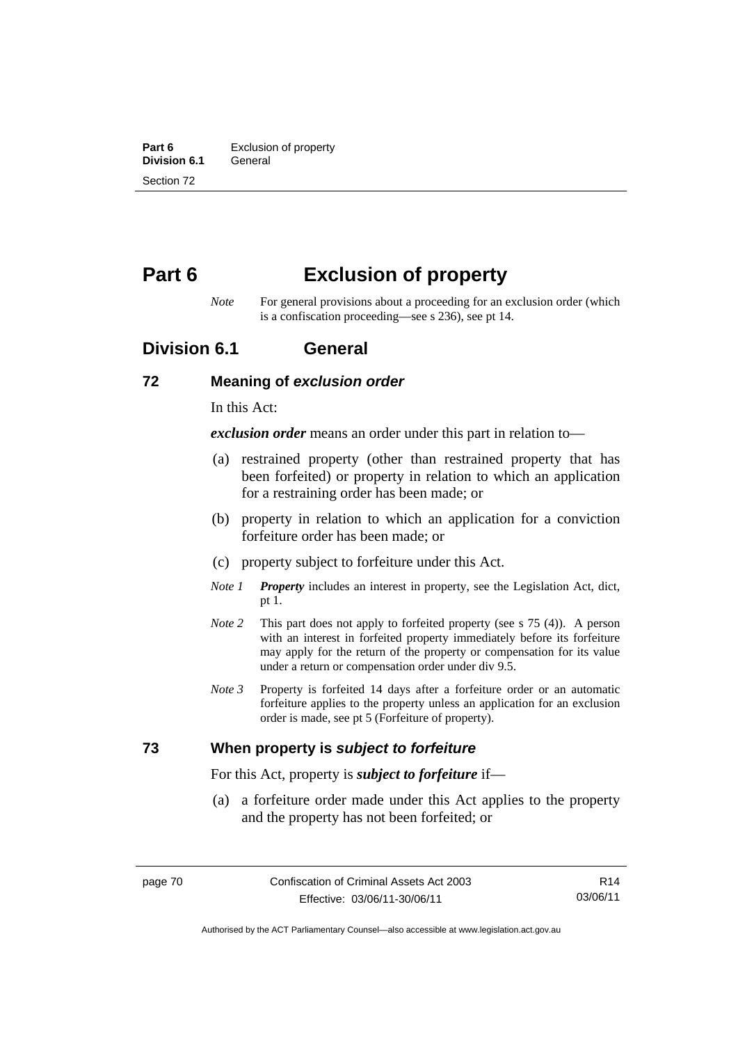# Part 6 Exclusion of property

*Note* For general provisions about a proceeding for an exclusion order (which is a confiscation proceeding—see s 236), see pt 14.

## Division 6.1 General

### 72 Meaning of *exclusion order*

In this Act:

***exclusion order*** means an order under this part in relation to—

(a) restrained property (other than restrained property that has been forfeited) or property in relation to which an application for a restraining order has been made; or

(b) property in relation to which an application for a conviction forfeiture order has been made; or

(c) property subject to forfeiture under this Act.

*Note 1* ***Property*** includes an interest in property, see the Legislation Act, dict, pt 1.

*Note 2* This part does not apply to forfeited property (see s 75 (4)). A person with an interest in forfeited property immediately before its forfeiture may apply for the return of the property or compensation for its value under a return or compensation order under div 9.5.

*Note 3* Property is forfeited 14 days after a forfeiture order or an automatic forfeiture applies to the property unless an application for an exclusion order is made, see pt 5 (Forfeiture of property).

### 73 When property is *subject to forfeiture*

For this Act, property is ***subject to forfeiture*** if—

(a) a forfeiture order made under this Act applies to the property and the property has not been forfeited; or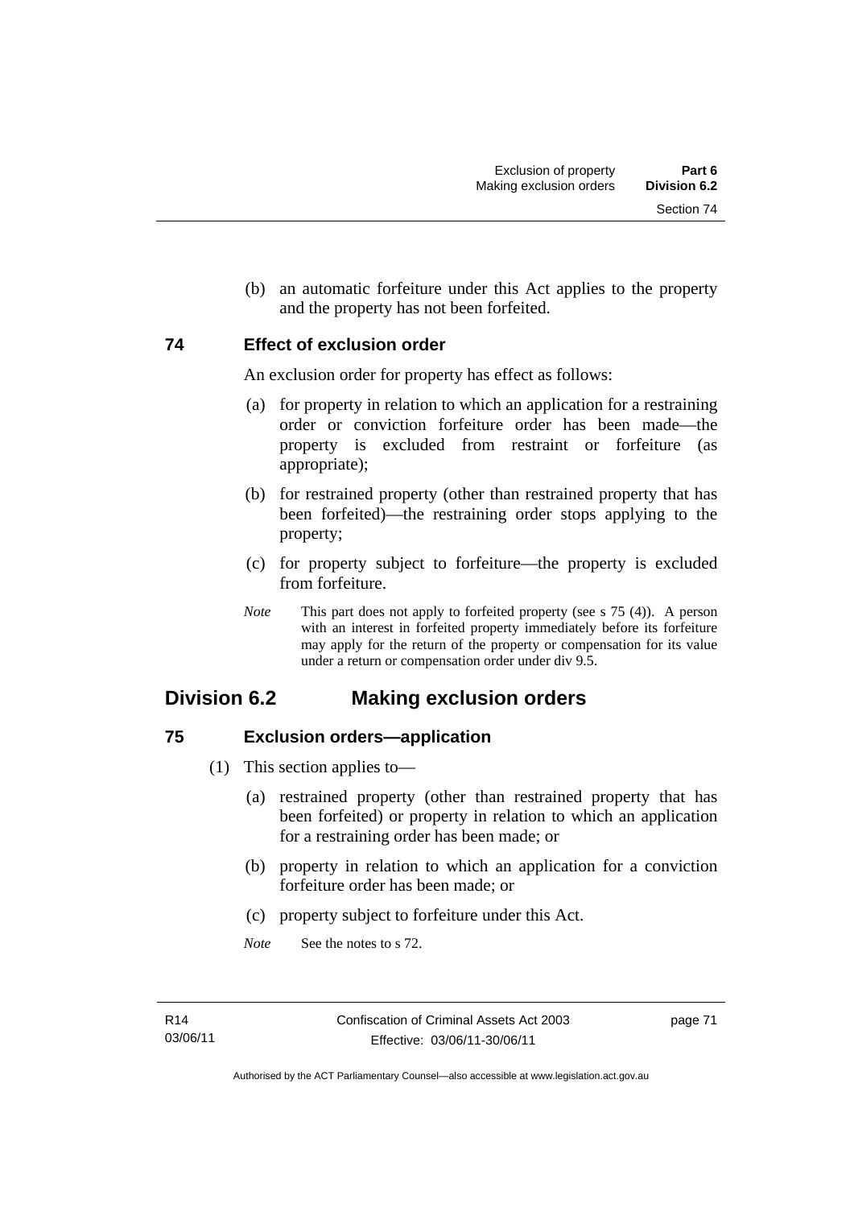(b) an automatic forfeiture under this Act applies to the property and the property has not been forfeited.

### 74 Effect of exclusion order

An exclusion order for property has effect as follows:

(a) for property in relation to which an application for a restraining order or conviction forfeiture order has been made—the property is excluded from restraint or forfeiture (as appropriate);

(b) for restrained property (other than restrained property that has been forfeited)—the restraining order stops applying to the property;

(c) for property subject to forfeiture—the property is excluded from forfeiture.

*Note* This part does not apply to forfeited property (see s 75 (4)). A person with an interest in forfeited property immediately before its forfeiture may apply for the return of the property or compensation for its value under a return or compensation order under div 9.5.

## Division 6.2 Making exclusion orders

### 75 Exclusion orders—application

(1) This section applies to—

(a) restrained property (other than restrained property that has been forfeited) or property in relation to which an application for a restraining order has been made; or

(b) property in relation to which an application for a conviction forfeiture order has been made; or

(c) property subject to forfeiture under this Act.

*Note* See the notes to s 72.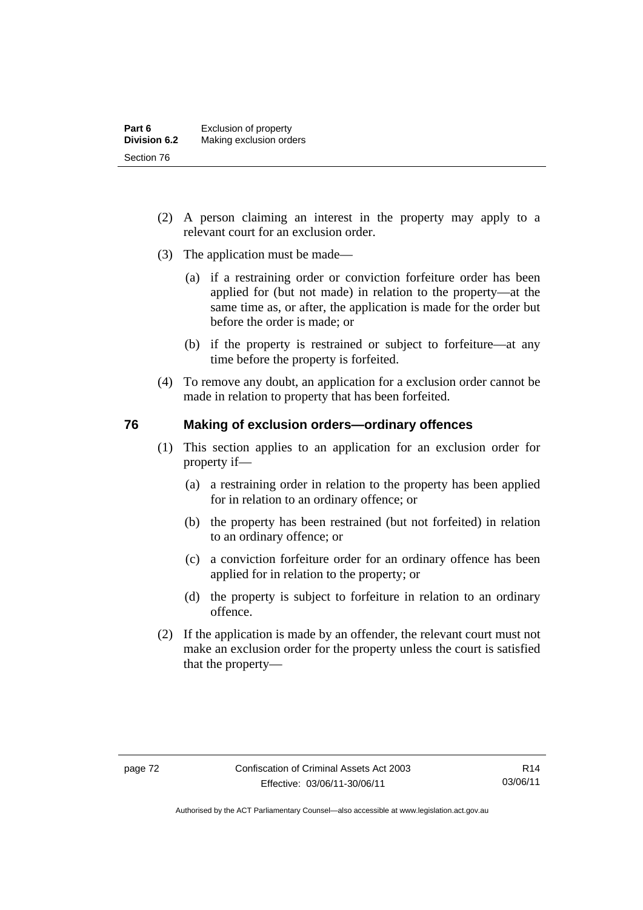(2) A person claiming an interest in the property may apply to a relevant court for an exclusion order.

(3) The application must be made—

(a) if a restraining order or conviction forfeiture order has been applied for (but not made) in relation to the property—at the same time as, or after, the application is made for the order but before the order is made; or

(b) if the property is restrained or subject to forfeiture—at any time before the property is forfeited.

(4) To remove any doubt, an application for a exclusion order cannot be made in relation to property that has been forfeited.

## 76 Making of exclusion orders—ordinary offences

(1) This section applies to an application for an exclusion order for property if—

(a) a restraining order in relation to the property has been applied for in relation to an ordinary offence; or

(b) the property has been restrained (but not forfeited) in relation to an ordinary offence; or

(c) a conviction forfeiture order for an ordinary offence has been applied for in relation to the property; or

(d) the property is subject to forfeiture in relation to an ordinary offence.

(2) If the application is made by an offender, the relevant court must not make an exclusion order for the property unless the court is satisfied that the property—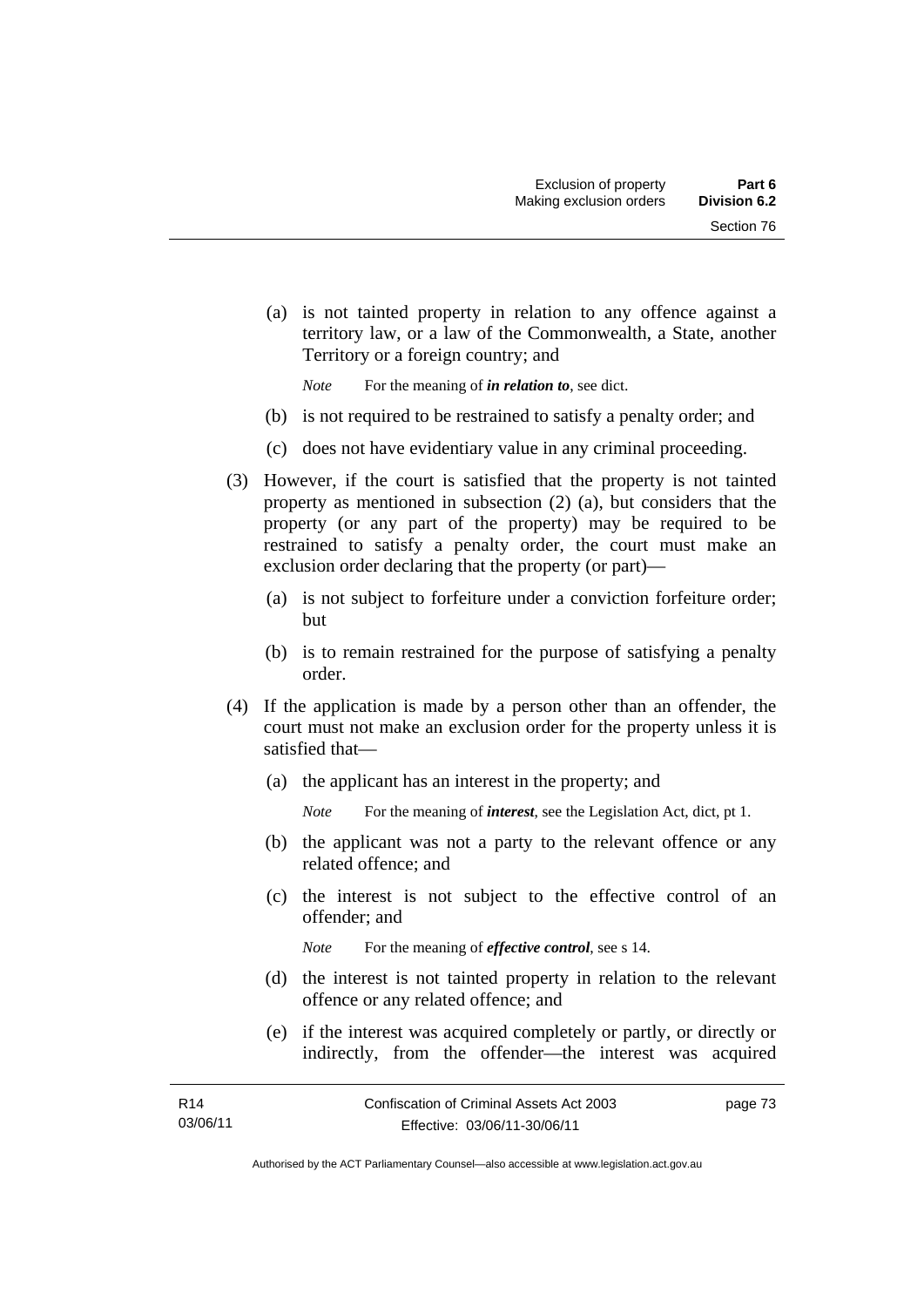(a) is not tainted property in relation to any offence against a territory law, or a law of the Commonwealth, a State, another Territory or a foreign country; and

*Note* For the meaning of ***in relation to***, see dict.

(b) is not required to be restrained to satisfy a penalty order; and

(c) does not have evidentiary value in any criminal proceeding.

(3) However, if the court is satisfied that the property is not tainted property as mentioned in subsection (2) (a), but considers that the property (or any part of the property) may be required to be restrained to satisfy a penalty order, the court must make an exclusion order declaring that the property (or part)—

(a) is not subject to forfeiture under a conviction forfeiture order; but

(b) is to remain restrained for the purpose of satisfying a penalty order.

(4) If the application is made by a person other than an offender, the court must not make an exclusion order for the property unless it is satisfied that—

(a) the applicant has an interest in the property; and

*Note* For the meaning of ***interest***, see the Legislation Act, dict, pt 1.

(b) the applicant was not a party to the relevant offence or any related offence; and

(c) the interest is not subject to the effective control of an offender; and

*Note* For the meaning of ***effective control***, see s 14.

(d) the interest is not tainted property in relation to the relevant offence or any related offence; and

(e) if the interest was acquired completely or partly, or directly or indirectly, from the offender—the interest was acquired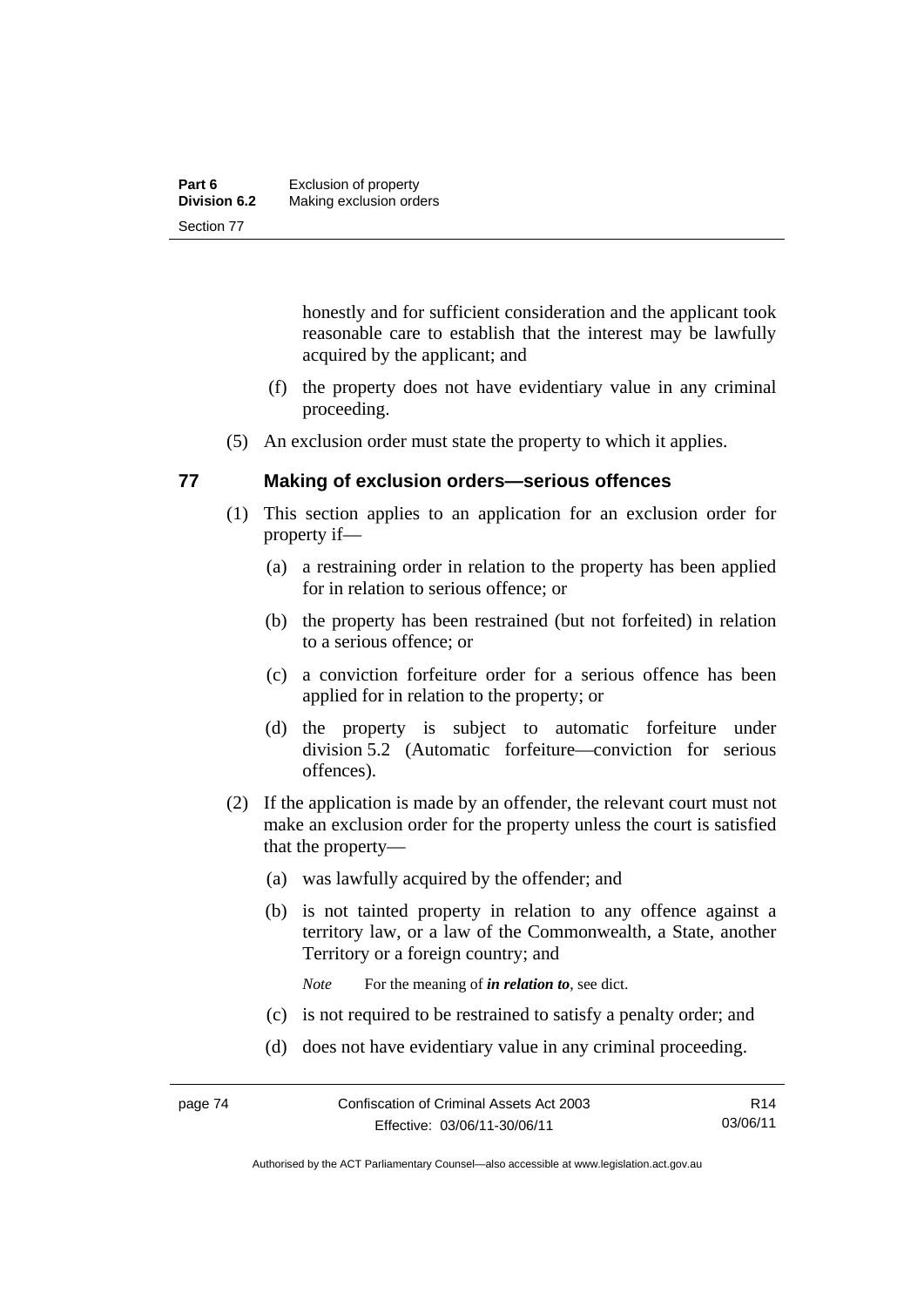honestly and for sufficient consideration and the applicant took reasonable care to establish that the interest may be lawfully acquired by the applicant; and

(f) the property does not have evidentiary value in any criminal proceeding.

(5) An exclusion order must state the property to which it applies.

## 77 Making of exclusion orders—serious offences

(1) This section applies to an application for an exclusion order for property if—

(a) a restraining order in relation to the property has been applied for in relation to serious offence; or

(b) the property has been restrained (but not forfeited) in relation to a serious offence; or

(c) a conviction forfeiture order for a serious offence has been applied for in relation to the property; or

(d) the property is subject to automatic forfeiture under division 5.2 (Automatic forfeiture—conviction for serious offences).

(2) If the application is made by an offender, the relevant court must not make an exclusion order for the property unless the court is satisfied that the property—

(a) was lawfully acquired by the offender; and

(b) is not tainted property in relation to any offence against a territory law, or a law of the Commonwealth, a State, another Territory or a foreign country; and

*Note* For the meaning of ***in relation to***, see dict.

(c) is not required to be restrained to satisfy a penalty order; and

(d) does not have evidentiary value in any criminal proceeding.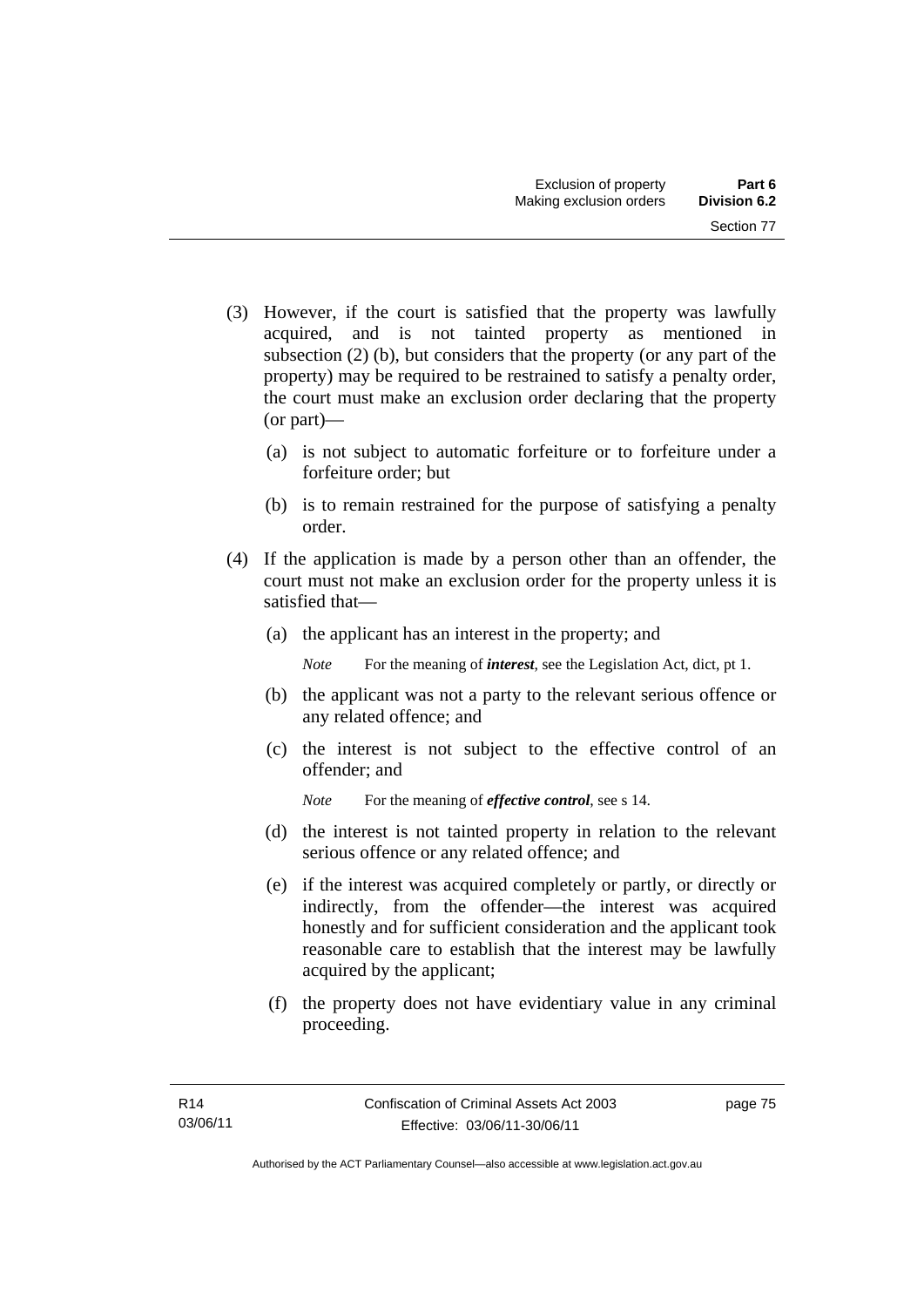(3) However, if the court is satisfied that the property was lawfully acquired, and is not tainted property as mentioned in subsection (2) (b), but considers that the property (or any part of the property) may be required to be restrained to satisfy a penalty order, the court must make an exclusion order declaring that the property (or part)—

  (a) is not subject to automatic forfeiture or to forfeiture under a forfeiture order; but

  (b) is to remain restrained for the purpose of satisfying a penalty order.

(4) If the application is made by a person other than an offender, the court must not make an exclusion order for the property unless it is satisfied that—

  (a) the applicant has an interest in the property; and

  *Note* For the meaning of ***interest***, see the Legislation Act, dict, pt 1.

  (b) the applicant was not a party to the relevant serious offence or any related offence; and

  (c) the interest is not subject to the effective control of an offender; and

  *Note* For the meaning of ***effective control***, see s 14.

  (d) the interest is not tainted property in relation to the relevant serious offence or any related offence; and

  (e) if the interest was acquired completely or partly, or directly or indirectly, from the offender—the interest was acquired honestly and for sufficient consideration and the applicant took reasonable care to establish that the interest may be lawfully acquired by the applicant;

  (f) the property does not have evidentiary value in any criminal proceeding.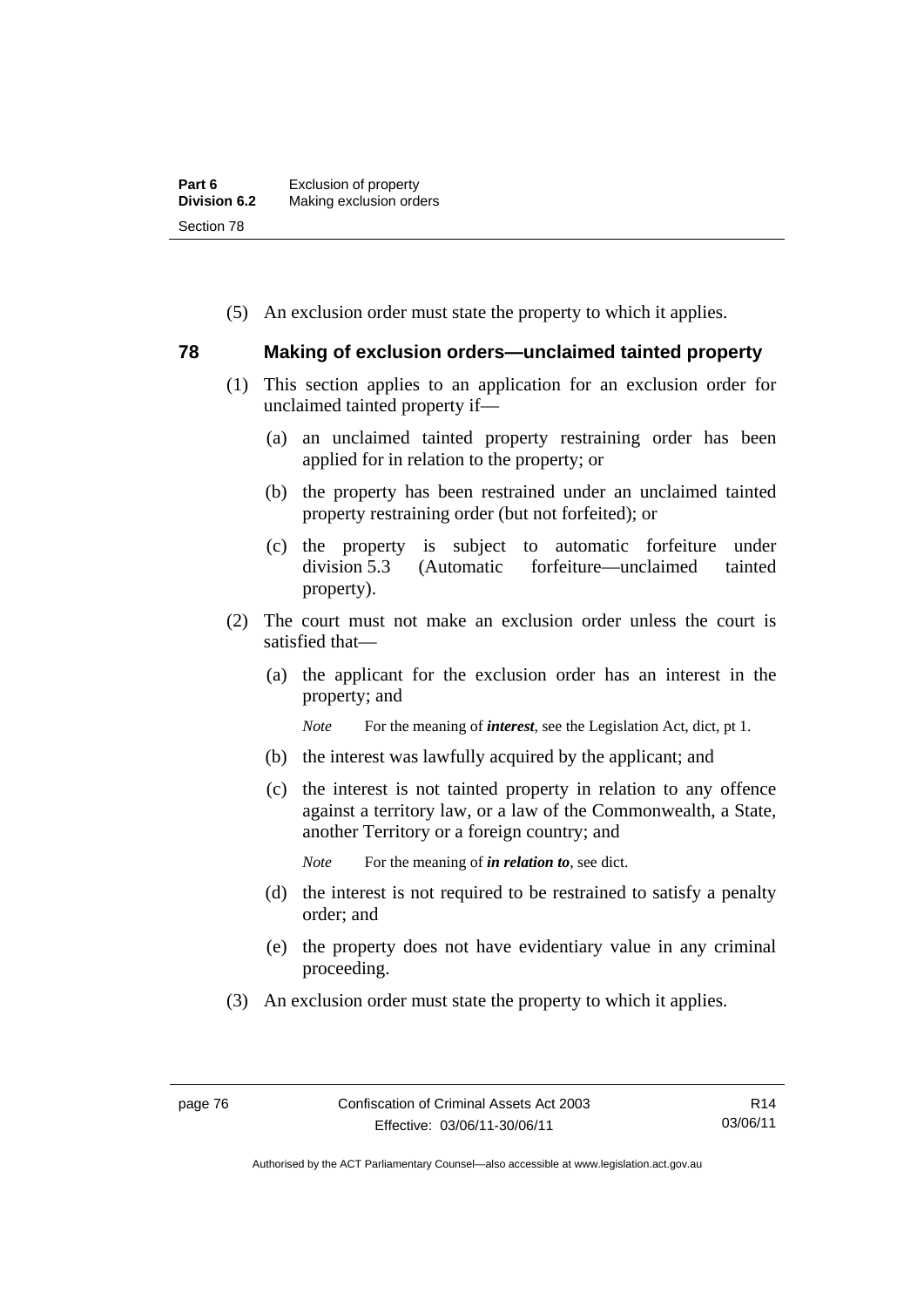(5) An exclusion order must state the property to which it applies.

## 78 Making of exclusion orders—unclaimed tainted property

(1) This section applies to an application for an exclusion order for unclaimed tainted property if—

(a) an unclaimed tainted property restraining order has been applied for in relation to the property; or

(b) the property has been restrained under an unclaimed tainted property restraining order (but not forfeited); or

(c) the property is subject to automatic forfeiture under division 5.3 (Automatic forfeiture—unclaimed tainted property).

(2) The court must not make an exclusion order unless the court is satisfied that—

(a) the applicant for the exclusion order has an interest in the property; and

*Note* For the meaning of ***interest***, see the Legislation Act, dict, pt 1.

(b) the interest was lawfully acquired by the applicant; and

(c) the interest is not tainted property in relation to any offence against a territory law, or a law of the Commonwealth, a State, another Territory or a foreign country; and

*Note* For the meaning of ***in relation to***, see dict.

(d) the interest is not required to be restrained to satisfy a penalty order; and

(e) the property does not have evidentiary value in any criminal proceeding.

(3) An exclusion order must state the property to which it applies.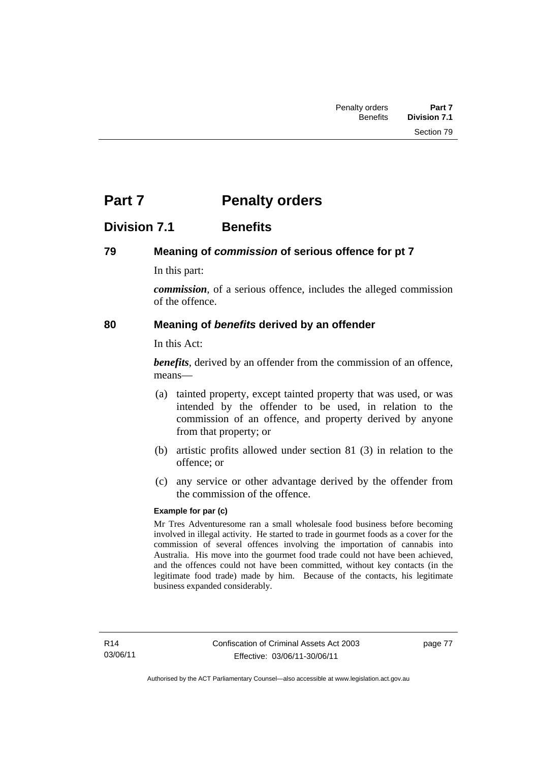# Part 7 Penalty orders

## Division 7.1 Benefits

### 79 Meaning of *commission* of serious offence for pt 7

In this part:

***commission***, of a serious offence, includes the alleged commission of the offence.

### 80 Meaning of *benefits* derived by an offender

In this Act:

***benefits***, derived by an offender from the commission of an offence, means—

(a) tainted property, except tainted property that was used, or was intended by the offender to be used, in relation to the commission of an offence, and property derived by anyone from that property; or

(b) artistic profits allowed under section 81 (3) in relation to the offence; or

(c) any service or other advantage derived by the offender from the commission of the offence.

**Example for par (c)**

Mr Tres Adventuresome ran a small wholesale food business before becoming involved in illegal activity. He started to trade in gourmet foods as a cover for the commission of several offences involving the importation of cannabis into Australia. His move into the gourmet food trade could not have been achieved, and the offences could not have been committed, without key contacts (in the legitimate food trade) made by him. Because of the contacts, his legitimate business expanded considerably.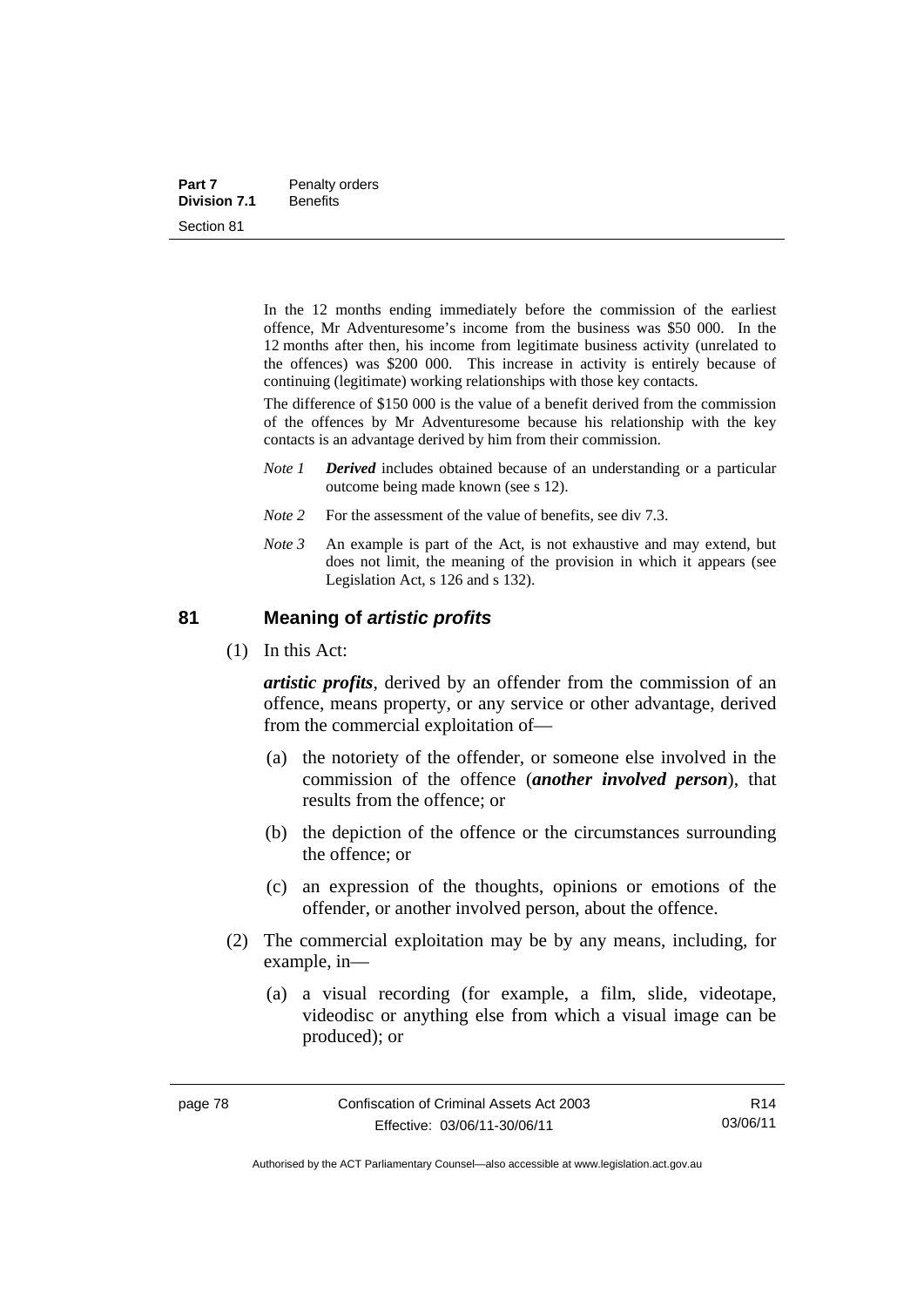In the 12 months ending immediately before the commission of the earliest offence, Mr Adventuresome's income from the business was $50 000. In the 12 months after then, his income from legitimate business activity (unrelated to the offences) was $200 000. This increase in activity is entirely because of continuing (legitimate) working relationships with those key contacts.

The difference of $150 000 is the value of a benefit derived from the commission of the offences by Mr Adventuresome because his relationship with the key contacts is an advantage derived by him from their commission.

*Note 1* ***Derived*** includes obtained because of an understanding or a particular outcome being made known (see s 12).

*Note 2* For the assessment of the value of benefits, see div 7.3.

*Note 3* An example is part of the Act, is not exhaustive and may extend, but does not limit, the meaning of the provision in which it appears (see Legislation Act, s 126 and s 132).

## 81 Meaning of *artistic profits*

(1) In this Act:

***artistic profits***, derived by an offender from the commission of an offence, means property, or any service or other advantage, derived from the commercial exploitation of—

(a) the notoriety of the offender, or someone else involved in the commission of the offence (***another involved person***), that results from the offence; or

(b) the depiction of the offence or the circumstances surrounding the offence; or

(c) an expression of the thoughts, opinions or emotions of the offender, or another involved person, about the offence.

(2) The commercial exploitation may be by any means, including, for example, in—

(a) a visual recording (for example, a film, slide, videotape, videodisc or anything else from which a visual image can be produced); or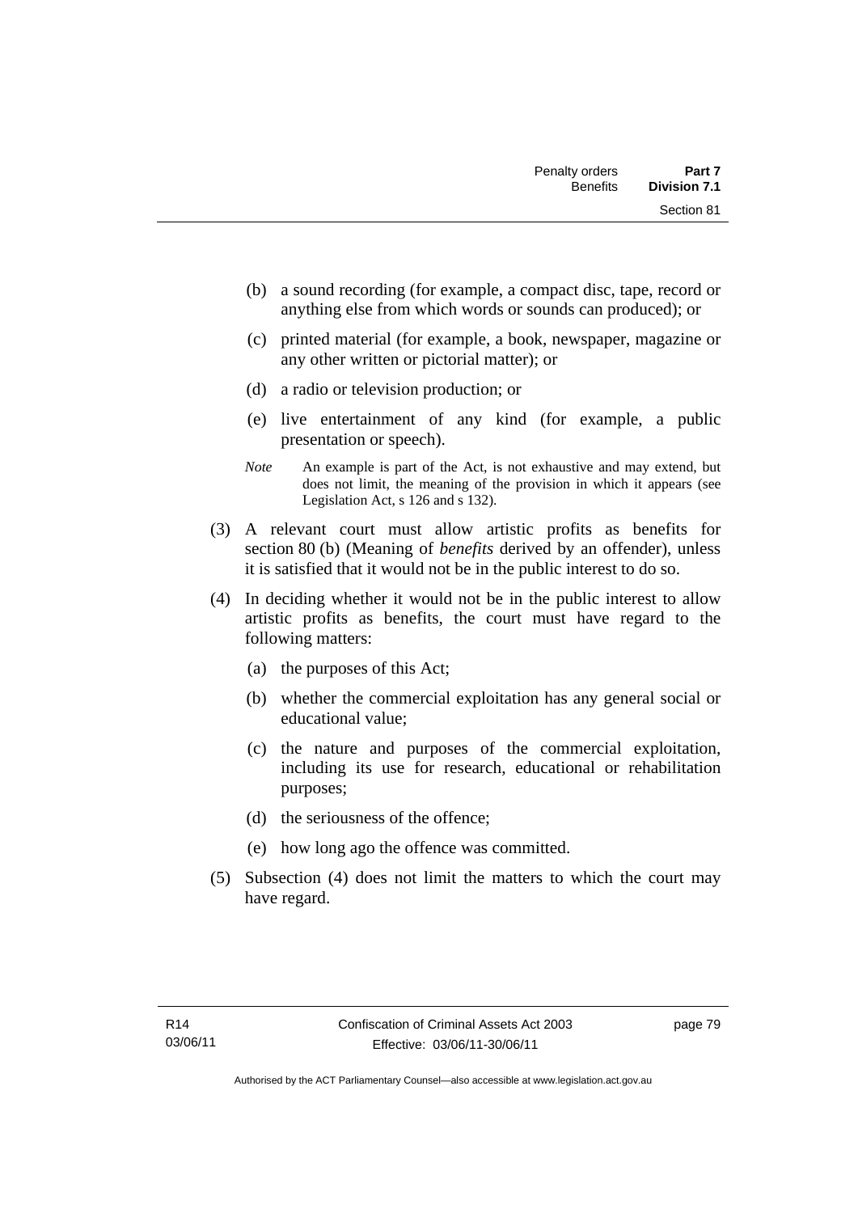(b) a sound recording (for example, a compact disc, tape, record or anything else from which words or sounds can produced); or

(c) printed material (for example, a book, newspaper, magazine or any other written or pictorial matter); or

(d) a radio or television production; or

(e) live entertainment of any kind (for example, a public presentation or speech).

*Note* An example is part of the Act, is not exhaustive and may extend, but does not limit, the meaning of the provision in which it appears (see Legislation Act, s 126 and s 132).

(3) A relevant court must allow artistic profits as benefits for section 80 (b) (Meaning of *benefits* derived by an offender), unless it is satisfied that it would not be in the public interest to do so.

(4) In deciding whether it would not be in the public interest to allow artistic profits as benefits, the court must have regard to the following matters:

(a) the purposes of this Act;

(b) whether the commercial exploitation has any general social or educational value;

(c) the nature and purposes of the commercial exploitation, including its use for research, educational or rehabilitation purposes;

(d) the seriousness of the offence;

(e) how long ago the offence was committed.

(5) Subsection (4) does not limit the matters to which the court may have regard.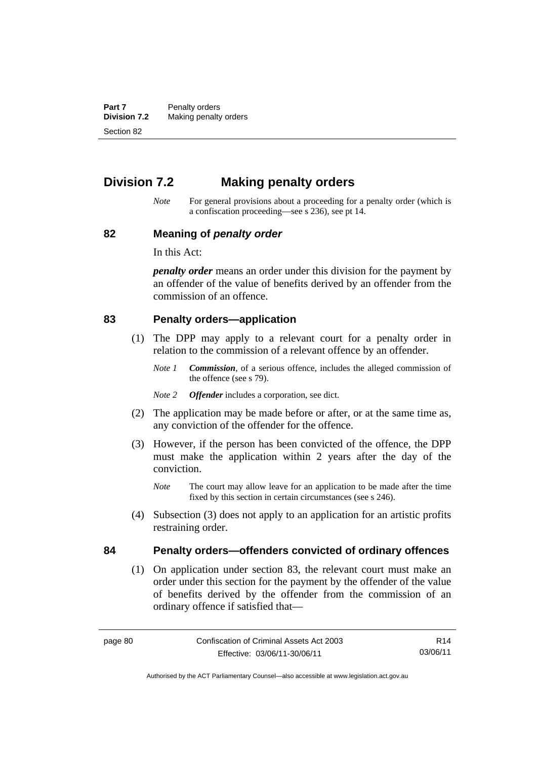## Division 7.2 Making penalty orders

*Note* For general provisions about a proceeding for a penalty order (which is a confiscation proceeding—see s 236), see pt 14.

### 82 Meaning of *penalty order*

In this Act:

***penalty order*** means an order under this division for the payment by an offender of the value of benefits derived by an offender from the commission of an offence.

### 83 Penalty orders—application

(1) The DPP may apply to a relevant court for a penalty order in relation to the commission of a relevant offence by an offender.

*Note 1* ***Commission***, of a serious offence, includes the alleged commission of the offence (see s 79).

*Note 2* ***Offender*** includes a corporation, see dict.

(2) The application may be made before or after, or at the same time as, any conviction of the offender for the offence.

(3) However, if the person has been convicted of the offence, the DPP must make the application within 2 years after the day of the conviction.

*Note* The court may allow leave for an application to be made after the time fixed by this section in certain circumstances (see s 246).

(4) Subsection (3) does not apply to an application for an artistic profits restraining order.

### 84 Penalty orders—offenders convicted of ordinary offences

(1) On application under section 83, the relevant court must make an order under this section for the payment by the offender of the value of benefits derived by the offender from the commission of an ordinary offence if satisfied that—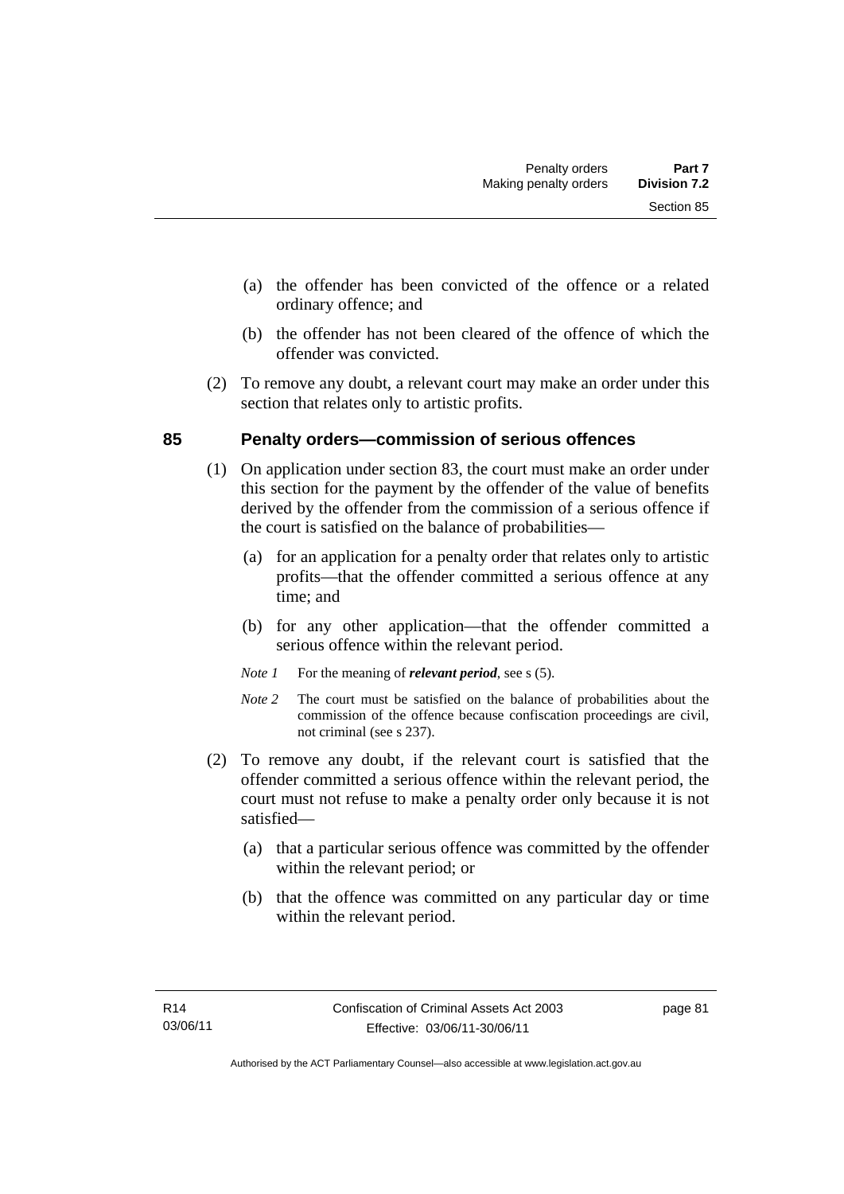(a) the offender has been convicted of the offence or a related ordinary offence; and

(b) the offender has not been cleared of the offence of which the offender was convicted.

(2) To remove any doubt, a relevant court may make an order under this section that relates only to artistic profits.

## 85 Penalty orders—commission of serious offences

(1) On application under section 83, the court must make an order under this section for the payment by the offender of the value of benefits derived by the offender from the commission of a serious offence if the court is satisfied on the balance of probabilities—

(a) for an application for a penalty order that relates only to artistic profits—that the offender committed a serious offence at any time; and

(b) for any other application—that the offender committed a serious offence within the relevant period.

*Note 1* For the meaning of ***relevant period***, see s (5).

*Note 2* The court must be satisfied on the balance of probabilities about the commission of the offence because confiscation proceedings are civil, not criminal (see s 237).

(2) To remove any doubt, if the relevant court is satisfied that the offender committed a serious offence within the relevant period, the court must not refuse to make a penalty order only because it is not satisfied—

(a) that a particular serious offence was committed by the offender within the relevant period; or

(b) that the offence was committed on any particular day or time within the relevant period.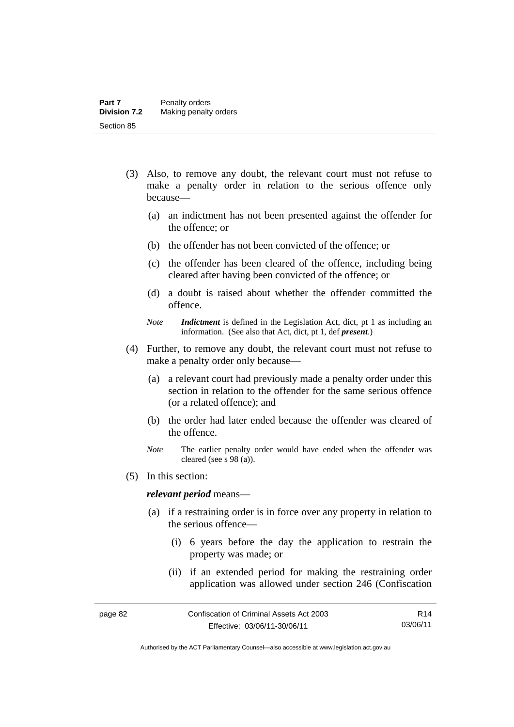(3) Also, to remove any doubt, the relevant court must not refuse to make a penalty order in relation to the serious offence only because—

(a) an indictment has not been presented against the offender for the offence; or

(b) the offender has not been convicted of the offence; or

(c) the offender has been cleared of the offence, including being cleared after having been convicted of the offence; or

(d) a doubt is raised about whether the offender committed the offence.

*Note* ***Indictment*** is defined in the Legislation Act, dict, pt 1 as including an information. (See also that Act, dict, pt 1, def ***present***.)

(4) Further, to remove any doubt, the relevant court must not refuse to make a penalty order only because—

(a) a relevant court had previously made a penalty order under this section in relation to the offender for the same serious offence (or a related offence); and

(b) the order had later ended because the offender was cleared of the offence.

*Note* The earlier penalty order would have ended when the offender was cleared (see s 98 (a)).

(5) In this section:

***relevant period*** means—

(a) if a restraining order is in force over any property in relation to the serious offence—

(i) 6 years before the day the application to restrain the property was made; or

(ii) if an extended period for making the restraining order application was allowed under section 246 (Confiscation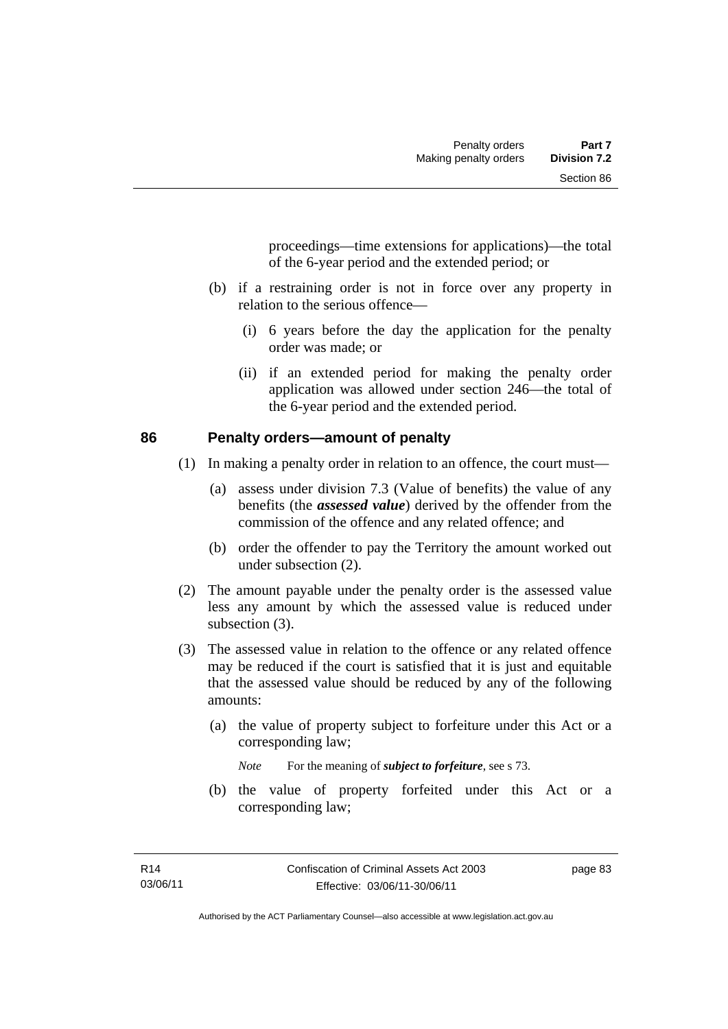proceedings—time extensions for applications)—the total of the 6-year period and the extended period; or

(b) if a restraining order is not in force over any property in relation to the serious offence—

(i) 6 years before the day the application for the penalty order was made; or

(ii) if an extended period for making the penalty order application was allowed under section 246—the total of the 6-year period and the extended period.

## 86 Penalty orders—amount of penalty

(1) In making a penalty order in relation to an offence, the court must—

(a) assess under division 7.3 (Value of benefits) the value of any benefits (the ***assessed value***) derived by the offender from the commission of the offence and any related offence; and

(b) order the offender to pay the Territory the amount worked out under subsection (2).

(2) The amount payable under the penalty order is the assessed value less any amount by which the assessed value is reduced under subsection (3).

(3) The assessed value in relation to the offence or any related offence may be reduced if the court is satisfied that it is just and equitable that the assessed value should be reduced by any of the following amounts:

(a) the value of property subject to forfeiture under this Act or a corresponding law;

*Note* For the meaning of ***subject to forfeiture***, see s 73.

(b) the value of property forfeited under this Act or a corresponding law;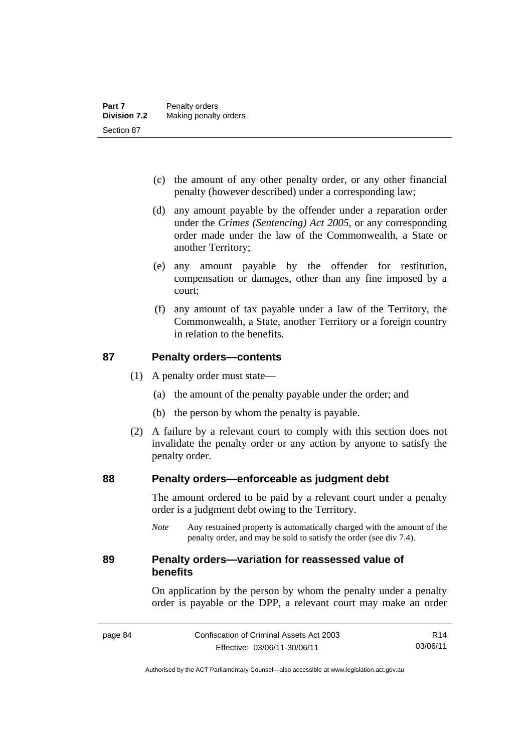(c) the amount of any other penalty order, or any other financial penalty (however described) under a corresponding law;

(d) any amount payable by the offender under a reparation order under the *Crimes (Sentencing) Act 2005*, or any corresponding order made under the law of the Commonwealth, a State or another Territory;

(e) any amount payable by the offender for restitution, compensation or damages, other than any fine imposed by a court;

(f) any amount of tax payable under a law of the Territory, the Commonwealth, a State, another Territory or a foreign country in relation to the benefits.

### 87 Penalty orders—contents

(1) A penalty order must state—

(a) the amount of the penalty payable under the order; and

(b) the person by whom the penalty is payable.

(2) A failure by a relevant court to comply with this section does not invalidate the penalty order or any action by anyone to satisfy the penalty order.

### 88 Penalty orders—enforceable as judgment debt

The amount ordered to be paid by a relevant court under a penalty order is a judgment debt owing to the Territory.

*Note* Any restrained property is automatically charged with the amount of the penalty order, and may be sold to satisfy the order (see div 7.4).

### 89 Penalty orders—variation for reassessed value of benefits

On application by the person by whom the penalty under a penalty order is payable or the DPP, a relevant court may make an order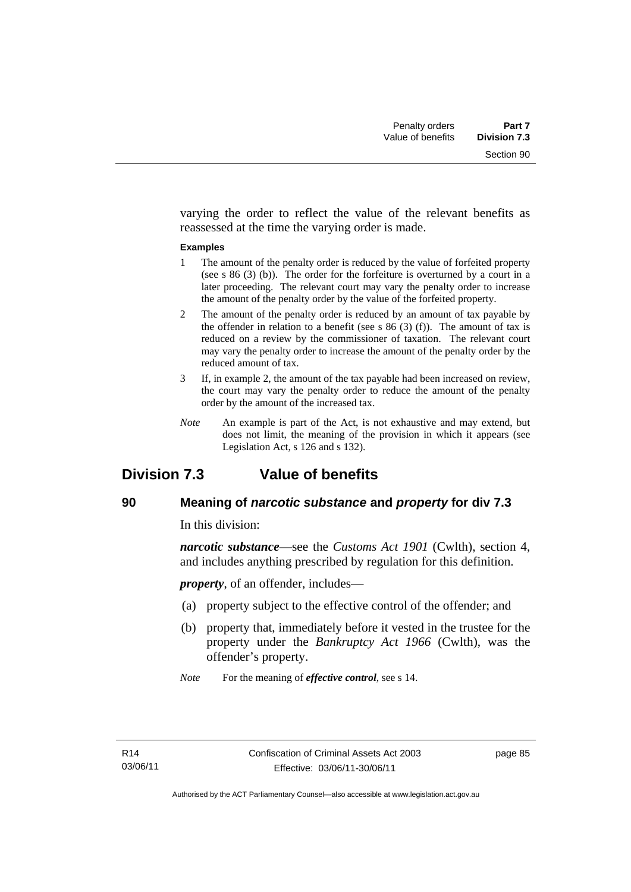varying the order to reflect the value of the relevant benefits as reassessed at the time the varying order is made.

**Examples**

1 The amount of the penalty order is reduced by the value of forfeited property (see s 86 (3) (b)). The order for the forfeiture is overturned by a court in a later proceeding. The relevant court may vary the penalty order to increase the amount of the penalty order by the value of the forfeited property.

2 The amount of the penalty order is reduced by an amount of tax payable by the offender in relation to a benefit (see s 86 (3) (f)). The amount of tax is reduced on a review by the commissioner of taxation. The relevant court may vary the penalty order to increase the amount of the penalty order by the reduced amount of tax.

3 If, in example 2, the amount of the tax payable had been increased on review, the court may vary the penalty order to reduce the amount of the penalty order by the amount of the increased tax.

*Note* An example is part of the Act, is not exhaustive and may extend, but does not limit, the meaning of the provision in which it appears (see Legislation Act, s 126 and s 132).

## Division 7.3 Value of benefits

### 90 Meaning of *narcotic substance* and *property* for div 7.3

In this division:

***narcotic substance***—see the *Customs Act 1901* (Cwlth), section 4, and includes anything prescribed by regulation for this definition.

***property***, of an offender, includes—

(a) property subject to the effective control of the offender; and

(b) property that, immediately before it vested in the trustee for the property under the *Bankruptcy Act 1966* (Cwlth), was the offender's property.

*Note* For the meaning of ***effective control***, see s 14.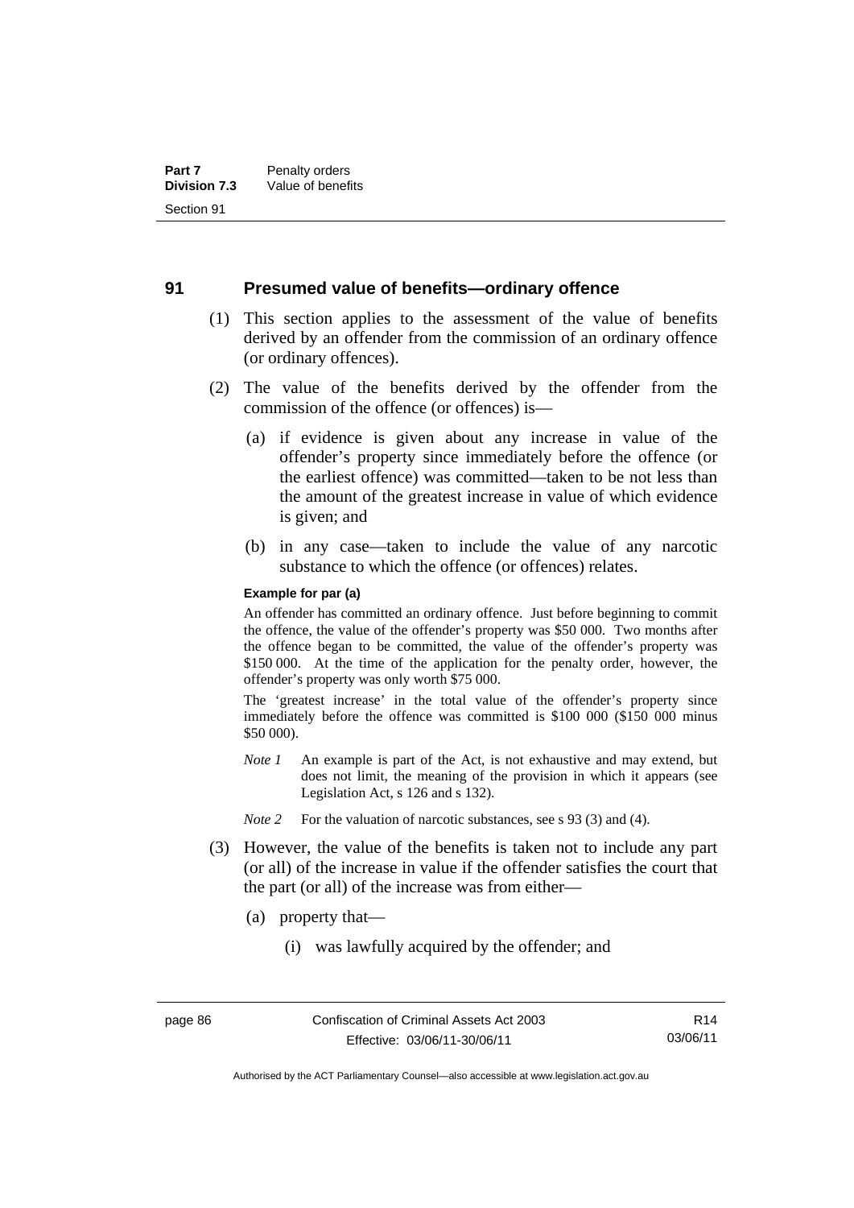## 91 Presumed value of benefits—ordinary offence

(1) This section applies to the assessment of the value of benefits derived by an offender from the commission of an ordinary offence (or ordinary offences).

(2) The value of the benefits derived by the offender from the commission of the offence (or offences) is—

(a) if evidence is given about any increase in value of the offender's property since immediately before the offence (or the earliest offence) was committed—taken to be not less than the amount of the greatest increase in value of which evidence is given; and

(b) in any case—taken to include the value of any narcotic substance to which the offence (or offences) relates.

**Example for par (a)**

An offender has committed an ordinary offence. Just before beginning to commit the offence, the value of the offender's property was $50 000. Two months after the offence began to be committed, the value of the offender's property was $150 000. At the time of the application for the penalty order, however, the offender's property was only worth $75 000.

The 'greatest increase' in the total value of the offender's property since immediately before the offence was committed is $100 000 ($150 000 minus $50 000).

*Note 1* An example is part of the Act, is not exhaustive and may extend, but does not limit, the meaning of the provision in which it appears (see Legislation Act, s 126 and s 132).

*Note 2* For the valuation of narcotic substances, see s 93 (3) and (4).

(3) However, the value of the benefits is taken not to include any part (or all) of the increase in value if the offender satisfies the court that the part (or all) of the increase was from either—

(a) property that—

(i) was lawfully acquired by the offender; and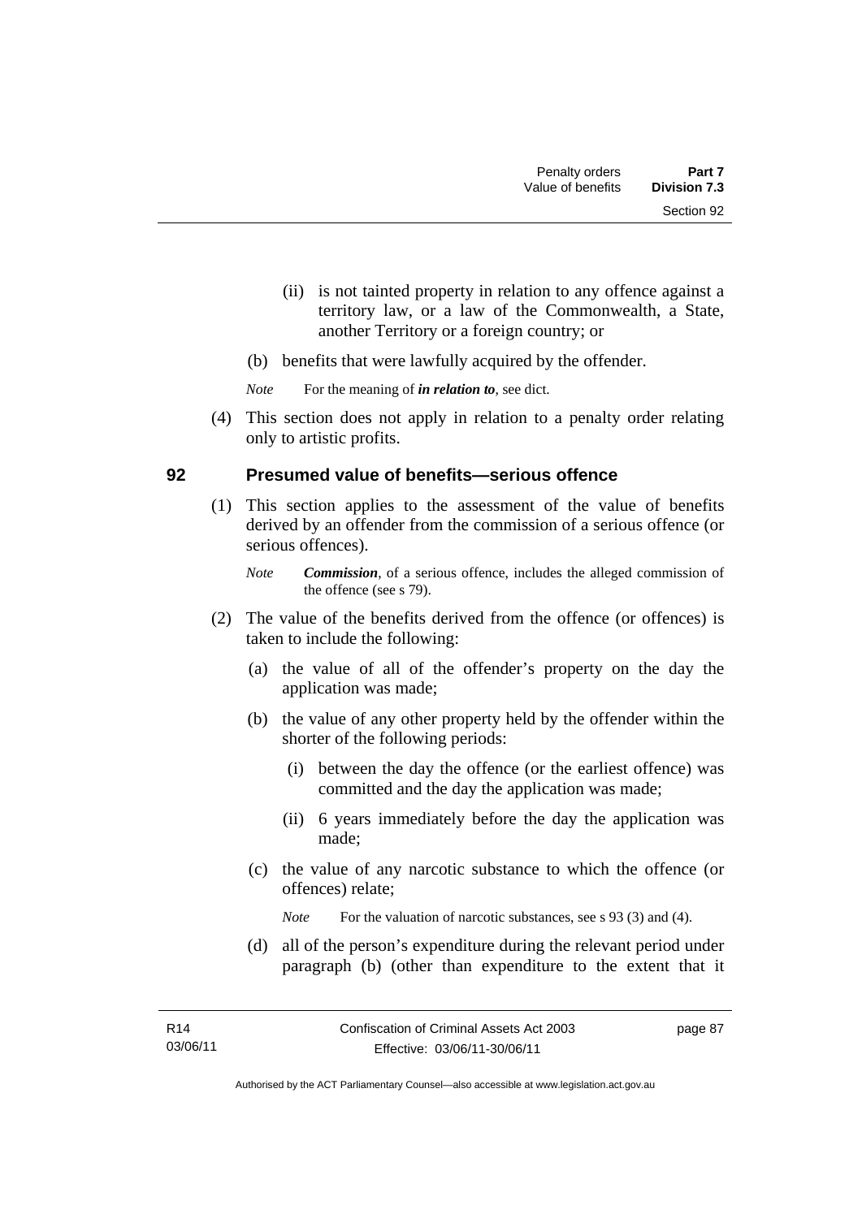(ii) is not tainted property in relation to any offence against a territory law, or a law of the Commonwealth, a State, another Territory or a foreign country; or

(b) benefits that were lawfully acquired by the offender.

*Note* For the meaning of ***in relation to***, see dict.

(4) This section does not apply in relation to a penalty order relating only to artistic profits.

## 92 Presumed value of benefits—serious offence

(1) This section applies to the assessment of the value of benefits derived by an offender from the commission of a serious offence (or serious offences).

*Note* ***Commission***, of a serious offence, includes the alleged commission of the offence (see s 79).

(2) The value of the benefits derived from the offence (or offences) is taken to include the following:

(a) the value of all of the offender's property on the day the application was made;

(b) the value of any other property held by the offender within the shorter of the following periods:

(i) between the day the offence (or the earliest offence) was committed and the day the application was made;

(ii) 6 years immediately before the day the application was made;

(c) the value of any narcotic substance to which the offence (or offences) relate;

*Note* For the valuation of narcotic substances, see s 93 (3) and (4).

(d) all of the person's expenditure during the relevant period under paragraph (b) (other than expenditure to the extent that it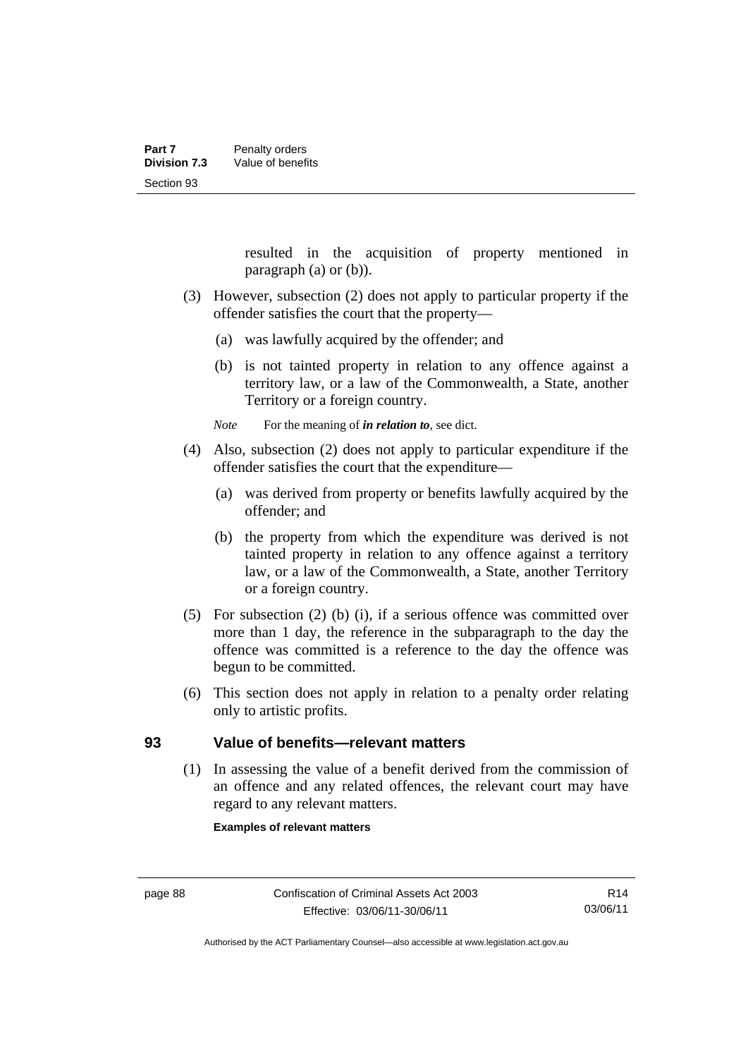resulted in the acquisition of property mentioned in paragraph (a) or (b)).

(3) However, subsection (2) does not apply to particular property if the offender satisfies the court that the property—

(a) was lawfully acquired by the offender; and

(b) is not tainted property in relation to any offence against a territory law, or a law of the Commonwealth, a State, another Territory or a foreign country.

*Note* For the meaning of ***in relation to***, see dict.

(4) Also, subsection (2) does not apply to particular expenditure if the offender satisfies the court that the expenditure—

(a) was derived from property or benefits lawfully acquired by the offender; and

(b) the property from which the expenditure was derived is not tainted property in relation to any offence against a territory law, or a law of the Commonwealth, a State, another Territory or a foreign country.

(5) For subsection (2) (b) (i), if a serious offence was committed over more than 1 day, the reference in the subparagraph to the day the offence was committed is a reference to the day the offence was begun to be committed.

(6) This section does not apply in relation to a penalty order relating only to artistic profits.

## 93 Value of benefits—relevant matters

(1) In assessing the value of a benefit derived from the commission of an offence and any related offences, the relevant court may have regard to any relevant matters.

**Examples of relevant matters**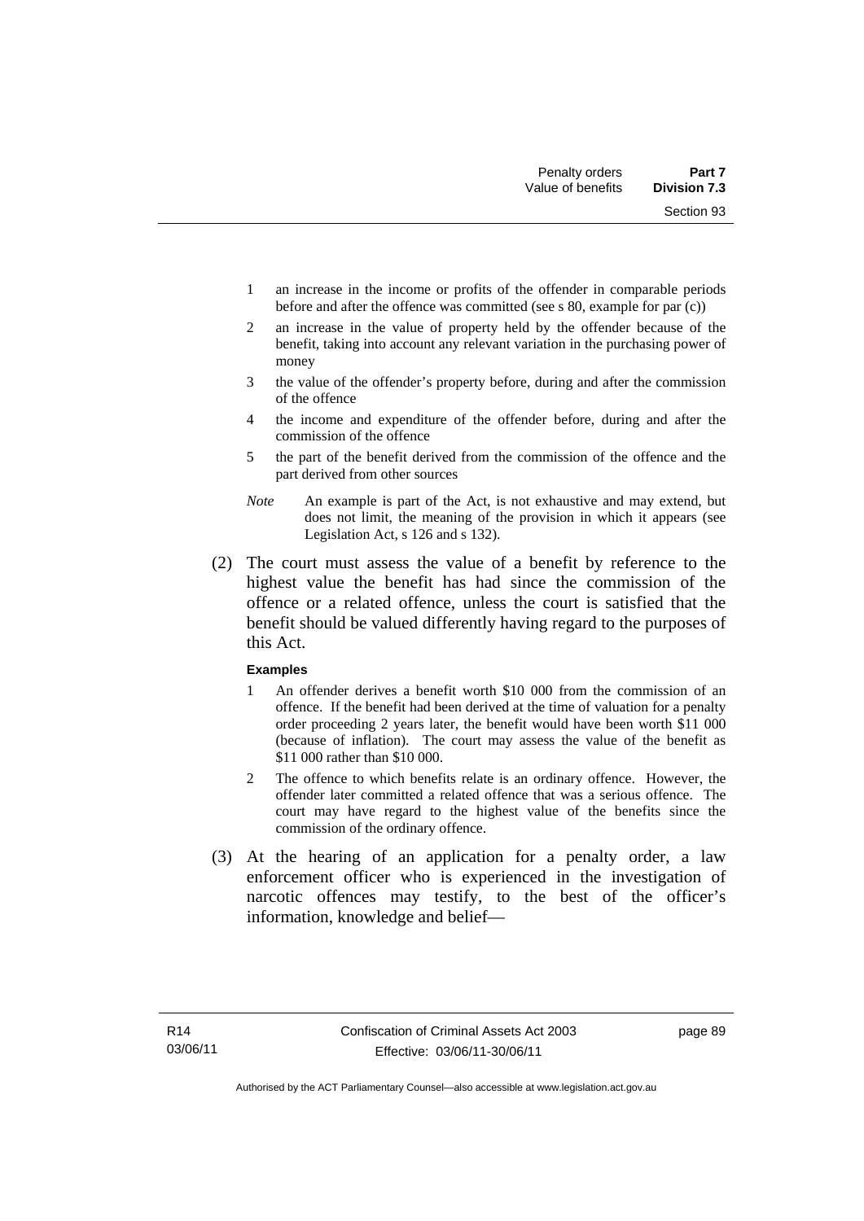1 an increase in the income or profits of the offender in comparable periods before and after the offence was committed (see s 80, example for par (c))

2 an increase in the value of property held by the offender because of the benefit, taking into account any relevant variation in the purchasing power of money

3 the value of the offender's property before, during and after the commission of the offence

4 the income and expenditure of the offender before, during and after the commission of the offence

5 the part of the benefit derived from the commission of the offence and the part derived from other sources

*Note* An example is part of the Act, is not exhaustive and may extend, but does not limit, the meaning of the provision in which it appears (see Legislation Act, s 126 and s 132).

(2) The court must assess the value of a benefit by reference to the highest value the benefit has had since the commission of the offence or a related offence, unless the court is satisfied that the benefit should be valued differently having regard to the purposes of this Act.

**Examples**

1 An offender derives a benefit worth $10 000 from the commission of an offence. If the benefit had been derived at the time of valuation for a penalty order proceeding 2 years later, the benefit would have been worth $11 000 (because of inflation). The court may assess the value of the benefit as $11 000 rather than $10 000.

2 The offence to which benefits relate is an ordinary offence. However, the offender later committed a related offence that was a serious offence. The court may have regard to the highest value of the benefits since the commission of the ordinary offence.

(3) At the hearing of an application for a penalty order, a law enforcement officer who is experienced in the investigation of narcotic offences may testify, to the best of the officer's information, knowledge and belief—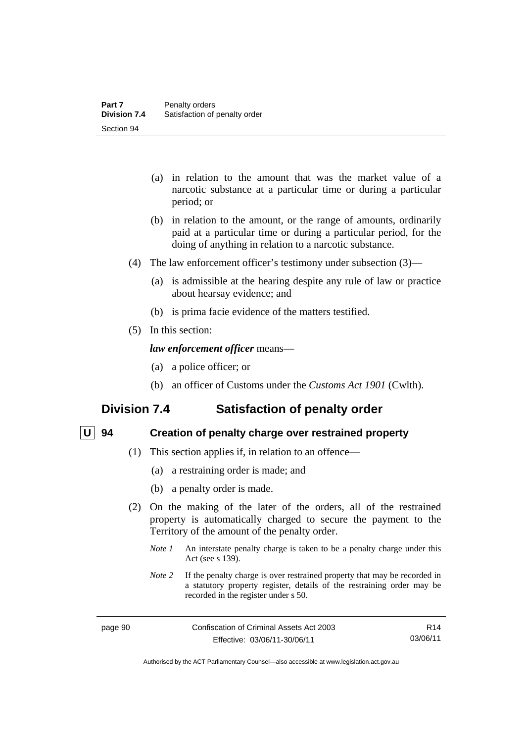(a) in relation to the amount that was the market value of a narcotic substance at a particular time or during a particular period; or

(b) in relation to the amount, or the range of amounts, ordinarily paid at a particular time or during a particular period, for the doing of anything in relation to a narcotic substance.

(4) The law enforcement officer's testimony under subsection (3)—

(a) is admissible at the hearing despite any rule of law or practice about hearsay evidence; and

(b) is prima facie evidence of the matters testified.

(5) In this section:

***law enforcement officer*** means—

(a) a police officer; or

(b) an officer of Customs under the *Customs Act 1901* (Cwlth).

## Division 7.4 Satisfaction of penalty order

### U 94 Creation of penalty charge over restrained property

(1) This section applies if, in relation to an offence—

(a) a restraining order is made; and

(b) a penalty order is made.

(2) On the making of the later of the orders, all of the restrained property is automatically charged to secure the payment to the Territory of the amount of the penalty order.

*Note 1* An interstate penalty charge is taken to be a penalty charge under this Act (see s 139).

*Note 2* If the penalty charge is over restrained property that may be recorded in a statutory property register, details of the restraining order may be recorded in the register under s 50.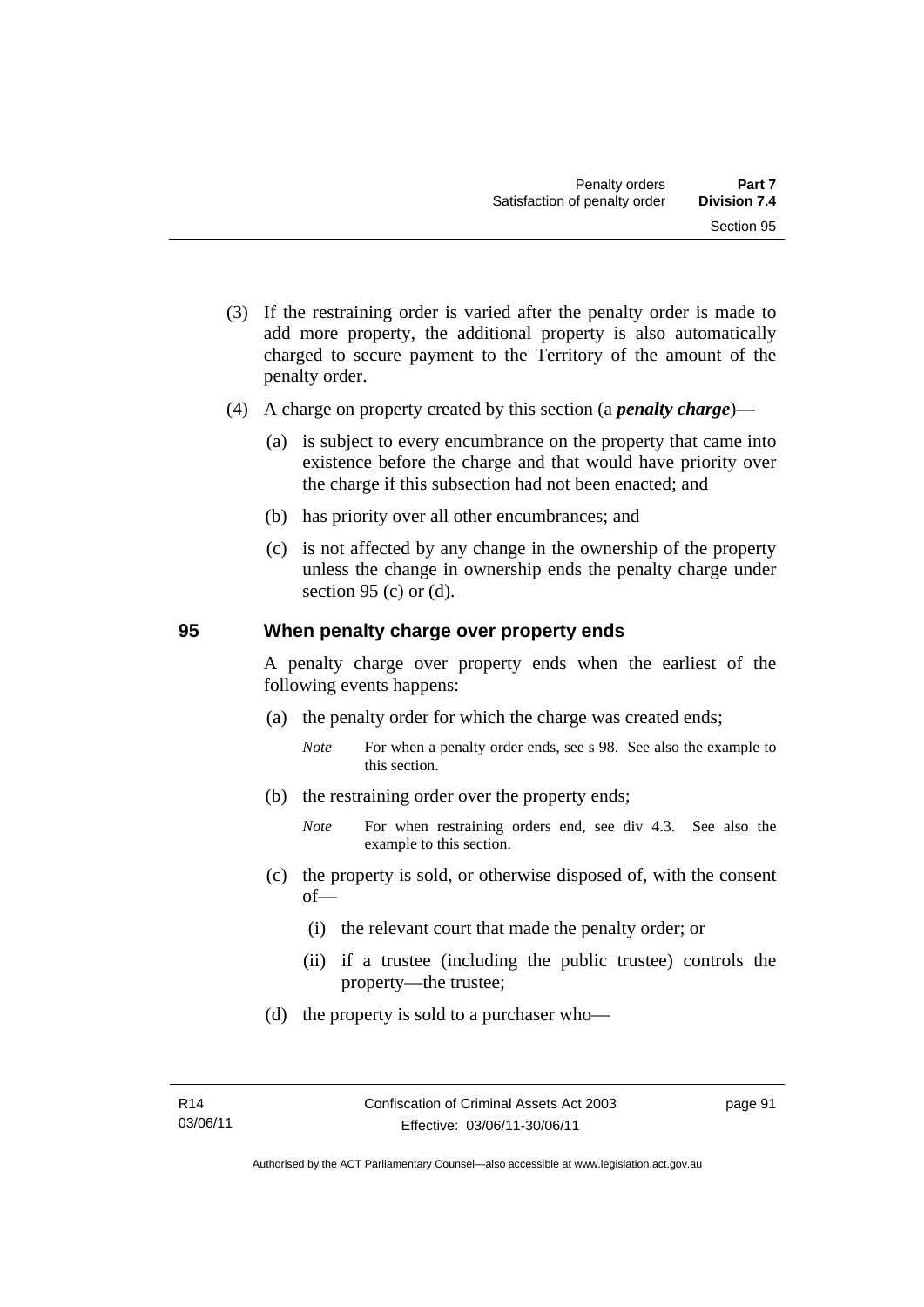(3) If the restraining order is varied after the penalty order is made to add more property, the additional property is also automatically charged to secure payment to the Territory of the amount of the penalty order.

(4) A charge on property created by this section (a ***penalty charge***)—

(a) is subject to every encumbrance on the property that came into existence before the charge and that would have priority over the charge if this subsection had not been enacted; and

(b) has priority over all other encumbrances; and

(c) is not affected by any change in the ownership of the property unless the change in ownership ends the penalty charge under section 95 (c) or (d).

## 95 When penalty charge over property ends

A penalty charge over property ends when the earliest of the following events happens:

(a) the penalty order for which the charge was created ends;

*Note* For when a penalty order ends, see s 98. See also the example to this section.

(b) the restraining order over the property ends;

*Note* For when restraining orders end, see div 4.3. See also the example to this section.

(c) the property is sold, or otherwise disposed of, with the consent of—

(i) the relevant court that made the penalty order; or

(ii) if a trustee (including the public trustee) controls the property—the trustee;

(d) the property is sold to a purchaser who—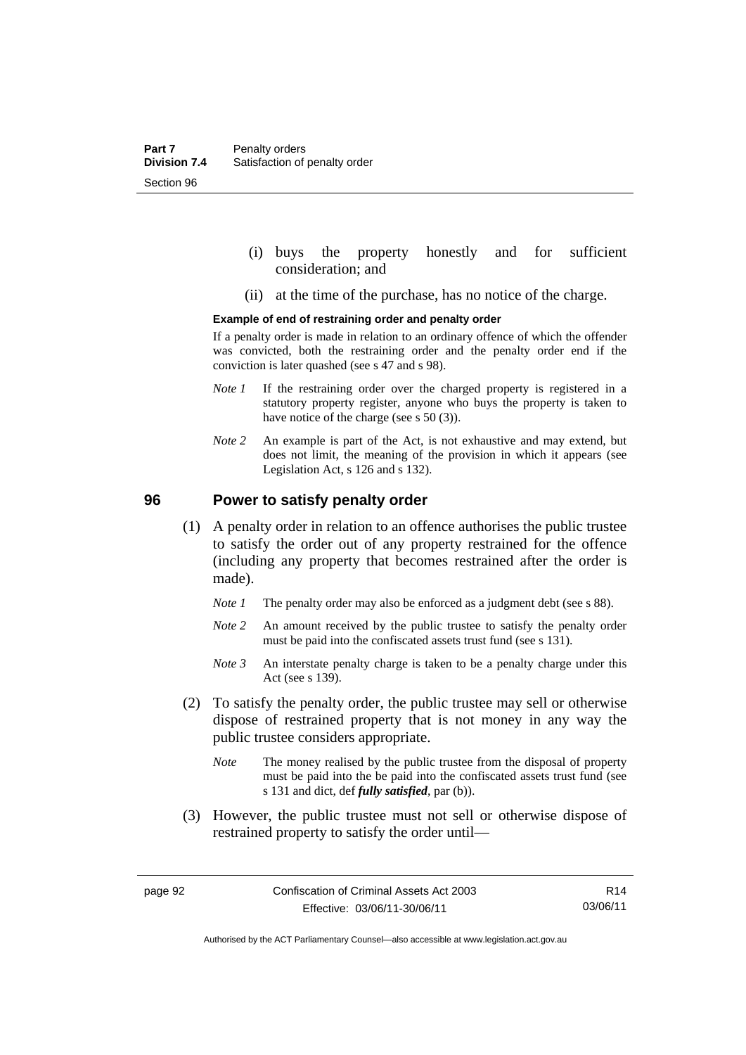(i) buys the property honestly and for sufficient consideration; and

(ii) at the time of the purchase, has no notice of the charge.

**Example of end of restraining order and penalty order**

If a penalty order is made in relation to an ordinary offence of which the offender was convicted, both the restraining order and the penalty order end if the conviction is later quashed (see s 47 and s 98).

*Note 1* If the restraining order over the charged property is registered in a statutory property register, anyone who buys the property is taken to have notice of the charge (see s 50 (3)).

*Note 2* An example is part of the Act, is not exhaustive and may extend, but does not limit, the meaning of the provision in which it appears (see Legislation Act, s 126 and s 132).

## 96 Power to satisfy penalty order

(1) A penalty order in relation to an offence authorises the public trustee to satisfy the order out of any property restrained for the offence (including any property that becomes restrained after the order is made).

*Note 1* The penalty order may also be enforced as a judgment debt (see s 88).

*Note 2* An amount received by the public trustee to satisfy the penalty order must be paid into the confiscated assets trust fund (see s 131).

*Note 3* An interstate penalty charge is taken to be a penalty charge under this Act (see s 139).

(2) To satisfy the penalty order, the public trustee may sell or otherwise dispose of restrained property that is not money in any way the public trustee considers appropriate.

*Note* The money realised by the public trustee from the disposal of property must be paid into the be paid into the confiscated assets trust fund (see s 131 and dict, def ***fully satisfied***, par (b)).

(3) However, the public trustee must not sell or otherwise dispose of restrained property to satisfy the order until—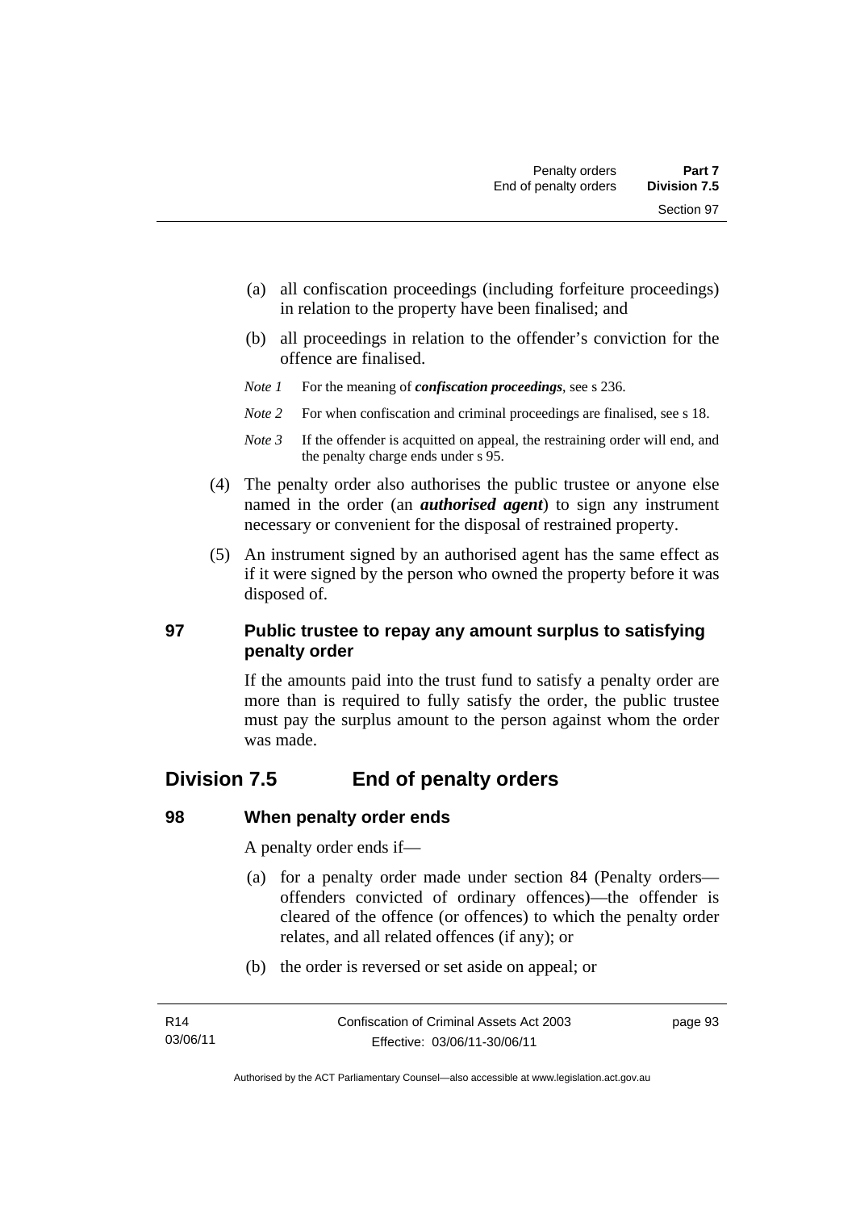(a) all confiscation proceedings (including forfeiture proceedings) in relation to the property have been finalised; and

(b) all proceedings in relation to the offender's conviction for the offence are finalised.

*Note 1* For the meaning of ***confiscation proceedings***, see s 236.

*Note 2* For when confiscation and criminal proceedings are finalised, see s 18.

*Note 3* If the offender is acquitted on appeal, the restraining order will end, and the penalty charge ends under s 95.

(4) The penalty order also authorises the public trustee or anyone else named in the order (an ***authorised agent***) to sign any instrument necessary or convenient for the disposal of restrained property.

(5) An instrument signed by an authorised agent has the same effect as if it were signed by the person who owned the property before it was disposed of.

### 97 Public trustee to repay any amount surplus to satisfying penalty order

If the amounts paid into the trust fund to satisfy a penalty order are more than is required to fully satisfy the order, the public trustee must pay the surplus amount to the person against whom the order was made.

## Division 7.5 End of penalty orders

### 98 When penalty order ends

A penalty order ends if—

(a) for a penalty order made under section 84 (Penalty orders—offenders convicted of ordinary offences)—the offender is cleared of the offence (or offences) to which the penalty order relates, and all related offences (if any); or

(b) the order is reversed or set aside on appeal; or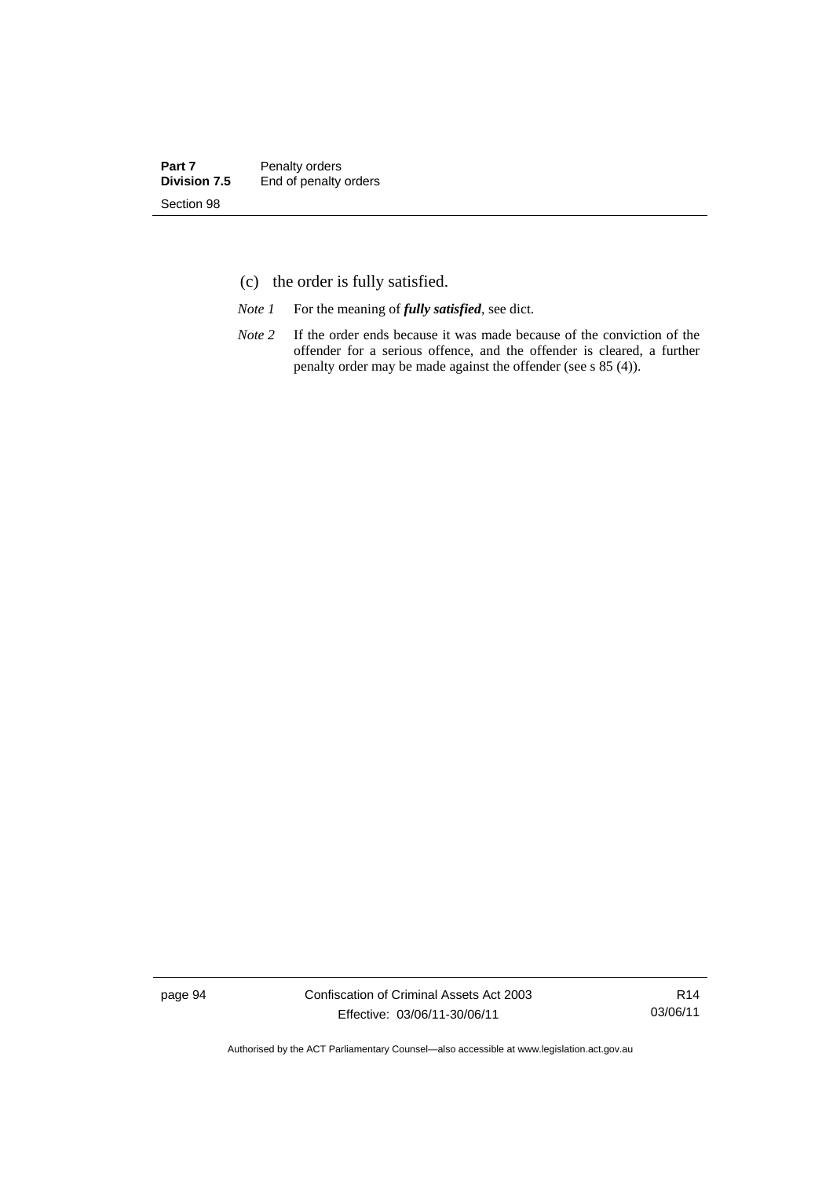(c) the order is fully satisfied.

*Note 1* For the meaning of ***fully satisfied***, see dict.

*Note 2* If the order ends because it was made because of the conviction of the offender for a serious offence, and the offender is cleared, a further penalty order may be made against the offender (see s 85 (4)).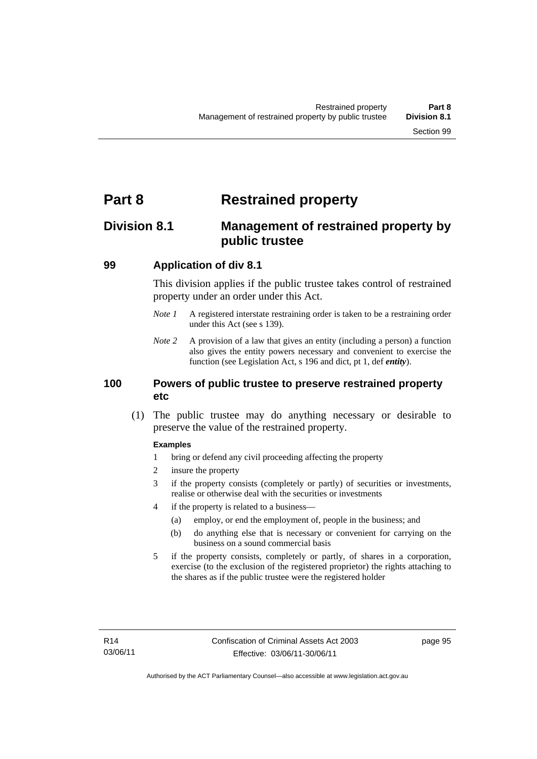# Part 8 Restrained property

## Division 8.1 Management of restrained property by public trustee

### 99 Application of div 8.1

This division applies if the public trustee takes control of restrained property under an order under this Act.

*Note 1* A registered interstate restraining order is taken to be a restraining order under this Act (see s 139).

*Note 2* A provision of a law that gives an entity (including a person) a function also gives the entity powers necessary and convenient to exercise the function (see Legislation Act, s 196 and dict, pt 1, def ***entity***).

### 100 Powers of public trustee to preserve restrained property etc

(1) The public trustee may do anything necessary or desirable to preserve the value of the restrained property.

**Examples**

1 bring or defend any civil proceeding affecting the property

2 insure the property

3 if the property consists (completely or partly) of securities or investments, realise or otherwise deal with the securities or investments

4 if the property is related to a business—

  (a) employ, or end the employment of, people in the business; and

  (b) do anything else that is necessary or convenient for carrying on the business on a sound commercial basis

5 if the property consists, completely or partly, of shares in a corporation, exercise (to the exclusion of the registered proprietor) the rights attaching to the shares as if the public trustee were the registered holder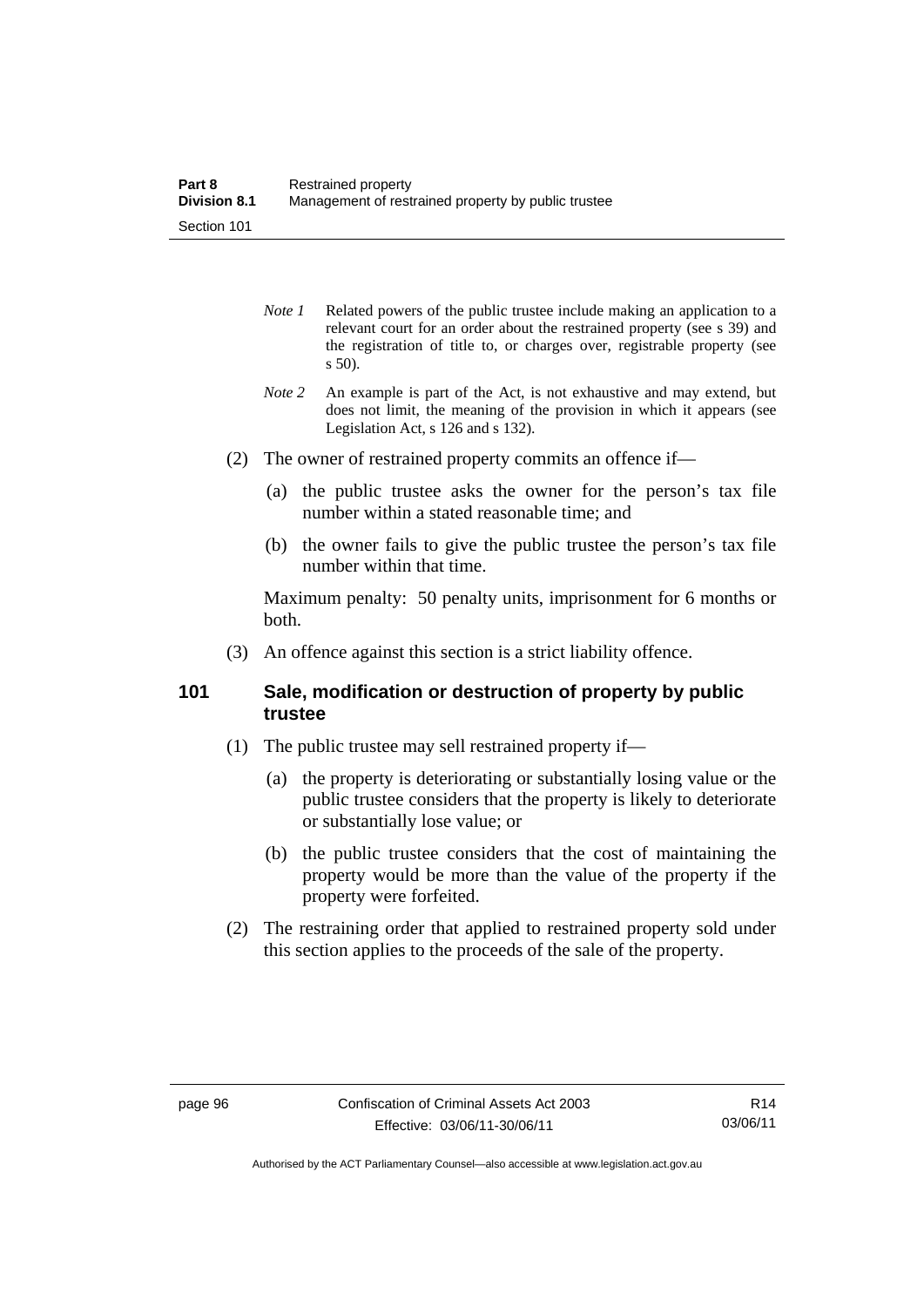*Note 1* Related powers of the public trustee include making an application to a relevant court for an order about the restrained property (see s 39) and the registration of title to, or charges over, registrable property (see s 50).

*Note 2* An example is part of the Act, is not exhaustive and may extend, but does not limit, the meaning of the provision in which it appears (see Legislation Act, s 126 and s 132).

(2) The owner of restrained property commits an offence if—

(a) the public trustee asks the owner for the person's tax file number within a stated reasonable time; and

(b) the owner fails to give the public trustee the person's tax file number within that time.

Maximum penalty: 50 penalty units, imprisonment for 6 months or both.

(3) An offence against this section is a strict liability offence.

### 101 Sale, modification or destruction of property by public trustee

(1) The public trustee may sell restrained property if—

(a) the property is deteriorating or substantially losing value or the public trustee considers that the property is likely to deteriorate or substantially lose value; or

(b) the public trustee considers that the cost of maintaining the property would be more than the value of the property if the property were forfeited.

(2) The restraining order that applied to restrained property sold under this section applies to the proceeds of the sale of the property.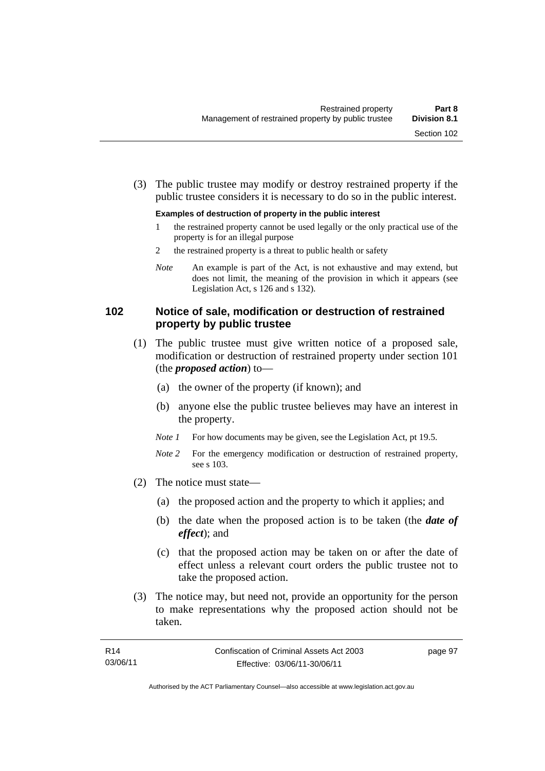(3) The public trustee may modify or destroy restrained property if the public trustee considers it is necessary to do so in the public interest.

**Examples of destruction of property in the public interest**

1 the restrained property cannot be used legally or the only practical use of the property is for an illegal purpose

2 the restrained property is a threat to public health or safety

*Note* An example is part of the Act, is not exhaustive and may extend, but does not limit, the meaning of the provision in which it appears (see Legislation Act, s 126 and s 132).

## 102 Notice of sale, modification or destruction of restrained property by public trustee

(1) The public trustee must give written notice of a proposed sale, modification or destruction of restrained property under section 101 (the ***proposed action***) to—

(a) the owner of the property (if known); and

(b) anyone else the public trustee believes may have an interest in the property.

*Note 1* For how documents may be given, see the Legislation Act, pt 19.5.

*Note 2* For the emergency modification or destruction of restrained property, see s 103.

(2) The notice must state—

(a) the proposed action and the property to which it applies; and

(b) the date when the proposed action is to be taken (the ***date of effect***); and

(c) that the proposed action may be taken on or after the date of effect unless a relevant court orders the public trustee not to take the proposed action.

(3) The notice may, but need not, provide an opportunity for the person to make representations why the proposed action should not be taken.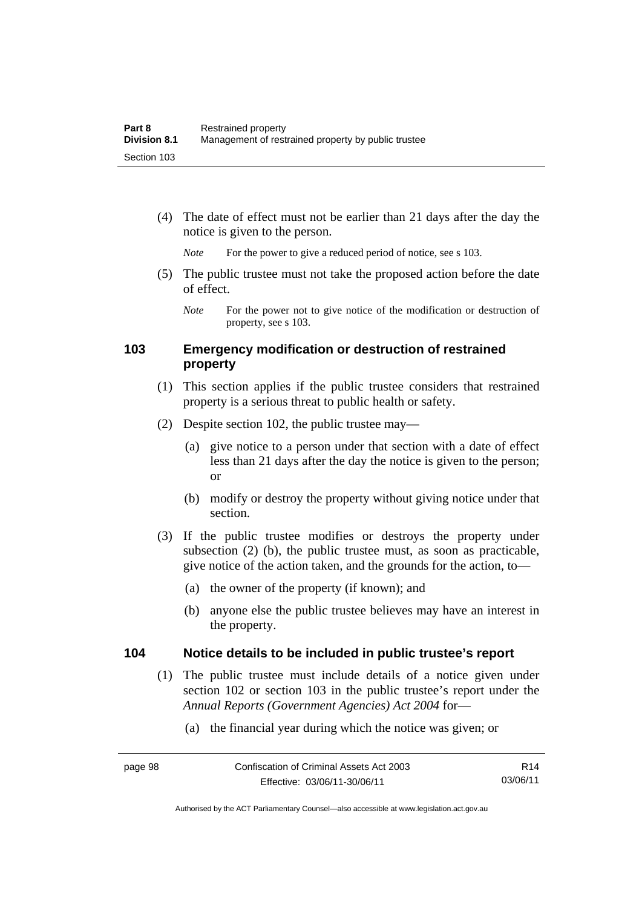(4) The date of effect must not be earlier than 21 days after the day the notice is given to the person.

*Note* For the power to give a reduced period of notice, see s 103.

(5) The public trustee must not take the proposed action before the date of effect.

*Note* For the power not to give notice of the modification or destruction of property, see s 103.

## 103 Emergency modification or destruction of restrained property

(1) This section applies if the public trustee considers that restrained property is a serious threat to public health or safety.

(2) Despite section 102, the public trustee may—

(a) give notice to a person under that section with a date of effect less than 21 days after the day the notice is given to the person; or

(b) modify or destroy the property without giving notice under that section.

(3) If the public trustee modifies or destroys the property under subsection (2) (b), the public trustee must, as soon as practicable, give notice of the action taken, and the grounds for the action, to—

(a) the owner of the property (if known); and

(b) anyone else the public trustee believes may have an interest in the property.

## 104 Notice details to be included in public trustee's report

(1) The public trustee must include details of a notice given under section 102 or section 103 in the public trustee's report under the *Annual Reports (Government Agencies) Act 2004* for—

(a) the financial year during which the notice was given; or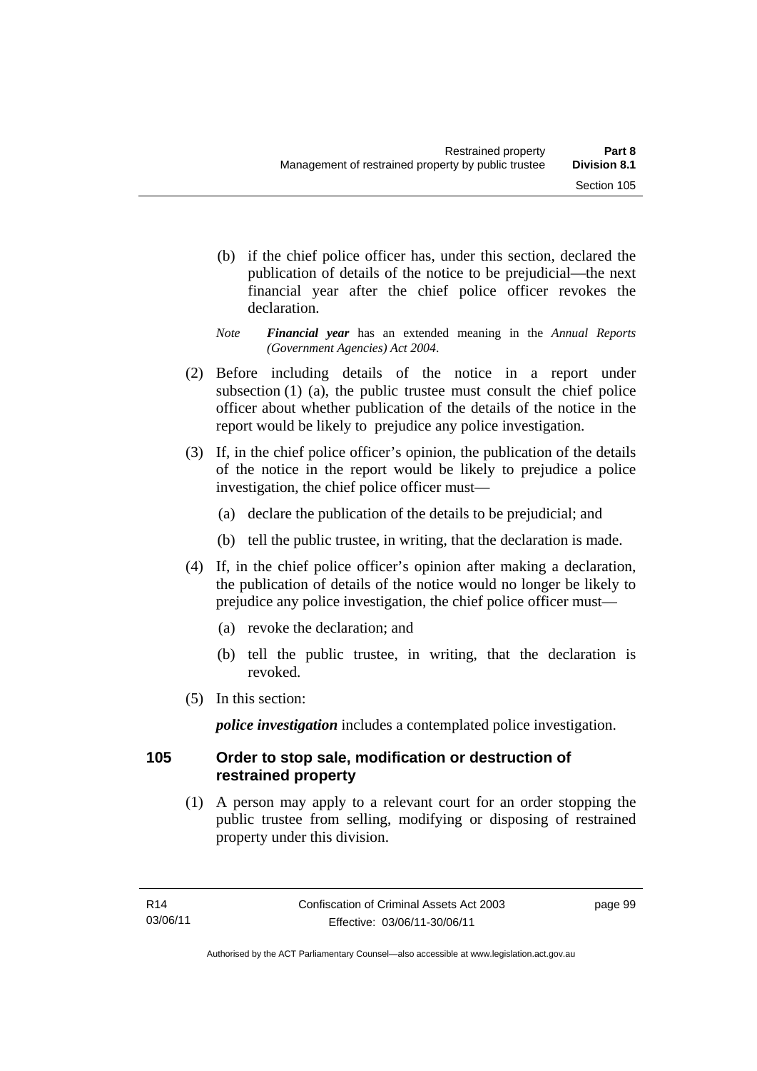(b) if the chief police officer has, under this section, declared the publication of details of the notice to be prejudicial—the next financial year after the chief police officer revokes the declaration.

*Note* ***Financial year*** has an extended meaning in the *Annual Reports (Government Agencies) Act 2004*.

(2) Before including details of the notice in a report under subsection (1) (a), the public trustee must consult the chief police officer about whether publication of the details of the notice in the report would be likely to prejudice any police investigation.

(3) If, in the chief police officer's opinion, the publication of the details of the notice in the report would be likely to prejudice a police investigation, the chief police officer must—

(a) declare the publication of the details to be prejudicial; and

(b) tell the public trustee, in writing, that the declaration is made.

(4) If, in the chief police officer's opinion after making a declaration, the publication of details of the notice would no longer be likely to prejudice any police investigation, the chief police officer must—

(a) revoke the declaration; and

(b) tell the public trustee, in writing, that the declaration is revoked.

(5) In this section:

***police investigation*** includes a contemplated police investigation.

## 105 Order to stop sale, modification or destruction of restrained property

(1) A person may apply to a relevant court for an order stopping the public trustee from selling, modifying or disposing of restrained property under this division.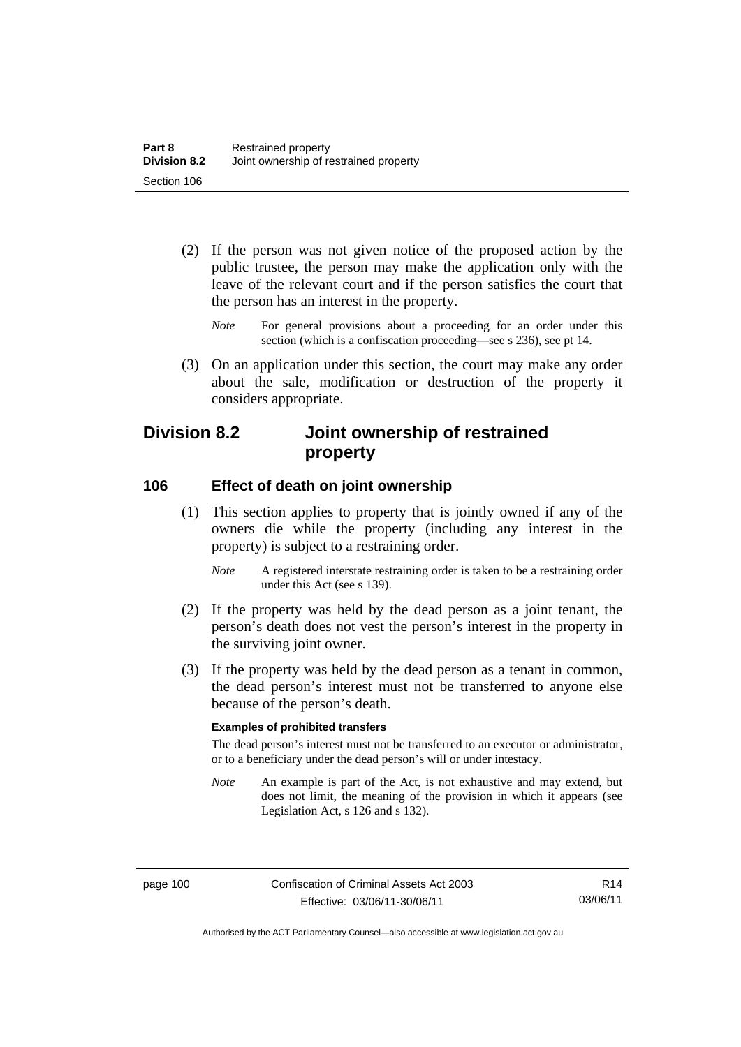(2) If the person was not given notice of the proposed action by the public trustee, the person may make the application only with the leave of the relevant court and if the person satisfies the court that the person has an interest in the property.

*Note* For general provisions about a proceeding for an order under this section (which is a confiscation proceeding—see s 236), see pt 14.

(3) On an application under this section, the court may make any order about the sale, modification or destruction of the property it considers appropriate.

## Division 8.2 Joint ownership of restrained property

### 106 Effect of death on joint ownership

(1) This section applies to property that is jointly owned if any of the owners die while the property (including any interest in the property) is subject to a restraining order.

*Note* A registered interstate restraining order is taken to be a restraining order under this Act (see s 139).

(2) If the property was held by the dead person as a joint tenant, the person's death does not vest the person's interest in the property in the surviving joint owner.

(3) If the property was held by the dead person as a tenant in common, the dead person's interest must not be transferred to anyone else because of the person's death.

**Examples of prohibited transfers**

The dead person's interest must not be transferred to an executor or administrator, or to a beneficiary under the dead person's will or under intestacy.

*Note* An example is part of the Act, is not exhaustive and may extend, but does not limit, the meaning of the provision in which it appears (see Legislation Act, s 126 and s 132).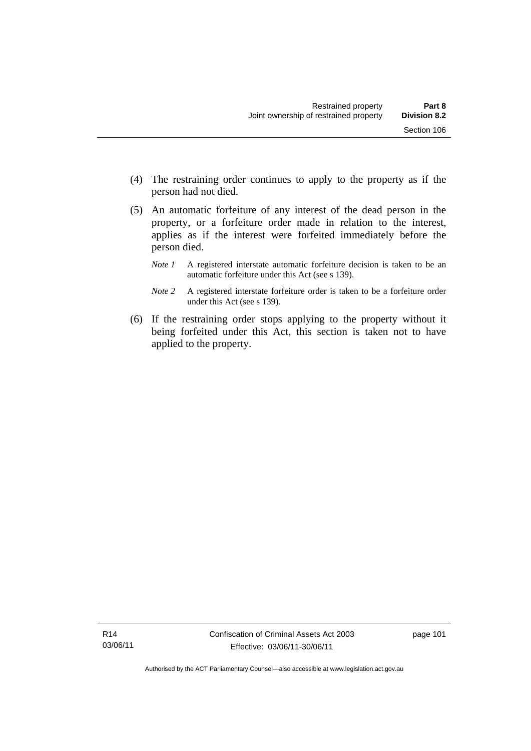(4) The restraining order continues to apply to the property as if the person had not died.

(5) An automatic forfeiture of any interest of the dead person in the property, or a forfeiture order made in relation to the interest, applies as if the interest were forfeited immediately before the person died.

*Note 1* A registered interstate automatic forfeiture decision is taken to be an automatic forfeiture under this Act (see s 139).

*Note 2* A registered interstate forfeiture order is taken to be a forfeiture order under this Act (see s 139).

(6) If the restraining order stops applying to the property without it being forfeited under this Act, this section is taken not to have applied to the property.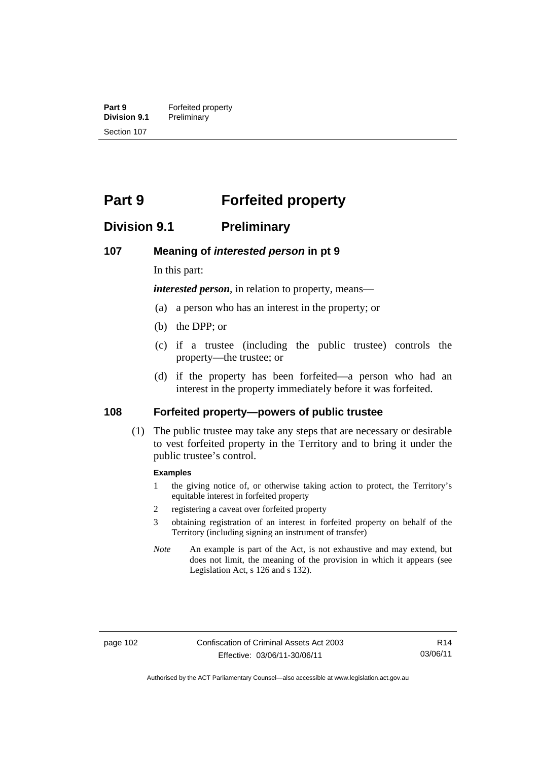# Part 9 Forfeited property

## Division 9.1 Preliminary

### 107 Meaning of *interested person* in pt 9

In this part:

***interested person***, in relation to property, means—

(a) a person who has an interest in the property; or

(b) the DPP; or

(c) if a trustee (including the public trustee) controls the property—the trustee; or

(d) if the property has been forfeited—a person who had an interest in the property immediately before it was forfeited.

### 108 Forfeited property—powers of public trustee

(1) The public trustee may take any steps that are necessary or desirable to vest forfeited property in the Territory and to bring it under the public trustee's control.

**Examples**

1 the giving notice of, or otherwise taking action to protect, the Territory's equitable interest in forfeited property

2 registering a caveat over forfeited property

3 obtaining registration of an interest in forfeited property on behalf of the Territory (including signing an instrument of transfer)

*Note* An example is part of the Act, is not exhaustive and may extend, but does not limit, the meaning of the provision in which it appears (see Legislation Act, s 126 and s 132).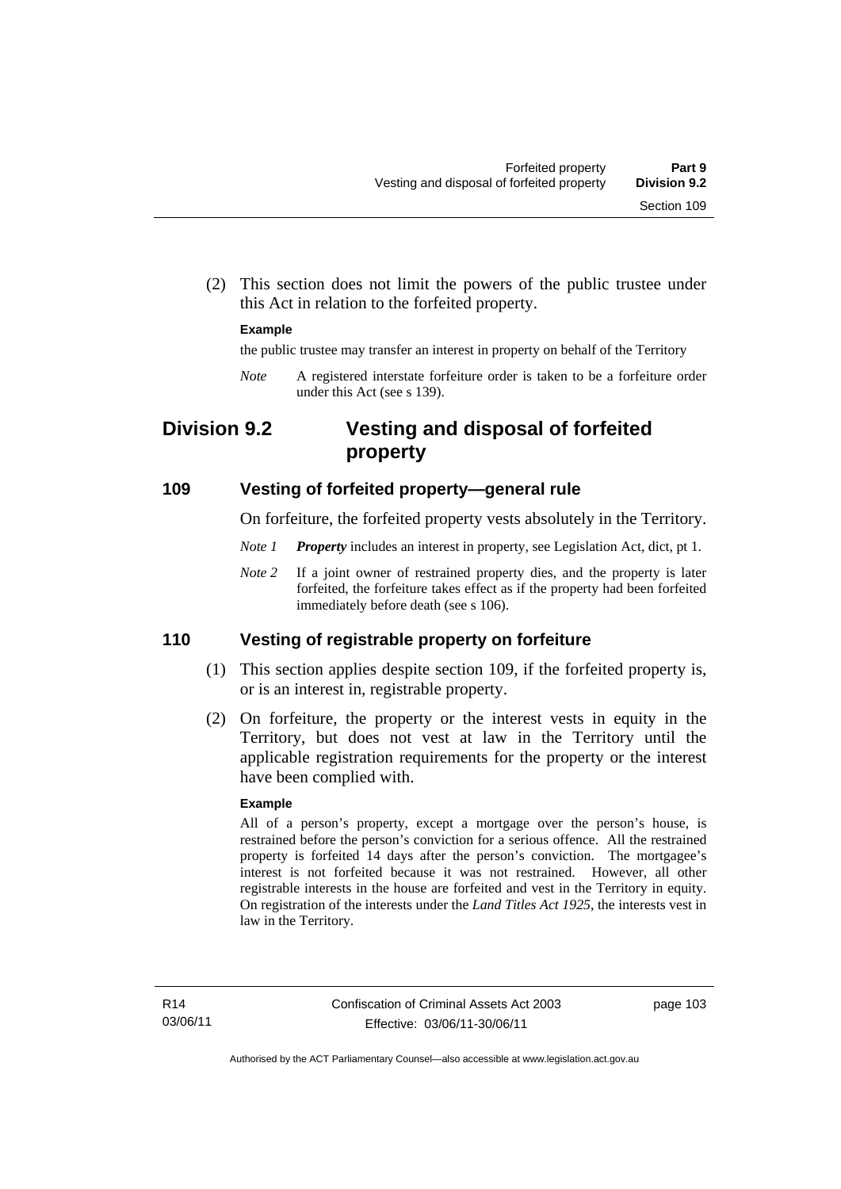(2) This section does not limit the powers of the public trustee under this Act in relation to the forfeited property.

**Example**

the public trustee may transfer an interest in property on behalf of the Territory

*Note* A registered interstate forfeiture order is taken to be a forfeiture order under this Act (see s 139).

## Division 9.2 Vesting and disposal of forfeited property

### 109 Vesting of forfeited property—general rule

On forfeiture, the forfeited property vests absolutely in the Territory.

*Note 1* ***Property*** includes an interest in property, see Legislation Act, dict, pt 1.

*Note 2* If a joint owner of restrained property dies, and the property is later forfeited, the forfeiture takes effect as if the property had been forfeited immediately before death (see s 106).

### 110 Vesting of registrable property on forfeiture

(1) This section applies despite section 109, if the forfeited property is, or is an interest in, registrable property.

(2) On forfeiture, the property or the interest vests in equity in the Territory, but does not vest at law in the Territory until the applicable registration requirements for the property or the interest have been complied with.

**Example**

All of a person's property, except a mortgage over the person's house, is restrained before the person's conviction for a serious offence. All the restrained property is forfeited 14 days after the person's conviction. The mortgagee's interest is not forfeited because it was not restrained. However, all other registrable interests in the house are forfeited and vest in the Territory in equity. On registration of the interests under the *Land Titles Act 1925*, the interests vest in law in the Territory.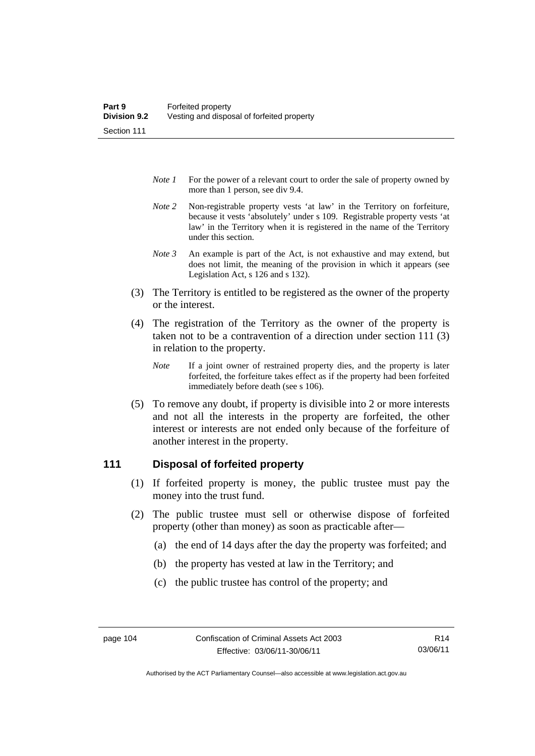*Note 1* For the power of a relevant court to order the sale of property owned by more than 1 person, see div 9.4.

*Note 2* Non-registrable property vests 'at law' in the Territory on forfeiture, because it vests 'absolutely' under s 109. Registrable property vests 'at law' in the Territory when it is registered in the name of the Territory under this section.

*Note 3* An example is part of the Act, is not exhaustive and may extend, but does not limit, the meaning of the provision in which it appears (see Legislation Act, s 126 and s 132).

(3) The Territory is entitled to be registered as the owner of the property or the interest.

(4) The registration of the Territory as the owner of the property is taken not to be a contravention of a direction under section 111 (3) in relation to the property.

*Note* If a joint owner of restrained property dies, and the property is later forfeited, the forfeiture takes effect as if the property had been forfeited immediately before death (see s 106).

(5) To remove any doubt, if property is divisible into 2 or more interests and not all the interests in the property are forfeited, the other interest or interests are not ended only because of the forfeiture of another interest in the property.

### 111 Disposal of forfeited property

(1) If forfeited property is money, the public trustee must pay the money into the trust fund.

(2) The public trustee must sell or otherwise dispose of forfeited property (other than money) as soon as practicable after—

(a) the end of 14 days after the day the property was forfeited; and

(b) the property has vested at law in the Territory; and

(c) the public trustee has control of the property; and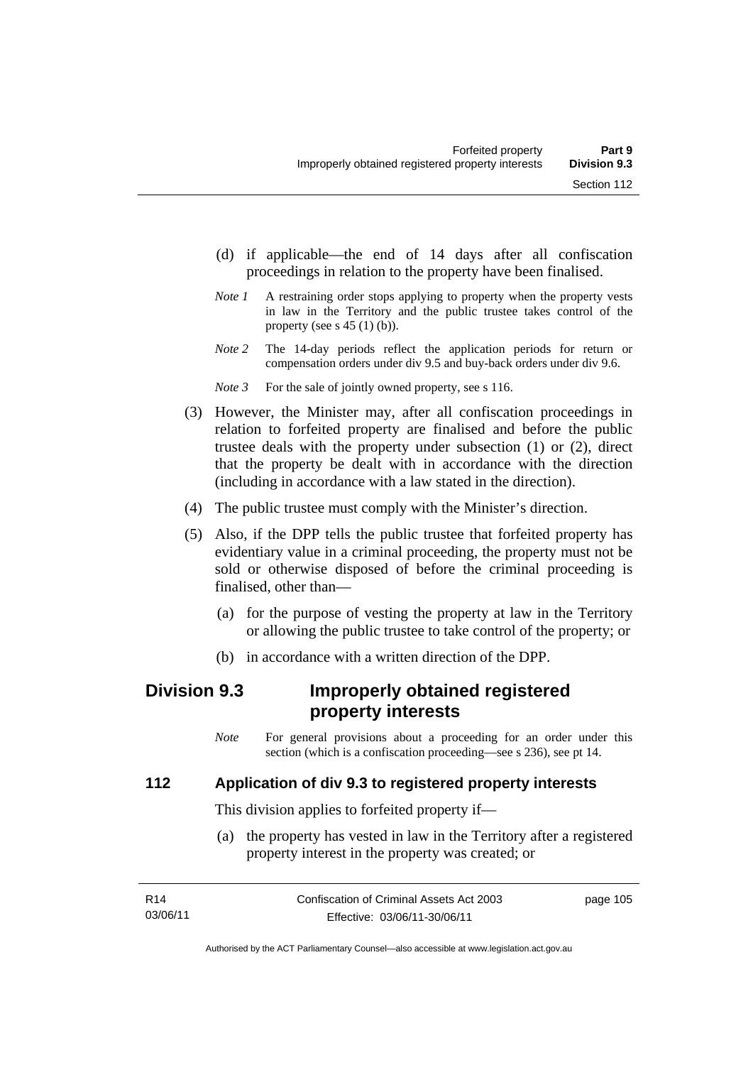(d) if applicable—the end of 14 days after all confiscation proceedings in relation to the property have been finalised.

*Note 1* A restraining order stops applying to property when the property vests in law in the Territory and the public trustee takes control of the property (see s 45 (1) (b)).

*Note 2* The 14-day periods reflect the application periods for return or compensation orders under div 9.5 and buy-back orders under div 9.6.

*Note 3* For the sale of jointly owned property, see s 116.

(3) However, the Minister may, after all confiscation proceedings in relation to forfeited property are finalised and before the public trustee deals with the property under subsection (1) or (2), direct that the property be dealt with in accordance with the direction (including in accordance with a law stated in the direction).

(4) The public trustee must comply with the Minister's direction.

(5) Also, if the DPP tells the public trustee that forfeited property has evidentiary value in a criminal proceeding, the property must not be sold or otherwise disposed of before the criminal proceeding is finalised, other than—

(a) for the purpose of vesting the property at law in the Territory or allowing the public trustee to take control of the property; or

(b) in accordance with a written direction of the DPP.

## Division 9.3 Improperly obtained registered property interests

*Note* For general provisions about a proceeding for an order under this section (which is a confiscation proceeding—see s 236), see pt 14.

### 112 Application of div 9.3 to registered property interests

This division applies to forfeited property if—

(a) the property has vested in law in the Territory after a registered property interest in the property was created; or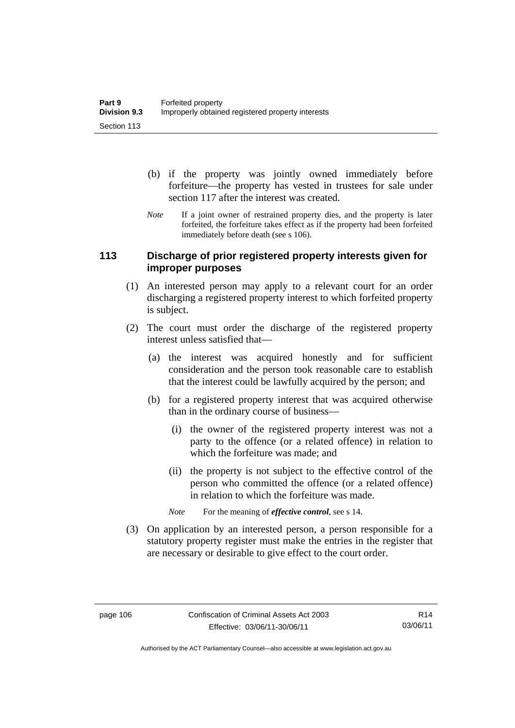(b) if the property was jointly owned immediately before forfeiture—the property has vested in trustees for sale under section 117 after the interest was created.

*Note* If a joint owner of restrained property dies, and the property is later forfeited, the forfeiture takes effect as if the property had been forfeited immediately before death (see s 106).

### 113 Discharge of prior registered property interests given for improper purposes

(1) An interested person may apply to a relevant court for an order discharging a registered property interest to which forfeited property is subject.

(2) The court must order the discharge of the registered property interest unless satisfied that—

(a) the interest was acquired honestly and for sufficient consideration and the person took reasonable care to establish that the interest could be lawfully acquired by the person; and

(b) for a registered property interest that was acquired otherwise than in the ordinary course of business—

(i) the owner of the registered property interest was not a party to the offence (or a related offence) in relation to which the forfeiture was made; and

(ii) the property is not subject to the effective control of the person who committed the offence (or a related offence) in relation to which the forfeiture was made.

*Note* For the meaning of ***effective control***, see s 14.

(3) On application by an interested person, a person responsible for a statutory property register must make the entries in the register that are necessary or desirable to give effect to the court order.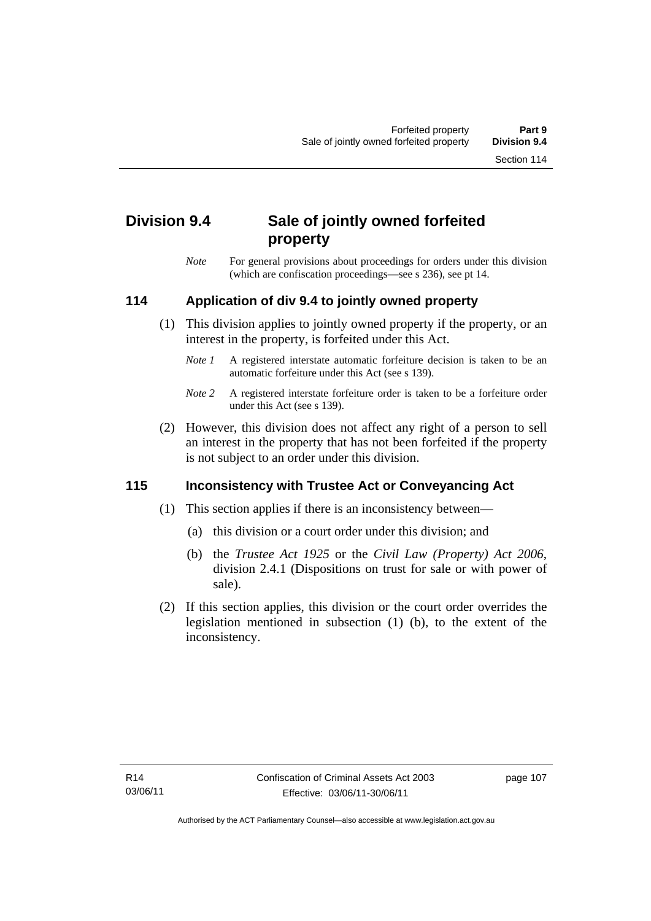## Division 9.4 Sale of jointly owned forfeited property

*Note* For general provisions about proceedings for orders under this division (which are confiscation proceedings—see s 236), see pt 14.

### 114 Application of div 9.4 to jointly owned property

(1) This division applies to jointly owned property if the property, or an interest in the property, is forfeited under this Act.

*Note 1* A registered interstate automatic forfeiture decision is taken to be an automatic forfeiture under this Act (see s 139).

*Note 2* A registered interstate forfeiture order is taken to be a forfeiture order under this Act (see s 139).

(2) However, this division does not affect any right of a person to sell an interest in the property that has not been forfeited if the property is not subject to an order under this division.

### 115 Inconsistency with Trustee Act or Conveyancing Act

(1) This section applies if there is an inconsistency between—

(a) this division or a court order under this division; and

(b) the *Trustee Act 1925* or the *Civil Law (Property) Act 2006*, division 2.4.1 (Dispositions on trust for sale or with power of sale).

(2) If this section applies, this division or the court order overrides the legislation mentioned in subsection (1) (b), to the extent of the inconsistency.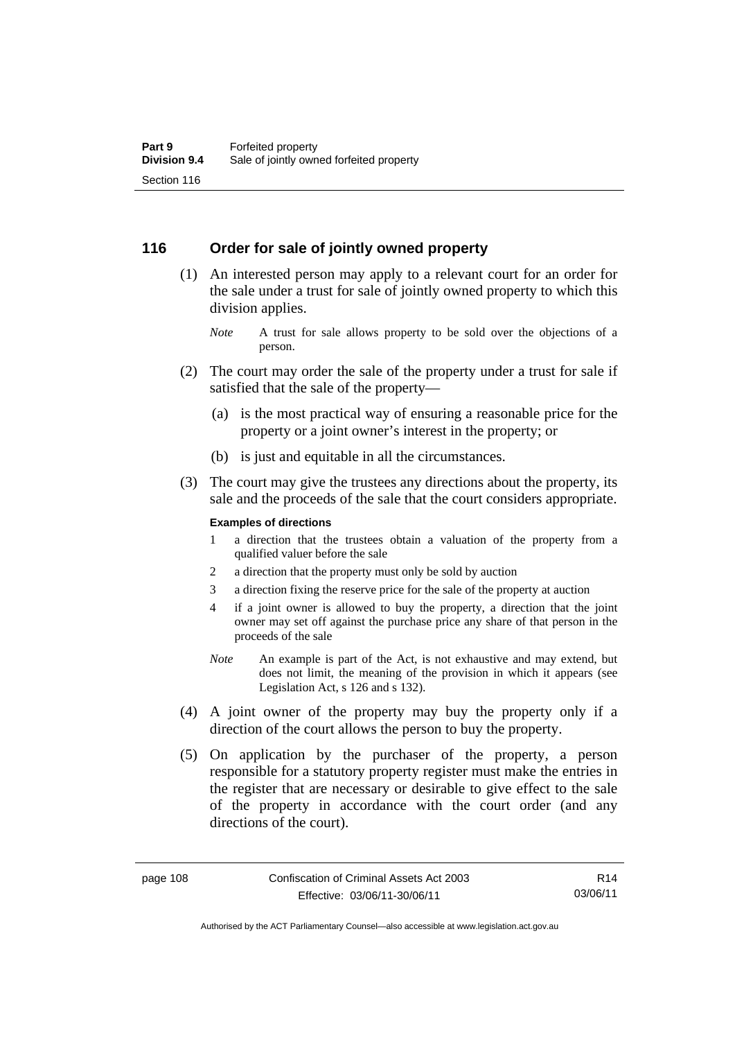## 116 Order for sale of jointly owned property

(1) An interested person may apply to a relevant court for an order for the sale under a trust for sale of jointly owned property to which this division applies.

*Note* A trust for sale allows property to be sold over the objections of a person.

(2) The court may order the sale of the property under a trust for sale if satisfied that the sale of the property—

(a) is the most practical way of ensuring a reasonable price for the property or a joint owner's interest in the property; or

(b) is just and equitable in all the circumstances.

(3) The court may give the trustees any directions about the property, its sale and the proceeds of the sale that the court considers appropriate.

**Examples of directions**

1 a direction that the trustees obtain a valuation of the property from a qualified valuer before the sale

2 a direction that the property must only be sold by auction

3 a direction fixing the reserve price for the sale of the property at auction

4 if a joint owner is allowed to buy the property, a direction that the joint owner may set off against the purchase price any share of that person in the proceeds of the sale

*Note* An example is part of the Act, is not exhaustive and may extend, but does not limit, the meaning of the provision in which it appears (see Legislation Act, s 126 and s 132).

(4) A joint owner of the property may buy the property only if a direction of the court allows the person to buy the property.

(5) On application by the purchaser of the property, a person responsible for a statutory property register must make the entries in the register that are necessary or desirable to give effect to the sale of the property in accordance with the court order (and any directions of the court).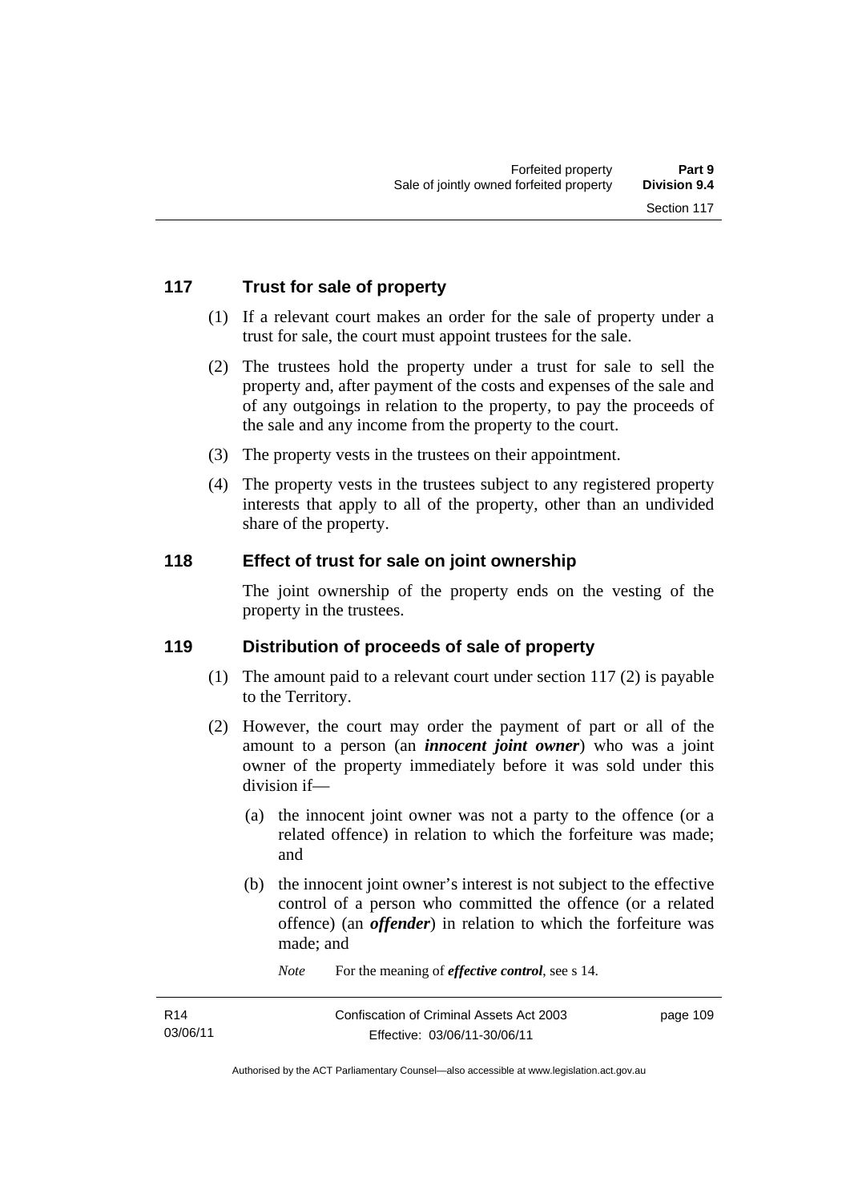## 117 Trust for sale of property

(1) If a relevant court makes an order for the sale of property under a trust for sale, the court must appoint trustees for the sale.

(2) The trustees hold the property under a trust for sale to sell the property and, after payment of the costs and expenses of the sale and of any outgoings in relation to the property, to pay the proceeds of the sale and any income from the property to the court.

(3) The property vests in the trustees on their appointment.

(4) The property vests in the trustees subject to any registered property interests that apply to all of the property, other than an undivided share of the property.

## 118 Effect of trust for sale on joint ownership

The joint ownership of the property ends on the vesting of the property in the trustees.

## 119 Distribution of proceeds of sale of property

(1) The amount paid to a relevant court under section 117 (2) is payable to the Territory.

(2) However, the court may order the payment of part or all of the amount to a person (an ***innocent joint owner***) who was a joint owner of the property immediately before it was sold under this division if—

(a) the innocent joint owner was not a party to the offence (or a related offence) in relation to which the forfeiture was made; and

(b) the innocent joint owner's interest is not subject to the effective control of a person who committed the offence (or a related offence) (an ***offender***) in relation to which the forfeiture was made; and

*Note* For the meaning of ***effective control***, see s 14.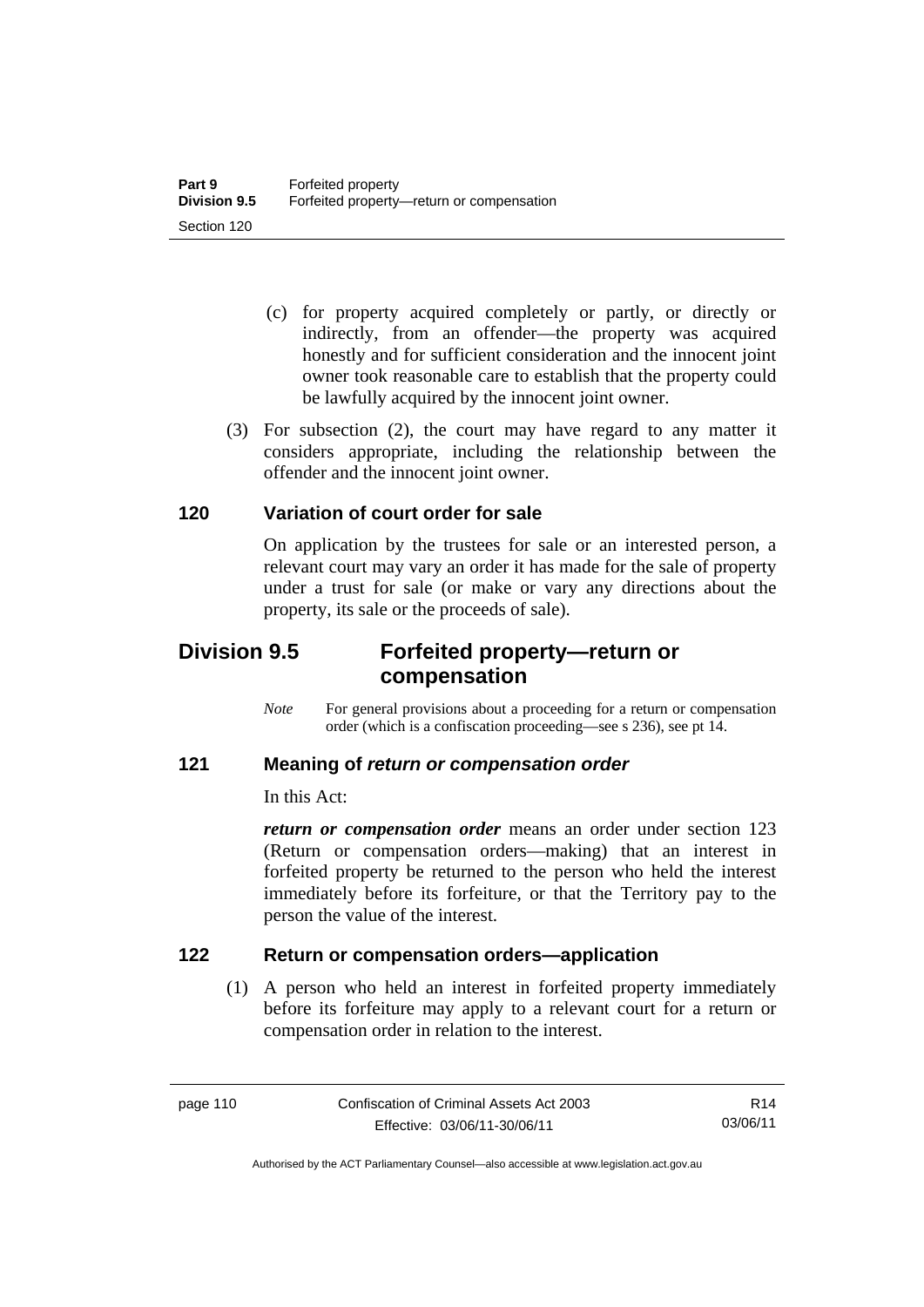(c) for property acquired completely or partly, or directly or indirectly, from an offender—the property was acquired honestly and for sufficient consideration and the innocent joint owner took reasonable care to establish that the property could be lawfully acquired by the innocent joint owner.

(3) For subsection (2), the court may have regard to any matter it considers appropriate, including the relationship between the offender and the innocent joint owner.

### 120 Variation of court order for sale

On application by the trustees for sale or an interested person, a relevant court may vary an order it has made for the sale of property under a trust for sale (or make or vary any directions about the property, its sale or the proceeds of sale).

## Division 9.5 Forfeited property—return or compensation

*Note* For general provisions about a proceeding for a return or compensation order (which is a confiscation proceeding—see s 236), see pt 14.

### 121 Meaning of *return or compensation order*

In this Act:

***return or compensation order*** means an order under section 123 (Return or compensation orders—making) that an interest in forfeited property be returned to the person who held the interest immediately before its forfeiture, or that the Territory pay to the person the value of the interest.

### 122 Return or compensation orders—application

(1) A person who held an interest in forfeited property immediately before its forfeiture may apply to a relevant court for a return or compensation order in relation to the interest.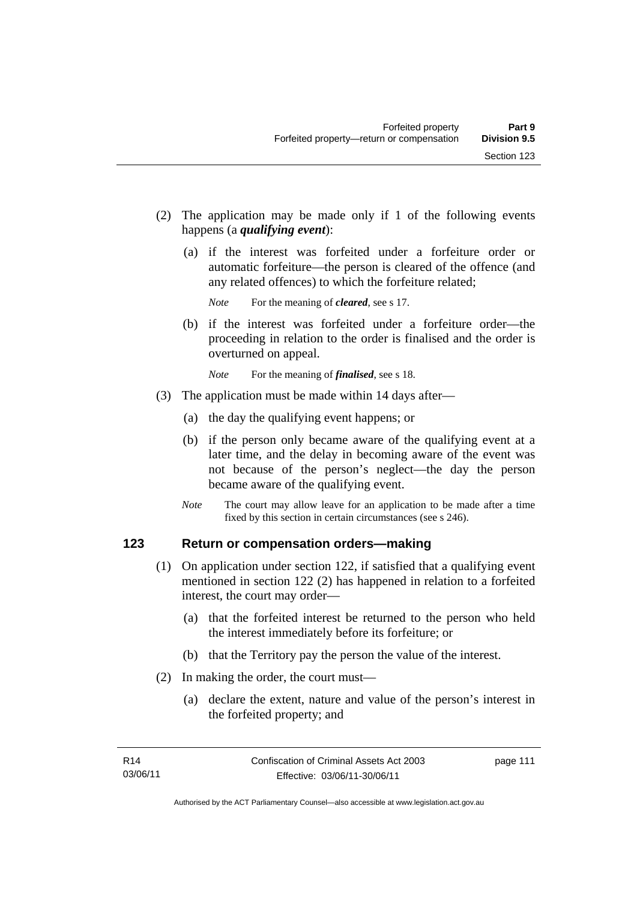(2) The application may be made only if 1 of the following events happens (a ***qualifying event***):

(a) if the interest was forfeited under a forfeiture order or automatic forfeiture—the person is cleared of the offence (and any related offences) to which the forfeiture related;

*Note* For the meaning of ***cleared***, see s 17.

(b) if the interest was forfeited under a forfeiture order—the proceeding in relation to the order is finalised and the order is overturned on appeal.

*Note* For the meaning of ***finalised***, see s 18.

(3) The application must be made within 14 days after—

(a) the day the qualifying event happens; or

(b) if the person only became aware of the qualifying event at a later time, and the delay in becoming aware of the event was not because of the person's neglect—the day the person became aware of the qualifying event.

*Note* The court may allow leave for an application to be made after a time fixed by this section in certain circumstances (see s 246).

## 123 Return or compensation orders—making

(1) On application under section 122, if satisfied that a qualifying event mentioned in section 122 (2) has happened in relation to a forfeited interest, the court may order—

(a) that the forfeited interest be returned to the person who held the interest immediately before its forfeiture; or

(b) that the Territory pay the person the value of the interest.

(2) In making the order, the court must—

(a) declare the extent, nature and value of the person's interest in the forfeited property; and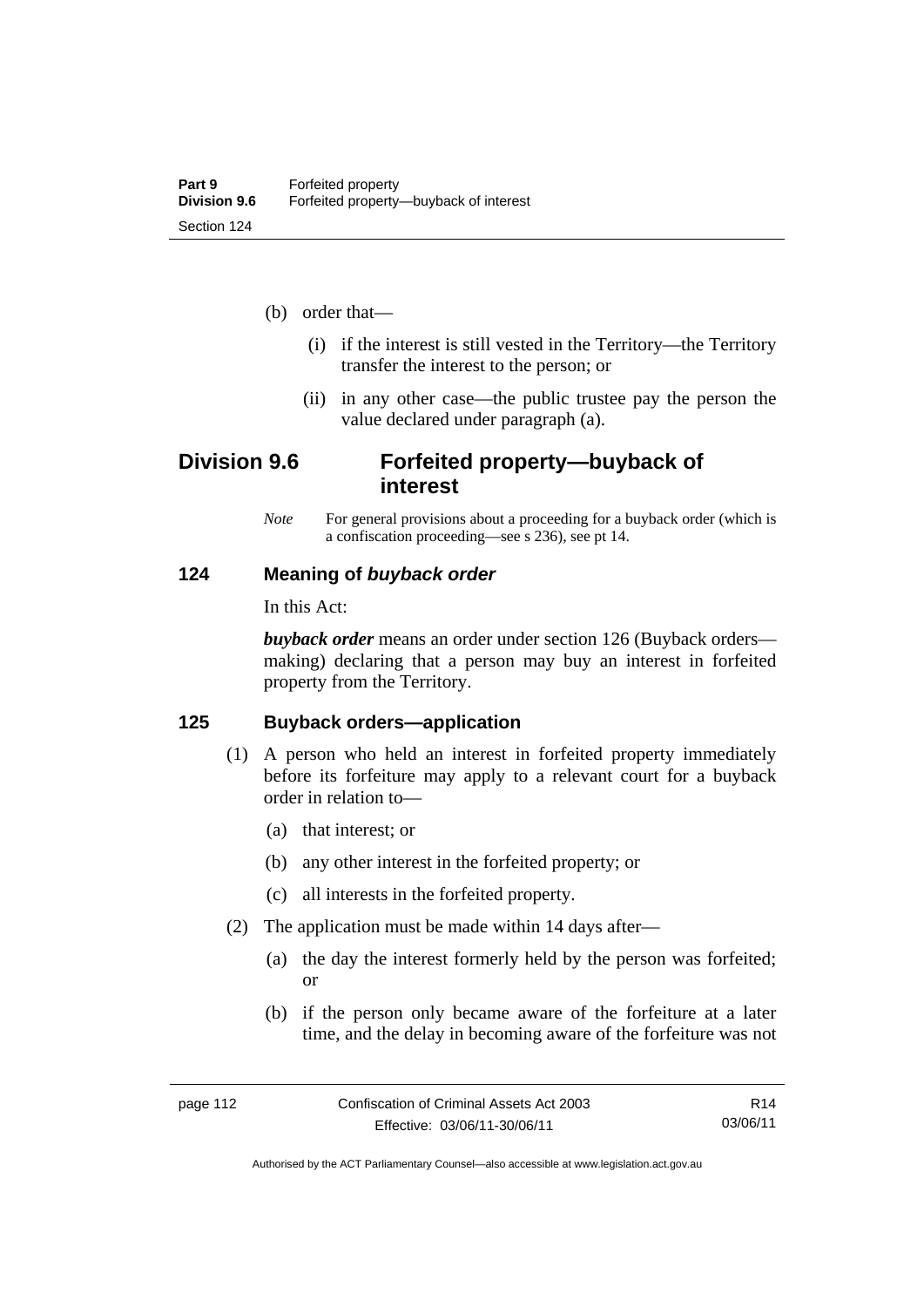(b) order that—

(i) if the interest is still vested in the Territory—the Territory transfer the interest to the person; or

(ii) in any other case—the public trustee pay the person the value declared under paragraph (a).

## Division 9.6 Forfeited property—buyback of interest

*Note* For general provisions about a proceeding for a buyback order (which is a confiscation proceeding—see s 236), see pt 14.

### 124 Meaning of *buyback order*

In this Act:

***buyback order*** means an order under section 126 (Buyback orders—making) declaring that a person may buy an interest in forfeited property from the Territory.

### 125 Buyback orders—application

(1) A person who held an interest in forfeited property immediately before its forfeiture may apply to a relevant court for a buyback order in relation to—

(a) that interest; or

(b) any other interest in the forfeited property; or

(c) all interests in the forfeited property.

(2) The application must be made within 14 days after—

(a) the day the interest formerly held by the person was forfeited; or

(b) if the person only became aware of the forfeiture at a later time, and the delay in becoming aware of the forfeiture was not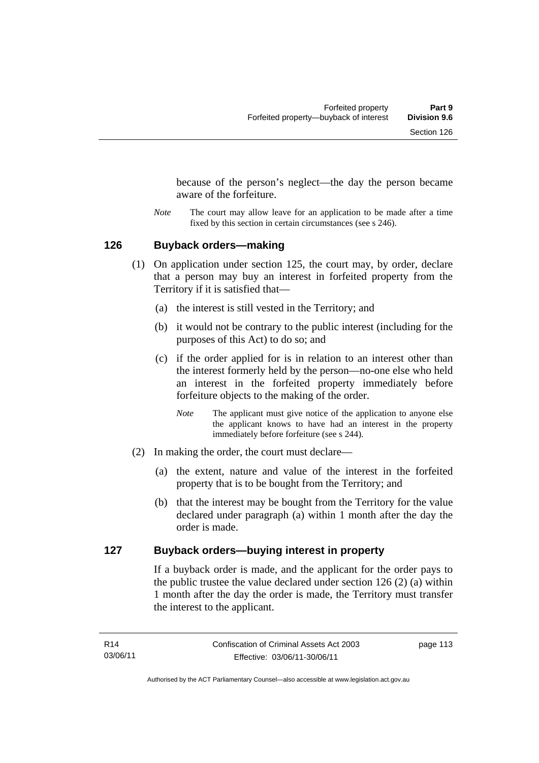because of the person's neglect—the day the person became aware of the forfeiture.

*Note* The court may allow leave for an application to be made after a time fixed by this section in certain circumstances (see s 246).

## 126 Buyback orders—making

(1) On application under section 125, the court may, by order, declare that a person may buy an interest in forfeited property from the Territory if it is satisfied that—

(a) the interest is still vested in the Territory; and

(b) it would not be contrary to the public interest (including for the purposes of this Act) to do so; and

(c) if the order applied for is in relation to an interest other than the interest formerly held by the person—no-one else who held an interest in the forfeited property immediately before forfeiture objects to the making of the order.

*Note* The applicant must give notice of the application to anyone else the applicant knows to have had an interest in the property immediately before forfeiture (see s 244).

(2) In making the order, the court must declare—

(a) the extent, nature and value of the interest in the forfeited property that is to be bought from the Territory; and

(b) that the interest may be bought from the Territory for the value declared under paragraph (a) within 1 month after the day the order is made.

## 127 Buyback orders—buying interest in property

If a buyback order is made, and the applicant for the order pays to the public trustee the value declared under section 126 (2) (a) within 1 month after the day the order is made, the Territory must transfer the interest to the applicant.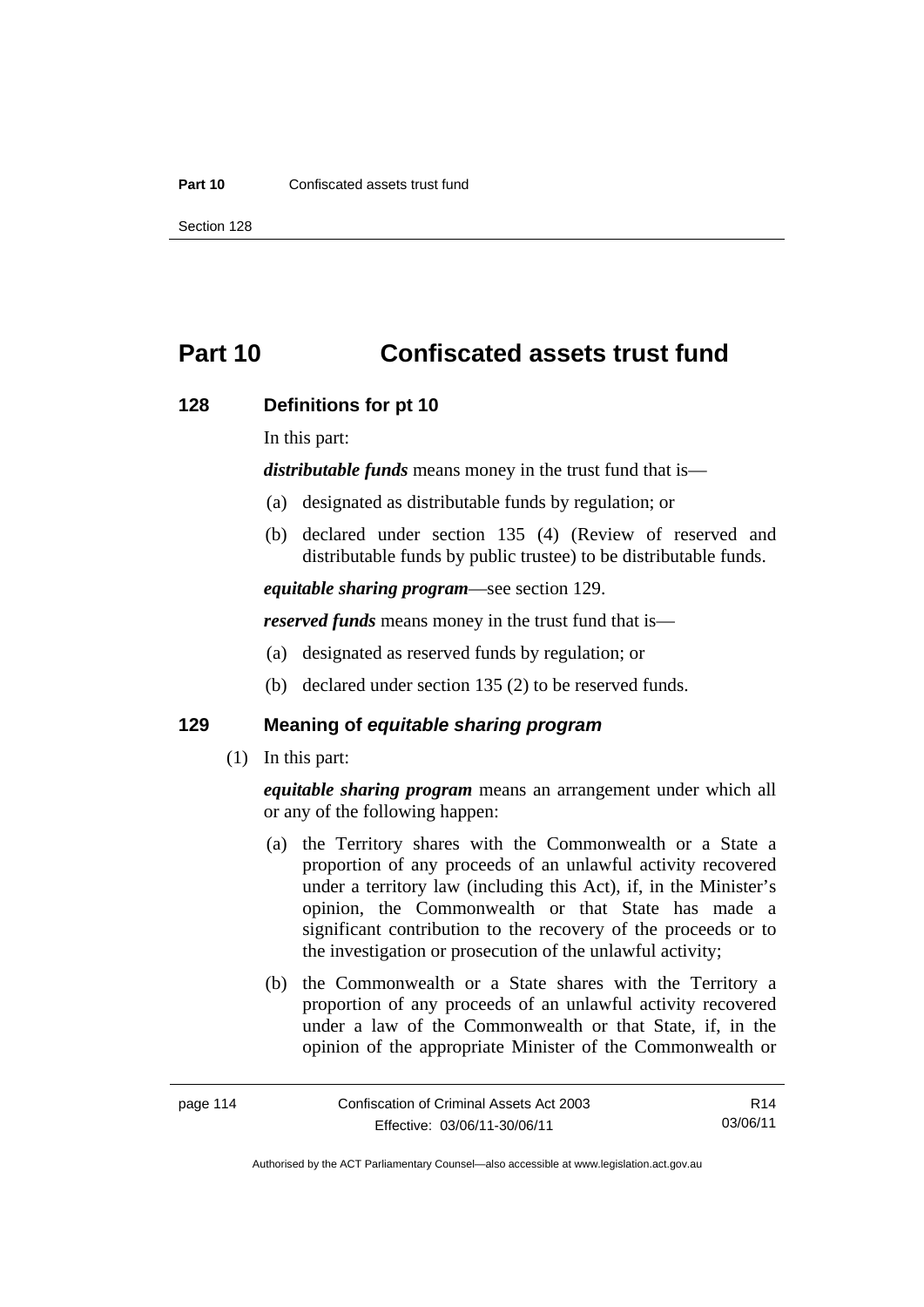# Part 10 Confiscated assets trust fund

## 128 Definitions for pt 10

In this part:

***distributable funds*** means money in the trust fund that is—

(a) designated as distributable funds by regulation; or

(b) declared under section 135 (4) (Review of reserved and distributable funds by public trustee) to be distributable funds.

***equitable sharing program***—see section 129.

***reserved funds*** means money in the trust fund that is—

(a) designated as reserved funds by regulation; or

(b) declared under section 135 (2) to be reserved funds.

## 129 Meaning of *equitable sharing program*

(1) In this part:

***equitable sharing program*** means an arrangement under which all or any of the following happen:

(a) the Territory shares with the Commonwealth or a State a proportion of any proceeds of an unlawful activity recovered under a territory law (including this Act), if, in the Minister's opinion, the Commonwealth or that State has made a significant contribution to the recovery of the proceeds or to the investigation or prosecution of the unlawful activity;

(b) the Commonwealth or a State shares with the Territory a proportion of any proceeds of an unlawful activity recovered under a law of the Commonwealth or that State, if, in the opinion of the appropriate Minister of the Commonwealth or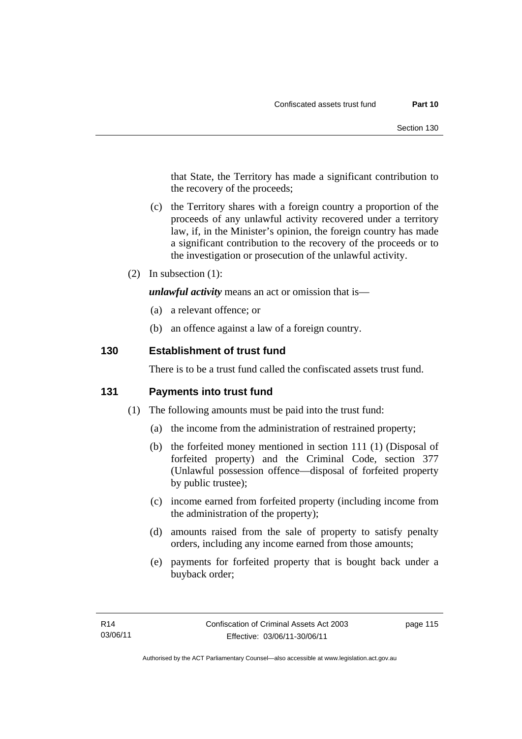that State, the Territory has made a significant contribution to the recovery of the proceeds;

(c) the Territory shares with a foreign country a proportion of the proceeds of any unlawful activity recovered under a territory law, if, in the Minister's opinion, the foreign country has made a significant contribution to the recovery of the proceeds or to the investigation or prosecution of the unlawful activity.

(2) In subsection (1):

***unlawful activity*** means an act or omission that is—

(a) a relevant offence; or

(b) an offence against a law of a foreign country.

## 130 Establishment of trust fund

There is to be a trust fund called the confiscated assets trust fund.

## 131 Payments into trust fund

(1) The following amounts must be paid into the trust fund:

(a) the income from the administration of restrained property;

(b) the forfeited money mentioned in section 111 (1) (Disposal of forfeited property) and the Criminal Code, section 377 (Unlawful possession offence—disposal of forfeited property by public trustee);

(c) income earned from forfeited property (including income from the administration of the property);

(d) amounts raised from the sale of property to satisfy penalty orders, including any income earned from those amounts;

(e) payments for forfeited property that is bought back under a buyback order;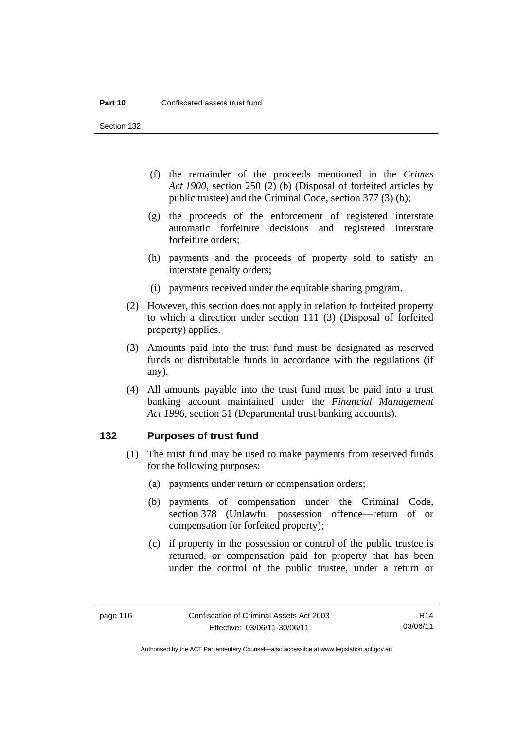(f) the remainder of the proceeds mentioned in the *Crimes Act 1900*, section 250 (2) (b) (Disposal of forfeited articles by public trustee) and the Criminal Code, section 377 (3) (b);

(g) the proceeds of the enforcement of registered interstate automatic forfeiture decisions and registered interstate forfeiture orders;

(h) payments and the proceeds of property sold to satisfy an interstate penalty orders;

(i) payments received under the equitable sharing program.

(2) However, this section does not apply in relation to forfeited property to which a direction under section 111 (3) (Disposal of forfeited property) applies.

(3) Amounts paid into the trust fund must be designated as reserved funds or distributable funds in accordance with the regulations (if any).

(4) All amounts payable into the trust fund must be paid into a trust banking account maintained under the *Financial Management Act 1996*, section 51 (Departmental trust banking accounts).

## 132 Purposes of trust fund

(1) The trust fund may be used to make payments from reserved funds for the following purposes:

(a) payments under return or compensation orders;

(b) payments of compensation under the Criminal Code, section 378 (Unlawful possession offence—return of or compensation for forfeited property);

(c) if property in the possession or control of the public trustee is returned, or compensation paid for property that has been under the control of the public trustee, under a return or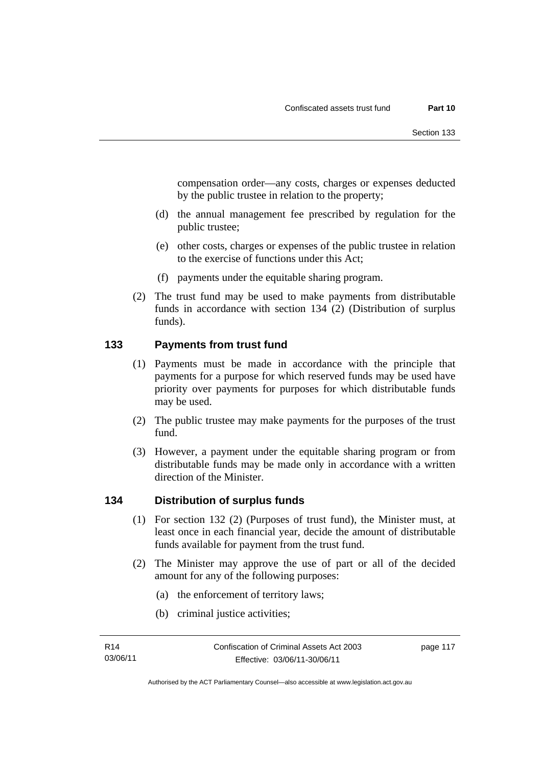compensation order—any costs, charges or expenses deducted by the public trustee in relation to the property;

(d) the annual management fee prescribed by regulation for the public trustee;

(e) other costs, charges or expenses of the public trustee in relation to the exercise of functions under this Act;

(f) payments under the equitable sharing program.

(2) The trust fund may be used to make payments from distributable funds in accordance with section 134 (2) (Distribution of surplus funds).

## 133 Payments from trust fund

(1) Payments must be made in accordance with the principle that payments for a purpose for which reserved funds may be used have priority over payments for purposes for which distributable funds may be used.

(2) The public trustee may make payments for the purposes of the trust fund.

(3) However, a payment under the equitable sharing program or from distributable funds may be made only in accordance with a written direction of the Minister.

## 134 Distribution of surplus funds

(1) For section 132 (2) (Purposes of trust fund), the Minister must, at least once in each financial year, decide the amount of distributable funds available for payment from the trust fund.

(2) The Minister may approve the use of part or all of the decided amount for any of the following purposes:

(a) the enforcement of territory laws;

(b) criminal justice activities;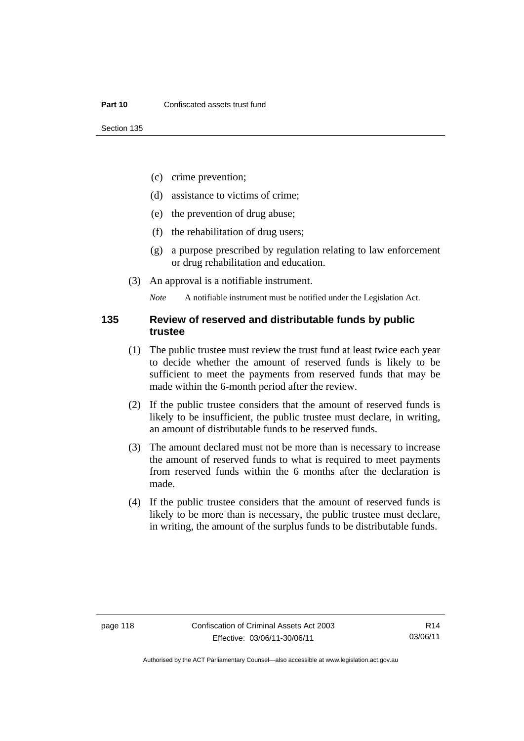- (c) crime prevention;
- (d) assistance to victims of crime;
- (e) the prevention of drug abuse;
- (f) the rehabilitation of drug users;
- (g) a purpose prescribed by regulation relating to law enforcement or drug rehabilitation and education.

(3) An approval is a notifiable instrument.

*Note* A notifiable instrument must be notified under the Legislation Act.

### 135 Review of reserved and distributable funds by public trustee

(1) The public trustee must review the trust fund at least twice each year to decide whether the amount of reserved funds is likely to be sufficient to meet the payments from reserved funds that may be made within the 6-month period after the review.

(2) If the public trustee considers that the amount of reserved funds is likely to be insufficient, the public trustee must declare, in writing, an amount of distributable funds to be reserved funds.

(3) The amount declared must not be more than is necessary to increase the amount of reserved funds to what is required to meet payments from reserved funds within the 6 months after the declaration is made.

(4) If the public trustee considers that the amount of reserved funds is likely to be more than is necessary, the public trustee must declare, in writing, the amount of the surplus funds to be distributable funds.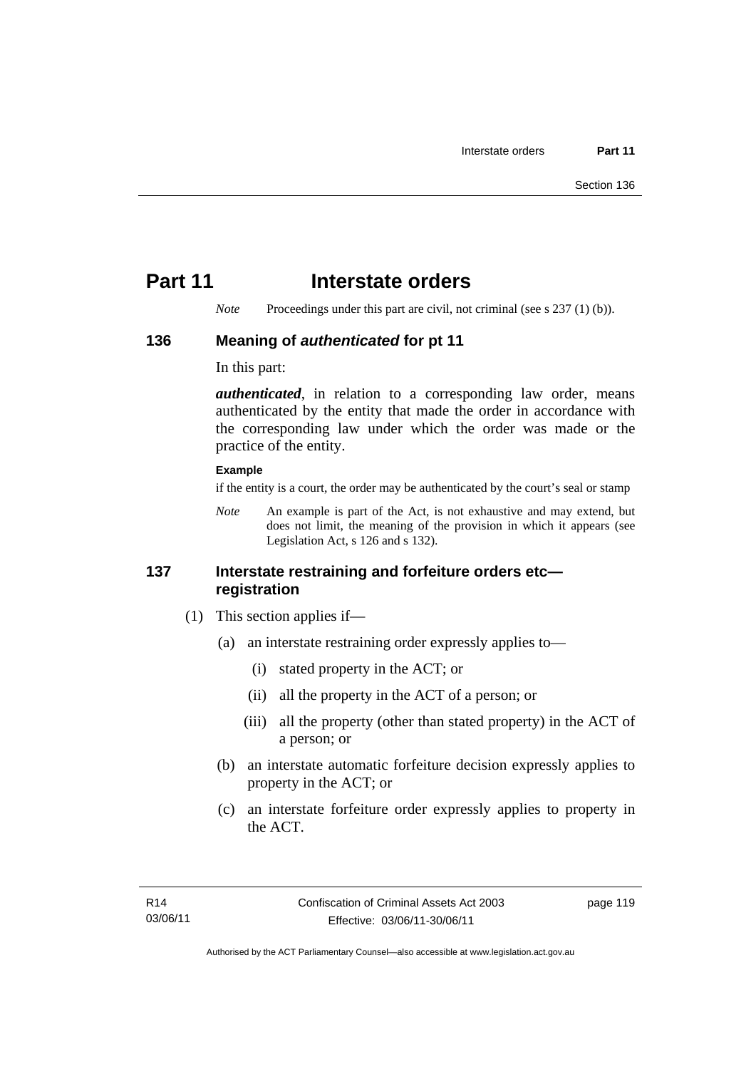# Part 11 Interstate orders

*Note* Proceedings under this part are civil, not criminal (see s 237 (1) (b)).

## 136 Meaning of *authenticated* for pt 11

In this part:

***authenticated***, in relation to a corresponding law order, means authenticated by the entity that made the order in accordance with the corresponding law under which the order was made or the practice of the entity.

**Example**

if the entity is a court, the order may be authenticated by the court's seal or stamp

*Note* An example is part of the Act, is not exhaustive and may extend, but does not limit, the meaning of the provision in which it appears (see Legislation Act, s 126 and s 132).

## 137 Interstate restraining and forfeiture orders etc—registration

(1) This section applies if—

(a) an interstate restraining order expressly applies to—

(i) stated property in the ACT; or

(ii) all the property in the ACT of a person; or

(iii) all the property (other than stated property) in the ACT of a person; or

(b) an interstate automatic forfeiture decision expressly applies to property in the ACT; or

(c) an interstate forfeiture order expressly applies to property in the ACT.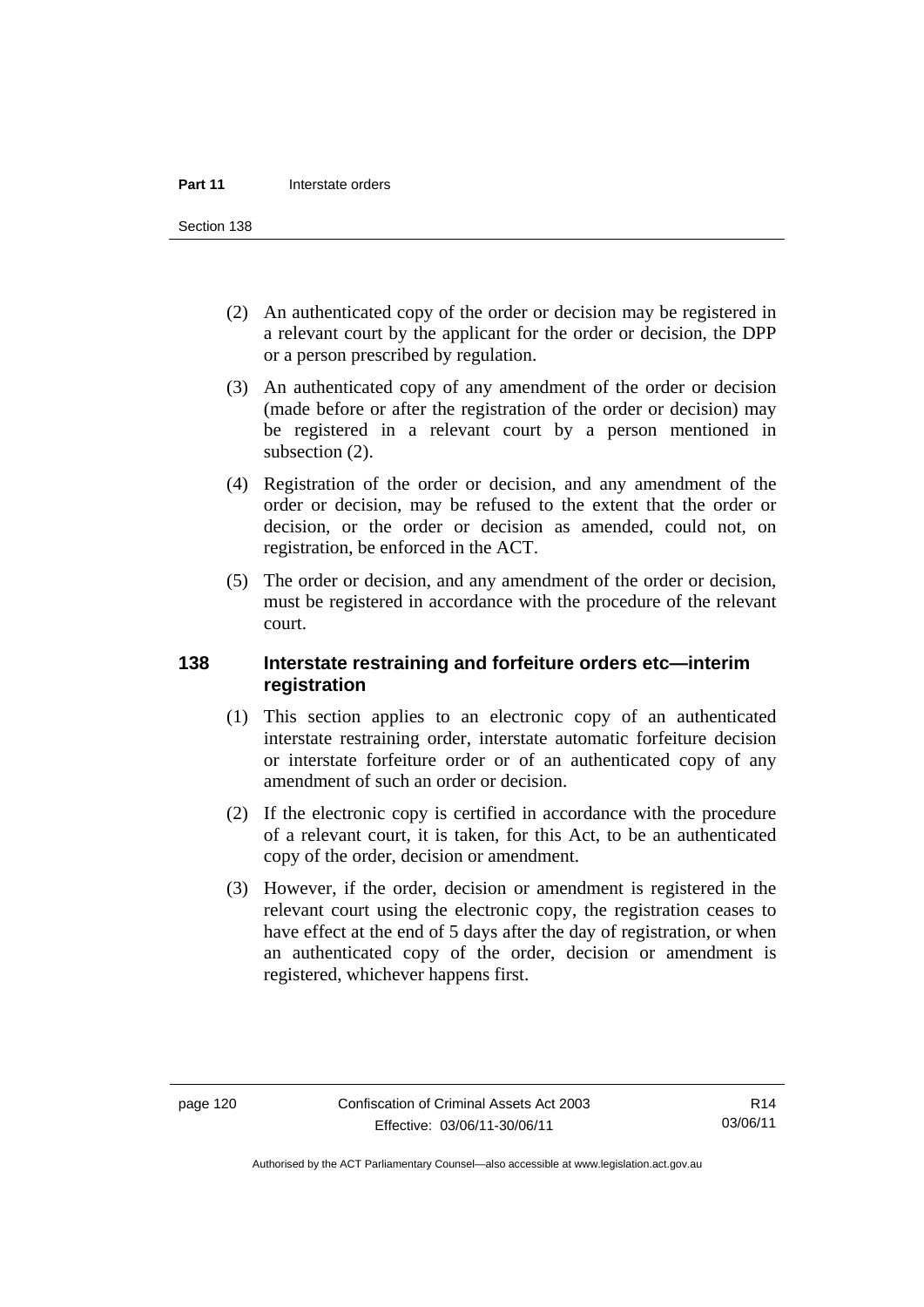(2) An authenticated copy of the order or decision may be registered in a relevant court by the applicant for the order or decision, the DPP or a person prescribed by regulation.

(3) An authenticated copy of any amendment of the order or decision (made before or after the registration of the order or decision) may be registered in a relevant court by a person mentioned in subsection (2).

(4) Registration of the order or decision, and any amendment of the order or decision, may be refused to the extent that the order or decision, or the order or decision as amended, could not, on registration, be enforced in the ACT.

(5) The order or decision, and any amendment of the order or decision, must be registered in accordance with the procedure of the relevant court.

## 138 Interstate restraining and forfeiture orders etc—interim registration

(1) This section applies to an electronic copy of an authenticated interstate restraining order, interstate automatic forfeiture decision or interstate forfeiture order or of an authenticated copy of any amendment of such an order or decision.

(2) If the electronic copy is certified in accordance with the procedure of a relevant court, it is taken, for this Act, to be an authenticated copy of the order, decision or amendment.

(3) However, if the order, decision or amendment is registered in the relevant court using the electronic copy, the registration ceases to have effect at the end of 5 days after the day of registration, or when an authenticated copy of the order, decision or amendment is registered, whichever happens first.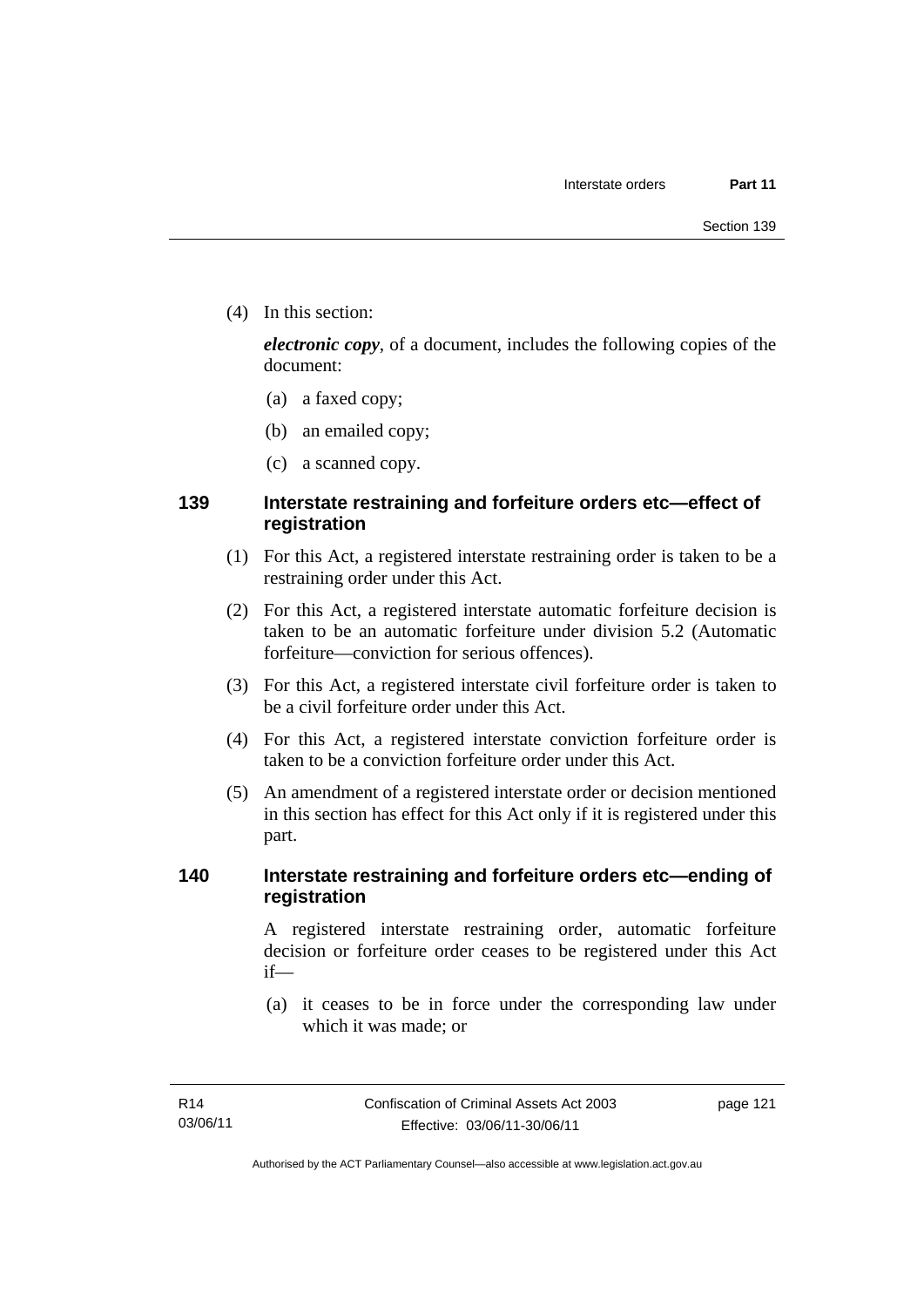(4) In this section:

***electronic copy***, of a document, includes the following copies of the document:

(a) a faxed copy;

(b) an emailed copy;

(c) a scanned copy.

### 139 Interstate restraining and forfeiture orders etc—effect of registration

(1) For this Act, a registered interstate restraining order is taken to be a restraining order under this Act.

(2) For this Act, a registered interstate automatic forfeiture decision is taken to be an automatic forfeiture under division 5.2 (Automatic forfeiture—conviction for serious offences).

(3) For this Act, a registered interstate civil forfeiture order is taken to be a civil forfeiture order under this Act.

(4) For this Act, a registered interstate conviction forfeiture order is taken to be a conviction forfeiture order under this Act.

(5) An amendment of a registered interstate order or decision mentioned in this section has effect for this Act only if it is registered under this part.

### 140 Interstate restraining and forfeiture orders etc—ending of registration

A registered interstate restraining order, automatic forfeiture decision or forfeiture order ceases to be registered under this Act if—

(a) it ceases to be in force under the corresponding law under which it was made; or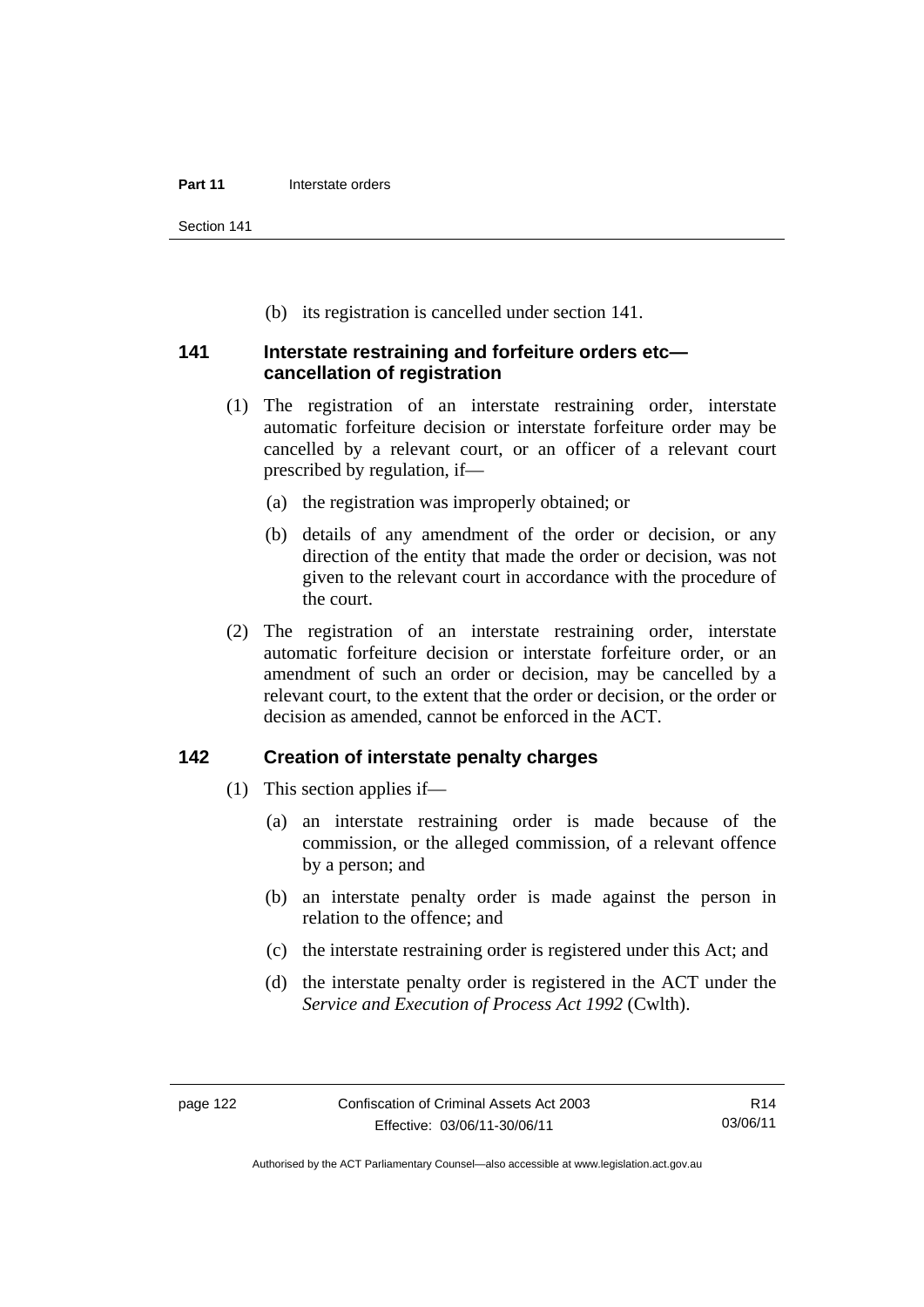(b) its registration is cancelled under section 141.

## 141 Interstate restraining and forfeiture orders etc—cancellation of registration

(1) The registration of an interstate restraining order, interstate automatic forfeiture decision or interstate forfeiture order may be cancelled by a relevant court, or an officer of a relevant court prescribed by regulation, if—

(a) the registration was improperly obtained; or

(b) details of any amendment of the order or decision, or any direction of the entity that made the order or decision, was not given to the relevant court in accordance with the procedure of the court.

(2) The registration of an interstate restraining order, interstate automatic forfeiture decision or interstate forfeiture order, or an amendment of such an order or decision, may be cancelled by a relevant court, to the extent that the order or decision, or the order or decision as amended, cannot be enforced in the ACT.

## 142 Creation of interstate penalty charges

(1) This section applies if—

(a) an interstate restraining order is made because of the commission, or the alleged commission, of a relevant offence by a person; and

(b) an interstate penalty order is made against the person in relation to the offence; and

(c) the interstate restraining order is registered under this Act; and

(d) the interstate penalty order is registered in the ACT under the *Service and Execution of Process Act 1992* (Cwlth).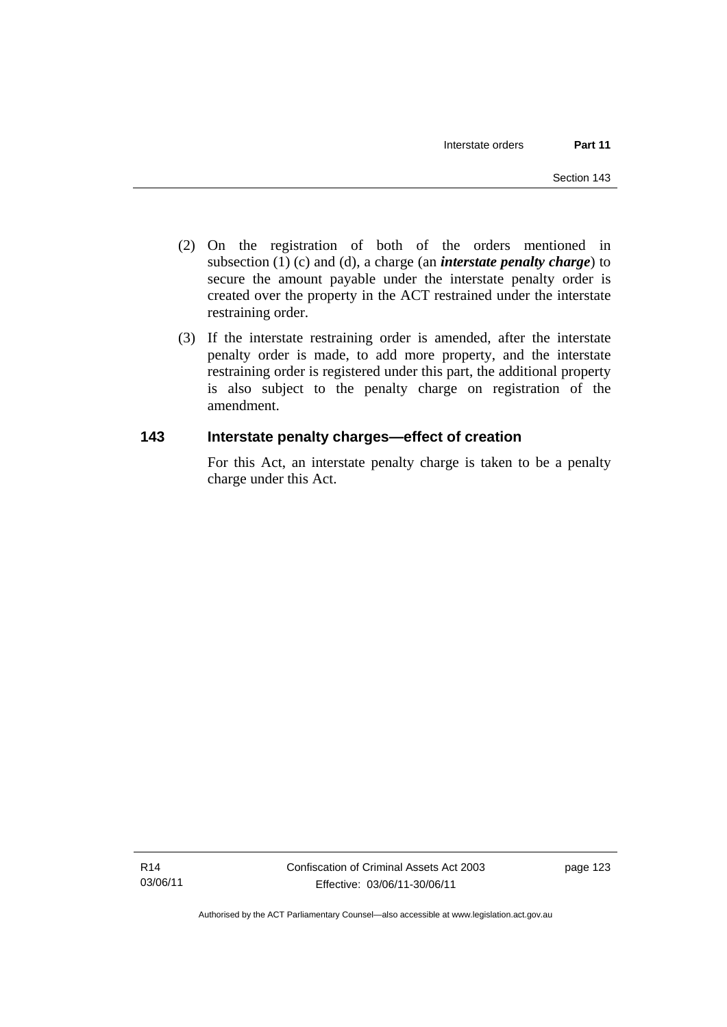(2) On the registration of both of the orders mentioned in subsection (1) (c) and (d), a charge (an ***interstate penalty charge***) to secure the amount payable under the interstate penalty order is created over the property in the ACT restrained under the interstate restraining order.

(3) If the interstate restraining order is amended, after the interstate penalty order is made, to add more property, and the interstate restraining order is registered under this part, the additional property is also subject to the penalty charge on registration of the amendment.

### 143 Interstate penalty charges—effect of creation

For this Act, an interstate penalty charge is taken to be a penalty charge under this Act.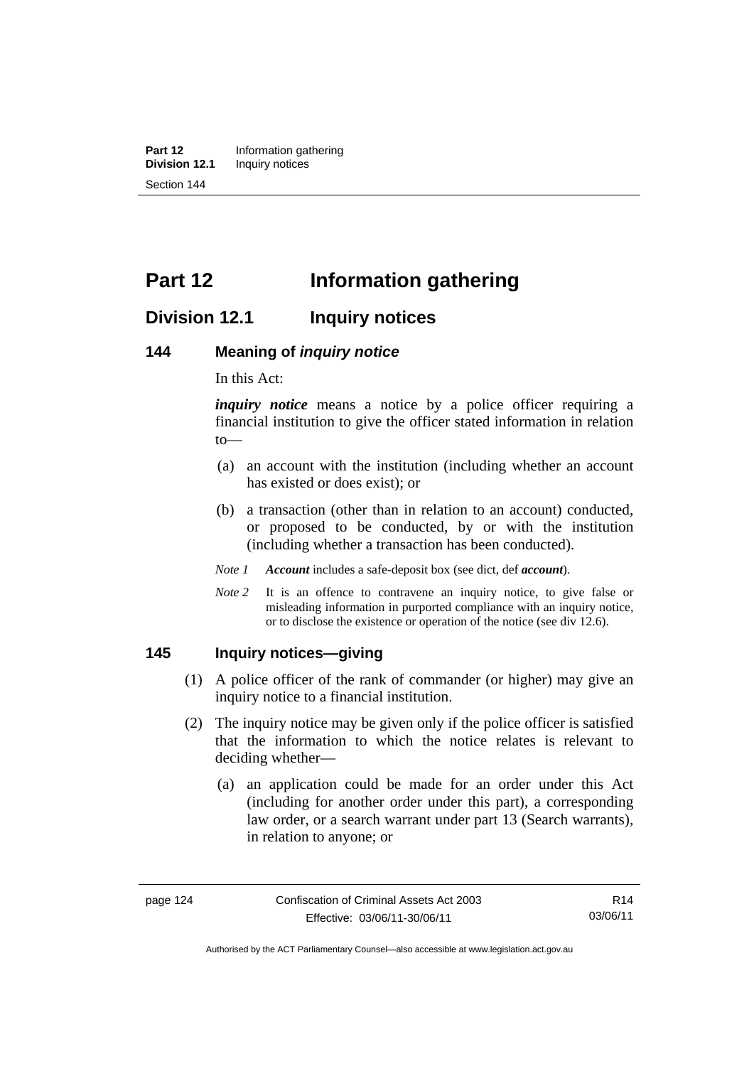# Part 12 Information gathering

## Division 12.1 Inquiry notices

### 144 Meaning of *inquiry notice*

In this Act:

***inquiry notice*** means a notice by a police officer requiring a financial institution to give the officer stated information in relation to—

(a) an account with the institution (including whether an account has existed or does exist); or

(b) a transaction (other than in relation to an account) conducted, or proposed to be conducted, by or with the institution (including whether a transaction has been conducted).

*Note 1* ***Account*** includes a safe-deposit box (see dict, def ***account***).

*Note 2* It is an offence to contravene an inquiry notice, to give false or misleading information in purported compliance with an inquiry notice, or to disclose the existence or operation of the notice (see div 12.6).

### 145 Inquiry notices—giving

(1) A police officer of the rank of commander (or higher) may give an inquiry notice to a financial institution.

(2) The inquiry notice may be given only if the police officer is satisfied that the information to which the notice relates is relevant to deciding whether—

(a) an application could be made for an order under this Act (including for another order under this part), a corresponding law order, or a search warrant under part 13 (Search warrants), in relation to anyone; or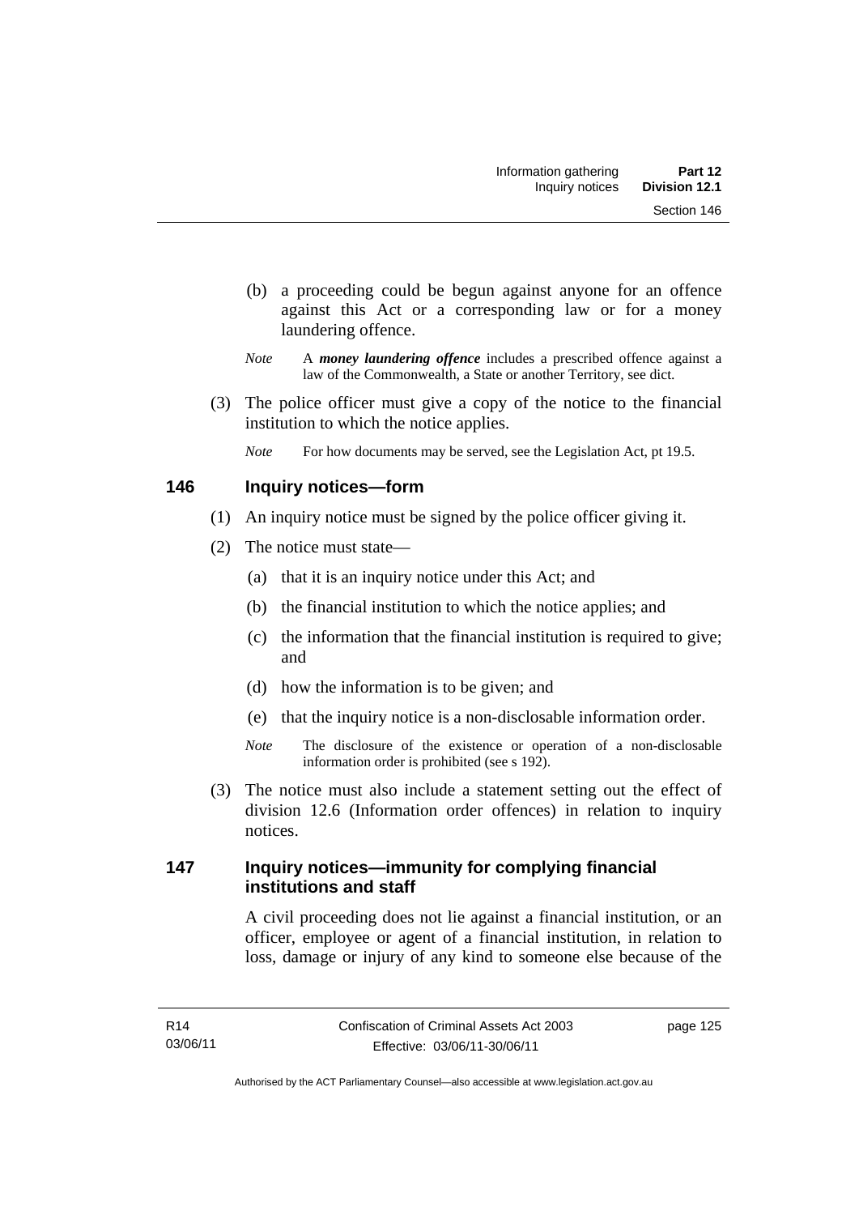(b) a proceeding could be begun against anyone for an offence against this Act or a corresponding law or for a money laundering offence.

*Note* A ***money laundering offence*** includes a prescribed offence against a law of the Commonwealth, a State or another Territory, see dict.

(3) The police officer must give a copy of the notice to the financial institution to which the notice applies.

*Note* For how documents may be served, see the Legislation Act, pt 19.5.

## 146 Inquiry notices—form

(1) An inquiry notice must be signed by the police officer giving it.

(2) The notice must state—

(a) that it is an inquiry notice under this Act; and

(b) the financial institution to which the notice applies; and

(c) the information that the financial institution is required to give; and

(d) how the information is to be given; and

(e) that the inquiry notice is a non-disclosable information order.

*Note* The disclosure of the existence or operation of a non-disclosable information order is prohibited (see s 192).

(3) The notice must also include a statement setting out the effect of division 12.6 (Information order offences) in relation to inquiry notices.

## 147 Inquiry notices—immunity for complying financial institutions and staff

A civil proceeding does not lie against a financial institution, or an officer, employee or agent of a financial institution, in relation to loss, damage or injury of any kind to someone else because of the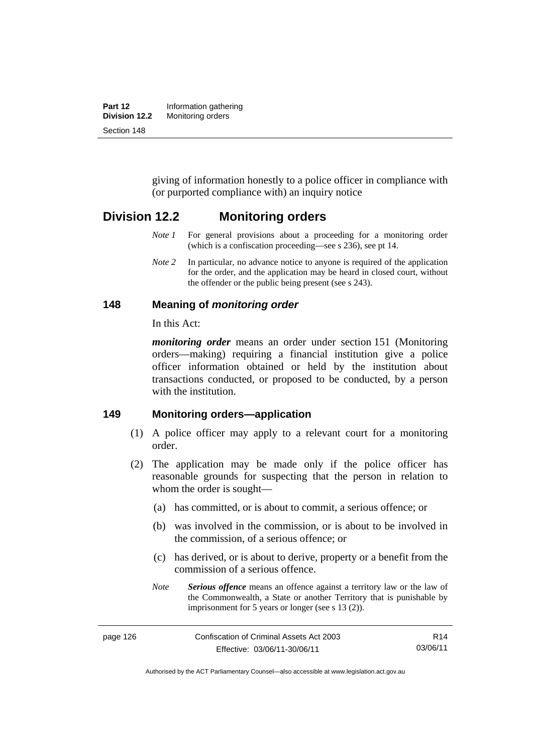giving of information honestly to a police officer in compliance with (or purported compliance with) an inquiry notice

## Division 12.2 Monitoring orders

*Note 1* For general provisions about a proceeding for a monitoring order (which is a confiscation proceeding—see s 236), see pt 14.

*Note 2* In particular, no advance notice to anyone is required of the application for the order, and the application may be heard in closed court, without the offender or the public being present (see s 243).

### 148 Meaning of *monitoring order*

In this Act:

***monitoring order*** means an order under section 151 (Monitoring orders—making) requiring a financial institution give a police officer information obtained or held by the institution about transactions conducted, or proposed to be conducted, by a person with the institution.

### 149 Monitoring orders—application

(1) A police officer may apply to a relevant court for a monitoring order.

(2) The application may be made only if the police officer has reasonable grounds for suspecting that the person in relation to whom the order is sought—

(a) has committed, or is about to commit, a serious offence; or

(b) was involved in the commission, or is about to be involved in the commission, of a serious offence; or

(c) has derived, or is about to derive, property or a benefit from the commission of a serious offence.

*Note* ***Serious offence*** means an offence against a territory law or the law of the Commonwealth, a State or another Territory that is punishable by imprisonment for 5 years or longer (see s 13 (2)).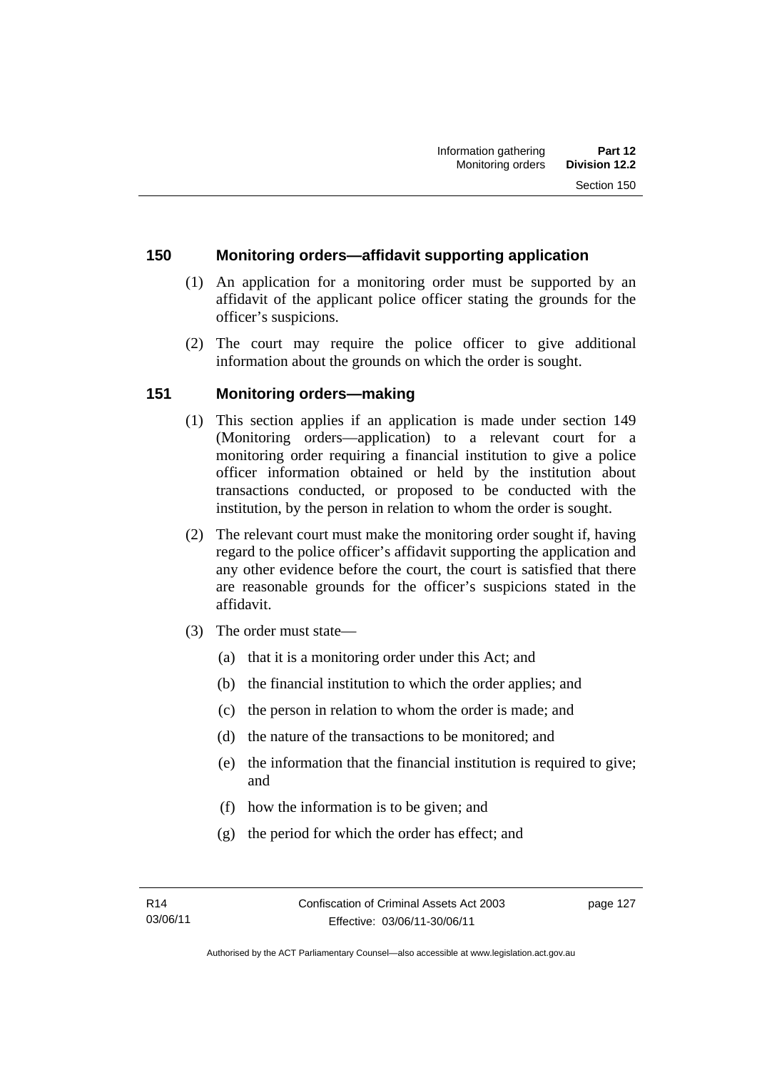## 150 Monitoring orders—affidavit supporting application

(1) An application for a monitoring order must be supported by an affidavit of the applicant police officer stating the grounds for the officer's suspicions.

(2) The court may require the police officer to give additional information about the grounds on which the order is sought.

## 151 Monitoring orders—making

(1) This section applies if an application is made under section 149 (Monitoring orders—application) to a relevant court for a monitoring order requiring a financial institution to give a police officer information obtained or held by the institution about transactions conducted, or proposed to be conducted with the institution, by the person in relation to whom the order is sought.

(2) The relevant court must make the monitoring order sought if, having regard to the police officer's affidavit supporting the application and any other evidence before the court, the court is satisfied that there are reasonable grounds for the officer's suspicions stated in the affidavit.

(3) The order must state—

(a) that it is a monitoring order under this Act; and

(b) the financial institution to which the order applies; and

(c) the person in relation to whom the order is made; and

(d) the nature of the transactions to be monitored; and

(e) the information that the financial institution is required to give; and

(f) how the information is to be given; and

(g) the period for which the order has effect; and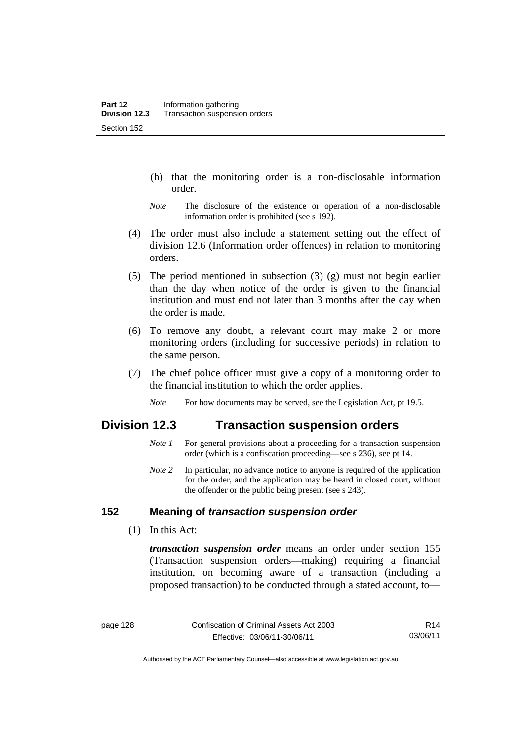(h) that the monitoring order is a non-disclosable information order.

*Note* The disclosure of the existence or operation of a non-disclosable information order is prohibited (see s 192).

(4) The order must also include a statement setting out the effect of division 12.6 (Information order offences) in relation to monitoring orders.

(5) The period mentioned in subsection (3) (g) must not begin earlier than the day when notice of the order is given to the financial institution and must end not later than 3 months after the day when the order is made.

(6) To remove any doubt, a relevant court may make 2 or more monitoring orders (including for successive periods) in relation to the same person.

(7) The chief police officer must give a copy of a monitoring order to the financial institution to which the order applies.

*Note* For how documents may be served, see the Legislation Act, pt 19.5.

## Division 12.3 Transaction suspension orders

*Note 1* For general provisions about a proceeding for a transaction suspension order (which is a confiscation proceeding—see s 236), see pt 14.

*Note 2* In particular, no advance notice to anyone is required of the application for the order, and the application may be heard in closed court, without the offender or the public being present (see s 243).

### 152 Meaning of *transaction suspension order*

(1) In this Act:

***transaction suspension order*** means an order under section 155 (Transaction suspension orders—making) requiring a financial institution, on becoming aware of a transaction (including a proposed transaction) to be conducted through a stated account, to—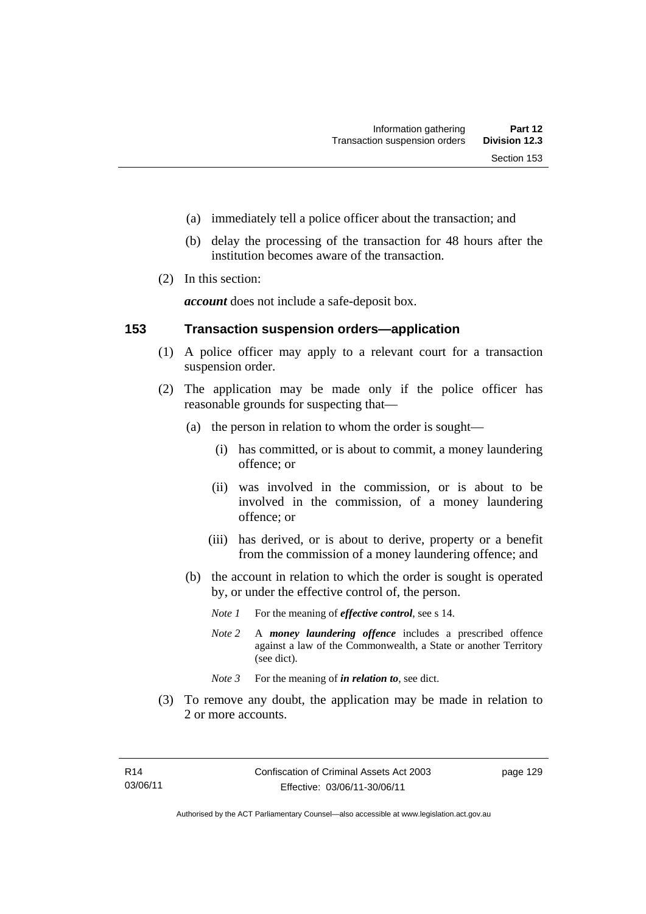(a) immediately tell a police officer about the transaction; and

(b) delay the processing of the transaction for 48 hours after the institution becomes aware of the transaction.

(2) In this section:

***account*** does not include a safe-deposit box.

## 153 Transaction suspension orders—application

(1) A police officer may apply to a relevant court for a transaction suspension order.

(2) The application may be made only if the police officer has reasonable grounds for suspecting that—

(a) the person in relation to whom the order is sought—

(i) has committed, or is about to commit, a money laundering offence; or

(ii) was involved in the commission, or is about to be involved in the commission, of a money laundering offence; or

(iii) has derived, or is about to derive, property or a benefit from the commission of a money laundering offence; and

(b) the account in relation to which the order is sought is operated by, or under the effective control of, the person.

*Note 1* For the meaning of ***effective control***, see s 14.

*Note 2* A ***money laundering offence*** includes a prescribed offence against a law of the Commonwealth, a State or another Territory (see dict).

*Note 3* For the meaning of ***in relation to***, see dict.

(3) To remove any doubt, the application may be made in relation to 2 or more accounts.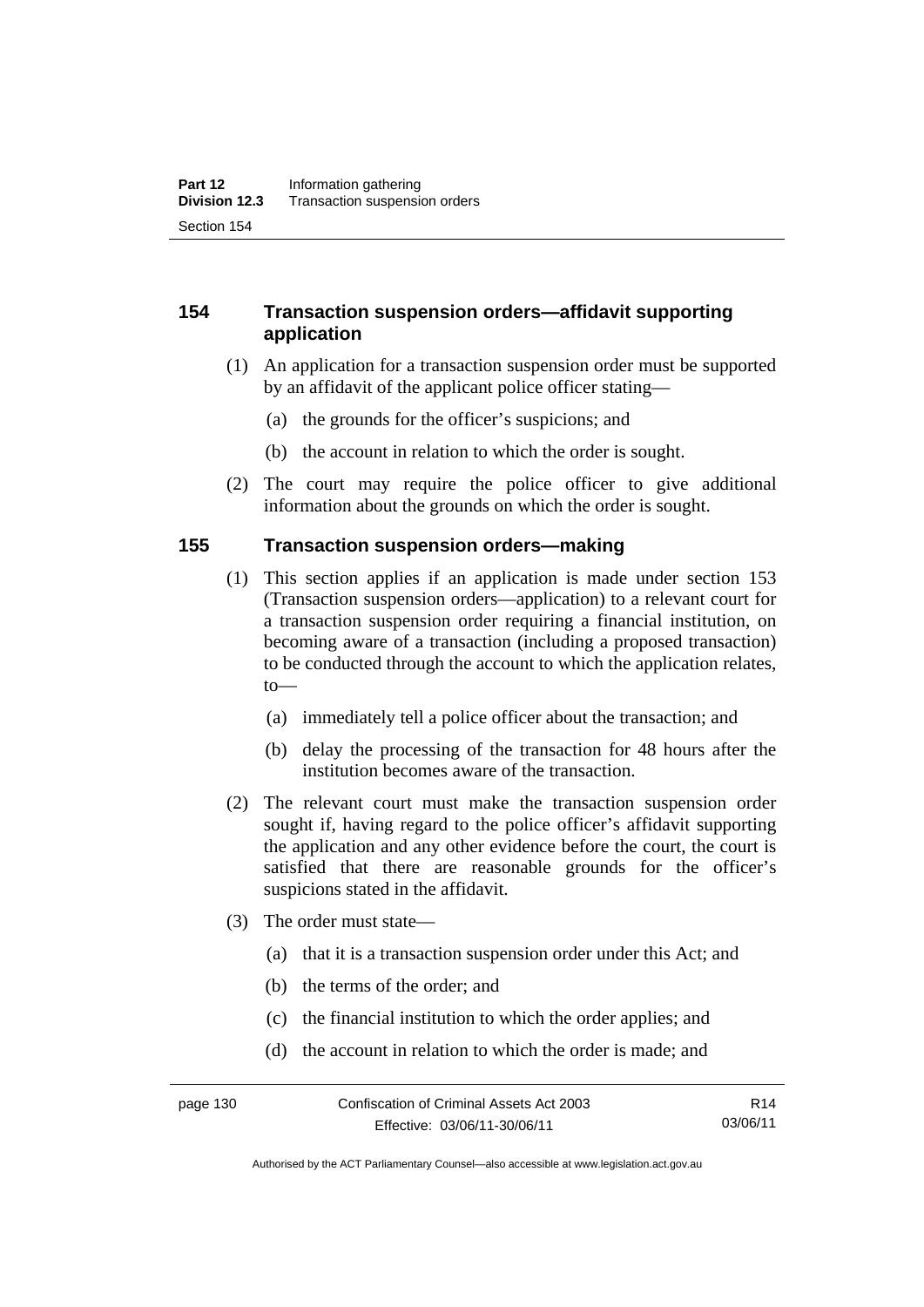## 154 Transaction suspension orders—affidavit supporting application

(1) An application for a transaction suspension order must be supported by an affidavit of the applicant police officer stating—

(a) the grounds for the officer's suspicions; and

(b) the account in relation to which the order is sought.

(2) The court may require the police officer to give additional information about the grounds on which the order is sought.

## 155 Transaction suspension orders—making

(1) This section applies if an application is made under section 153 (Transaction suspension orders—application) to a relevant court for a transaction suspension order requiring a financial institution, on becoming aware of a transaction (including a proposed transaction) to be conducted through the account to which the application relates, to—

(a) immediately tell a police officer about the transaction; and

(b) delay the processing of the transaction for 48 hours after the institution becomes aware of the transaction.

(2) The relevant court must make the transaction suspension order sought if, having regard to the police officer's affidavit supporting the application and any other evidence before the court, the court is satisfied that there are reasonable grounds for the officer's suspicions stated in the affidavit.

(3) The order must state—

(a) that it is a transaction suspension order under this Act; and

(b) the terms of the order; and

(c) the financial institution to which the order applies; and

(d) the account in relation to which the order is made; and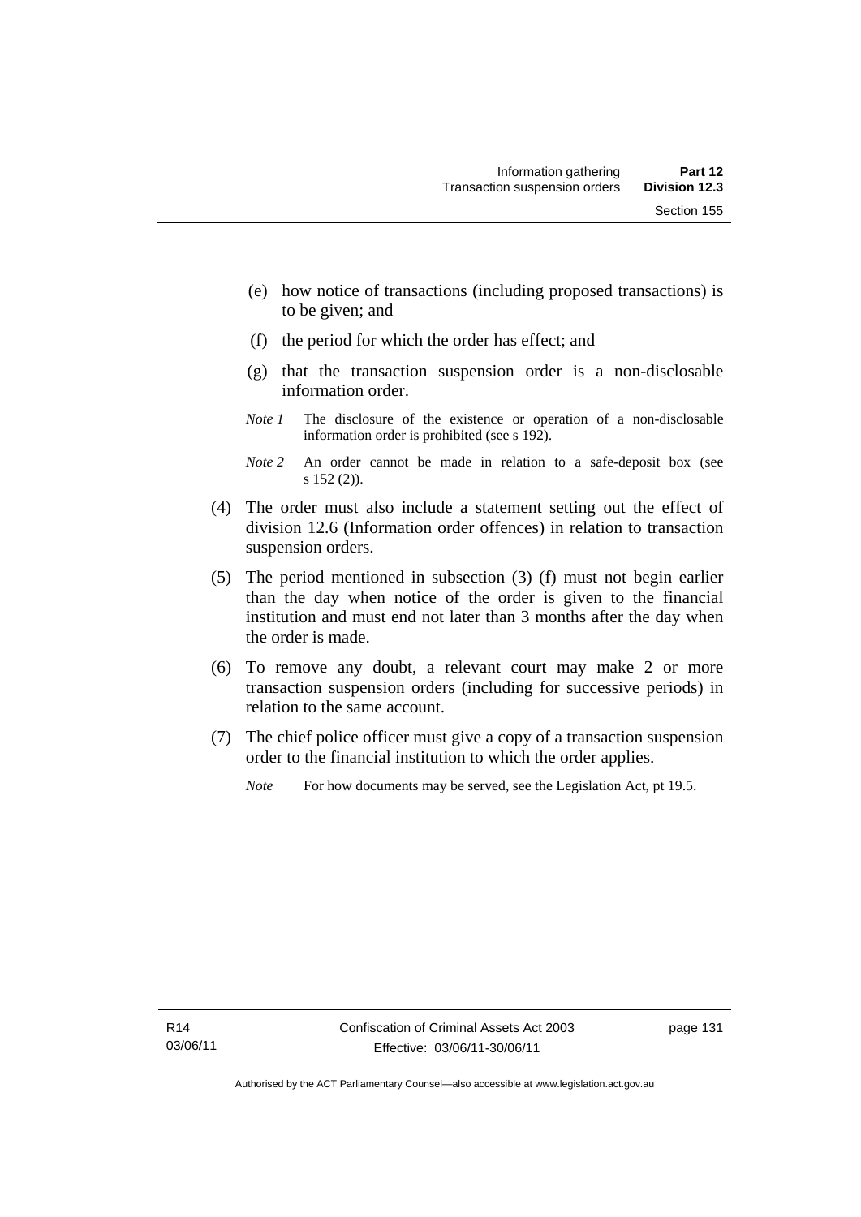(e) how notice of transactions (including proposed transactions) is to be given; and

(f) the period for which the order has effect; and

(g) that the transaction suspension order is a non-disclosable information order.

*Note 1* The disclosure of the existence or operation of a non-disclosable information order is prohibited (see s 192).

*Note 2* An order cannot be made in relation to a safe-deposit box (see s 152 (2)).

(4) The order must also include a statement setting out the effect of division 12.6 (Information order offences) in relation to transaction suspension orders.

(5) The period mentioned in subsection (3) (f) must not begin earlier than the day when notice of the order is given to the financial institution and must end not later than 3 months after the day when the order is made.

(6) To remove any doubt, a relevant court may make 2 or more transaction suspension orders (including for successive periods) in relation to the same account.

(7) The chief police officer must give a copy of a transaction suspension order to the financial institution to which the order applies.

*Note* For how documents may be served, see the Legislation Act, pt 19.5.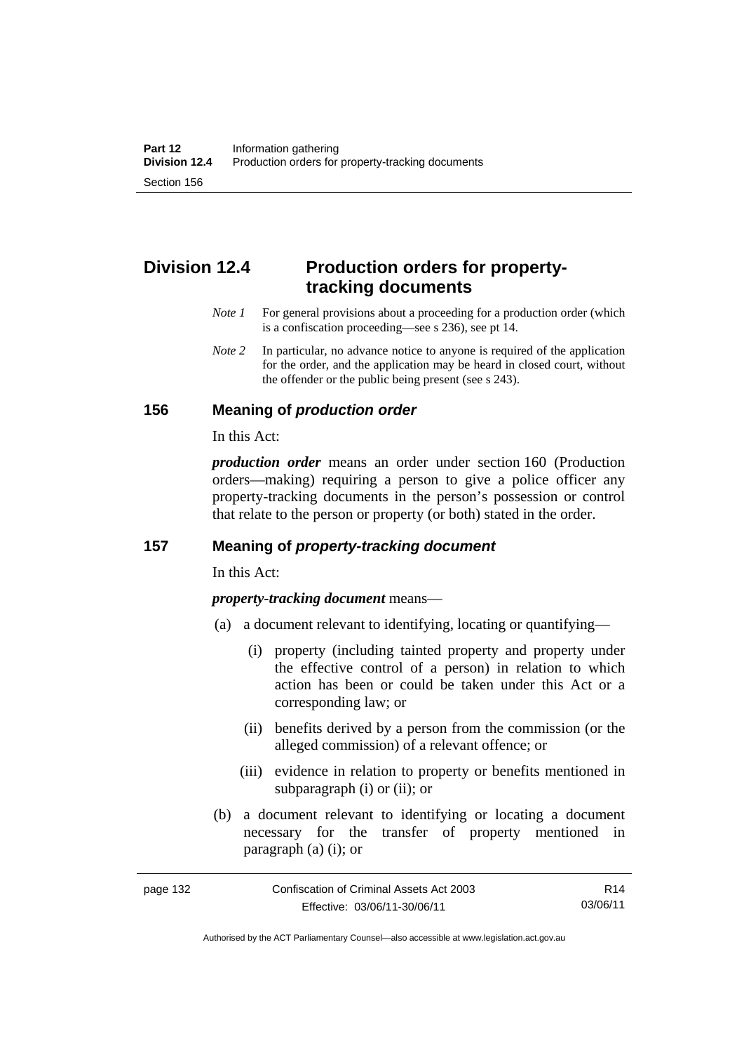## Division 12.4 Production orders for property-tracking documents

*Note 1* For general provisions about a proceeding for a production order (which is a confiscation proceeding—see s 236), see pt 14.

*Note 2* In particular, no advance notice to anyone is required of the application for the order, and the application may be heard in closed court, without the offender or the public being present (see s 243).

### 156 Meaning of *production order*

In this Act:

***production order*** means an order under section 160 (Production orders—making) requiring a person to give a police officer any property-tracking documents in the person's possession or control that relate to the person or property (or both) stated in the order.

### 157 Meaning of *property-tracking document*

In this Act:

***property-tracking document*** means—

(a) a document relevant to identifying, locating or quantifying—

(i) property (including tainted property and property under the effective control of a person) in relation to which action has been or could be taken under this Act or a corresponding law; or

(ii) benefits derived by a person from the commission (or the alleged commission) of a relevant offence; or

(iii) evidence in relation to property or benefits mentioned in subparagraph (i) or (ii); or

(b) a document relevant to identifying or locating a document necessary for the transfer of property mentioned in paragraph (a) (i); or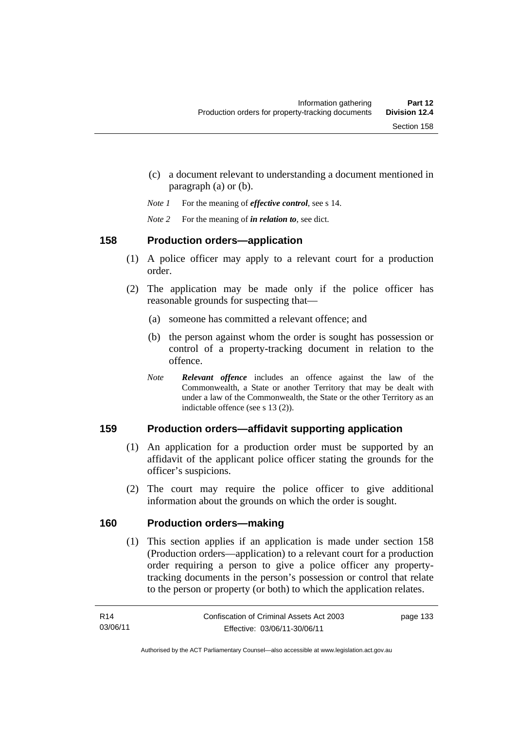(c) a document relevant to understanding a document mentioned in paragraph (a) or (b).

*Note 1* For the meaning of ***effective control***, see s 14.

*Note 2* For the meaning of ***in relation to***, see dict.

## 158 Production orders—application

(1) A police officer may apply to a relevant court for a production order.

(2) The application may be made only if the police officer has reasonable grounds for suspecting that—

(a) someone has committed a relevant offence; and

(b) the person against whom the order is sought has possession or control of a property-tracking document in relation to the offence.

*Note* ***Relevant offence*** includes an offence against the law of the Commonwealth, a State or another Territory that may be dealt with under a law of the Commonwealth, the State or the other Territory as an indictable offence (see s 13 (2)).

## 159 Production orders—affidavit supporting application

(1) An application for a production order must be supported by an affidavit of the applicant police officer stating the grounds for the officer's suspicions.

(2) The court may require the police officer to give additional information about the grounds on which the order is sought.

## 160 Production orders—making

(1) This section applies if an application is made under section 158 (Production orders—application) to a relevant court for a production order requiring a person to give a police officer any property-tracking documents in the person's possession or control that relate to the person or property (or both) to which the application relates.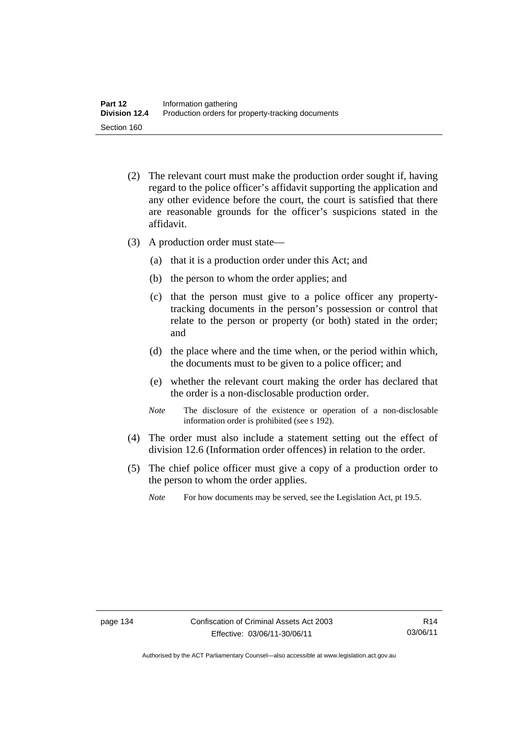(2) The relevant court must make the production order sought if, having regard to the police officer's affidavit supporting the application and any other evidence before the court, the court is satisfied that there are reasonable grounds for the officer's suspicions stated in the affidavit.

(3) A production order must state—

(a) that it is a production order under this Act; and

(b) the person to whom the order applies; and

(c) that the person must give to a police officer any property-tracking documents in the person's possession or control that relate to the person or property (or both) stated in the order; and

(d) the place where and the time when, or the period within which, the documents must to be given to a police officer; and

(e) whether the relevant court making the order has declared that the order is a non-disclosable production order.

*Note* The disclosure of the existence or operation of a non-disclosable information order is prohibited (see s 192).

(4) The order must also include a statement setting out the effect of division 12.6 (Information order offences) in relation to the order.

(5) The chief police officer must give a copy of a production order to the person to whom the order applies.

*Note* For how documents may be served, see the Legislation Act, pt 19.5.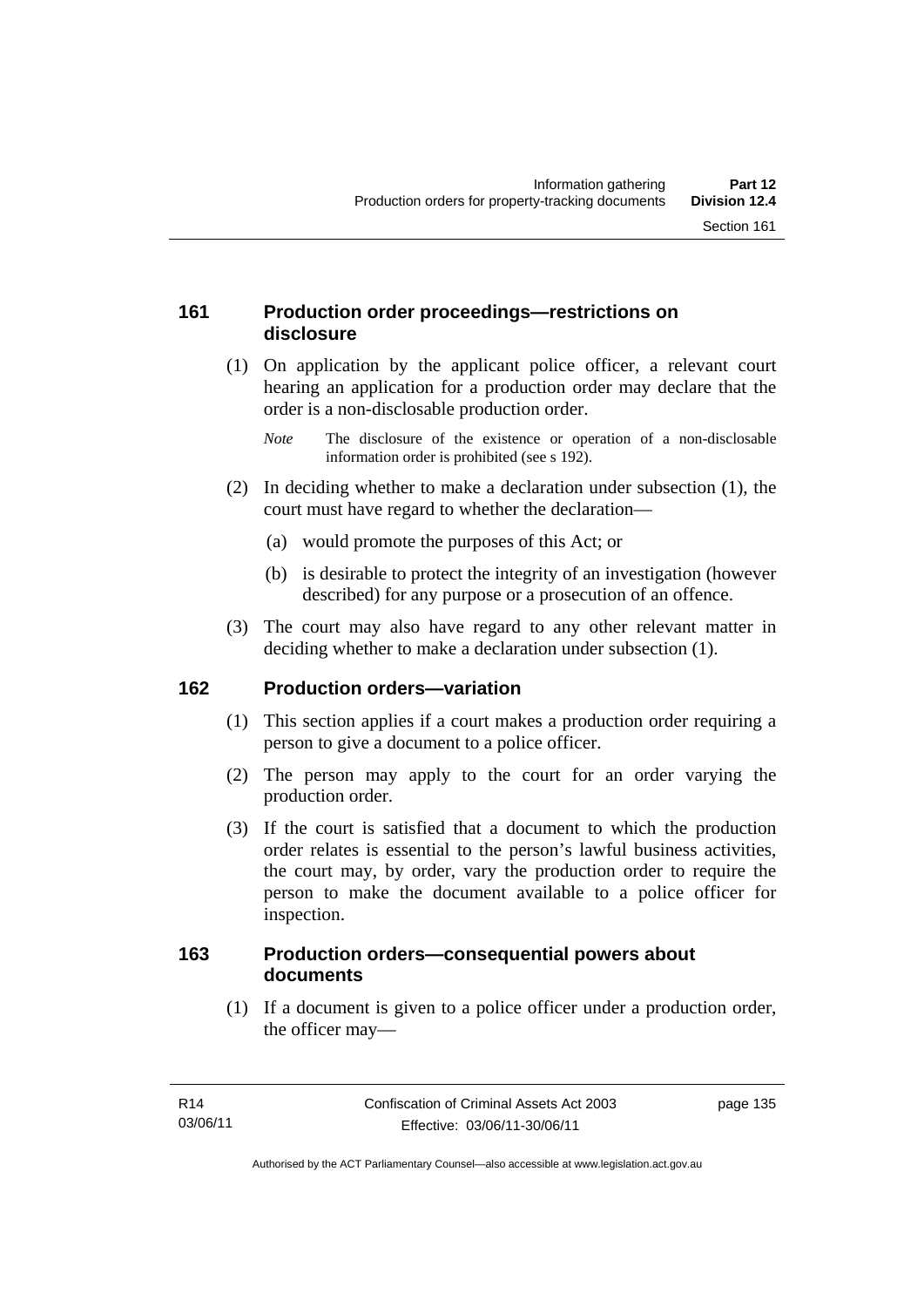## 161 Production order proceedings—restrictions on disclosure

(1) On application by the applicant police officer, a relevant court hearing an application for a production order may declare that the order is a non-disclosable production order.

*Note* The disclosure of the existence or operation of a non-disclosable information order is prohibited (see s 192).

(2) In deciding whether to make a declaration under subsection (1), the court must have regard to whether the declaration—

(a) would promote the purposes of this Act; or

(b) is desirable to protect the integrity of an investigation (however described) for any purpose or a prosecution of an offence.

(3) The court may also have regard to any other relevant matter in deciding whether to make a declaration under subsection (1).

## 162 Production orders—variation

(1) This section applies if a court makes a production order requiring a person to give a document to a police officer.

(2) The person may apply to the court for an order varying the production order.

(3) If the court is satisfied that a document to which the production order relates is essential to the person's lawful business activities, the court may, by order, vary the production order to require the person to make the document available to a police officer for inspection.

## 163 Production orders—consequential powers about documents

(1) If a document is given to a police officer under a production order, the officer may—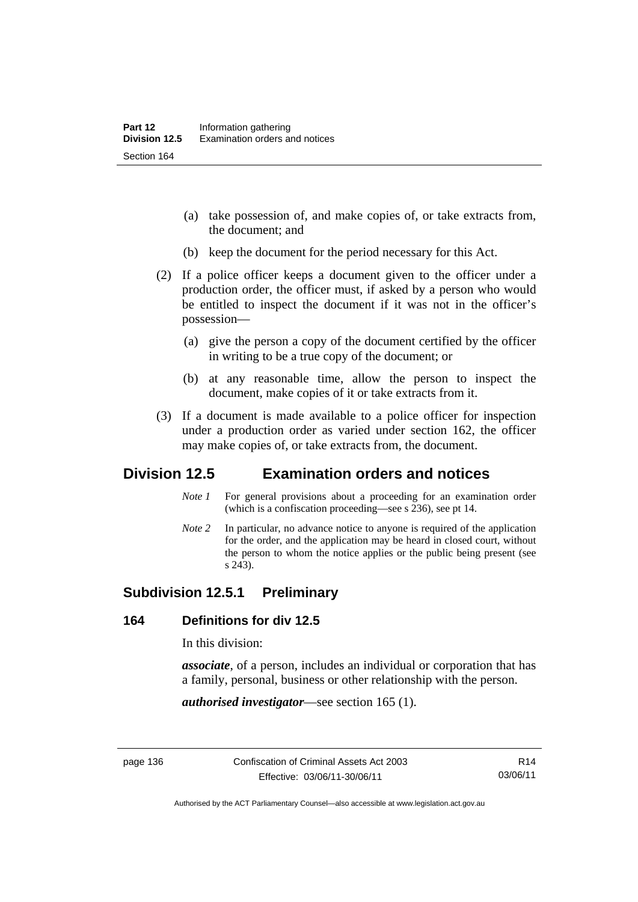(a) take possession of, and make copies of, or take extracts from, the document; and

(b) keep the document for the period necessary for this Act.

(2) If a police officer keeps a document given to the officer under a production order, the officer must, if asked by a person who would be entitled to inspect the document if it was not in the officer's possession—

(a) give the person a copy of the document certified by the officer in writing to be a true copy of the document; or

(b) at any reasonable time, allow the person to inspect the document, make copies of it or take extracts from it.

(3) If a document is made available to a police officer for inspection under a production order as varied under section 162, the officer may make copies of, or take extracts from, the document.

## Division 12.5 Examination orders and notices

*Note 1* For general provisions about a proceeding for an examination order (which is a confiscation proceeding—see s 236), see pt 14.

*Note 2* In particular, no advance notice to anyone is required of the application for the order, and the application may be heard in closed court, without the person to whom the notice applies or the public being present (see s 243).

### Subdivision 12.5.1 Preliminary

#### 164 Definitions for div 12.5

In this division:

***associate***, of a person, includes an individual or corporation that has a family, personal, business or other relationship with the person.

***authorised investigator***—see section 165 (1).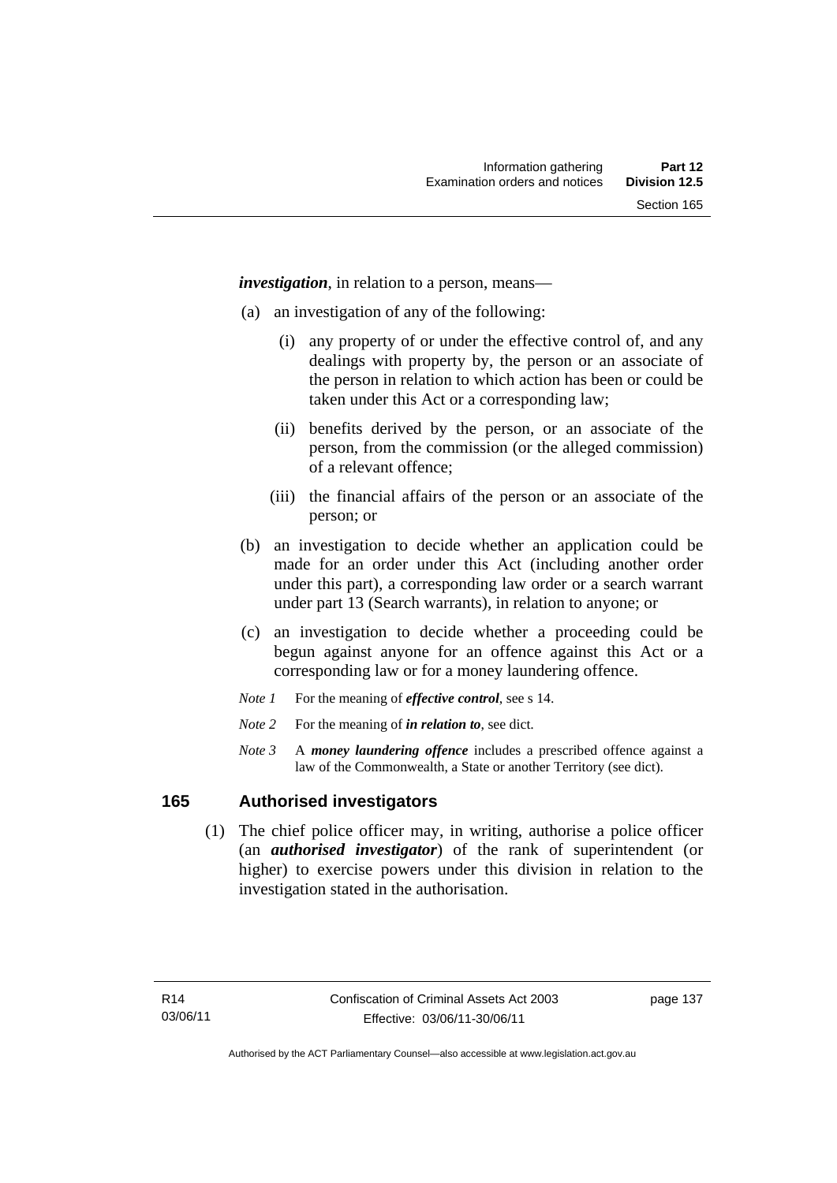***investigation***, in relation to a person, means—

(a) an investigation of any of the following:

 (i) any property of or under the effective control of, and any dealings with property by, the person or an associate of the person in relation to which action has been or could be taken under this Act or a corresponding law;

 (ii) benefits derived by the person, or an associate of the person, from the commission (or the alleged commission) of a relevant offence;

 (iii) the financial affairs of the person or an associate of the person; or

(b) an investigation to decide whether an application could be made for an order under this Act (including another order under this part), a corresponding law order or a search warrant under part 13 (Search warrants), in relation to anyone; or

(c) an investigation to decide whether a proceeding could be begun against anyone for an offence against this Act or a corresponding law or for a money laundering offence.

*Note 1* For the meaning of ***effective control***, see s 14.

*Note 2* For the meaning of ***in relation to***, see dict.

*Note 3* A ***money laundering offence*** includes a prescribed offence against a law of the Commonwealth, a State or another Territory (see dict).

## 165 Authorised investigators

(1) The chief police officer may, in writing, authorise a police officer (an ***authorised investigator***) of the rank of superintendent (or higher) to exercise powers under this division in relation to the investigation stated in the authorisation.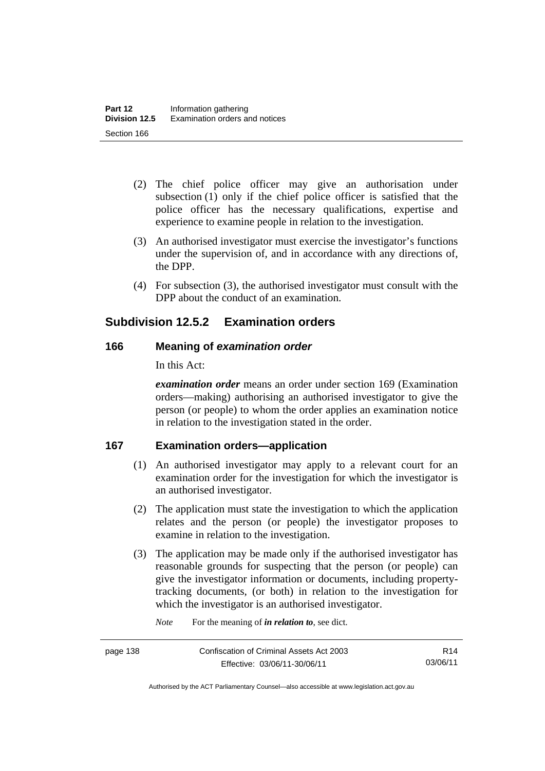(2) The chief police officer may give an authorisation under subsection (1) only if the chief police officer is satisfied that the police officer has the necessary qualifications, expertise and experience to examine people in relation to the investigation.

(3) An authorised investigator must exercise the investigator's functions under the supervision of, and in accordance with any directions of, the DPP.

(4) For subsection (3), the authorised investigator must consult with the DPP about the conduct of an examination.

## Subdivision 12.5.2 Examination orders

### 166 Meaning of *examination order*

In this Act:

***examination order*** means an order under section 169 (Examination orders—making) authorising an authorised investigator to give the person (or people) to whom the order applies an examination notice in relation to the investigation stated in the order.

### 167 Examination orders—application

(1) An authorised investigator may apply to a relevant court for an examination order for the investigation for which the investigator is an authorised investigator.

(2) The application must state the investigation to which the application relates and the person (or people) the investigator proposes to examine in relation to the investigation.

(3) The application may be made only if the authorised investigator has reasonable grounds for suspecting that the person (or people) can give the investigator information or documents, including property-tracking documents, (or both) in relation to the investigation for which the investigator is an authorised investigator.

*Note* For the meaning of ***in relation to***, see dict.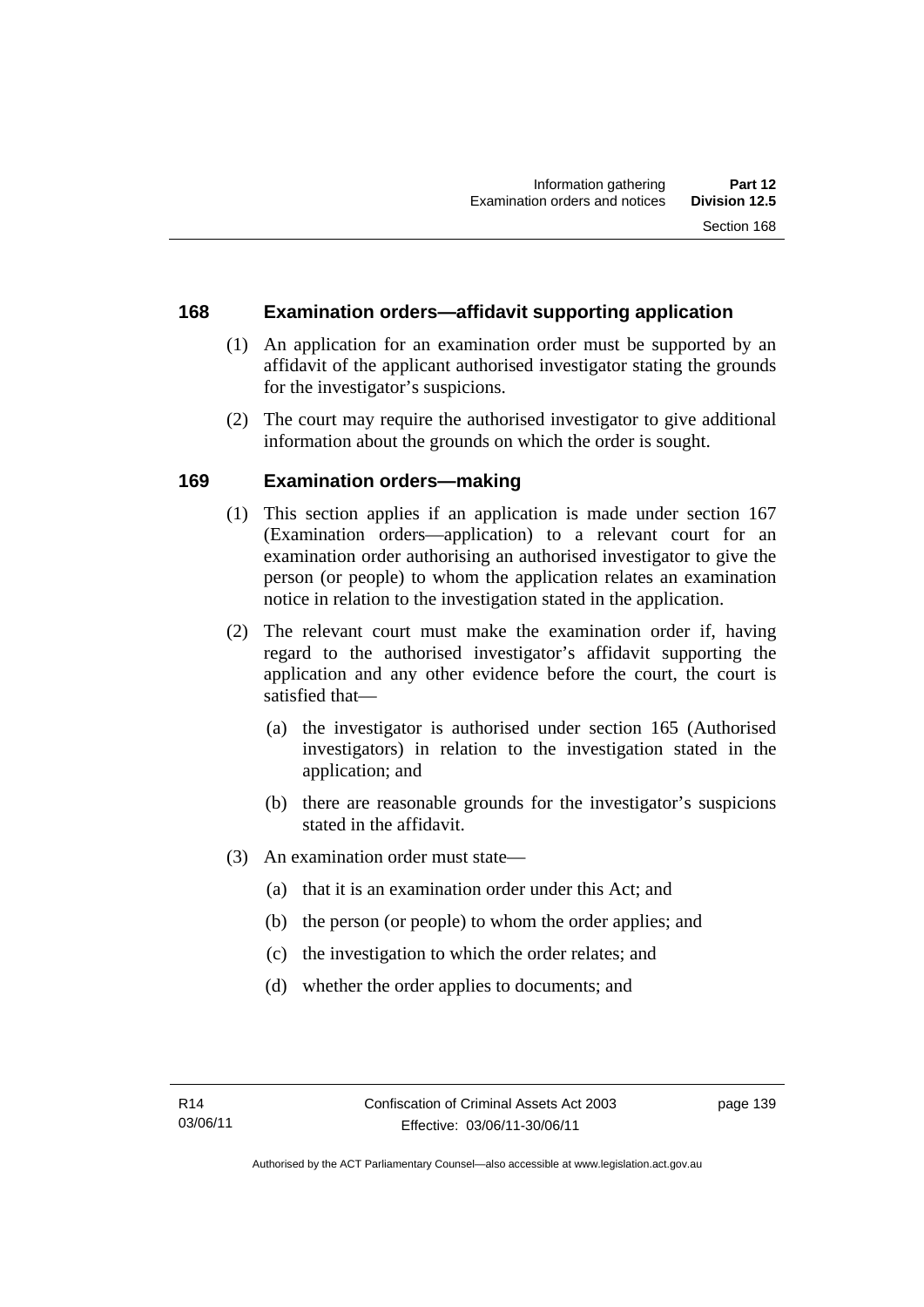## 168 Examination orders—affidavit supporting application

(1) An application for an examination order must be supported by an affidavit of the applicant authorised investigator stating the grounds for the investigator's suspicions.

(2) The court may require the authorised investigator to give additional information about the grounds on which the order is sought.

## 169 Examination orders—making

(1) This section applies if an application is made under section 167 (Examination orders—application) to a relevant court for an examination order authorising an authorised investigator to give the person (or people) to whom the application relates an examination notice in relation to the investigation stated in the application.

(2) The relevant court must make the examination order if, having regard to the authorised investigator's affidavit supporting the application and any other evidence before the court, the court is satisfied that—

(a) the investigator is authorised under section 165 (Authorised investigators) in relation to the investigation stated in the application; and

(b) there are reasonable grounds for the investigator's suspicions stated in the affidavit.

(3) An examination order must state—

(a) that it is an examination order under this Act; and

(b) the person (or people) to whom the order applies; and

(c) the investigation to which the order relates; and

(d) whether the order applies to documents; and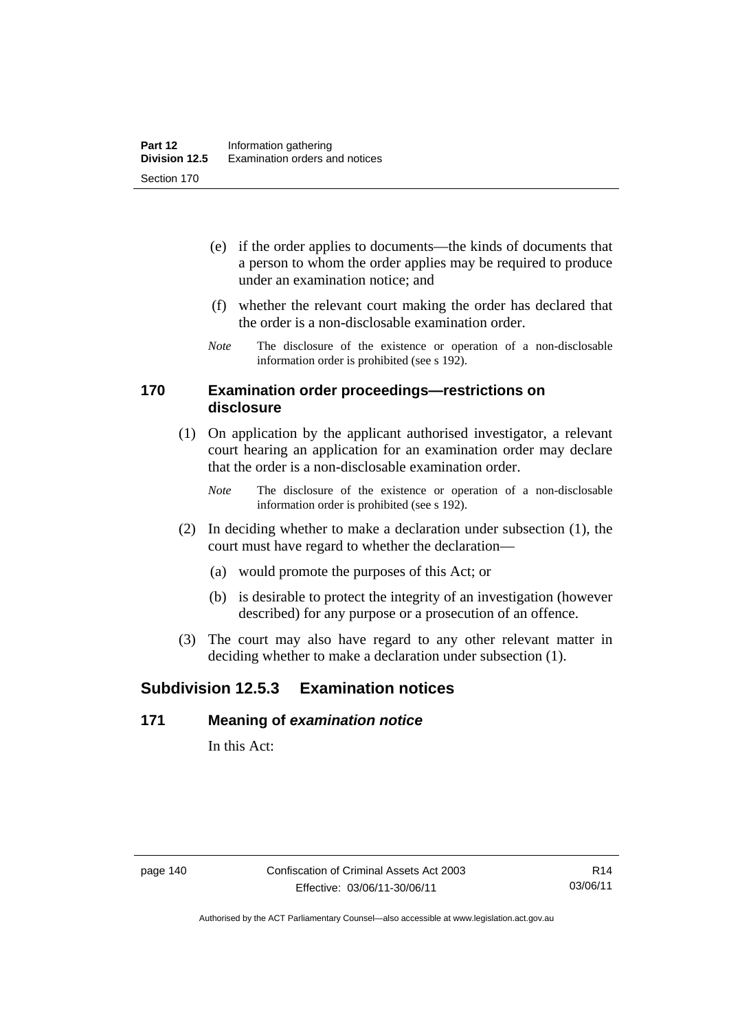(e) if the order applies to documents—the kinds of documents that a person to whom the order applies may be required to produce under an examination notice; and

(f) whether the relevant court making the order has declared that the order is a non-disclosable examination order.

*Note* The disclosure of the existence or operation of a non-disclosable information order is prohibited (see s 192).

### 170 Examination order proceedings—restrictions on disclosure

(1) On application by the applicant authorised investigator, a relevant court hearing an application for an examination order may declare that the order is a non-disclosable examination order.

*Note* The disclosure of the existence or operation of a non-disclosable information order is prohibited (see s 192).

(2) In deciding whether to make a declaration under subsection (1), the court must have regard to whether the declaration—

(a) would promote the purposes of this Act; or

(b) is desirable to protect the integrity of an investigation (however described) for any purpose or a prosecution of an offence.

(3) The court may also have regard to any other relevant matter in deciding whether to make a declaration under subsection (1).

## Subdivision 12.5.3 Examination notices

### 171 Meaning of *examination notice*

In this Act: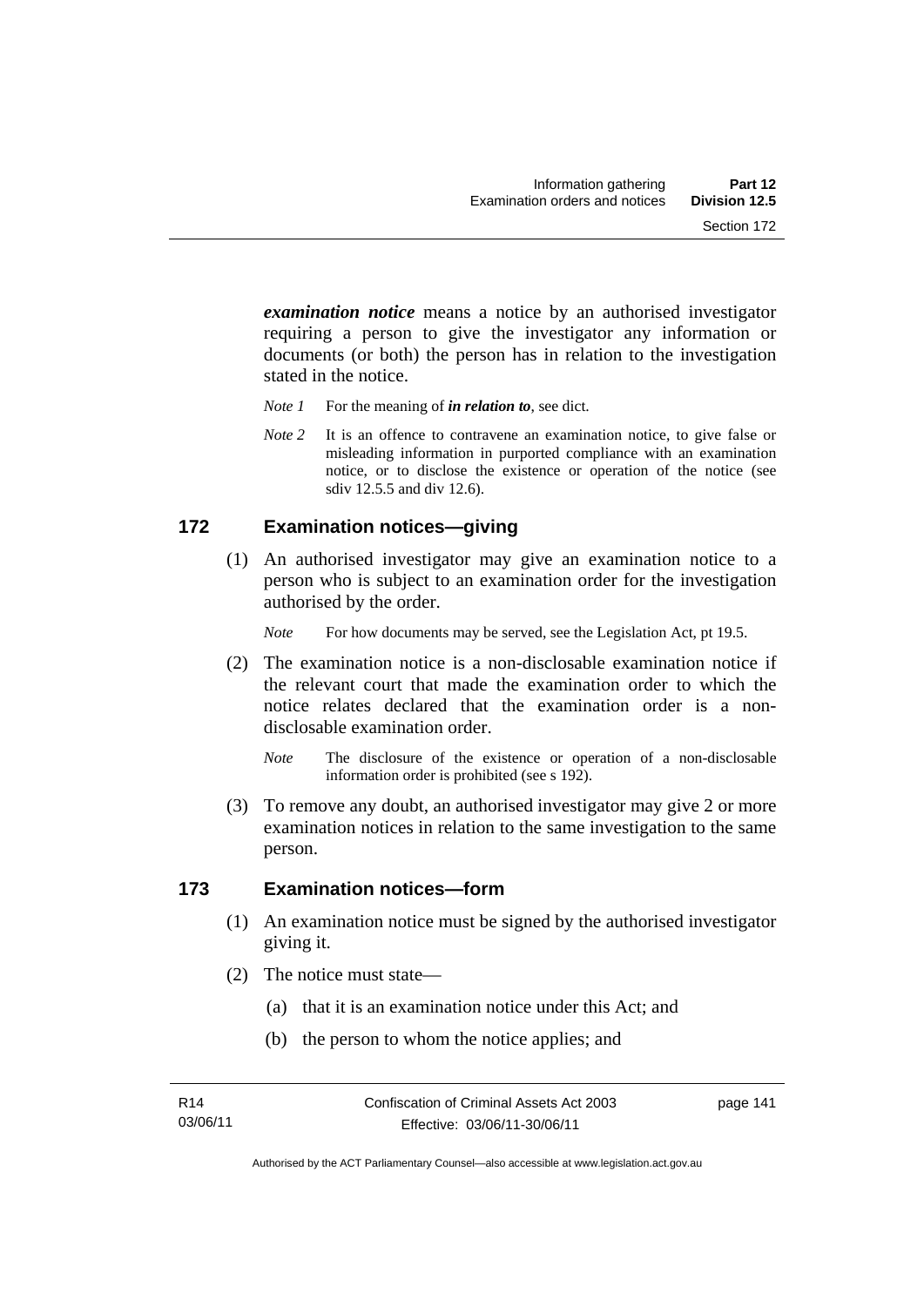***examination notice*** means a notice by an authorised investigator requiring a person to give the investigator any information or documents (or both) the person has in relation to the investigation stated in the notice.

*Note 1* For the meaning of ***in relation to****,* see dict.

*Note 2* It is an offence to contravene an examination notice, to give false or misleading information in purported compliance with an examination notice, or to disclose the existence or operation of the notice (see sdiv 12.5.5 and div 12.6).

## 172 Examination notices—giving

(1) An authorised investigator may give an examination notice to a person who is subject to an examination order for the investigation authorised by the order.

*Note* For how documents may be served, see the Legislation Act, pt 19.5.

(2) The examination notice is a non-disclosable examination notice if the relevant court that made the examination order to which the notice relates declared that the examination order is a non-disclosable examination order.

*Note* The disclosure of the existence or operation of a non-disclosable information order is prohibited (see s 192).

(3) To remove any doubt, an authorised investigator may give 2 or more examination notices in relation to the same investigation to the same person.

## 173 Examination notices—form

(1) An examination notice must be signed by the authorised investigator giving it.

(2) The notice must state—

(a) that it is an examination notice under this Act; and

(b) the person to whom the notice applies; and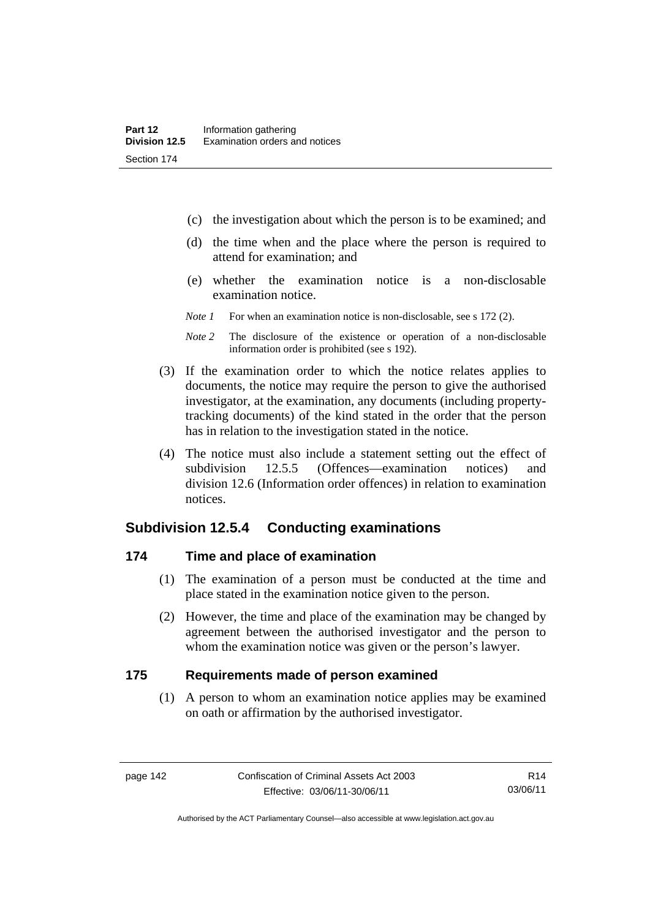(c) the investigation about which the person is to be examined; and

(d) the time when and the place where the person is required to attend for examination; and

(e) whether the examination notice is a non-disclosable examination notice.

*Note 1* For when an examination notice is non-disclosable, see s 172 (2).

*Note 2* The disclosure of the existence or operation of a non-disclosable information order is prohibited (see s 192).

(3) If the examination order to which the notice relates applies to documents, the notice may require the person to give the authorised investigator, at the examination, any documents (including property-tracking documents) of the kind stated in the order that the person has in relation to the investigation stated in the notice.

(4) The notice must also include a statement setting out the effect of subdivision 12.5.5 (Offences—examination notices) and division 12.6 (Information order offences) in relation to examination notices.

## Subdivision 12.5.4 Conducting examinations

### 174 Time and place of examination

(1) The examination of a person must be conducted at the time and place stated in the examination notice given to the person.

(2) However, the time and place of the examination may be changed by agreement between the authorised investigator and the person to whom the examination notice was given or the person's lawyer.

### 175 Requirements made of person examined

(1) A person to whom an examination notice applies may be examined on oath or affirmation by the authorised investigator.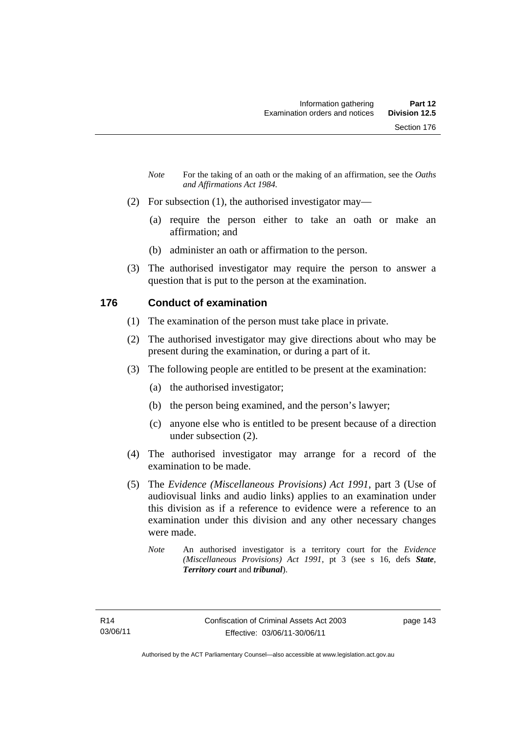*Note* For the taking of an oath or the making of an affirmation, see the *Oaths and Affirmations Act 1984.*

(2) For subsection (1), the authorised investigator may—

(a) require the person either to take an oath or make an affirmation; and

(b) administer an oath or affirmation to the person.

(3) The authorised investigator may require the person to answer a question that is put to the person at the examination.

## 176 Conduct of examination

(1) The examination of the person must take place in private.

(2) The authorised investigator may give directions about who may be present during the examination, or during a part of it.

(3) The following people are entitled to be present at the examination:

(a) the authorised investigator;

(b) the person being examined, and the person's lawyer;

(c) anyone else who is entitled to be present because of a direction under subsection (2).

(4) The authorised investigator may arrange for a record of the examination to be made.

(5) The *Evidence (Miscellaneous Provisions) Act 1991*, part 3 (Use of audiovisual links and audio links) applies to an examination under this division as if a reference to evidence were a reference to an examination under this division and any other necessary changes were made.

*Note* An authorised investigator is a territory court for the *Evidence (Miscellaneous Provisions) Act 1991*, pt 3 (see s 16, defs ***State***, ***Territory court*** and ***tribunal***).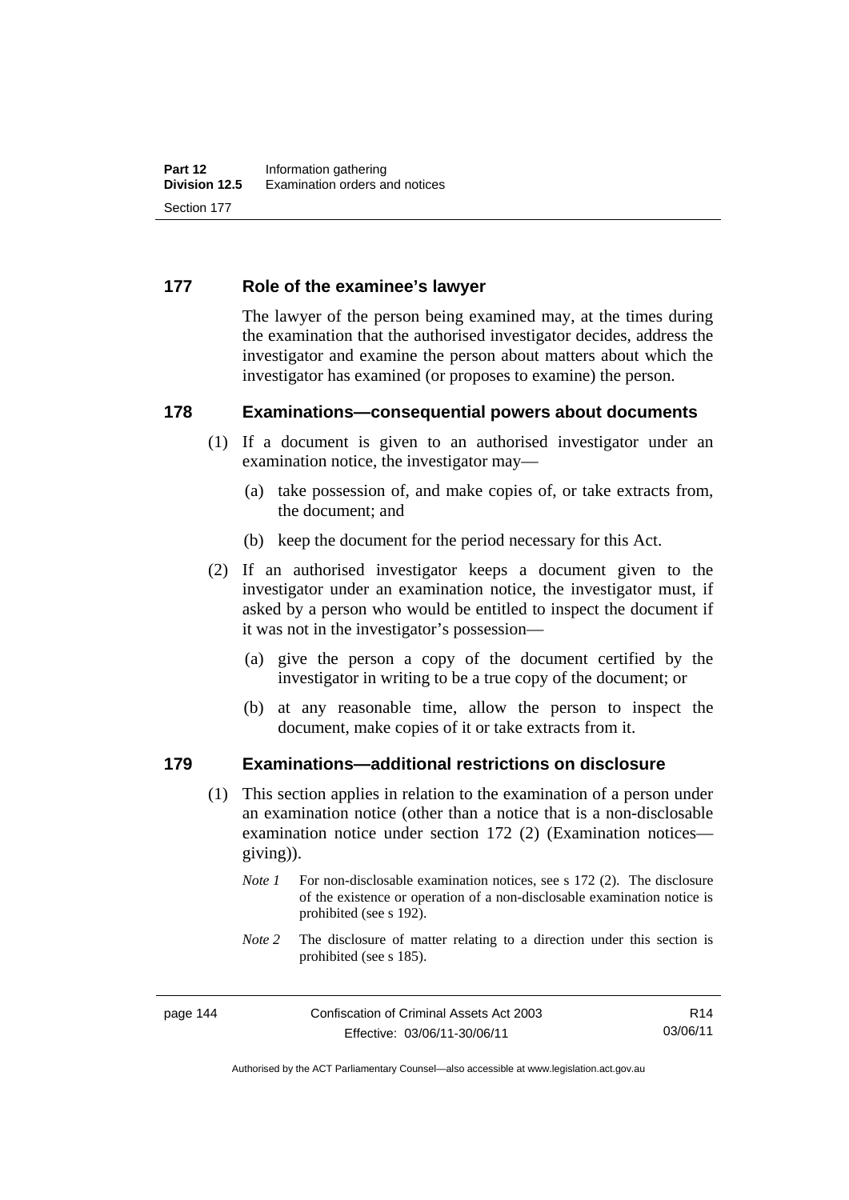## 177 Role of the examinee's lawyer

The lawyer of the person being examined may, at the times during the examination that the authorised investigator decides, address the investigator and examine the person about matters about which the investigator has examined (or proposes to examine) the person.

## 178 Examinations—consequential powers about documents

(1) If a document is given to an authorised investigator under an examination notice, the investigator may—

(a) take possession of, and make copies of, or take extracts from, the document; and

(b) keep the document for the period necessary for this Act.

(2) If an authorised investigator keeps a document given to the investigator under an examination notice, the investigator must, if asked by a person who would be entitled to inspect the document if it was not in the investigator's possession—

(a) give the person a copy of the document certified by the investigator in writing to be a true copy of the document; or

(b) at any reasonable time, allow the person to inspect the document, make copies of it or take extracts from it.

## 179 Examinations—additional restrictions on disclosure

(1) This section applies in relation to the examination of a person under an examination notice (other than a notice that is a non-disclosable examination notice under section 172 (2) (Examination notices—giving)).

*Note 1* For non-disclosable examination notices, see s 172 (2). The disclosure of the existence or operation of a non-disclosable examination notice is prohibited (see s 192).

*Note 2* The disclosure of matter relating to a direction under this section is prohibited (see s 185).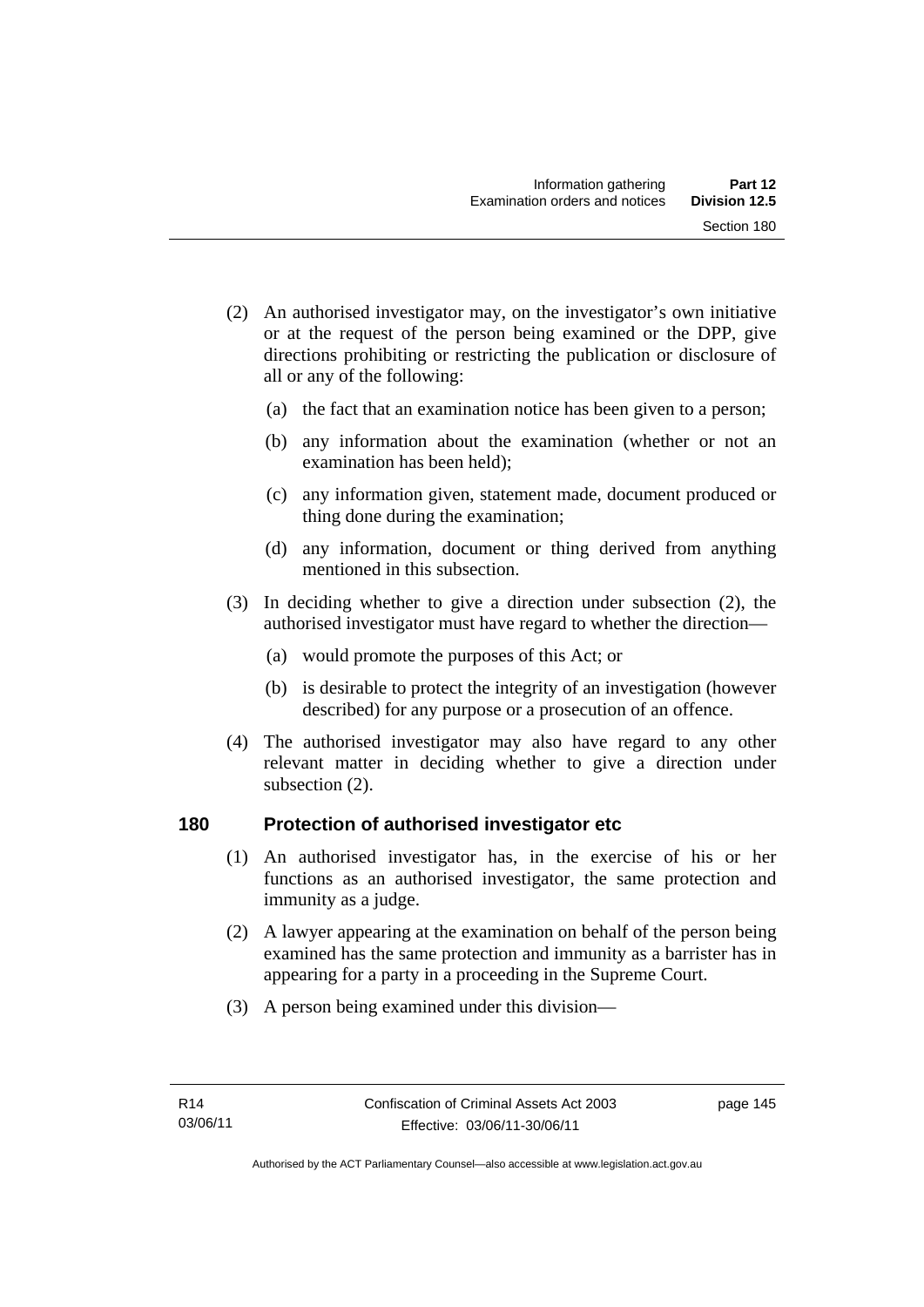(2) An authorised investigator may, on the investigator's own initiative or at the request of the person being examined or the DPP, give directions prohibiting or restricting the publication or disclosure of all or any of the following:

  (a) the fact that an examination notice has been given to a person;

  (b) any information about the examination (whether or not an examination has been held);

  (c) any information given, statement made, document produced or thing done during the examination;

  (d) any information, document or thing derived from anything mentioned in this subsection.

(3) In deciding whether to give a direction under subsection (2), the authorised investigator must have regard to whether the direction—

  (a) would promote the purposes of this Act; or

  (b) is desirable to protect the integrity of an investigation (however described) for any purpose or a prosecution of an offence.

(4) The authorised investigator may also have regard to any other relevant matter in deciding whether to give a direction under subsection (2).

## 180 Protection of authorised investigator etc

(1) An authorised investigator has, in the exercise of his or her functions as an authorised investigator, the same protection and immunity as a judge.

(2) A lawyer appearing at the examination on behalf of the person being examined has the same protection and immunity as a barrister has in appearing for a party in a proceeding in the Supreme Court.

(3) A person being examined under this division—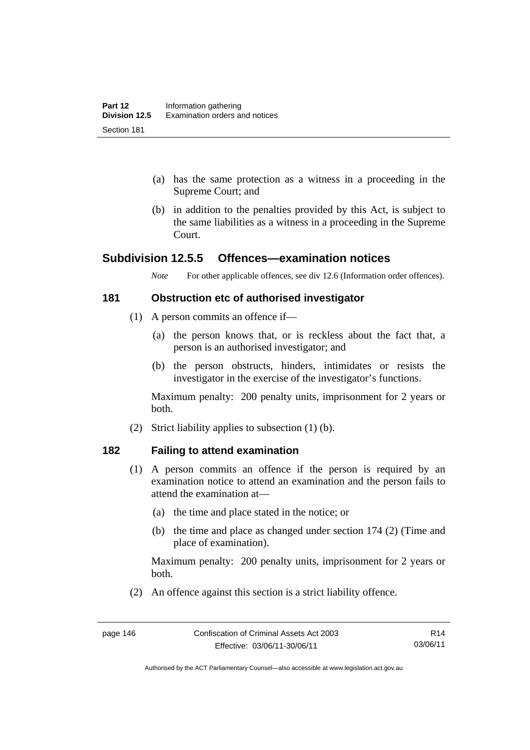(a) has the same protection as a witness in a proceeding in the Supreme Court; and

(b) in addition to the penalties provided by this Act, is subject to the same liabilities as a witness in a proceeding in the Supreme Court.

## Subdivision 12.5.5 Offences—examination notices

*Note* For other applicable offences, see div 12.6 (Information order offences).

### 181 Obstruction etc of authorised investigator

(1) A person commits an offence if—

(a) the person knows that, or is reckless about the fact that, a person is an authorised investigator; and

(b) the person obstructs, hinders, intimidates or resists the investigator in the exercise of the investigator's functions.

Maximum penalty: 200 penalty units, imprisonment for 2 years or both.

(2) Strict liability applies to subsection (1) (b).

### 182 Failing to attend examination

(1) A person commits an offence if the person is required by an examination notice to attend an examination and the person fails to attend the examination at—

(a) the time and place stated in the notice; or

(b) the time and place as changed under section 174 (2) (Time and place of examination).

Maximum penalty: 200 penalty units, imprisonment for 2 years or both.

(2) An offence against this section is a strict liability offence.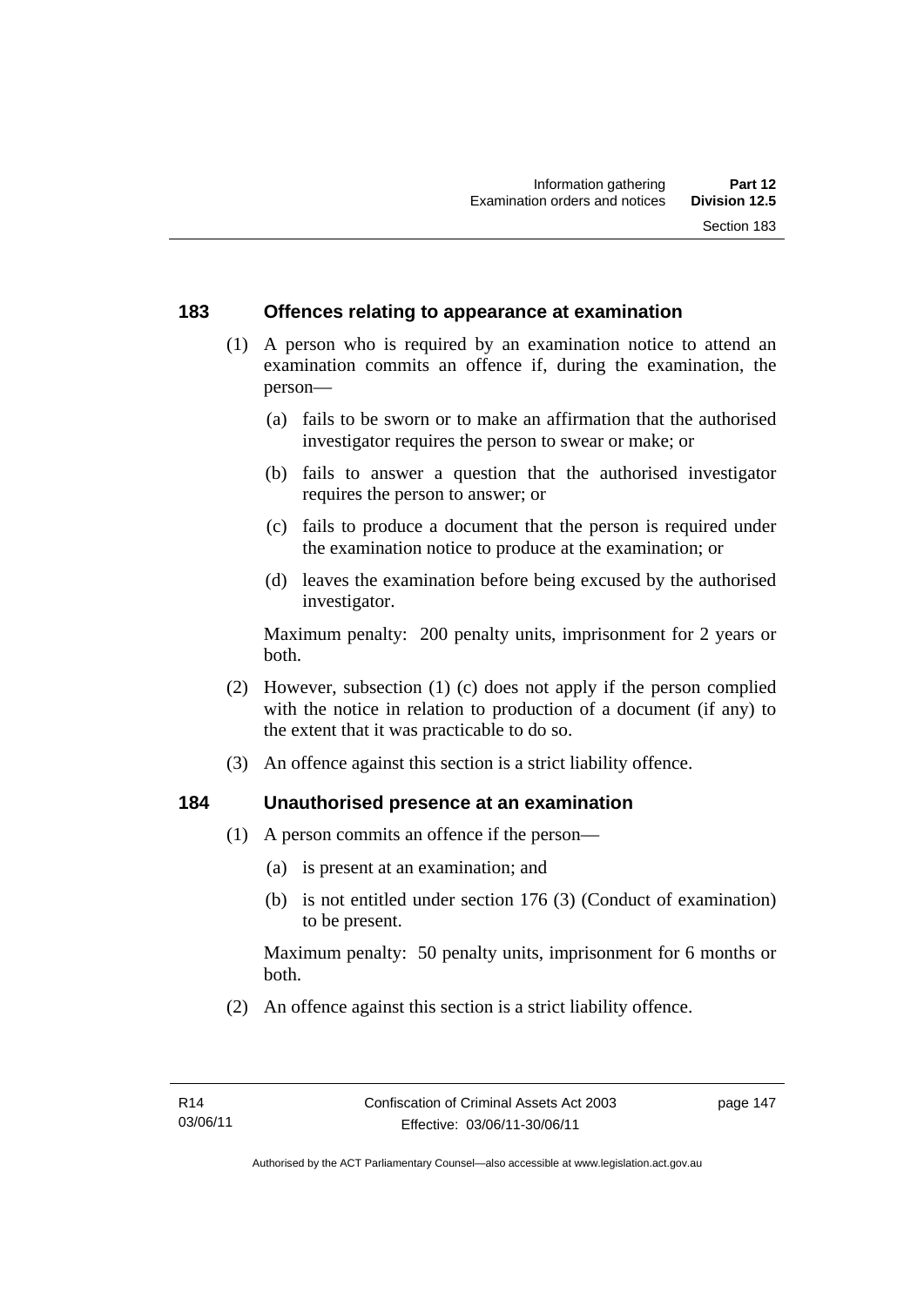## 183 Offences relating to appearance at examination

(1) A person who is required by an examination notice to attend an examination commits an offence if, during the examination, the person—

(a) fails to be sworn or to make an affirmation that the authorised investigator requires the person to swear or make; or

(b) fails to answer a question that the authorised investigator requires the person to answer; or

(c) fails to produce a document that the person is required under the examination notice to produce at the examination; or

(d) leaves the examination before being excused by the authorised investigator.

Maximum penalty: 200 penalty units, imprisonment for 2 years or both.

(2) However, subsection (1) (c) does not apply if the person complied with the notice in relation to production of a document (if any) to the extent that it was practicable to do so.

(3) An offence against this section is a strict liability offence.

## 184 Unauthorised presence at an examination

(1) A person commits an offence if the person—

(a) is present at an examination; and

(b) is not entitled under section 176 (3) (Conduct of examination) to be present.

Maximum penalty: 50 penalty units, imprisonment for 6 months or both.

(2) An offence against this section is a strict liability offence.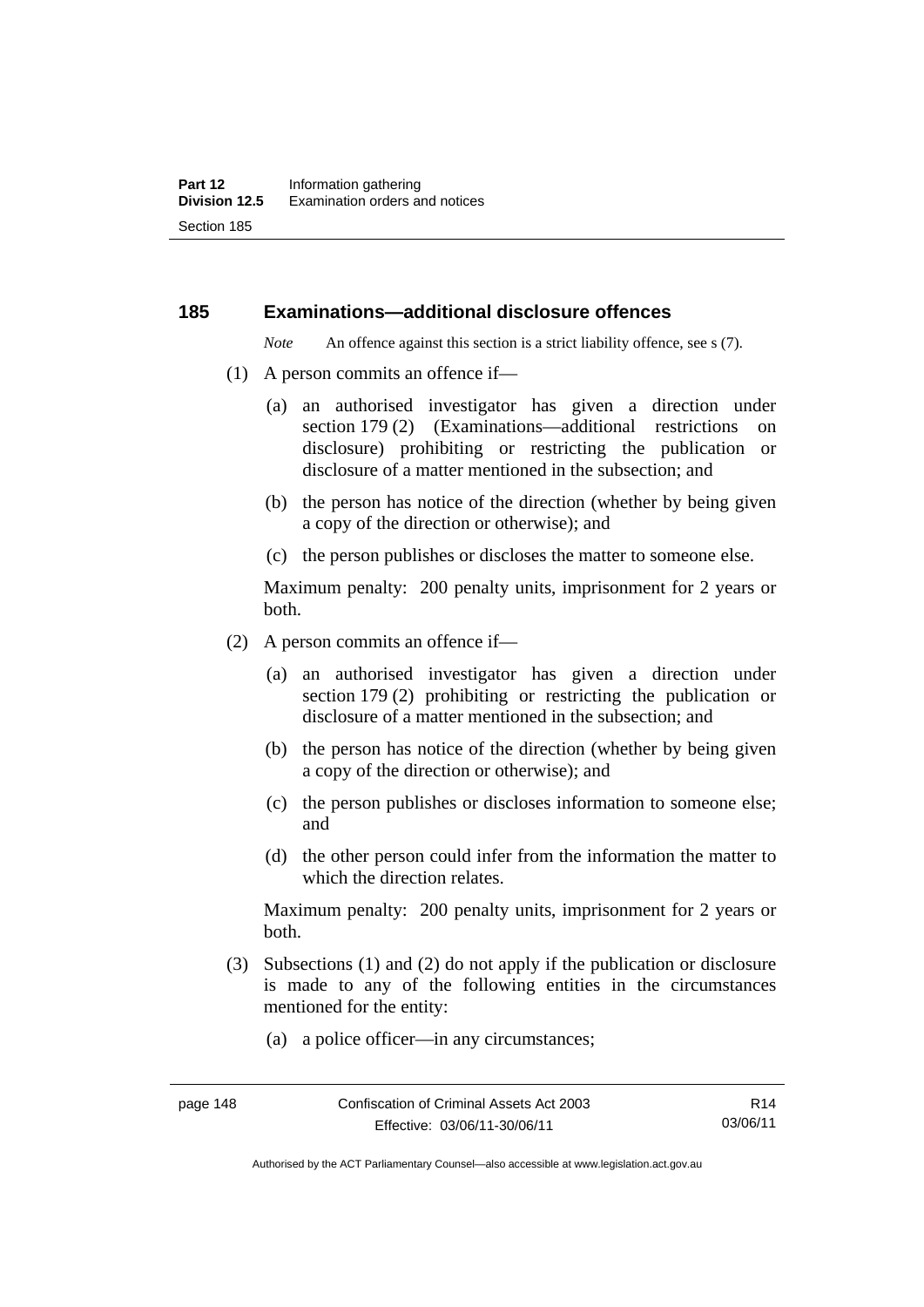## 185 Examinations—additional disclosure offences

*Note* An offence against this section is a strict liability offence, see s (7).

(1) A person commits an offence if—

(a) an authorised investigator has given a direction under section 179 (2) (Examinations—additional restrictions on disclosure) prohibiting or restricting the publication or disclosure of a matter mentioned in the subsection; and

(b) the person has notice of the direction (whether by being given a copy of the direction or otherwise); and

(c) the person publishes or discloses the matter to someone else.

Maximum penalty: 200 penalty units, imprisonment for 2 years or both.

(2) A person commits an offence if—

(a) an authorised investigator has given a direction under section 179 (2) prohibiting or restricting the publication or disclosure of a matter mentioned in the subsection; and

(b) the person has notice of the direction (whether by being given a copy of the direction or otherwise); and

(c) the person publishes or discloses information to someone else; and

(d) the other person could infer from the information the matter to which the direction relates.

Maximum penalty: 200 penalty units, imprisonment for 2 years or both.

(3) Subsections (1) and (2) do not apply if the publication or disclosure is made to any of the following entities in the circumstances mentioned for the entity:

(a) a police officer—in any circumstances;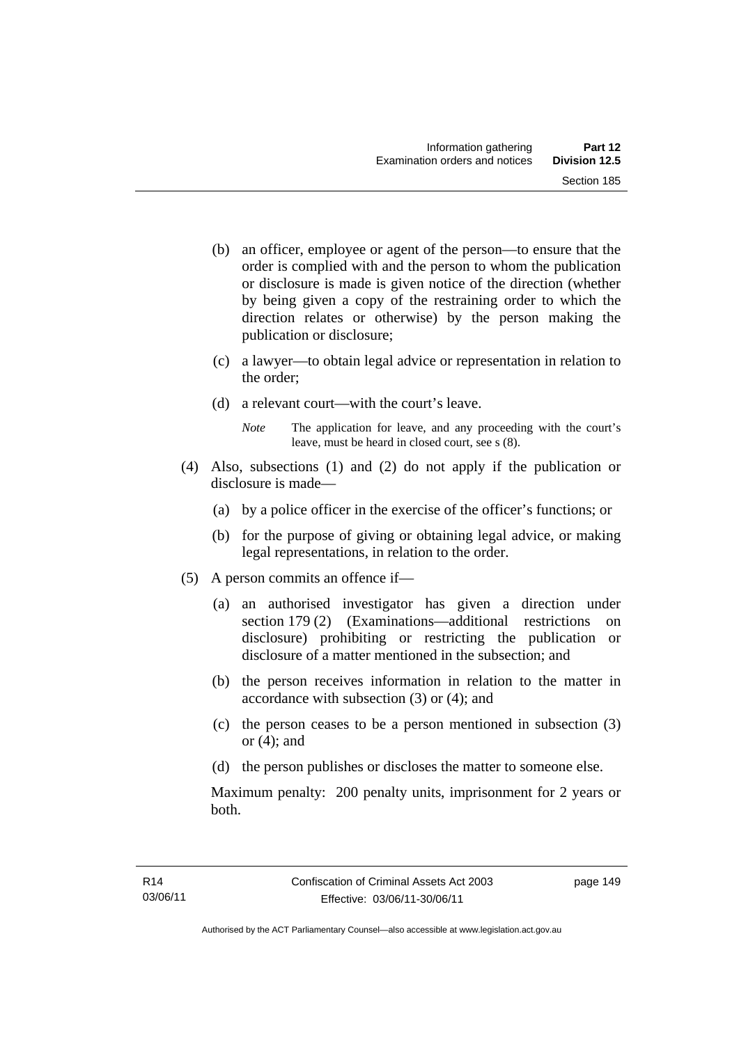(b) an officer, employee or agent of the person—to ensure that the order is complied with and the person to whom the publication or disclosure is made is given notice of the direction (whether by being given a copy of the restraining order to which the direction relates or otherwise) by the person making the publication or disclosure;

(c) a lawyer—to obtain legal advice or representation in relation to the order;

(d) a relevant court—with the court's leave.

*Note* The application for leave, and any proceeding with the court's leave, must be heard in closed court, see s (8).

(4) Also, subsections (1) and (2) do not apply if the publication or disclosure is made—

(a) by a police officer in the exercise of the officer's functions; or

(b) for the purpose of giving or obtaining legal advice, or making legal representations, in relation to the order.

(5) A person commits an offence if—

(a) an authorised investigator has given a direction under section 179 (2) (Examinations—additional restrictions on disclosure) prohibiting or restricting the publication or disclosure of a matter mentioned in the subsection; and

(b) the person receives information in relation to the matter in accordance with subsection (3) or (4); and

(c) the person ceases to be a person mentioned in subsection (3) or (4); and

(d) the person publishes or discloses the matter to someone else.

Maximum penalty: 200 penalty units, imprisonment for 2 years or both.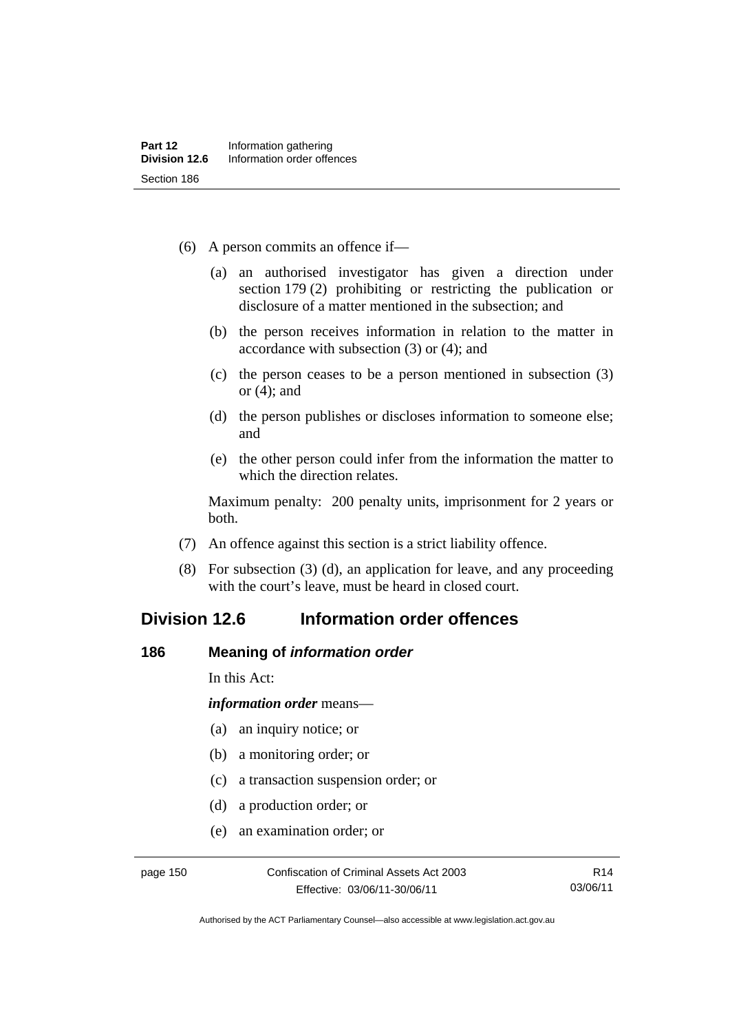(6) A person commits an offence if—

   (a) an authorised investigator has given a direction under section 179 (2) prohibiting or restricting the publication or disclosure of a matter mentioned in the subsection; and

   (b) the person receives information in relation to the matter in accordance with subsection (3) or (4); and

   (c) the person ceases to be a person mentioned in subsection (3) or (4); and

   (d) the person publishes or discloses information to someone else; and

   (e) the other person could infer from the information the matter to which the direction relates.

   Maximum penalty: 200 penalty units, imprisonment for 2 years or both.

(7) An offence against this section is a strict liability offence.

(8) For subsection (3) (d), an application for leave, and any proceeding with the court's leave, must be heard in closed court.

## Division 12.6 Information order offences

### 186 Meaning of *information order*

In this Act:

***information order*** means—

   (a) an inquiry notice; or

   (b) a monitoring order; or

   (c) a transaction suspension order; or

   (d) a production order; or

   (e) an examination order; or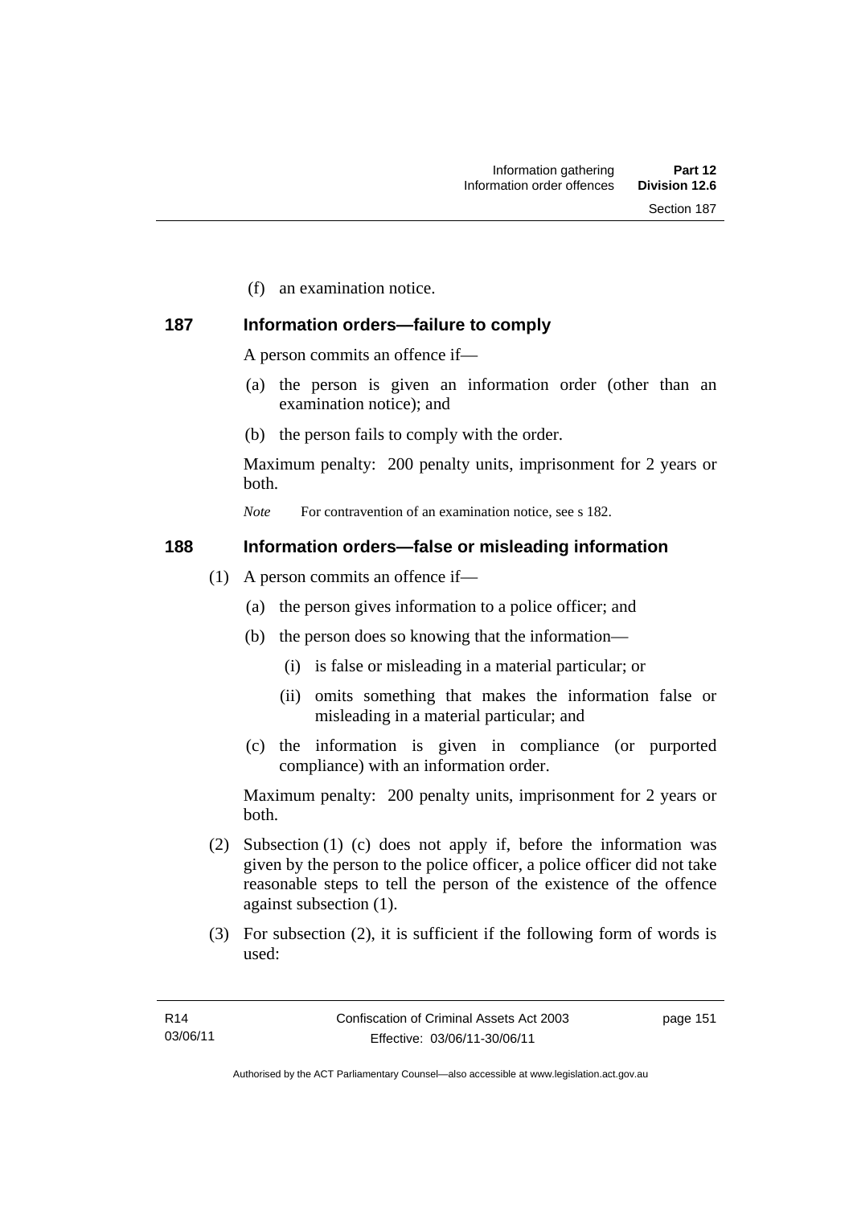(f) an examination notice.

### 187 Information orders—failure to comply

A person commits an offence if—

(a) the person is given an information order (other than an examination notice); and

(b) the person fails to comply with the order.

Maximum penalty: 200 penalty units, imprisonment for 2 years or both.

*Note* For contravention of an examination notice, see s 182.

### 188 Information orders—false or misleading information

(1) A person commits an offence if—

(a) the person gives information to a police officer; and

(b) the person does so knowing that the information—

(i) is false or misleading in a material particular; or

(ii) omits something that makes the information false or misleading in a material particular; and

(c) the information is given in compliance (or purported compliance) with an information order.

Maximum penalty: 200 penalty units, imprisonment for 2 years or both.

(2) Subsection (1) (c) does not apply if, before the information was given by the person to the police officer, a police officer did not take reasonable steps to tell the person of the existence of the offence against subsection (1).

(3) For subsection (2), it is sufficient if the following form of words is used: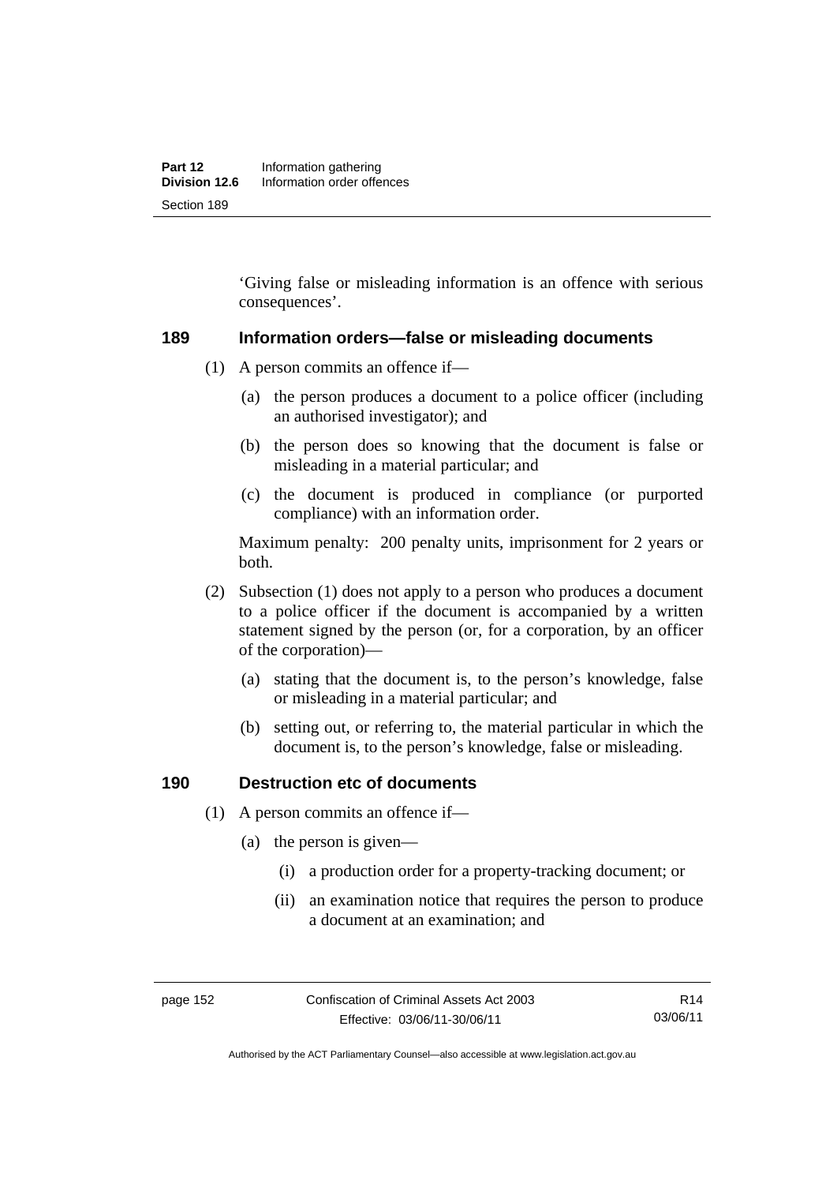'Giving false or misleading information is an offence with serious consequences'.

### 189 Information orders—false or misleading documents

(1) A person commits an offence if—

(a) the person produces a document to a police officer (including an authorised investigator); and

(b) the person does so knowing that the document is false or misleading in a material particular; and

(c) the document is produced in compliance (or purported compliance) with an information order.

Maximum penalty: 200 penalty units, imprisonment for 2 years or both.

(2) Subsection (1) does not apply to a person who produces a document to a police officer if the document is accompanied by a written statement signed by the person (or, for a corporation, by an officer of the corporation)—

(a) stating that the document is, to the person's knowledge, false or misleading in a material particular; and

(b) setting out, or referring to, the material particular in which the document is, to the person's knowledge, false or misleading.

### 190 Destruction etc of documents

(1) A person commits an offence if—

(a) the person is given—

(i) a production order for a property-tracking document; or

(ii) an examination notice that requires the person to produce a document at an examination; and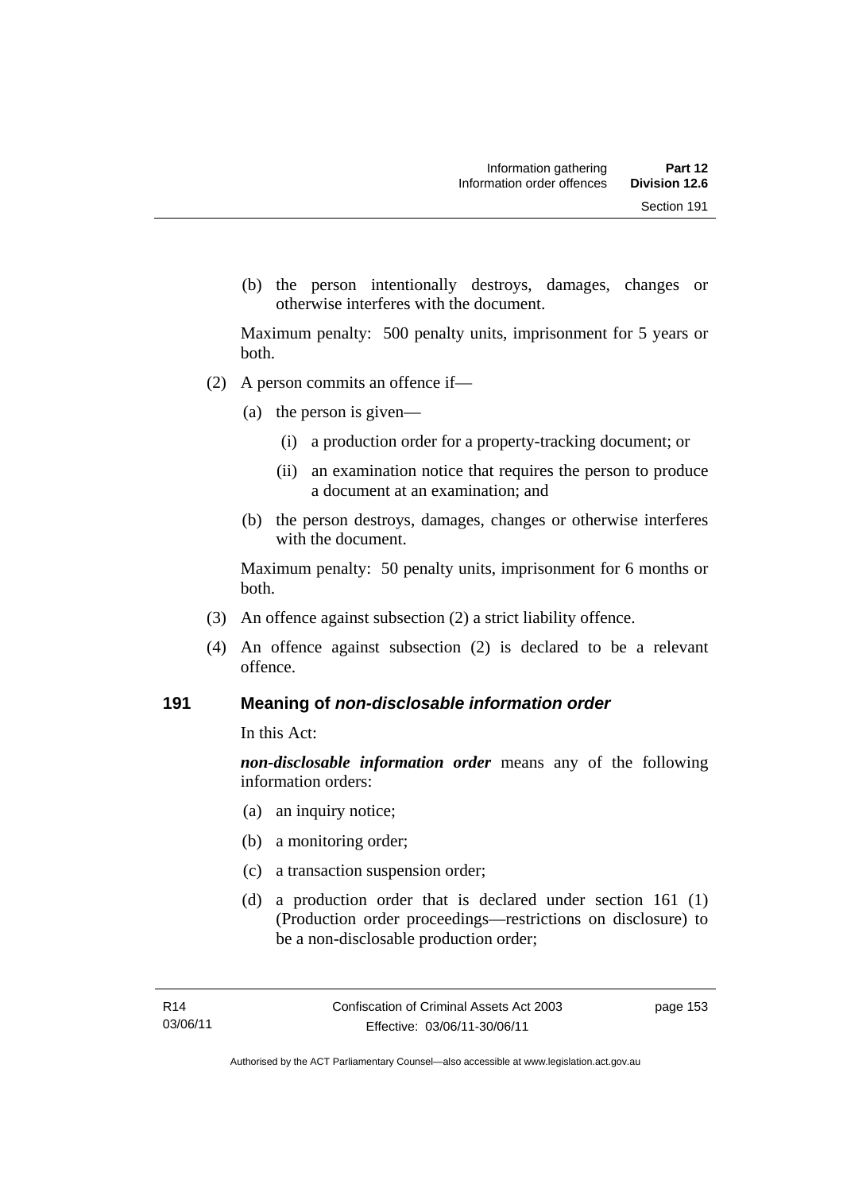(b) the person intentionally destroys, damages, changes or otherwise interferes with the document.

Maximum penalty: 500 penalty units, imprisonment for 5 years or both.

(2) A person commits an offence if—

(a) the person is given—

(i) a production order for a property-tracking document; or

(ii) an examination notice that requires the person to produce a document at an examination; and

(b) the person destroys, damages, changes or otherwise interferes with the document.

Maximum penalty: 50 penalty units, imprisonment for 6 months or both.

(3) An offence against subsection (2) a strict liability offence.

(4) An offence against subsection (2) is declared to be a relevant offence.

## 191 Meaning of *non-disclosable information order*

In this Act:

***non-disclosable information order*** means any of the following information orders:

(a) an inquiry notice;

(b) a monitoring order;

(c) a transaction suspension order;

(d) a production order that is declared under section 161 (1) (Production order proceedings—restrictions on disclosure) to be a non-disclosable production order;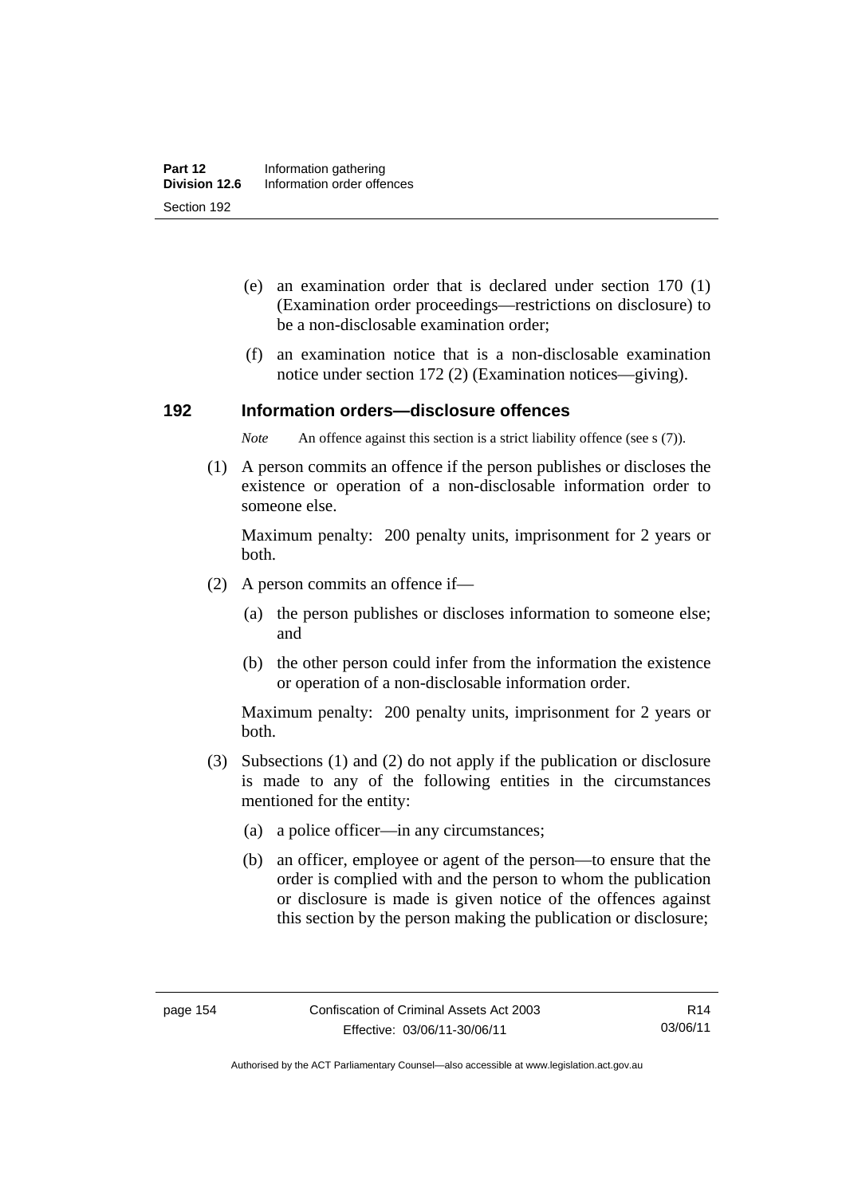(e) an examination order that is declared under section 170 (1) (Examination order proceedings—restrictions on disclosure) to be a non-disclosable examination order;

(f) an examination notice that is a non-disclosable examination notice under section 172 (2) (Examination notices—giving).

## 192 Information orders—disclosure offences

*Note* An offence against this section is a strict liability offence (see s (7)).

(1) A person commits an offence if the person publishes or discloses the existence or operation of a non-disclosable information order to someone else.

Maximum penalty: 200 penalty units, imprisonment for 2 years or both.

(2) A person commits an offence if—

(a) the person publishes or discloses information to someone else; and

(b) the other person could infer from the information the existence or operation of a non-disclosable information order.

Maximum penalty: 200 penalty units, imprisonment for 2 years or both.

(3) Subsections (1) and (2) do not apply if the publication or disclosure is made to any of the following entities in the circumstances mentioned for the entity:

(a) a police officer—in any circumstances;

(b) an officer, employee or agent of the person—to ensure that the order is complied with and the person to whom the publication or disclosure is made is given notice of the offences against this section by the person making the publication or disclosure;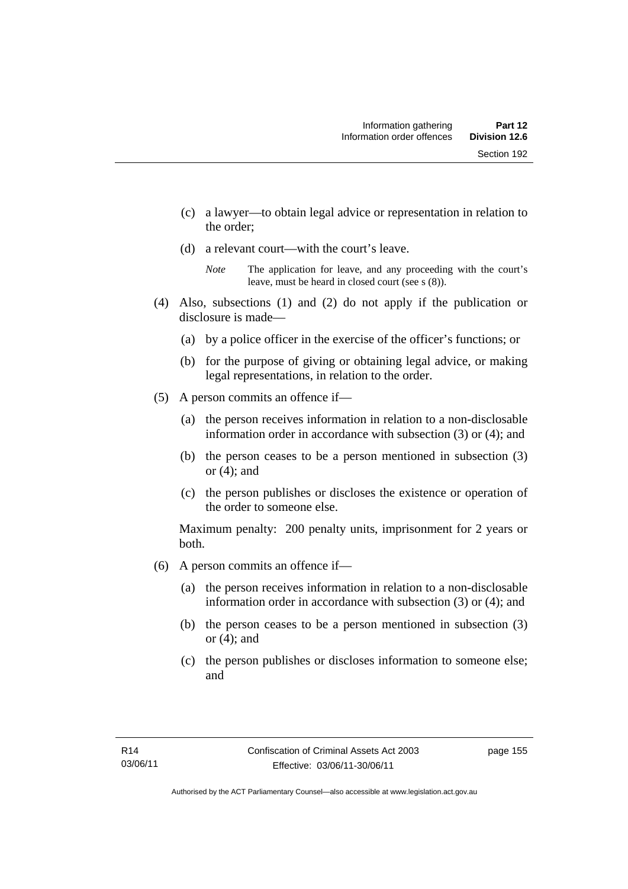(c) a lawyer—to obtain legal advice or representation in relation to the order;

(d) a relevant court—with the court's leave.

*Note* The application for leave, and any proceeding with the court's leave, must be heard in closed court (see s (8)).

(4) Also, subsections (1) and (2) do not apply if the publication or disclosure is made—

(a) by a police officer in the exercise of the officer's functions; or

(b) for the purpose of giving or obtaining legal advice, or making legal representations, in relation to the order.

(5) A person commits an offence if—

(a) the person receives information in relation to a non-disclosable information order in accordance with subsection (3) or (4); and

(b) the person ceases to be a person mentioned in subsection (3) or (4); and

(c) the person publishes or discloses the existence or operation of the order to someone else.

Maximum penalty: 200 penalty units, imprisonment for 2 years or both.

(6) A person commits an offence if—

(a) the person receives information in relation to a non-disclosable information order in accordance with subsection (3) or (4); and

(b) the person ceases to be a person mentioned in subsection (3) or (4); and

(c) the person publishes or discloses information to someone else; and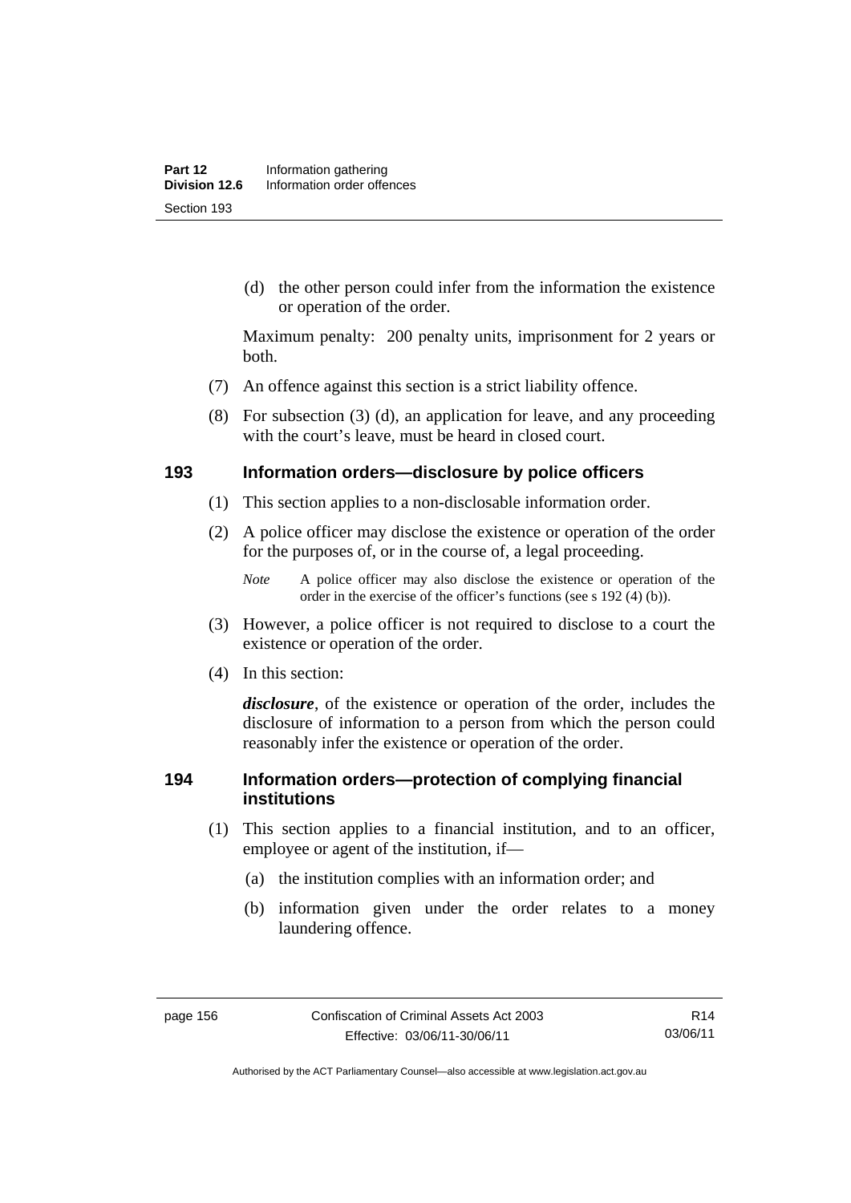(d) the other person could infer from the information the existence or operation of the order.

Maximum penalty: 200 penalty units, imprisonment for 2 years or both.

(7) An offence against this section is a strict liability offence.

(8) For subsection (3) (d), an application for leave, and any proceeding with the court's leave, must be heard in closed court.

### 193 Information orders—disclosure by police officers

(1) This section applies to a non-disclosable information order.

(2) A police officer may disclose the existence or operation of the order for the purposes of, or in the course of, a legal proceeding.

*Note* A police officer may also disclose the existence or operation of the order in the exercise of the officer's functions (see s 192 (4) (b)).

(3) However, a police officer is not required to disclose to a court the existence or operation of the order.

(4) In this section:

***disclosure***, of the existence or operation of the order, includes the disclosure of information to a person from which the person could reasonably infer the existence or operation of the order.

### 194 Information orders—protection of complying financial institutions

(1) This section applies to a financial institution, and to an officer, employee or agent of the institution, if—

(a) the institution complies with an information order; and

(b) information given under the order relates to a money laundering offence.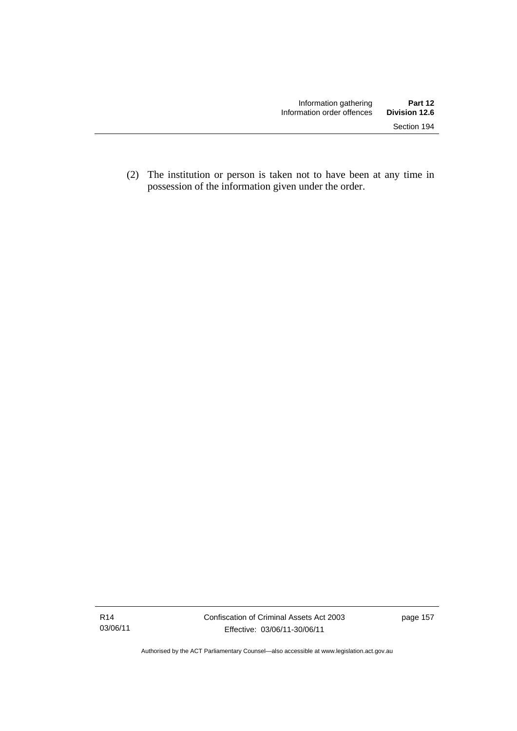(2) The institution or person is taken not to have been at any time in possession of the information given under the order.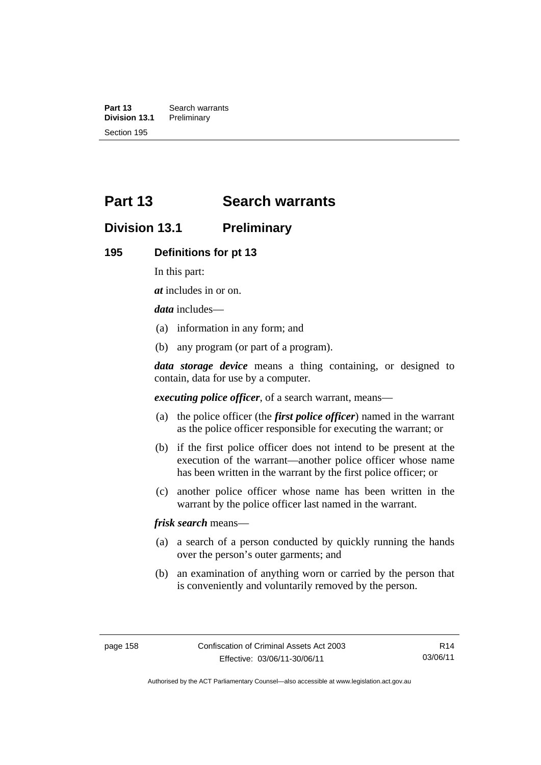# Part 13 Search warrants

## Division 13.1 Preliminary

### 195 Definitions for pt 13

In this part:

***at*** includes in or on.

***data*** includes—

(a) information in any form; and

(b) any program (or part of a program).

***data storage device*** means a thing containing, or designed to contain, data for use by a computer.

***executing police officer***, of a search warrant, means—

(a) the police officer (the ***first police officer***) named in the warrant as the police officer responsible for executing the warrant; or

(b) if the first police officer does not intend to be present at the execution of the warrant—another police officer whose name has been written in the warrant by the first police officer; or

(c) another police officer whose name has been written in the warrant by the police officer last named in the warrant.

***frisk search*** means—

(a) a search of a person conducted by quickly running the hands over the person's outer garments; and

(b) an examination of anything worn or carried by the person that is conveniently and voluntarily removed by the person.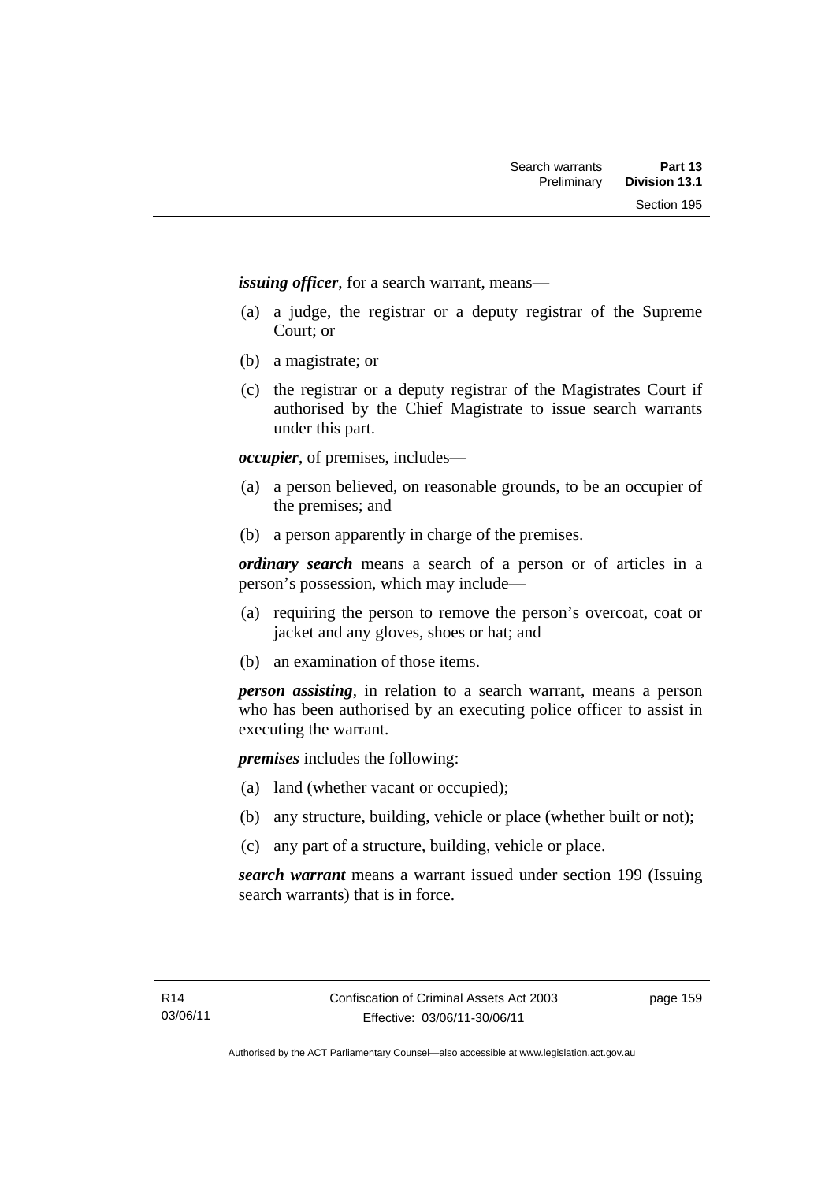***issuing officer***, for a search warrant, means—

(a) a judge, the registrar or a deputy registrar of the Supreme Court; or

(b) a magistrate; or

(c) the registrar or a deputy registrar of the Magistrates Court if authorised by the Chief Magistrate to issue search warrants under this part.

***occupier***, of premises, includes—

(a) a person believed, on reasonable grounds, to be an occupier of the premises; and

(b) a person apparently in charge of the premises.

***ordinary search*** means a search of a person or of articles in a person's possession, which may include—

(a) requiring the person to remove the person's overcoat, coat or jacket and any gloves, shoes or hat; and

(b) an examination of those items.

***person assisting***, in relation to a search warrant, means a person who has been authorised by an executing police officer to assist in executing the warrant.

***premises*** includes the following:

(a) land (whether vacant or occupied);

(b) any structure, building, vehicle or place (whether built or not);

(c) any part of a structure, building, vehicle or place.

***search warrant*** means a warrant issued under section 199 (Issuing search warrants) that is in force.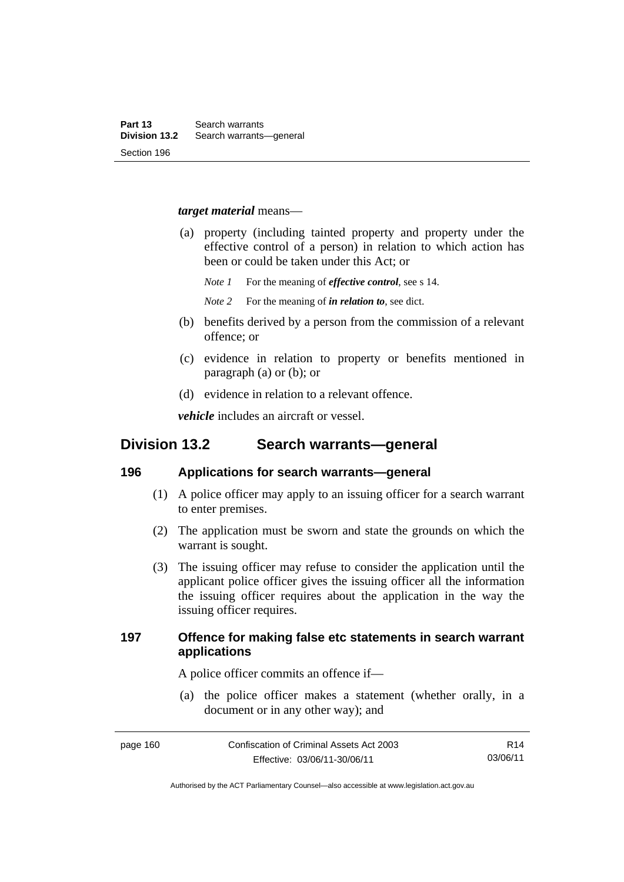***target material*** means—

(a) property (including tainted property and property under the effective control of a person) in relation to which action has been or could be taken under this Act; or

*Note 1* For the meaning of ***effective control***, see s 14.

*Note 2* For the meaning of ***in relation to***, see dict.

(b) benefits derived by a person from the commission of a relevant offence; or

(c) evidence in relation to property or benefits mentioned in paragraph (a) or (b); or

(d) evidence in relation to a relevant offence.

***vehicle*** includes an aircraft or vessel.

## Division 13.2 Search warrants—general

### 196 Applications for search warrants—general

(1) A police officer may apply to an issuing officer for a search warrant to enter premises.

(2) The application must be sworn and state the grounds on which the warrant is sought.

(3) The issuing officer may refuse to consider the application until the applicant police officer gives the issuing officer all the information the issuing officer requires about the application in the way the issuing officer requires.

### 197 Offence for making false etc statements in search warrant applications

A police officer commits an offence if—

(a) the police officer makes a statement (whether orally, in a document or in any other way); and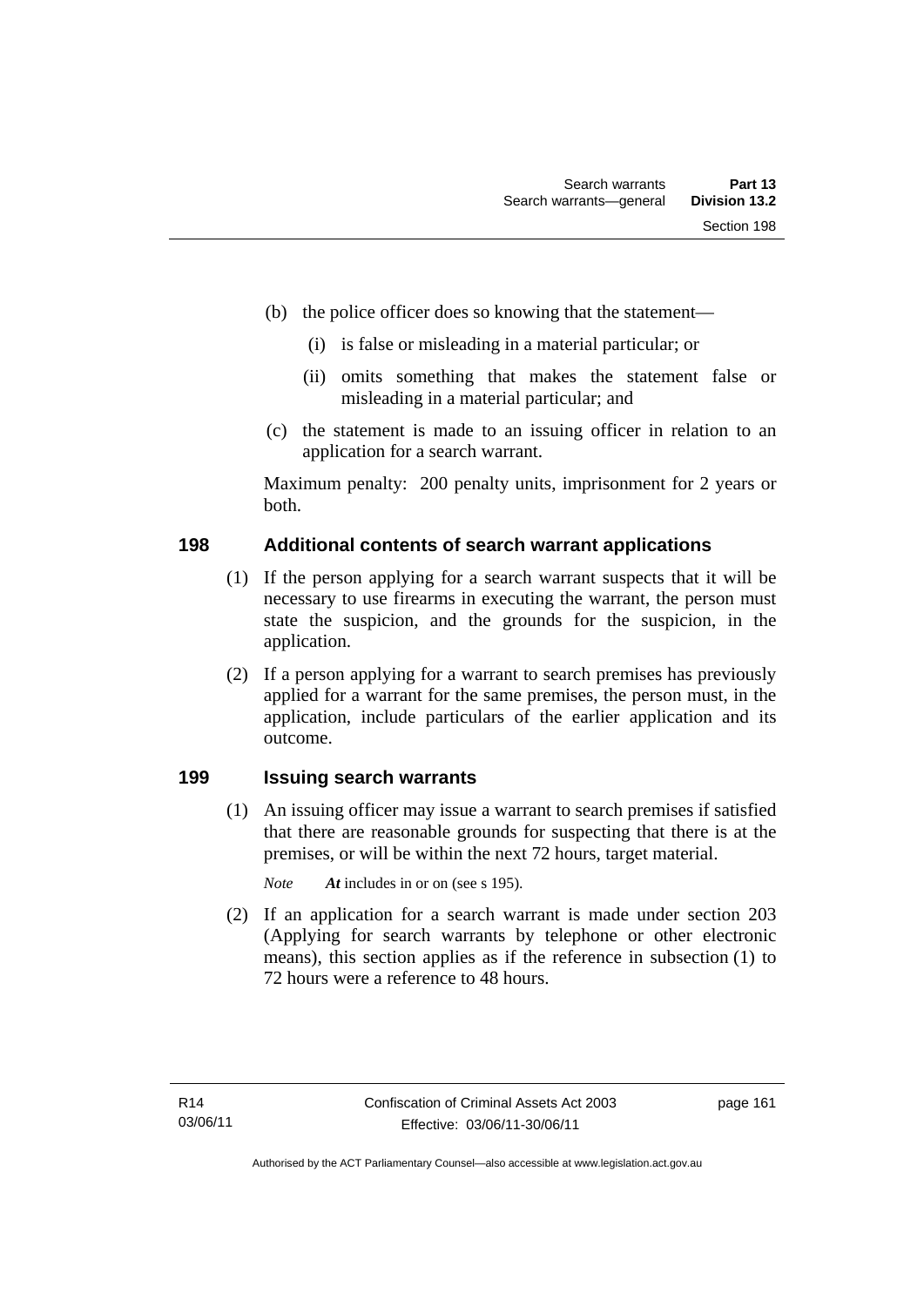(b) the police officer does so knowing that the statement—

(i) is false or misleading in a material particular; or

(ii) omits something that makes the statement false or misleading in a material particular; and

(c) the statement is made to an issuing officer in relation to an application for a search warrant.

Maximum penalty: 200 penalty units, imprisonment for 2 years or both.

## 198 Additional contents of search warrant applications

(1) If the person applying for a search warrant suspects that it will be necessary to use firearms in executing the warrant, the person must state the suspicion, and the grounds for the suspicion, in the application.

(2) If a person applying for a warrant to search premises has previously applied for a warrant for the same premises, the person must, in the application, include particulars of the earlier application and its outcome.

## 199 Issuing search warrants

(1) An issuing officer may issue a warrant to search premises if satisfied that there are reasonable grounds for suspecting that there is at the premises, or will be within the next 72 hours, target material.

*Note* ***At*** includes in or on (see s 195).

(2) If an application for a search warrant is made under section 203 (Applying for search warrants by telephone or other electronic means), this section applies as if the reference in subsection (1) to 72 hours were a reference to 48 hours.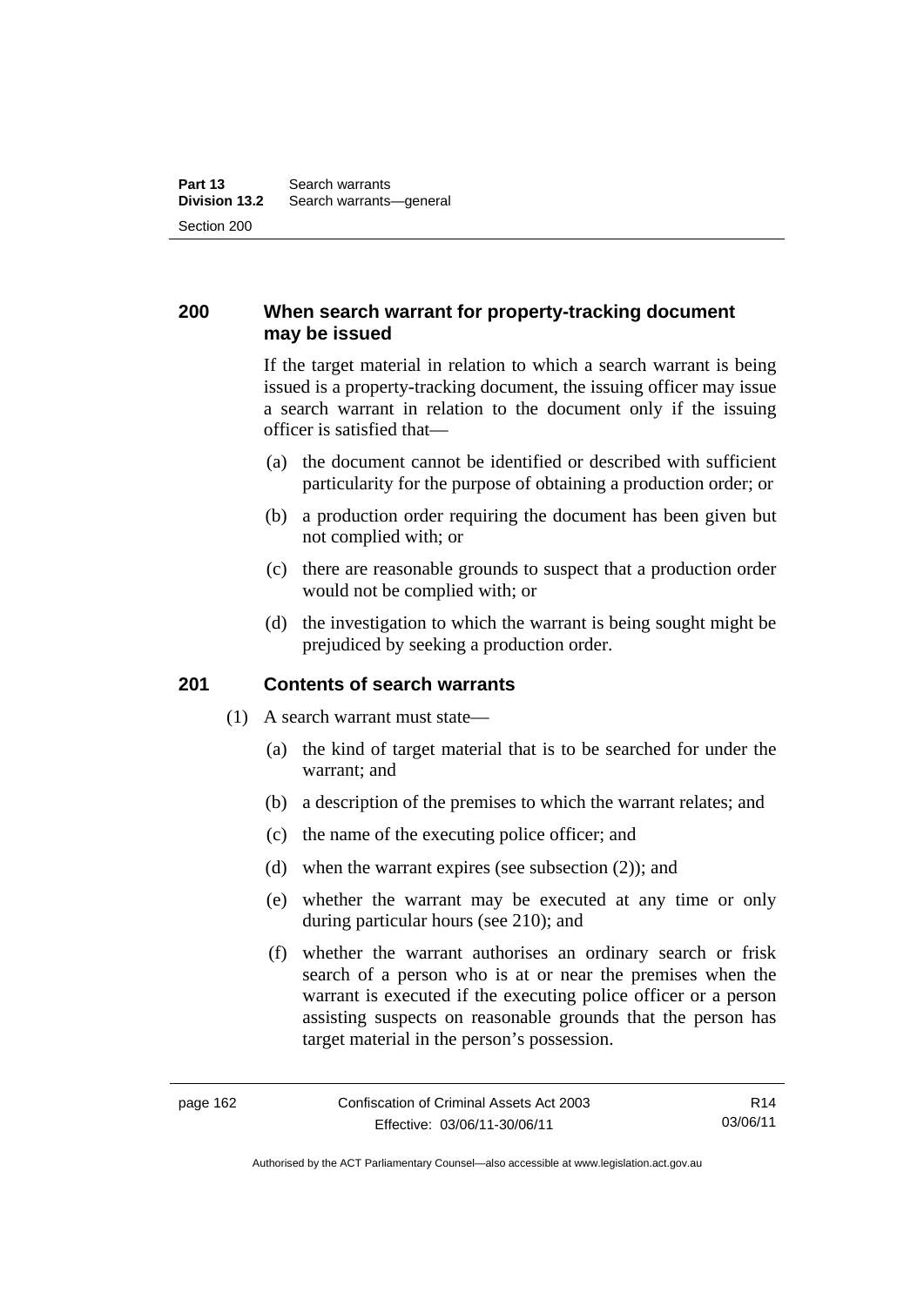## 200 When search warrant for property-tracking document may be issued

If the target material in relation to which a search warrant is being issued is a property-tracking document, the issuing officer may issue a search warrant in relation to the document only if the issuing officer is satisfied that—

(a) the document cannot be identified or described with sufficient particularity for the purpose of obtaining a production order; or

(b) a production order requiring the document has been given but not complied with; or

(c) there are reasonable grounds to suspect that a production order would not be complied with; or

(d) the investigation to which the warrant is being sought might be prejudiced by seeking a production order.

## 201 Contents of search warrants

(1) A search warrant must state—

(a) the kind of target material that is to be searched for under the warrant; and

(b) a description of the premises to which the warrant relates; and

(c) the name of the executing police officer; and

(d) when the warrant expires (see subsection (2)); and

(e) whether the warrant may be executed at any time or only during particular hours (see 210); and

(f) whether the warrant authorises an ordinary search or frisk search of a person who is at or near the premises when the warrant is executed if the executing police officer or a person assisting suspects on reasonable grounds that the person has target material in the person's possession.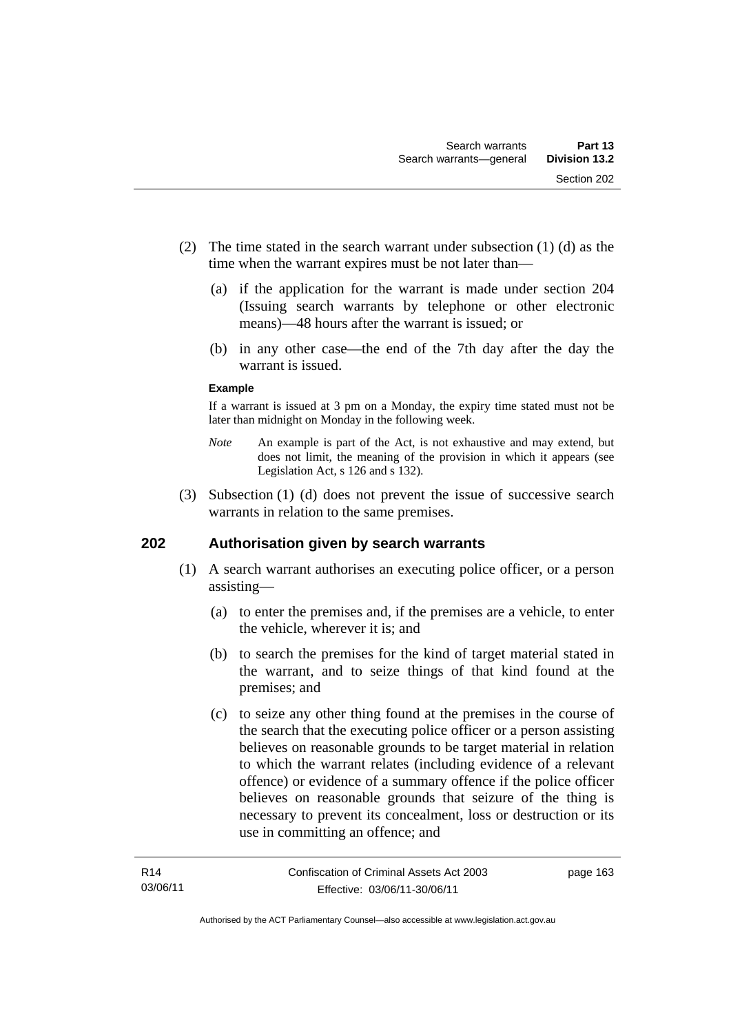(2) The time stated in the search warrant under subsection (1) (d) as the time when the warrant expires must be not later than—

(a) if the application for the warrant is made under section 204 (Issuing search warrants by telephone or other electronic means)—48 hours after the warrant is issued; or

(b) in any other case—the end of the 7th day after the day the warrant is issued.

**Example**

If a warrant is issued at 3 pm on a Monday, the expiry time stated must not be later than midnight on Monday in the following week.

*Note* An example is part of the Act, is not exhaustive and may extend, but does not limit, the meaning of the provision in which it appears (see Legislation Act, s 126 and s 132).

(3) Subsection (1) (d) does not prevent the issue of successive search warrants in relation to the same premises.

## 202 Authorisation given by search warrants

(1) A search warrant authorises an executing police officer, or a person assisting—

(a) to enter the premises and, if the premises are a vehicle, to enter the vehicle, wherever it is; and

(b) to search the premises for the kind of target material stated in the warrant, and to seize things of that kind found at the premises; and

(c) to seize any other thing found at the premises in the course of the search that the executing police officer or a person assisting believes on reasonable grounds to be target material in relation to which the warrant relates (including evidence of a relevant offence) or evidence of a summary offence if the police officer believes on reasonable grounds that seizure of the thing is necessary to prevent its concealment, loss or destruction or its use in committing an offence; and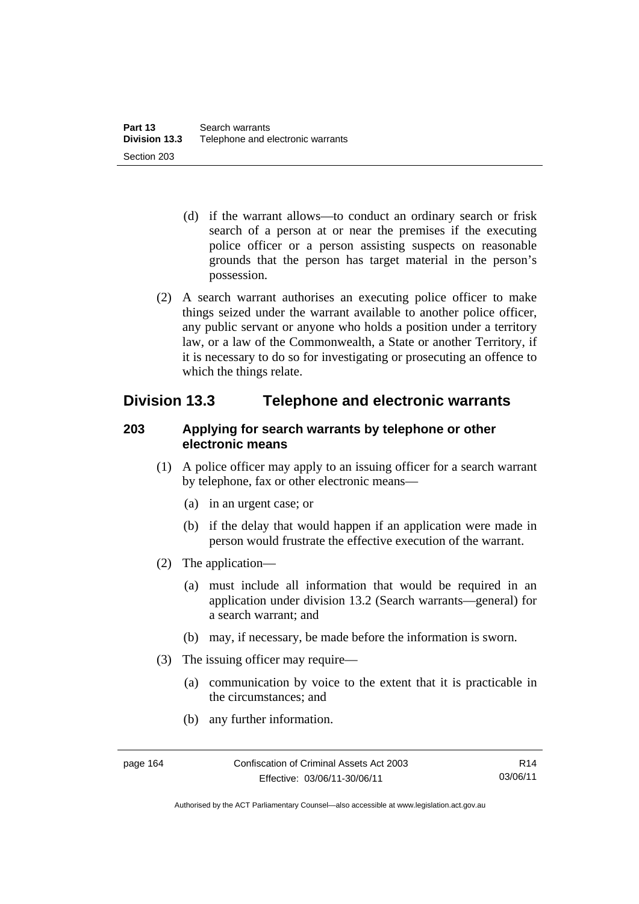(d) if the warrant allows—to conduct an ordinary search or frisk search of a person at or near the premises if the executing police officer or a person assisting suspects on reasonable grounds that the person has target material in the person's possession.

(2) A search warrant authorises an executing police officer to make things seized under the warrant available to another police officer, any public servant or anyone who holds a position under a territory law, or a law of the Commonwealth, a State or another Territory, if it is necessary to do so for investigating or prosecuting an offence to which the things relate.

## Division 13.3 Telephone and electronic warrants

### 203 Applying for search warrants by telephone or other electronic means

(1) A police officer may apply to an issuing officer for a search warrant by telephone, fax or other electronic means—

(a) in an urgent case; or

(b) if the delay that would happen if an application were made in person would frustrate the effective execution of the warrant.

(2) The application—

(a) must include all information that would be required in an application under division 13.2 (Search warrants—general) for a search warrant; and

(b) may, if necessary, be made before the information is sworn.

(3) The issuing officer may require—

(a) communication by voice to the extent that it is practicable in the circumstances; and

(b) any further information.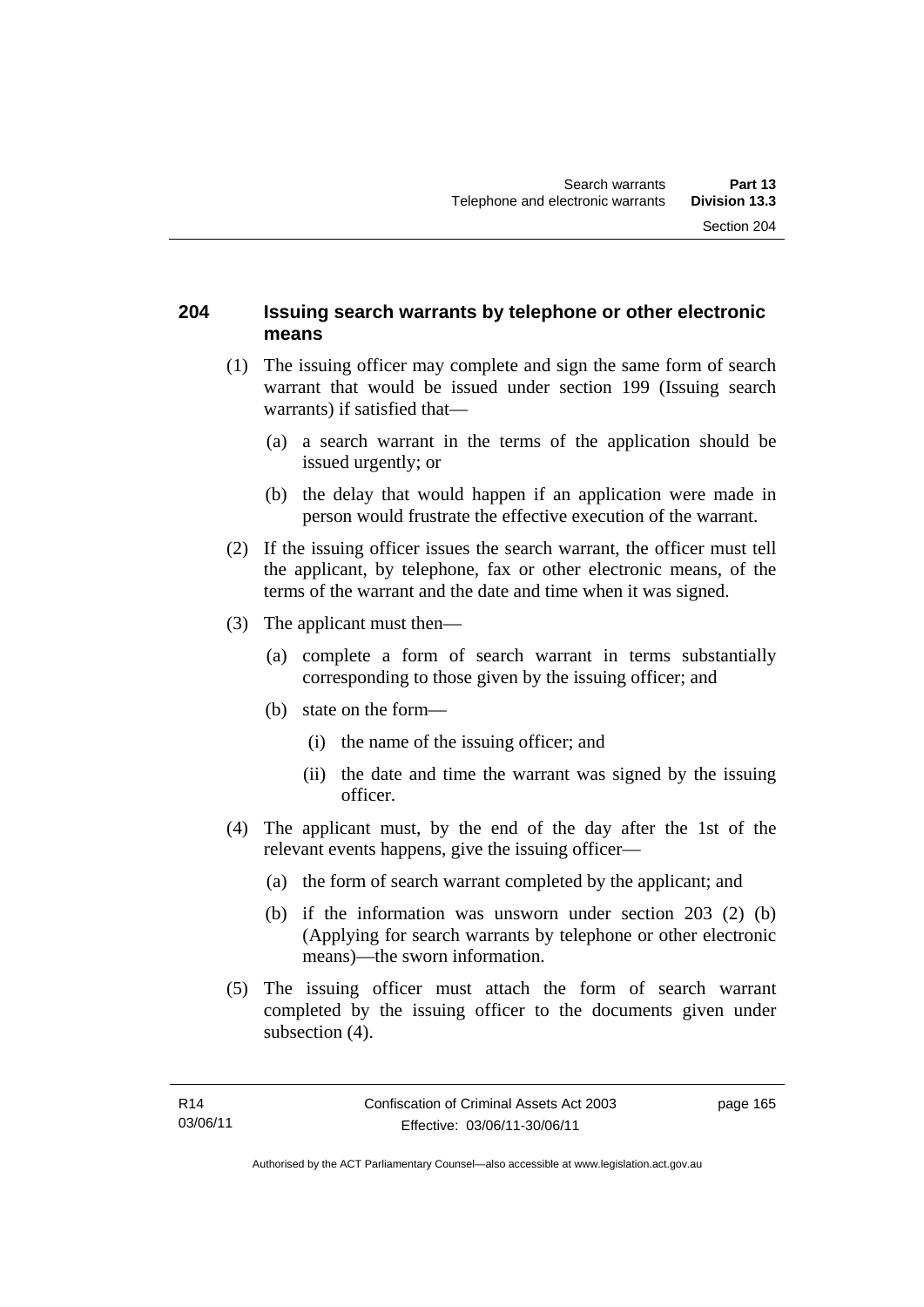## 204 Issuing search warrants by telephone or other electronic means

(1) The issuing officer may complete and sign the same form of search warrant that would be issued under section 199 (Issuing search warrants) if satisfied that—

(a) a search warrant in the terms of the application should be issued urgently; or

(b) the delay that would happen if an application were made in person would frustrate the effective execution of the warrant.

(2) If the issuing officer issues the search warrant, the officer must tell the applicant, by telephone, fax or other electronic means, of the terms of the warrant and the date and time when it was signed.

(3) The applicant must then—

(a) complete a form of search warrant in terms substantially corresponding to those given by the issuing officer; and

(b) state on the form—

(i) the name of the issuing officer; and

(ii) the date and time the warrant was signed by the issuing officer.

(4) The applicant must, by the end of the day after the 1st of the relevant events happens, give the issuing officer—

(a) the form of search warrant completed by the applicant; and

(b) if the information was unsworn under section 203 (2) (b) (Applying for search warrants by telephone or other electronic means)—the sworn information.

(5) The issuing officer must attach the form of search warrant completed by the issuing officer to the documents given under subsection (4).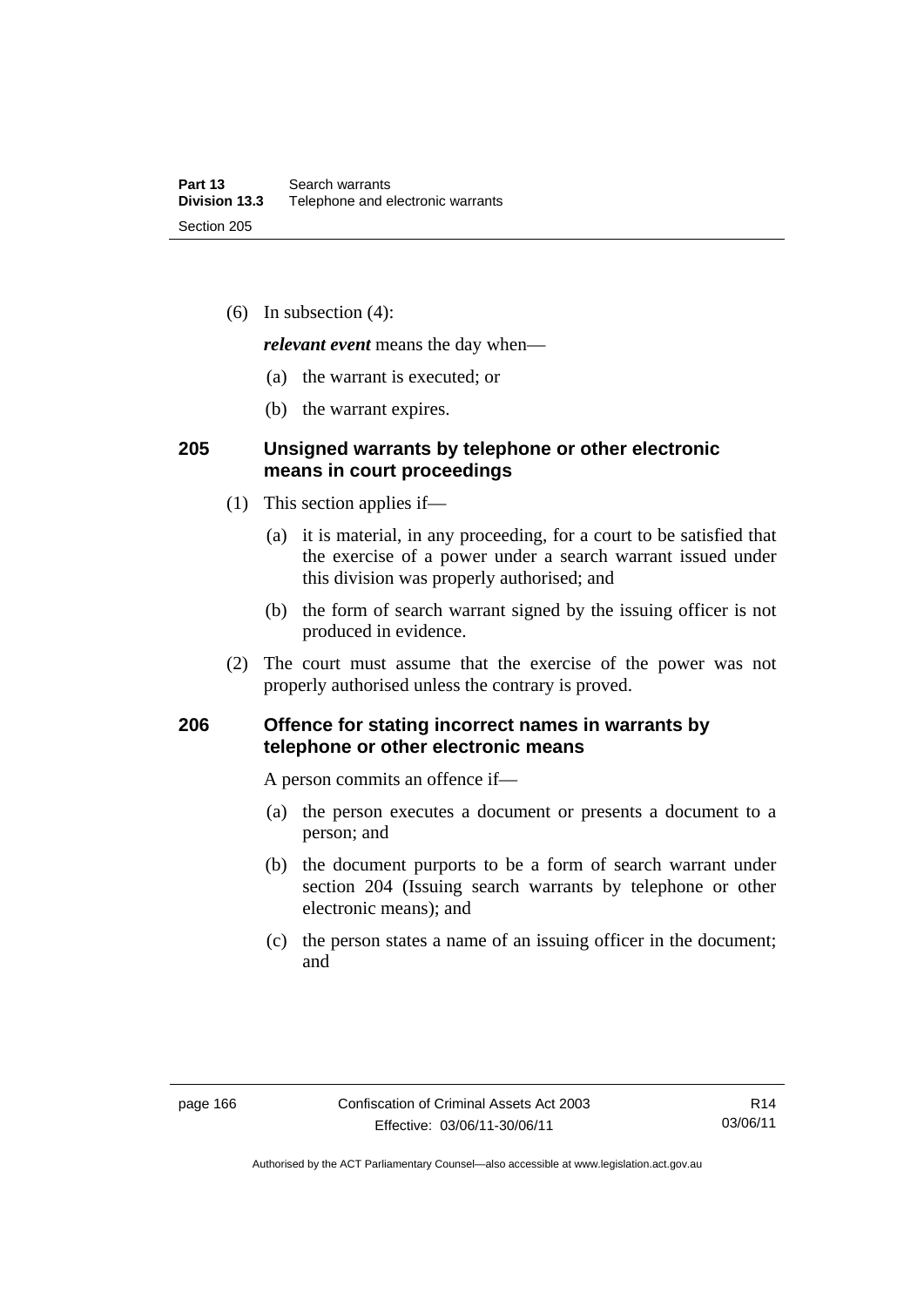(6) In subsection (4):

***relevant event*** means the day when—

(a) the warrant is executed; or

(b) the warrant expires.

## 205 Unsigned warrants by telephone or other electronic means in court proceedings

(1) This section applies if—

(a) it is material, in any proceeding, for a court to be satisfied that the exercise of a power under a search warrant issued under this division was properly authorised; and

(b) the form of search warrant signed by the issuing officer is not produced in evidence.

(2) The court must assume that the exercise of the power was not properly authorised unless the contrary is proved.

## 206 Offence for stating incorrect names in warrants by telephone or other electronic means

A person commits an offence if—

(a) the person executes a document or presents a document to a person; and

(b) the document purports to be a form of search warrant under section 204 (Issuing search warrants by telephone or other electronic means); and

(c) the person states a name of an issuing officer in the document; and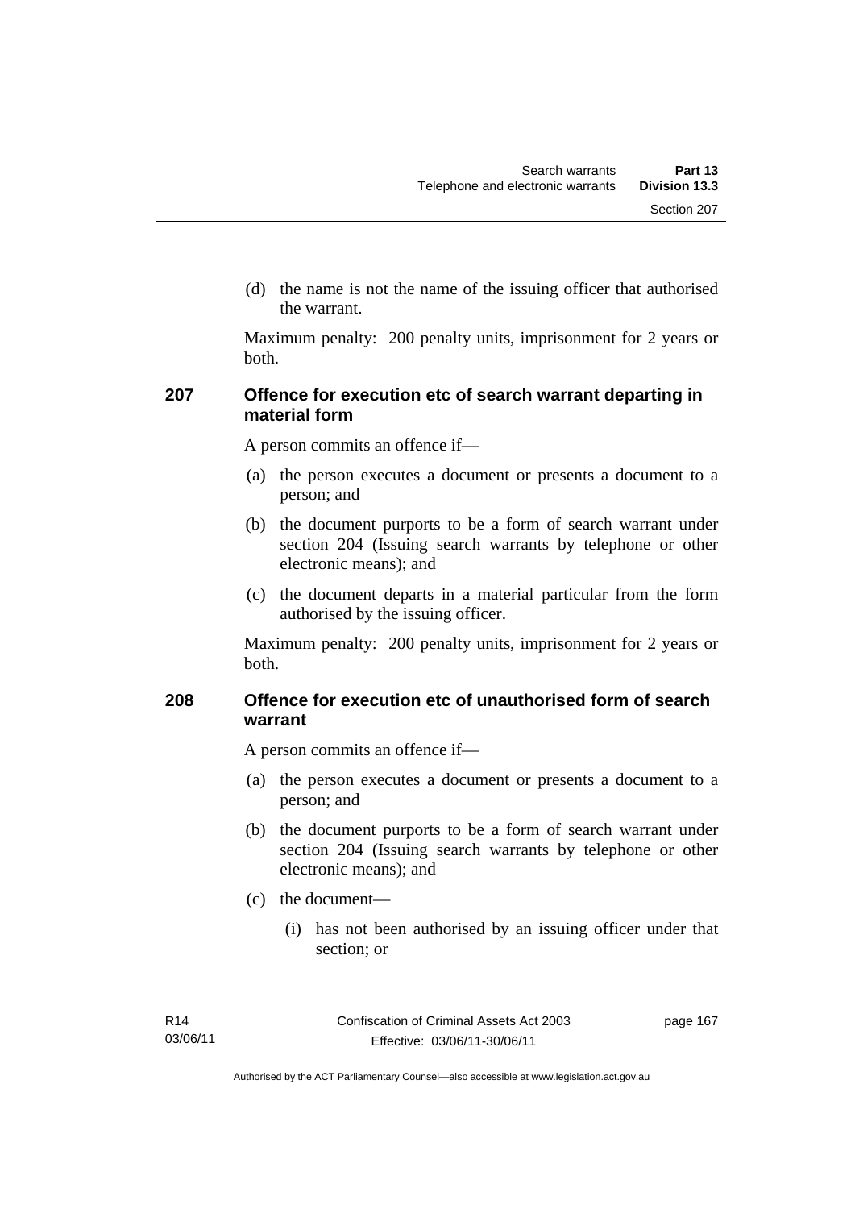(d) the name is not the name of the issuing officer that authorised the warrant.

Maximum penalty: 200 penalty units, imprisonment for 2 years or both.

### 207 Offence for execution etc of search warrant departing in material form

A person commits an offence if—

(a) the person executes a document or presents a document to a person; and

(b) the document purports to be a form of search warrant under section 204 (Issuing search warrants by telephone or other electronic means); and

(c) the document departs in a material particular from the form authorised by the issuing officer.

Maximum penalty: 200 penalty units, imprisonment for 2 years or both.

### 208 Offence for execution etc of unauthorised form of search warrant

A person commits an offence if—

(a) the person executes a document or presents a document to a person; and

(b) the document purports to be a form of search warrant under section 204 (Issuing search warrants by telephone or other electronic means); and

(c) the document—

(i) has not been authorised by an issuing officer under that section; or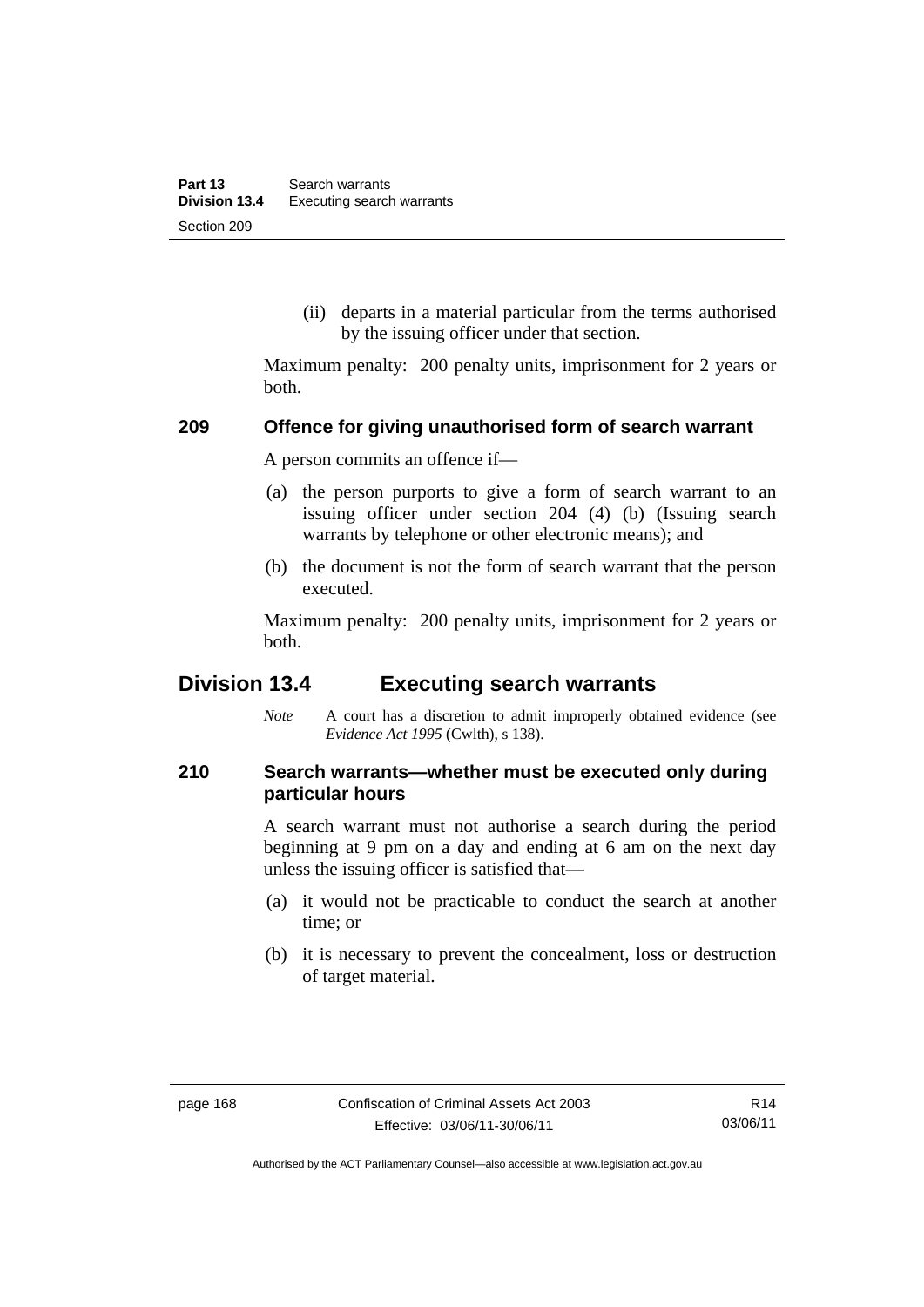(ii) departs in a material particular from the terms authorised by the issuing officer under that section.

Maximum penalty: 200 penalty units, imprisonment for 2 years or both.

### 209 Offence for giving unauthorised form of search warrant

A person commits an offence if—

(a) the person purports to give a form of search warrant to an issuing officer under section 204 (4) (b) (Issuing search warrants by telephone or other electronic means); and

(b) the document is not the form of search warrant that the person executed.

Maximum penalty: 200 penalty units, imprisonment for 2 years or both.

## Division 13.4 Executing search warrants

*Note* A court has a discretion to admit improperly obtained evidence (see *Evidence Act 1995* (Cwlth), s 138).

### 210 Search warrants—whether must be executed only during particular hours

A search warrant must not authorise a search during the period beginning at 9 pm on a day and ending at 6 am on the next day unless the issuing officer is satisfied that—

(a) it would not be practicable to conduct the search at another time; or

(b) it is necessary to prevent the concealment, loss or destruction of target material.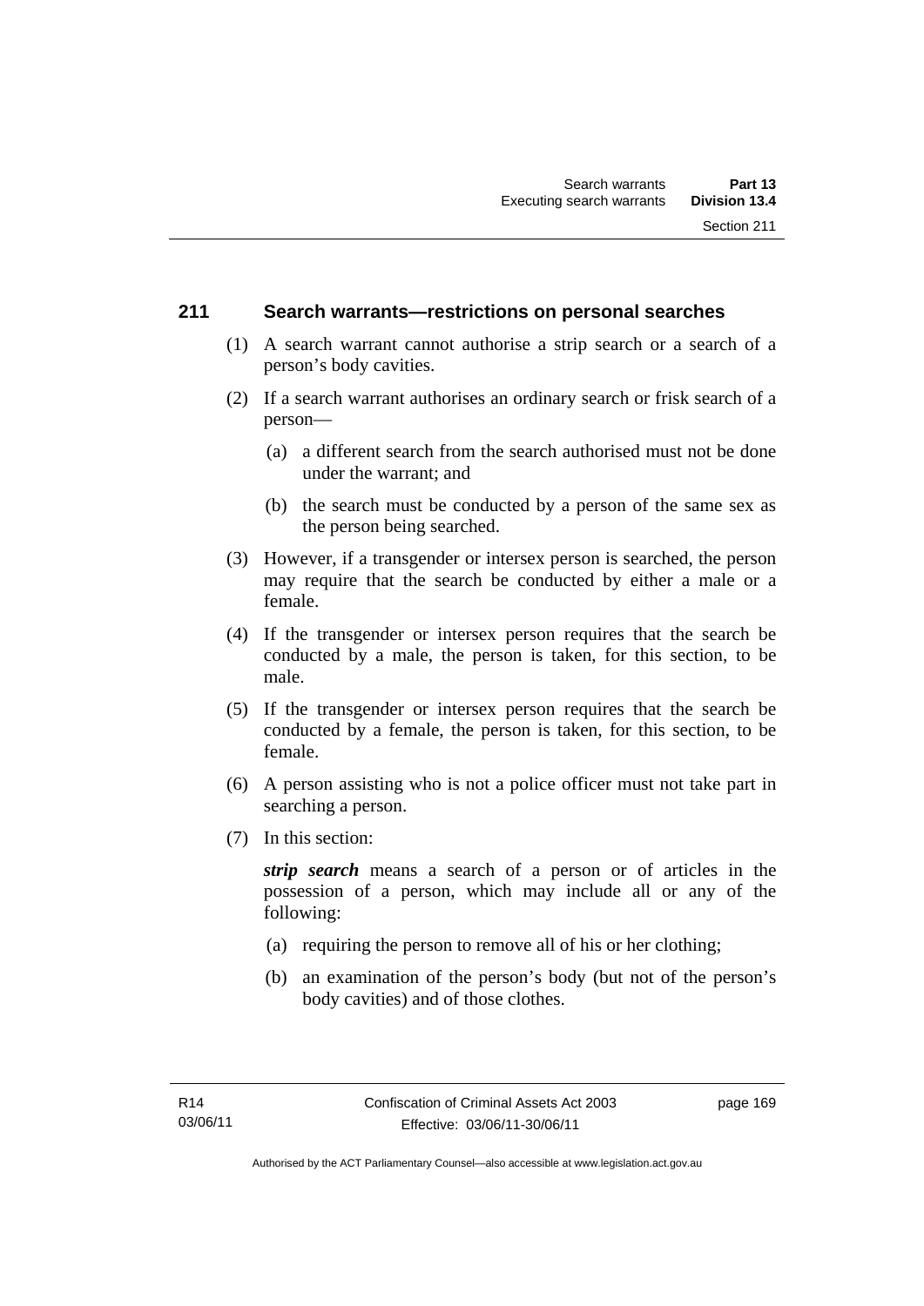## 211 Search warrants—restrictions on personal searches

(1) A search warrant cannot authorise a strip search or a search of a person's body cavities.

(2) If a search warrant authorises an ordinary search or frisk search of a person—

(a) a different search from the search authorised must not be done under the warrant; and

(b) the search must be conducted by a person of the same sex as the person being searched.

(3) However, if a transgender or intersex person is searched, the person may require that the search be conducted by either a male or a female.

(4) If the transgender or intersex person requires that the search be conducted by a male, the person is taken, for this section, to be male.

(5) If the transgender or intersex person requires that the search be conducted by a female, the person is taken, for this section, to be female.

(6) A person assisting who is not a police officer must not take part in searching a person.

(7) In this section:

***strip search*** means a search of a person or of articles in the possession of a person, which may include all or any of the following:

(a) requiring the person to remove all of his or her clothing;

(b) an examination of the person's body (but not of the person's body cavities) and of those clothes.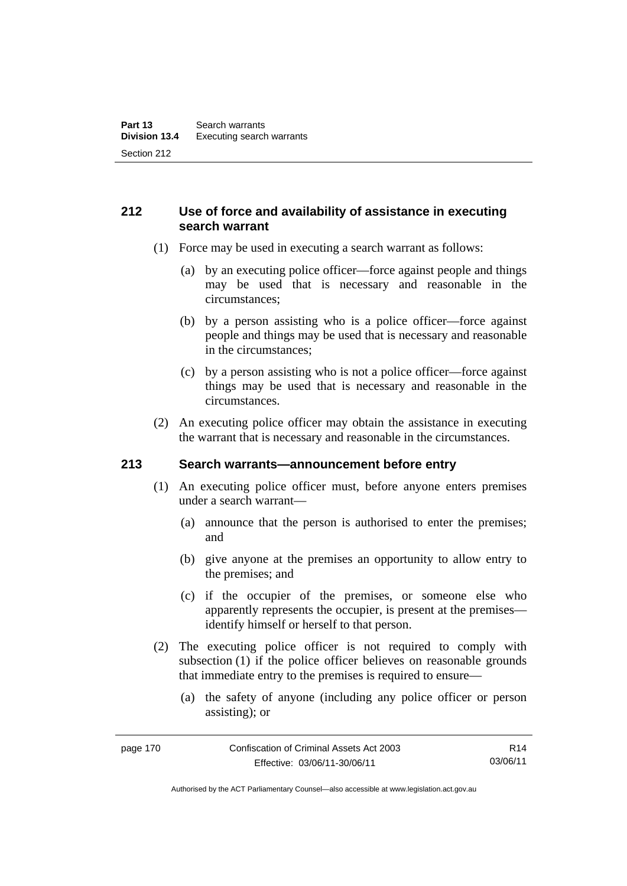## 212 Use of force and availability of assistance in executing search warrant

(1) Force may be used in executing a search warrant as follows:

(a) by an executing police officer—force against people and things may be used that is necessary and reasonable in the circumstances;

(b) by a person assisting who is a police officer—force against people and things may be used that is necessary and reasonable in the circumstances;

(c) by a person assisting who is not a police officer—force against things may be used that is necessary and reasonable in the circumstances.

(2) An executing police officer may obtain the assistance in executing the warrant that is necessary and reasonable in the circumstances.

## 213 Search warrants—announcement before entry

(1) An executing police officer must, before anyone enters premises under a search warrant—

(a) announce that the person is authorised to enter the premises; and

(b) give anyone at the premises an opportunity to allow entry to the premises; and

(c) if the occupier of the premises, or someone else who apparently represents the occupier, is present at the premises—identify himself or herself to that person.

(2) The executing police officer is not required to comply with subsection (1) if the police officer believes on reasonable grounds that immediate entry to the premises is required to ensure—

(a) the safety of anyone (including any police officer or person assisting); or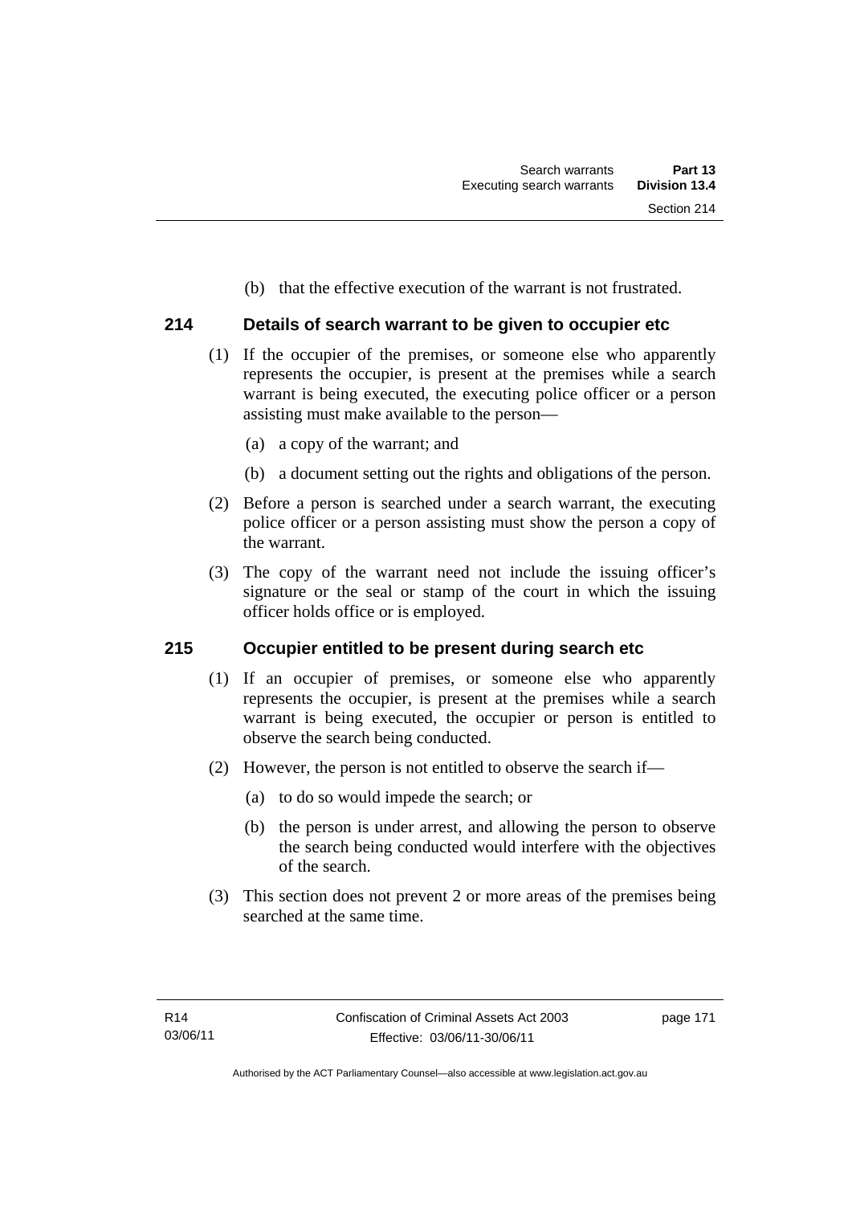(b) that the effective execution of the warrant is not frustrated.

## 214 Details of search warrant to be given to occupier etc

(1) If the occupier of the premises, or someone else who apparently represents the occupier, is present at the premises while a search warrant is being executed, the executing police officer or a person assisting must make available to the person—

(a) a copy of the warrant; and

(b) a document setting out the rights and obligations of the person.

(2) Before a person is searched under a search warrant, the executing police officer or a person assisting must show the person a copy of the warrant.

(3) The copy of the warrant need not include the issuing officer's signature or the seal or stamp of the court in which the issuing officer holds office or is employed.

## 215 Occupier entitled to be present during search etc

(1) If an occupier of premises, or someone else who apparently represents the occupier, is present at the premises while a search warrant is being executed, the occupier or person is entitled to observe the search being conducted.

(2) However, the person is not entitled to observe the search if—

(a) to do so would impede the search; or

(b) the person is under arrest, and allowing the person to observe the search being conducted would interfere with the objectives of the search.

(3) This section does not prevent 2 or more areas of the premises being searched at the same time.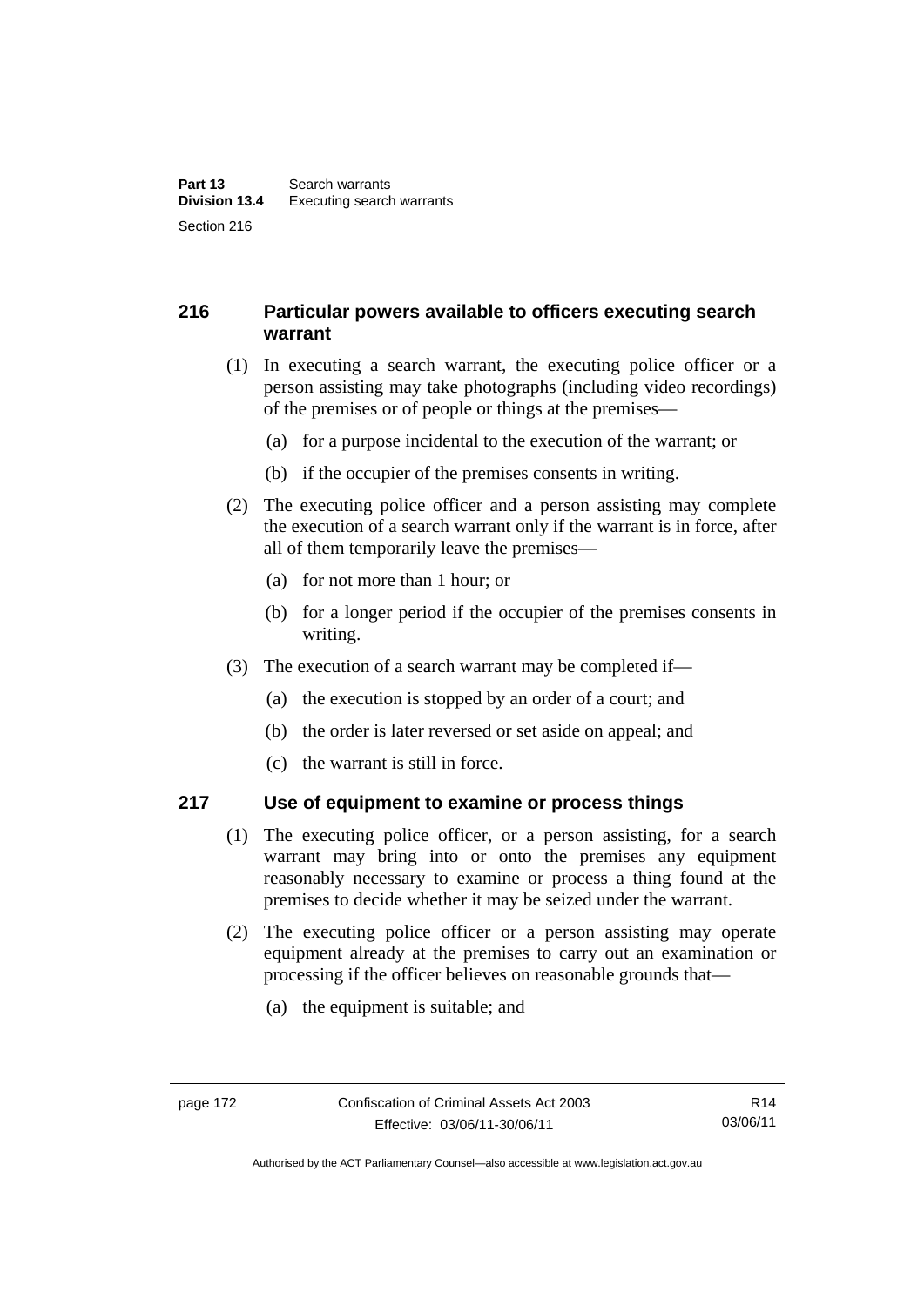### 216 Particular powers available to officers executing search warrant

(1) In executing a search warrant, the executing police officer or a person assisting may take photographs (including video recordings) of the premises or of people or things at the premises—

(a) for a purpose incidental to the execution of the warrant; or

(b) if the occupier of the premises consents in writing.

(2) The executing police officer and a person assisting may complete the execution of a search warrant only if the warrant is in force, after all of them temporarily leave the premises—

(a) for not more than 1 hour; or

(b) for a longer period if the occupier of the premises consents in writing.

(3) The execution of a search warrant may be completed if—

(a) the execution is stopped by an order of a court; and

(b) the order is later reversed or set aside on appeal; and

(c) the warrant is still in force.

### 217 Use of equipment to examine or process things

(1) The executing police officer, or a person assisting, for a search warrant may bring into or onto the premises any equipment reasonably necessary to examine or process a thing found at the premises to decide whether it may be seized under the warrant.

(2) The executing police officer or a person assisting may operate equipment already at the premises to carry out an examination or processing if the officer believes on reasonable grounds that—

(a) the equipment is suitable; and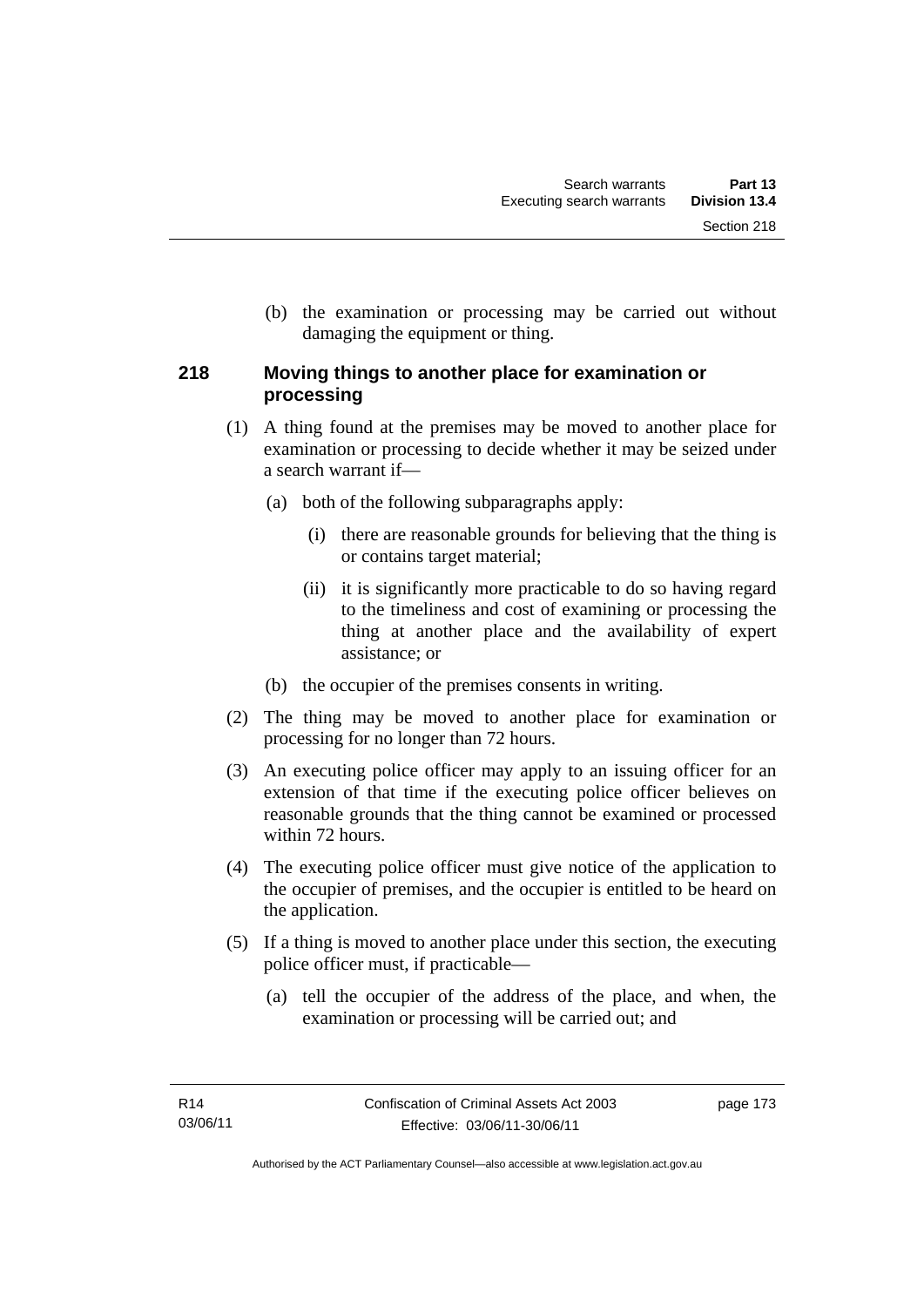(b) the examination or processing may be carried out without damaging the equipment or thing.

### 218 Moving things to another place for examination or processing

(1) A thing found at the premises may be moved to another place for examination or processing to decide whether it may be seized under a search warrant if—

(a) both of the following subparagraphs apply:

(i) there are reasonable grounds for believing that the thing is or contains target material;

(ii) it is significantly more practicable to do so having regard to the timeliness and cost of examining or processing the thing at another place and the availability of expert assistance; or

(b) the occupier of the premises consents in writing.

(2) The thing may be moved to another place for examination or processing for no longer than 72 hours.

(3) An executing police officer may apply to an issuing officer for an extension of that time if the executing police officer believes on reasonable grounds that the thing cannot be examined or processed within 72 hours.

(4) The executing police officer must give notice of the application to the occupier of premises, and the occupier is entitled to be heard on the application.

(5) If a thing is moved to another place under this section, the executing police officer must, if practicable—

(a) tell the occupier of the address of the place, and when, the examination or processing will be carried out; and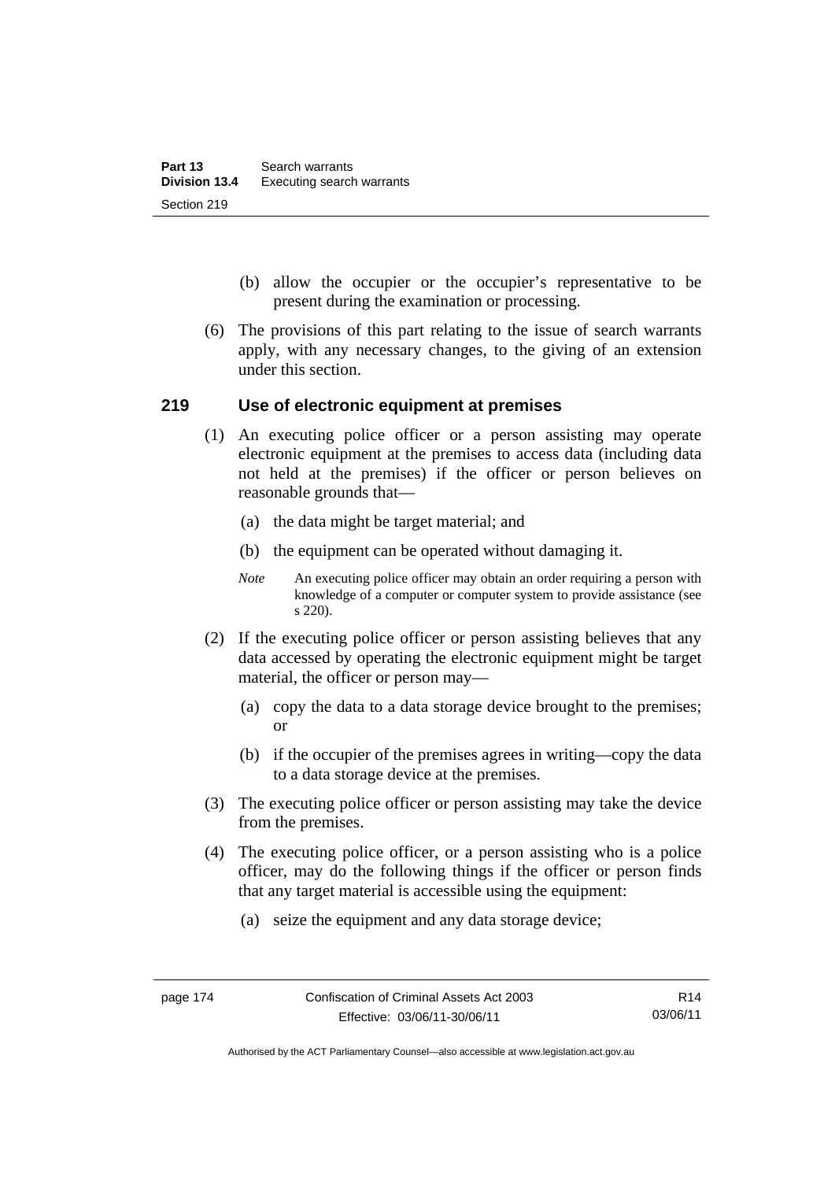(b) allow the occupier or the occupier's representative to be present during the examination or processing.

(6) The provisions of this part relating to the issue of search warrants apply, with any necessary changes, to the giving of an extension under this section.

## 219 Use of electronic equipment at premises

(1) An executing police officer or a person assisting may operate electronic equipment at the premises to access data (including data not held at the premises) if the officer or person believes on reasonable grounds that—

(a) the data might be target material; and

(b) the equipment can be operated without damaging it.

*Note* An executing police officer may obtain an order requiring a person with knowledge of a computer or computer system to provide assistance (see s 220).

(2) If the executing police officer or person assisting believes that any data accessed by operating the electronic equipment might be target material, the officer or person may—

(a) copy the data to a data storage device brought to the premises; or

(b) if the occupier of the premises agrees in writing—copy the data to a data storage device at the premises.

(3) The executing police officer or person assisting may take the device from the premises.

(4) The executing police officer, or a person assisting who is a police officer, may do the following things if the officer or person finds that any target material is accessible using the equipment:

(a) seize the equipment and any data storage device;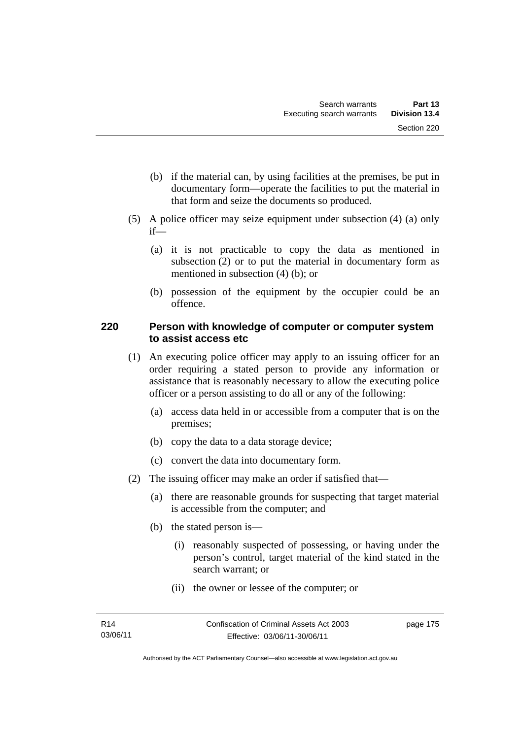(b) if the material can, by using facilities at the premises, be put in documentary form—operate the facilities to put the material in that form and seize the documents so produced.

(5) A police officer may seize equipment under subsection (4) (a) only if—

(a) it is not practicable to copy the data as mentioned in subsection (2) or to put the material in documentary form as mentioned in subsection (4) (b); or

(b) possession of the equipment by the occupier could be an offence.

### 220 Person with knowledge of computer or computer system to assist access etc

(1) An executing police officer may apply to an issuing officer for an order requiring a stated person to provide any information or assistance that is reasonably necessary to allow the executing police officer or a person assisting to do all or any of the following:

(a) access data held in or accessible from a computer that is on the premises;

(b) copy the data to a data storage device;

(c) convert the data into documentary form.

(2) The issuing officer may make an order if satisfied that—

(a) there are reasonable grounds for suspecting that target material is accessible from the computer; and

(b) the stated person is—

(i) reasonably suspected of possessing, or having under the person's control, target material of the kind stated in the search warrant; or

(ii) the owner or lessee of the computer; or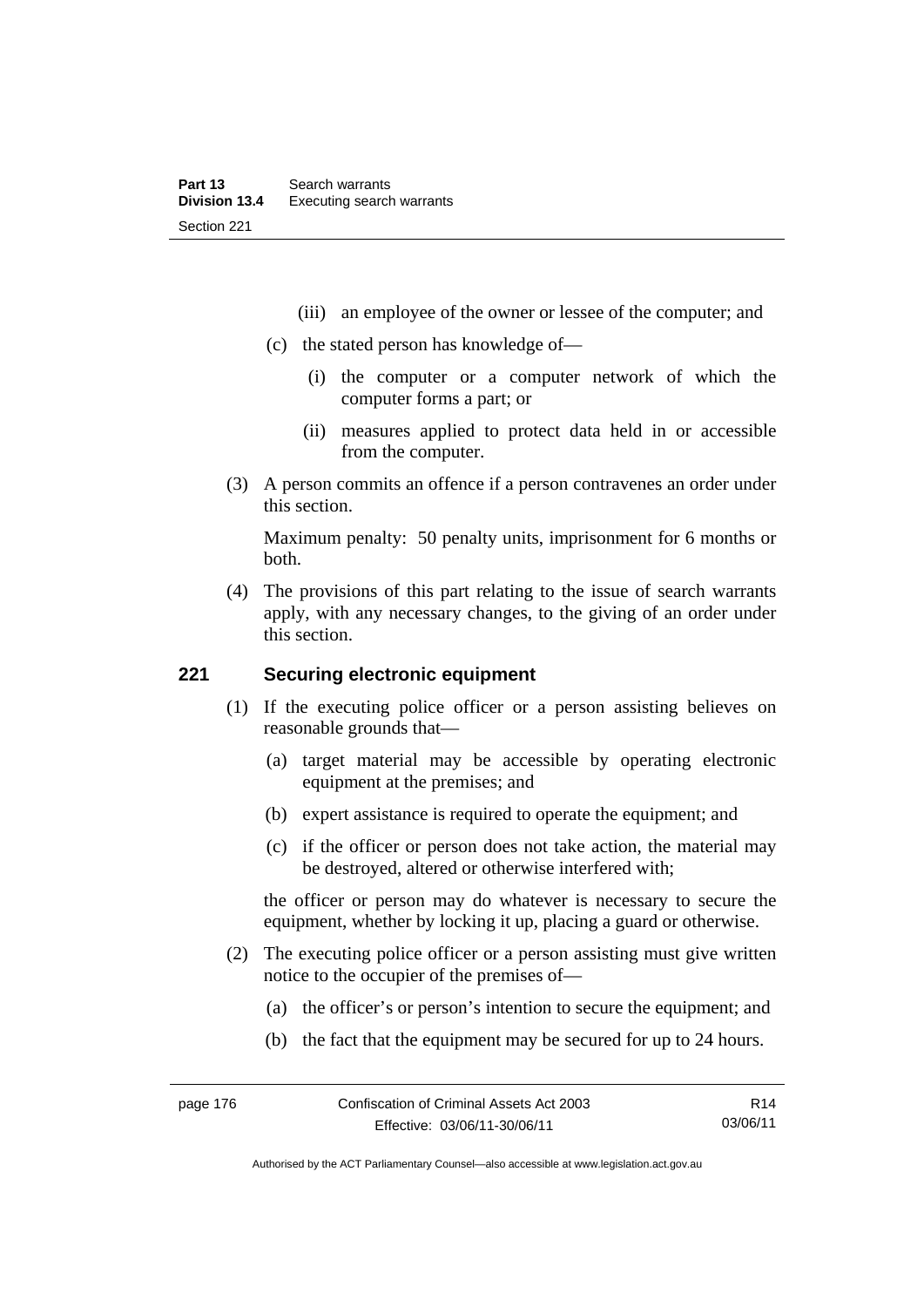(iii) an employee of the owner or lessee of the computer; and

(c) the stated person has knowledge of—

(i) the computer or a computer network of which the computer forms a part; or

(ii) measures applied to protect data held in or accessible from the computer.

(3) A person commits an offence if a person contravenes an order under this section.

Maximum penalty: 50 penalty units, imprisonment for 6 months or both.

(4) The provisions of this part relating to the issue of search warrants apply, with any necessary changes, to the giving of an order under this section.

## 221 Securing electronic equipment

(1) If the executing police officer or a person assisting believes on reasonable grounds that—

(a) target material may be accessible by operating electronic equipment at the premises; and

(b) expert assistance is required to operate the equipment; and

(c) if the officer or person does not take action, the material may be destroyed, altered or otherwise interfered with;

the officer or person may do whatever is necessary to secure the equipment, whether by locking it up, placing a guard or otherwise.

(2) The executing police officer or a person assisting must give written notice to the occupier of the premises of—

(a) the officer's or person's intention to secure the equipment; and

(b) the fact that the equipment may be secured for up to 24 hours.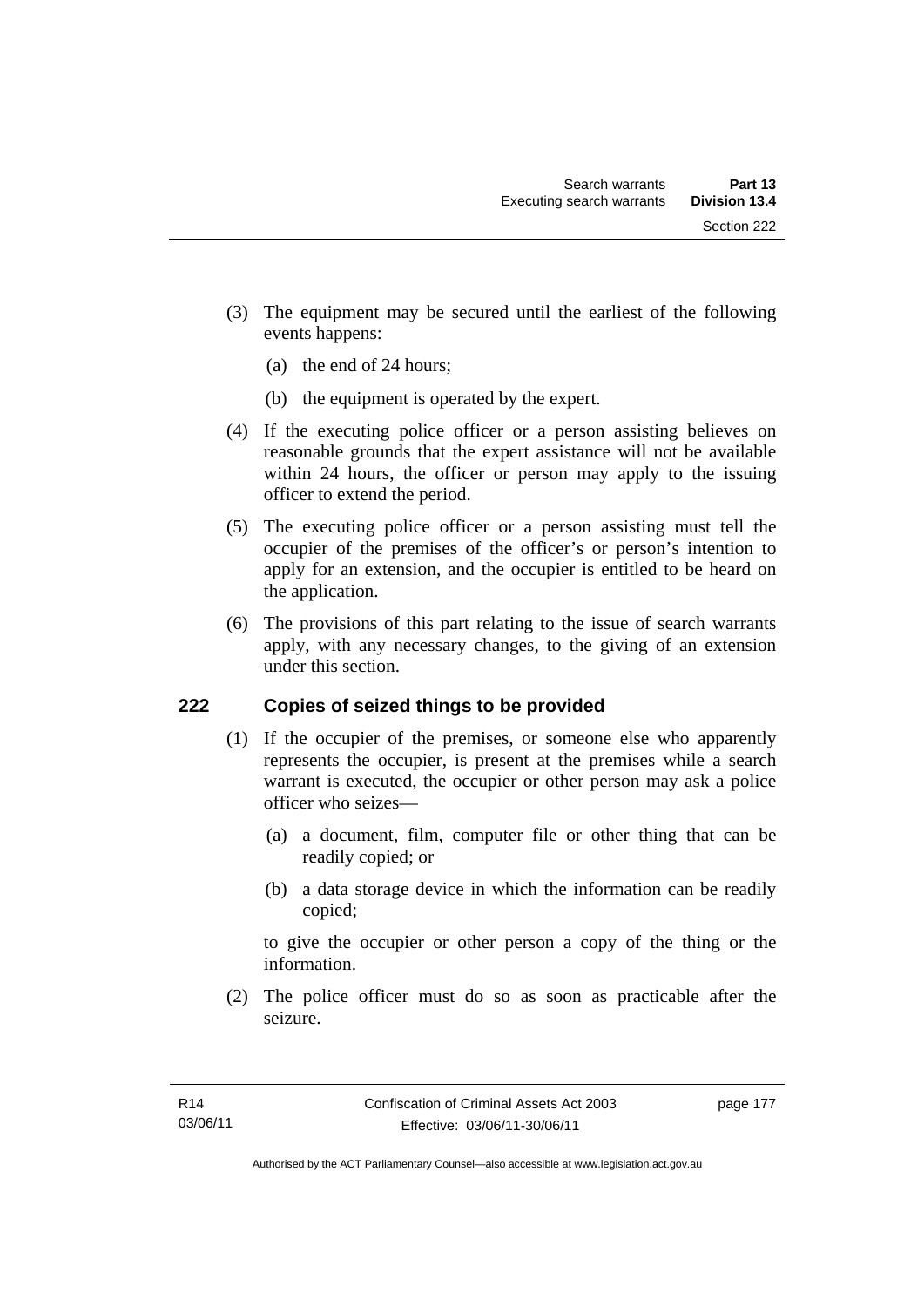(3) The equipment may be secured until the earliest of the following events happens:

(a) the end of 24 hours;

(b) the equipment is operated by the expert.

(4) If the executing police officer or a person assisting believes on reasonable grounds that the expert assistance will not be available within 24 hours, the officer or person may apply to the issuing officer to extend the period.

(5) The executing police officer or a person assisting must tell the occupier of the premises of the officer's or person's intention to apply for an extension, and the occupier is entitled to be heard on the application.

(6) The provisions of this part relating to the issue of search warrants apply, with any necessary changes, to the giving of an extension under this section.

## 222 Copies of seized things to be provided

(1) If the occupier of the premises, or someone else who apparently represents the occupier, is present at the premises while a search warrant is executed, the occupier or other person may ask a police officer who seizes—

(a) a document, film, computer file or other thing that can be readily copied; or

(b) a data storage device in which the information can be readily copied;

to give the occupier or other person a copy of the thing or the information.

(2) The police officer must do so as soon as practicable after the seizure.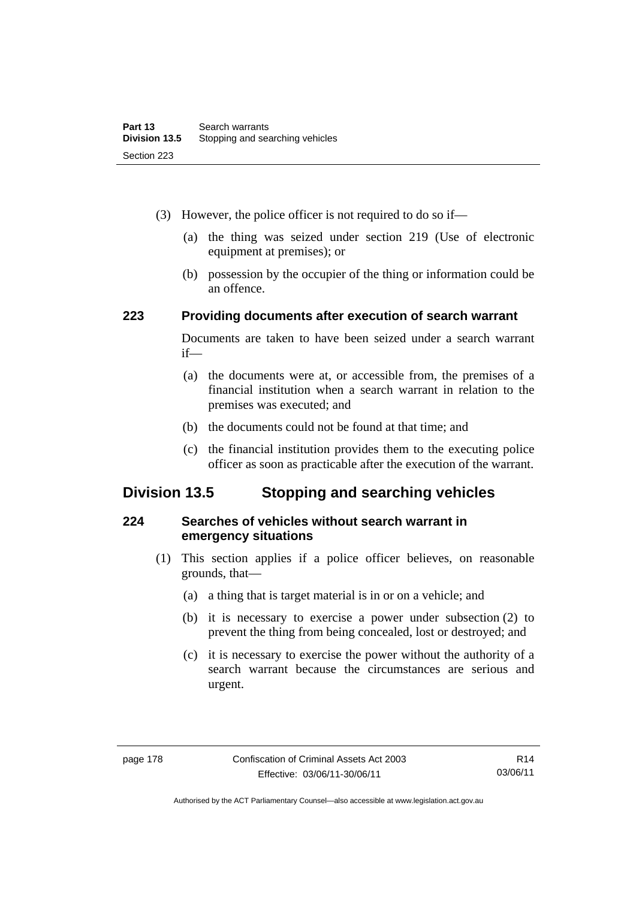(3) However, the police officer is not required to do so if—

(a) the thing was seized under section 219 (Use of electronic equipment at premises); or

(b) possession by the occupier of the thing or information could be an offence.

### 223 Providing documents after execution of search warrant

Documents are taken to have been seized under a search warrant if—

(a) the documents were at, or accessible from, the premises of a financial institution when a search warrant in relation to the premises was executed; and

(b) the documents could not be found at that time; and

(c) the financial institution provides them to the executing police officer as soon as practicable after the execution of the warrant.

## Division 13.5 Stopping and searching vehicles

### 224 Searches of vehicles without search warrant in emergency situations

(1) This section applies if a police officer believes, on reasonable grounds, that—

(a) a thing that is target material is in or on a vehicle; and

(b) it is necessary to exercise a power under subsection (2) to prevent the thing from being concealed, lost or destroyed; and

(c) it is necessary to exercise the power without the authority of a search warrant because the circumstances are serious and urgent.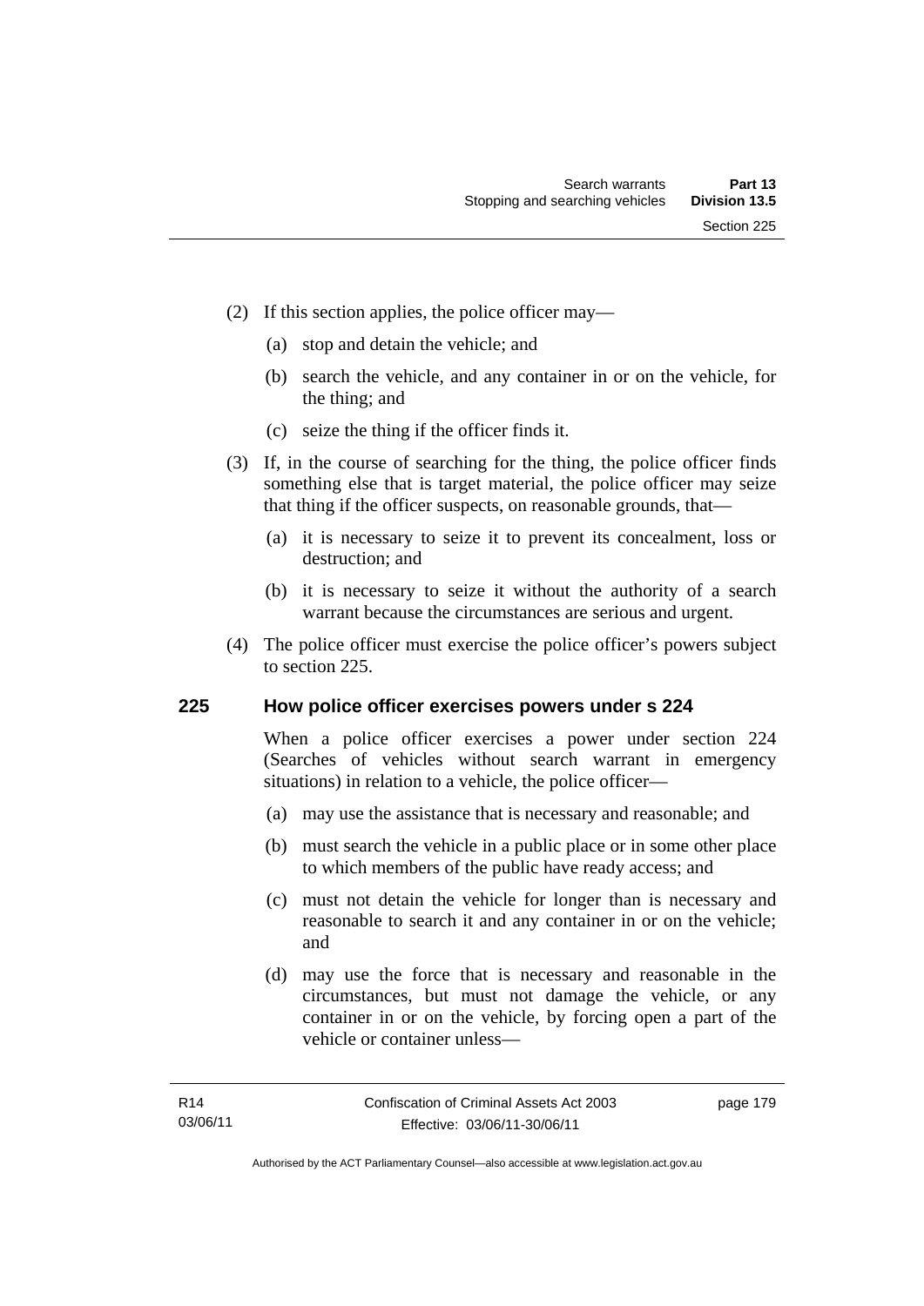(2) If this section applies, the police officer may—

(a) stop and detain the vehicle; and

(b) search the vehicle, and any container in or on the vehicle, for the thing; and

(c) seize the thing if the officer finds it.

(3) If, in the course of searching for the thing, the police officer finds something else that is target material, the police officer may seize that thing if the officer suspects, on reasonable grounds, that—

(a) it is necessary to seize it to prevent its concealment, loss or destruction; and

(b) it is necessary to seize it without the authority of a search warrant because the circumstances are serious and urgent.

(4) The police officer must exercise the police officer's powers subject to section 225.

## 225 How police officer exercises powers under s 224

When a police officer exercises a power under section 224 (Searches of vehicles without search warrant in emergency situations) in relation to a vehicle, the police officer—

(a) may use the assistance that is necessary and reasonable; and

(b) must search the vehicle in a public place or in some other place to which members of the public have ready access; and

(c) must not detain the vehicle for longer than is necessary and reasonable to search it and any container in or on the vehicle; and

(d) may use the force that is necessary and reasonable in the circumstances, but must not damage the vehicle, or any container in or on the vehicle, by forcing open a part of the vehicle or container unless—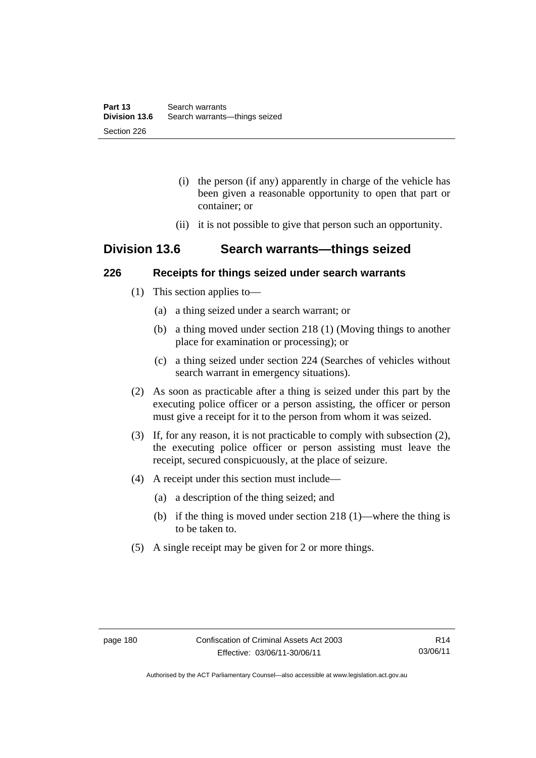(i) the person (if any) apparently in charge of the vehicle has been given a reasonable opportunity to open that part or container; or

(ii) it is not possible to give that person such an opportunity.

## Division 13.6 Search warrants—things seized

### 226 Receipts for things seized under search warrants

(1) This section applies to—

(a) a thing seized under a search warrant; or

(b) a thing moved under section 218 (1) (Moving things to another place for examination or processing); or

(c) a thing seized under section 224 (Searches of vehicles without search warrant in emergency situations).

(2) As soon as practicable after a thing is seized under this part by the executing police officer or a person assisting, the officer or person must give a receipt for it to the person from whom it was seized.

(3) If, for any reason, it is not practicable to comply with subsection (2), the executing police officer or person assisting must leave the receipt, secured conspicuously, at the place of seizure.

(4) A receipt under this section must include—

(a) a description of the thing seized; and

(b) if the thing is moved under section 218 (1)—where the thing is to be taken to.

(5) A single receipt may be given for 2 or more things.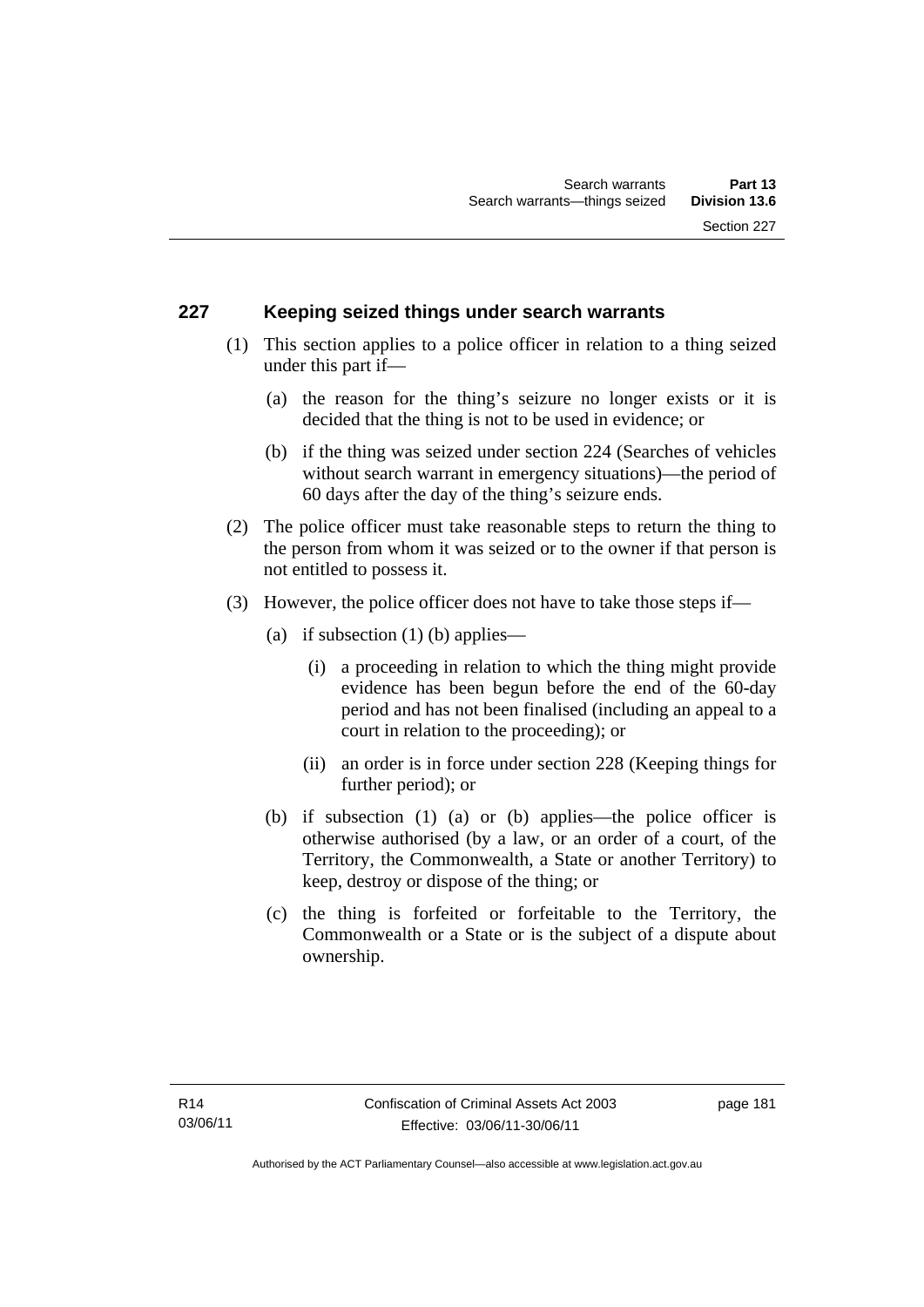## 227 Keeping seized things under search warrants

(1) This section applies to a police officer in relation to a thing seized under this part if—

  (a) the reason for the thing's seizure no longer exists or it is decided that the thing is not to be used in evidence; or

  (b) if the thing was seized under section 224 (Searches of vehicles without search warrant in emergency situations)—the period of 60 days after the day of the thing's seizure ends.

(2) The police officer must take reasonable steps to return the thing to the person from whom it was seized or to the owner if that person is not entitled to possess it.

(3) However, the police officer does not have to take those steps if—

  (a) if subsection (1) (b) applies—

    (i) a proceeding in relation to which the thing might provide evidence has been begun before the end of the 60-day period and has not been finalised (including an appeal to a court in relation to the proceeding); or

    (ii) an order is in force under section 228 (Keeping things for further period); or

  (b) if subsection (1) (a) or (b) applies—the police officer is otherwise authorised (by a law, or an order of a court, of the Territory, the Commonwealth, a State or another Territory) to keep, destroy or dispose of the thing; or

  (c) the thing is forfeited or forfeitable to the Territory, the Commonwealth or a State or is the subject of a dispute about ownership.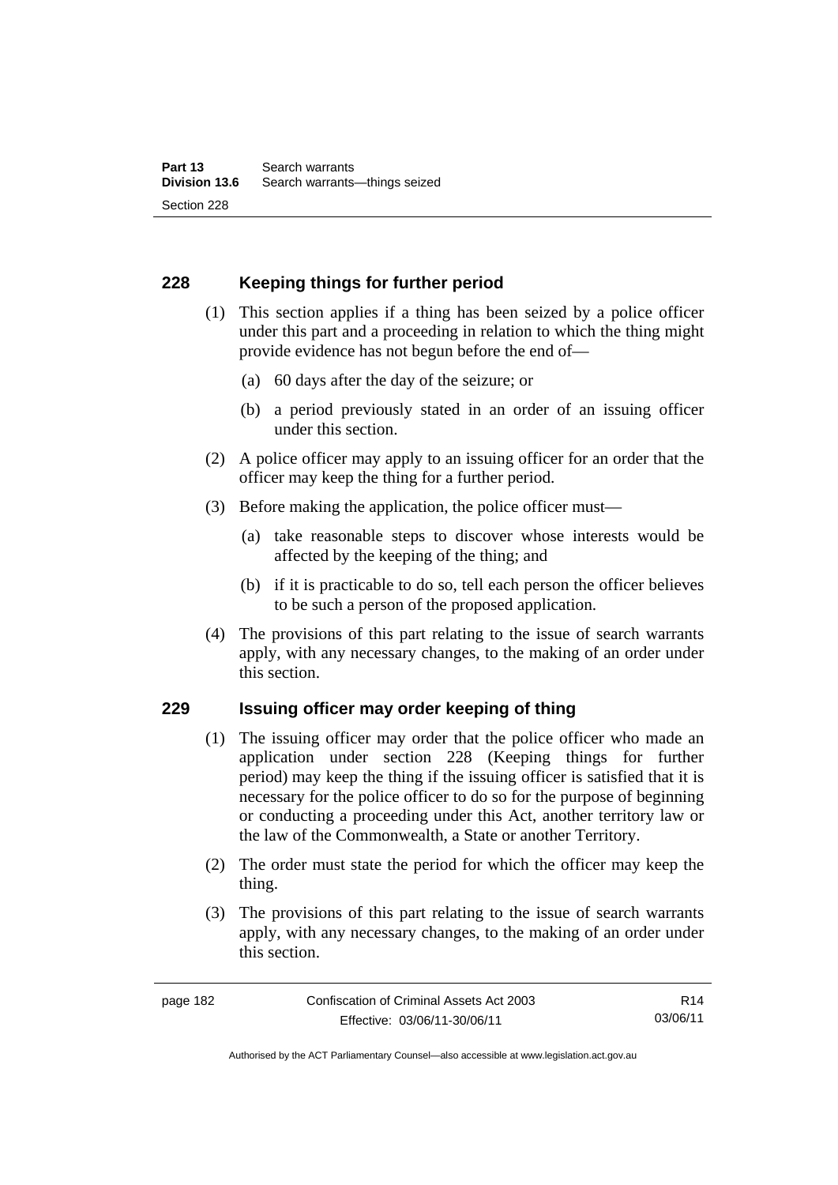## 228 Keeping things for further period

(1) This section applies if a thing has been seized by a police officer under this part and a proceeding in relation to which the thing might provide evidence has not begun before the end of—

(a) 60 days after the day of the seizure; or

(b) a period previously stated in an order of an issuing officer under this section.

(2) A police officer may apply to an issuing officer for an order that the officer may keep the thing for a further period.

(3) Before making the application, the police officer must—

(a) take reasonable steps to discover whose interests would be affected by the keeping of the thing; and

(b) if it is practicable to do so, tell each person the officer believes to be such a person of the proposed application.

(4) The provisions of this part relating to the issue of search warrants apply, with any necessary changes, to the making of an order under this section.

## 229 Issuing officer may order keeping of thing

(1) The issuing officer may order that the police officer who made an application under section 228 (Keeping things for further period) may keep the thing if the issuing officer is satisfied that it is necessary for the police officer to do so for the purpose of beginning or conducting a proceeding under this Act, another territory law or the law of the Commonwealth, a State or another Territory.

(2) The order must state the period for which the officer may keep the thing.

(3) The provisions of this part relating to the issue of search warrants apply, with any necessary changes, to the making of an order under this section.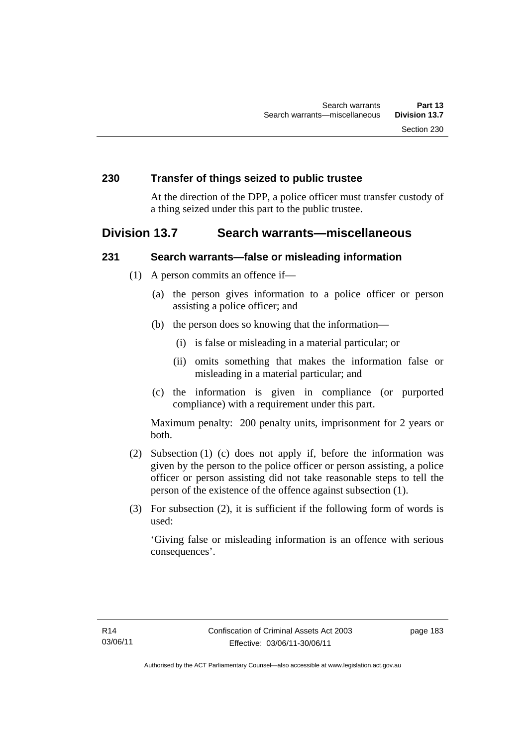### 230 Transfer of things seized to public trustee

At the direction of the DPP, a police officer must transfer custody of a thing seized under this part to the public trustee.

## Division 13.7 Search warrants—miscellaneous

### 231 Search warrants—false or misleading information

(1) A person commits an offence if—

(a) the person gives information to a police officer or person assisting a police officer; and

(b) the person does so knowing that the information—

(i) is false or misleading in a material particular; or

(ii) omits something that makes the information false or misleading in a material particular; and

(c) the information is given in compliance (or purported compliance) with a requirement under this part.

Maximum penalty: 200 penalty units, imprisonment for 2 years or both.

(2) Subsection (1) (c) does not apply if, before the information was given by the person to the police officer or person assisting, a police officer or person assisting did not take reasonable steps to tell the person of the existence of the offence against subsection (1).

(3) For subsection (2), it is sufficient if the following form of words is used:

'Giving false or misleading information is an offence with serious consequences'.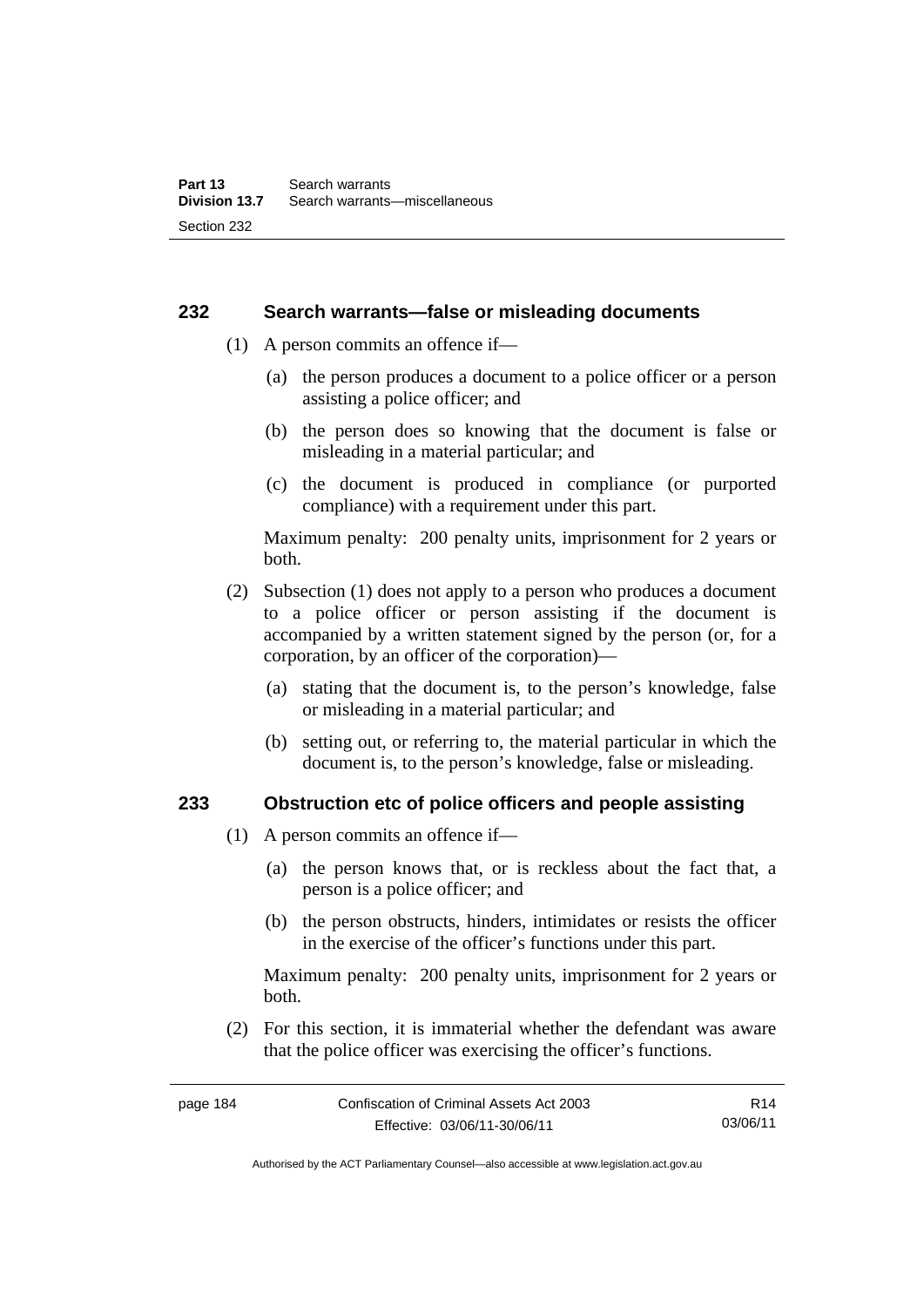### 232 Search warrants—false or misleading documents

(1) A person commits an offence if—

(a) the person produces a document to a police officer or a person assisting a police officer; and

(b) the person does so knowing that the document is false or misleading in a material particular; and

(c) the document is produced in compliance (or purported compliance) with a requirement under this part.

Maximum penalty: 200 penalty units, imprisonment for 2 years or both.

(2) Subsection (1) does not apply to a person who produces a document to a police officer or person assisting if the document is accompanied by a written statement signed by the person (or, for a corporation, by an officer of the corporation)—

(a) stating that the document is, to the person's knowledge, false or misleading in a material particular; and

(b) setting out, or referring to, the material particular in which the document is, to the person's knowledge, false or misleading.

### 233 Obstruction etc of police officers and people assisting

(1) A person commits an offence if—

(a) the person knows that, or is reckless about the fact that, a person is a police officer; and

(b) the person obstructs, hinders, intimidates or resists the officer in the exercise of the officer's functions under this part.

Maximum penalty: 200 penalty units, imprisonment for 2 years or both.

(2) For this section, it is immaterial whether the defendant was aware that the police officer was exercising the officer's functions.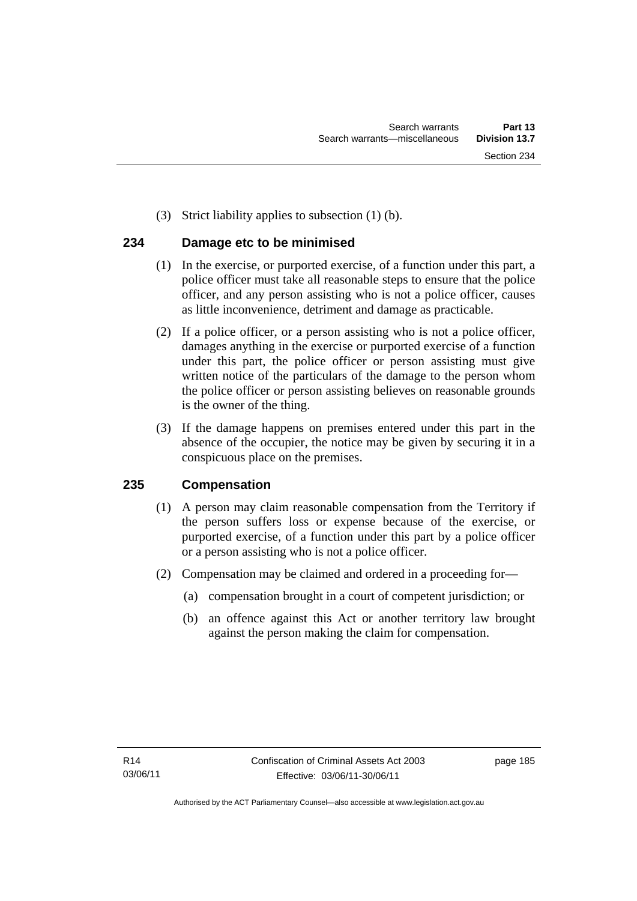(3) Strict liability applies to subsection (1) (b).

## 234 Damage etc to be minimised

(1) In the exercise, or purported exercise, of a function under this part, a police officer must take all reasonable steps to ensure that the police officer, and any person assisting who is not a police officer, causes as little inconvenience, detriment and damage as practicable.

(2) If a police officer, or a person assisting who is not a police officer, damages anything in the exercise or purported exercise of a function under this part, the police officer or person assisting must give written notice of the particulars of the damage to the person whom the police officer or person assisting believes on reasonable grounds is the owner of the thing.

(3) If the damage happens on premises entered under this part in the absence of the occupier, the notice may be given by securing it in a conspicuous place on the premises.

## 235 Compensation

(1) A person may claim reasonable compensation from the Territory if the person suffers loss or expense because of the exercise, or purported exercise, of a function under this part by a police officer or a person assisting who is not a police officer.

(2) Compensation may be claimed and ordered in a proceeding for—

(a) compensation brought in a court of competent jurisdiction; or

(b) an offence against this Act or another territory law brought against the person making the claim for compensation.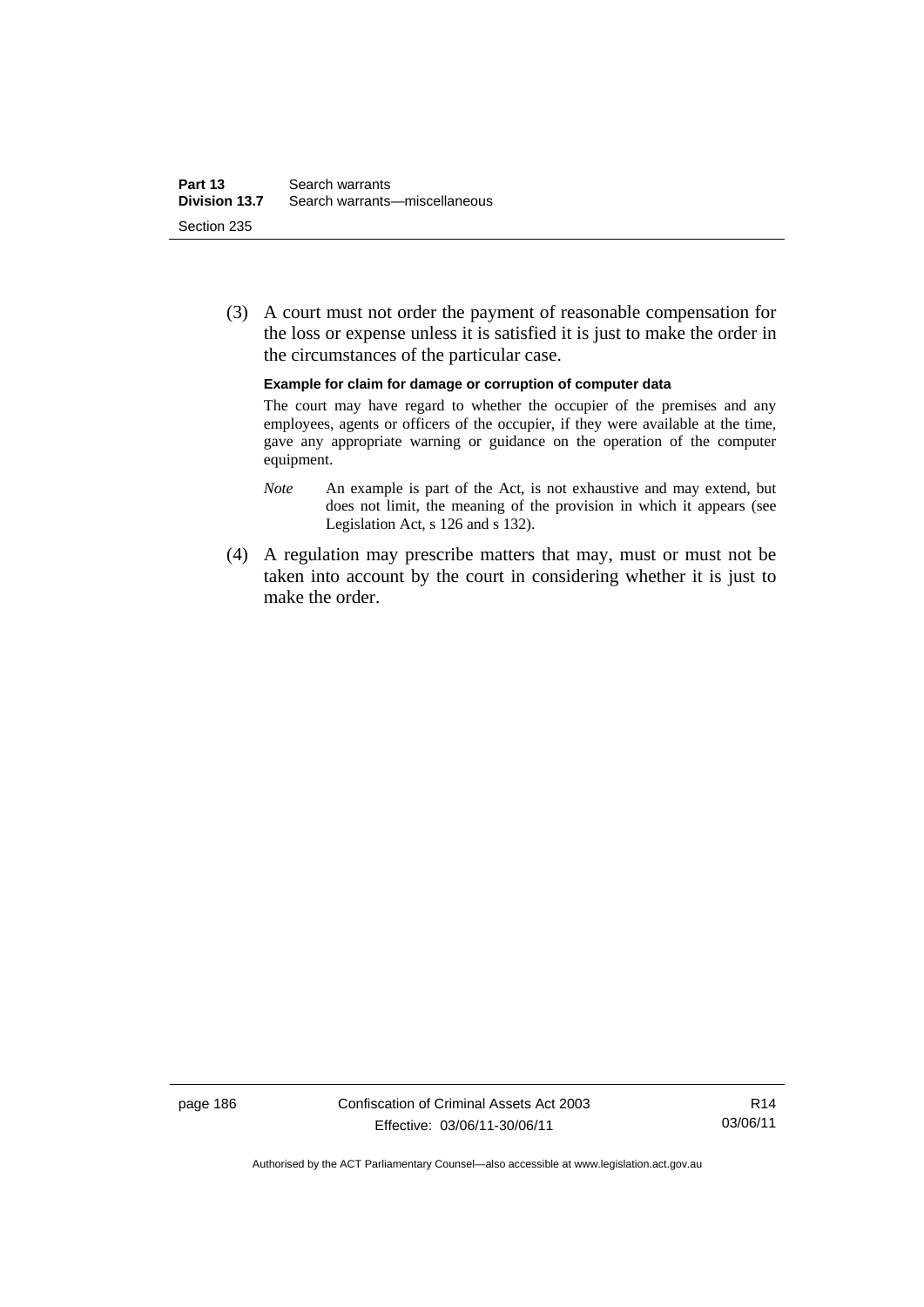(3) A court must not order the payment of reasonable compensation for the loss or expense unless it is satisfied it is just to make the order in the circumstances of the particular case.

**Example for claim for damage or corruption of computer data**

The court may have regard to whether the occupier of the premises and any employees, agents or officers of the occupier, if they were available at the time, gave any appropriate warning or guidance on the operation of the computer equipment.

*Note* An example is part of the Act, is not exhaustive and may extend, but does not limit, the meaning of the provision in which it appears (see Legislation Act, s 126 and s 132).

(4) A regulation may prescribe matters that may, must or must not be taken into account by the court in considering whether it is just to make the order.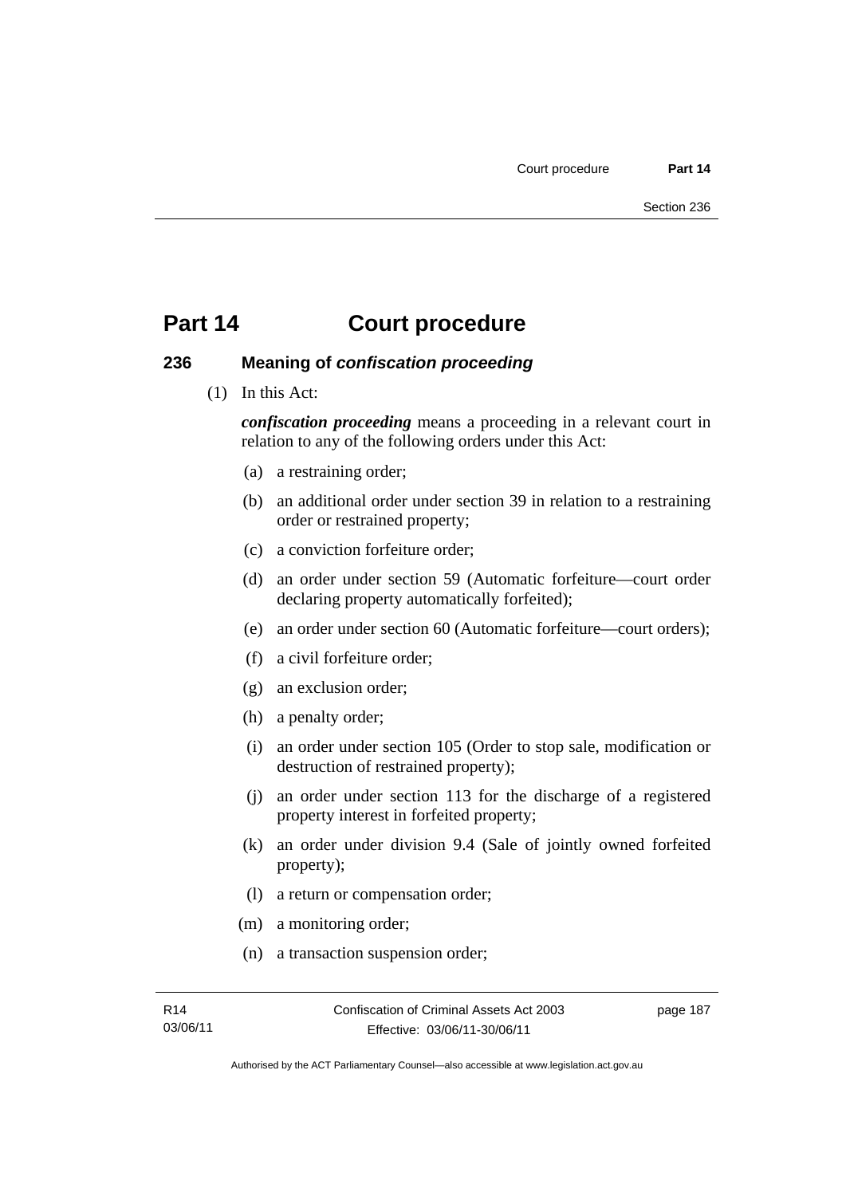# Part 14 Court procedure

## 236 Meaning of *confiscation proceeding*

(1) In this Act:

***confiscation proceeding*** means a proceeding in a relevant court in relation to any of the following orders under this Act:

(a) a restraining order;

(b) an additional order under section 39 in relation to a restraining order or restrained property;

(c) a conviction forfeiture order;

(d) an order under section 59 (Automatic forfeiture—court order declaring property automatically forfeited);

(e) an order under section 60 (Automatic forfeiture—court orders);

(f) a civil forfeiture order;

(g) an exclusion order;

(h) a penalty order;

(i) an order under section 105 (Order to stop sale, modification or destruction of restrained property);

(j) an order under section 113 for the discharge of a registered property interest in forfeited property;

(k) an order under division 9.4 (Sale of jointly owned forfeited property);

(l) a return or compensation order;

(m) a monitoring order;

(n) a transaction suspension order;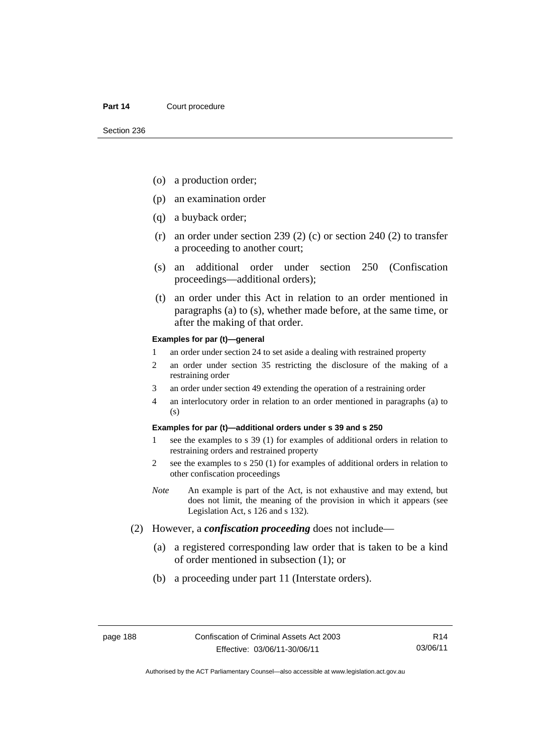(o) a production order;

(p) an examination order

(q) a buyback order;

(r) an order under section 239 (2) (c) or section 240 (2) to transfer a proceeding to another court;

(s) an additional order under section 250 (Confiscation proceedings—additional orders);

(t) an order under this Act in relation to an order mentioned in paragraphs (a) to (s), whether made before, at the same time, or after the making of that order.

**Examples for par (t)—general**

1 an order under section 24 to set aside a dealing with restrained property

2 an order under section 35 restricting the disclosure of the making of a restraining order

3 an order under section 49 extending the operation of a restraining order

4 an interlocutory order in relation to an order mentioned in paragraphs (a) to (s)

**Examples for par (t)—additional orders under s 39 and s 250**

1 see the examples to s 39 (1) for examples of additional orders in relation to restraining orders and restrained property

2 see the examples to s 250 (1) for examples of additional orders in relation to other confiscation proceedings

*Note* An example is part of the Act, is not exhaustive and may extend, but does not limit, the meaning of the provision in which it appears (see Legislation Act, s 126 and s 132).

(2) However, a ***confiscation proceeding*** does not include—

(a) a registered corresponding law order that is taken to be a kind of order mentioned in subsection (1); or

(b) a proceeding under part 11 (Interstate orders).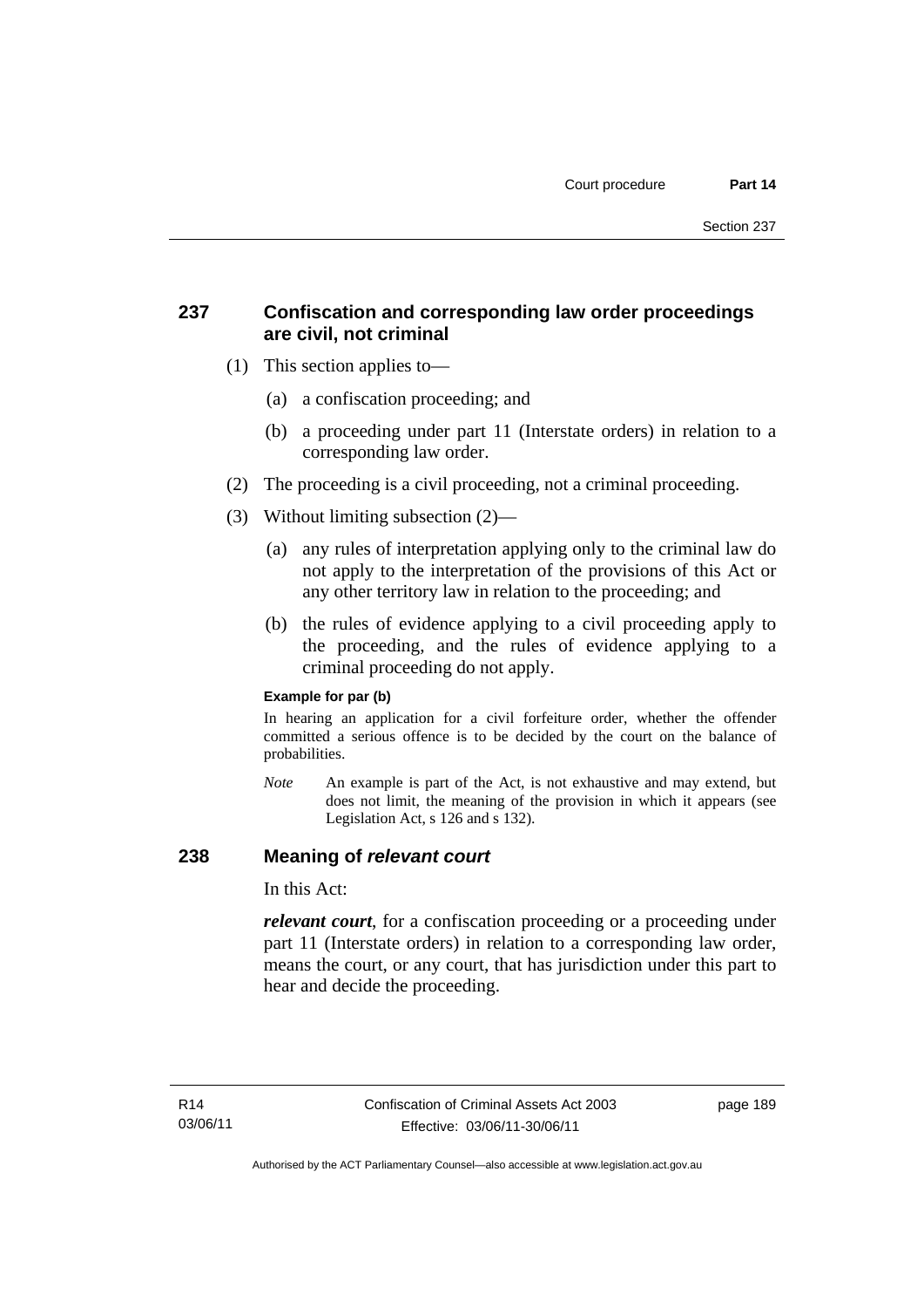## 237 Confiscation and corresponding law order proceedings are civil, not criminal

(1) This section applies to—

(a) a confiscation proceeding; and

(b) a proceeding under part 11 (Interstate orders) in relation to a corresponding law order.

(2) The proceeding is a civil proceeding, not a criminal proceeding.

(3) Without limiting subsection (2)—

(a) any rules of interpretation applying only to the criminal law do not apply to the interpretation of the provisions of this Act or any other territory law in relation to the proceeding; and

(b) the rules of evidence applying to a civil proceeding apply to the proceeding, and the rules of evidence applying to a criminal proceeding do not apply.

**Example for par (b)**

In hearing an application for a civil forfeiture order, whether the offender committed a serious offence is to be decided by the court on the balance of probabilities.

*Note* An example is part of the Act, is not exhaustive and may extend, but does not limit, the meaning of the provision in which it appears (see Legislation Act, s 126 and s 132).

## 238 Meaning of *relevant court*

In this Act:

***relevant court***, for a confiscation proceeding or a proceeding under part 11 (Interstate orders) in relation to a corresponding law order, means the court, or any court, that has jurisdiction under this part to hear and decide the proceeding.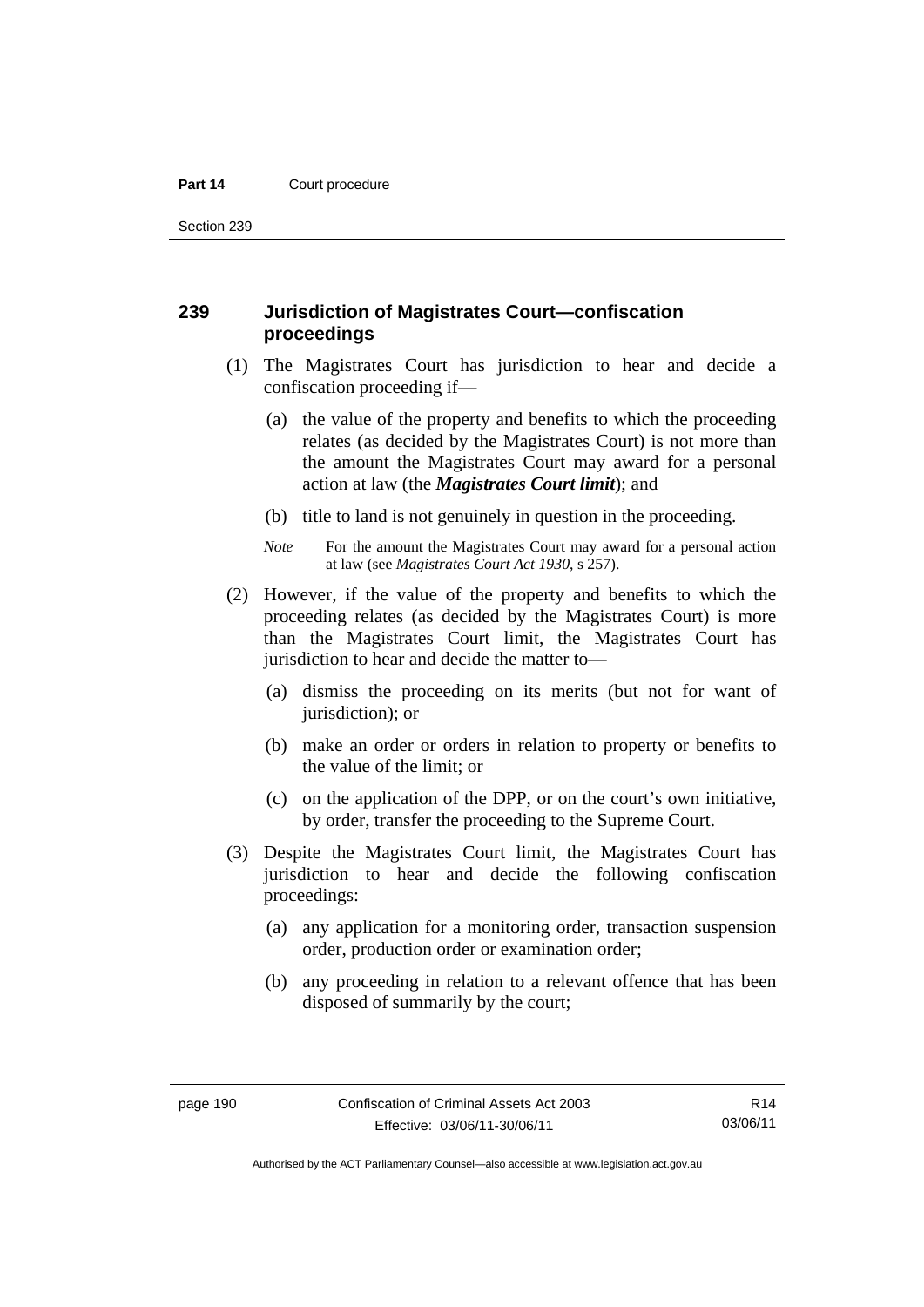## 239 Jurisdiction of Magistrates Court—confiscation proceedings

(1) The Magistrates Court has jurisdiction to hear and decide a confiscation proceeding if—

(a) the value of the property and benefits to which the proceeding relates (as decided by the Magistrates Court) is not more than the amount the Magistrates Court may award for a personal action at law (the ***Magistrates Court limit***); and

(b) title to land is not genuinely in question in the proceeding.

*Note* For the amount the Magistrates Court may award for a personal action at law (see *Magistrates Court Act 1930*, s 257).

(2) However, if the value of the property and benefits to which the proceeding relates (as decided by the Magistrates Court) is more than the Magistrates Court limit, the Magistrates Court has jurisdiction to hear and decide the matter to—

(a) dismiss the proceeding on its merits (but not for want of jurisdiction); or

(b) make an order or orders in relation to property or benefits to the value of the limit; or

(c) on the application of the DPP, or on the court's own initiative, by order, transfer the proceeding to the Supreme Court.

(3) Despite the Magistrates Court limit, the Magistrates Court has jurisdiction to hear and decide the following confiscation proceedings:

(a) any application for a monitoring order, transaction suspension order, production order or examination order;

(b) any proceeding in relation to a relevant offence that has been disposed of summarily by the court;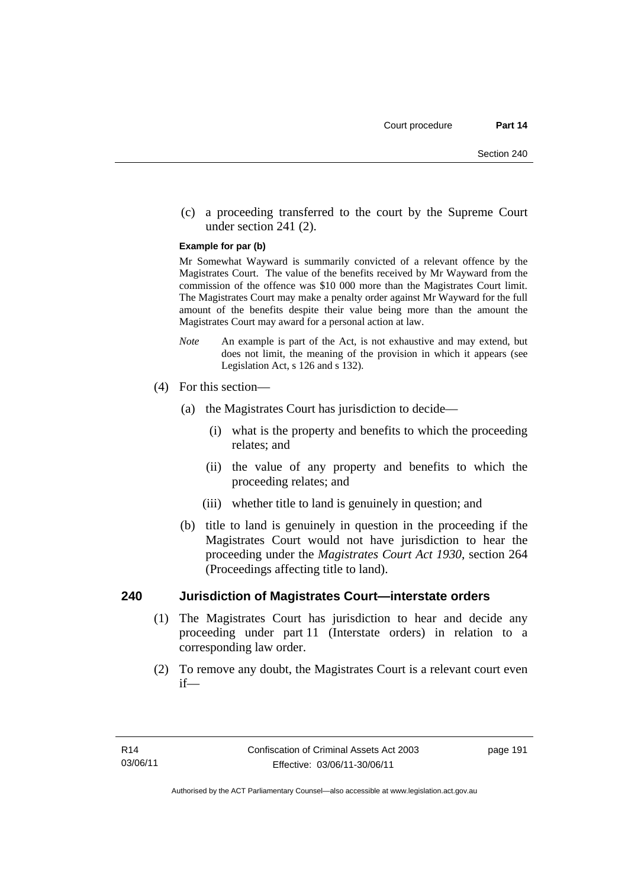(c) a proceeding transferred to the court by the Supreme Court under section 241 (2).

**Example for par (b)**

Mr Somewhat Wayward is summarily convicted of a relevant offence by the Magistrates Court. The value of the benefits received by Mr Wayward from the commission of the offence was $10 000 more than the Magistrates Court limit. The Magistrates Court may make a penalty order against Mr Wayward for the full amount of the benefits despite their value being more than the amount the Magistrates Court may award for a personal action at law.

*Note* An example is part of the Act, is not exhaustive and may extend, but does not limit, the meaning of the provision in which it appears (see Legislation Act, s 126 and s 132).

(4) For this section—

(a) the Magistrates Court has jurisdiction to decide—

(i) what is the property and benefits to which the proceeding relates; and

(ii) the value of any property and benefits to which the proceeding relates; and

(iii) whether title to land is genuinely in question; and

(b) title to land is genuinely in question in the proceeding if the Magistrates Court would not have jurisdiction to hear the proceeding under the *Magistrates Court Act 1930*, section 264 (Proceedings affecting title to land).

## 240 Jurisdiction of Magistrates Court—interstate orders

(1) The Magistrates Court has jurisdiction to hear and decide any proceeding under part 11 (Interstate orders) in relation to a corresponding law order.

(2) To remove any doubt, the Magistrates Court is a relevant court even if—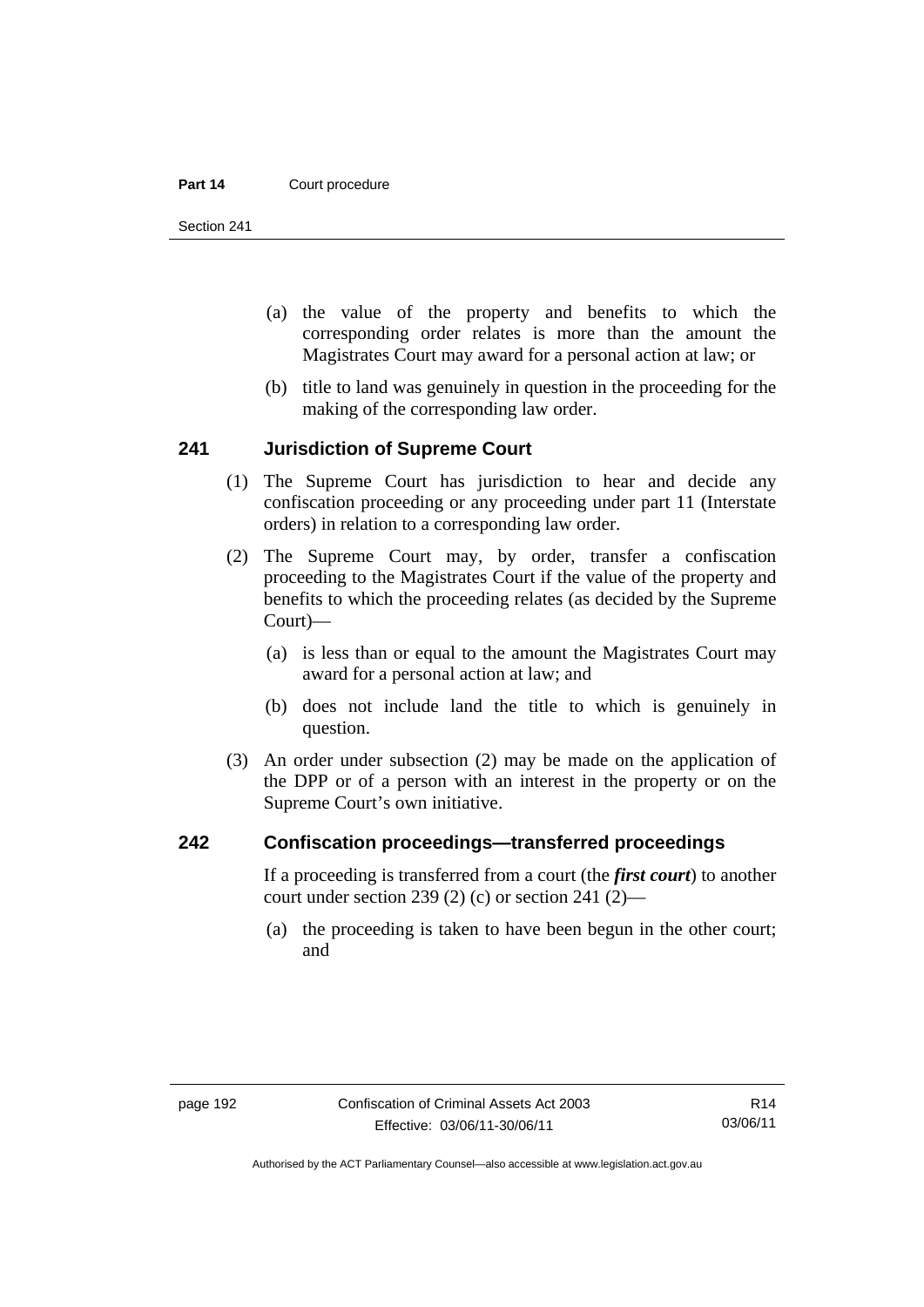(a) the value of the property and benefits to which the corresponding order relates is more than the amount the Magistrates Court may award for a personal action at law; or

(b) title to land was genuinely in question in the proceeding for the making of the corresponding law order.

## 241 Jurisdiction of Supreme Court

(1) The Supreme Court has jurisdiction to hear and decide any confiscation proceeding or any proceeding under part 11 (Interstate orders) in relation to a corresponding law order.

(2) The Supreme Court may, by order, transfer a confiscation proceeding to the Magistrates Court if the value of the property and benefits to which the proceeding relates (as decided by the Supreme Court)—

(a) is less than or equal to the amount the Magistrates Court may award for a personal action at law; and

(b) does not include land the title to which is genuinely in question.

(3) An order under subsection (2) may be made on the application of the DPP or of a person with an interest in the property or on the Supreme Court's own initiative.

## 242 Confiscation proceedings—transferred proceedings

If a proceeding is transferred from a court (the ***first court***) to another court under section 239 (2) (c) or section 241 (2)—

(a) the proceeding is taken to have been begun in the other court; and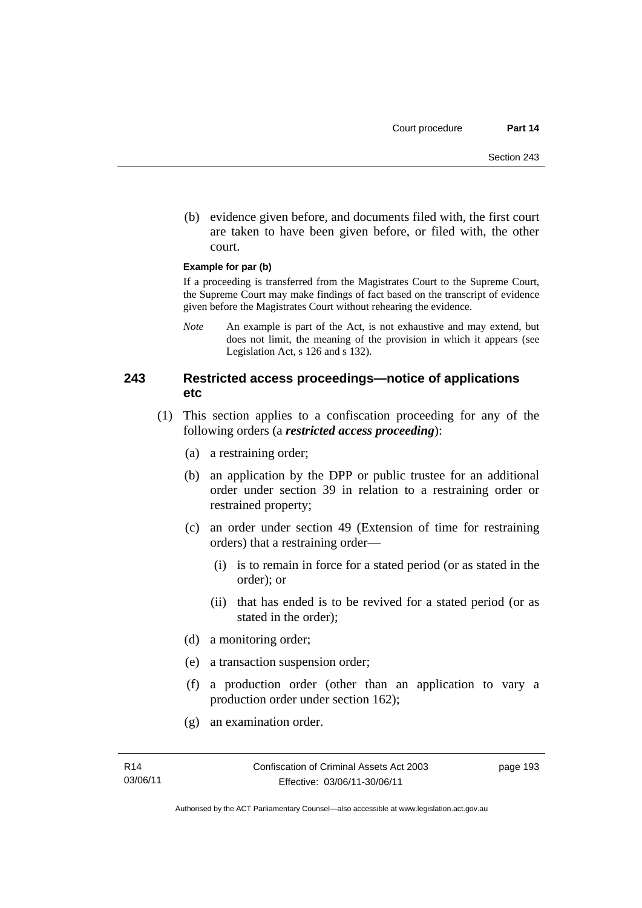(b) evidence given before, and documents filed with, the first court are taken to have been given before, or filed with, the other court.

**Example for par (b)**

If a proceeding is transferred from the Magistrates Court to the Supreme Court, the Supreme Court may make findings of fact based on the transcript of evidence given before the Magistrates Court without rehearing the evidence.

*Note* An example is part of the Act, is not exhaustive and may extend, but does not limit, the meaning of the provision in which it appears (see Legislation Act, s 126 and s 132).

## 243 Restricted access proceedings—notice of applications etc

(1) This section applies to a confiscation proceeding for any of the following orders (a ***restricted access proceeding***):

(a) a restraining order;

(b) an application by the DPP or public trustee for an additional order under section 39 in relation to a restraining order or restrained property;

(c) an order under section 49 (Extension of time for restraining orders) that a restraining order—

(i) is to remain in force for a stated period (or as stated in the order); or

(ii) that has ended is to be revived for a stated period (or as stated in the order);

(d) a monitoring order;

(e) a transaction suspension order;

(f) a production order (other than an application to vary a production order under section 162);

(g) an examination order.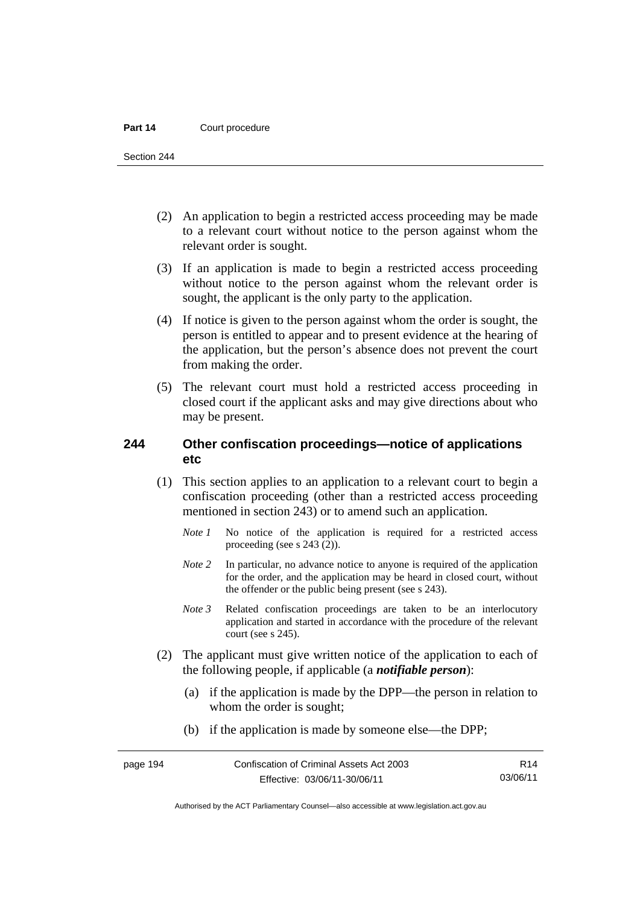(2) An application to begin a restricted access proceeding may be made to a relevant court without notice to the person against whom the relevant order is sought.

(3) If an application is made to begin a restricted access proceeding without notice to the person against whom the relevant order is sought, the applicant is the only party to the application.

(4) If notice is given to the person against whom the order is sought, the person is entitled to appear and to present evidence at the hearing of the application, but the person's absence does not prevent the court from making the order.

(5) The relevant court must hold a restricted access proceeding in closed court if the applicant asks and may give directions about who may be present.

## 244 Other confiscation proceedings—notice of applications etc

(1) This section applies to an application to a relevant court to begin a confiscation proceeding (other than a restricted access proceeding mentioned in section 243) or to amend such an application.

*Note 1* No notice of the application is required for a restricted access proceeding (see s 243 (2)).

*Note 2* In particular, no advance notice to anyone is required of the application for the order, and the application may be heard in closed court, without the offender or the public being present (see s 243).

*Note 3* Related confiscation proceedings are taken to be an interlocutory application and started in accordance with the procedure of the relevant court (see s 245).

(2) The applicant must give written notice of the application to each of the following people, if applicable (a ***notifiable person***):

(a) if the application is made by the DPP—the person in relation to whom the order is sought;

(b) if the application is made by someone else—the DPP;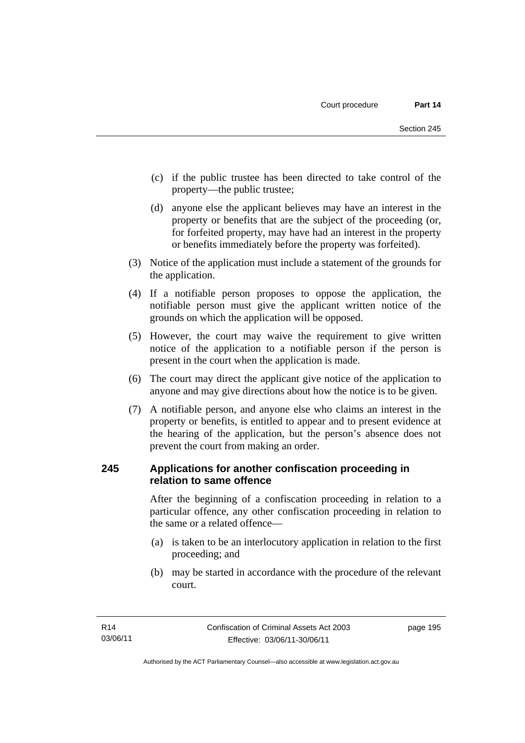(c) if the public trustee has been directed to take control of the property—the public trustee;

(d) anyone else the applicant believes may have an interest in the property or benefits that are the subject of the proceeding (or, for forfeited property, may have had an interest in the property or benefits immediately before the property was forfeited).

(3) Notice of the application must include a statement of the grounds for the application.

(4) If a notifiable person proposes to oppose the application, the notifiable person must give the applicant written notice of the grounds on which the application will be opposed.

(5) However, the court may waive the requirement to give written notice of the application to a notifiable person if the person is present in the court when the application is made.

(6) The court may direct the applicant give notice of the application to anyone and may give directions about how the notice is to be given.

(7) A notifiable person, and anyone else who claims an interest in the property or benefits, is entitled to appear and to present evidence at the hearing of the application, but the person's absence does not prevent the court from making an order.

### 245 Applications for another confiscation proceeding in relation to same offence

After the beginning of a confiscation proceeding in relation to a particular offence, any other confiscation proceeding in relation to the same or a related offence—

(a) is taken to be an interlocutory application in relation to the first proceeding; and

(b) may be started in accordance with the procedure of the relevant court.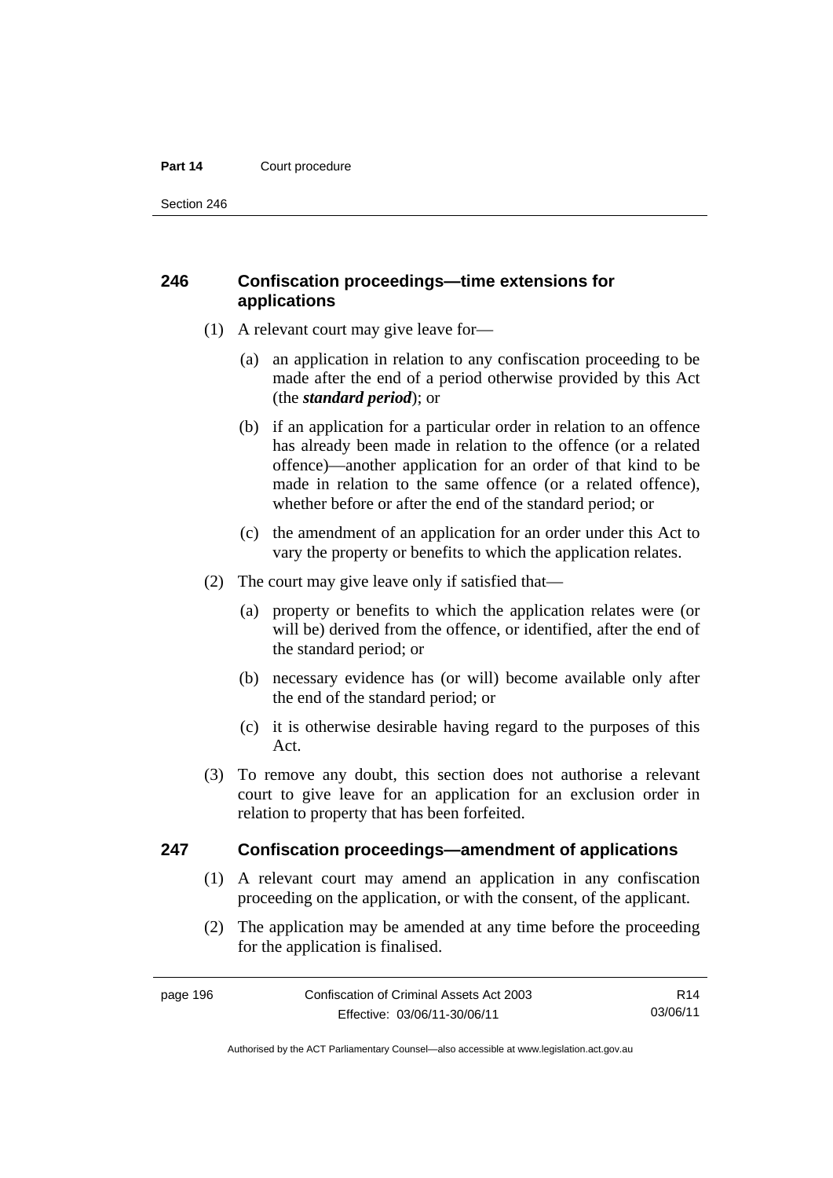## 246 Confiscation proceedings—time extensions for applications

(1) A relevant court may give leave for—

(a) an application in relation to any confiscation proceeding to be made after the end of a period otherwise provided by this Act (the ***standard period***); or

(b) if an application for a particular order in relation to an offence has already been made in relation to the offence (or a related offence)—another application for an order of that kind to be made in relation to the same offence (or a related offence), whether before or after the end of the standard period; or

(c) the amendment of an application for an order under this Act to vary the property or benefits to which the application relates.

(2) The court may give leave only if satisfied that—

(a) property or benefits to which the application relates were (or will be) derived from the offence, or identified, after the end of the standard period; or

(b) necessary evidence has (or will) become available only after the end of the standard period; or

(c) it is otherwise desirable having regard to the purposes of this Act.

(3) To remove any doubt, this section does not authorise a relevant court to give leave for an application for an exclusion order in relation to property that has been forfeited.

## 247 Confiscation proceedings—amendment of applications

(1) A relevant court may amend an application in any confiscation proceeding on the application, or with the consent, of the applicant.

(2) The application may be amended at any time before the proceeding for the application is finalised.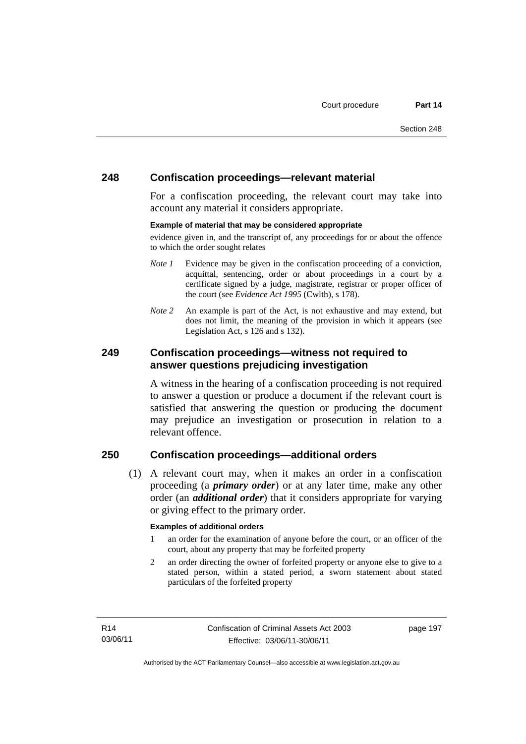## 248 Confiscation proceedings—relevant material

For a confiscation proceeding, the relevant court may take into account any material it considers appropriate.

**Example of material that may be considered appropriate**

evidence given in, and the transcript of, any proceedings for or about the offence to which the order sought relates

*Note 1* Evidence may be given in the confiscation proceeding of a conviction, acquittal, sentencing, order or about proceedings in a court by a certificate signed by a judge, magistrate, registrar or proper officer of the court (see *Evidence Act 1995* (Cwlth), s 178).

*Note 2* An example is part of the Act, is not exhaustive and may extend, but does not limit, the meaning of the provision in which it appears (see Legislation Act, s 126 and s 132).

## 249 Confiscation proceedings—witness not required to answer questions prejudicing investigation

A witness in the hearing of a confiscation proceeding is not required to answer a question or produce a document if the relevant court is satisfied that answering the question or producing the document may prejudice an investigation or prosecution in relation to a relevant offence.

## 250 Confiscation proceedings—additional orders

(1) A relevant court may, when it makes an order in a confiscation proceeding (a ***primary order***) or at any later time, make any other order (an ***additional order***) that it considers appropriate for varying or giving effect to the primary order.

**Examples of additional orders**

1 an order for the examination of anyone before the court, or an officer of the court, about any property that may be forfeited property

2 an order directing the owner of forfeited property or anyone else to give to a stated person, within a stated period, a sworn statement about stated particulars of the forfeited property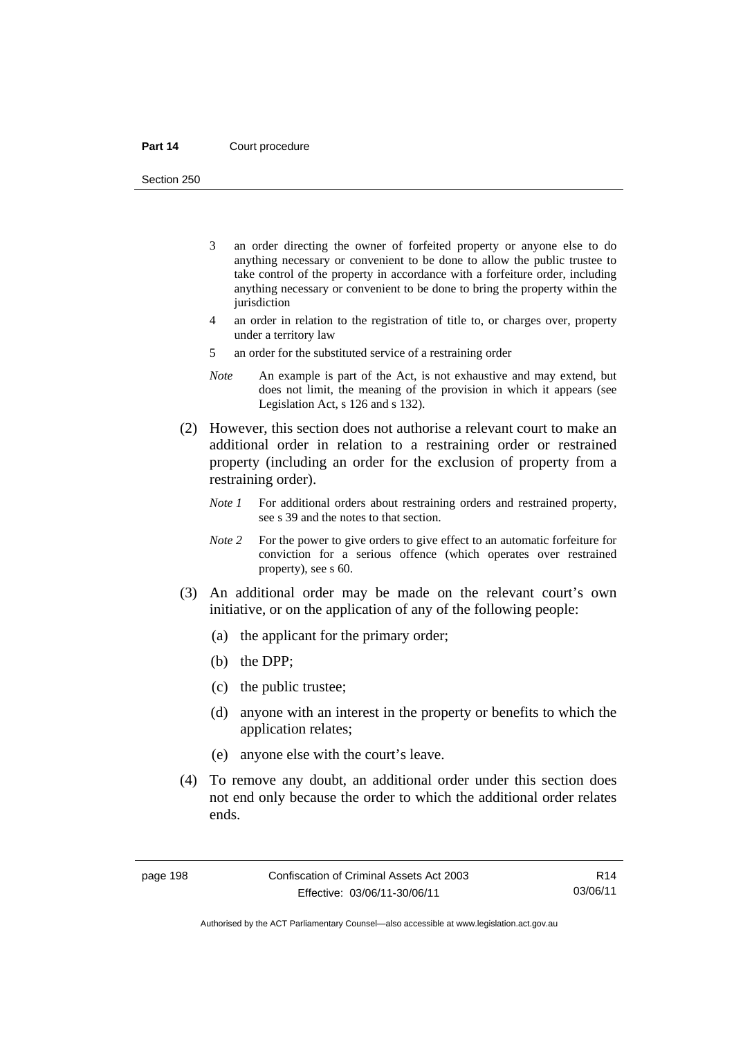3 an order directing the owner of forfeited property or anyone else to do anything necessary or convenient to be done to allow the public trustee to take control of the property in accordance with a forfeiture order, including anything necessary or convenient to be done to bring the property within the jurisdiction

4 an order in relation to the registration of title to, or charges over, property under a territory law

5 an order for the substituted service of a restraining order

*Note* An example is part of the Act, is not exhaustive and may extend, but does not limit, the meaning of the provision in which it appears (see Legislation Act, s 126 and s 132).

(2) However, this section does not authorise a relevant court to make an additional order in relation to a restraining order or restrained property (including an order for the exclusion of property from a restraining order).

*Note 1* For additional orders about restraining orders and restrained property, see s 39 and the notes to that section.

*Note 2* For the power to give orders to give effect to an automatic forfeiture for conviction for a serious offence (which operates over restrained property), see s 60.

(3) An additional order may be made on the relevant court's own initiative, or on the application of any of the following people:

(a) the applicant for the primary order;

(b) the DPP;

(c) the public trustee;

(d) anyone with an interest in the property or benefits to which the application relates;

(e) anyone else with the court's leave.

(4) To remove any doubt, an additional order under this section does not end only because the order to which the additional order relates ends.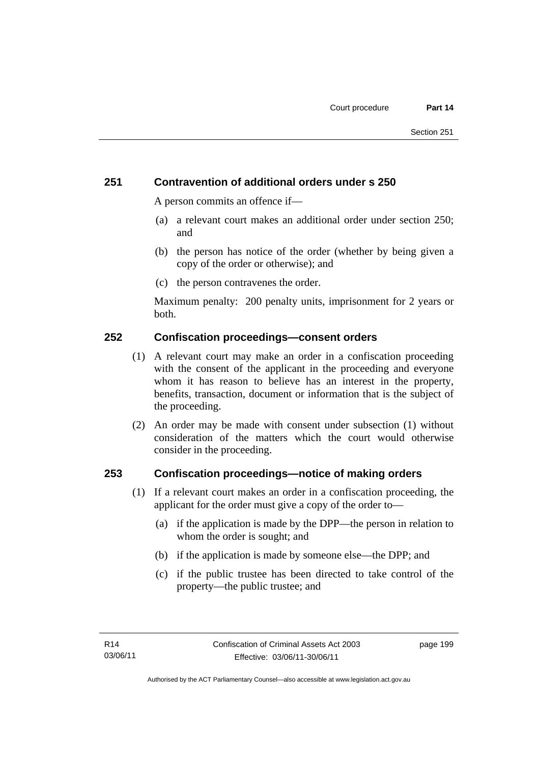### 251 Contravention of additional orders under s 250

A person commits an offence if—

(a) a relevant court makes an additional order under section 250; and

(b) the person has notice of the order (whether by being given a copy of the order or otherwise); and

(c) the person contravenes the order.

Maximum penalty: 200 penalty units, imprisonment for 2 years or both.

### 252 Confiscation proceedings—consent orders

(1) A relevant court may make an order in a confiscation proceeding with the consent of the applicant in the proceeding and everyone whom it has reason to believe has an interest in the property, benefits, transaction, document or information that is the subject of the proceeding.

(2) An order may be made with consent under subsection (1) without consideration of the matters which the court would otherwise consider in the proceeding.

### 253 Confiscation proceedings—notice of making orders

(1) If a relevant court makes an order in a confiscation proceeding, the applicant for the order must give a copy of the order to—

(a) if the application is made by the DPP—the person in relation to whom the order is sought; and

(b) if the application is made by someone else—the DPP; and

(c) if the public trustee has been directed to take control of the property—the public trustee; and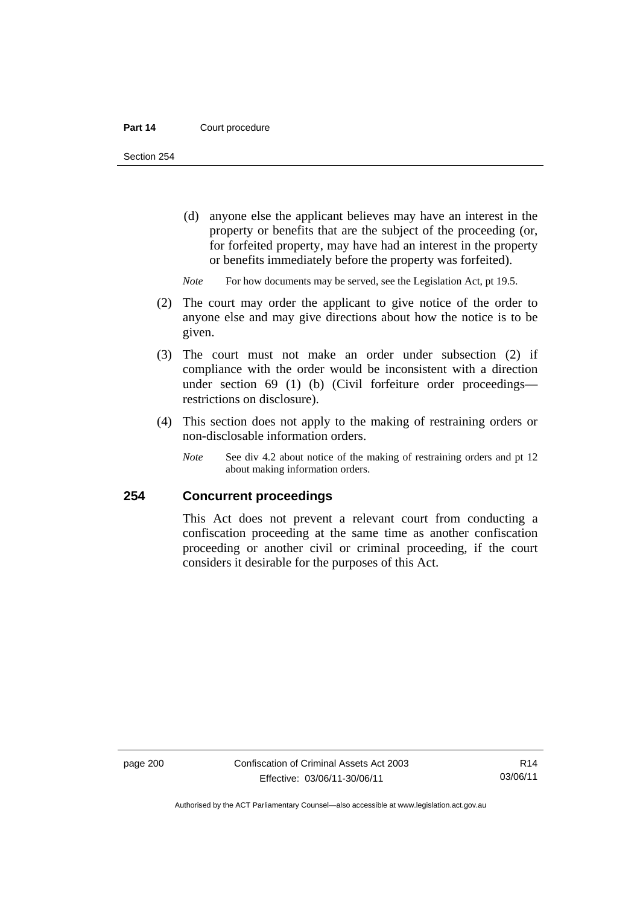(d) anyone else the applicant believes may have an interest in the property or benefits that are the subject of the proceeding (or, for forfeited property, may have had an interest in the property or benefits immediately before the property was forfeited).

*Note* For how documents may be served, see the Legislation Act, pt 19.5.

(2) The court may order the applicant to give notice of the order to anyone else and may give directions about how the notice is to be given.

(3) The court must not make an order under subsection (2) if compliance with the order would be inconsistent with a direction under section 69 (1) (b) (Civil forfeiture order proceedings—restrictions on disclosure).

(4) This section does not apply to the making of restraining orders or non-disclosable information orders.

*Note* See div 4.2 about notice of the making of restraining orders and pt 12 about making information orders.

## 254 Concurrent proceedings

This Act does not prevent a relevant court from conducting a confiscation proceeding at the same time as another confiscation proceeding or another civil or criminal proceeding, if the court considers it desirable for the purposes of this Act.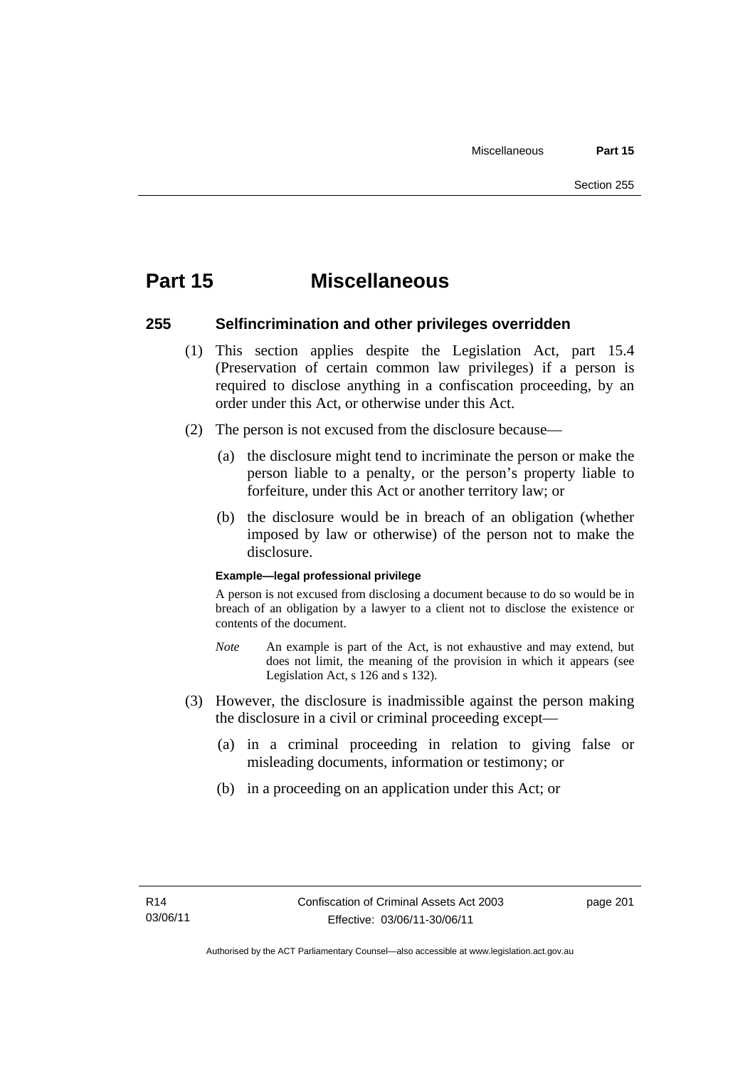# Part 15 Miscellaneous

## 255 Selfincrimination and other privileges overridden

(1) This section applies despite the Legislation Act, part 15.4 (Preservation of certain common law privileges) if a person is required to disclose anything in a confiscation proceeding, by an order under this Act, or otherwise under this Act.

(2) The person is not excused from the disclosure because—

(a) the disclosure might tend to incriminate the person or make the person liable to a penalty, or the person's property liable to forfeiture, under this Act or another territory law; or

(b) the disclosure would be in breach of an obligation (whether imposed by law or otherwise) of the person not to make the disclosure.

**Example—legal professional privilege**

A person is not excused from disclosing a document because to do so would be in breach of an obligation by a lawyer to a client not to disclose the existence or contents of the document.

*Note* An example is part of the Act, is not exhaustive and may extend, but does not limit, the meaning of the provision in which it appears (see Legislation Act, s 126 and s 132).

(3) However, the disclosure is inadmissible against the person making the disclosure in a civil or criminal proceeding except—

(a) in a criminal proceeding in relation to giving false or misleading documents, information or testimony; or

(b) in a proceeding on an application under this Act; or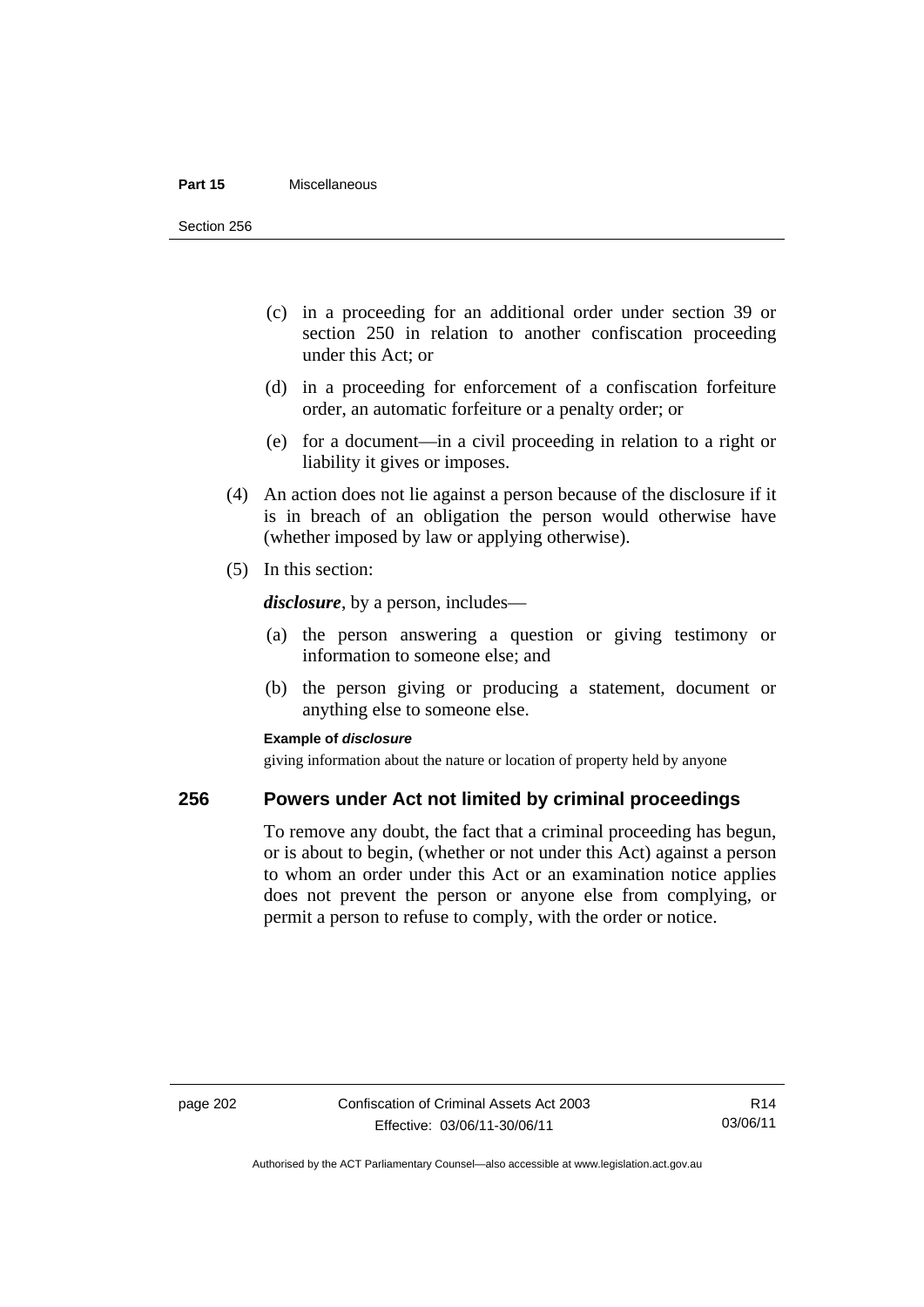(c) in a proceeding for an additional order under section 39 or section 250 in relation to another confiscation proceeding under this Act; or

(d) in a proceeding for enforcement of a confiscation forfeiture order, an automatic forfeiture or a penalty order; or

(e) for a document—in a civil proceeding in relation to a right or liability it gives or imposes.

(4) An action does not lie against a person because of the disclosure if it is in breach of an obligation the person would otherwise have (whether imposed by law or applying otherwise).

(5) In this section:

***disclosure***, by a person, includes—

(a) the person answering a question or giving testimony or information to someone else; and

(b) the person giving or producing a statement, document or anything else to someone else.

**Example of *disclosure***

giving information about the nature or location of property held by anyone

## 256 Powers under Act not limited by criminal proceedings

To remove any doubt, the fact that a criminal proceeding has begun, or is about to begin, (whether or not under this Act) against a person to whom an order under this Act or an examination notice applies does not prevent the person or anyone else from complying, or permit a person to refuse to comply, with the order or notice.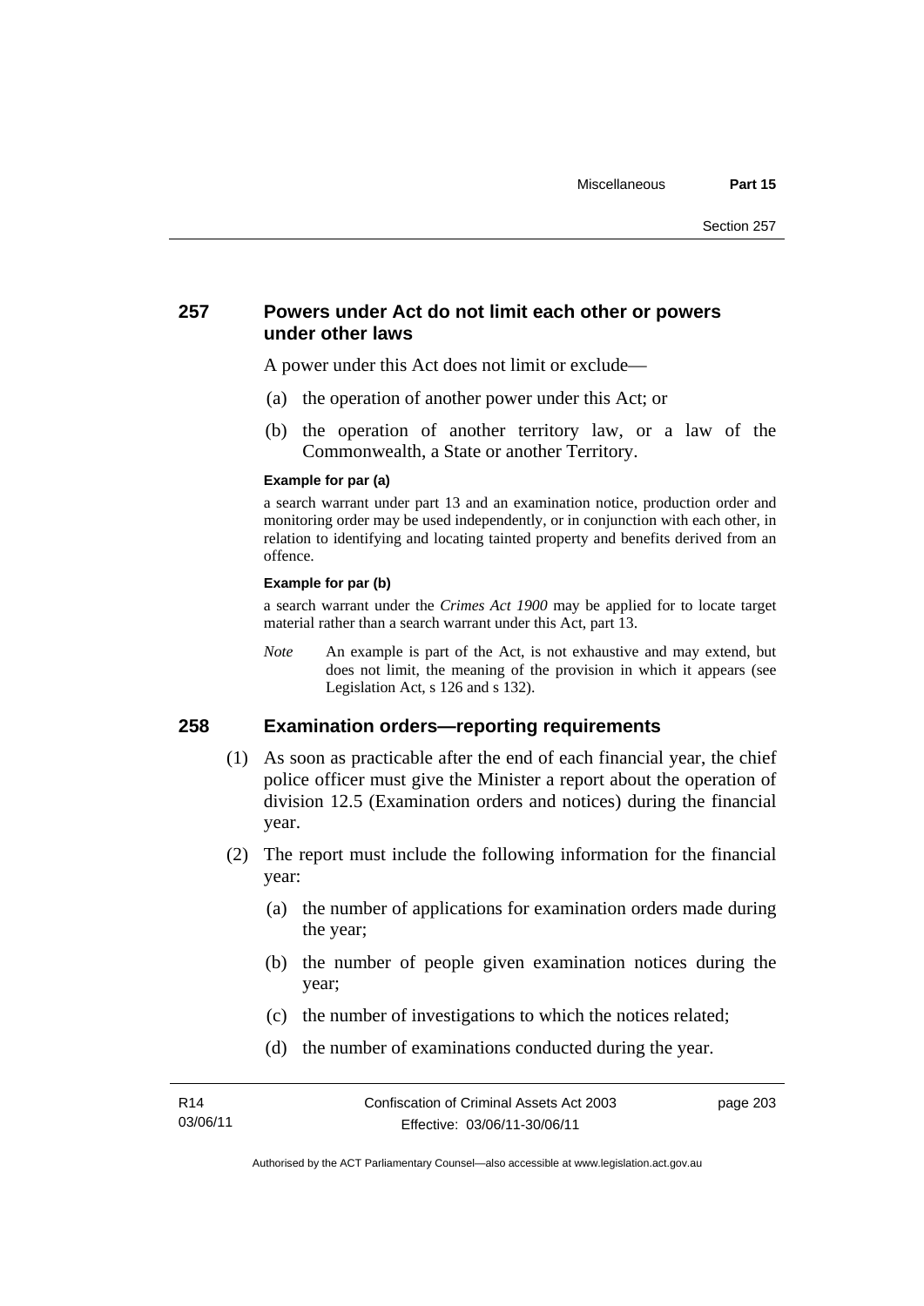## 257 Powers under Act do not limit each other or powers under other laws

A power under this Act does not limit or exclude—

(a) the operation of another power under this Act; or

(b) the operation of another territory law, or a law of the Commonwealth, a State or another Territory.

**Example for par (a)**

a search warrant under part 13 and an examination notice, production order and monitoring order may be used independently, or in conjunction with each other, in relation to identifying and locating tainted property and benefits derived from an offence.

**Example for par (b)**

a search warrant under the *Crimes Act 1900* may be applied for to locate target material rather than a search warrant under this Act, part 13.

*Note* An example is part of the Act, is not exhaustive and may extend, but does not limit, the meaning of the provision in which it appears (see Legislation Act, s 126 and s 132).

## 258 Examination orders—reporting requirements

(1) As soon as practicable after the end of each financial year, the chief police officer must give the Minister a report about the operation of division 12.5 (Examination orders and notices) during the financial year.

(2) The report must include the following information for the financial year:

(a) the number of applications for examination orders made during the year;

(b) the number of people given examination notices during the year;

(c) the number of investigations to which the notices related;

(d) the number of examinations conducted during the year.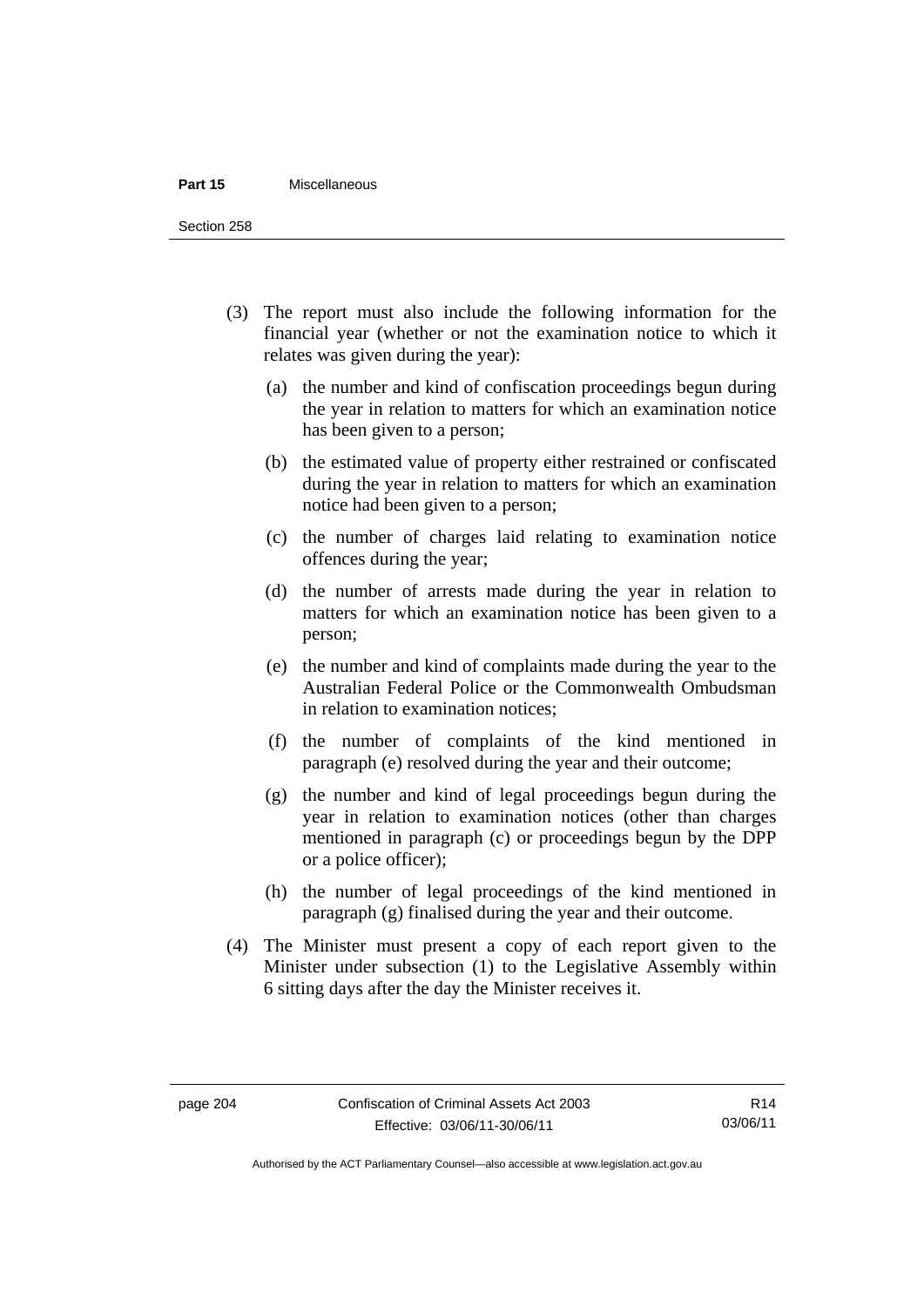(3) The report must also include the following information for the financial year (whether or not the examination notice to which it relates was given during the year):

(a) the number and kind of confiscation proceedings begun during the year in relation to matters for which an examination notice has been given to a person;

(b) the estimated value of property either restrained or confiscated during the year in relation to matters for which an examination notice had been given to a person;

(c) the number of charges laid relating to examination notice offences during the year;

(d) the number of arrests made during the year in relation to matters for which an examination notice has been given to a person;

(e) the number and kind of complaints made during the year to the Australian Federal Police or the Commonwealth Ombudsman in relation to examination notices;

(f) the number of complaints of the kind mentioned in paragraph (e) resolved during the year and their outcome;

(g) the number and kind of legal proceedings begun during the year in relation to examination notices (other than charges mentioned in paragraph (c) or proceedings begun by the DPP or a police officer);

(h) the number of legal proceedings of the kind mentioned in paragraph (g) finalised during the year and their outcome.

(4) The Minister must present a copy of each report given to the Minister under subsection (1) to the Legislative Assembly within 6 sitting days after the day the Minister receives it.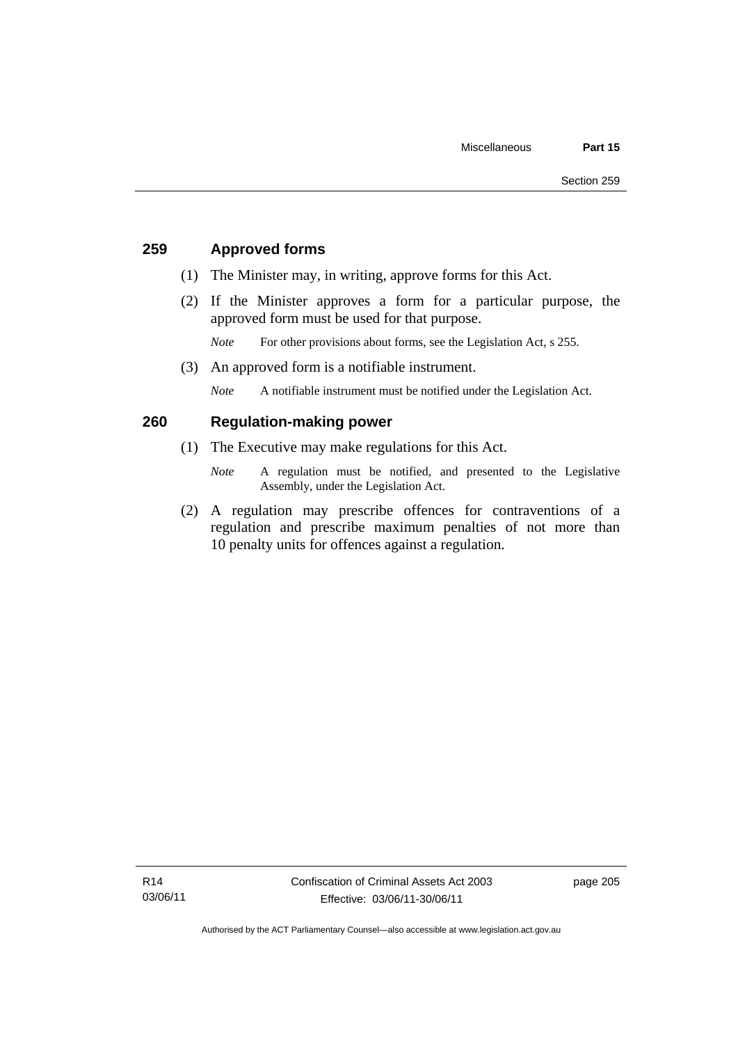## 259 Approved forms

(1) The Minister may, in writing, approve forms for this Act.

(2) If the Minister approves a form for a particular purpose, the approved form must be used for that purpose.

*Note* For other provisions about forms, see the Legislation Act, s 255.

(3) An approved form is a notifiable instrument.

*Note* A notifiable instrument must be notified under the Legislation Act.

## 260 Regulation-making power

(1) The Executive may make regulations for this Act.

*Note* A regulation must be notified, and presented to the Legislative Assembly, under the Legislation Act.

(2) A regulation may prescribe offences for contraventions of a regulation and prescribe maximum penalties of not more than 10 penalty units for offences against a regulation.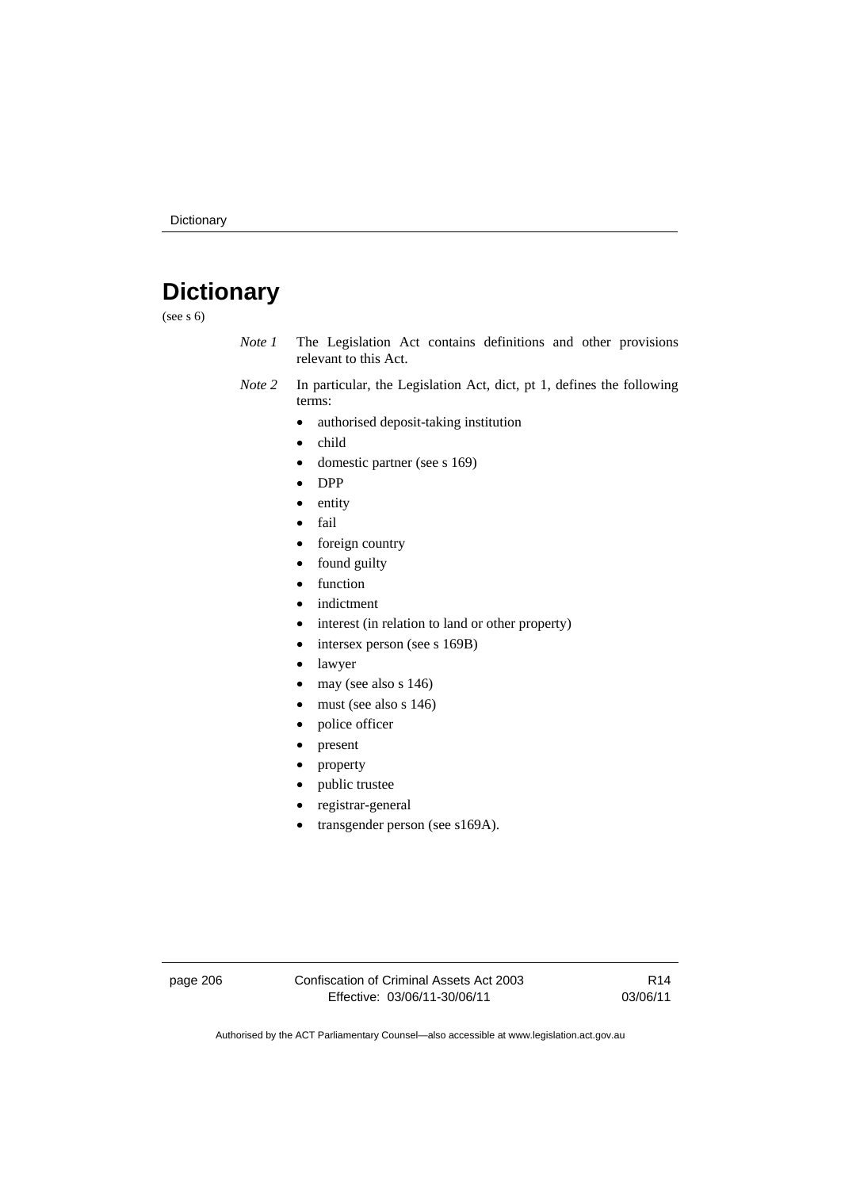# Dictionary

(see s 6)

*Note 1* The Legislation Act contains definitions and other provisions relevant to this Act.

*Note 2* In particular, the Legislation Act, dict, pt 1, defines the following terms:

- authorised deposit-taking institution
- child
- domestic partner (see s 169)
- DPP
- entity
- fail
- foreign country
- found guilty
- function
- indictment
- interest (in relation to land or other property)
- intersex person (see s 169B)
- lawyer
- may (see also s 146)
- must (see also s 146)
- police officer
- present
- property
- public trustee
- registrar-general
- transgender person (see s169A).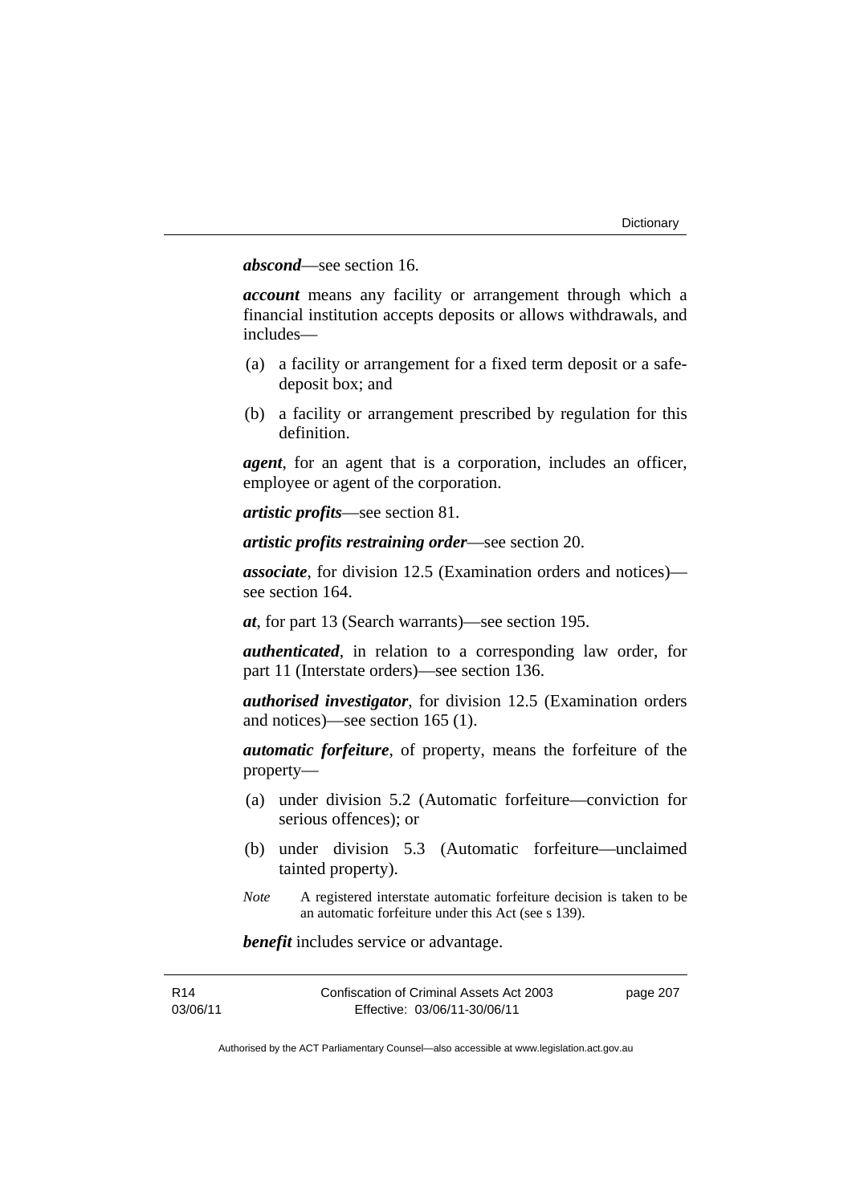***abscond***—see section 16.

***account*** means any facility or arrangement through which a financial institution accepts deposits or allows withdrawals, and includes—

(a) a facility or arrangement for a fixed term deposit or a safe-deposit box; and

(b) a facility or arrangement prescribed by regulation for this definition.

***agent***, for an agent that is a corporation, includes an officer, employee or agent of the corporation.

***artistic profits***—see section 81.

***artistic profits restraining order***—see section 20.

***associate***, for division 12.5 (Examination orders and notices)—see section 164.

***at***, for part 13 (Search warrants)—see section 195.

***authenticated***, in relation to a corresponding law order, for part 11 (Interstate orders)—see section 136.

***authorised investigator***, for division 12.5 (Examination orders and notices)—see section 165 (1).

***automatic forfeiture***, of property, means the forfeiture of the property—

(a) under division 5.2 (Automatic forfeiture—conviction for serious offences); or

(b) under division 5.3 (Automatic forfeiture—unclaimed tainted property).

*Note* A registered interstate automatic forfeiture decision is taken to be an automatic forfeiture under this Act (see s 139).

***benefit*** includes service or advantage.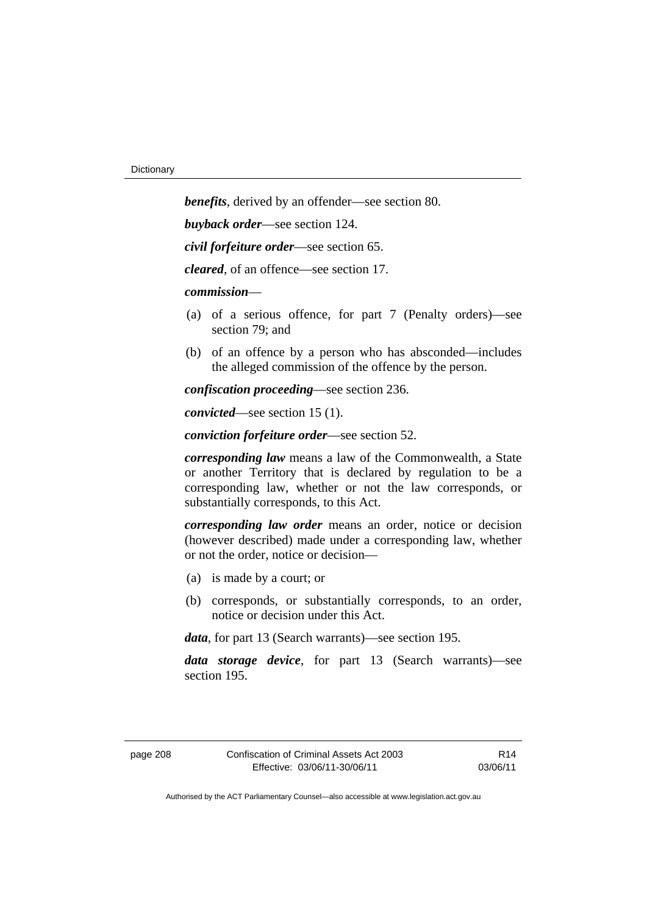***benefits***, derived by an offender—see section 80.

***buyback order***—see section 124.

***civil forfeiture order***—see section 65.

***cleared***, of an offence—see section 17.

***commission***—

(a) of a serious offence, for part 7 (Penalty orders)—see section 79; and

(b) of an offence by a person who has absconded—includes the alleged commission of the offence by the person.

***confiscation proceeding***—see section 236.

***convicted***—see section 15 (1).

***conviction forfeiture order***—see section 52.

***corresponding law*** means a law of the Commonwealth, a State or another Territory that is declared by regulation to be a corresponding law, whether or not the law corresponds, or substantially corresponds, to this Act.

***corresponding law order*** means an order, notice or decision (however described) made under a corresponding law, whether or not the order, notice or decision—

(a) is made by a court; or

(b) corresponds, or substantially corresponds, to an order, notice or decision under this Act.

***data***, for part 13 (Search warrants)—see section 195.

***data storage device***, for part 13 (Search warrants)—see section 195.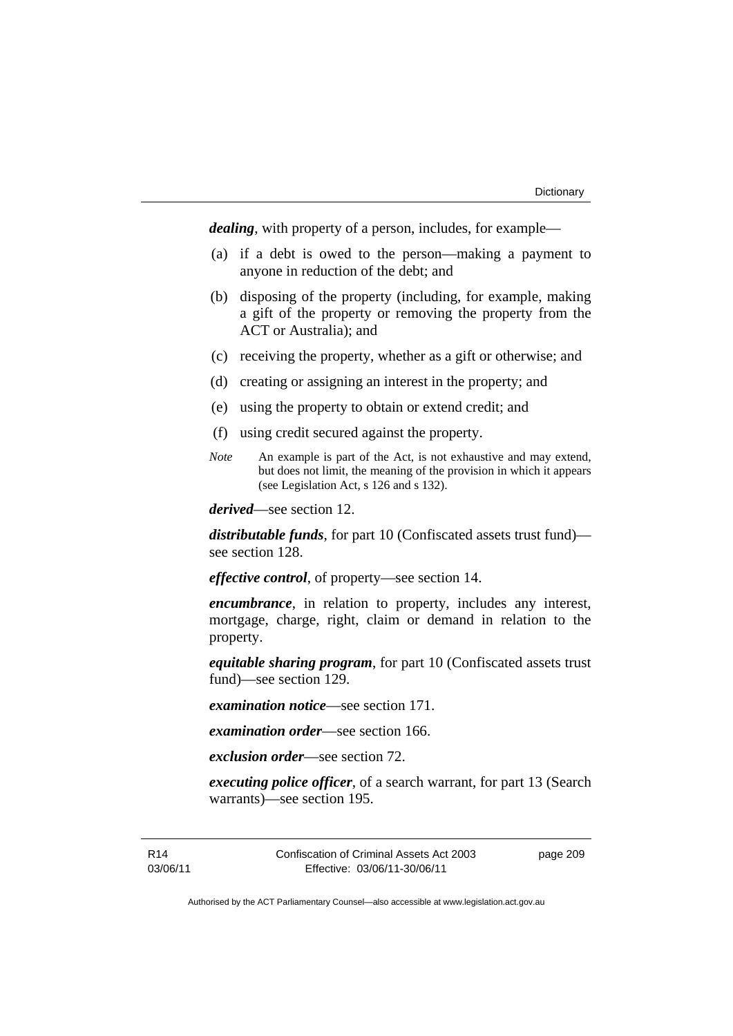***dealing***, with property of a person, includes, for example—

(a) if a debt is owed to the person—making a payment to anyone in reduction of the debt; and

(b) disposing of the property (including, for example, making a gift of the property or removing the property from the ACT or Australia); and

(c) receiving the property, whether as a gift or otherwise; and

(d) creating or assigning an interest in the property; and

(e) using the property to obtain or extend credit; and

(f) using credit secured against the property.

*Note* An example is part of the Act, is not exhaustive and may extend, but does not limit, the meaning of the provision in which it appears (see Legislation Act, s 126 and s 132).

***derived***—see section 12.

***distributable funds***, for part 10 (Confiscated assets trust fund)—see section 128.

***effective control***, of property—see section 14.

***encumbrance***, in relation to property, includes any interest, mortgage, charge, right, claim or demand in relation to the property.

***equitable sharing program***, for part 10 (Confiscated assets trust fund)—see section 129.

***examination notice***—see section 171.

***examination order***—see section 166.

***exclusion order***—see section 72.

***executing police officer***, of a search warrant, for part 13 (Search warrants)—see section 195.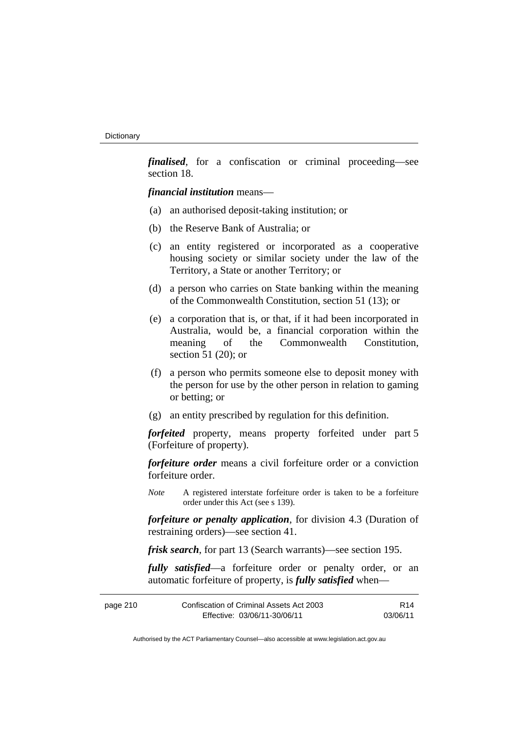***finalised***, for a confiscation or criminal proceeding—see section 18.

***financial institution*** means—

(a) an authorised deposit-taking institution; or

(b) the Reserve Bank of Australia; or

(c) an entity registered or incorporated as a cooperative housing society or similar society under the law of the Territory, a State or another Territory; or

(d) a person who carries on State banking within the meaning of the Commonwealth Constitution, section 51 (13); or

(e) a corporation that is, or that, if it had been incorporated in Australia, would be, a financial corporation within the meaning of the Commonwealth Constitution, section 51 (20); or

(f) a person who permits someone else to deposit money with the person for use by the other person in relation to gaming or betting; or

(g) an entity prescribed by regulation for this definition.

***forfeited*** property, means property forfeited under part 5 (Forfeiture of property).

***forfeiture order*** means a civil forfeiture order or a conviction forfeiture order.

*Note* A registered interstate forfeiture order is taken to be a forfeiture order under this Act (see s 139).

***forfeiture or penalty application***, for division 4.3 (Duration of restraining orders)—see section 41.

***frisk search***, for part 13 (Search warrants)—see section 195.

***fully satisfied***—a forfeiture order or penalty order, or an automatic forfeiture of property, is ***fully satisfied*** when—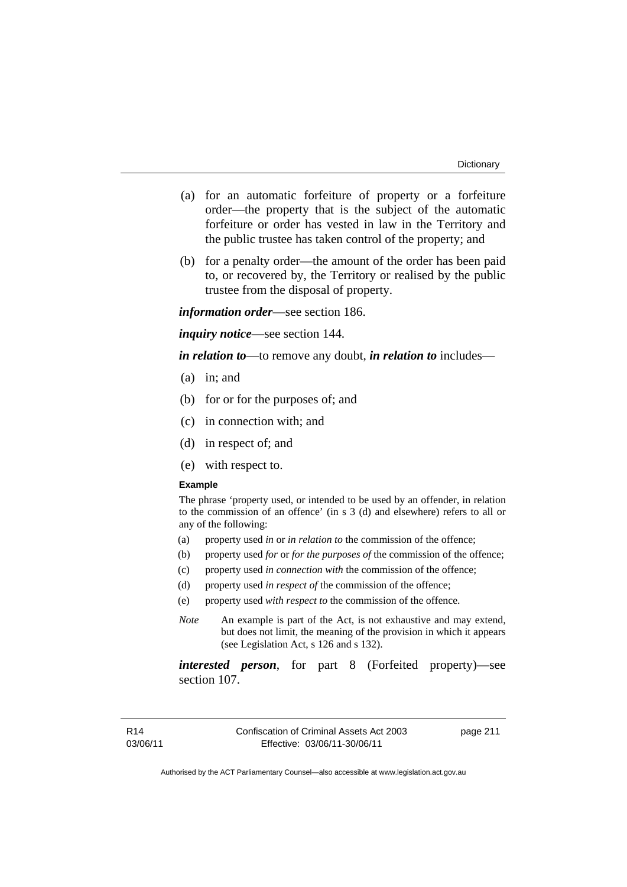(a) for an automatic forfeiture of property or a forfeiture order—the property that is the subject of the automatic forfeiture or order has vested in law in the Territory and the public trustee has taken control of the property; and

(b) for a penalty order—the amount of the order has been paid to, or recovered by, the Territory or realised by the public trustee from the disposal of property.

***information order***—see section 186.

***inquiry notice***—see section 144.

***in relation to***—to remove any doubt, ***in relation to*** includes—

(a) in; and

(b) for or for the purposes of; and

(c) in connection with; and

(d) in respect of; and

(e) with respect to.

**Example**

The phrase 'property used, or intended to be used by an offender, in relation to the commission of an offence' (in s 3 (d) and elsewhere) refers to all or any of the following:

(a) property used *in* or *in relation to* the commission of the offence;

(b) property used *for* or *for the purposes of* the commission of the offence;

(c) property used *in connection with* the commission of the offence;

(d) property used *in respect of* the commission of the offence;

(e) property used *with respect to* the commission of the offence.

*Note* An example is part of the Act, is not exhaustive and may extend, but does not limit, the meaning of the provision in which it appears (see Legislation Act, s 126 and s 132).

***interested person***, for part 8 (Forfeited property)—see section 107.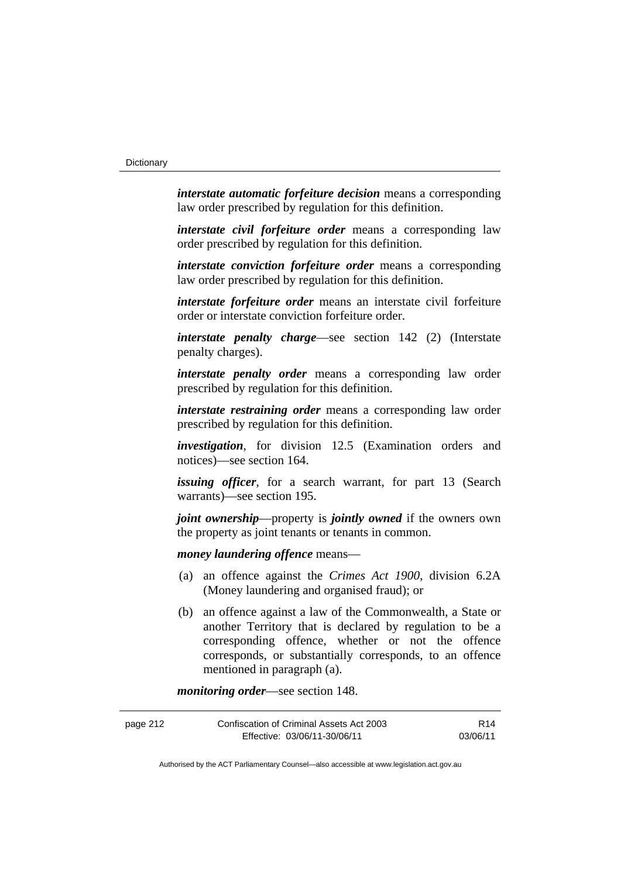***interstate automatic forfeiture decision*** means a corresponding law order prescribed by regulation for this definition.

***interstate civil forfeiture order*** means a corresponding law order prescribed by regulation for this definition.

***interstate conviction forfeiture order*** means a corresponding law order prescribed by regulation for this definition.

***interstate forfeiture order*** means an interstate civil forfeiture order or interstate conviction forfeiture order.

***interstate penalty charge***—see section 142 (2) (Interstate penalty charges).

***interstate penalty order*** means a corresponding law order prescribed by regulation for this definition.

***interstate restraining order*** means a corresponding law order prescribed by regulation for this definition.

***investigation***, for division 12.5 (Examination orders and notices)—see section 164.

***issuing officer***, for a search warrant, for part 13 (Search warrants)—see section 195.

***joint ownership***—property is ***jointly owned*** if the owners own the property as joint tenants or tenants in common.

***money laundering offence*** means—

(a) an offence against the *Crimes Act 1900*, division 6.2A (Money laundering and organised fraud); or

(b) an offence against a law of the Commonwealth, a State or another Territory that is declared by regulation to be a corresponding offence, whether or not the offence corresponds, or substantially corresponds, to an offence mentioned in paragraph (a).

***monitoring order***—see section 148.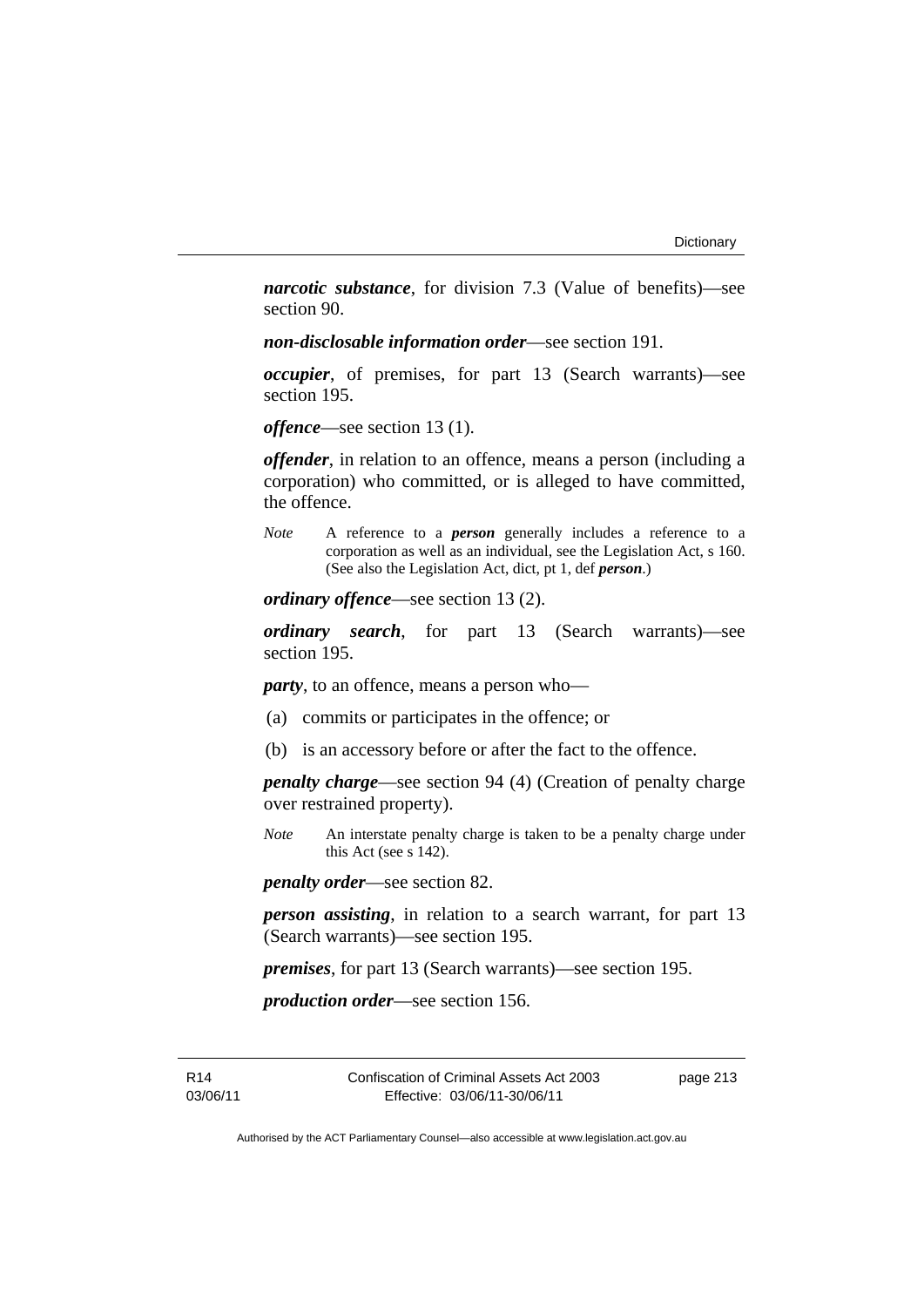***narcotic substance***, for division 7.3 (Value of benefits)—see section 90.

***non-disclosable information order***—see section 191.

***occupier***, of premises, for part 13 (Search warrants)—see section 195.

***offence***—see section 13 (1).

***offender***, in relation to an offence, means a person (including a corporation) who committed, or is alleged to have committed, the offence.

*Note* A reference to a ***person*** generally includes a reference to a corporation as well as an individual, see the Legislation Act, s 160. (See also the Legislation Act, dict, pt 1, def ***person***.)

***ordinary offence***—see section 13 (2).

***ordinary search***, for part 13 (Search warrants)—see section 195.

***party***, to an offence, means a person who—

(a) commits or participates in the offence; or

(b) is an accessory before or after the fact to the offence.

***penalty charge***—see section 94 (4) (Creation of penalty charge over restrained property).

*Note* An interstate penalty charge is taken to be a penalty charge under this Act (see s 142).

***penalty order***—see section 82.

***person assisting***, in relation to a search warrant, for part 13 (Search warrants)—see section 195.

***premises***, for part 13 (Search warrants)—see section 195.

***production order***—see section 156.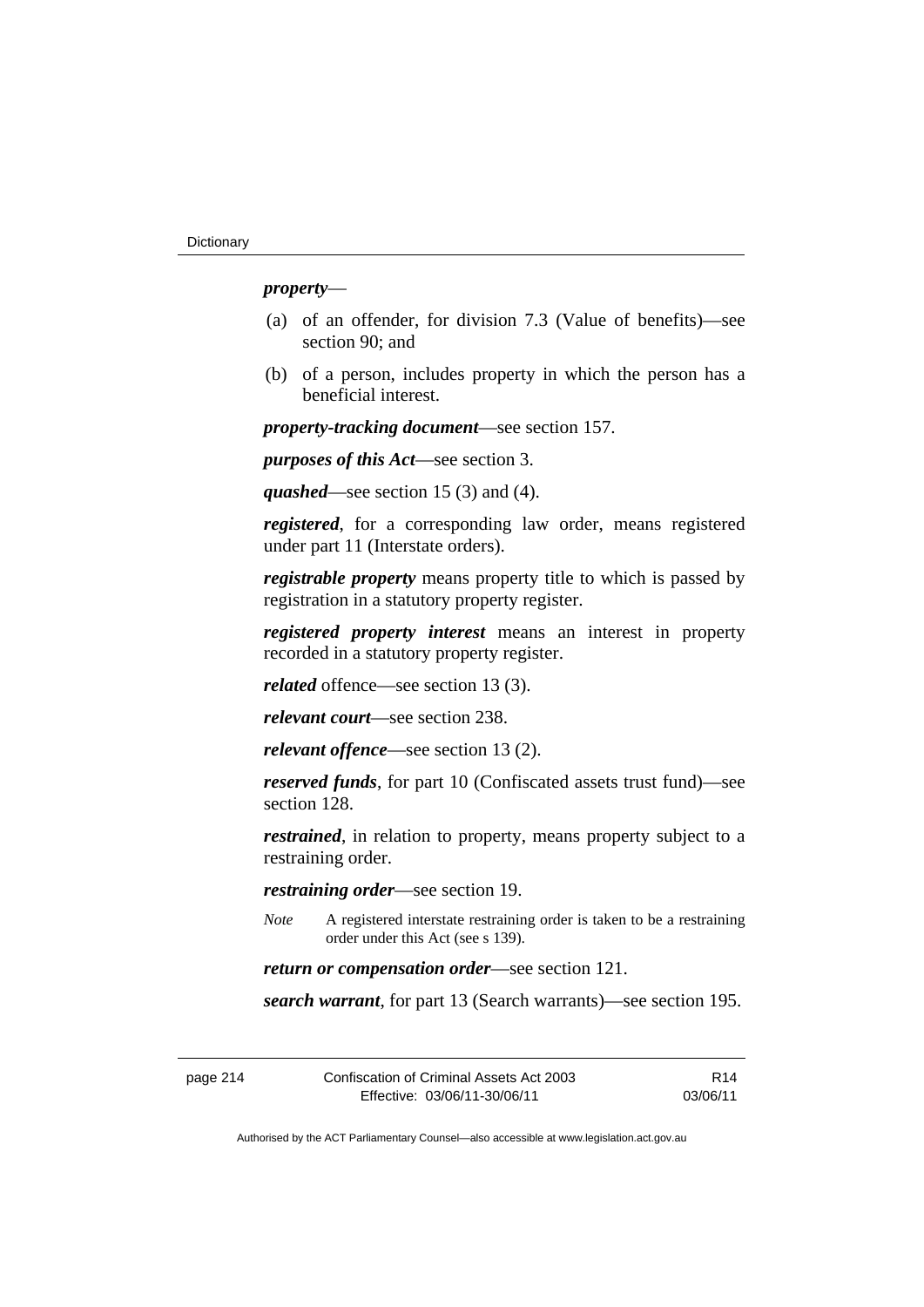***property***—

(a) of an offender, for division 7.3 (Value of benefits)—see section 90; and

(b) of a person, includes property in which the person has a beneficial interest.

***property-tracking document***—see section 157.

***purposes of this Act***—see section 3.

***quashed***—see section 15 (3) and (4).

***registered***, for a corresponding law order, means registered under part 11 (Interstate orders).

***registrable property*** means property title to which is passed by registration in a statutory property register.

***registered property interest*** means an interest in property recorded in a statutory property register.

***related*** offence—see section 13 (3).

***relevant court***—see section 238.

***relevant offence***—see section 13 (2).

***reserved funds***, for part 10 (Confiscated assets trust fund)—see section 128.

***restrained***, in relation to property, means property subject to a restraining order.

***restraining order***—see section 19.

*Note* A registered interstate restraining order is taken to be a restraining order under this Act (see s 139).

***return or compensation order***—see section 121.

***search warrant***, for part 13 (Search warrants)—see section 195.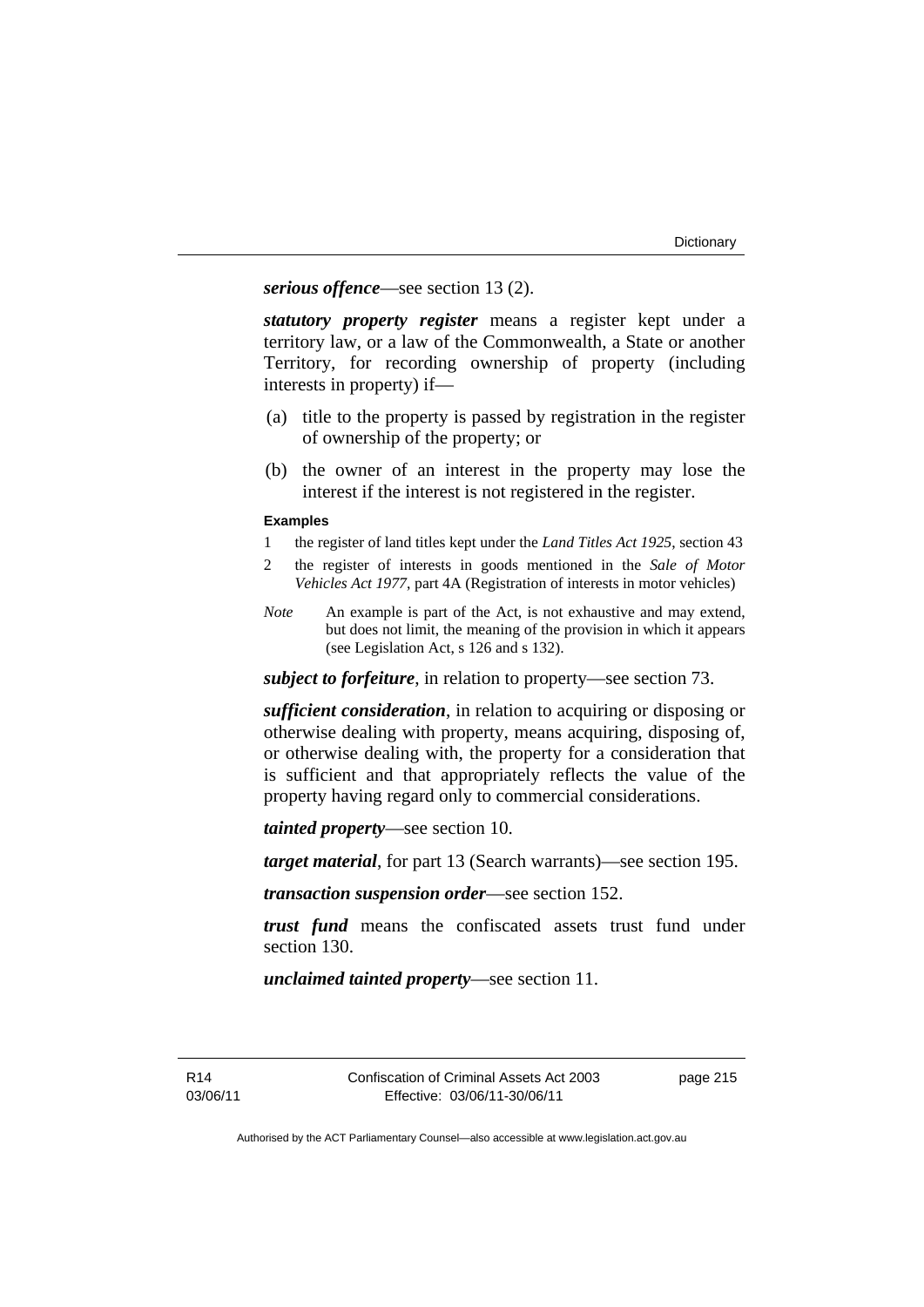***serious offence***—see section 13 (2).

***statutory property register*** means a register kept under a territory law, or a law of the Commonwealth, a State or another Territory, for recording ownership of property (including interests in property) if—

(a) title to the property is passed by registration in the register of ownership of the property; or

(b) the owner of an interest in the property may lose the interest if the interest is not registered in the register.

**Examples**

1 the register of land titles kept under the *Land Titles Act 1925*, section 43

2 the register of interests in goods mentioned in the *Sale of Motor Vehicles Act 1977*, part 4A (Registration of interests in motor vehicles)

*Note* An example is part of the Act, is not exhaustive and may extend, but does not limit, the meaning of the provision in which it appears (see Legislation Act, s 126 and s 132).

***subject to forfeiture***, in relation to property—see section 73.

***sufficient consideration***, in relation to acquiring or disposing or otherwise dealing with property, means acquiring, disposing of, or otherwise dealing with, the property for a consideration that is sufficient and that appropriately reflects the value of the property having regard only to commercial considerations.

***tainted property***—see section 10.

***target material***, for part 13 (Search warrants)—see section 195.

***transaction suspension order***—see section 152.

***trust fund*** means the confiscated assets trust fund under section 130.

***unclaimed tainted property***—see section 11.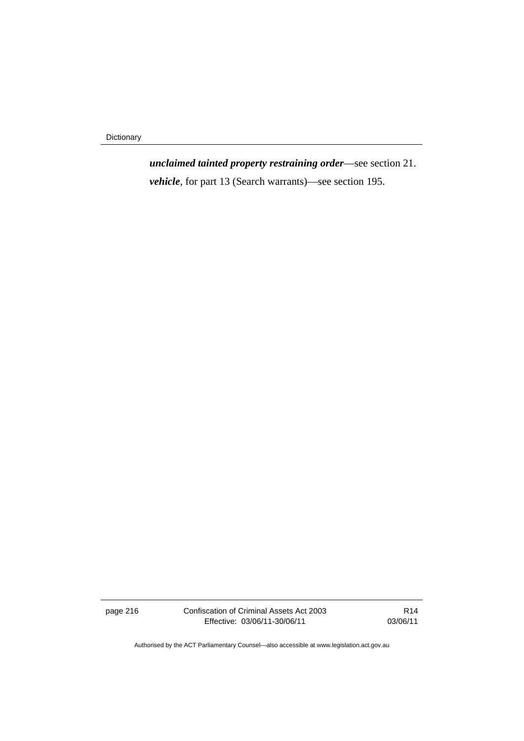***unclaimed tainted property restraining order***—see section 21.

***vehicle***, for part 13 (Search warrants)—see section 195.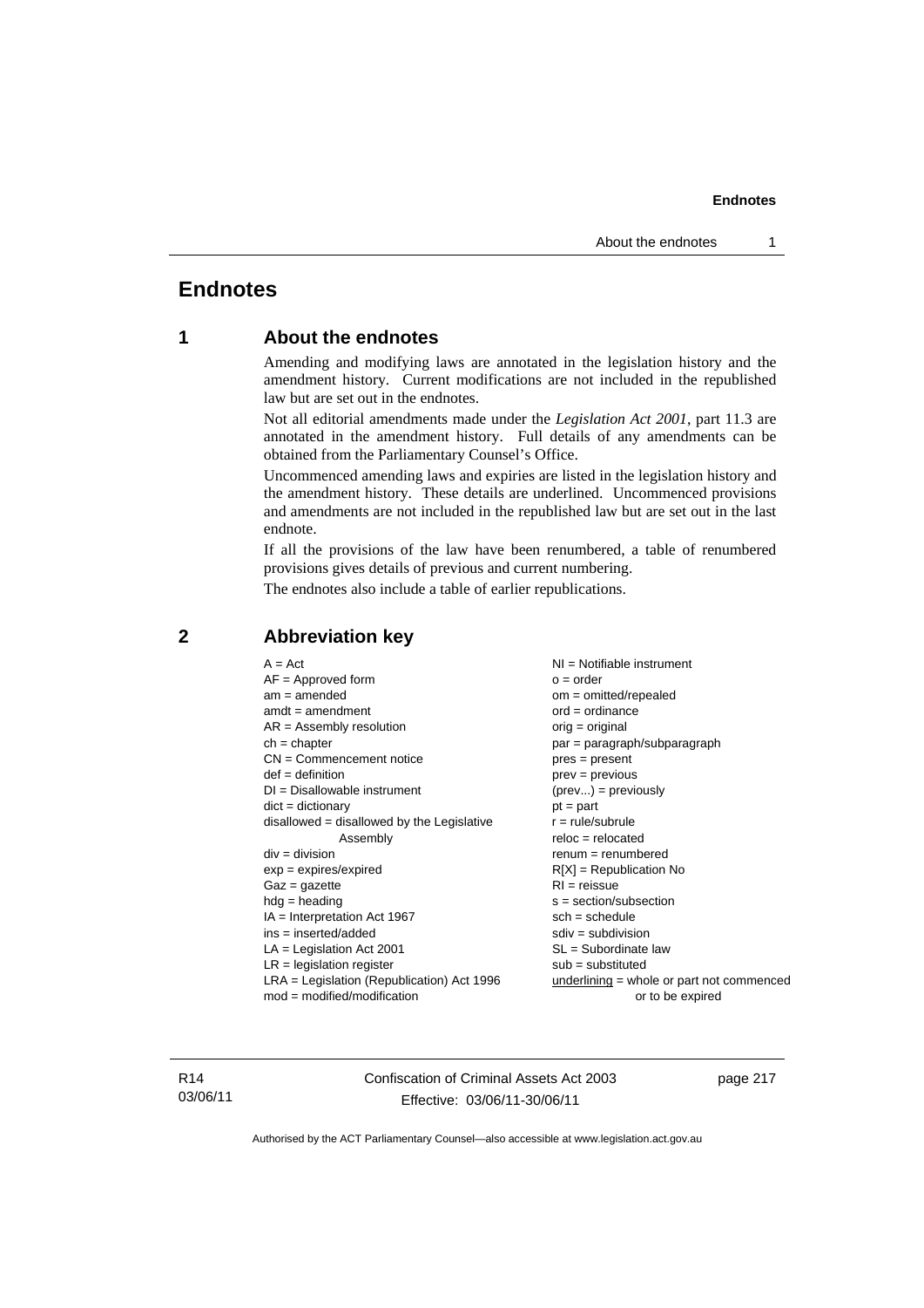# Endnotes

## 1 About the endnotes

Amending and modifying laws are annotated in the legislation history and the amendment history. Current modifications are not included in the republished law but are set out in the endnotes.

Not all editorial amendments made under the *Legislation Act 2001*, part 11.3 are annotated in the amendment history. Full details of any amendments can be obtained from the Parliamentary Counsel's Office.

Uncommenced amending laws and expiries are listed in the legislation history and the amendment history. These details are underlined. Uncommenced provisions and amendments are not included in the republished law but are set out in the last endnote.

If all the provisions of the law have been renumbered, a table of renumbered provisions gives details of previous and current numbering.

The endnotes also include a table of earlier republications.

## 2 Abbreviation key

A = Act
AF = Approved form
am = amended
amdt = amendment
AR = Assembly resolution
ch = chapter
CN = Commencement notice
def = definition
DI = Disallowable instrument
dict = dictionary
disallowed = disallowed by the Legislative Assembly
div = division
exp = expires/expired
Gaz = gazette
hdg = heading
IA = Interpretation Act 1967
ins = inserted/added
LA = Legislation Act 2001
LR = legislation register
LRA = Legislation (Republication) Act 1996
mod = modified/modification
NI = Notifiable instrument
o = order
om = omitted/repealed
ord = ordinance
orig = original
par = paragraph/subparagraph
pres = present
prev = previous
(prev...) = previously
pt = part
r = rule/subrule
reloc = relocated
renum = renumbered
R[X] = Republication No
RI = reissue
s = section/subsection
sch = schedule
sdiv = subdivision
SL = Subordinate law
sub = substituted
underlining = whole or part not commenced or to be expired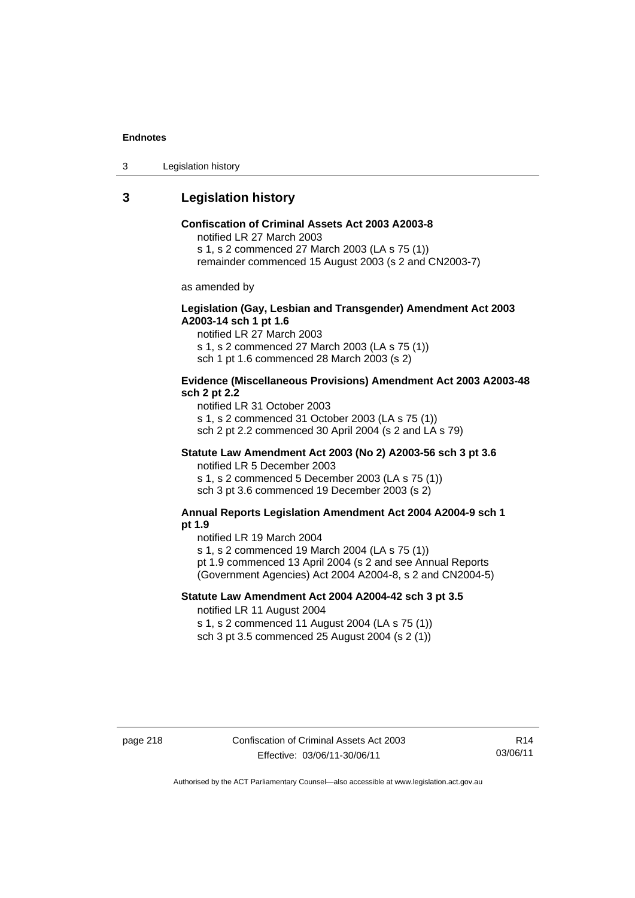## 3 Legislation history

**Confiscation of Criminal Assets Act 2003 A2003-8**

notified LR 27 March 2003

s 1, s 2 commenced 27 March 2003 (LA s 75 (1))

remainder commenced 15 August 2003 (s 2 and CN2003-7)

as amended by

**Legislation (Gay, Lesbian and Transgender) Amendment Act 2003 A2003-14 sch 1 pt 1.6**

notified LR 27 March 2003

s 1, s 2 commenced 27 March 2003 (LA s 75 (1))

sch 1 pt 1.6 commenced 28 March 2003 (s 2)

**Evidence (Miscellaneous Provisions) Amendment Act 2003 A2003-48 sch 2 pt 2.2**

notified LR 31 October 2003

s 1, s 2 commenced 31 October 2003 (LA s 75 (1))

sch 2 pt 2.2 commenced 30 April 2004 (s 2 and LA s 79)

**Statute Law Amendment Act 2003 (No 2) A2003-56 sch 3 pt 3.6**

notified LR 5 December 2003

s 1, s 2 commenced 5 December 2003 (LA s 75 (1))

sch 3 pt 3.6 commenced 19 December 2003 (s 2)

**Annual Reports Legislation Amendment Act 2004 A2004-9 sch 1 pt 1.9**

notified LR 19 March 2004

s 1, s 2 commenced 19 March 2004 (LA s 75 (1))

pt 1.9 commenced 13 April 2004 (s 2 and see Annual Reports (Government Agencies) Act 2004 A2004-8, s 2 and CN2004-5)

**Statute Law Amendment Act 2004 A2004-42 sch 3 pt 3.5**

notified LR 11 August 2004

s 1, s 2 commenced 11 August 2004 (LA s 75 (1))

sch 3 pt 3.5 commenced 25 August 2004 (s 2 (1))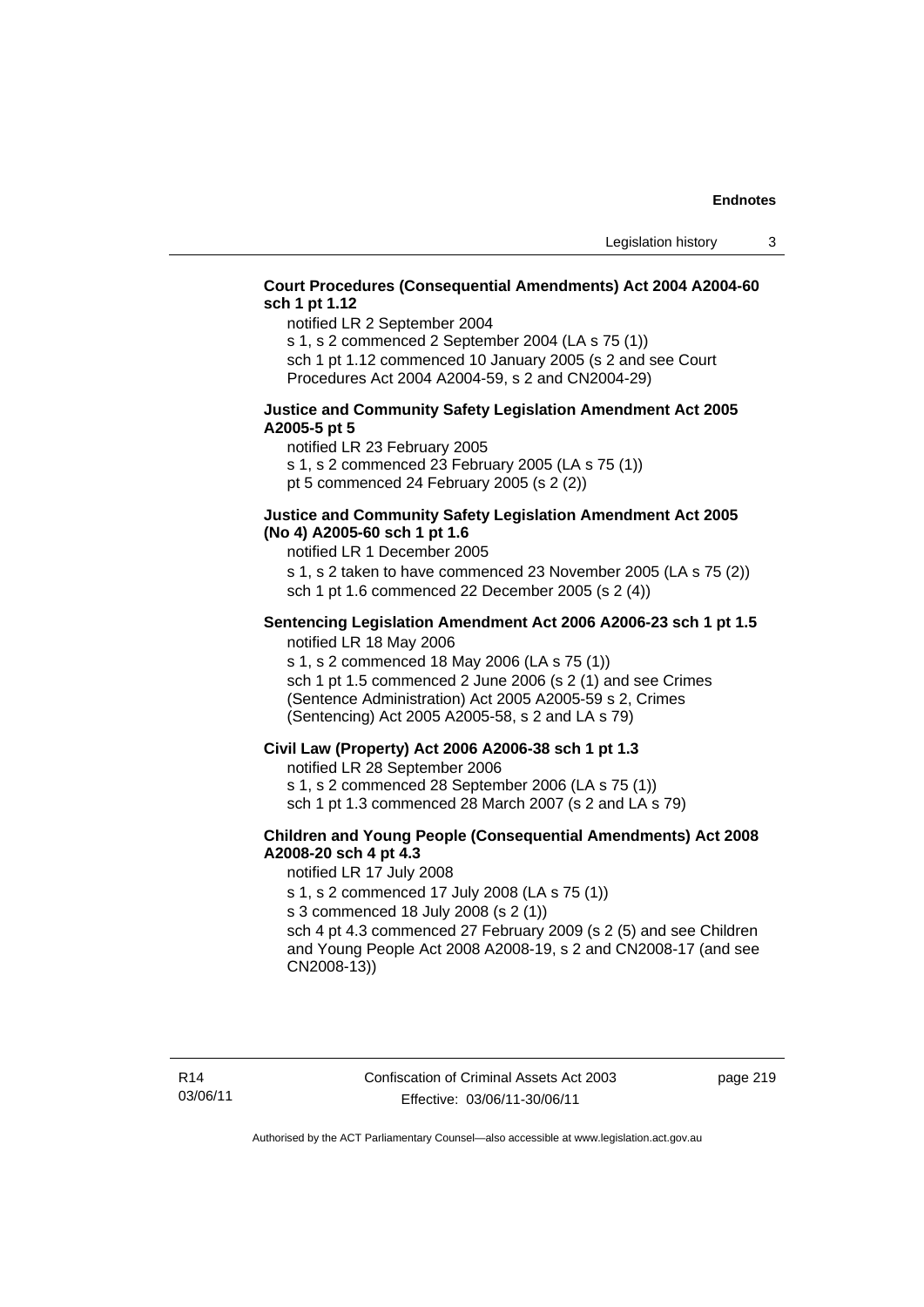**Court Procedures (Consequential Amendments) Act 2004 A2004-60 sch 1 pt 1.12**

notified LR 2 September 2004

s 1, s 2 commenced 2 September 2004 (LA s 75 (1))

sch 1 pt 1.12 commenced 10 January 2005 (s 2 and see Court Procedures Act 2004 A2004-59, s 2 and CN2004-29)

**Justice and Community Safety Legislation Amendment Act 2005 A2005-5 pt 5**

notified LR 23 February 2005

s 1, s 2 commenced 23 February 2005 (LA s 75 (1))

pt 5 commenced 24 February 2005 (s 2 (2))

**Justice and Community Safety Legislation Amendment Act 2005 (No 4) A2005-60 sch 1 pt 1.6**

notified LR 1 December 2005

s 1, s 2 taken to have commenced 23 November 2005 (LA s 75 (2))

sch 1 pt 1.6 commenced 22 December 2005 (s 2 (4))

**Sentencing Legislation Amendment Act 2006 A2006-23 sch 1 pt 1.5**

notified LR 18 May 2006

s 1, s 2 commenced 18 May 2006 (LA s 75 (1))

sch 1 pt 1.5 commenced 2 June 2006 (s 2 (1) and see Crimes (Sentence Administration) Act 2005 A2005-59 s 2, Crimes (Sentencing) Act 2005 A2005-58, s 2 and LA s 79)

**Civil Law (Property) Act 2006 A2006-38 sch 1 pt 1.3**

notified LR 28 September 2006

s 1, s 2 commenced 28 September 2006 (LA s 75 (1))

sch 1 pt 1.3 commenced 28 March 2007 (s 2 and LA s 79)

**Children and Young People (Consequential Amendments) Act 2008 A2008-20 sch 4 pt 4.3**

notified LR 17 July 2008

s 1, s 2 commenced 17 July 2008 (LA s 75 (1))

s 3 commenced 18 July 2008 (s 2 (1))

sch 4 pt 4.3 commenced 27 February 2009 (s 2 (5) and see Children and Young People Act 2008 A2008-19, s 2 and CN2008-17 (and see CN2008-13))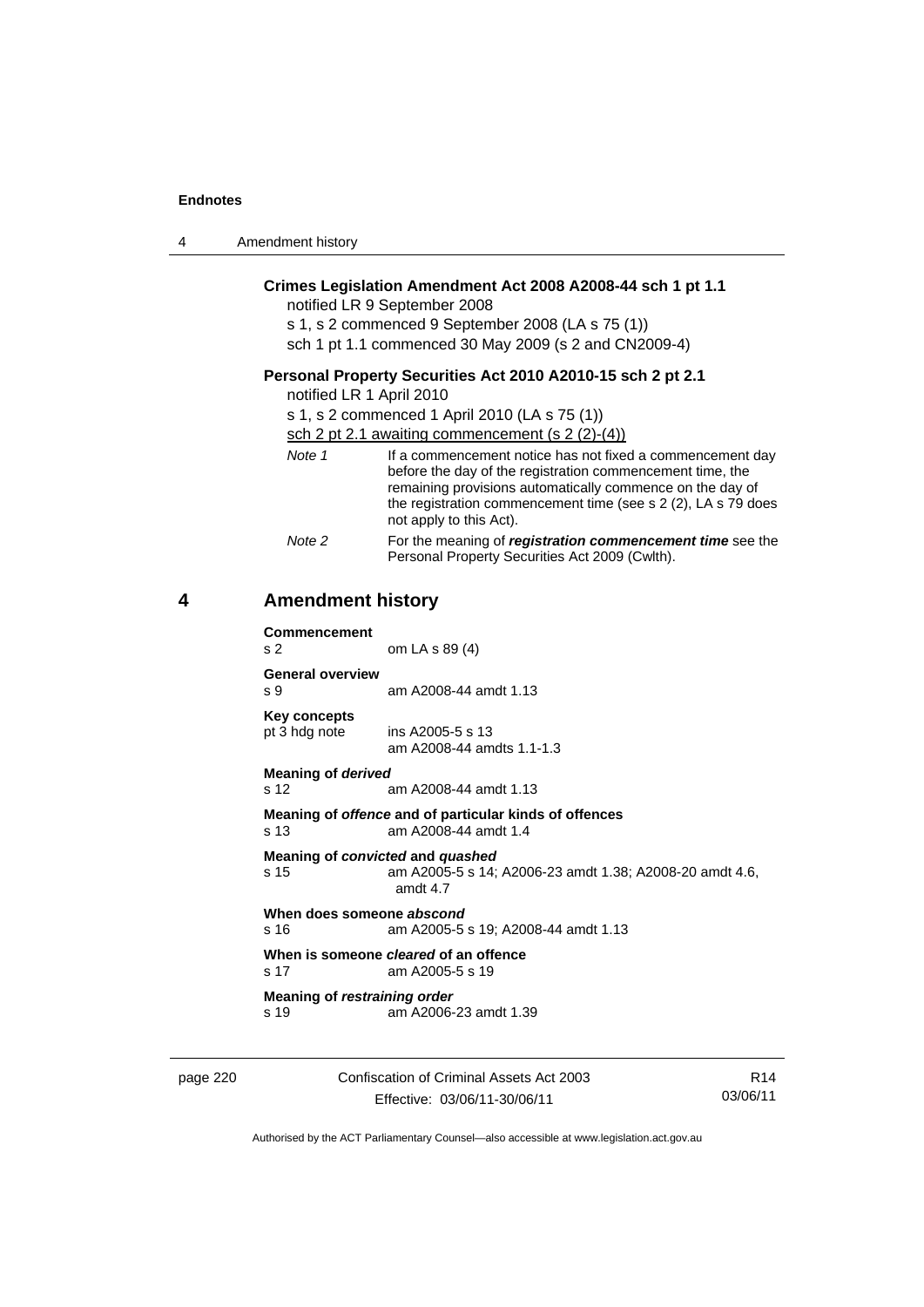**Crimes Legislation Amendment Act 2008 A2008-44 sch 1 pt 1.1**

notified LR 9 September 2008

s 1, s 2 commenced 9 September 2008 (LA s 75 (1))

sch 1 pt 1.1 commenced 30 May 2009 (s 2 and CN2009-4)

**Personal Property Securities Act 2010 A2010-15 sch 2 pt 2.1**

notified LR 1 April 2010

s 1, s 2 commenced 1 April 2010 (LA s 75 (1))

sch 2 pt 2.1 awaiting commencement (s 2 (2)-(4))

*Note 1* If a commencement notice has not fixed a commencement day before the day of the registration commencement time, the remaining provisions automatically commence on the day of the registration commencement time (see s 2 (2), LA s 79 does not apply to this Act).

*Note 2* For the meaning of ***registration commencement time*** see the Personal Property Securities Act 2009 (Cwlth).

## 4 Amendment history

**Commencement**
s 2 om LA s 89 (4)

**General overview**
s 9 am A2008-44 amdt 1.13

**Key concepts**
pt 3 hdg note ins A2005-5 s 13
am A2008-44 amdts 1.1-1.3

**Meaning of *derived***
s 12 am A2008-44 amdt 1.13

**Meaning of *offence* and of particular kinds of offences**
s 13 am A2008-44 amdt 1.4

**Meaning of *convicted* and *quashed***
s 15 am A2005-5 s 14; A2006-23 amdt 1.38; A2008-20 amdt 4.6, amdt 4.7

**When does someone *abscond***
s 16 am A2005-5 s 19; A2008-44 amdt 1.13

**When is someone *cleared* of an offence**
s 17 am A2005-5 s 19

**Meaning of *restraining order***
s 19 am A2006-23 amdt 1.39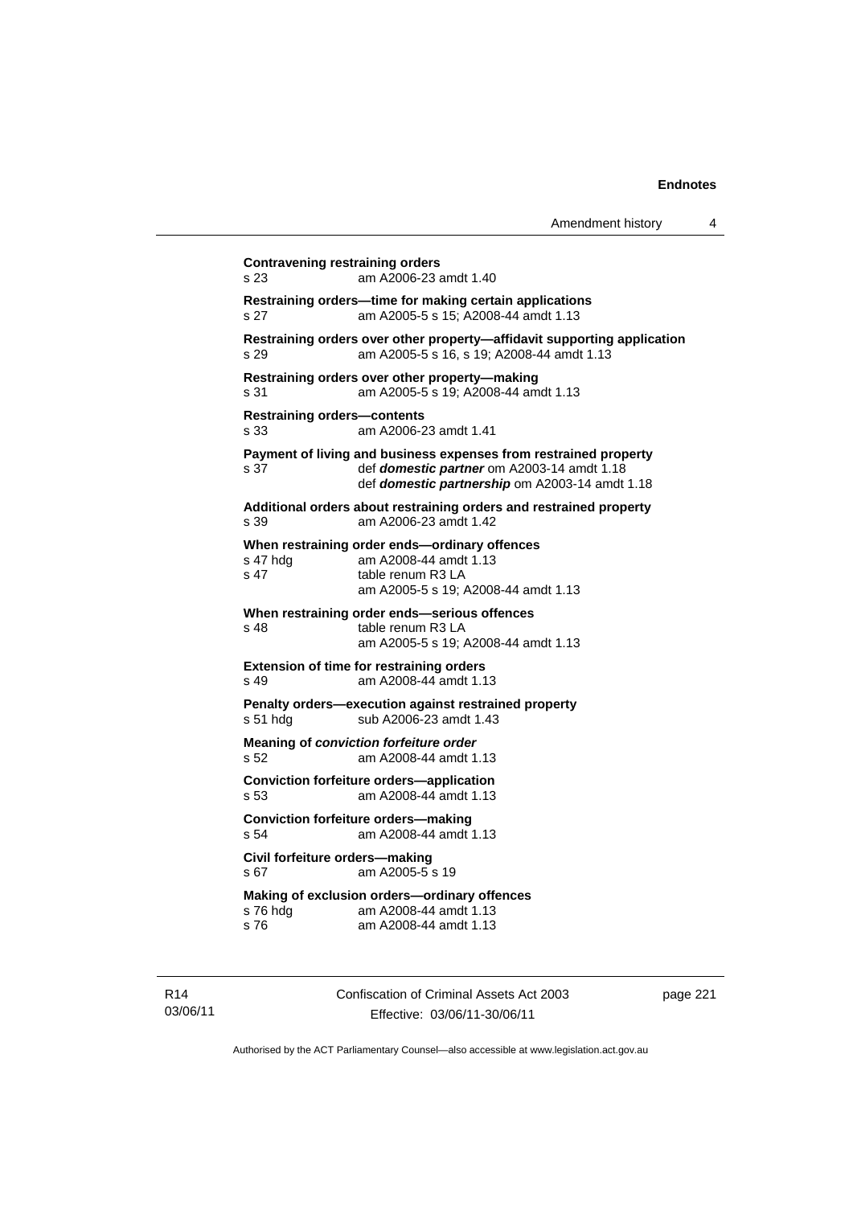**Contravening restraining orders**
s 23 am A2006-23 amdt 1.40

**Restraining orders—time for making certain applications**
s 27 am A2005-5 s 15; A2008-44 amdt 1.13

**Restraining orders over other property—affidavit supporting application**
s 29 am A2005-5 s 16, s 19; A2008-44 amdt 1.13

**Restraining orders over other property—making**
s 31 am A2005-5 s 19; A2008-44 amdt 1.13

**Restraining orders—contents**
s 33 am A2006-23 amdt 1.41

**Payment of living and business expenses from restrained property**
s 37 def ***domestic partner*** om A2003-14 amdt 1.18
def ***domestic partnership*** om A2003-14 amdt 1.18

**Additional orders about restraining orders and restrained property**
s 39 am A2006-23 amdt 1.42

**When restraining order ends—ordinary offences**
s 47 hdg am A2008-44 amdt 1.13
s 47 table renum R3 LA
am A2005-5 s 19; A2008-44 amdt 1.13

**When restraining order ends—serious offences**
s 48 table renum R3 LA
am A2005-5 s 19; A2008-44 amdt 1.13

**Extension of time for restraining orders**
s 49 am A2008-44 amdt 1.13

**Penalty orders—execution against restrained property**
s 51 hdg sub A2006-23 amdt 1.43

**Meaning of *conviction forfeiture order***
s 52 am A2008-44 amdt 1.13

**Conviction forfeiture orders—application**
s 53 am A2008-44 amdt 1.13

**Conviction forfeiture orders—making**
s 54 am A2008-44 amdt 1.13

**Civil forfeiture orders—making**
s 67 am A2005-5 s 19

**Making of exclusion orders—ordinary offences**
s 76 hdg am A2008-44 amdt 1.13
s 76 am A2008-44 amdt 1.13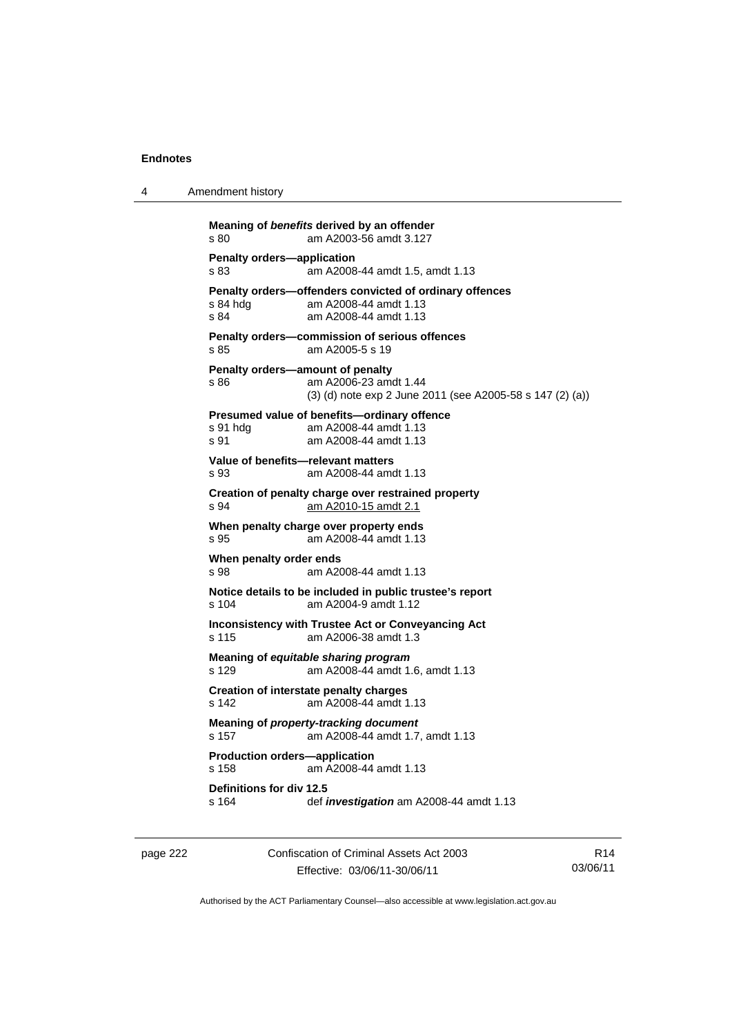**Meaning of *benefits* derived by an offender**
s 80 am A2003-56 amdt 3.127

**Penalty orders—application**
s 83 am A2008-44 amdt 1.5, amdt 1.13

**Penalty orders—offenders convicted of ordinary offences**
s 84 hdg am A2008-44 amdt 1.13
s 84 am A2008-44 amdt 1.13

**Penalty orders—commission of serious offences**
s 85 am A2005-5 s 19

**Penalty orders—amount of penalty**
s 86 am A2006-23 amdt 1.44
(3) (d) note exp 2 June 2011 (see A2005-58 s 147 (2) (a))

**Presumed value of benefits—ordinary offence**
s 91 hdg am A2008-44 amdt 1.13
s 91 am A2008-44 amdt 1.13

**Value of benefits—relevant matters**
s 93 am A2008-44 amdt 1.13

**Creation of penalty charge over restrained property**
s 94 am A2010-15 amdt 2.1

**When penalty charge over property ends**
s 95 am A2008-44 amdt 1.13

**When penalty order ends**
s 98 am A2008-44 amdt 1.13

**Notice details to be included in public trustee's report**
s 104 am A2004-9 amdt 1.12

**Inconsistency with Trustee Act or Conveyancing Act**
s 115 am A2006-38 amdt 1.3

**Meaning of *equitable sharing program***
s 129 am A2008-44 amdt 1.6, amdt 1.13

**Creation of interstate penalty charges**
s 142 am A2008-44 amdt 1.13

**Meaning of *property-tracking document***
s 157 am A2008-44 amdt 1.7, amdt 1.13

**Production orders—application**
s 158 am A2008-44 amdt 1.13

**Definitions for div 12.5**
s 164 def ***investigation*** am A2008-44 amdt 1.13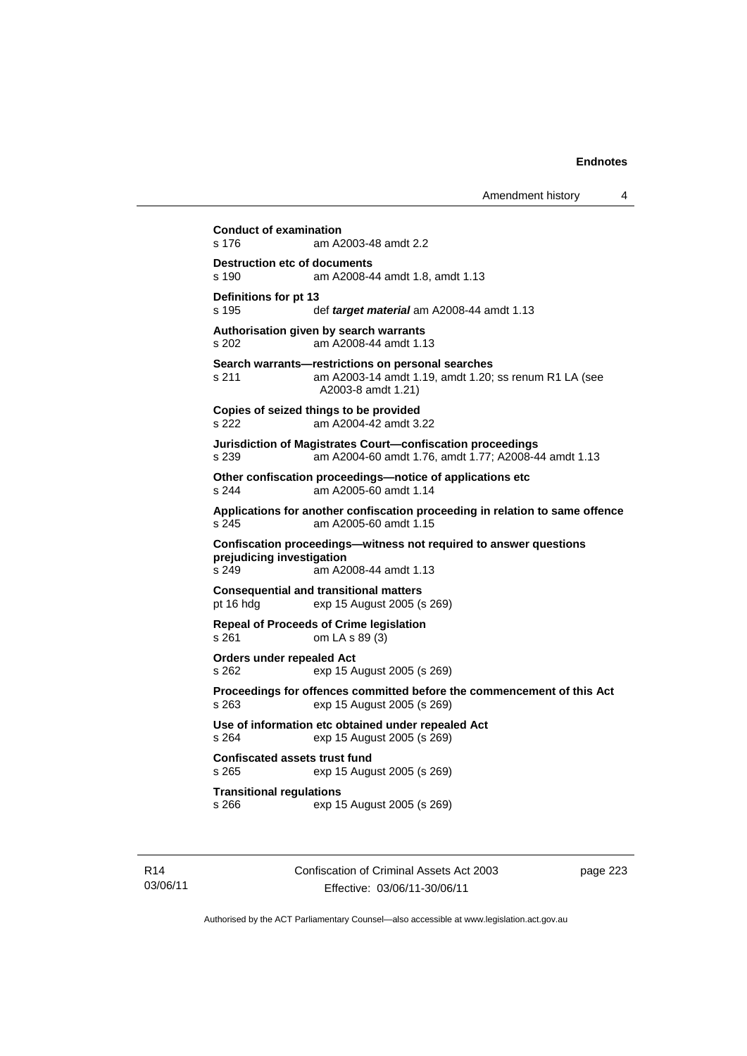**Conduct of examination**
s 176 am A2003-48 amdt 2.2

**Destruction etc of documents**
s 190 am A2008-44 amdt 1.8, amdt 1.13

**Definitions for pt 13**
s 195 def ***target material*** am A2008-44 amdt 1.13

**Authorisation given by search warrants**
s 202 am A2008-44 amdt 1.13

**Search warrants—restrictions on personal searches**
s 211 am A2003-14 amdt 1.19, amdt 1.20; ss renum R1 LA (see A2003-8 amdt 1.21)

**Copies of seized things to be provided**
s 222 am A2004-42 amdt 3.22

**Jurisdiction of Magistrates Court—confiscation proceedings**
s 239 am A2004-60 amdt 1.76, amdt 1.77; A2008-44 amdt 1.13

**Other confiscation proceedings—notice of applications etc**
s 244 am A2005-60 amdt 1.14

**Applications for another confiscation proceeding in relation to same offence**
s 245 am A2005-60 amdt 1.15

**Confiscation proceedings—witness not required to answer questions prejudicing investigation**
s 249 am A2008-44 amdt 1.13

**Consequential and transitional matters**
pt 16 hdg exp 15 August 2005 (s 269)

**Repeal of Proceeds of Crime legislation**
s 261 om LA s 89 (3)

**Orders under repealed Act**
s 262 exp 15 August 2005 (s 269)

**Proceedings for offences committed before the commencement of this Act**
s 263 exp 15 August 2005 (s 269)

**Use of information etc obtained under repealed Act**
s 264 exp 15 August 2005 (s 269)

**Confiscated assets trust fund**
s 265 exp 15 August 2005 (s 269)

**Transitional regulations**
s 266 exp 15 August 2005 (s 269)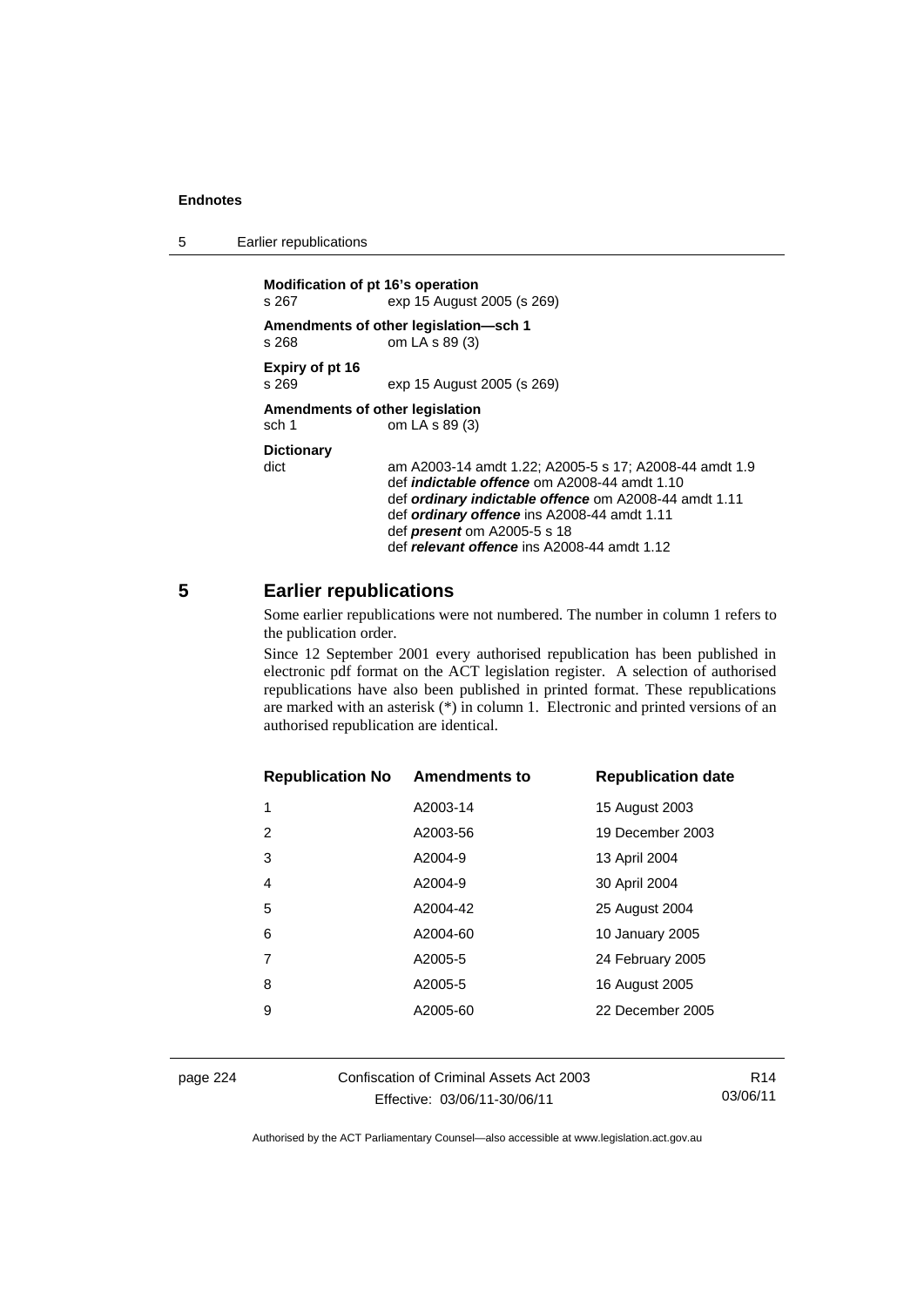**Modification of pt 16's operation**
s 267 exp 15 August 2005 (s 269)

**Amendments of other legislation—sch 1**
s 268 om LA s 89 (3)

**Expiry of pt 16**
s 269 exp 15 August 2005 (s 269)

**Amendments of other legislation**
sch 1 om LA s 89 (3)

**Dictionary**
dict am A2003-14 amdt 1.22; A2005-5 s 17; A2008-44 amdt 1.9
def ***indictable offence*** om A2008-44 amdt 1.10
def ***ordinary indictable offence*** om A2008-44 amdt 1.11
def ***ordinary offence*** ins A2008-44 amdt 1.11
def ***present*** om A2005-5 s 18
def ***relevant offence*** ins A2008-44 amdt 1.12

## 5 Earlier republications

Some earlier republications were not numbered. The number in column 1 refers to the publication order.

Since 12 September 2001 every authorised republication has been published in electronic pdf format on the ACT legislation register. A selection of authorised republications have also been published in printed format. These republications are marked with an asterisk (*) in column 1. Electronic and printed versions of an authorised republication are identical.

| Republication No | Amendments to | Republication date |
|---|---|---|
| 1 | A2003-14 | 15 August 2003 |
| 2 | A2003-56 | 19 December 2003 |
| 3 | A2004-9 | 13 April 2004 |
| 4 | A2004-9 | 30 April 2004 |
| 5 | A2004-42 | 25 August 2004 |
| 6 | A2004-60 | 10 January 2005 |
| 7 | A2005-5 | 24 February 2005 |
| 8 | A2005-5 | 16 August 2005 |
| 9 | A2005-60 | 22 December 2005 |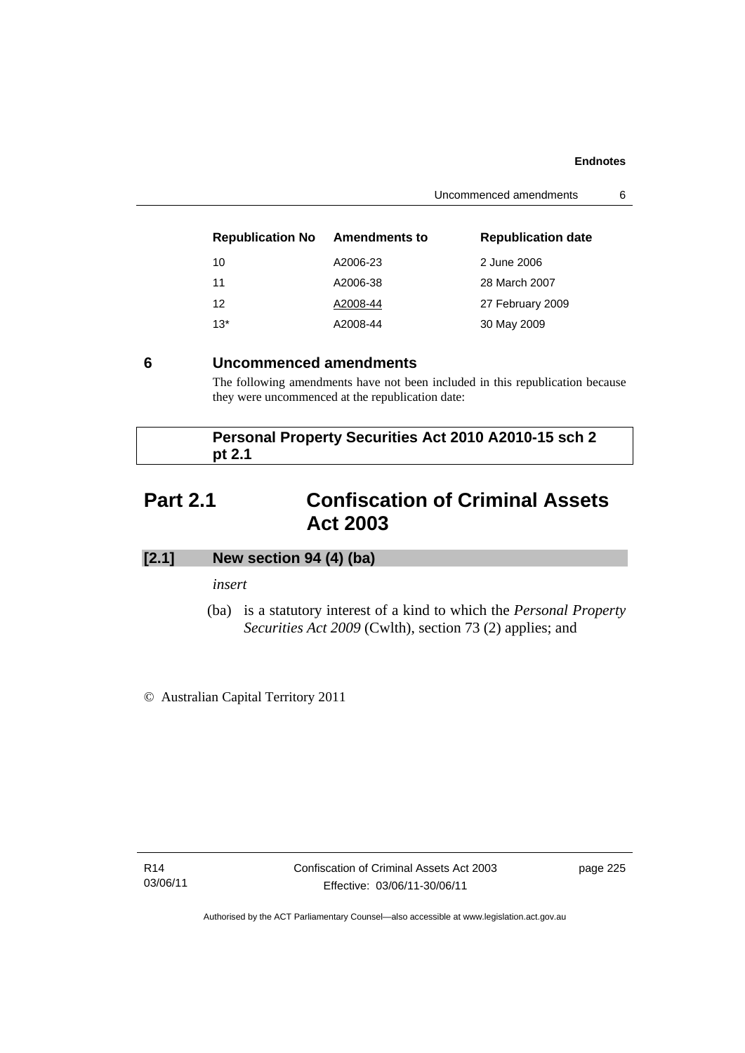| Republication No | Amendments to | Republication date |
| --- | --- | --- |
| 10 | A2006-23 | 2 June 2006 |
| 11 | A2006-38 | 28 March 2007 |
| 12 | A2008-44 | 27 February 2009 |
| 13* | A2008-44 | 30 May 2009 |

## 6 Uncommenced amendments

The following amendments have not been included in this republication because they were uncommenced at the republication date:

**Personal Property Securities Act 2010 A2010-15 sch 2 pt 2.1**

# Part 2.1 Confiscation of Criminal Assets Act 2003

### [2.1] New section 94 (4) (ba)

*insert*

(ba) is a statutory interest of a kind to which the *Personal Property Securities Act 2009* (Cwlth), section 73 (2) applies; and

© Australian Capital Territory 2011